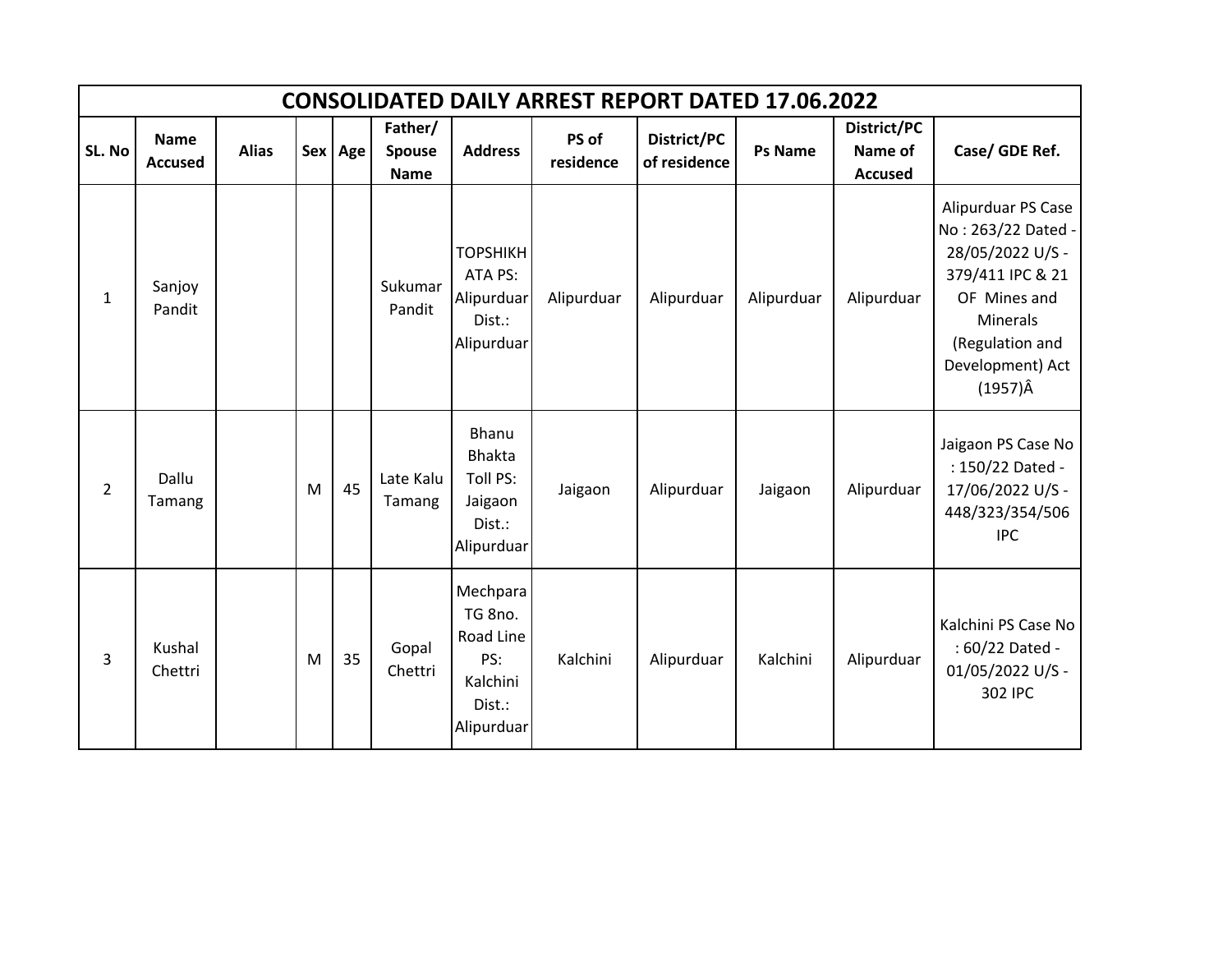| CONSOLIDATED DAILY ARREST REPORT DATED 17.06.2022 | | | | | | | | | | | |
|---|---|---|---|---|---|---|---|---|---|---|---|
| SL. No | Name Accused | Alias | Sex | Age | Father/ Spouse Name | Address | PS of residence | District/PC of residence | Ps Name | District/PC Name of Accused | Case/ GDE Ref. |
| 1 | Sanjoy Pandit | | | | Sukumar Pandit | TOPSHIKHATA PS: Alipurduar Dist.: Alipurduar | Alipurduar | Alipurduar | Alipurduar | Alipurduar | Alipurduar PS Case No : 263/22 Dated - 28/05/2022 U/S - 379/411 IPC & 21 OF Mines and Minerals (Regulation and Development) Act (1957)Â |
| 2 | Dallu Tamang | | M | 45 | Late Kalu Tamang | Bhanu Bhakta Toll PS: Jaigaon Dist.: Alipurduar | Jaigaon | Alipurduar | Jaigaon | Alipurduar | Jaigaon PS Case No : 150/22 Dated - 17/06/2022 U/S - 448/323/354/506 IPC |
| 3 | Kushal Chettri | | M | 35 | Gopal Chettri | Mechpara TG 8no. Road Line PS: Kalchini Dist.: Alipurduar | Kalchini | Alipurduar | Kalchini | Alipurduar | Kalchini PS Case No : 60/22 Dated - 01/05/2022 U/S - 302 IPC |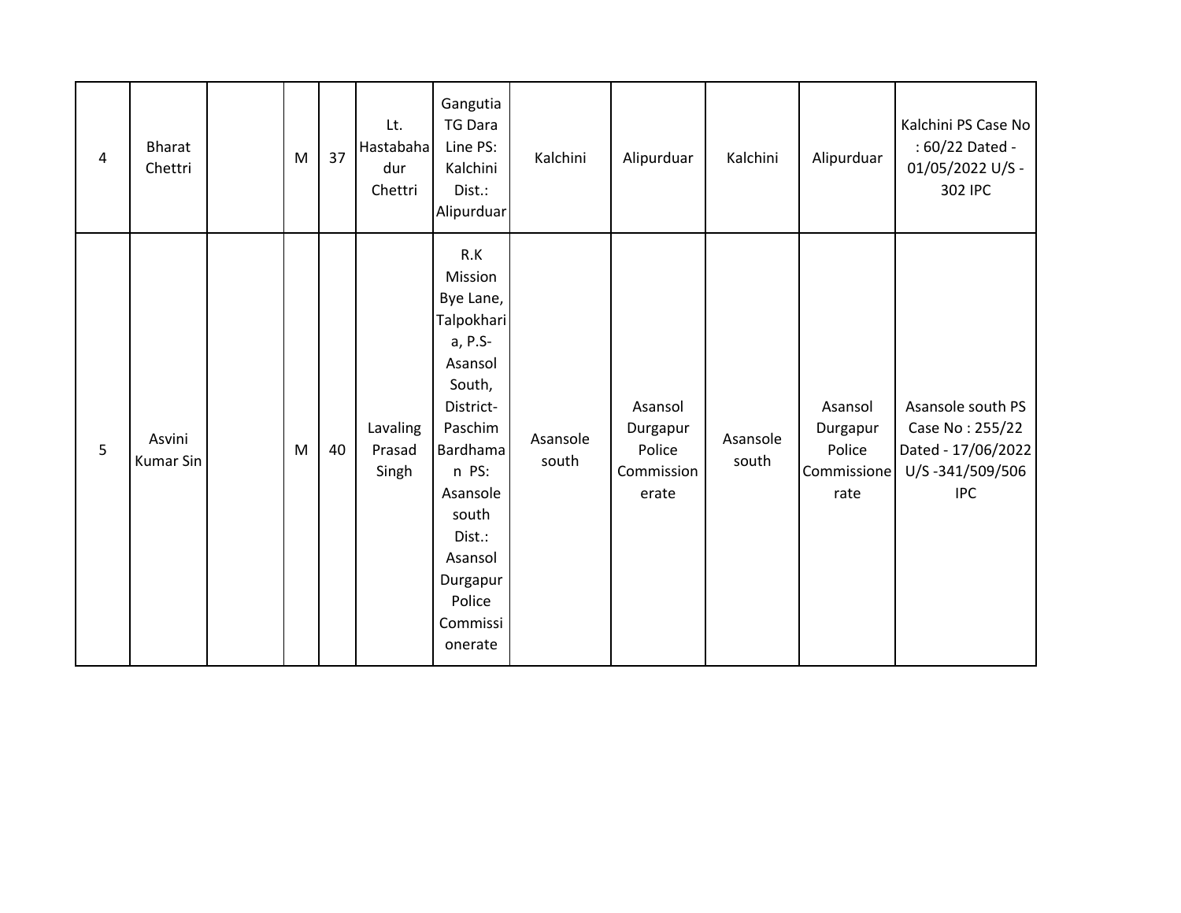| | | | | | | | | | | | |
|---|---|---|---|---|---|---|---|---|---|---|---|
| 4 | Bharat Chettri | | M | 37 | Lt. Hastabahadur Chettri | Gangutia TG Dara Line PS: Kalchini Dist.: Alipurduar | Kalchini | Alipurduar | Kalchini | Alipurduar | Kalchini PS Case No : 60/22 Dated - 01/05/2022 U/S - 302 IPC |
| 5 | Asvini Kumar Sin | | M | 40 | Lavaling Prasad Singh | R.K Mission Bye Lane, Talpokharia, P.S- Asansol South, District- Paschim Bardhaman PS: Asansole south Dist.: Asansol Durgapur Police Commissionerate | Asansole south | Asansol Durgapur Police Commissionerate | Asansole south | Asansol Durgapur Police Commissionerate | Asansole south PS Case No : 255/22 Dated - 17/06/2022 U/S -341/509/506 IPC |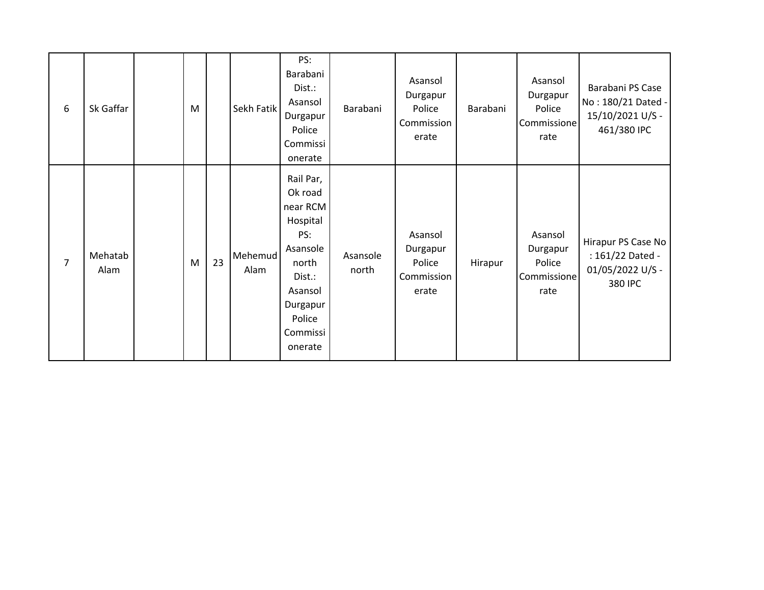| | | | | | | | | | | | |
|---|---|---|---|---|---|---|---|---|---|---|---|
| 6 | Sk Gaffar | | M | | Sekh Fatik | PS: Barabani Dist.: Asansol Durgapur Police Commissionerate | Barabani | Asansol Durgapur Police Commissionerate | Barabani | Asansol Durgapur Police Commissionerate | Barabani PS Case No : 180/21 Dated - 15/10/2021 U/S - 461/380 IPC |
| 7 | Mehatab Alam | | M | 23 | Mehemud Alam | Rail Par, Ok road near RCM Hospital PS: Asansole north Dist.: Asansol Durgapur Police Commissionerate | Asansole north | Asansol Durgapur Police Commissionerate | Hirapur | Asansol Durgapur Police Commissionerate | Hirapur PS Case No : 161/22 Dated - 01/05/2022 U/S - 380 IPC |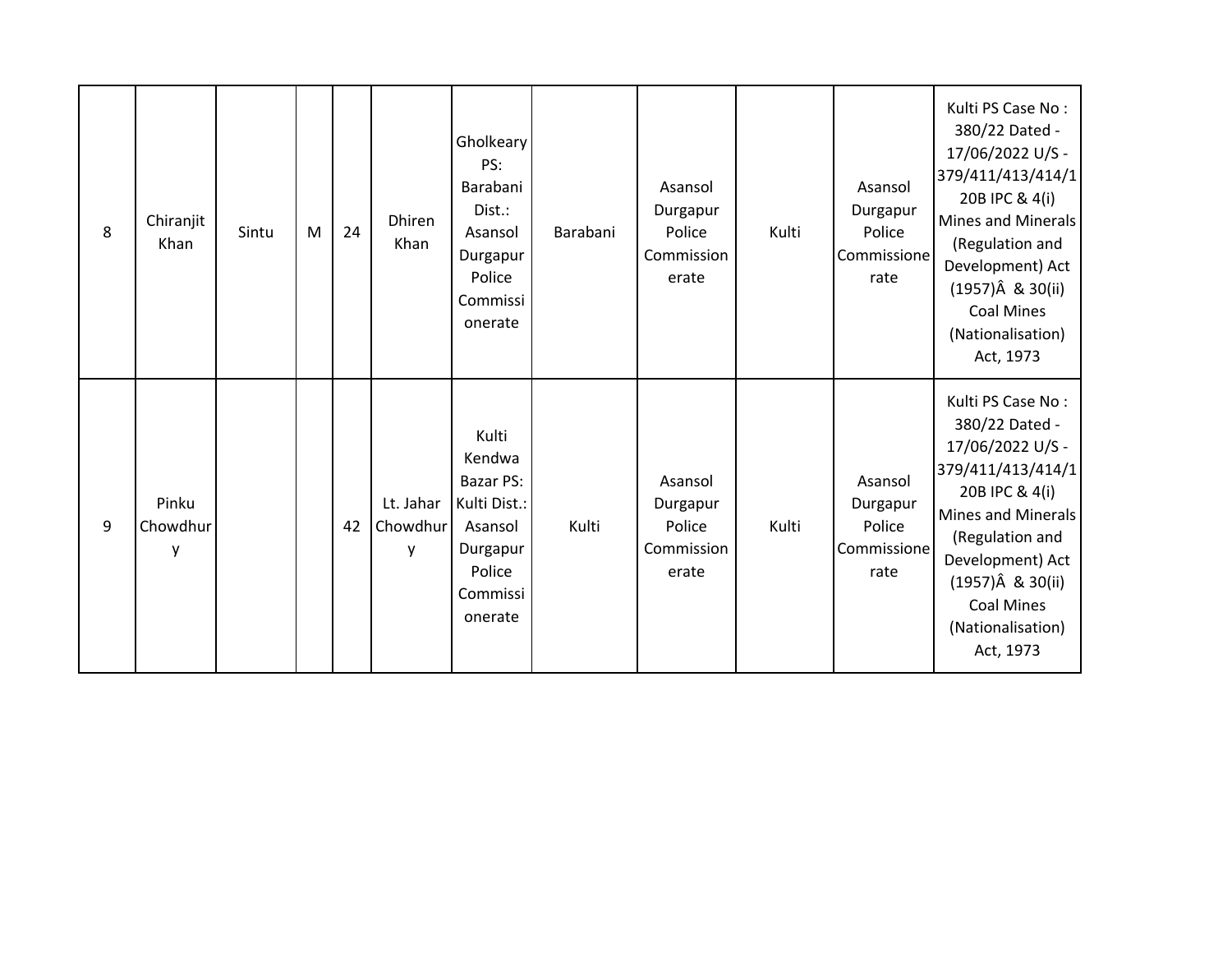| | | | | | | | | | | | |
|---|---|---|---|---|---|---|---|---|---|---|---|
| 8 | Chiranjit Khan | Sintu | M | 24 | Dhiren Khan | Gholkeary PS: Barabani Dist.: Asansol Durgapur Police Commissionerate | Barabani | Asansol Durgapur Police Commissionerate | Kulti | Asansol Durgapur Police Commissionerate | Kulti PS Case No : 380/22 Dated - 17/06/2022 U/S - 379/411/413/414/120B IPC & 4(i) Mines and Minerals (Regulation and Development) Act (1957)Â & 30(ii) Coal Mines (Nationalisation) Act, 1973 |
| 9 | Pinku Chowdhury | | | 42 | Lt. Jahar Chowdhury | Kulti Kendwa Bazar PS: Kulti Dist.: Asansol Durgapur Police Commissionerate | Kulti | Asansol Durgapur Police Commissionerate | Kulti | Asansol Durgapur Police Commissionerate | Kulti PS Case No : 380/22 Dated - 17/06/2022 U/S - 379/411/413/414/120B IPC & 4(i) Mines and Minerals (Regulation and Development) Act (1957)Â & 30(ii) Coal Mines (Nationalisation) Act, 1973 |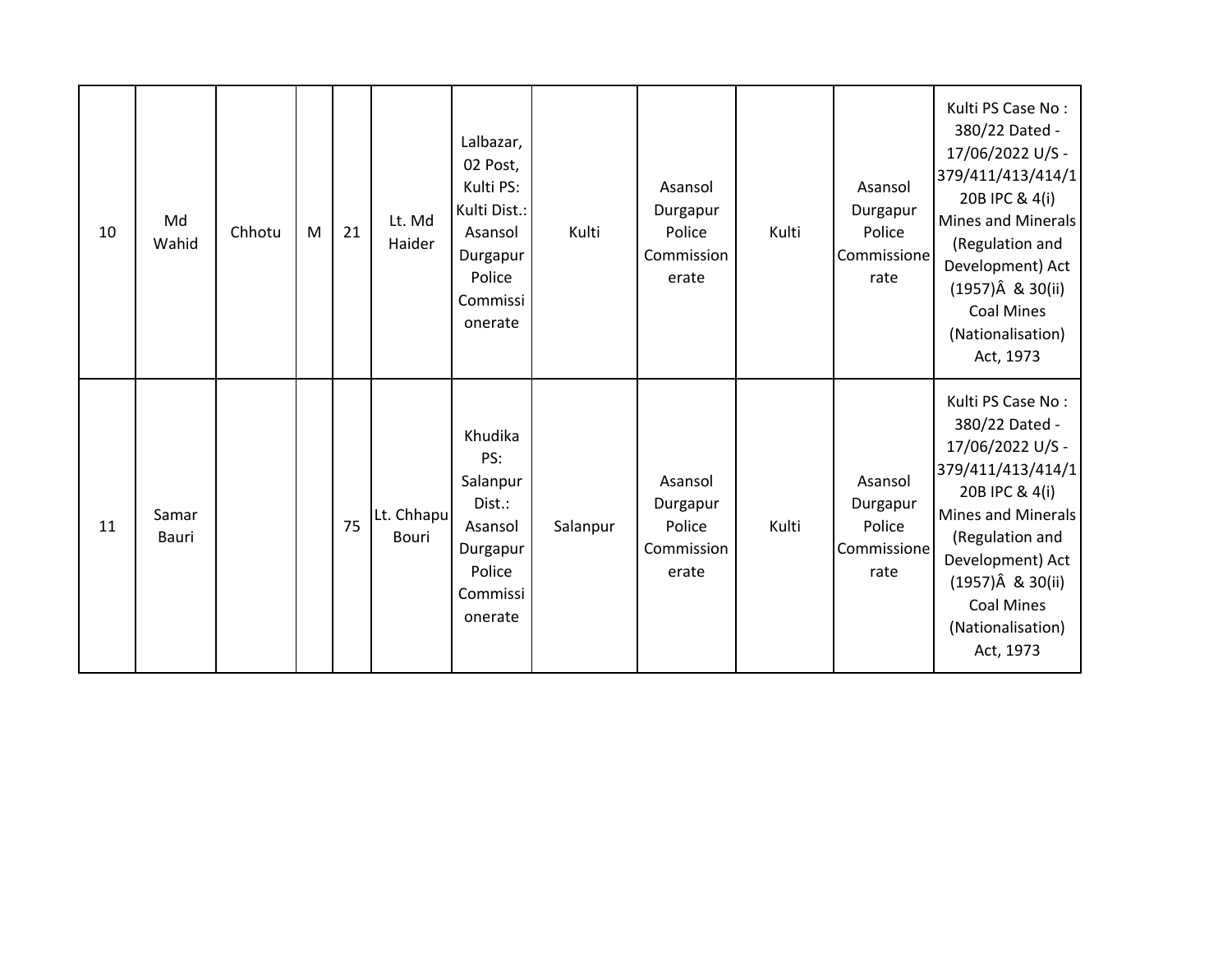| | | | | | | | | | | | |
|---|---|---|---|---|---|---|---|---|---|---|---|
| 10 | Md Wahid | Chhotu | M | 21 | Lt. Md Haider | Lalbazar, 02 Post, Kulti PS: Kulti Dist.: Asansol Durgapur Police Commissionerate | Kulti | Asansol Durgapur Police Commissionerate | Kulti | Asansol Durgapur Police Commissionerate | Kulti PS Case No : 380/22 Dated - 17/06/2022 U/S - 379/411/413/414/120B IPC & 4(i) Mines and Minerals (Regulation and Development) Act (1957)Â & 30(ii) Coal Mines (Nationalisation) Act, 1973 |
| 11 | Samar Bauri | | | 75 | Lt. Chhapu Bouri | Khudika PS: Salanpur Dist.: Asansol Durgapur Police Commissionerate | Salanpur | Asansol Durgapur Police Commissionerate | Kulti | Asansol Durgapur Police Commissionerate | Kulti PS Case No : 380/22 Dated - 17/06/2022 U/S - 379/411/413/414/120B IPC & 4(i) Mines and Minerals (Regulation and Development) Act (1957)Â & 30(ii) Coal Mines (Nationalisation) Act, 1973 |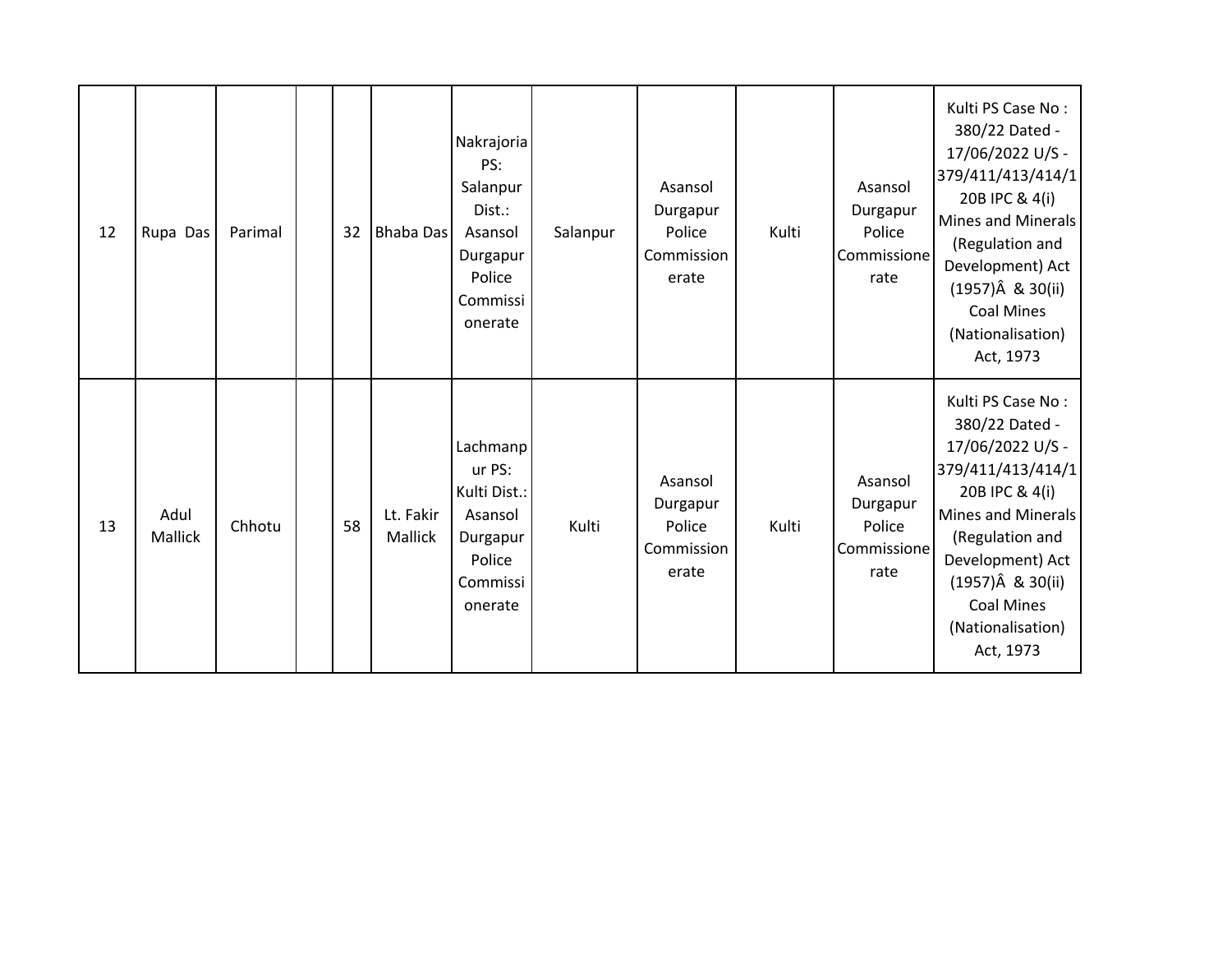| | | | | | | | | | | | |
|---|---|---|---|---|---|---|---|---|---|---|---|
| 12 | Rupa Das | Parimal | | 32 | Bhaba Das | Nakrajoria PS: Salanpur Dist.: Asansol Durgapur Police Commissionerate | Salanpur | Asansol Durgapur Police Commissionerate | Kulti | Asansol Durgapur Police Commissionerate | Kulti PS Case No : 380/22 Dated - 17/06/2022 U/S - 379/411/413/414/120B IPC & 4(i) Mines and Minerals (Regulation and Development) Act (1957)Â & 30(ii) Coal Mines (Nationalisation) Act, 1973 |
| 13 | Adul Mallick | Chhotu | | 58 | Lt. Fakir Mallick | Lachmanpur PS: Kulti Dist.: Asansol Durgapur Police Commissionerate | Kulti | Asansol Durgapur Police Commissionerate | Kulti | Asansol Durgapur Police Commissionerate | Kulti PS Case No : 380/22 Dated - 17/06/2022 U/S - 379/411/413/414/120B IPC & 4(i) Mines and Minerals (Regulation and Development) Act (1957)Â & 30(ii) Coal Mines (Nationalisation) Act, 1973 |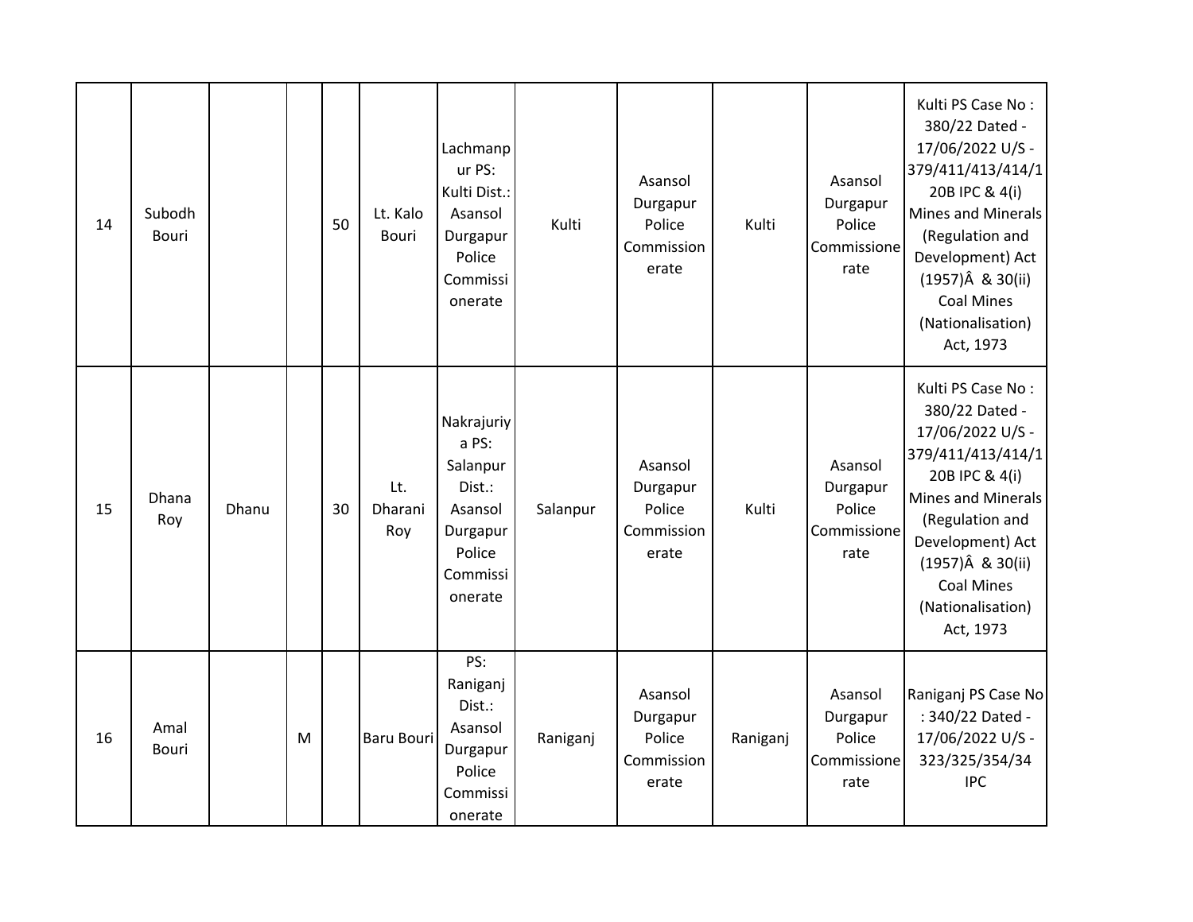| | | | | | | | | | | | |
|---|---|---|---|---|---|---|---|---|---|---|---|
| 14 | Subodh Bouri | | | 50 | Lt. Kalo Bouri | Lachmanpur PS: Kulti Dist.: Asansol Durgapur Police Commissionerate | Kulti | Asansol Durgapur Police Commissionerate | Kulti | Asansol Durgapur Police Commissionerate | Kulti PS Case No : 380/22 Dated - 17/06/2022 U/S - 379/411/413/414/120B IPC & 4(i) Mines and Minerals (Regulation and Development) Act (1957)Â & 30(ii) Coal Mines (Nationalisation) Act, 1973 |
| 15 | Dhana Roy | Dhanu | | 30 | Lt. Dharani Roy | Nakrajuriya PS: Salanpur Dist.: Asansol Durgapur Police Commissionerate | Salanpur | Asansol Durgapur Police Commissionerate | Kulti | Asansol Durgapur Police Commissionerate | Kulti PS Case No : 380/22 Dated - 17/06/2022 U/S - 379/411/413/414/120B IPC & 4(i) Mines and Minerals (Regulation and Development) Act (1957)Â & 30(ii) Coal Mines (Nationalisation) Act, 1973 |
| 16 | Amal Bouri | | M | | Baru Bouri | PS: Raniganj Dist.: Asansol Durgapur Police Commissionerate | Raniganj | Asansol Durgapur Police Commissionerate | Raniganj | Asansol Durgapur Police Commissionerate | Raniganj PS Case No : 340/22 Dated - 17/06/2022 U/S - 323/325/354/34 IPC |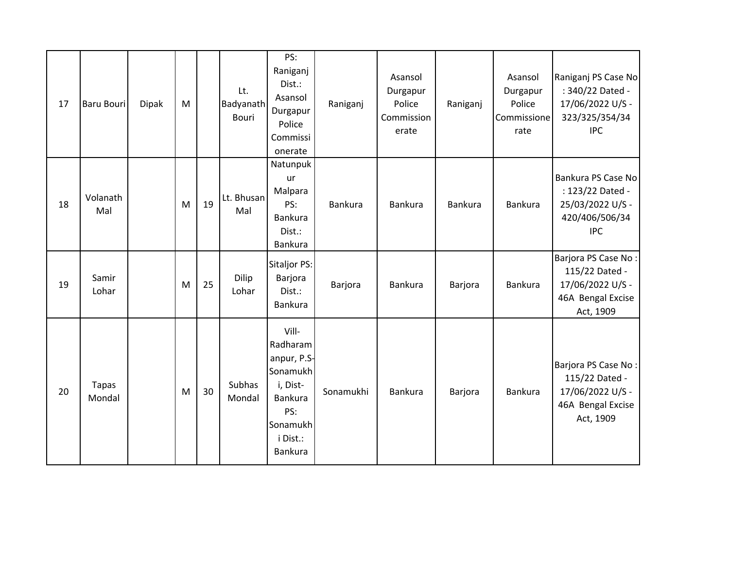| | | | | | | | | | | | |
|---|---|---|---|---|---|---|---|---|---|---|---|
| 17 | Baru Bouri | Dipak | M | | Lt. Badyanath Bouri | PS: Raniganj Dist.: Asansol Durgapur Police Commissionerate | Raniganj | Asansol Durgapur Police Commissionerate | Raniganj | Asansol Durgapur Police Commissionerate | Raniganj PS Case No : 340/22 Dated - 17/06/2022 U/S - 323/325/354/34 IPC |
| 18 | Volanath Mal | | M | 19 | Lt. Bhusan Mal | Natunpukur Malpara PS: Bankura Dist.: Bankura | Bankura | Bankura | Bankura | Bankura | Bankura PS Case No : 123/22 Dated - 25/03/2022 U/S - 420/406/506/34 IPC |
| 19 | Samir Lohar | | M | 25 | Dilip Lohar | Sitaljor PS: Barjora Dist.: Bankura | Barjora | Bankura | Barjora | Bankura | Barjora PS Case No : 115/22 Dated - 17/06/2022 U/S - 46A Bengal Excise Act, 1909 |
| 20 | Tapas Mondal | | M | 30 | Subhas Mondal | Vill-Radharamanpur, P.S-Sonamukhi, Dist-Bankura PS: Sonamukhi Dist.: Bankura | Sonamukhi | Bankura | Barjora | Bankura | Barjora PS Case No : 115/22 Dated - 17/06/2022 U/S - 46A Bengal Excise Act, 1909 |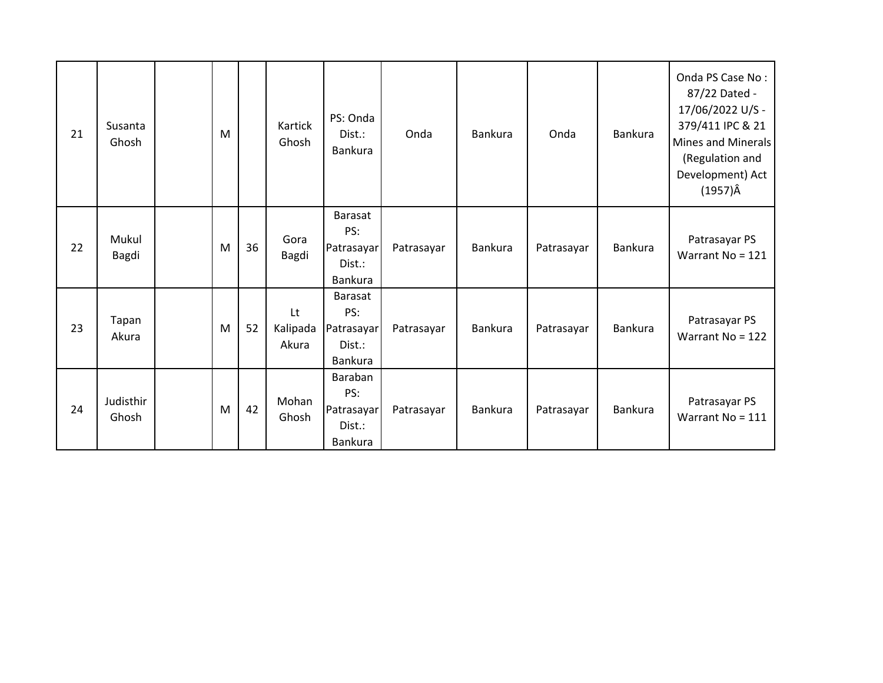| | | | | | | | | | | | |
|---|---|---|---|---|---|---|---|---|---|---|---|
| 21 | Susanta Ghosh | | M | | Kartick Ghosh | PS: Onda Dist.: Bankura | Onda | Bankura | Onda | Bankura | Onda PS Case No : 87/22 Dated - 17/06/2022 U/S - 379/411 IPC & 21 Mines and Minerals (Regulation and Development) Act (1957)Â |
| 22 | Mukul Bagdi | | M | 36 | Gora Bagdi | Barasat PS: Patrasayar Dist.: Bankura | Patrasayar | Bankura | Patrasayar | Bankura | Patrasayar PS Warrant No = 121 |
| 23 | Tapan Akura | | M | 52 | Lt Kalipada Akura | Barasat PS: Patrasayar Dist.: Bankura | Patrasayar | Bankura | Patrasayar | Bankura | Patrasayar PS Warrant No = 122 |
| 24 | Judisthir Ghosh | | M | 42 | Mohan Ghosh | Baraban PS: Patrasayar Dist.: Bankura | Patrasayar | Bankura | Patrasayar | Bankura | Patrasayar PS Warrant No = 111 |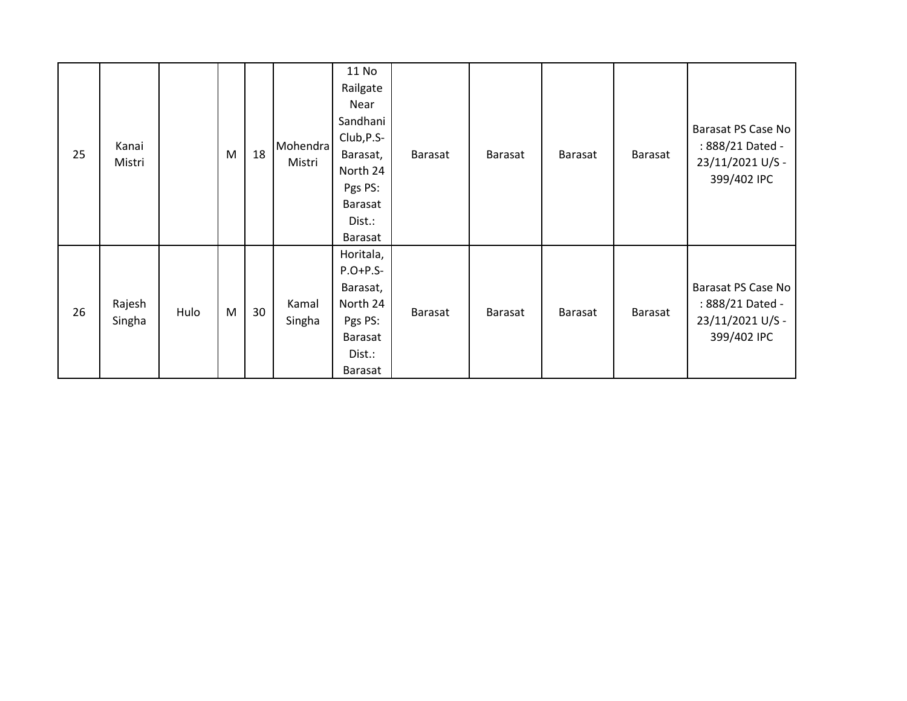| 25 | Kanai Mistri | | M | 18 | Mohendra Mistri | 11 No Railgate Near Sandhani Club,P.S- Barasat, North 24 Pgs PS: Barasat Dist.: Barasat | Barasat | Barasat | Barasat | Barasat | Barasat PS Case No : 888/21 Dated - 23/11/2021 U/S - 399/402 IPC |
|---|---|---|---|---|---|---|---|---|---|---|---|
| 26 | Rajesh Singha | Hulo | M | 30 | Kamal Singha | Horitala, P.O+P.S- Barasat, North 24 Pgs PS: Barasat Dist.: Barasat | Barasat | Barasat | Barasat | Barasat | Barasat PS Case No : 888/21 Dated - 23/11/2021 U/S - 399/402 IPC |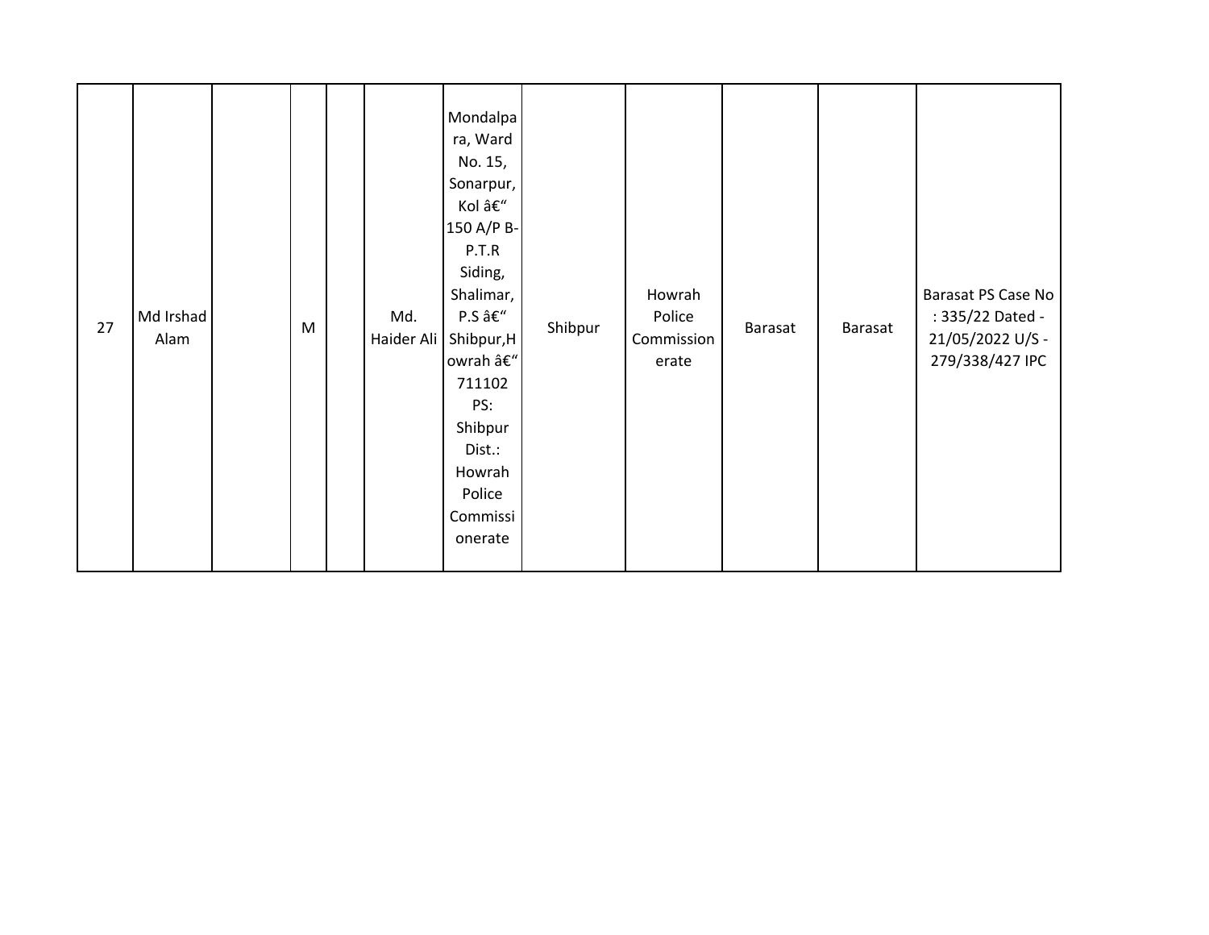| | | | | | | | | | | | |
|---|---|---|---|---|---|---|---|---|---|---|---|
| 27 | Md Irshad Alam | | M | | Md. Haider Ali | Mondalpara, Ward No. 15, Sonarpur, Kol â€“ 150 A/P B-P.T.R Siding, Shalimar, P.S â€“ Shibpur,Howrah â€“ 711102 PS: Shibpur Dist.: Howrah Police Commissionerate | Shibpur | Howrah Police Commissionerate | Barasat | Barasat | Barasat PS Case No : 335/22 Dated - 21/05/2022 U/S - 279/338/427 IPC |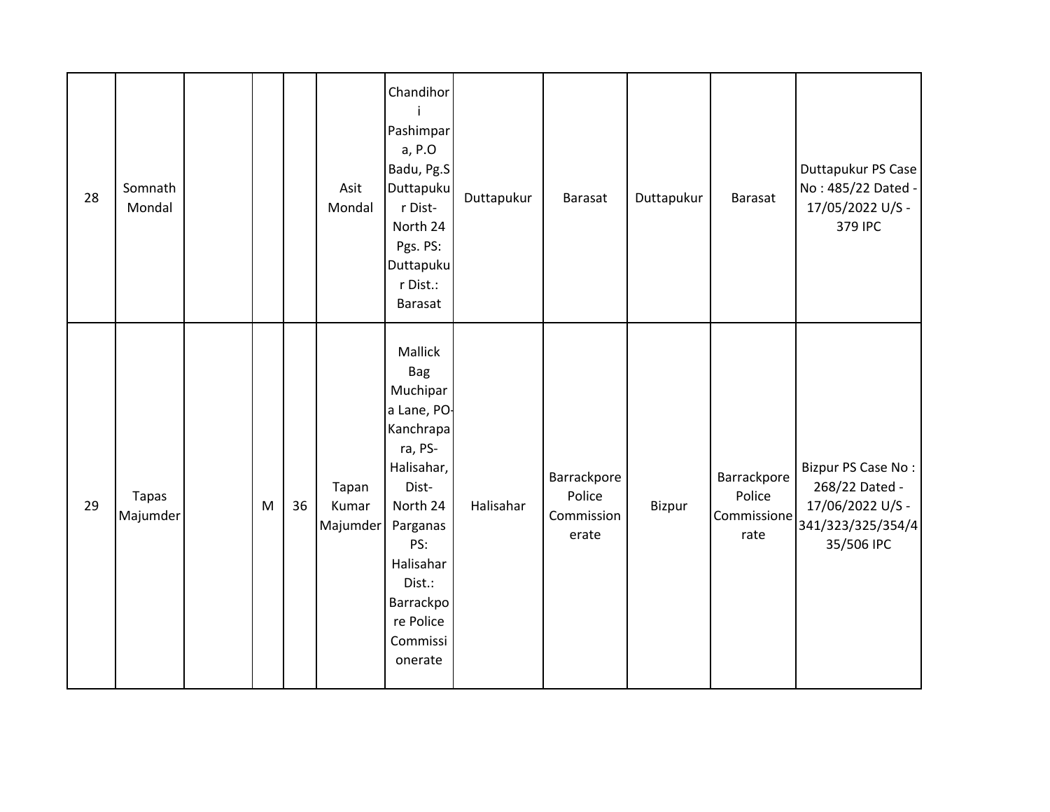| | | | | | | | | | | | |
|---|---|---|---|---|---|---|---|---|---|---|---|
| 28 | Somnath Mondal | | | | Asit Mondal | Chandihori Pashimpara, P.O Badu, Pg.S Duttapukur Dist- North 24 Pgs. PS: Duttapukur Dist.: Barasat | Duttapukur | Barasat | Duttapukur | Barasat | Duttapukur PS Case No : 485/22 Dated - 17/05/2022 U/S - 379 IPC |
| 29 | Tapas Majumder | | M | 36 | Tapan Kumar Majumder | Mallick Bag Muchipara Lane, PO-Kanchrapara, PS-Halisahar, Dist- North 24 Parganas PS: Halisahar Dist.: Barrackpore Police Commissionerate | Halisahar | Barrackpore Police Commissionerate | Bizpur | Barrackpore Police Commissionerate | Bizpur PS Case No : 268/22 Dated - 17/06/2022 U/S - 341/323/325/354/435/506 IPC |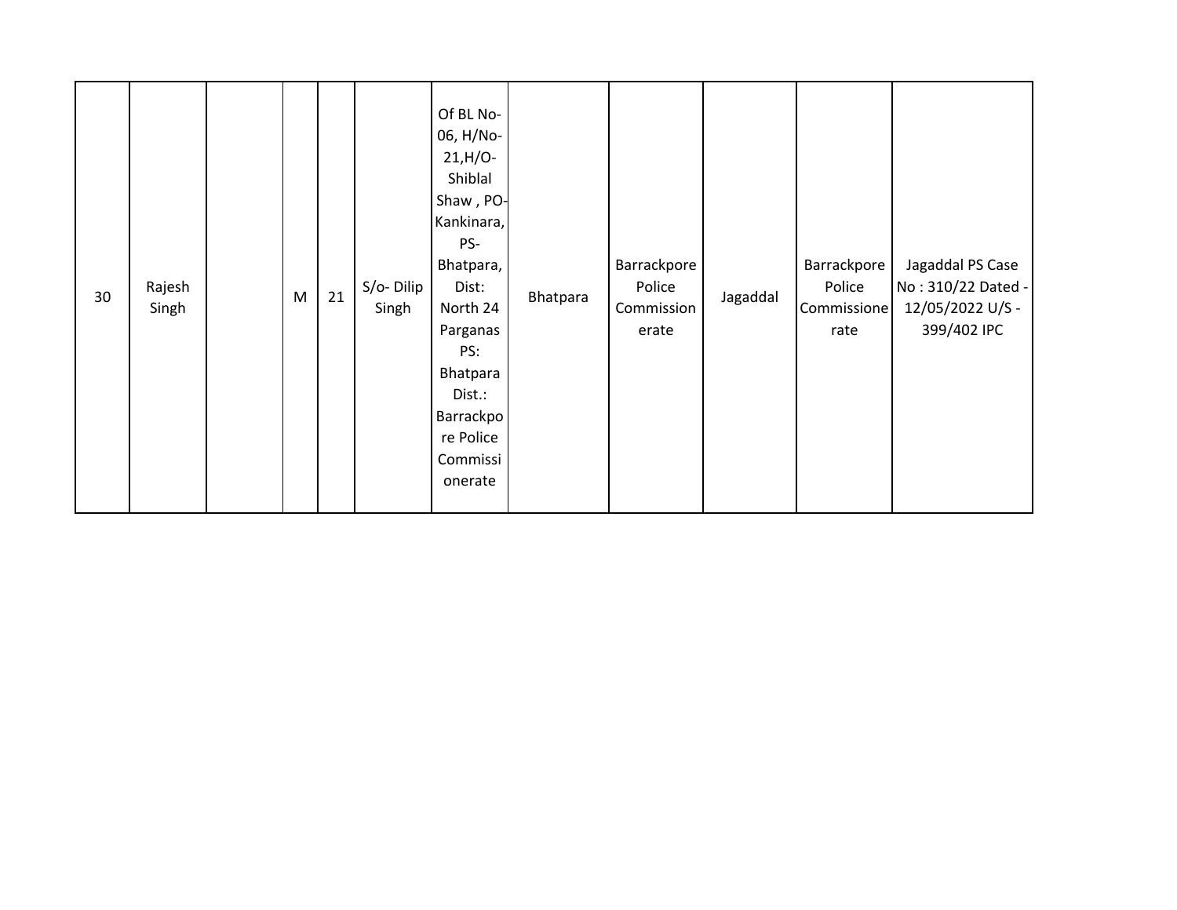| | | | | | | | | | | | |
|---|---|---|---|---|---|---|---|---|---|---|---|
| 30 | Rajesh Singh | | M | 21 | S/o- Dilip Singh | Of BL No- 06, H/No- 21,H/O- Shiblal Shaw , PO- Kankinara, PS- Bhatpara, Dist: North 24 Parganas PS: Bhatpara Dist.: Barrackpore Police Commissionerate | Bhatpara | Barrackpore Police Commissionerate | Jagaddal | Barrackpore Police Commissionerate | Jagaddal PS Case No : 310/22 Dated - 12/05/2022 U/S - 399/402 IPC |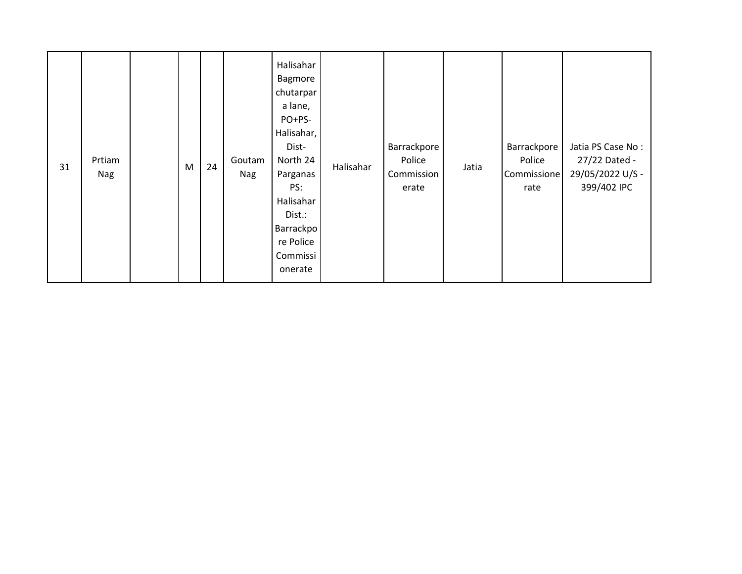| | | | | | | | | | | | |
|---|---|---|---|---|---|---|---|---|---|---|---|
| 31 | Prtiam Nag | | M | 24 | Goutam Nag | Halisahar Bagmore chutarpara lane, PO+PS-Halisahar, Dist-North 24 Parganas PS: Halisahar Dist.: Barrackpore Police Commissionerate | Halisahar | Barrackpore Police Commissionerate | Jatia | Barrackpore Police Commissionerate | Jatia PS Case No : 27/22 Dated - 29/05/2022 U/S - 399/402 IPC |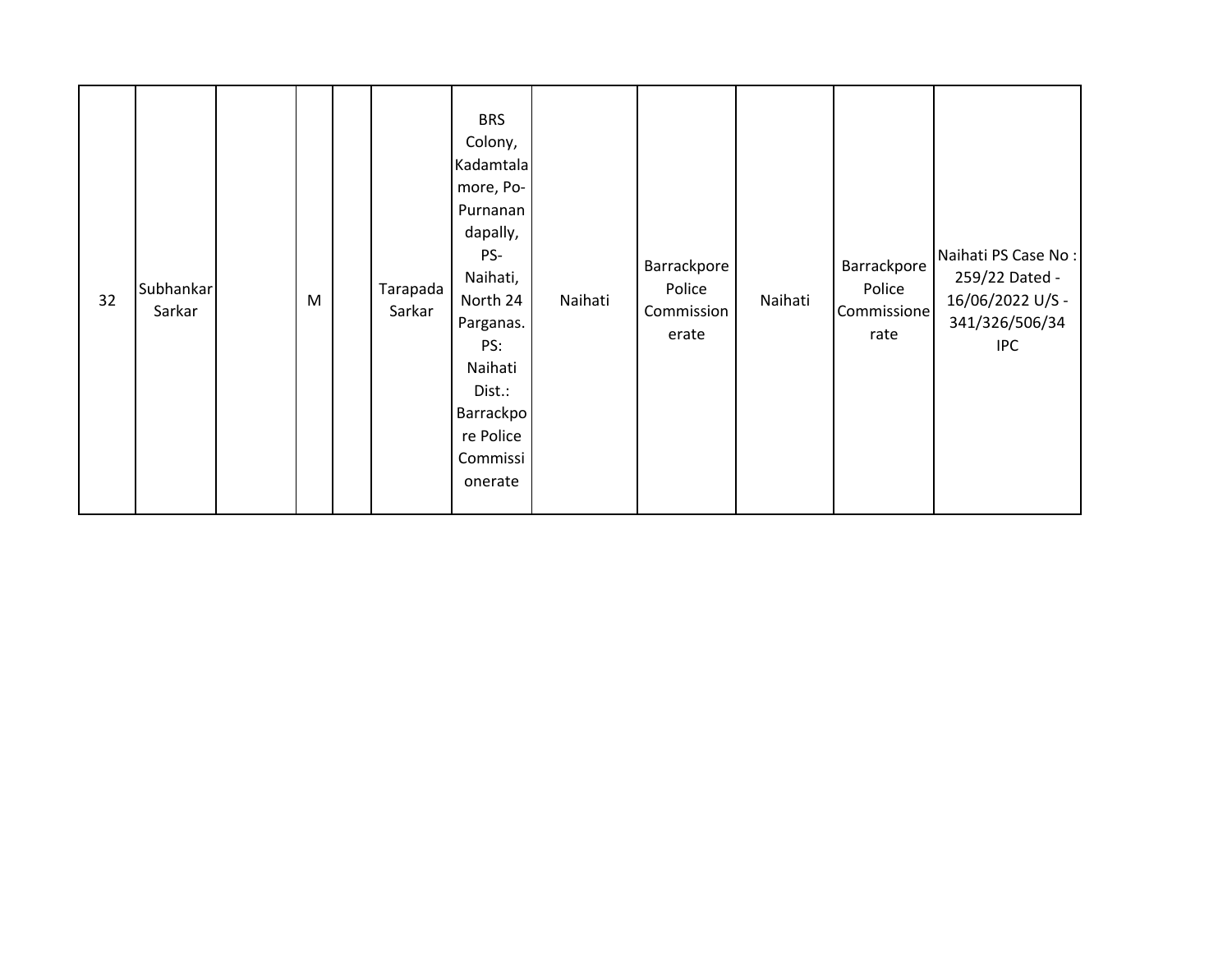| | | | | | | | | | | | |
|---|---|---|---|---|---|---|---|---|---|---|---|
| 32 | Subhankar Sarkar | | M | | Tarapada Sarkar | BRS Colony, Kadamtala more, Po-Purnanandapally, PS-Naihati, North 24 Parganas. PS: Naihati Dist.: Barrackpore Police Commissionerate | Naihati | Barrackpore Police Commissionerate | Naihati | Barrackpore Police Commissionerate | Naihati PS Case No : 259/22 Dated - 16/06/2022 U/S - 341/326/506/34 IPC |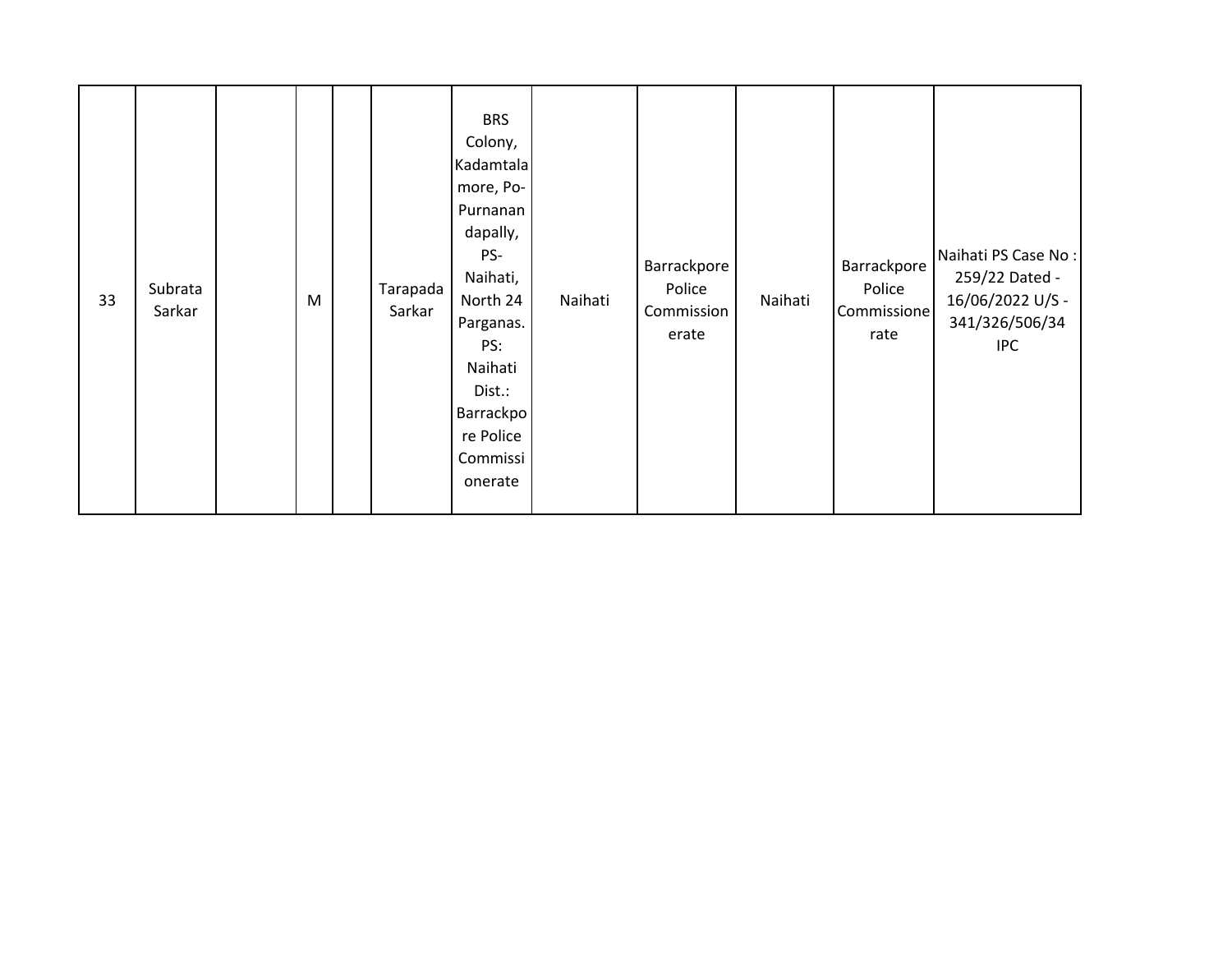| | | | | | | | | | | | |
|---|---|---|---|---|---|---|---|---|---|---|---|
| 33 | Subrata Sarkar | | M | | Tarapada Sarkar | BRS Colony, Kadamtala more, Po-Purnanandapally, PS-Naihati, North 24 Parganas. PS: Naihati Dist.: Barrackpore Police Commissionerate | Naihati | Barrackpore Police Commissionerate | Naihati | Barrackpore Police Commissionerate | Naihati PS Case No : 259/22 Dated - 16/06/2022 U/S - 341/326/506/34 IPC |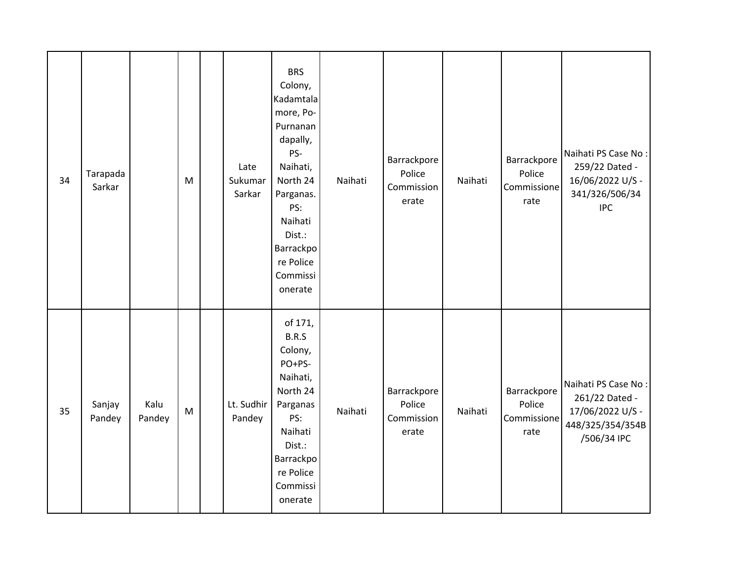| | | | | | | | | | | | |
|---|---|---|---|---|---|---|---|---|---|---|---|
| 34 | Tarapada Sarkar | | M | | Late Sukumar Sarkar | BRS Colony, Kadamtala more, Po- Purnanandapally, PS- Naihati, North 24 Parganas. PS: Naihati Dist.: Barrackpore Police Commissionerate | Naihati | Barrackpore Police Commissionerate | Naihati | Barrackpore Police Commissionerate | Naihati PS Case No : 259/22 Dated - 16/06/2022 U/S - 341/326/506/34 IPC |
| 35 | Sanjay Pandey | Kalu Pandey | M | | Lt. Sudhir Pandey | of 171, B.R.S Colony, PO+PS- Naihati, North 24 Parganas PS: Naihati Dist.: Barrackpore Police Commissionerate | Naihati | Barrackpore Police Commissionerate | Naihati | Barrackpore Police Commissionerate | Naihati PS Case No : 261/22 Dated - 17/06/2022 U/S - 448/325/354/354B /506/34 IPC |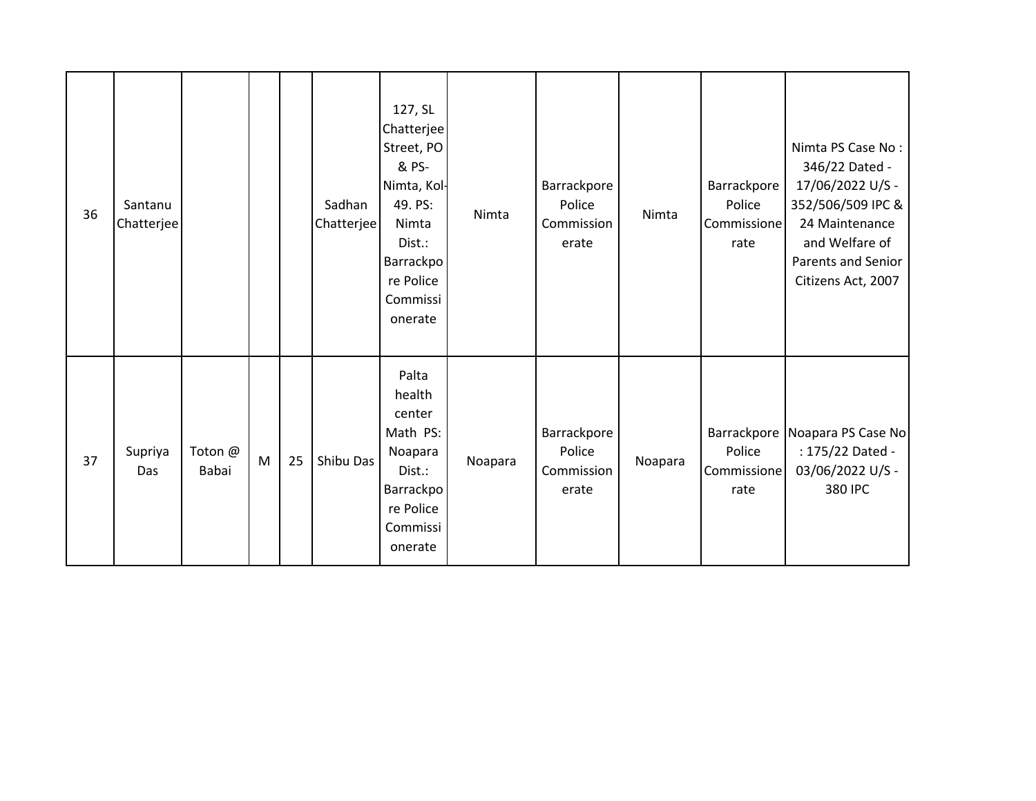| | | | | | | | | | | | |
|---|---|---|---|---|---|---|---|---|---|---|---|
| 36 | Santanu Chatterjee | | | | Sadhan Chatterjee | 127, SL Chatterjee Street, PO & PS- Nimta, Kol-49. PS: Nimta Dist.: Barrackpore Police Commissionerate | Nimta | Barrackpore Police Commissionerate | Nimta | Barrackpore Police Commissionerate | Nimta PS Case No : 346/22 Dated - 17/06/2022 U/S - 352/506/509 IPC & 24 Maintenance and Welfare of Parents and Senior Citizens Act, 2007 |
| 37 | Supriya Das | Toton @ Babai | M | 25 | Shibu Das | Palta health center Math PS: Noapara Dist.: Barrackpore Police Commissionerate | Noapara | Barrackpore Police Commissionerate | Noapara | Barrackpore Police Commissionerate | Noapara PS Case No : 175/22 Dated - 03/06/2022 U/S - 380 IPC |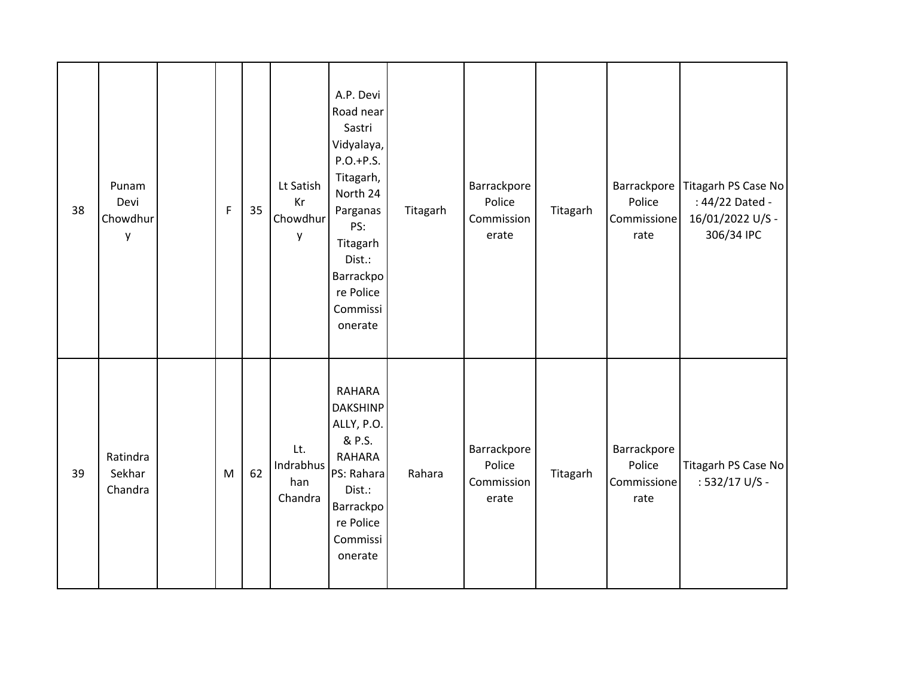| | | | | | | | | | | | |
|---|---|---|---|---|---|---|---|---|---|---|---|
| 38 | Punam Devi Chowdhury | | F | 35 | Lt Satish Kr Chowdhury | A.P. Devi Road near Sastri Vidyalaya, P.O.+P.S. Titagarh, North 24 Parganas PS: Titagarh Dist.: Barrackpore Police Commissionerate | Titagarh | Barrackpore Police Commissionerate | Titagarh | Barrackpore Police Commissionerate | Titagarh PS Case No : 44/22 Dated - 16/01/2022 U/S - 306/34 IPC |
| 39 | Ratindra Sekhar Chandra | | M | 62 | Lt. Indrabhushan Chandra | RAHARA DAKSHINPALLY, P.O. & P.S. RAHARA PS: Rahara Dist.: Barrackpore Police Commissionerate | Rahara | Barrackpore Police Commissionerate | Titagarh | Barrackpore Police Commissionerate | Titagarh PS Case No : 532/17 U/S - |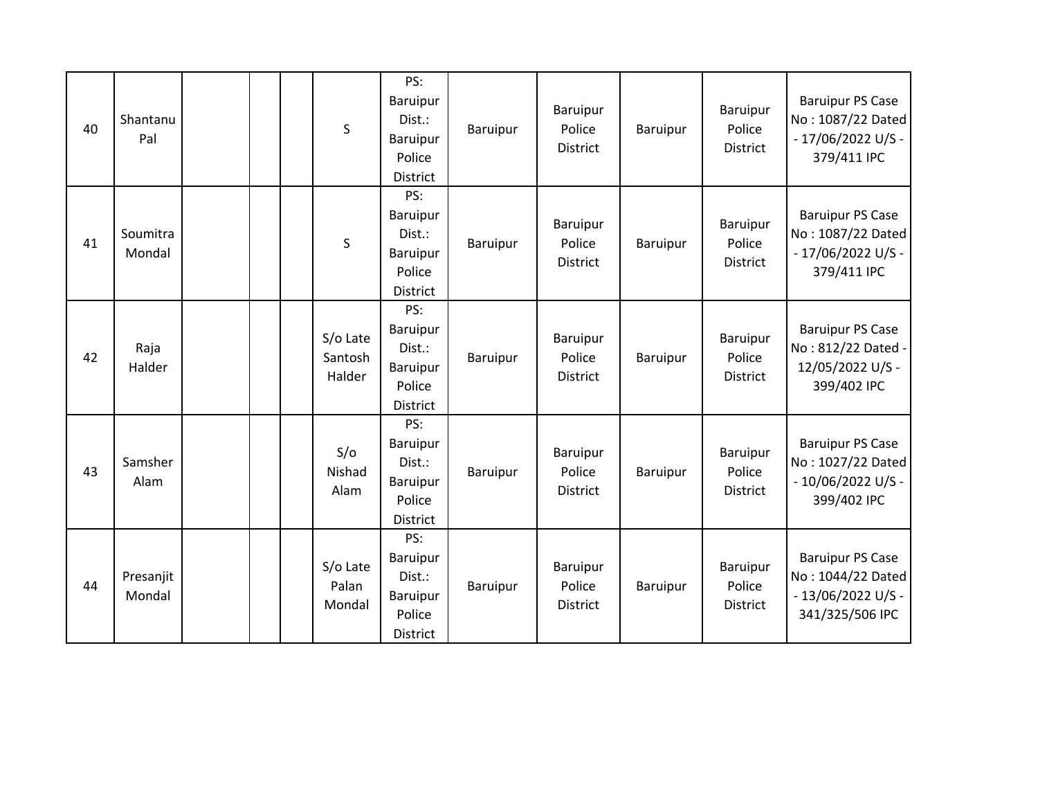| | | | | | | | | | | |
|---|---|---|---|---|---|---|---|---|---|---|
| 40 | Shantanu Pal | | | | S | PS: Baruipur Dist.: Baruipur Police District | Baruipur | Baruipur Police District | Baruipur | Baruipur Police District | Baruipur PS Case No : 1087/22 Dated - 17/06/2022 U/S - 379/411 IPC |
| 41 | Soumitra Mondal | | | | S | PS: Baruipur Dist.: Baruipur Police District | Baruipur | Baruipur Police District | Baruipur | Baruipur Police District | Baruipur PS Case No : 1087/22 Dated - 17/06/2022 U/S - 379/411 IPC |
| 42 | Raja Halder | | | | S/o Late Santosh Halder | PS: Baruipur Dist.: Baruipur Police District | Baruipur | Baruipur Police District | Baruipur | Baruipur Police District | Baruipur PS Case No : 812/22 Dated - 12/05/2022 U/S - 399/402 IPC |
| 43 | Samsher Alam | | | | S/o Nishad Alam | PS: Baruipur Dist.: Baruipur Police District | Baruipur | Baruipur Police District | Baruipur | Baruipur Police District | Baruipur PS Case No : 1027/22 Dated - 10/06/2022 U/S - 399/402 IPC |
| 44 | Presanjit Mondal | | | | S/o Late Palan Mondal | PS: Baruipur Dist.: Baruipur Police District | Baruipur | Baruipur Police District | Baruipur | Baruipur Police District | Baruipur PS Case No : 1044/22 Dated - 13/06/2022 U/S - 341/325/506 IPC |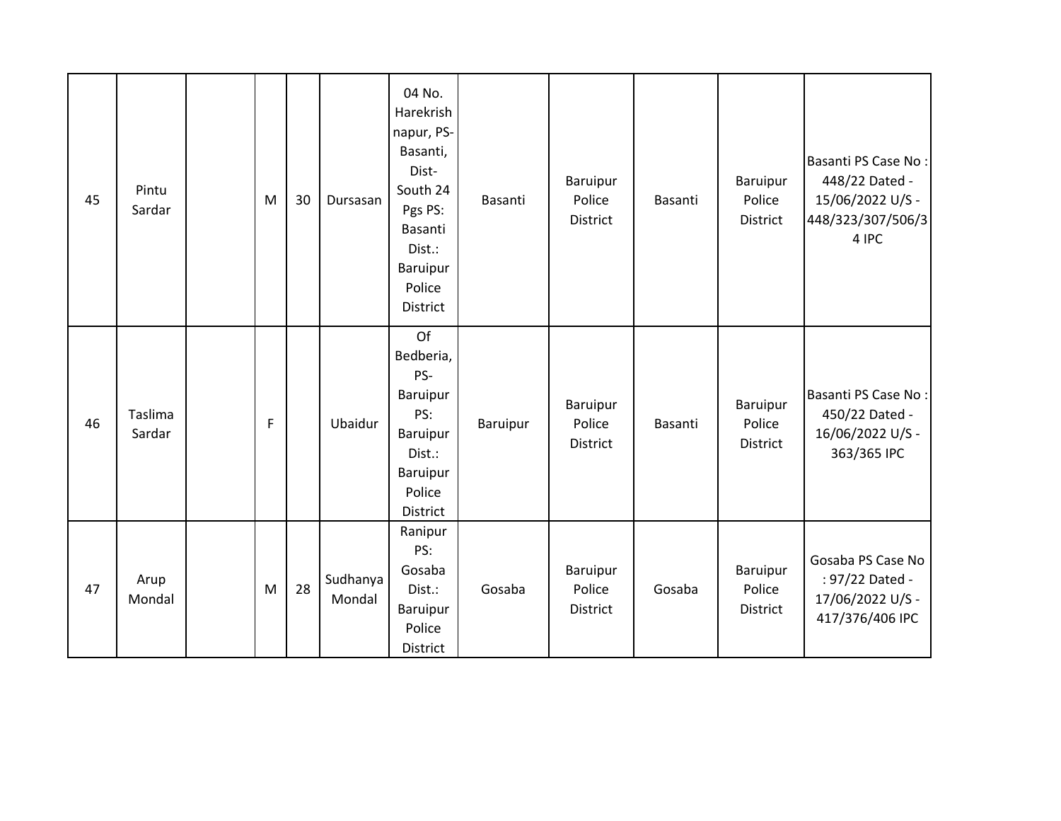| | | | | | | | | | | | |
|---|---|---|---|---|---|---|---|---|---|---|---|
| 45 | Pintu Sardar | | M | 30 | Dursasan | 04 No. Harekrishnapur, PS- Basanti, Dist- South 24 Pgs PS: Basanti Dist.: Baruipur Police District | Basanti | Baruipur Police District | Basanti | Baruipur Police District | Basanti PS Case No : 448/22 Dated - 15/06/2022 U/S - 448/323/307/506/34 IPC |
| 46 | Taslima Sardar | | F | | Ubaidur | Of Bedberia, PS- Baruipur PS: Baruipur Dist.: Baruipur Police District | Baruipur | Baruipur Police District | Basanti | Baruipur Police District | Basanti PS Case No : 450/22 Dated - 16/06/2022 U/S - 363/365 IPC |
| 47 | Arup Mondal | | M | 28 | Sudhanya Mondal | Ranipur PS: Gosaba Dist.: Baruipur Police District | Gosaba | Baruipur Police District | Gosaba | Baruipur Police District | Gosaba PS Case No : 97/22 Dated - 17/06/2022 U/S - 417/376/406 IPC |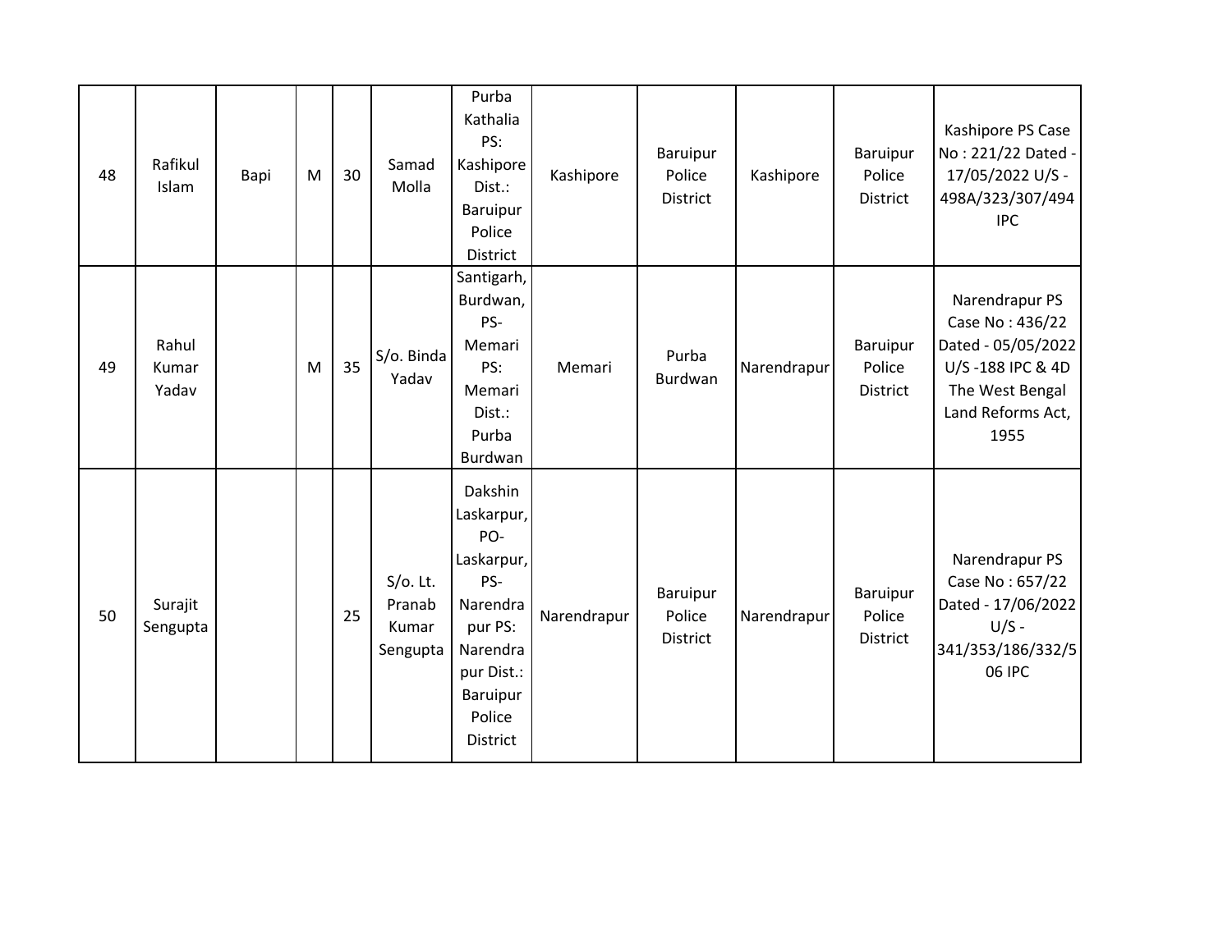| | | | | | | | | | | | |
|---|---|---|---|---|---|---|---|---|---|---|---|
| 48 | Rafikul Islam | Bapi | M | 30 | Samad Molla | Purba Kathalia PS: Kashipore Dist.: Baruipur Police District | Kashipore | Baruipur Police District | Kashipore | Baruipur Police District | Kashipore PS Case No : 221/22 Dated - 17/05/2022 U/S - 498A/323/307/494 IPC |
| 49 | Rahul Kumar Yadav | | M | 35 | S/o. Binda Yadav | Santigarh, Burdwan, PS- Memari PS: Memari Dist.: Purba Burdwan | Memari | Purba Burdwan | Narendrapur | Baruipur Police District | Narendrapur PS Case No : 436/22 Dated - 05/05/2022 U/S -188 IPC & 4D The West Bengal Land Reforms Act, 1955 |
| 50 | Surajit Sengupta | | | 25 | S/o. Lt. Pranab Kumar Sengupta | Dakshin Laskarpur, PO- Laskarpur, PS- Narendrapur PS: Narendrapur Dist.: Baruipur Police District | Narendrapur | Baruipur Police District | Narendrapur | Baruipur Police District | Narendrapur PS Case No : 657/22 Dated - 17/06/2022 U/S - 341/353/186/332/506 IPC |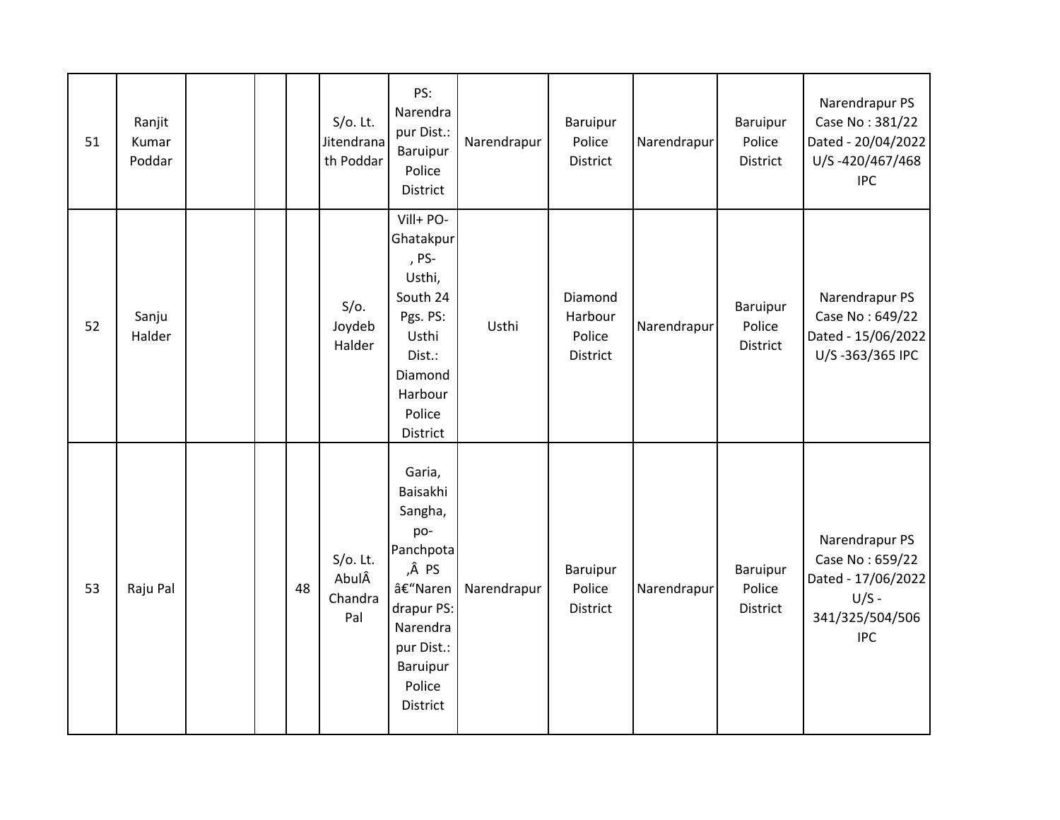| | | | | | | | | | | | |
|---|---|---|---|---|---|---|---|---|---|---|---|
| 51 | Ranjit Kumar Poddar | | | | S/o. Lt. Jitendranath Poddar | PS: Narendrapur Dist.: Baruipur Police District | Narendrapur | Baruipur Police District | Narendrapur | Baruipur Police District | Narendrapur PS Case No : 381/22 Dated - 20/04/2022 U/S -420/467/468 IPC |
| 52 | Sanju Halder | | | | S/o. Joydeb Halder | Vill+ PO- Ghatakpur, PS- Usthi, South 24 Pgs. PS: Usthi Dist.: Diamond Harbour Police District | Usthi | Diamond Harbour Police District | Narendrapur | Baruipur Police District | Narendrapur PS Case No : 649/22 Dated - 15/06/2022 U/S -363/365 IPC |
| 53 | Raju Pal | | | 48 | S/o. Lt. AbulÂ Chandra Pal | Garia, Baisakhi Sangha, po- Panchpota,Â PS â€"Narendrapur PS: Narendrapur Dist.: Baruipur Police District | Narendrapur | Baruipur Police District | Narendrapur | Baruipur Police District | Narendrapur PS Case No : 659/22 Dated - 17/06/2022 U/S - 341/325/504/506 IPC |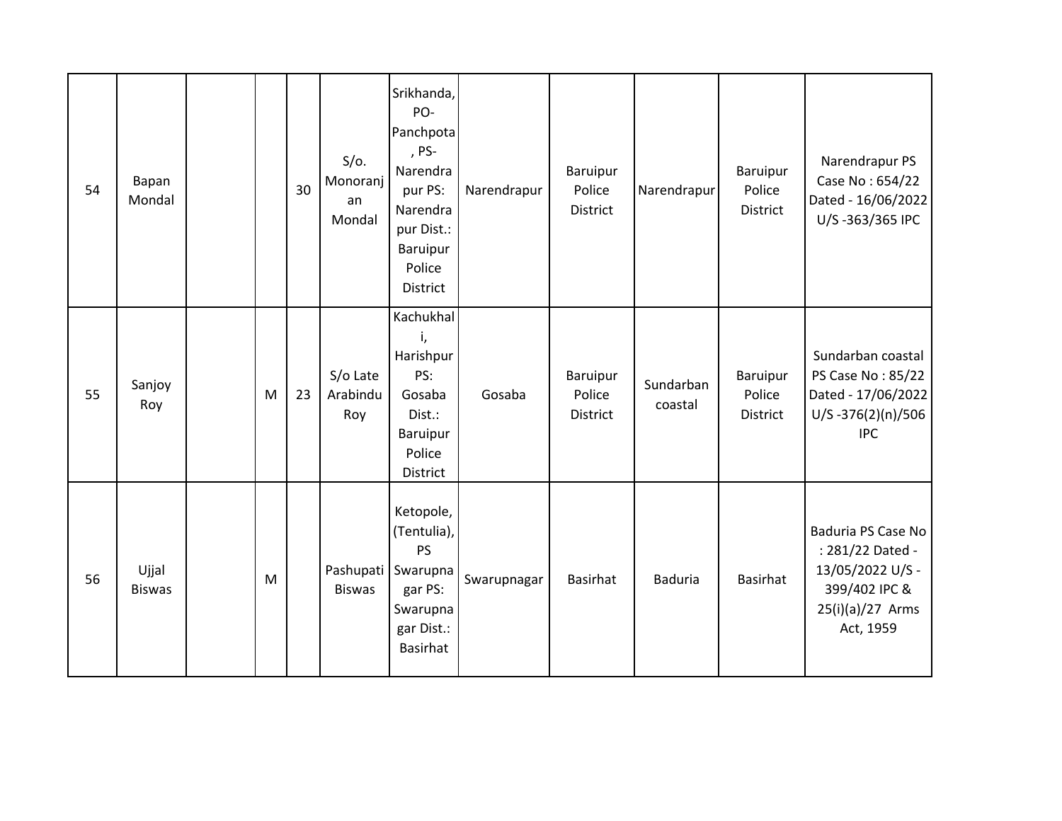| | | | | | | | | | | | |
|---|---|---|---|---|---|---|---|---|---|---|---|
| 54 | Bapan Mondal | | | 30 | S/o. Monoranjan Mondal | Srikhanda, PO- Panchpota , PS- Narendrapur PS: Narendrapur Dist.: Baruipur Police District | Narendrapur | Baruipur Police District | Narendrapur | Baruipur Police District | Narendrapur PS Case No : 654/22 Dated - 16/06/2022 U/S -363/365 IPC |
| 55 | Sanjoy Roy | | M | 23 | S/o Late Arabindu Roy | Kachukhali, Harishpur PS: Gosaba Dist.: Baruipur Police District | Gosaba | Baruipur Police District | Sundarban coastal | Baruipur Police District | Sundarban coastal PS Case No : 85/22 Dated - 17/06/2022 U/S -376(2)(n)/506 IPC |
| 56 | Ujjal Biswas | | M | | Pashupati Biswas | Ketopole, (Tentulia), PS Swarupnagar PS: Swarupnagar Dist.: Basirhat | Swarupnagar | Basirhat | Baduria | Basirhat | Baduria PS Case No : 281/22 Dated - 13/05/2022 U/S - 399/402 IPC & 25(i)(a)/27 Arms Act, 1959 |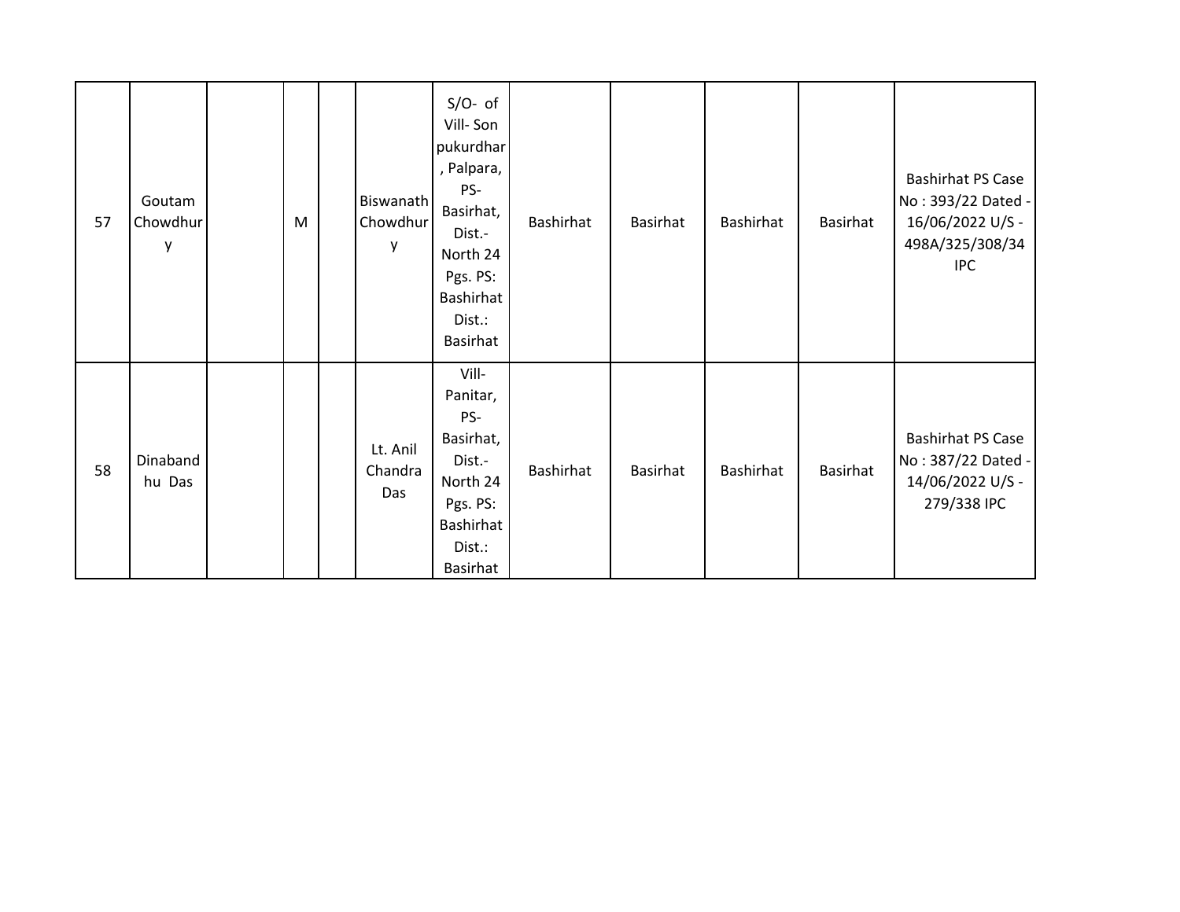| | | | | | | | | | | | |
|---|---|---|---|---|---|---|---|---|---|---|---|
| 57 | Goutam Chowdhury | | M | | Biswanath Chowdhury | S/O- of Vill- Son pukurdhar, Palpara, PS- Basirhat, Dist.- North 24 Pgs. PS: Bashirhat Dist.: Basirhat | Bashirhat | Basirhat | Bashirhat | Basirhat | Bashirhat PS Case No : 393/22 Dated - 16/06/2022 U/S - 498A/325/308/34 IPC |
| 58 | Dinabandhu Das | | | | Lt. Anil Chandra Das | Vill- Panitar, PS- Basirhat, Dist.- North 24 Pgs. PS: Bashirhat Dist.: Basirhat | Bashirhat | Basirhat | Bashirhat | Basirhat | Bashirhat PS Case No : 387/22 Dated - 14/06/2022 U/S - 279/338 IPC |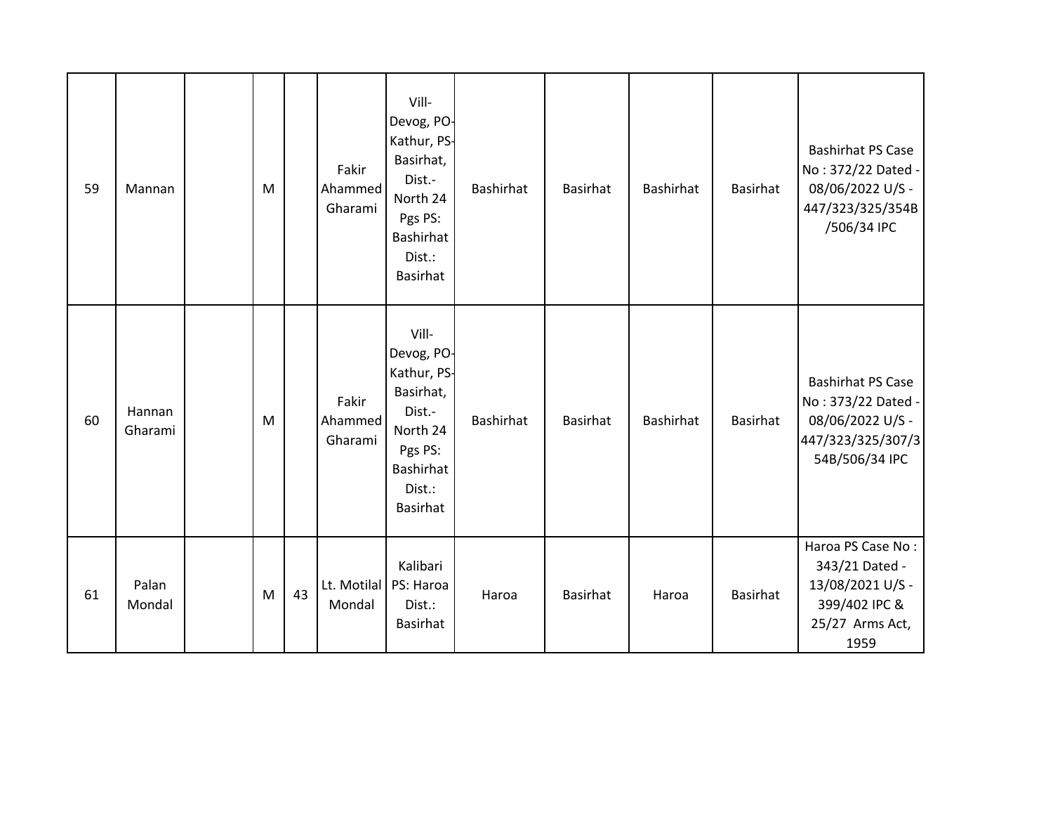| | | | | | | | | | | | |
|---|---|---|---|---|---|---|---|---|---|---|---|
| 59 | Mannan | | M | | Fakir Ahammed Gharami | Vill- Devog, PO- Kathur, PS- Basirhat, Dist.- North 24 Pgs PS: Bashirhat Dist.: Basirhat | Bashirhat | Basirhat | Bashirhat | Basirhat | Bashirhat PS Case No : 372/22 Dated - 08/06/2022 U/S - 447/323/325/354B /506/34 IPC |
| 60 | Hannan Gharami | | M | | Fakir Ahammed Gharami | Vill- Devog, PO- Kathur, PS- Basirhat, Dist.- North 24 Pgs PS: Bashirhat Dist.: Basirhat | Bashirhat | Basirhat | Bashirhat | Basirhat | Bashirhat PS Case No : 373/22 Dated - 08/06/2022 U/S - 447/323/325/307/354B/506/34 IPC |
| 61 | Palan Mondal | | M | 43 | Lt. Motilal Mondal | Kalibari PS: Haroa Dist.: Basirhat | Haroa | Basirhat | Haroa | Basirhat | Haroa PS Case No : 343/21 Dated - 13/08/2021 U/S - 399/402 IPC & 25/27 Arms Act, 1959 |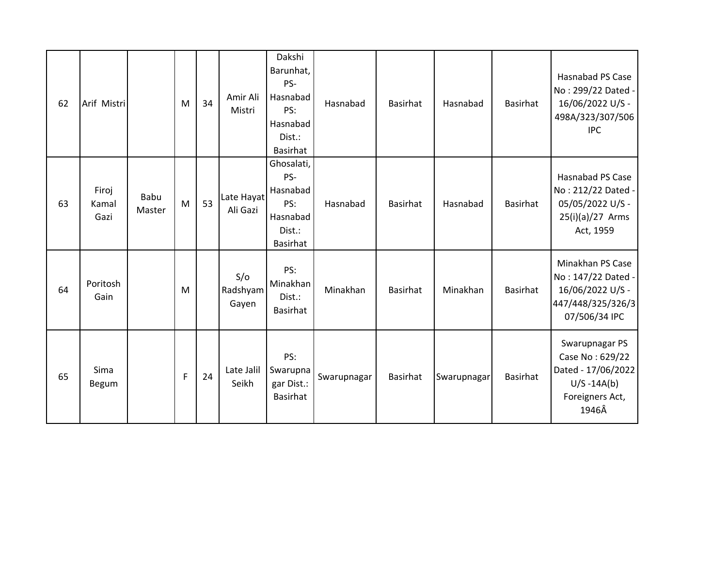| | | | | | | | | | | | |
|---|---|---|---|---|---|---|---|---|---|---|---|
| 62 | Arif Mistri | | M | 34 | Amir Ali Mistri | Dakshi Barunhat, PS-Hasnabad PS: Hasnabad Dist.: Basirhat | Hasnabad | Basirhat | Hasnabad | Basirhat | Hasnabad PS Case No : 299/22 Dated - 16/06/2022 U/S - 498A/323/307/506 IPC |
| 63 | Firoj Kamal Gazi | Babu Master | M | 53 | Late Hayat Ali Gazi | Ghosalati, PS-Hasnabad PS: Hasnabad Dist.: Basirhat | Hasnabad | Basirhat | Hasnabad | Basirhat | Hasnabad PS Case No : 212/22 Dated - 05/05/2022 U/S - 25(i)(a)/27 Arms Act, 1959 |
| 64 | Poritosh Gain | | M | | S/o Radshyam Gayen | PS: Minakhan Dist.: Basirhat | Minakhan | Basirhat | Minakhan | Basirhat | Minakhan PS Case No : 147/22 Dated - 16/06/2022 U/S - 447/448/325/326/307/506/34 IPC |
| 65 | Sima Begum | | F | 24 | Late Jalil Seikh | PS: Swarupnagar Dist.: Basirhat | Swarupnagar | Basirhat | Swarupnagar | Basirhat | Swarupnagar PS Case No : 629/22 Dated - 17/06/2022 U/S -14A(b) Foreigners Act, 1946Â |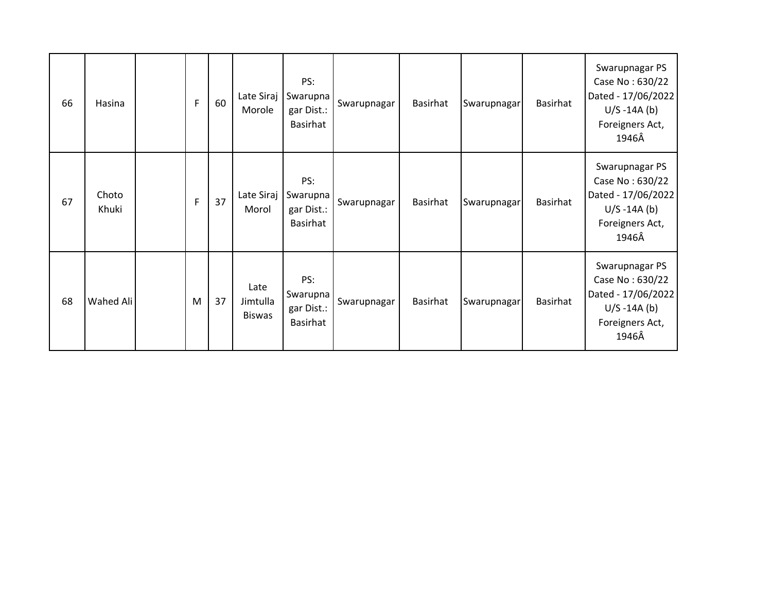| | | | | | | | | | | | |
|---|---|---|---|---|---|---|---|---|---|---|---|
| 66 | Hasina | | F | 60 | Late Siraj Morole | PS: Swarupnagar Dist.: Basirhat | Swarupnagar | Basirhat | Swarupnagar | Basirhat | Swarupnagar PS Case No : 630/22 Dated - 17/06/2022 U/S -14A (b) Foreigners Act, 1946Â |
| 67 | Choto Khuki | | F | 37 | Late Siraj Morol | PS: Swarupnagar Dist.: Basirhat | Swarupnagar | Basirhat | Swarupnagar | Basirhat | Swarupnagar PS Case No : 630/22 Dated - 17/06/2022 U/S -14A (b) Foreigners Act, 1946Â |
| 68 | Wahed Ali | | M | 37 | Late Jimtulla Biswas | PS: Swarupnagar Dist.: Basirhat | Swarupnagar | Basirhat | Swarupnagar | Basirhat | Swarupnagar PS Case No : 630/22 Dated - 17/06/2022 U/S -14A (b) Foreigners Act, 1946Â |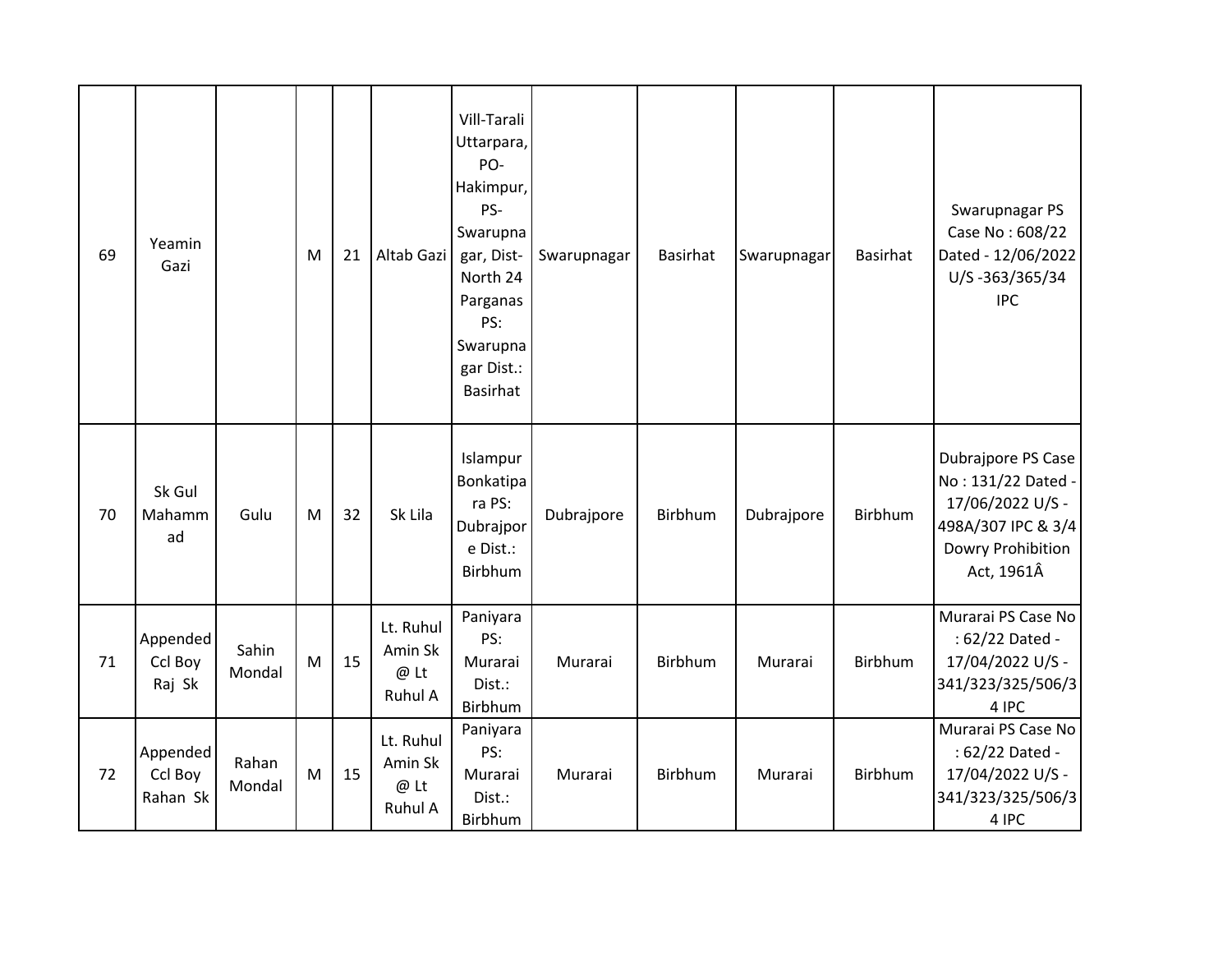| | | | | | | | | | | | |
|---|---|---|---|---|---|---|---|---|---|---|---|
| 69 | Yeamin Gazi | | M | 21 | Altab Gazi | Vill-Tarali Uttarpara, PO-Hakimpur, PS-Swarupnagar, Dist-North 24 Parganas PS: Swarupnagar Dist.: Basirhat | Swarupnagar | Basirhat | Swarupnagar | Basirhat | Swarupnagar PS Case No : 608/22 Dated - 12/06/2022 U/S -363/365/34 IPC |
| 70 | Sk Gul Mahammad | Gulu | M | 32 | Sk Lila | Islampur Bonkatipara PS: Dubrajpore Dist.: Birbhum | Dubrajpore | Birbhum | Dubrajpore | Birbhum | Dubrajpore PS Case No : 131/22 Dated - 17/06/2022 U/S - 498A/307 IPC & 3/4 Dowry Prohibition Act, 1961Â |
| 71 | Appended Ccl Boy Raj Sk | Sahin Mondal | M | 15 | Lt. Ruhul Amin Sk @ Lt Ruhul A | Paniyara PS: Murarai Dist.: Birbhum | Murarai | Birbhum | Murarai | Birbhum | Murarai PS Case No : 62/22 Dated - 17/04/2022 U/S - 341/323/325/506/34 IPC |
| 72 | Appended Ccl Boy Rahan Sk | Rahan Mondal | M | 15 | Lt. Ruhul Amin Sk @ Lt Ruhul A | Paniyara PS: Murarai Dist.: Birbhum | Murarai | Birbhum | Murarai | Birbhum | Murarai PS Case No : 62/22 Dated - 17/04/2022 U/S - 341/323/325/506/34 IPC |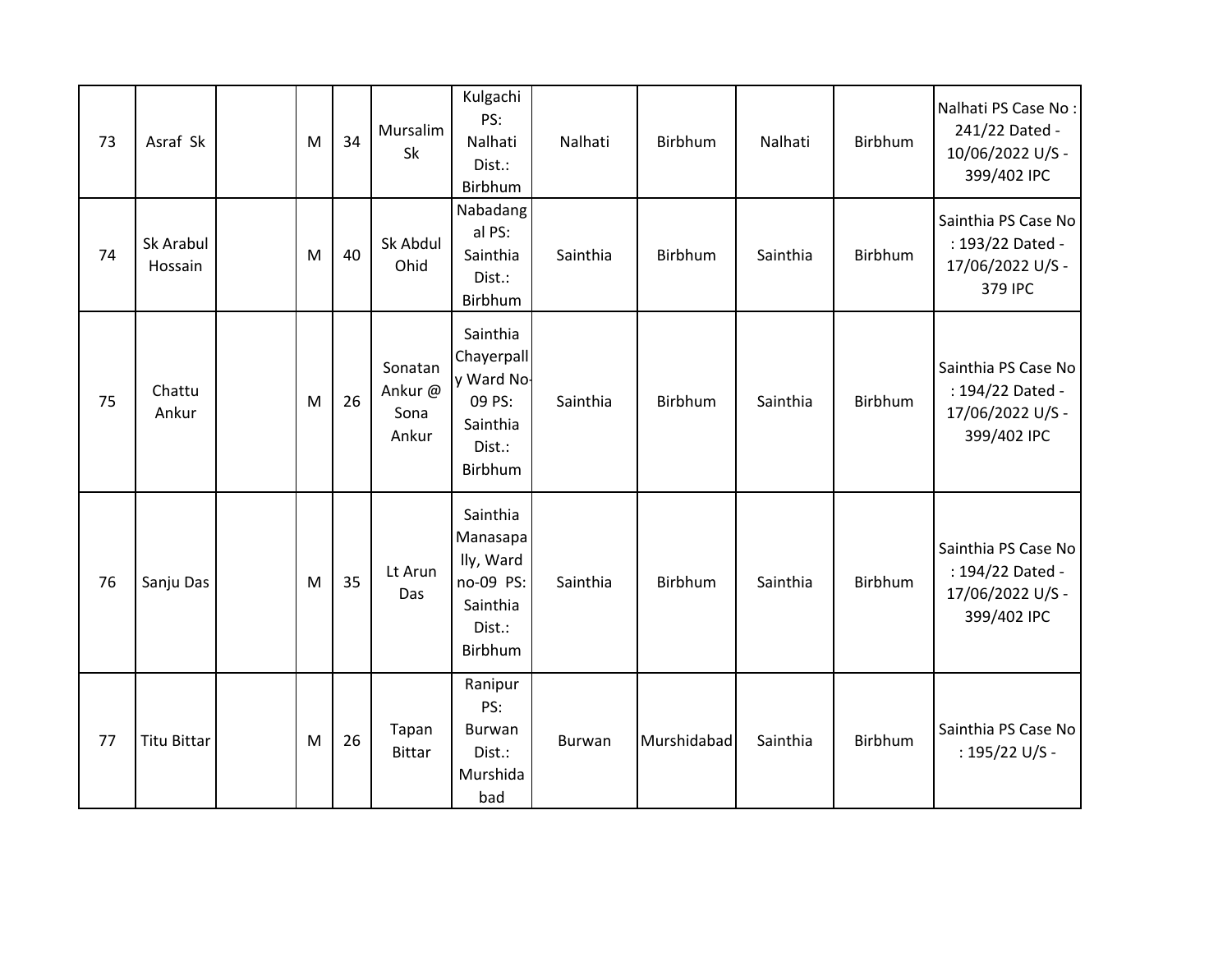| | | | | | | | | | | | |
|---|---|---|---|---|---|---|---|---|---|---|---|
| 73 | Asraf Sk | | M | 34 | Mursalim Sk | Kulgachi PS: Nalhati Dist.: Birbhum | Nalhati | Birbhum | Nalhati | Birbhum | Nalhati PS Case No : 241/22 Dated - 10/06/2022 U/S - 399/402 IPC |
| 74 | Sk Arabul Hossain | | M | 40 | Sk Abdul Ohid | Nabadangal PS: Sainthia Dist.: Birbhum | Sainthia | Birbhum | Sainthia | Birbhum | Sainthia PS Case No : 193/22 Dated - 17/06/2022 U/S - 379 IPC |
| 75 | Chattu Ankur | | M | 26 | Sonatan Ankur @ Sona Ankur | Sainthia Chayerpally Ward No-09 PS: Sainthia Dist.: Birbhum | Sainthia | Birbhum | Sainthia | Birbhum | Sainthia PS Case No : 194/22 Dated - 17/06/2022 U/S - 399/402 IPC |
| 76 | Sanju Das | | M | 35 | Lt Arun Das | Sainthia Manasapally, Ward no-09 PS: Sainthia Dist.: Birbhum | Sainthia | Birbhum | Sainthia | Birbhum | Sainthia PS Case No : 194/22 Dated - 17/06/2022 U/S - 399/402 IPC |
| 77 | Titu Bittar | | M | 26 | Tapan Bittar | Ranipur PS: Burwan Dist.: Murshidabad | Burwan | Murshidabad | Sainthia | Birbhum | Sainthia PS Case No : 195/22 U/S - |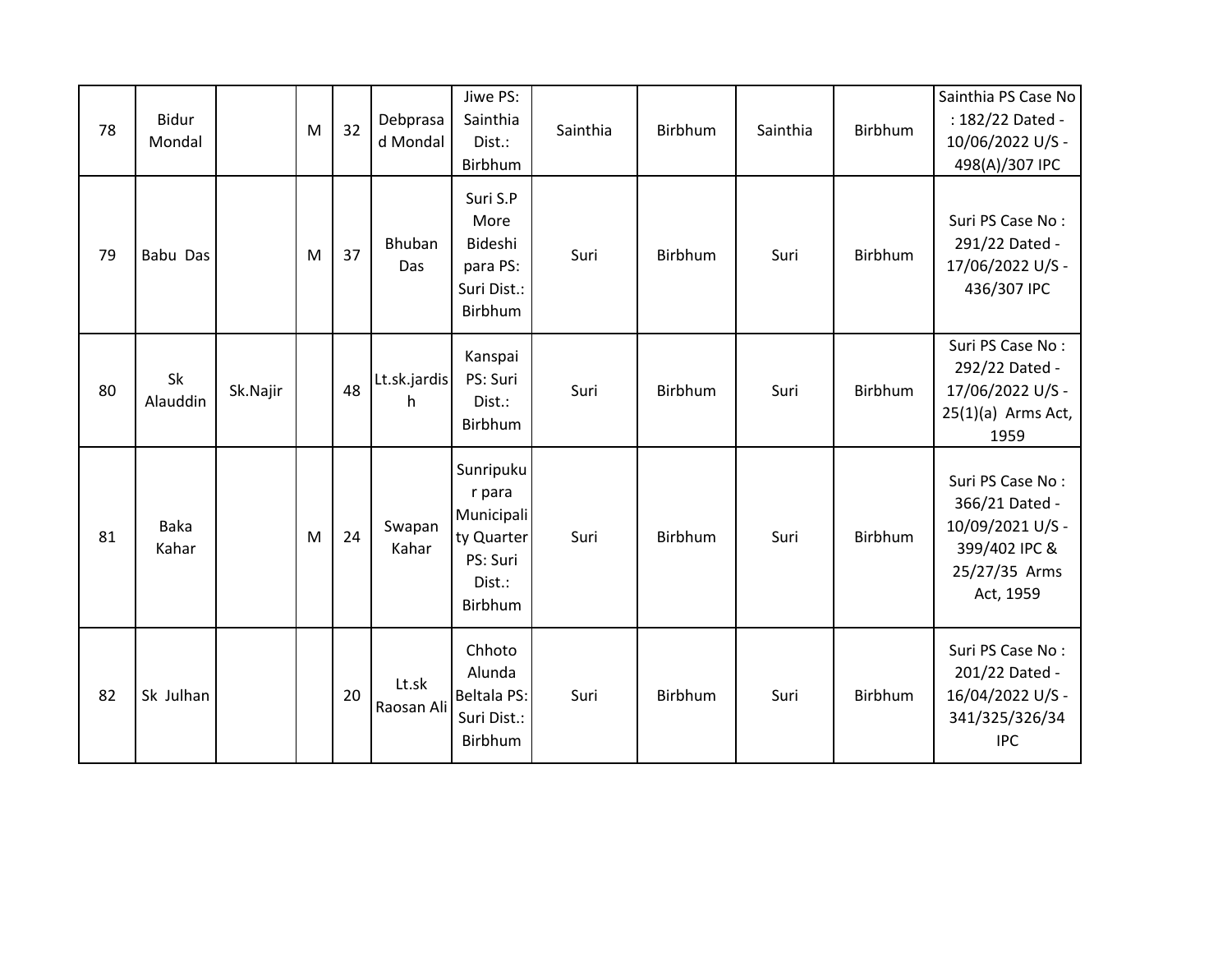| | | | | | | | | | | | |
|---|---|---|---|---|---|---|---|---|---|---|---|
| 78 | Bidur Mondal | | M | 32 | Debprasad Mondal | Jiwe PS: Sainthia Dist.: Birbhum | Sainthia | Birbhum | Sainthia | Birbhum | Sainthia PS Case No : 182/22 Dated - 10/06/2022 U/S - 498(A)/307 IPC |
| 79 | Babu Das | | M | 37 | Bhuban Das | Suri S.P More Bideshi para PS: Suri Dist.: Birbhum | Suri | Birbhum | Suri | Birbhum | Suri PS Case No : 291/22 Dated - 17/06/2022 U/S - 436/307 IPC |
| 80 | Sk Alauddin | Sk.Najir | | 48 | Lt.sk.jardish | Kanspai PS: Suri Dist.: Birbhum | Suri | Birbhum | Suri | Birbhum | Suri PS Case No : 292/22 Dated - 17/06/2022 U/S - 25(1)(a) Arms Act, 1959 |
| 81 | Baka Kahar | | M | 24 | Swapan Kahar | Sunripukur para Municipality Quarter PS: Suri Dist.: Birbhum | Suri | Birbhum | Suri | Birbhum | Suri PS Case No : 366/21 Dated - 10/09/2021 U/S - 399/402 IPC & 25/27/35 Arms Act, 1959 |
| 82 | Sk Julhan | | | 20 | Lt.sk Raosan Ali | Chhoto Alunda Beltala PS: Suri Dist.: Birbhum | Suri | Birbhum | Suri | Birbhum | Suri PS Case No : 201/22 Dated - 16/04/2022 U/S - 341/325/326/34 IPC |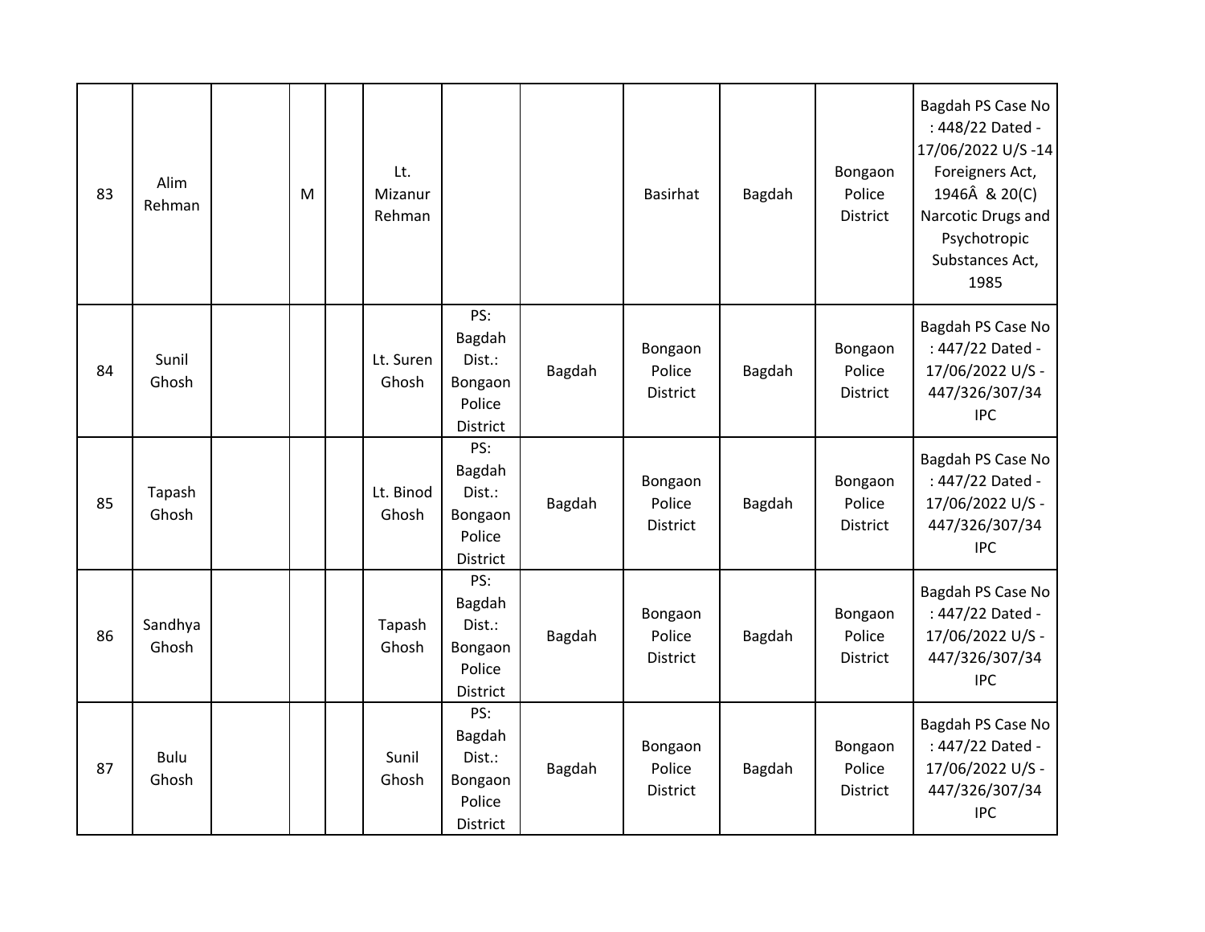| | | | | | | | | | | | |
|---|---|---|---|---|---|---|---|---|---|---|---|
| 83 | Alim Rehman | | M | | Lt. Mizanur Rehman | | | Basirhat | Bagdah | Bongaon Police District | Bagdah PS Case No : 448/22 Dated - 17/06/2022 U/S -14 Foreigners Act, 1946Â & 20(C) Narcotic Drugs and Psychotropic Substances Act, 1985 |
| 84 | Sunil Ghosh | | | | Lt. Suren Ghosh | PS: Bagdah Dist.: Bongaon Police District | Bagdah | Bongaon Police District | Bagdah | Bongaon Police District | Bagdah PS Case No : 447/22 Dated - 17/06/2022 U/S - 447/326/307/34 IPC |
| 85 | Tapash Ghosh | | | | Lt. Binod Ghosh | PS: Bagdah Dist.: Bongaon Police District | Bagdah | Bongaon Police District | Bagdah | Bongaon Police District | Bagdah PS Case No : 447/22 Dated - 17/06/2022 U/S - 447/326/307/34 IPC |
| 86 | Sandhya Ghosh | | | | Tapash Ghosh | PS: Bagdah Dist.: Bongaon Police District | Bagdah | Bongaon Police District | Bagdah | Bongaon Police District | Bagdah PS Case No : 447/22 Dated - 17/06/2022 U/S - 447/326/307/34 IPC |
| 87 | Bulu Ghosh | | | | Sunil Ghosh | PS: Bagdah Dist.: Bongaon Police District | Bagdah | Bongaon Police District | Bagdah | Bongaon Police District | Bagdah PS Case No : 447/22 Dated - 17/06/2022 U/S - 447/326/307/34 IPC |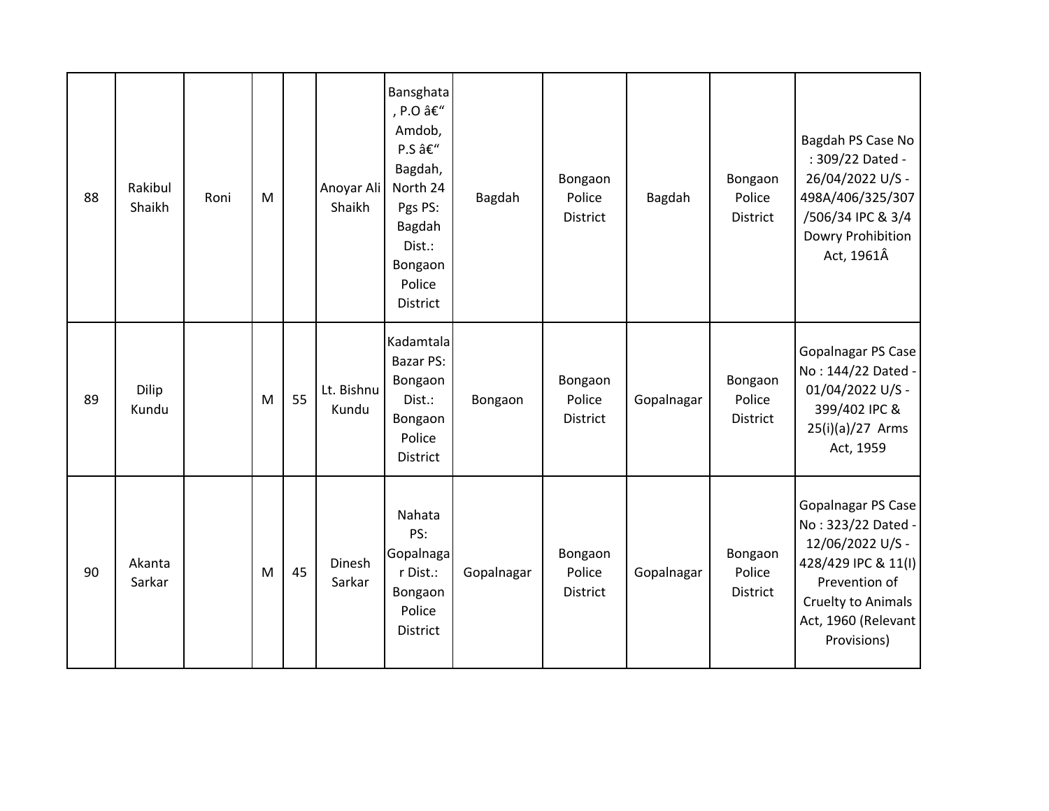| | | | | | | | | | | | |
|---|---|---|---|---|---|---|---|---|---|---|---|
| 88 | Rakibul Shaikh | Roni | M | | Anoyar Ali Shaikh | Bansghata, P.O â€" Amdob, P.S â€" Bagdah, North 24 Pgs PS: Bagdah Dist.: Bongaon Police District | Bagdah | Bongaon Police District | Bagdah | Bongaon Police District | Bagdah PS Case No : 309/22 Dated - 26/04/2022 U/S - 498A/406/325/307/506/34 IPC & 3/4 Dowry Prohibition Act, 1961Â |
| 89 | Dilip Kundu | | M | 55 | Lt. Bishnu Kundu | Kadamtala Bazar PS: Bongaon Dist.: Bongaon Police District | Bongaon | Bongaon Police District | Gopalnagar | Bongaon Police District | Gopalnagar PS Case No : 144/22 Dated - 01/04/2022 U/S - 399/402 IPC & 25(i)(a)/27 Arms Act, 1959 |
| 90 | Akanta Sarkar | | M | 45 | Dinesh Sarkar | Nahata PS: Gopalnagar Dist.: Bongaon Police District | Gopalnagar | Bongaon Police District | Gopalnagar | Bongaon Police District | Gopalnagar PS Case No : 323/22 Dated - 12/06/2022 U/S - 428/429 IPC & 11(I) Prevention of Cruelty to Animals Act, 1960 (Relevant Provisions) |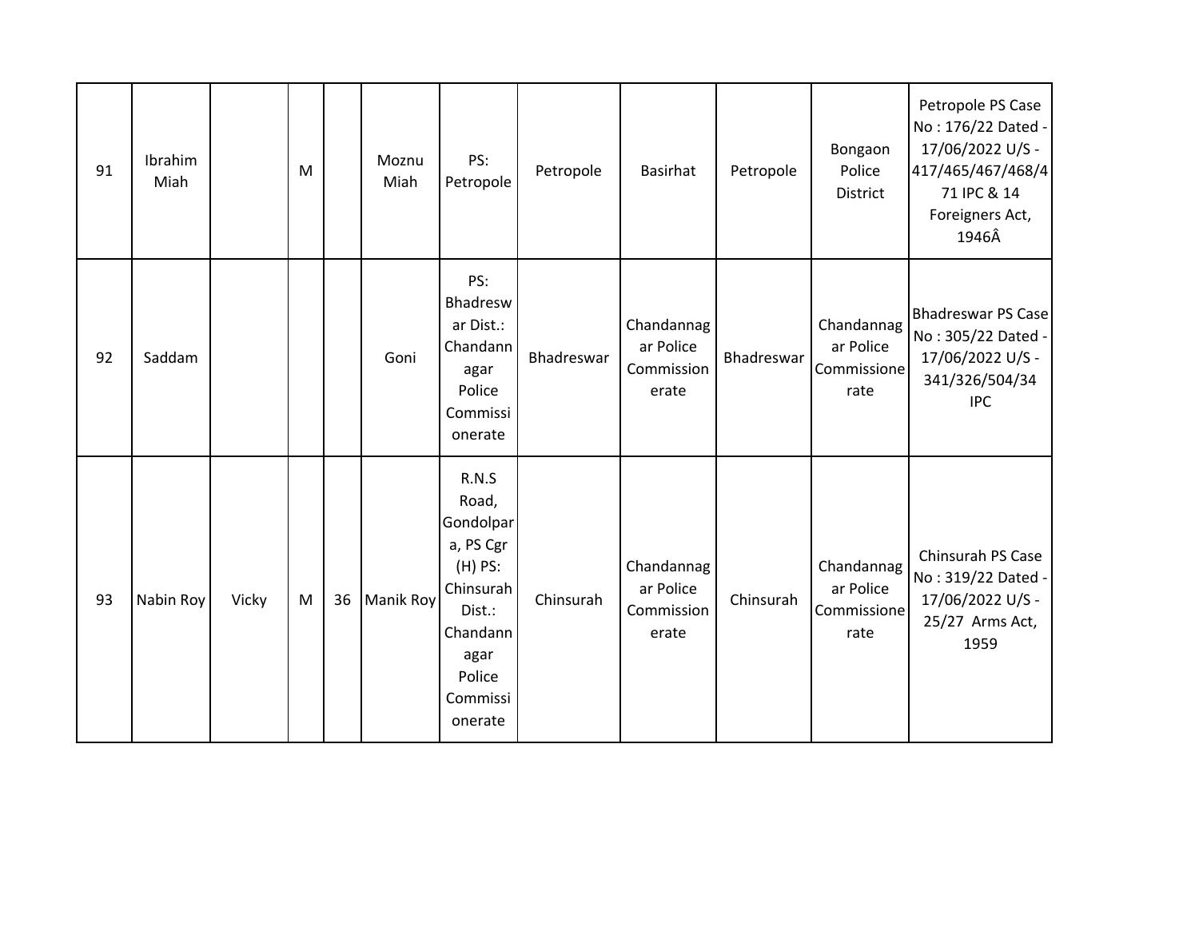| | | | | | | | | | | | |
|---|---|---|---|---|---|---|---|---|---|---|---|
| 91 | Ibrahim Miah | | M | | Moznu Miah | PS: Petropole | Petropole | Basirhat | Petropole | Bongaon Police District | Petropole PS Case No : 176/22 Dated - 17/06/2022 U/S - 417/465/467/468/471 IPC & 14 Foreigners Act, 1946Â |
| 92 | Saddam | | | | Goni | PS: Bhadreswar Dist.: Chandannagar Police Commissionerate | Bhadreswar | Chandannagar Police Commissionerate | Bhadreswar | Chandannagar Police Commissionerate | Bhadreswar PS Case No : 305/22 Dated - 17/06/2022 U/S - 341/326/504/34 IPC |
| 93 | Nabin Roy | Vicky | M | 36 | Manik Roy | R.N.S Road, Gondolpara, PS Cgr (H) PS: Chinsurah Dist.: Chandannagar Police Commissionerate | Chinsurah | Chandannagar Police Commissionerate | Chinsurah | Chandannagar Police Commissionerate | Chinsurah PS Case No : 319/22 Dated - 17/06/2022 U/S - 25/27 Arms Act, 1959 |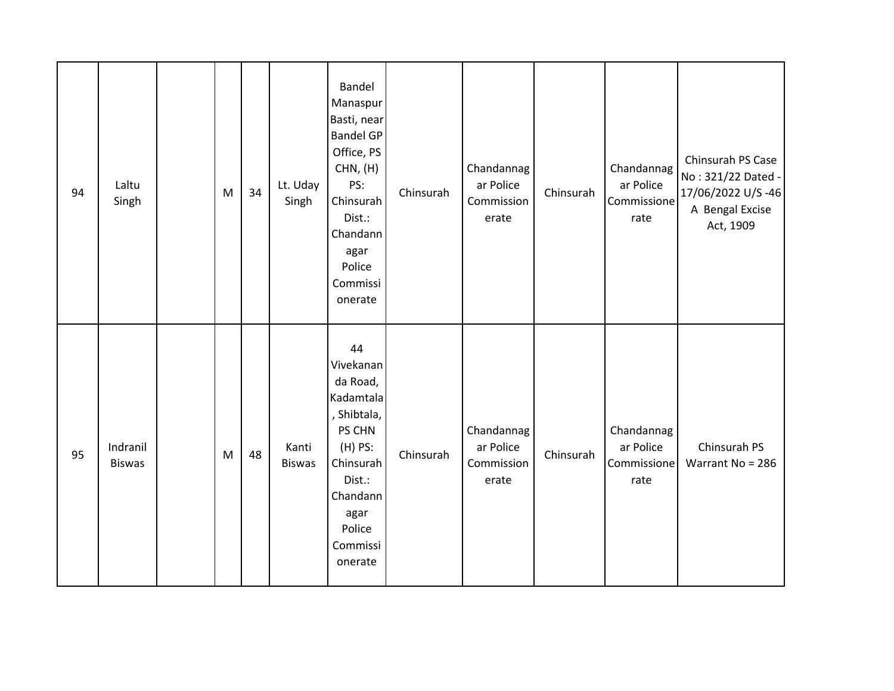| | | | | | | | | | | | |
|---|---|---|---|---|---|---|---|---|---|---|---|
| 94 | Laltu Singh | | M | 34 | Lt. Uday Singh | Bandel Manaspur Basti, near Bandel GP Office, PS CHN, (H) PS: Chinsurah Dist.: Chandannagar Police Commissionerate | Chinsurah | Chandannagar Police Commissionerate | Chinsurah | Chandannagar Police Commissionerate | Chinsurah PS Case No : 321/22 Dated - 17/06/2022 U/S -46 A Bengal Excise Act, 1909 |
| 95 | Indranil Biswas | | M | 48 | Kanti Biswas | 44 Vivekananda Road, Kadamtala, Shibtala, PS CHN (H) PS: Chinsurah Dist.: Chandannagar Police Commissionerate | Chinsurah | Chandannagar Police Commissionerate | Chinsurah | Chandannagar Police Commissionerate | Chinsurah PS Warrant No = 286 |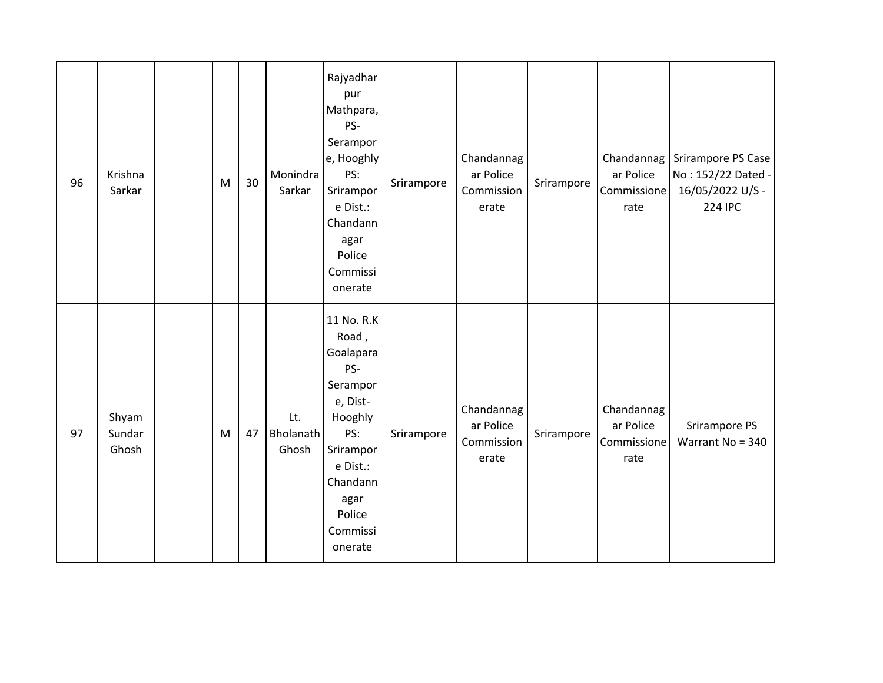| | | | | | | | | | | | |
|---|---|---|---|---|---|---|---|---|---|---|---|
| 96 | Krishna Sarkar | | M | 30 | Monindra Sarkar | Rajyadharpur Mathpara, PS- Serampore, Hooghly PS: Srirampore Dist.: Chandannagar Police Commissionerate | Srirampore | Chandannagar Police Commissionerate | Srirampore | Chandannagar Police Commissionerate | Srirampore PS Case No : 152/22 Dated - 16/05/2022 U/S - 224 IPC |
| 97 | Shyam Sundar Ghosh | | M | 47 | Lt. Bholanath Ghosh | 11 No. R.K Road , Goalapara PS- Serampore, Dist- Hooghly PS: Srirampore Dist.: Chandannagar Police Commissionerate | Srirampore | Chandannagar Police Commissionerate | Srirampore | Chandannagar Police Commissionerate | Srirampore PS Warrant No = 340 |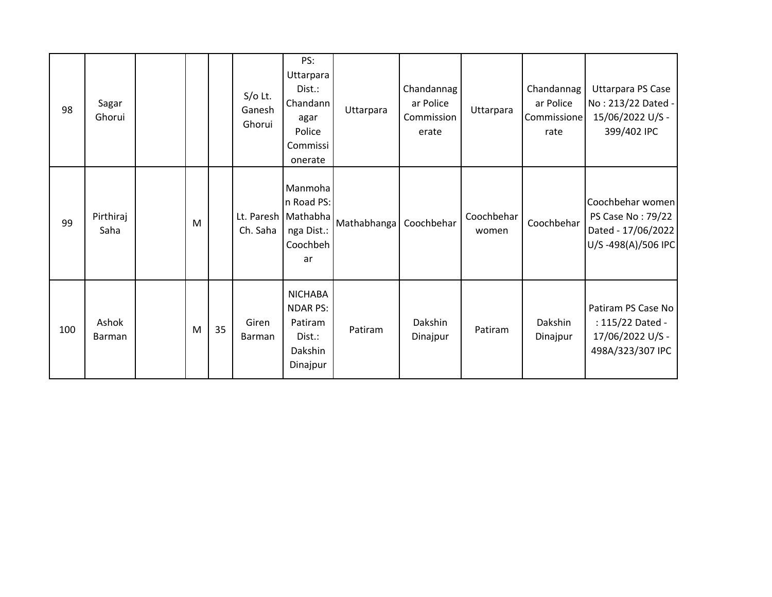| | | | | | | | | | | | |
|---|---|---|---|---|---|---|---|---|---|---|---|
| 98 | Sagar Ghorui | | | | S/o Lt. Ganesh Ghorui | PS: Uttarpara Dist.: Chandannagar Police Commissionerate | Uttarpara | Chandannagar Police Commissionerate | Uttarpara | Chandannagar Police Commissionerate | Uttarpara PS Case No : 213/22 Dated - 15/06/2022 U/S - 399/402 IPC |
| 99 | Pirthiraj Saha | | M | | Lt. Paresh Ch. Saha | Manmohan Road PS: Mathabhanga Dist.: Coochbehar | Mathabhanga | Coochbehar | Coochbehar women | Coochbehar | Coochbehar women PS Case No : 79/22 Dated - 17/06/2022 U/S -498(A)/506 IPC |
| 100 | Ashok Barman | | M | 35 | Giren Barman | NICHABANDAR PS: Patiram Dist.: Dakshin Dinajpur | Patiram | Dakshin Dinajpur | Patiram | Dakshin Dinajpur | Patiram PS Case No : 115/22 Dated - 17/06/2022 U/S - 498A/323/307 IPC |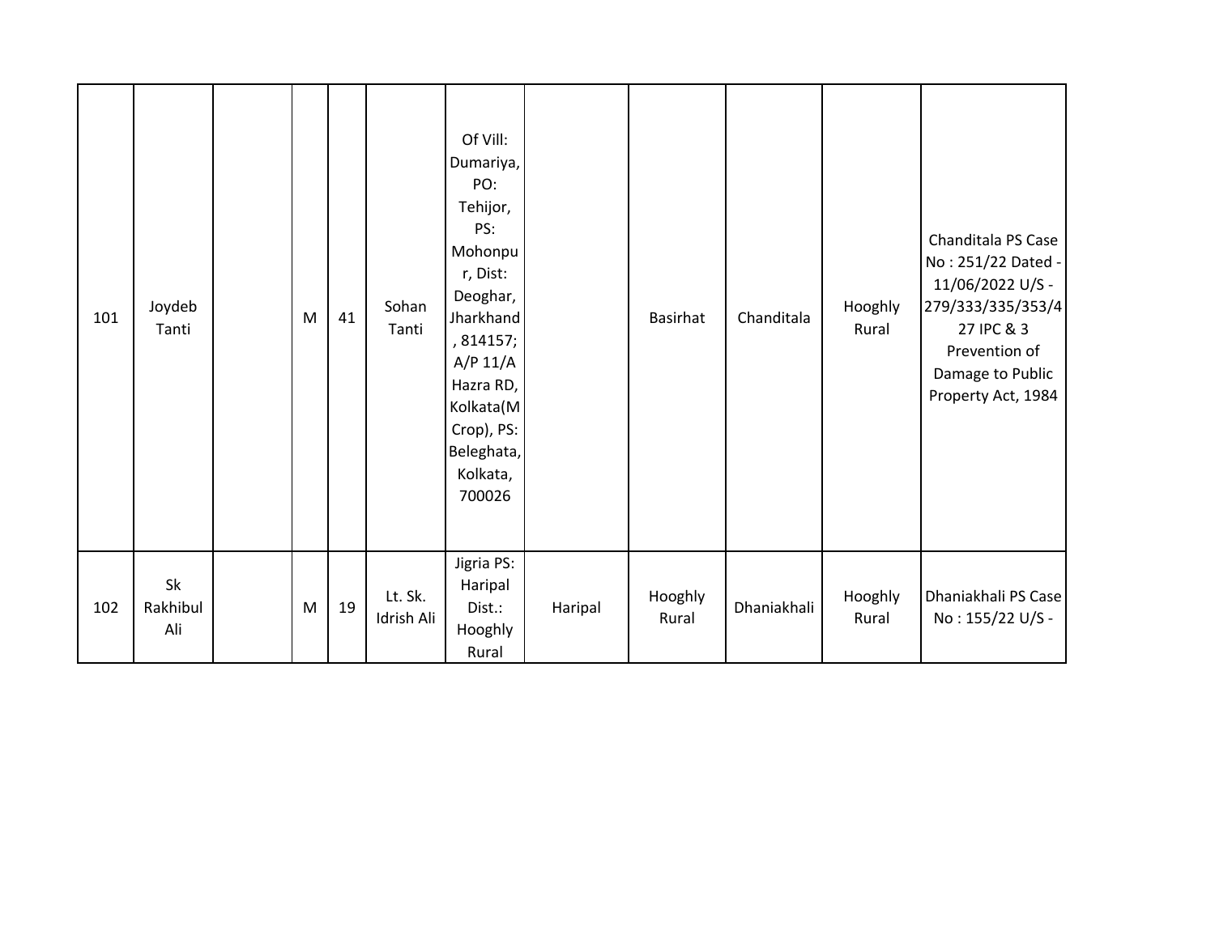| | | | | | | | | | | | |
|---|---|---|---|---|---|---|---|---|---|---|---|
| 101 | Joydeb Tanti | | M | 41 | Sohan Tanti | Of Vill: Dumariya, PO: Tehijor, PS: Mohonpur, Dist: Deoghar, Jharkhand, 814157; A/P 11/A Hazra RD, Kolkata(M Crop), PS: Beleghata, Kolkata, 700026 | | Basirhat | Chanditala | Hooghly Rural | Chanditala PS Case No : 251/22 Dated - 11/06/2022 U/S - 279/333/335/353/427 IPC & 3 Prevention of Damage to Public Property Act, 1984 |
| 102 | Sk Rakhibul Ali | | M | 19 | Lt. Sk. Idrish Ali | Jigria PS: Haripal Dist.: Hooghly Rural | Haripal | Hooghly Rural | Dhaniakhali | Hooghly Rural | Dhaniakhali PS Case No : 155/22 U/S - |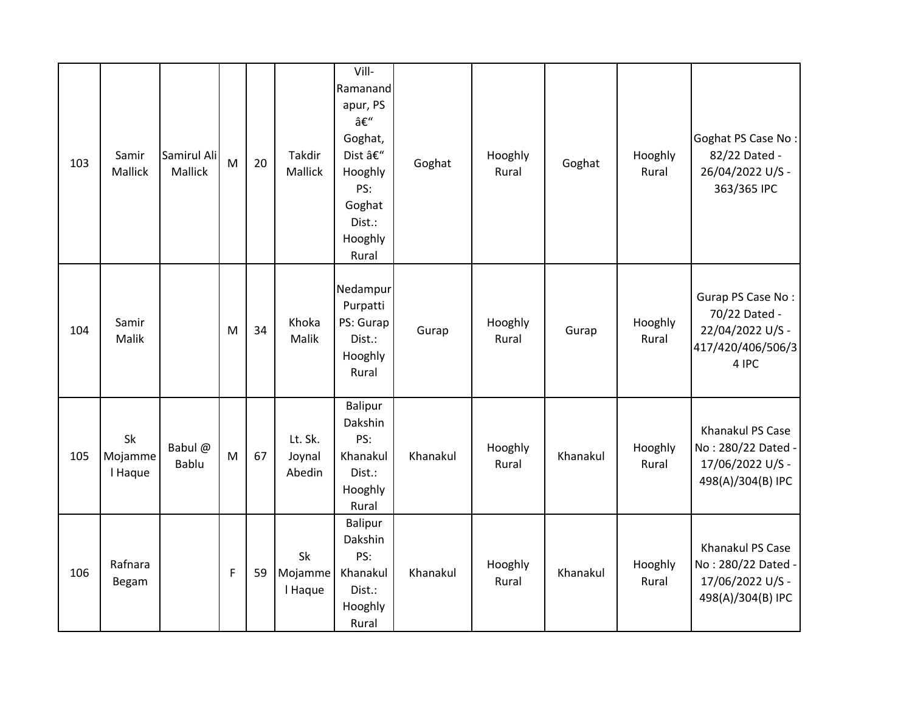| | | | | | | | | | | | |
|---|---|---|---|---|---|---|---|---|---|---|---|
| 103 | Samir Mallick | Samirul Ali Mallick | M | 20 | Takdir Mallick | Vill- Ramanandapur, PS â€" Goghat, Dist â€" Hooghly PS: Goghat Dist.: Hooghly Rural | Goghat | Hooghly Rural | Goghat | Hooghly Rural | Goghat PS Case No : 82/22 Dated - 26/04/2022 U/S - 363/365 IPC |
| 104 | Samir Malik | | M | 34 | Khoka Malik | Nedampur Purpatti PS: Gurap Dist.: Hooghly Rural | Gurap | Hooghly Rural | Gurap | Hooghly Rural | Gurap PS Case No : 70/22 Dated - 22/04/2022 U/S - 417/420/406/506/34 IPC |
| 105 | Sk Mojammel Haque | Babul @ Bablu | M | 67 | Lt. Sk. Joynal Abedin | Balipur Dakshin PS: Khanakul Dist.: Hooghly Rural | Khanakul | Hooghly Rural | Khanakul | Hooghly Rural | Khanakul PS Case No : 280/22 Dated - 17/06/2022 U/S - 498(A)/304(B) IPC |
| 106 | Rafnara Begam | | F | 59 | Sk Mojammel Haque | Balipur Dakshin PS: Khanakul Dist.: Hooghly Rural | Khanakul | Hooghly Rural | Khanakul | Hooghly Rural | Khanakul PS Case No : 280/22 Dated - 17/06/2022 U/S - 498(A)/304(B) IPC |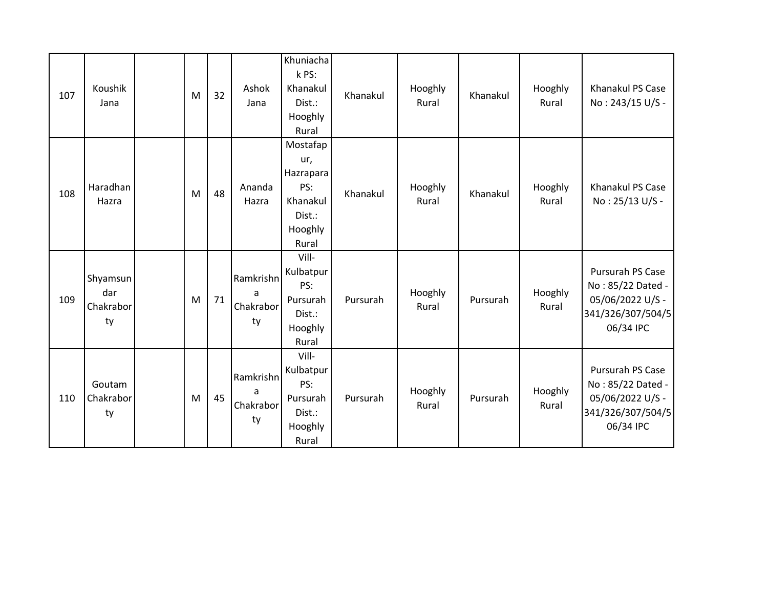| | | | | | | | | | | | |
|---|---|---|---|---|---|---|---|---|---|---|---|
| 107 | Koushik Jana | | M | 32 | Ashok Jana | Khuniachak PS: Khanakul Dist.: Hooghly Rural | Khanakul | Hooghly Rural | Khanakul | Hooghly Rural | Khanakul PS Case No : 243/15 U/S - |
| 108 | Haradhan Hazra | | M | 48 | Ananda Hazra | Mostafapur, Hazrapara PS: Khanakul Dist.: Hooghly Rural | Khanakul | Hooghly Rural | Khanakul | Hooghly Rural | Khanakul PS Case No : 25/13 U/S - |
| 109 | Shyamsundar Chakraborty | | M | 71 | Ramkrishna Chakraborty | Vill-Kulbatpur PS: Pursurah Dist.: Hooghly Rural | Pursurah | Hooghly Rural | Pursurah | Hooghly Rural | Pursurah PS Case No : 85/22 Dated - 05/06/2022 U/S - 341/326/307/504/506/34 IPC |
| 110 | Goutam Chakraborty | | M | 45 | Ramkrishna Chakraborty | Vill-Kulbatpur PS: Pursurah Dist.: Hooghly Rural | Pursurah | Hooghly Rural | Pursurah | Hooghly Rural | Pursurah PS Case No : 85/22 Dated - 05/06/2022 U/S - 341/326/307/504/506/34 IPC |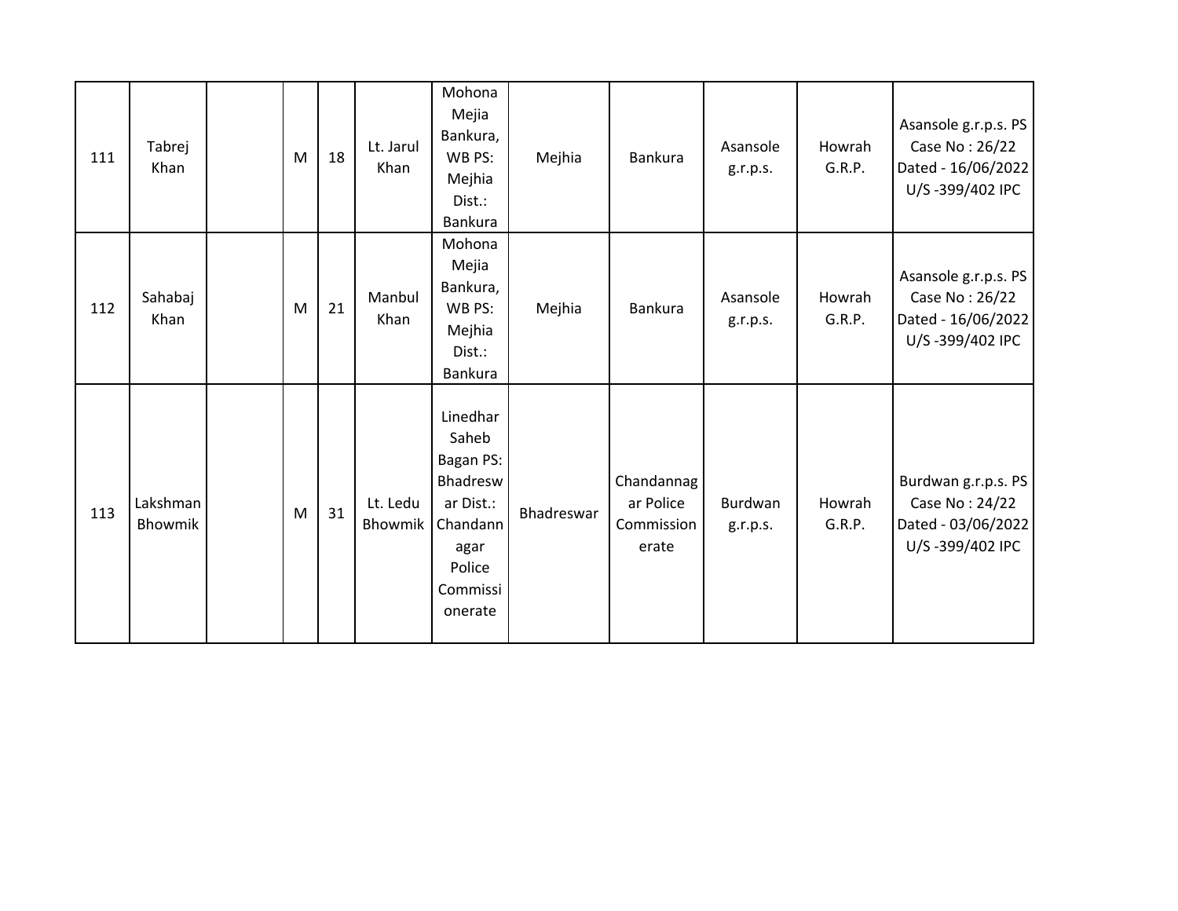| | | | | | | | | | | | |
|---|---|---|---|---|---|---|---|---|---|---|---|
| 111 | Tabrej Khan | | M | 18 | Lt. Jarul Khan | Mohona Mejia Bankura, WB PS: Mejhia Dist.: Bankura | Mejhia | Bankura | Asansole g.r.p.s. | Howrah G.R.P. | Asansole g.r.p.s. PS Case No : 26/22 Dated - 16/06/2022 U/S -399/402 IPC |
| 112 | Sahabaj Khan | | M | 21 | Manbul Khan | Mohona Mejia Bankura, WB PS: Mejhia Dist.: Bankura | Mejhia | Bankura | Asansole g.r.p.s. | Howrah G.R.P. | Asansole g.r.p.s. PS Case No : 26/22 Dated - 16/06/2022 U/S -399/402 IPC |
| 113 | Lakshman Bhowmik | | M | 31 | Lt. Ledu Bhowmik | Linedhar Saheb Bagan PS: Bhadreswar Dist.: Chandannagar Police Commissionerate | Bhadreswar | Chandannagar Police Commissionerate | Burdwan g.r.p.s. | Howrah G.R.P. | Burdwan g.r.p.s. PS Case No : 24/22 Dated - 03/06/2022 U/S -399/402 IPC |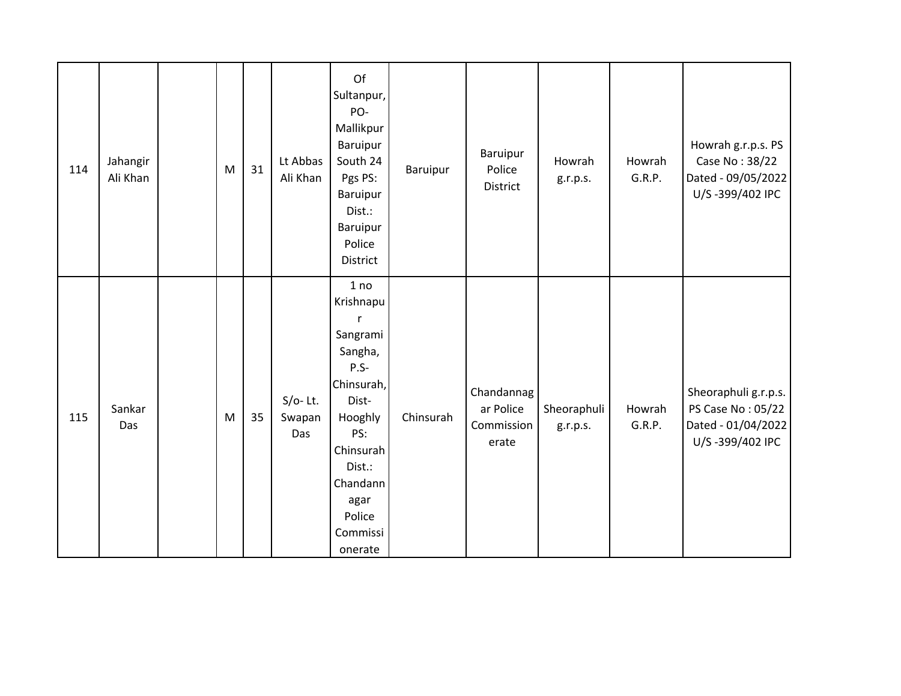| | | | | | | | | | | | |
|---|---|---|---|---|---|---|---|---|---|---|---|
| 114 | Jahangir Ali Khan | | M | 31 | Lt Abbas Ali Khan | Of Sultanpur, PO- Mallikpur Baruipur South 24 Pgs PS: Baruipur Dist.: Baruipur Police District | Baruipur | Baruipur Police District | Howrah g.r.p.s. | Howrah G.R.P. | Howrah g.r.p.s. PS Case No : 38/22 Dated - 09/05/2022 U/S -399/402 IPC |
| 115 | Sankar Das | | M | 35 | S/o- Lt. Swapan Das | 1 no Krishnapur Sangrami Sangha, P.S- Chinsurah, Dist- Hooghly PS: Chinsurah Dist.: Chandannagar Police Commissionerate | Chinsurah | Chandannagar Police Commissionerate | Sheoraphuli g.r.p.s. | Howrah G.R.P. | Sheoraphuli g.r.p.s. PS Case No : 05/22 Dated - 01/04/2022 U/S -399/402 IPC |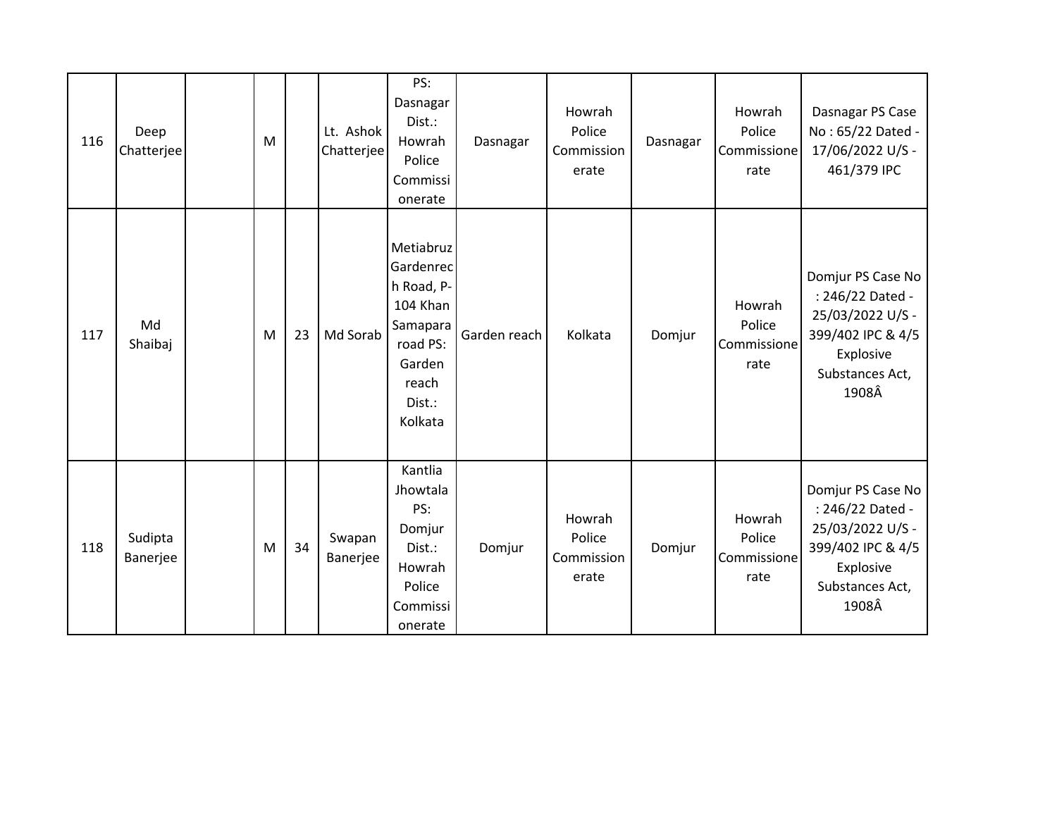| | | | | | | | | | | | |
|---|---|---|---|---|---|---|---|---|---|---|---|
| 116 | Deep Chatterjee | | M | | Lt. Ashok Chatterjee | PS: Dasnagar Dist.: Howrah Police Commissionerate | Dasnagar | Howrah Police Commissionerate | Dasnagar | Howrah Police Commissionerate | Dasnagar PS Case No : 65/22 Dated - 17/06/2022 U/S - 461/379 IPC |
| 117 | Md Shaibaj | | M | 23 | Md Sorab | Metiabruz Gardenrech Road, P-104 Khan Samapara road PS: Garden reach Dist.: Kolkata | Garden reach | Kolkata | Domjur | Howrah Police Commissionerate | Domjur PS Case No : 246/22 Dated - 25/03/2022 U/S - 399/402 IPC & 4/5 Explosive Substances Act, 1908Â |
| 118 | Sudipta Banerjee | | M | 34 | Swapan Banerjee | Kantlia Jhowtala PS: Domjur Dist.: Howrah Police Commissionerate | Domjur | Howrah Police Commissionerate | Domjur | Howrah Police Commissionerate | Domjur PS Case No : 246/22 Dated - 25/03/2022 U/S - 399/402 IPC & 4/5 Explosive Substances Act, 1908Â |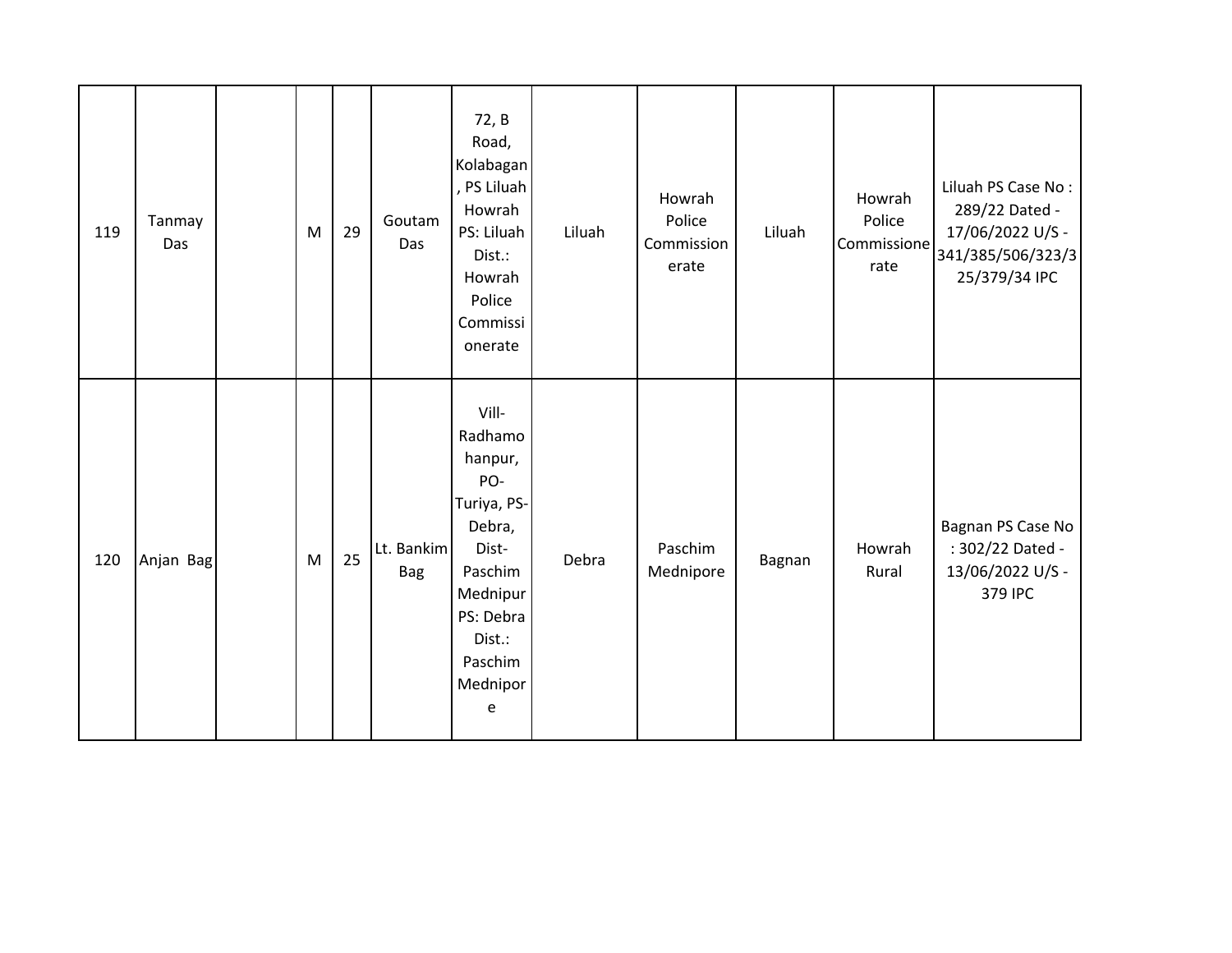| | | | | | | | | | | | |
|---|---|---|---|---|---|---|---|---|---|---|---|
| 119 | Tanmay Das | | M | 29 | Goutam Das | 72, B Road, Kolabagan, PS Liluah Howrah PS: Liluah Dist.: Howrah Police Commissionerate | Liluah | Howrah Police Commissionerate | Liluah | Howrah Police Commissionerate | Liluah PS Case No : 289/22 Dated - 17/06/2022 U/S - 341/385/506/323/325/379/34 IPC |
| 120 | Anjan Bag | | M | 25 | Lt. Bankim Bag | Vill- Radhamohanpur, PO- Turiya, PS- Debra, Dist- Paschim Mednipur PS: Debra Dist.: Paschim Mednipore | Debra | Paschim Mednipore | Bagnan | Howrah Rural | Bagnan PS Case No : 302/22 Dated - 13/06/2022 U/S - 379 IPC |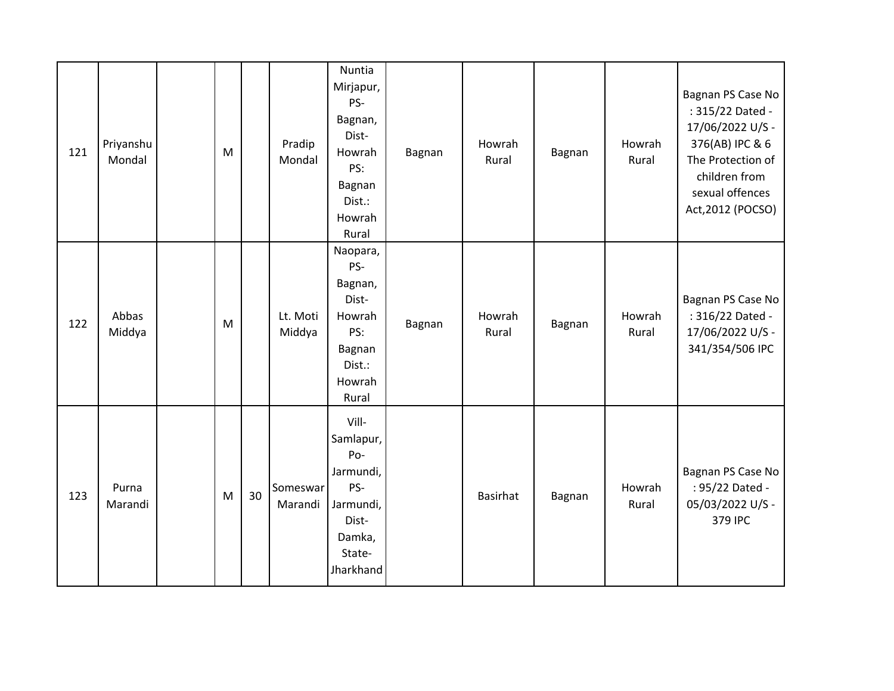| | | | | | | | | | | | |
|---|---|---|---|---|---|---|---|---|---|---|---|
| 121 | Priyanshu Mondal | | M | | Pradip Mondal | Nuntia Mirjapur, PS- Bagnan, Dist- Howrah PS: Bagnan Dist.: Howrah Rural | Bagnan | Howrah Rural | Bagnan | Howrah Rural | Bagnan PS Case No : 315/22 Dated - 17/06/2022 U/S - 376(AB) IPC & 6 The Protection of children from sexual offences Act,2012 (POCSO) |
| 122 | Abbas Middya | | M | | Lt. Moti Middya | Naopara, PS- Bagnan, Dist- Howrah PS: Bagnan Dist.: Howrah Rural | Bagnan | Howrah Rural | Bagnan | Howrah Rural | Bagnan PS Case No : 316/22 Dated - 17/06/2022 U/S - 341/354/506 IPC |
| 123 | Purna Marandi | | M | 30 | Someswar Marandi | Vill- Samlapur, Po- Jarmundi, PS- Jarmundi, Dist- Damka, State- Jharkhand | | Basirhat | Bagnan | Howrah Rural | Bagnan PS Case No : 95/22 Dated - 05/03/2022 U/S - 379 IPC |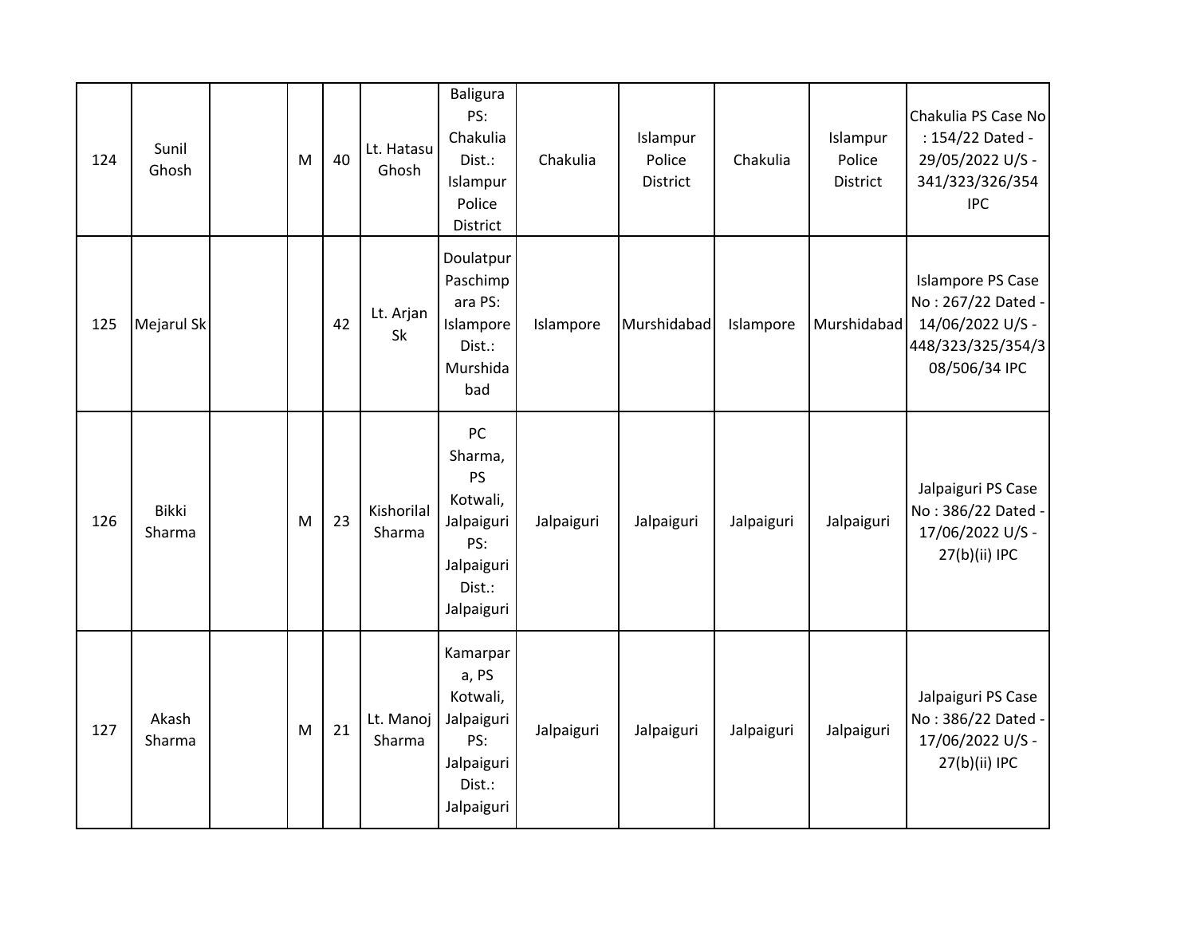| | | | | | | | | | | | |
|---|---|---|---|---|---|---|---|---|---|---|---|
| 124 | Sunil Ghosh | | M | 40 | Lt. Hatasu Ghosh | Baligura PS: Chakulia Dist.: Islampur Police District | Chakulia | Islampur Police District | Chakulia | Islampur Police District | Chakulia PS Case No : 154/22 Dated - 29/05/2022 U/S - 341/323/326/354 IPC |
| 125 | Mejarul Sk | | | 42 | Lt. Arjan Sk | Doulatpur Paschimpara PS: Islampore Dist.: Murshidabad | Islampore | Murshidabad | Islampore | Murshidabad | Islampore PS Case No : 267/22 Dated - 14/06/2022 U/S - 448/323/325/354/308/506/34 IPC |
| 126 | Bikki Sharma | | M | 23 | Kishorilal Sharma | PC Sharma, PS Kotwali, Jalpaiguri PS: Jalpaiguri Dist.: Jalpaiguri | Jalpaiguri | Jalpaiguri | Jalpaiguri | Jalpaiguri | Jalpaiguri PS Case No : 386/22 Dated - 17/06/2022 U/S - 27(b)(ii) IPC |
| 127 | Akash Sharma | | M | 21 | Lt. Manoj Sharma | Kamarpara, PS Kotwali, Jalpaiguri PS: Jalpaiguri Dist.: Jalpaiguri | Jalpaiguri | Jalpaiguri | Jalpaiguri | Jalpaiguri | Jalpaiguri PS Case No : 386/22 Dated - 17/06/2022 U/S - 27(b)(ii) IPC |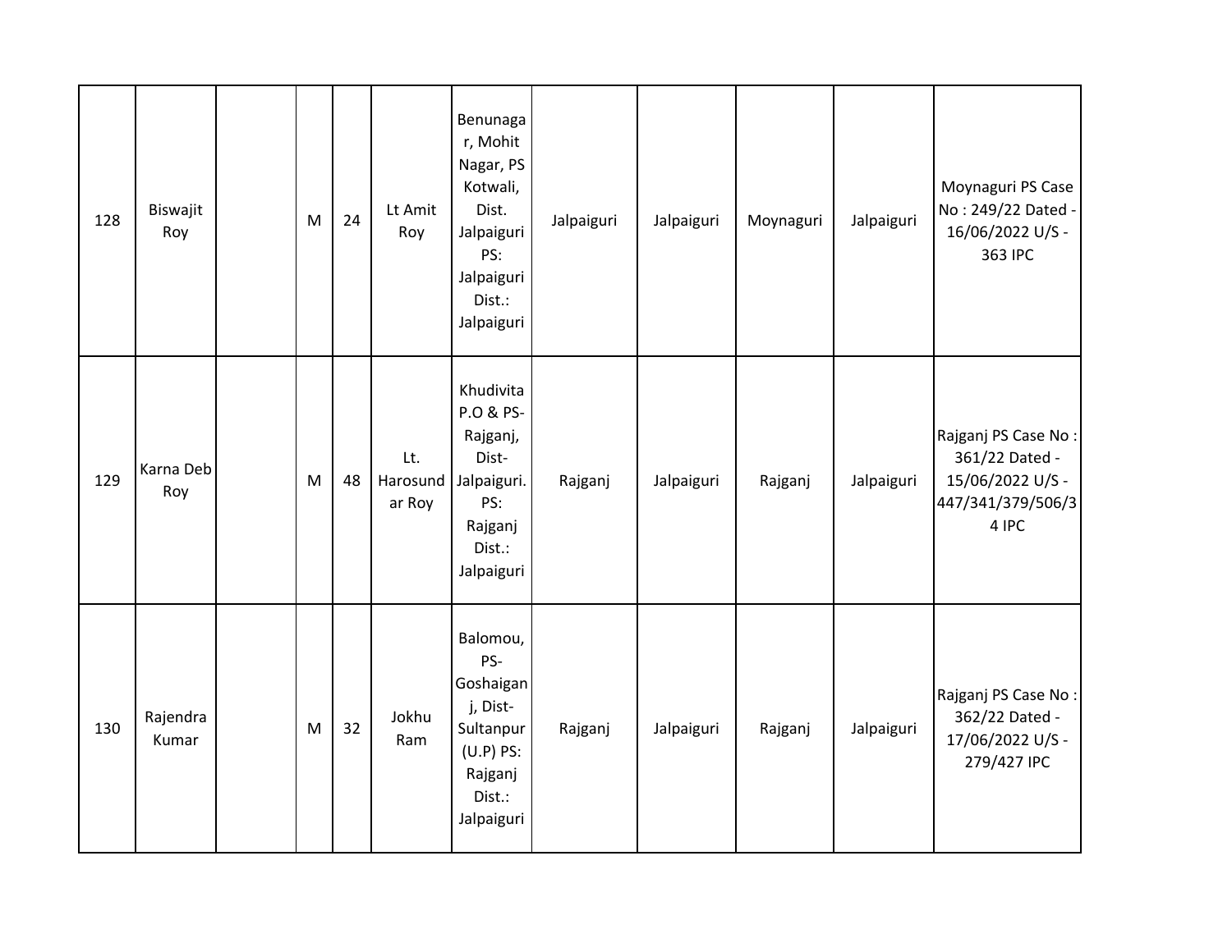| | | | | | | | | | | | |
|---|---|---|---|---|---|---|---|---|---|---|---|
| 128 | Biswajit Roy | | M | 24 | Lt Amit Roy | Benunagar, Mohit Nagar, PS Kotwali, Dist. Jalpaiguri PS: Jalpaiguri Dist.: Jalpaiguri | Jalpaiguri | Jalpaiguri | Moynaguri | Jalpaiguri | Moynaguri PS Case No : 249/22 Dated - 16/06/2022 U/S - 363 IPC |
| 129 | Karna Deb Roy | | M | 48 | Lt. Harosundar Roy | Khudivita P.O & PS-Rajganj, Dist-Jalpaiguri. PS: Rajganj Dist.: Jalpaiguri | Rajganj | Jalpaiguri | Rajganj | Jalpaiguri | Rajganj PS Case No : 361/22 Dated - 15/06/2022 U/S - 447/341/379/506/34 IPC |
| 130 | Rajendra Kumar | | M | 32 | Jokhu Ram | Balomou, PS-Goshaiganj, Dist-Sultanpur (U.P) PS: Rajganj Dist.: Jalpaiguri | Rajganj | Jalpaiguri | Rajganj | Jalpaiguri | Rajganj PS Case No : 362/22 Dated - 17/06/2022 U/S - 279/427 IPC |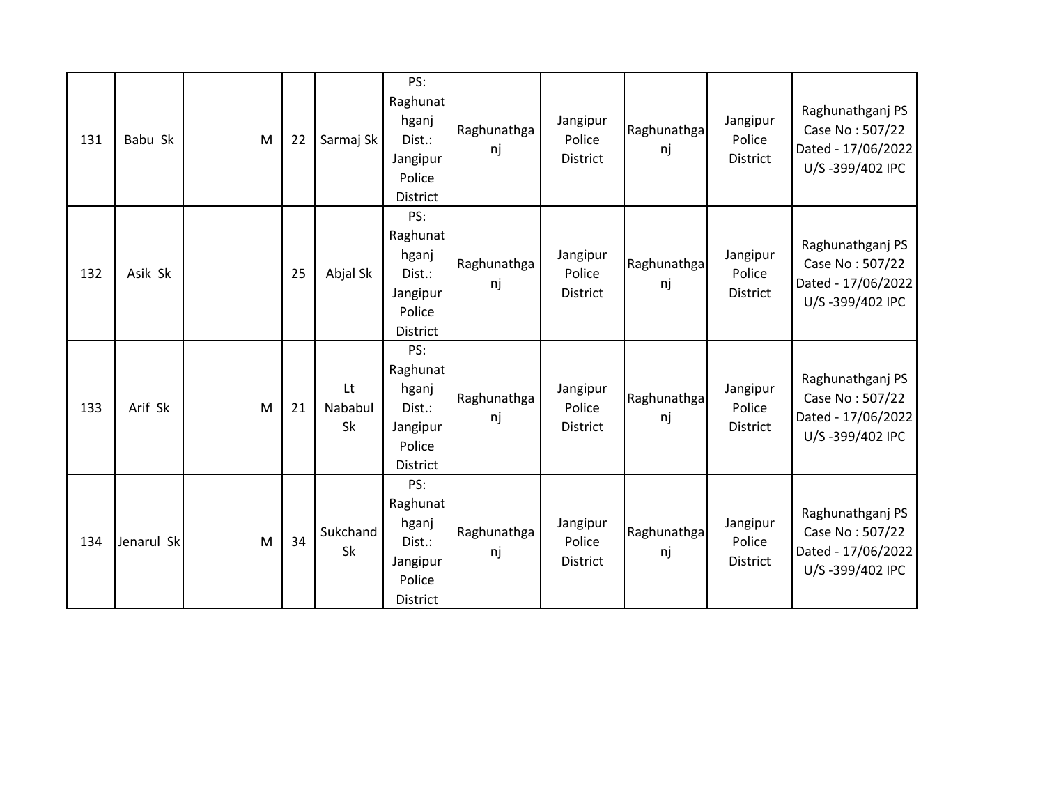| | | | | | | | | | | | |
|---|---|---|---|---|---|---|---|---|---|---|---|
| 131 | Babu Sk | | M | 22 | Sarmaj Sk | PS: Raghunathganj Dist.: Jangipur Police District | Raghunathganj | Jangipur Police District | Raghunathganj | Jangipur Police District | Raghunathganj PS Case No : 507/22 Dated - 17/06/2022 U/S -399/402 IPC |
| 132 | Asik Sk | | | 25 | Abjal Sk | PS: Raghunathganj Dist.: Jangipur Police District | Raghunathganj | Jangipur Police District | Raghunathganj | Jangipur Police District | Raghunathganj PS Case No : 507/22 Dated - 17/06/2022 U/S -399/402 IPC |
| 133 | Arif Sk | | M | 21 | Lt Nababul Sk | PS: Raghunathganj Dist.: Jangipur Police District | Raghunathganj | Jangipur Police District | Raghunathganj | Jangipur Police District | Raghunathganj PS Case No : 507/22 Dated - 17/06/2022 U/S -399/402 IPC |
| 134 | Jenarul Sk | | M | 34 | Sukchand Sk | PS: Raghunathganj Dist.: Jangipur Police District | Raghunathganj | Jangipur Police District | Raghunathganj | Jangipur Police District | Raghunathganj PS Case No : 507/22 Dated - 17/06/2022 U/S -399/402 IPC |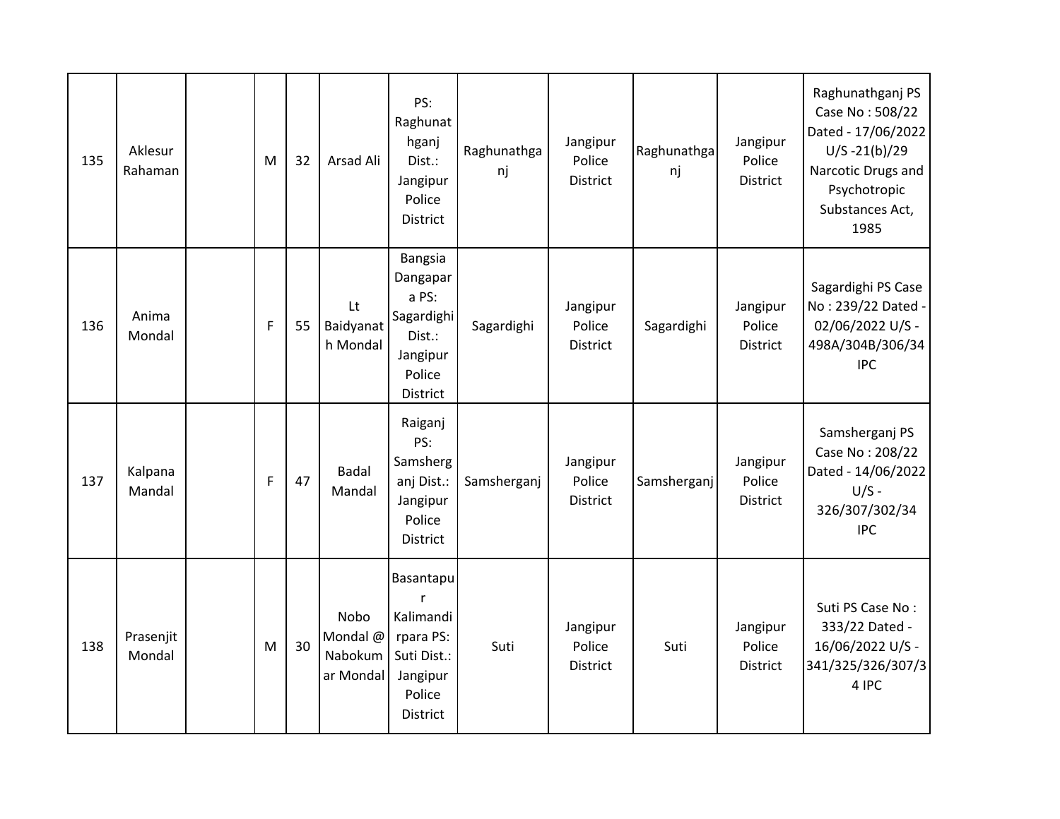| | | | | | | | | | | | |
|---|---|---|---|---|---|---|---|---|---|---|---|
| 135 | Aklesur Rahaman | | M | 32 | Arsad Ali | PS: Raghunathganj Dist.: Jangipur Police District | Raghunathganj | Jangipur Police District | Raghunathganj | Jangipur Police District | Raghunathganj PS Case No : 508/22 Dated - 17/06/2022 U/S -21(b)/29 Narcotic Drugs and Psychotropic Substances Act, 1985 |
| 136 | Anima Mondal | | F | 55 | Lt Baidyanath Mondal | Bangsia Dangapara PS: Sagardighi Dist.: Jangipur Police District | Sagardighi | Jangipur Police District | Sagardighi | Jangipur Police District | Sagardighi PS Case No : 239/22 Dated - 02/06/2022 U/S - 498A/304B/306/34 IPC |
| 137 | Kalpana Mandal | | F | 47 | Badal Mandal | Raiganj PS: Samsherganj Dist.: Jangipur Police District | Samsherganj | Jangipur Police District | Samsherganj | Jangipur Police District | Samsherganj PS Case No : 208/22 Dated - 14/06/2022 U/S - 326/307/302/34 IPC |
| 138 | Prasenjit Mondal | | M | 30 | Nobo Mondal @ Nabokumar Mondal | Basantapur Kalimandirpara PS: Suti Dist.: Jangipur Police District | Suti | Jangipur Police District | Suti | Jangipur Police District | Suti PS Case No : 333/22 Dated - 16/06/2022 U/S - 341/325/326/307/34 IPC |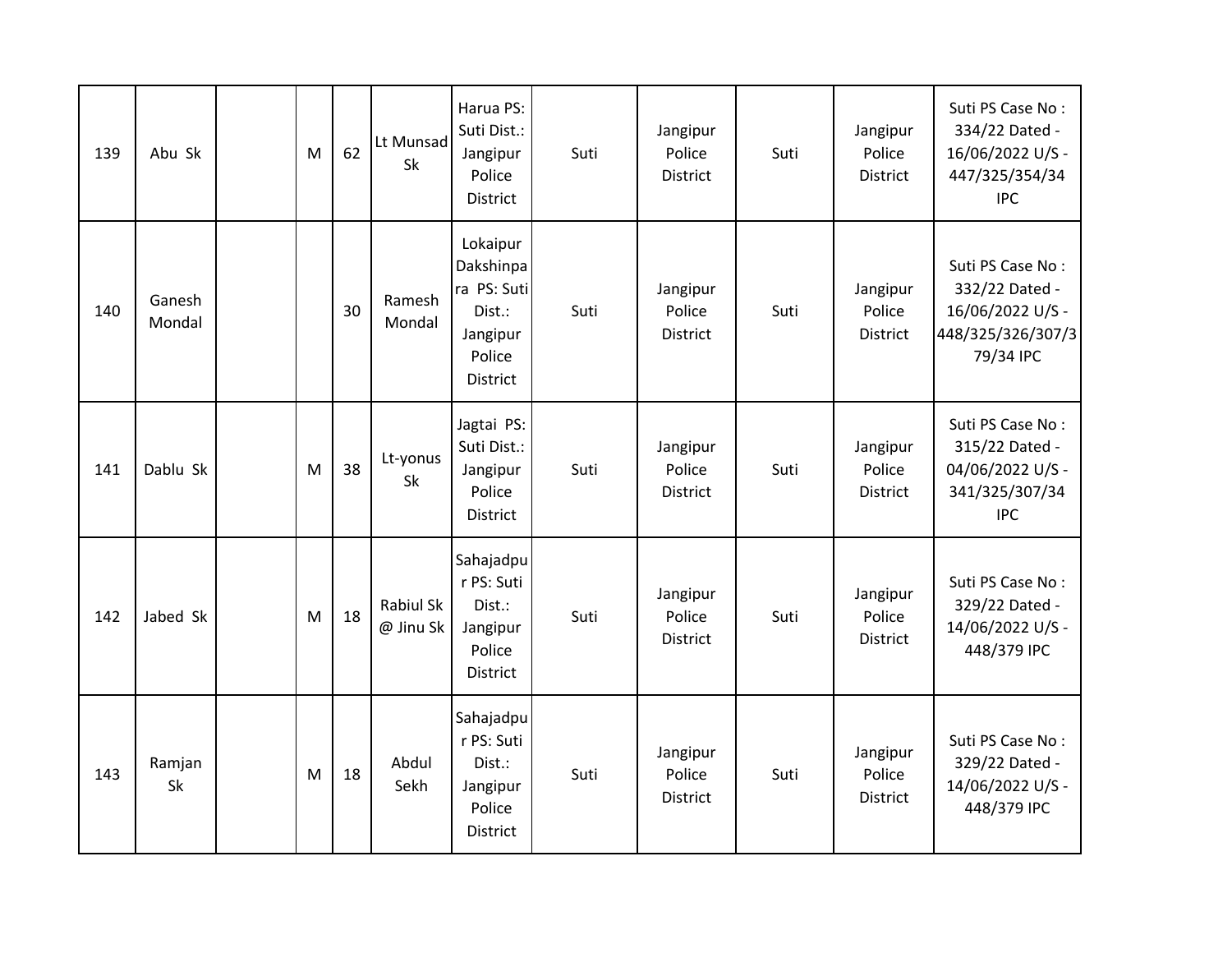| | | | | | | | | | | | |
|---|---|---|---|---|---|---|---|---|---|---|---|
| 139 | Abu Sk | | M | 62 | Lt Munsad Sk | Harua PS: Suti Dist.: Jangipur Police District | Suti | Jangipur Police District | Suti | Jangipur Police District | Suti PS Case No : 334/22 Dated - 16/06/2022 U/S - 447/325/354/34 IPC |
| 140 | Ganesh Mondal | | | 30 | Ramesh Mondal | Lokaipur Dakshinpara PS: Suti Dist.: Jangipur Police District | Suti | Jangipur Police District | Suti | Jangipur Police District | Suti PS Case No : 332/22 Dated - 16/06/2022 U/S - 448/325/326/307/379/34 IPC |
| 141 | Dablu Sk | | M | 38 | Lt-yonus Sk | Jagtai PS: Suti Dist.: Jangipur Police District | Suti | Jangipur Police District | Suti | Jangipur Police District | Suti PS Case No : 315/22 Dated - 04/06/2022 U/S - 341/325/307/34 IPC |
| 142 | Jabed Sk | | M | 18 | Rabiul Sk @ Jinu Sk | Sahajadpur PS: Suti Dist.: Jangipur Police District | Suti | Jangipur Police District | Suti | Jangipur Police District | Suti PS Case No : 329/22 Dated - 14/06/2022 U/S - 448/379 IPC |
| 143 | Ramjan Sk | | M | 18 | Abdul Sekh | Sahajadpur PS: Suti Dist.: Jangipur Police District | Suti | Jangipur Police District | Suti | Jangipur Police District | Suti PS Case No : 329/22 Dated - 14/06/2022 U/S - 448/379 IPC |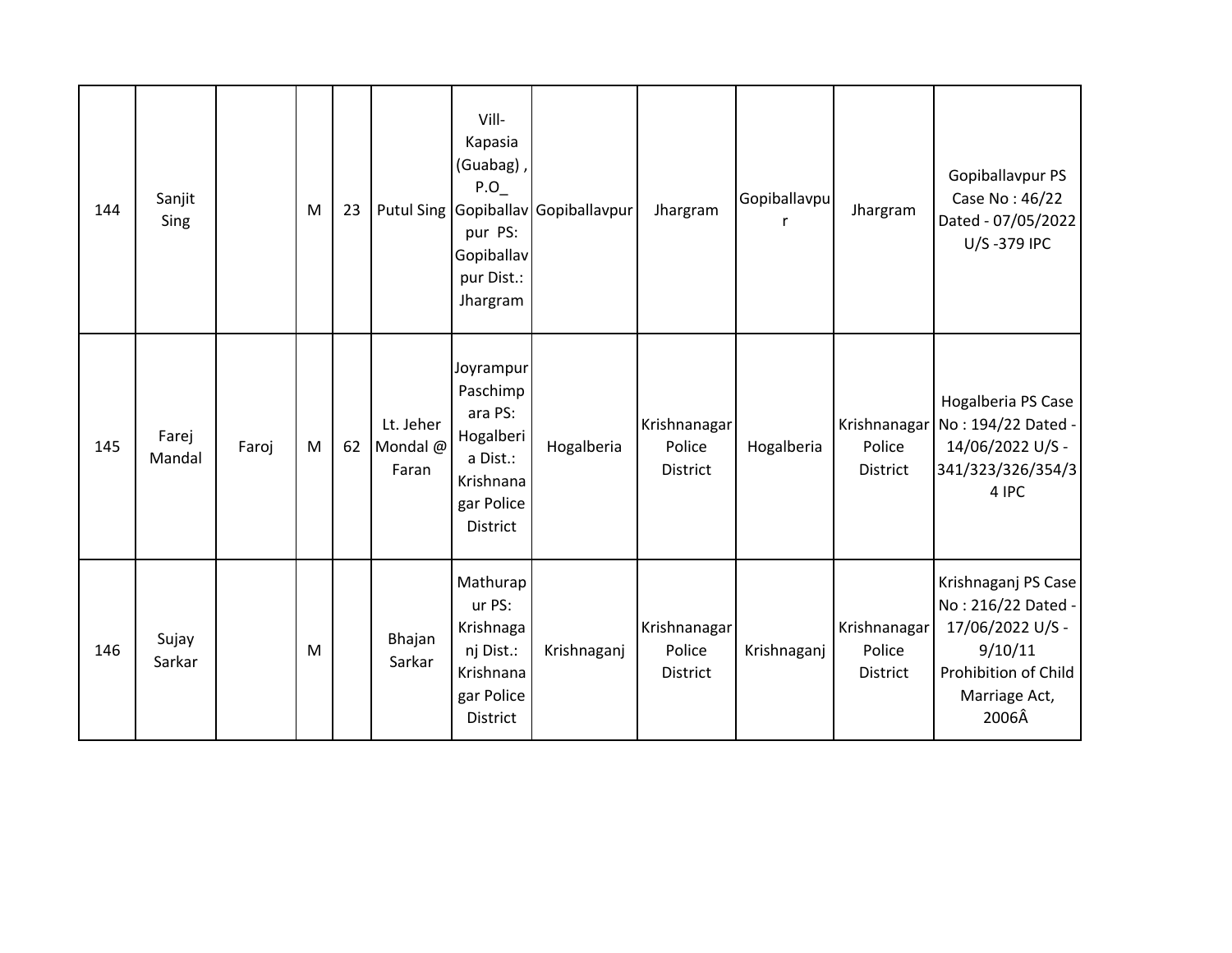| 144 | Sanjit Sing | | M | 23 | Putul Sing | Vill- Kapasia (Guabag) , P.O_ Gopiballavpur PS: Gopiballavpur Dist.: Jhargram | Gopiballavpur | Jhargram | Gopiballavpur | Jhargram | Gopiballavpur PS Case No : 46/22 Dated - 07/05/2022 U/S -379 IPC |
|---|---|---|---|---|---|---|---|---|---|---|---|
| 145 | Farej Mandal | Faroj | M | 62 | Lt. Jeher Mondal @ Faran | Joyrampur Paschimpara PS: Hogalberia Dist.: Krishnanagar Police District | Hogalberia | Krishnanagar Police District | Hogalberia | Krishnanagar Police District | Hogalberia PS Case No : 194/22 Dated - 14/06/2022 U/S - 341/323/326/354/34 IPC |
| 146 | Sujay Sarkar | | M | | Bhajan Sarkar | Mathurapur PS: Krishnaganj Dist.: Krishnanagar Police District | Krishnaganj | Krishnanagar Police District | Krishnaganj | Krishnanagar Police District | Krishnaganj PS Case No : 216/22 Dated - 17/06/2022 U/S - 9/10/11 Prohibition of Child Marriage Act, 2006Â |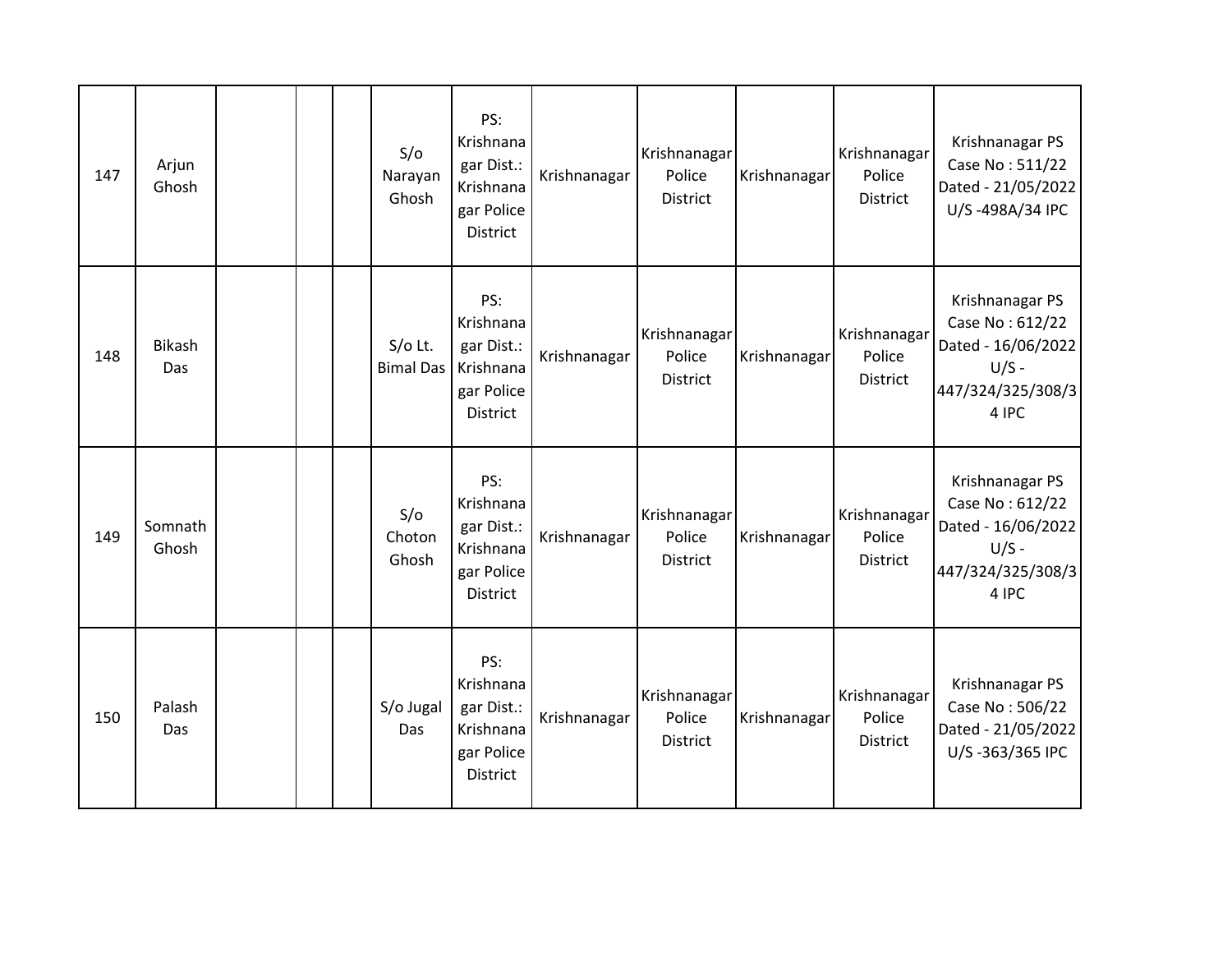| | | | | | | | | | | | |
|---|---|---|---|---|---|---|---|---|---|---|---|
| 147 | Arjun Ghosh | | | | S/o Narayan Ghosh | PS: Krishnanagar Dist.: Krishnanagar Police District | Krishnanagar | Krishnanagar Police District | Krishnanagar | Krishnanagar Police District | Krishnanagar PS Case No : 511/22 Dated - 21/05/2022 U/S -498A/34 IPC |
| 148 | Bikash Das | | | | S/o Lt. Bimal Das | PS: Krishnanagar Dist.: Krishnanagar Police District | Krishnanagar | Krishnanagar Police District | Krishnanagar | Krishnanagar Police District | Krishnanagar PS Case No : 612/22 Dated - 16/06/2022 U/S - 447/324/325/308/34 IPC |
| 149 | Somnath Ghosh | | | | S/o Choton Ghosh | PS: Krishnanagar Dist.: Krishnanagar Police District | Krishnanagar | Krishnanagar Police District | Krishnanagar | Krishnanagar Police District | Krishnanagar PS Case No : 612/22 Dated - 16/06/2022 U/S - 447/324/325/308/34 IPC |
| 150 | Palash Das | | | | S/o Jugal Das | PS: Krishnanagar Dist.: Krishnanagar Police District | Krishnanagar | Krishnanagar Police District | Krishnanagar | Krishnanagar Police District | Krishnanagar PS Case No : 506/22 Dated - 21/05/2022 U/S -363/365 IPC |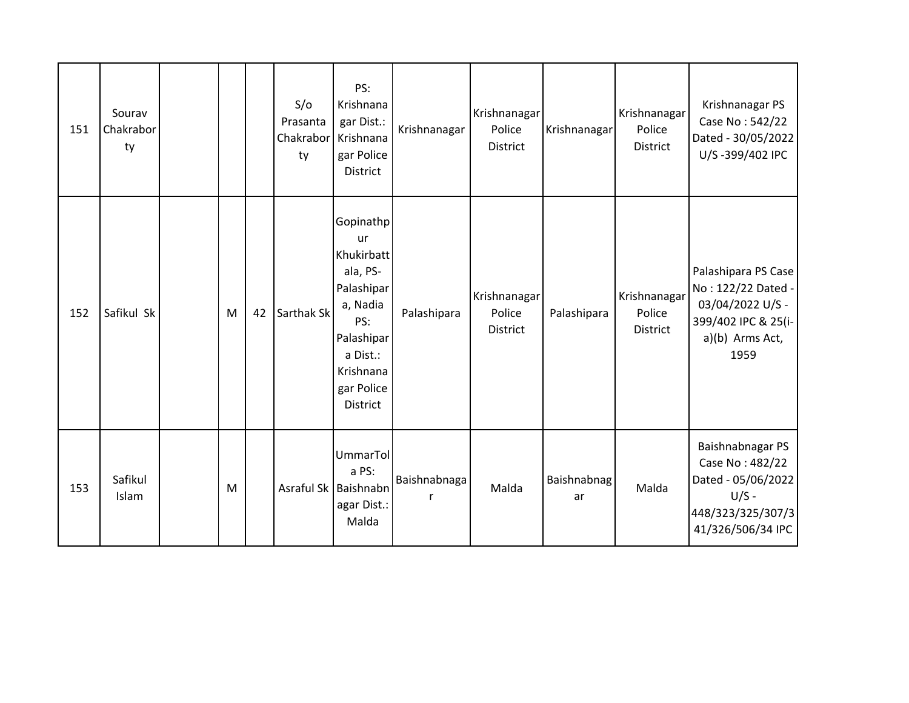| | | | | | | | | | | | |
|---|---|---|---|---|---|---|---|---|---|---|---|
| 151 | Sourav Chakraborty | | | | S/o Prasanta Chakraborty | PS: Krishnanagar Dist.: Krishnanagar Police District | Krishnanagar | Krishnanagar Police District | Krishnanagar | Krishnanagar Police District | Krishnanagar PS Case No : 542/22 Dated - 30/05/2022 U/S -399/402 IPC |
| 152 | Safikul Sk | | M | 42 | Sarthak Sk | Gopinathpur Khukirbattala, PS-Palashipara, Nadia PS: Palashipara Dist.: Krishnanagar Police District | Palashipara | Krishnanagar Police District | Palashipara | Krishnanagar Police District | Palashipara PS Case No : 122/22 Dated - 03/04/2022 U/S - 399/402 IPC & 25(i-a)(b) Arms Act, 1959 |
| 153 | Safikul Islam | | M | | Asraful Sk | UmmarTola PS: Baishnabnagar Dist.: Malda | Baishnabnagar | Malda | Baishnabnagar | Malda | Baishnabnagar PS Case No : 482/22 Dated - 05/06/2022 U/S - 448/323/325/307/341/326/506/34 IPC |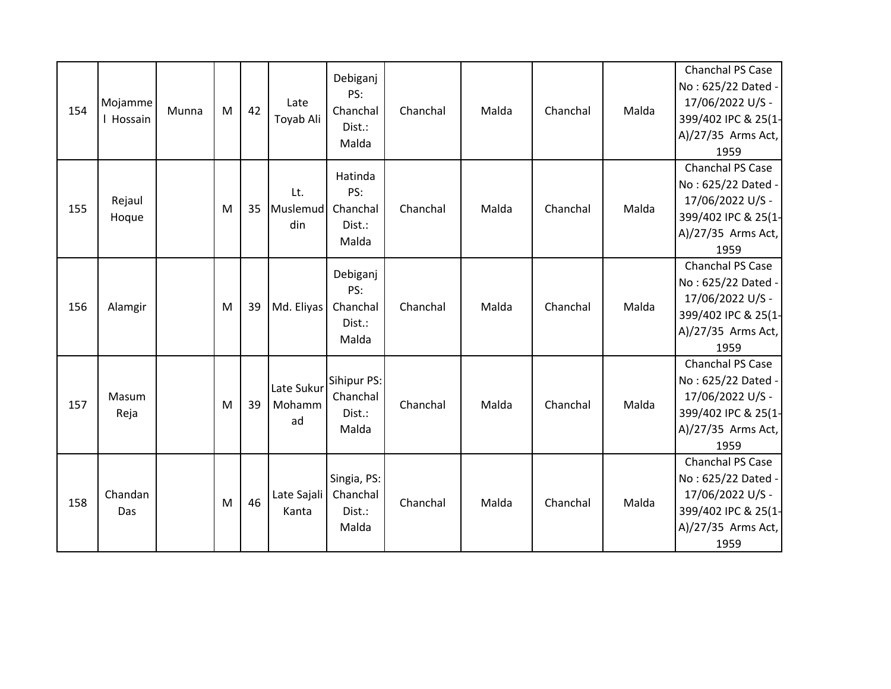| | | | | | | | | | | | |
|---|---|---|---|---|---|---|---|---|---|---|---|
| 154 | Mojammel Hossain | Munna | M | 42 | Late Toyab Ali | Debiganj PS: Chanchal Dist.: Malda | Chanchal | Malda | Chanchal | Malda | Chanchal PS Case No : 625/22 Dated - 17/06/2022 U/S - 399/402 IPC & 25(1-A)/27/35 Arms Act, 1959 |
| 155 | Rejaul Hoque | | M | 35 | Lt. Muslemuddin | Hatinda PS: Chanchal Dist.: Malda | Chanchal | Malda | Chanchal | Malda | Chanchal PS Case No : 625/22 Dated - 17/06/2022 U/S - 399/402 IPC & 25(1-A)/27/35 Arms Act, 1959 |
| 156 | Alamgir | | M | 39 | Md. Eliyas | Debiganj PS: Chanchal Dist.: Malda | Chanchal | Malda | Chanchal | Malda | Chanchal PS Case No : 625/22 Dated - 17/06/2022 U/S - 399/402 IPC & 25(1-A)/27/35 Arms Act, 1959 |
| 157 | Masum Reja | | M | 39 | Late Sukur Mohammad | Sihipur PS: Chanchal Dist.: Malda | Chanchal | Malda | Chanchal | Malda | Chanchal PS Case No : 625/22 Dated - 17/06/2022 U/S - 399/402 IPC & 25(1-A)/27/35 Arms Act, 1959 |
| 158 | Chandan Das | | M | 46 | Late Sajali Kanta | Singia, PS: Chanchal Dist.: Malda | Chanchal | Malda | Chanchal | Malda | Chanchal PS Case No : 625/22 Dated - 17/06/2022 U/S - 399/402 IPC & 25(1-A)/27/35 Arms Act, 1959 |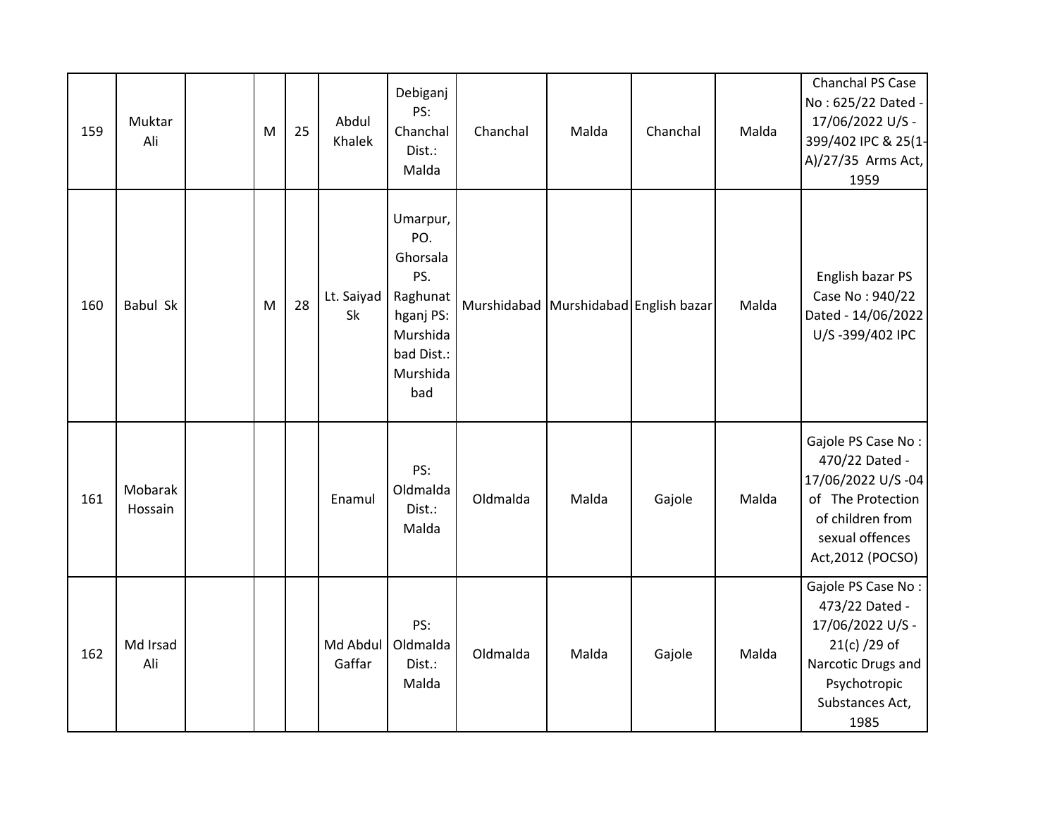| | | | | | | | | | | | |
|---|---|---|---|---|---|---|---|---|---|---|---|
| 159 | Muktar Ali | | M | 25 | Abdul Khalek | Debiganj PS: Chanchal Dist.: Malda | Chanchal | Malda | Chanchal | Malda | Chanchal PS Case No : 625/22 Dated - 17/06/2022 U/S - 399/402 IPC & 25(1-A)/27/35 Arms Act, 1959 |
| 160 | Babul Sk | | M | 28 | Lt. Saiyad Sk | Umarpur, PO. Ghorsala PS. Raghunathganj PS: Murshidabad Dist.: Murshidabad | Murshidabad | Murshidabad | English bazar | Malda | English bazar PS Case No : 940/22 Dated - 14/06/2022 U/S -399/402 IPC |
| 161 | Mobarak Hossain | | | | Enamul | PS: Oldmalda Dist.: Malda | Oldmalda | Malda | Gajole | Malda | Gajole PS Case No : 470/22 Dated - 17/06/2022 U/S -04 of The Protection of children from sexual offences Act,2012 (POCSO) |
| 162 | Md Irsad Ali | | | | Md Abdul Gaffar | PS: Oldmalda Dist.: Malda | Oldmalda | Malda | Gajole | Malda | Gajole PS Case No : 473/22 Dated - 17/06/2022 U/S - 21(c) /29 of Narcotic Drugs and Psychotropic Substances Act, 1985 |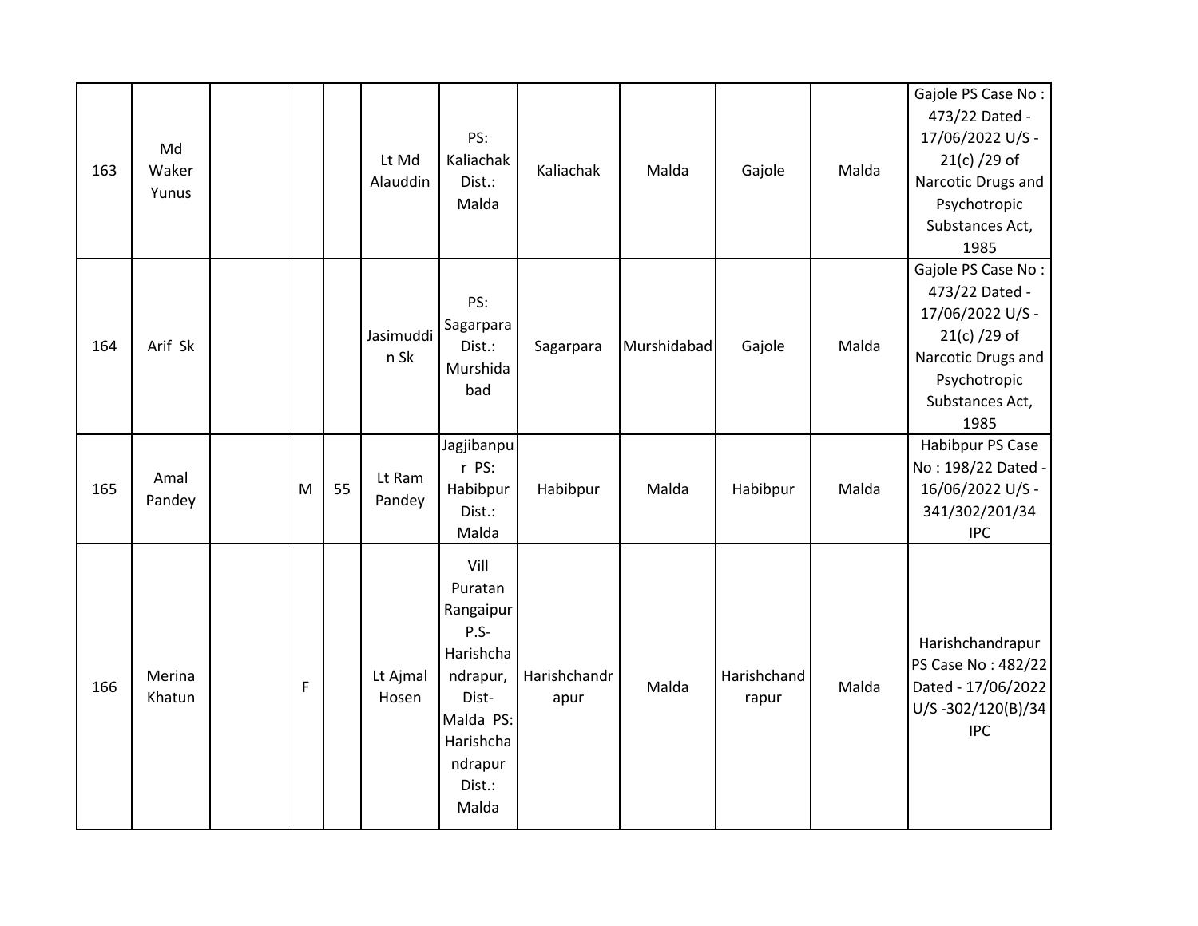| | | | | | | | | | | | |
|---|---|---|---|---|---|---|---|---|---|---|---|
| 163 | Md Waker Yunus | | | | Lt Md Alauddin | PS: Kaliachak Dist.: Malda | Kaliachak | Malda | Gajole | Malda | Gajole PS Case No : 473/22 Dated - 17/06/2022 U/S - 21(c) /29 of Narcotic Drugs and Psychotropic Substances Act, 1985 |
| 164 | Arif Sk | | | | Jasimuddin Sk | PS: Sagarpara Dist.: Murshidabad | Sagarpara | Murshidabad | Gajole | Malda | Gajole PS Case No : 473/22 Dated - 17/06/2022 U/S - 21(c) /29 of Narcotic Drugs and Psychotropic Substances Act, 1985 |
| 165 | Amal Pandey | | M | 55 | Lt Ram Pandey | Jagjibanpur PS: Habibpur Dist.: Malda | Habibpur | Malda | Habibpur | Malda | Habibpur PS Case No : 198/22 Dated - 16/06/2022 U/S - 341/302/201/34 IPC |
| 166 | Merina Khatun | | F | | Lt Ajmal Hosen | Vill Puratan Rangaipur P.S- Harishchandrapur, Dist- Malda PS: Harishchandrapur Dist.: Malda | Harishchandrapur | Malda | Harishchandrapur | Malda | Harishchandrapur PS Case No : 482/22 Dated - 17/06/2022 U/S -302/120(B)/34 IPC |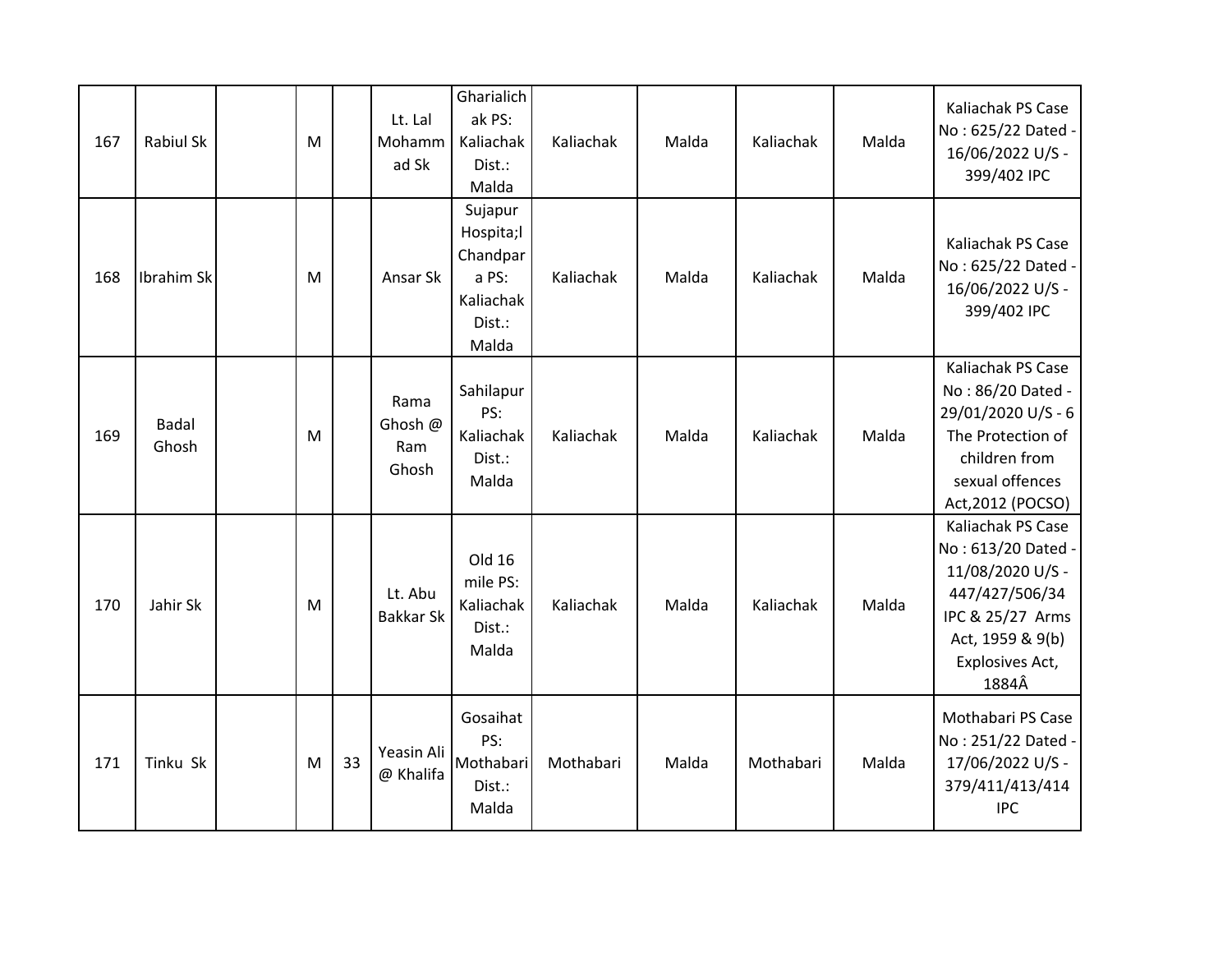| | | | | | | | | | | | |
|---|---|---|---|---|---|---|---|---|---|---|---|
| 167 | Rabiul Sk | | M | | Lt. Lal Mohammad Sk | Gharialichak PS: Kaliachak Dist.: Malda | Kaliachak | Malda | Kaliachak | Malda | Kaliachak PS Case No : 625/22 Dated - 16/06/2022 U/S - 399/402 IPC |
| 168 | Ibrahim Sk | | M | | Ansar Sk | Sujapur Hospita;l Chandpara PS: Kaliachak Dist.: Malda | Kaliachak | Malda | Kaliachak | Malda | Kaliachak PS Case No : 625/22 Dated - 16/06/2022 U/S - 399/402 IPC |
| 169 | Badal Ghosh | | M | | Rama Ghosh @ Ram Ghosh | Sahilapur PS: Kaliachak Dist.: Malda | Kaliachak | Malda | Kaliachak | Malda | Kaliachak PS Case No : 86/20 Dated - 29/01/2020 U/S - 6 The Protection of children from sexual offences Act,2012 (POCSO) |
| 170 | Jahir Sk | | M | | Lt. Abu Bakkar Sk | Old 16 mile PS: Kaliachak Dist.: Malda | Kaliachak | Malda | Kaliachak | Malda | Kaliachak PS Case No : 613/20 Dated - 11/08/2020 U/S - 447/427/506/34 IPC & 25/27 Arms Act, 1959 & 9(b) Explosives Act, 1884Â |
| 171 | Tinku Sk | | M | 33 | Yeasin Ali @ Khalifa | Gosaihat PS: Mothabari Dist.: Malda | Mothabari | Malda | Mothabari | Malda | Mothabari PS Case No : 251/22 Dated - 17/06/2022 U/S - 379/411/413/414 IPC |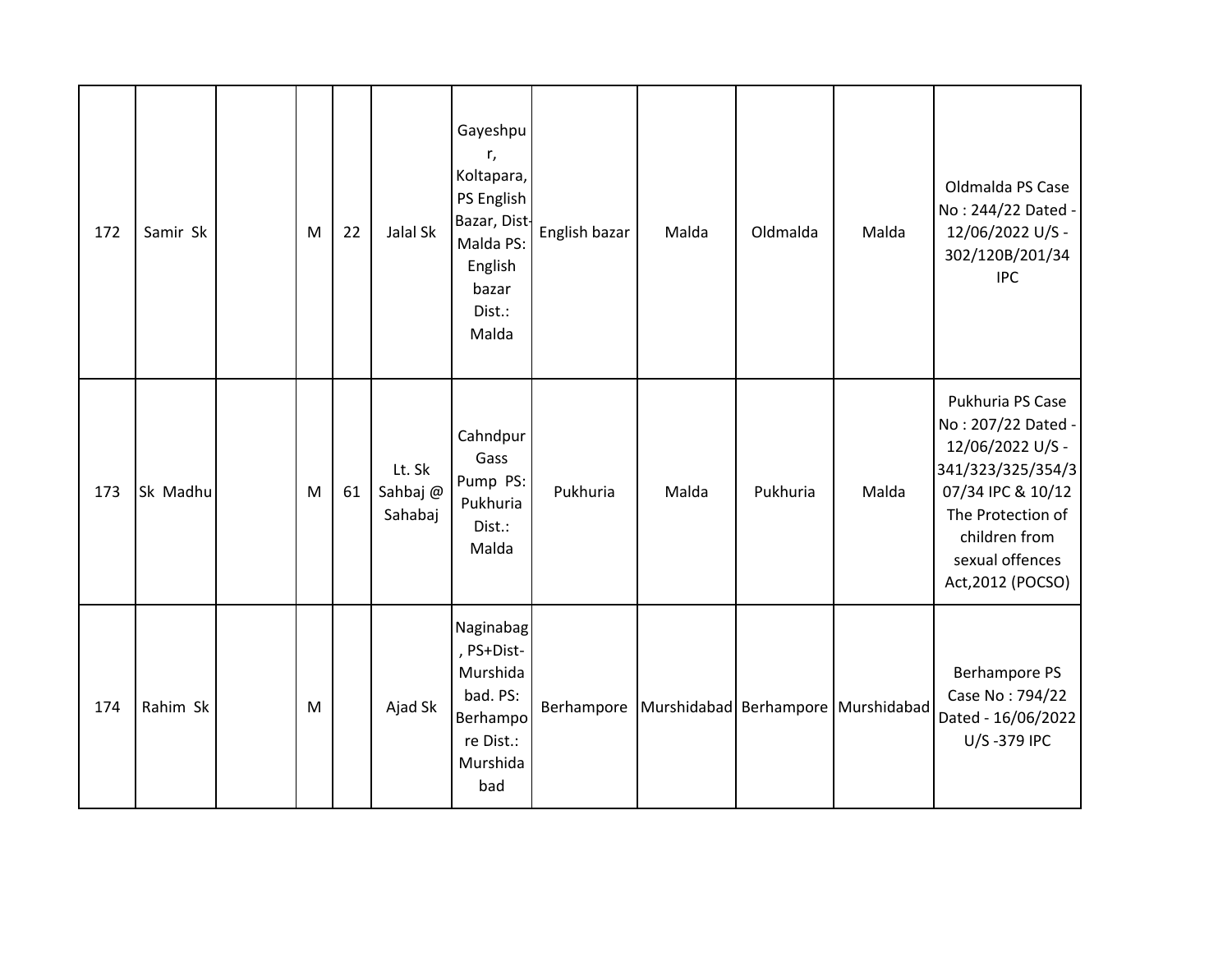| | | | | | | | | | | | |
|---|---|---|---|---|---|---|---|---|---|---|---|
| 172 | Samir Sk | | M | 22 | Jalal Sk | Gayeshpur, Koltapara, PS English Bazar, Dist-Malda PS: English bazar Dist.: Malda | English bazar | Malda | Oldmalda | Malda | Oldmalda PS Case No : 244/22 Dated - 12/06/2022 U/S - 302/120B/201/34 IPC |
| 173 | Sk Madhu | | M | 61 | Lt. Sk Sahbaj @ Sahabaj | Cahndpur Gass Pump PS: Pukhuria Dist.: Malda | Pukhuria | Malda | Pukhuria | Malda | Pukhuria PS Case No : 207/22 Dated - 12/06/2022 U/S - 341/323/325/354/307/34 IPC & 10/12 The Protection of children from sexual offences Act,2012 (POCSO) |
| 174 | Rahim Sk | | M | | Ajad Sk | Naginabag, PS+Dist-Murshidabad. PS: Berhampore Dist.: Murshidabad | Berhampore | Murshidabad | Berhampore | Murshidabad | Berhampore PS Case No : 794/22 Dated - 16/06/2022 U/S -379 IPC |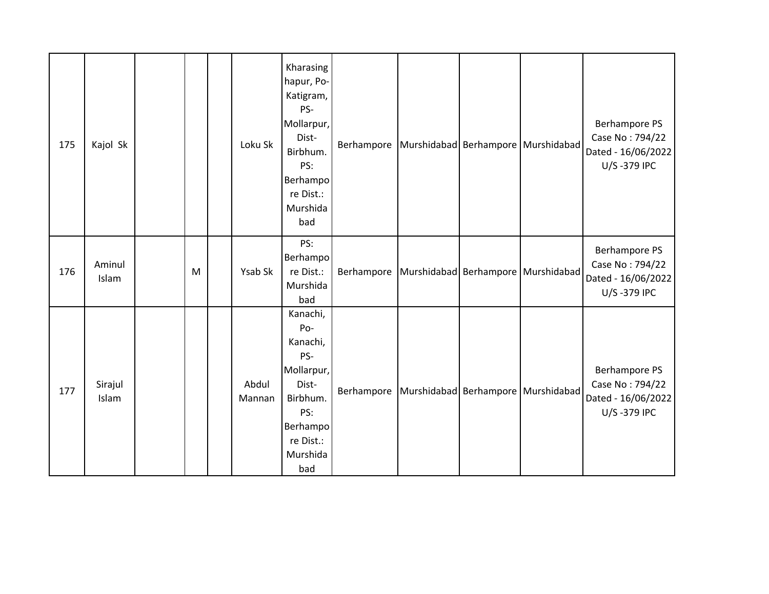| | | | | | | | | | | | |
|---|---|---|---|---|---|---|---|---|---|---|---|
| 175 | Kajol Sk | | | | Loku Sk | Kharasinghapur, Po-Katigram, PS-Mollarpur, Dist-Birbhum. PS: Berhampore Dist.: Murshidabad | Berhampore | Murshidabad | Berhampore | Murshidabad | Berhampore PS Case No : 794/22 Dated - 16/06/2022 U/S -379 IPC |
| 176 | Aminul Islam | | M | | Ysab Sk | PS: Berhampore Dist.: Murshidabad | Berhampore | Murshidabad | Berhampore | Murshidabad | Berhampore PS Case No : 794/22 Dated - 16/06/2022 U/S -379 IPC |
| 177 | Sirajul Islam | | | | Abdul Mannan | Kanachi, Po-Kanachi, PS-Mollarpur, Dist-Birbhum. PS: Berhampore Dist.: Murshidabad | Berhampore | Murshidabad | Berhampore | Murshidabad | Berhampore PS Case No : 794/22 Dated - 16/06/2022 U/S -379 IPC |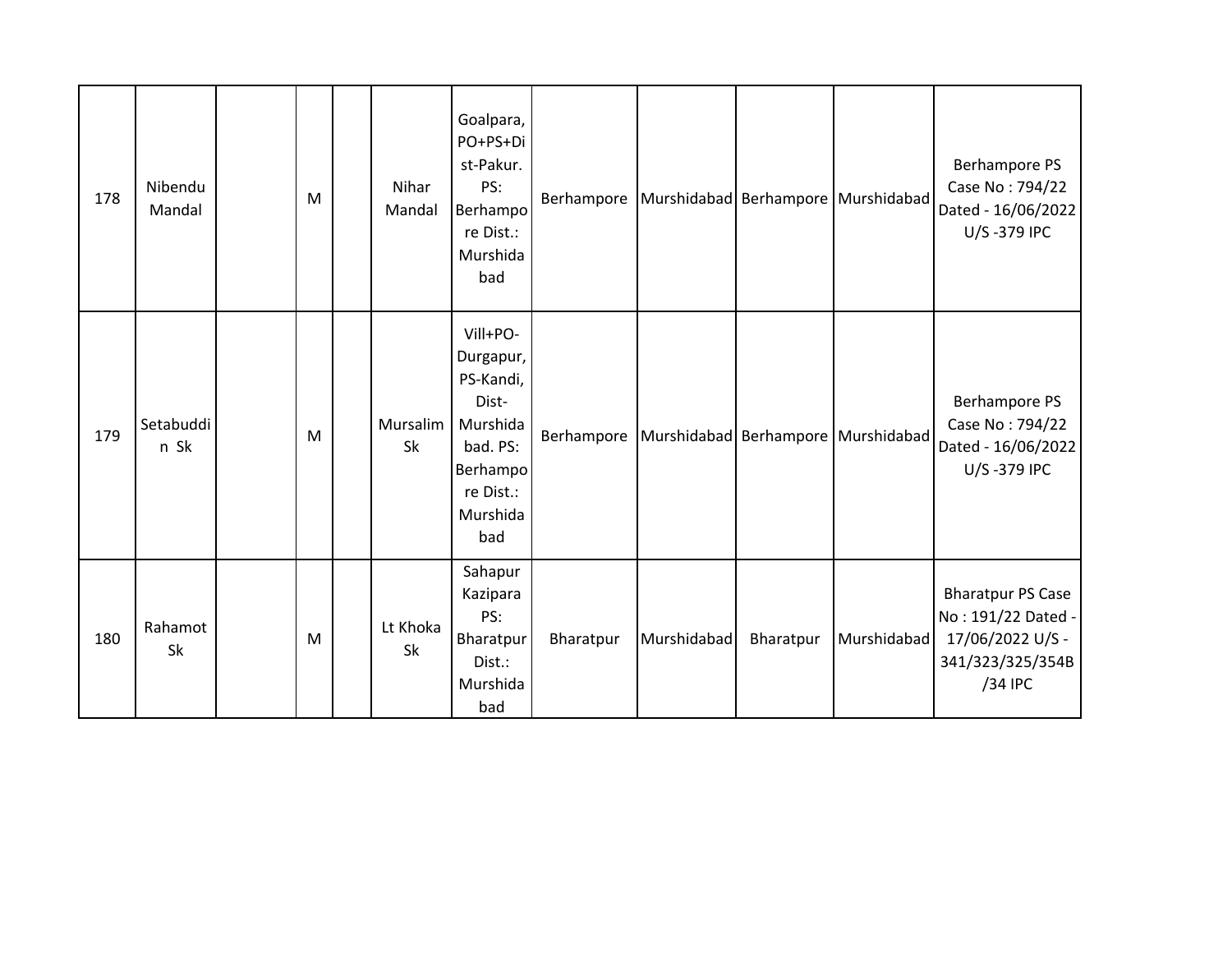| | | | | | | | | | | | |
|---|---|---|---|---|---|---|---|---|---|---|---|
| 178 | Nibendu Mandal | | M | | Nihar Mandal | Goalpara, PO+PS+Dist-Pakur. PS: Berhampore Dist.: Murshidabad | Berhampore | Murshidabad | Berhampore | Murshidabad | Berhampore PS Case No : 794/22 Dated - 16/06/2022 U/S -379 IPC |
| 179 | Setabuddin Sk | | M | | Mursalim Sk | Vill+PO-Durgapur, PS-Kandi, Dist-Murshidabad. PS: Berhampore Dist.: Murshidabad | Berhampore | Murshidabad | Berhampore | Murshidabad | Berhampore PS Case No : 794/22 Dated - 16/06/2022 U/S -379 IPC |
| 180 | Rahamot Sk | | M | | Lt Khoka Sk | Sahapur Kazipara PS: Bharatpur Dist.: Murshidabad | Bharatpur | Murshidabad | Bharatpur | Murshidabad | Bharatpur PS Case No : 191/22 Dated - 17/06/2022 U/S -341/323/325/354B/34 IPC |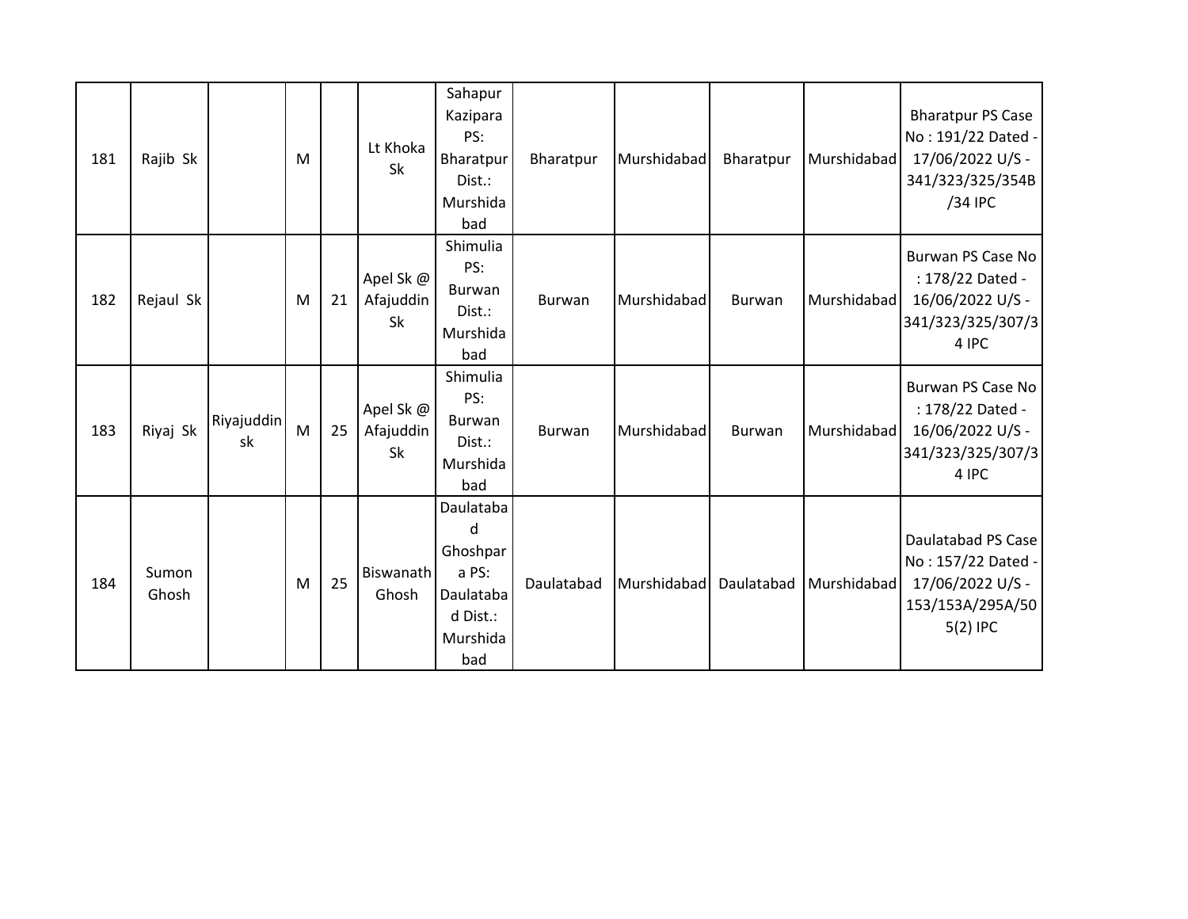| | | | | | | | | | | | |
|---|---|---|---|---|---|---|---|---|---|---|---|
| 181 | Rajib Sk | | M | | Lt Khoka Sk | Sahapur Kazipara PS: Bharatpur Dist.: Murshidabad | Bharatpur | Murshidabad | Bharatpur | Murshidabad | Bharatpur PS Case No : 191/22 Dated - 17/06/2022 U/S - 341/323/325/354B/34 IPC |
| 182 | Rejaul Sk | | M | 21 | Apel Sk @ Afajuddin Sk | Shimulia PS: Burwan Dist.: Murshidabad | Burwan | Murshidabad | Burwan | Murshidabad | Burwan PS Case No : 178/22 Dated - 16/06/2022 U/S - 341/323/325/307/34 IPC |
| 183 | Riyaj Sk | Riyajuddin sk | M | 25 | Apel Sk @ Afajuddin Sk | Shimulia PS: Burwan Dist.: Murshidabad | Burwan | Murshidabad | Burwan | Murshidabad | Burwan PS Case No : 178/22 Dated - 16/06/2022 U/S - 341/323/325/307/34 IPC |
| 184 | Sumon Ghosh | | M | 25 | Biswanath Ghosh | Daulatabad Ghoshpara PS: Daulatabad Dist.: Murshidabad | Daulatabad | Murshidabad | Daulatabad | Murshidabad | Daulatabad PS Case No : 157/22 Dated - 17/06/2022 U/S - 153/153A/295A/505(2) IPC |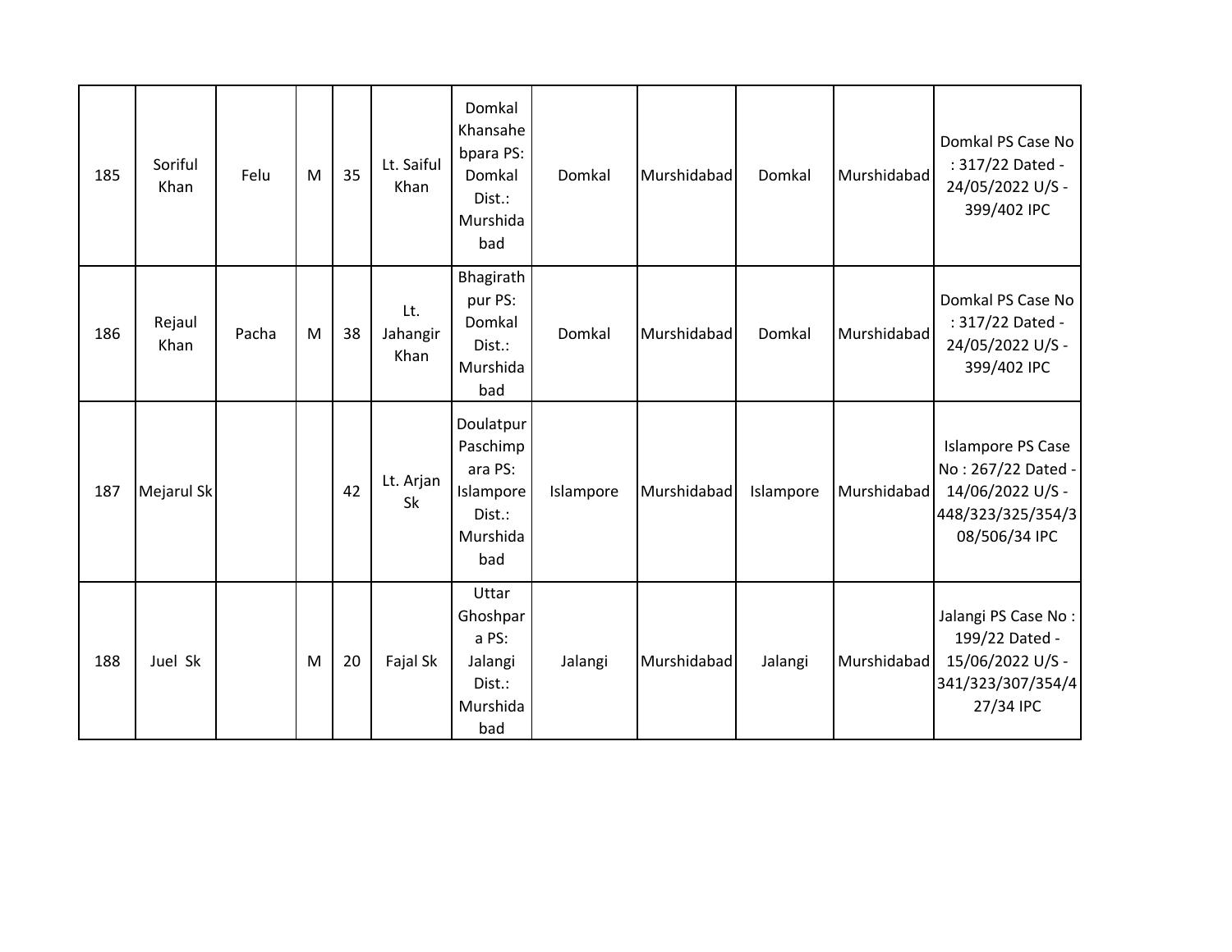| | | | | | | | | | | | |
|---|---|---|---|---|---|---|---|---|---|---|---|
| 185 | Soriful Khan | Felu | M | 35 | Lt. Saiful Khan | Domkal Khansahebpara PS: Domkal Dist.: Murshidabad | Domkal | Murshidabad | Domkal | Murshidabad | Domkal PS Case No : 317/22 Dated - 24/05/2022 U/S - 399/402 IPC |
| 186 | Rejaul Khan | Pacha | M | 38 | Lt. Jahangir Khan | Bhagirathpur PS: Domkal Dist.: Murshidabad | Domkal | Murshidabad | Domkal | Murshidabad | Domkal PS Case No : 317/22 Dated - 24/05/2022 U/S - 399/402 IPC |
| 187 | Mejarul Sk | | | 42 | Lt. Arjan Sk | Doulatpur Paschimpara PS: Islampore Dist.: Murshidabad | Islampore | Murshidabad | Islampore | Murshidabad | Islampore PS Case No : 267/22 Dated - 14/06/2022 U/S - 448/323/325/354/308/506/34 IPC |
| 188 | Juel Sk | | M | 20 | Fajal Sk | Uttar Ghoshpara PS: Jalangi Dist.: Murshidabad | Jalangi | Murshidabad | Jalangi | Murshidabad | Jalangi PS Case No : 199/22 Dated - 15/06/2022 U/S - 341/323/307/354/427/34 IPC |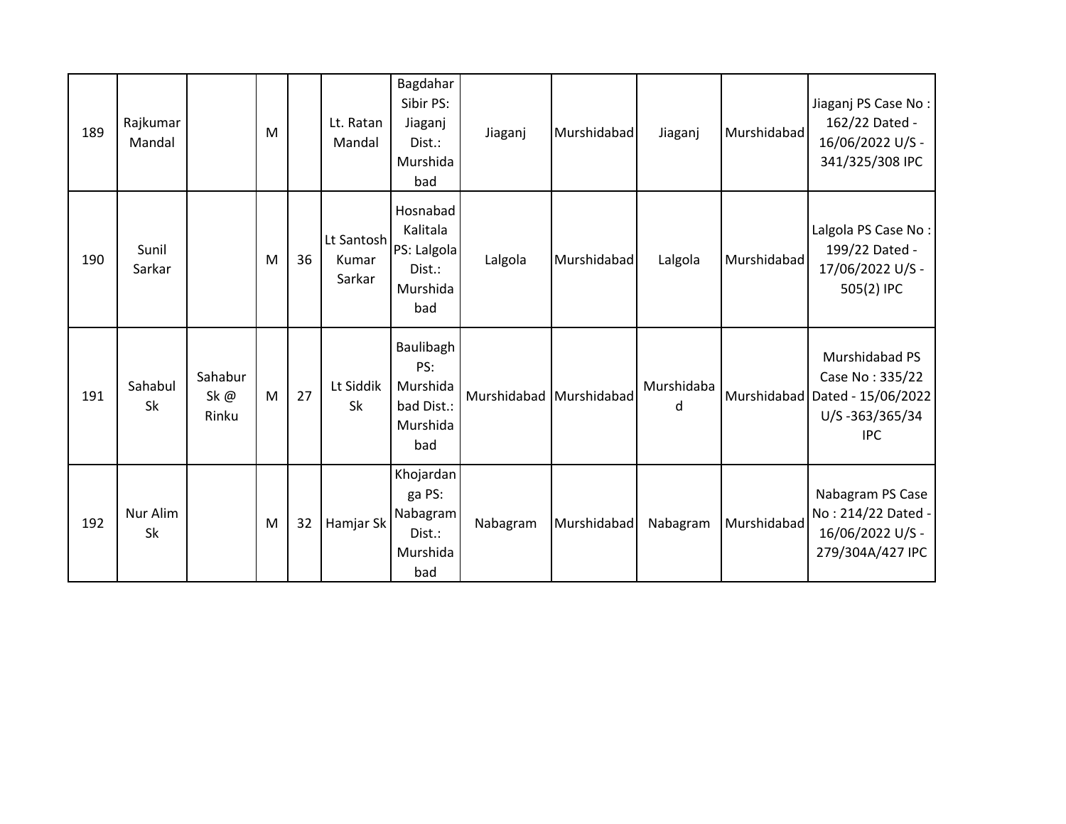| | | | | | | | | | | | |
|---|---|---|---|---|---|---|---|---|---|---|---|
| 189 | Rajkumar Mandal | | M | | Lt. Ratan Mandal | Bagdahar Sibir PS: Jiaganj Dist.: Murshidabad | Jiaganj | Murshidabad | Jiaganj | Murshidabad | Jiaganj PS Case No : 162/22 Dated - 16/06/2022 U/S - 341/325/308 IPC |
| 190 | Sunil Sarkar | | M | 36 | Lt Santosh Kumar Sarkar | Hosnabad Kalitala PS: Lalgola Dist.: Murshidabad | Lalgola | Murshidabad | Lalgola | Murshidabad | Lalgola PS Case No : 199/22 Dated - 17/06/2022 U/S - 505(2) IPC |
| 191 | Sahabul Sk | Sahabur Sk @ Rinku | M | 27 | Lt Siddik Sk | Baulibagh PS: Murshidabad Dist.: Murshidabad | Murshidabad | Murshidabad | Murshidabad | Murshidabad | Murshidabad PS Case No : 335/22 Dated - 15/06/2022 U/S -363/365/34 IPC |
| 192 | Nur Alim Sk | | M | 32 | Hamjar Sk | Khojardanga PS: Nabagram Dist.: Murshidabad | Nabagram | Murshidabad | Nabagram | Murshidabad | Nabagram PS Case No : 214/22 Dated - 16/06/2022 U/S - 279/304A/427 IPC |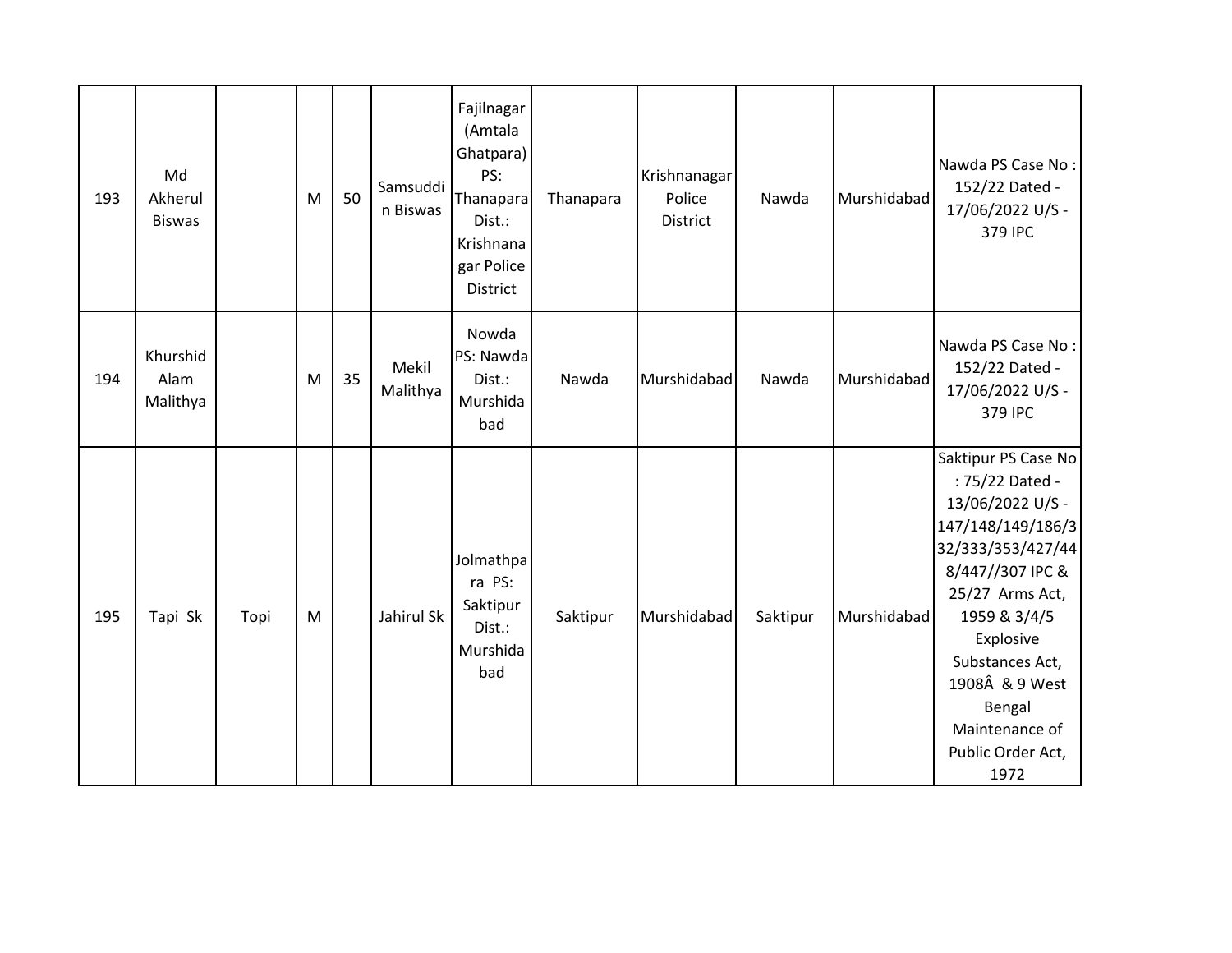| | | | | | | | | | | | |
|---|---|---|---|---|---|---|---|---|---|---|---|
| 193 | Md Akherul Biswas | | M | 50 | Samsuddin Biswas | Fajilnagar (Amtala Ghatpara) PS: Thanapara Dist.: Krishnanagar Police District | Thanapara | Krishnanagar Police District | Nawda | Murshidabad | Nawda PS Case No : 152/22 Dated - 17/06/2022 U/S - 379 IPC |
| 194 | Khurshid Alam Malithya | | M | 35 | Mekil Malithya | Nowda PS: Nawda Dist.: Murshidabad | Nawda | Murshidabad | Nawda | Murshidabad | Nawda PS Case No : 152/22 Dated - 17/06/2022 U/S - 379 IPC |
| 195 | Tapi Sk | Topi | M | | Jahirul Sk | Jolmathpara PS: Saktipur Dist.: Murshidabad | Saktipur | Murshidabad | Saktipur | Murshidabad | Saktipur PS Case No : 75/22 Dated - 13/06/2022 U/S - 147/148/149/186/332/333/353/427/448/447//307 IPC & 25/27 Arms Act, 1959 & 3/4/5 Explosive Substances Act, 1908Â & 9 West Bengal Maintenance of Public Order Act, 1972 |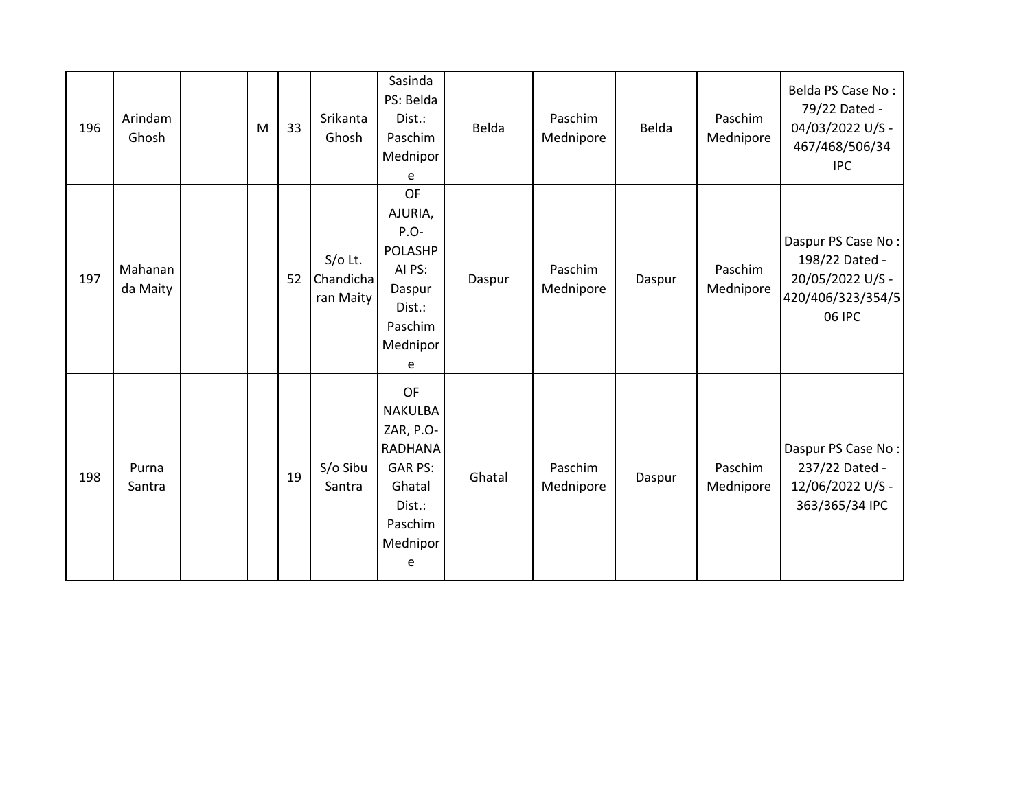| | | | | | | | | | | | | |
|---|---|---|---|---|---|---|---|---|---|---|---|---|
| 196 | Arindam Ghosh | | M | 33 | Srikanta Ghosh | Sasinda PS: Belda Dist.: Paschim Mednipore | Belda | Paschim Mednipore | Belda | Paschim Mednipore | Belda PS Case No : 79/22 Dated - 04/03/2022 U/S - 467/468/506/34 IPC |
| 197 | Mahananda Maity | | | 52 | S/o Lt. Chandicharan Maity | OF AJURIA, P.O-POLASHPAI PS: Daspur Dist.: Paschim Mednipore | Daspur | Paschim Mednipore | Daspur | Paschim Mednipore | Daspur PS Case No : 198/22 Dated - 20/05/2022 U/S - 420/406/323/354/506 IPC |
| 198 | Purna Santra | | | 19 | S/o Sibu Santra | OF NAKULBAZAR, P.O-RADHANAGAR PS: Ghatal Dist.: Paschim Mednipore | Ghatal | Paschim Mednipore | Daspur | Paschim Mednipore | Daspur PS Case No : 237/22 Dated - 12/06/2022 U/S - 363/365/34 IPC |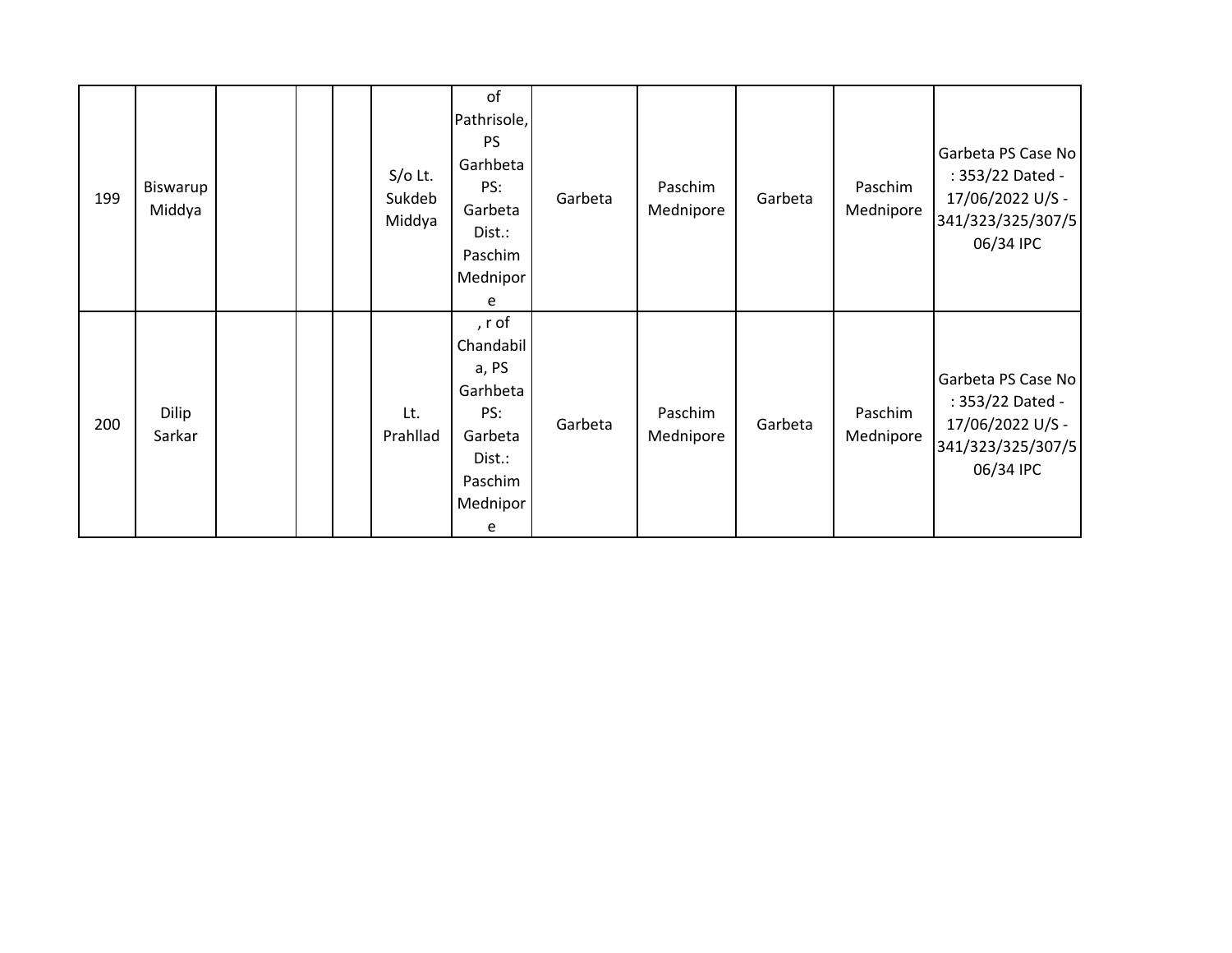| 199 | Biswarup Middya | | | | S/o Lt. Sukdeb Middya | of Pathrisole, PS Garhbeta PS: Garbeta Dist.: Paschim Mednipore | Garbeta | Paschim Mednipore | Garbeta | Paschim Mednipore | Garbeta PS Case No : 353/22 Dated - 17/06/2022 U/S - 341/323/325/307/506/34 IPC |
|---|---|---|---|---|---|---|---|---|---|---|---|
| 200 | Dilip Sarkar | | | | Lt. Prahllad | , r of Chandabila, PS Garhbeta PS: Garbeta Dist.: Paschim Mednipore | Garbeta | Paschim Mednipore | Garbeta | Paschim Mednipore | Garbeta PS Case No : 353/22 Dated - 17/06/2022 U/S - 341/323/325/307/506/34 IPC |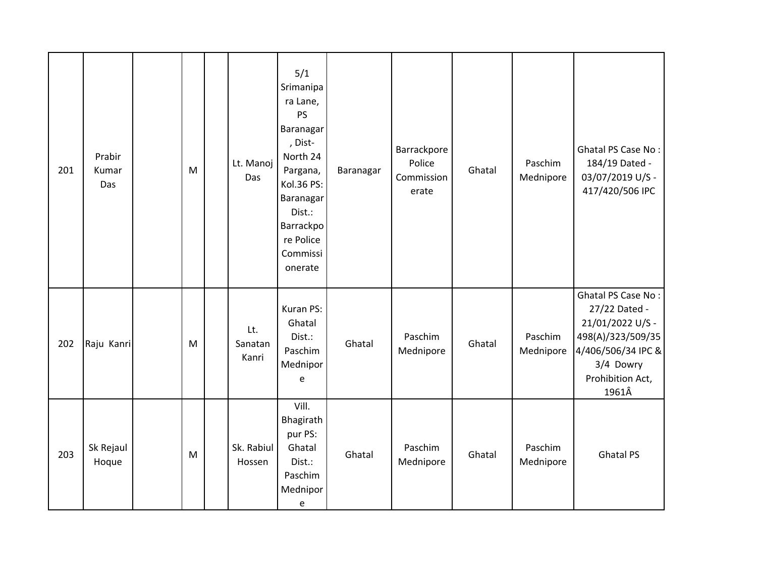| | | | | | | | | | | | |
|---|---|---|---|---|---|---|---|---|---|---|---|
| 201 | Prabir Kumar Das | | M | | Lt. Manoj Das | 5/1 Srimanipara Lane, PS Baranagar, Dist- North 24 Pargana, Kol.36 PS: Baranagar Dist.: Barrackpore Police Commissionerate | Baranagar | Barrackpore Police Commissionerate | Ghatal | Paschim Mednipore | Ghatal PS Case No : 184/19 Dated - 03/07/2019 U/S - 417/420/506 IPC |
| 202 | Raju Kanri | | M | | Lt. Sanatan Kanri | Kuran PS: Ghatal Dist.: Paschim Mednipore | Ghatal | Paschim Mednipore | Ghatal | Paschim Mednipore | Ghatal PS Case No : 27/22 Dated - 21/01/2022 U/S - 498(A)/323/509/354/406/506/34 IPC & 3/4 Dowry Prohibition Act, 1961Â |
| 203 | Sk Rejaul Hoque | | M | | Sk. Rabiul Hossen | Vill. Bhagirathpur PS: Ghatal Dist.: Paschim Mednipore | Ghatal | Paschim Mednipore | Ghatal | Paschim Mednipore | Ghatal PS |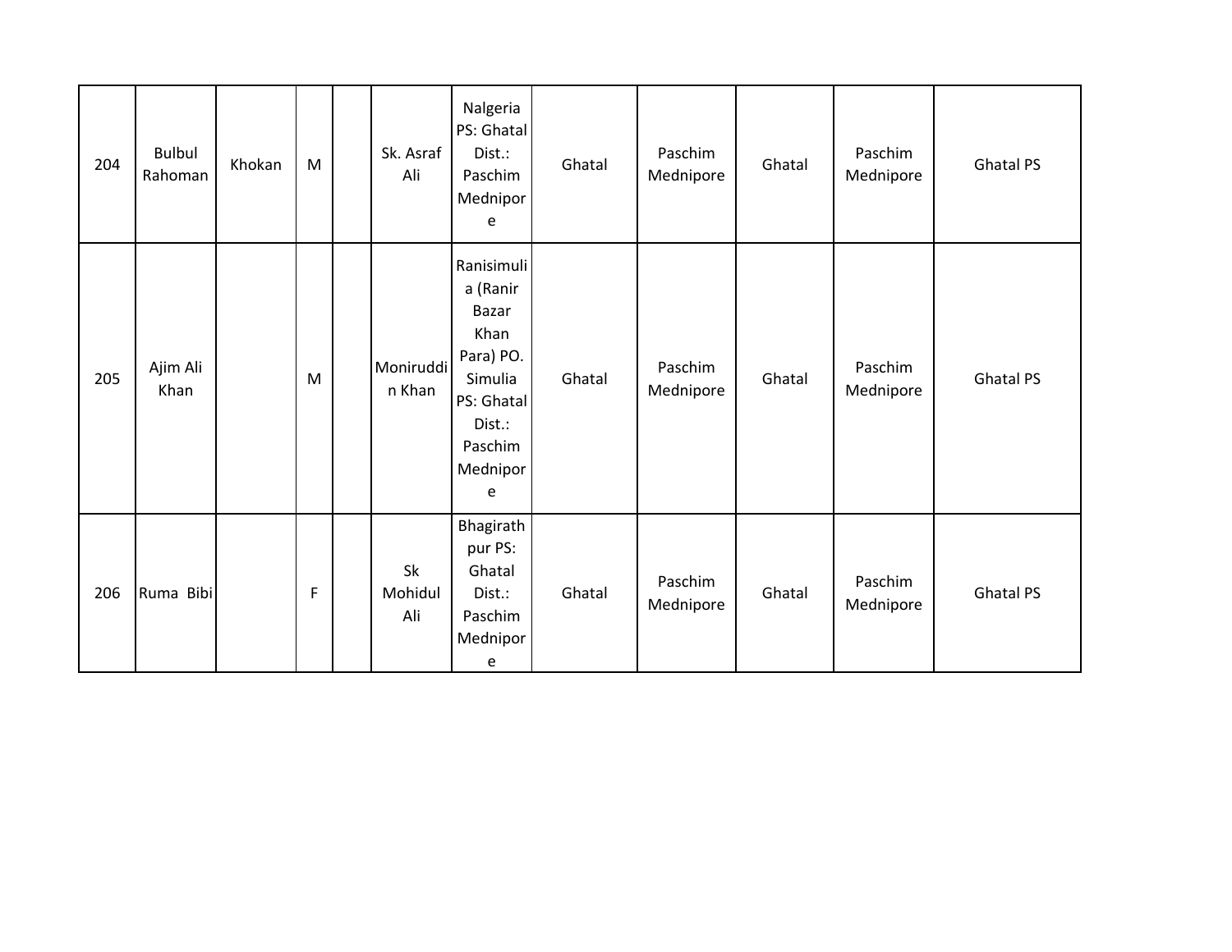| | | | | | | | | | | | |
|---|---|---|---|---|---|---|---|---|---|---|---|
| 204 | Bulbul Rahoman | Khokan | M | | Sk. Asraf Ali | Nalgeria PS: Ghatal Dist.: Paschim Mednipore | Ghatal | Paschim Mednipore | Ghatal | Paschim Mednipore | Ghatal PS |
| 205 | Ajim Ali Khan | | M | | Moniruddin Khan | Ranisimulia (Ranir Bazar Khan Para) PO. Simulia PS: Ghatal Dist.: Paschim Mednipore | Ghatal | Paschim Mednipore | Ghatal | Paschim Mednipore | Ghatal PS |
| 206 | Ruma Bibi | | F | | Sk Mohidul Ali | Bhagirathpur PS: Ghatal Dist.: Paschim Mednipore | Ghatal | Paschim Mednipore | Ghatal | Paschim Mednipore | Ghatal PS |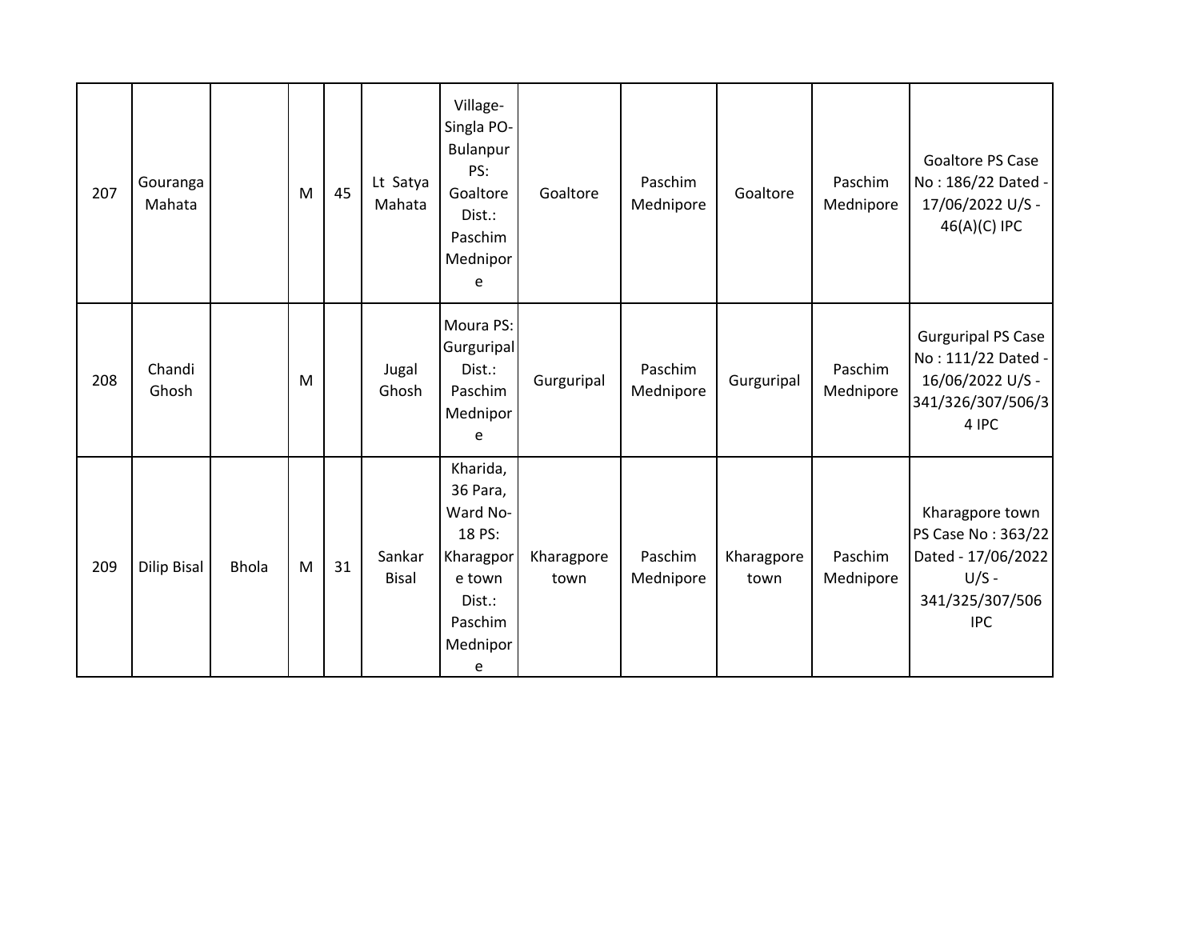| | | | | | | | | | | | |
|---|---|---|---|---|---|---|---|---|---|---|---|
| 207 | Gouranga Mahata | | M | 45 | Lt Satya Mahata | Village-Singla PO-Bulanpur PS: Goaltore Dist.: Paschim Mednipore | Goaltore | Paschim Mednipore | Goaltore | Paschim Mednipore | Goaltore PS Case No : 186/22 Dated - 17/06/2022 U/S - 46(A)(C) IPC |
| 208 | Chandi Ghosh | | M | | Jugal Ghosh | Moura PS: Gurguripal Dist.: Paschim Mednipore | Gurguripal | Paschim Mednipore | Gurguripal | Paschim Mednipore | Gurguripal PS Case No : 111/22 Dated - 16/06/2022 U/S - 341/326/307/506/34 IPC |
| 209 | Dilip Bisal | Bhola | M | 31 | Sankar Bisal | Kharida, 36 Para, Ward No-18 PS: Kharagpore town Dist.: Paschim Mednipore | Kharagpore town | Paschim Mednipore | Kharagpore town | Paschim Mednipore | Kharagpore town PS Case No : 363/22 Dated - 17/06/2022 U/S - 341/325/307/506 IPC |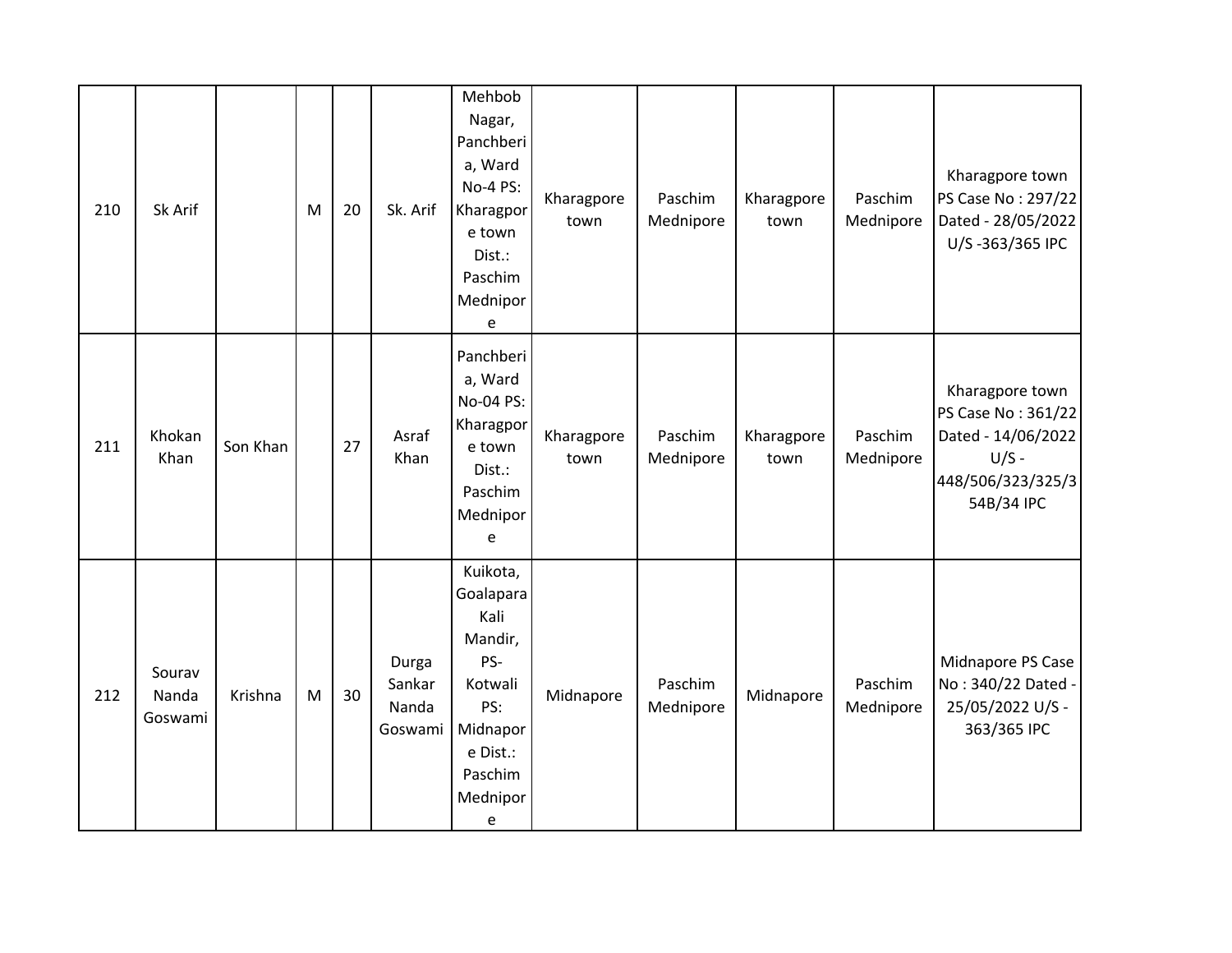| | | | | | | | | | | | |
|---|---|---|---|---|---|---|---|---|---|---|---|
| 210 | Sk Arif | | M | 20 | Sk. Arif | Mehbob Nagar, Panchberia, Ward No-4 PS: Kharagpore town Dist.: Paschim Mednipore | Kharagpore town | Paschim Mednipore | Kharagpore town | Paschim Mednipore | Kharagpore town PS Case No : 297/22 Dated - 28/05/2022 U/S -363/365 IPC |
| 211 | Khokan Khan | Son Khan | | 27 | Asraf Khan | Panchberia, Ward No-04 PS: Kharagpore town Dist.: Paschim Mednipore | Kharagpore town | Paschim Mednipore | Kharagpore town | Paschim Mednipore | Kharagpore town PS Case No : 361/22 Dated - 14/06/2022 U/S - 448/506/323/325/354B/34 IPC |
| 212 | Sourav Nanda Goswami | Krishna | M | 30 | Durga Sankar Nanda Goswami | Kuikota, Goalapara Kali Mandir, PS- Kotwali PS: Midnapore Dist.: Paschim Mednipore | Midnapore | Paschim Mednipore | Midnapore | Paschim Mednipore | Midnapore PS Case No : 340/22 Dated - 25/05/2022 U/S - 363/365 IPC |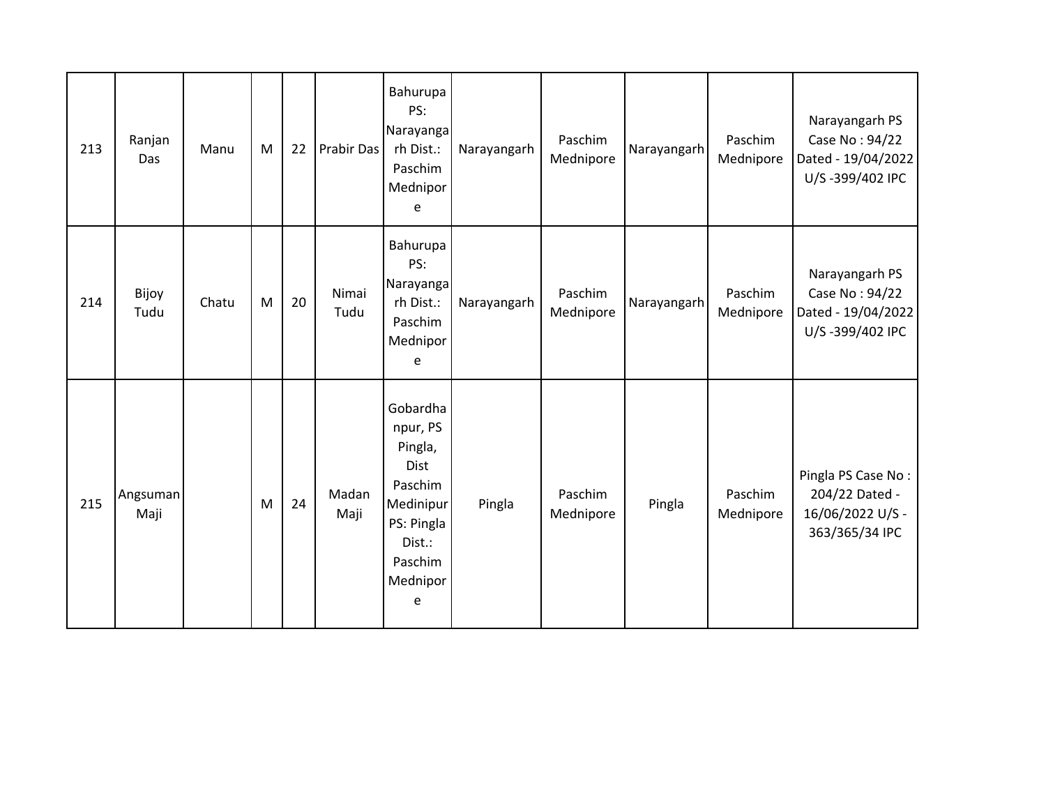| 213 | Ranjan Das | Manu | M | 22 | Prabir Das | Bahurupa PS: Narayangarh Dist.: Paschim Mednipore | Narayangarh | Paschim Mednipore | Narayangarh | Paschim Mednipore | Narayangarh PS Case No : 94/22 Dated - 19/04/2022 U/S -399/402 IPC |
|---|---|---|---|---|---|---|---|---|---|---|---|
| 214 | Bijoy Tudu | Chatu | M | 20 | Nimai Tudu | Bahurupa PS: Narayangarh Dist.: Paschim Mednipore | Narayangarh | Paschim Mednipore | Narayangarh | Paschim Mednipore | Narayangarh PS Case No : 94/22 Dated - 19/04/2022 U/S -399/402 IPC |
| 215 | Angsuman Maji | | M | 24 | Madan Maji | Gobardhanpur, PS Pingla, Dist Paschim Medinipur PS: Pingla Dist.: Paschim Mednipore | Pingla | Paschim Mednipore | Pingla | Paschim Mednipore | Pingla PS Case No : 204/22 Dated - 16/06/2022 U/S - 363/365/34 IPC |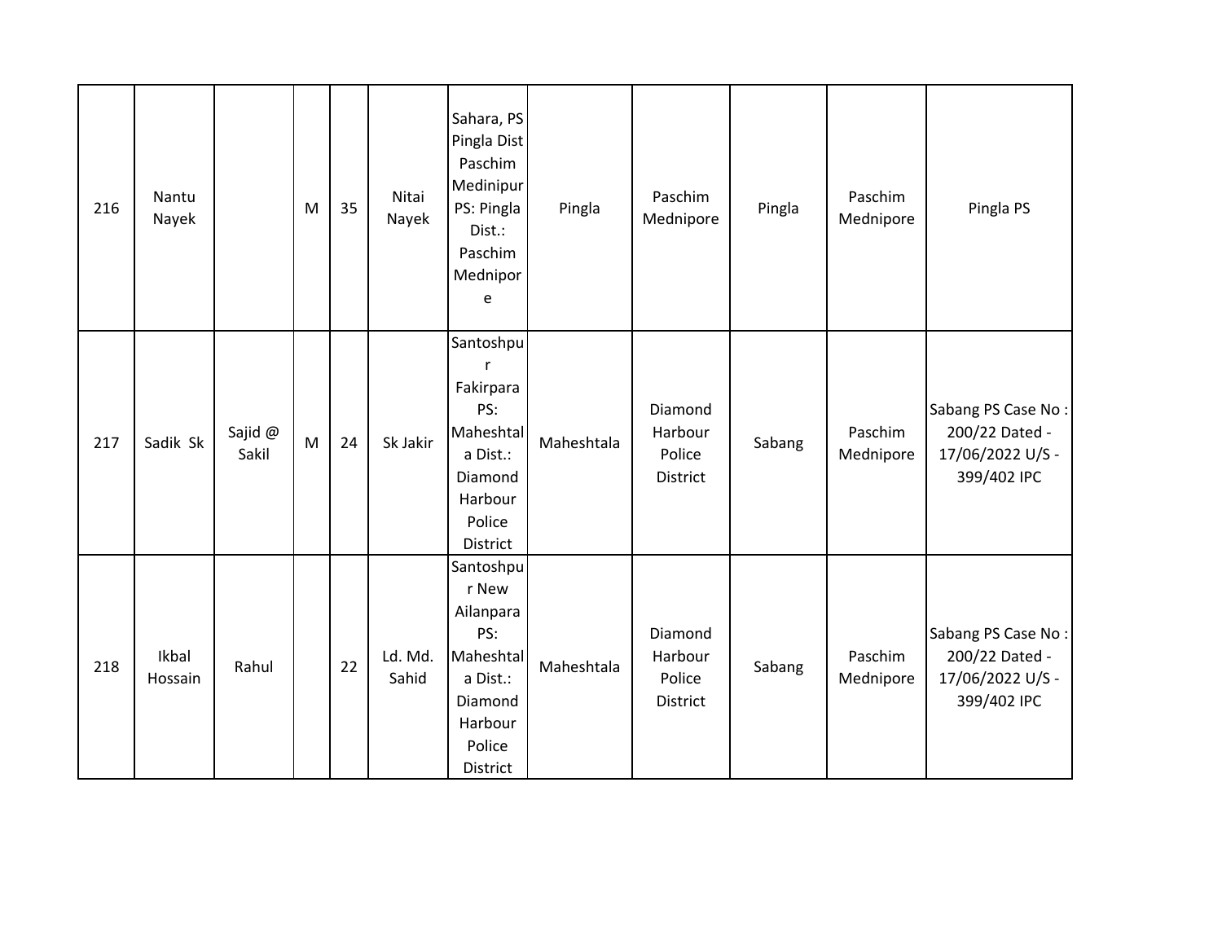| | | | | | | | | | | | |
|---|---|---|---|---|---|---|---|---|---|---|---|
| 216 | Nantu Nayek | | M | 35 | Nitai Nayek | Sahara, PS Pingla Dist Paschim Medinipur PS: Pingla Dist.: Paschim Mednipore | Pingla | Paschim Mednipore | Pingla | Paschim Mednipore | Pingla PS |
| 217 | Sadik Sk | Sajid @ Sakil | M | 24 | Sk Jakir | Santoshpur Fakirpara PS: Maheshtala Dist.: Diamond Harbour Police District | Maheshtala | Diamond Harbour Police District | Sabang | Paschim Mednipore | Sabang PS Case No : 200/22 Dated - 17/06/2022 U/S - 399/402 IPC |
| 218 | Ikbal Hossain | Rahul | | 22 | Ld. Md. Sahid | Santoshpur New Ailanpara PS: Maheshtala Dist.: Diamond Harbour Police District | Maheshtala | Diamond Harbour Police District | Sabang | Paschim Mednipore | Sabang PS Case No : 200/22 Dated - 17/06/2022 U/S - 399/402 IPC |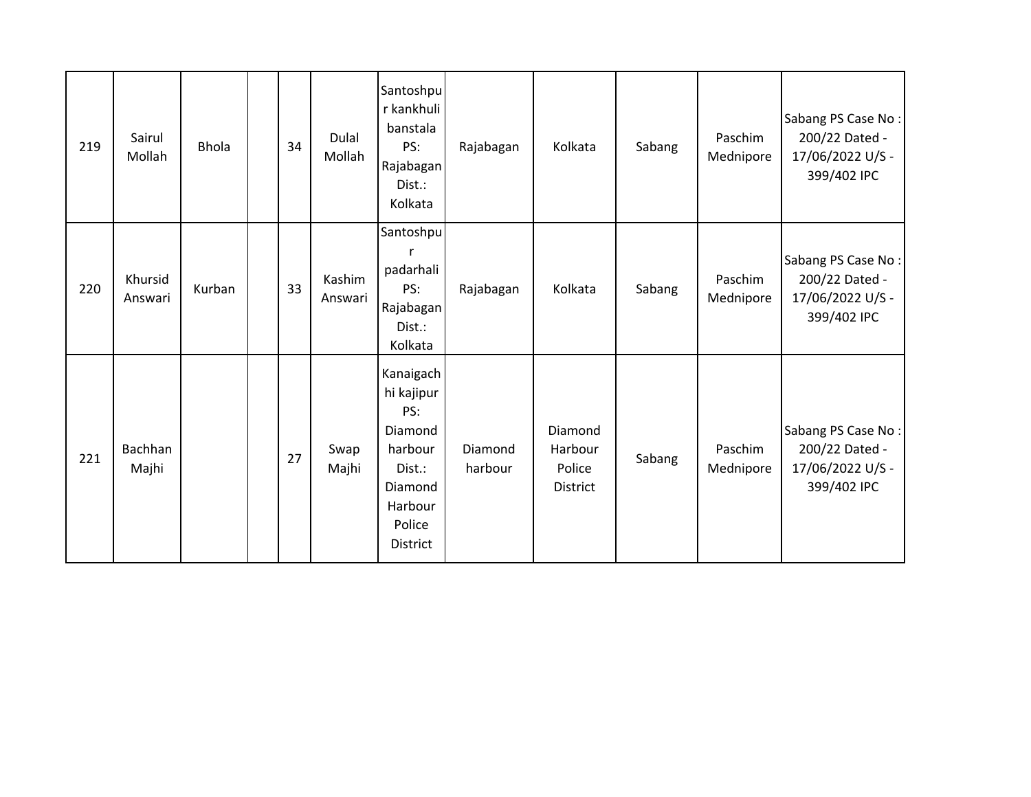| | | | | | | | | | | | |
|---|---|---|---|---|---|---|---|---|---|---|---|
| 219 | Sairul Mollah | Bhola | | 34 | Dulal Mollah | Santoshpur kankhuli banstala PS: Rajabagan Dist.: Kolkata | Rajabagan | Kolkata | Sabang | Paschim Mednipore | Sabang PS Case No : 200/22 Dated - 17/06/2022 U/S - 399/402 IPC |
| 220 | Khursid Answari | Kurban | | 33 | Kashim Answari | Santoshpur padarhali PS: Rajabagan Dist.: Kolkata | Rajabagan | Kolkata | Sabang | Paschim Mednipore | Sabang PS Case No : 200/22 Dated - 17/06/2022 U/S - 399/402 IPC |
| 221 | Bachhan Majhi | | | 27 | Swap Majhi | Kanaigachhi kajipur PS: Diamond harbour Dist.: Diamond Harbour Police District | Diamond harbour | Diamond Harbour Police District | Sabang | Paschim Mednipore | Sabang PS Case No : 200/22 Dated - 17/06/2022 U/S - 399/402 IPC |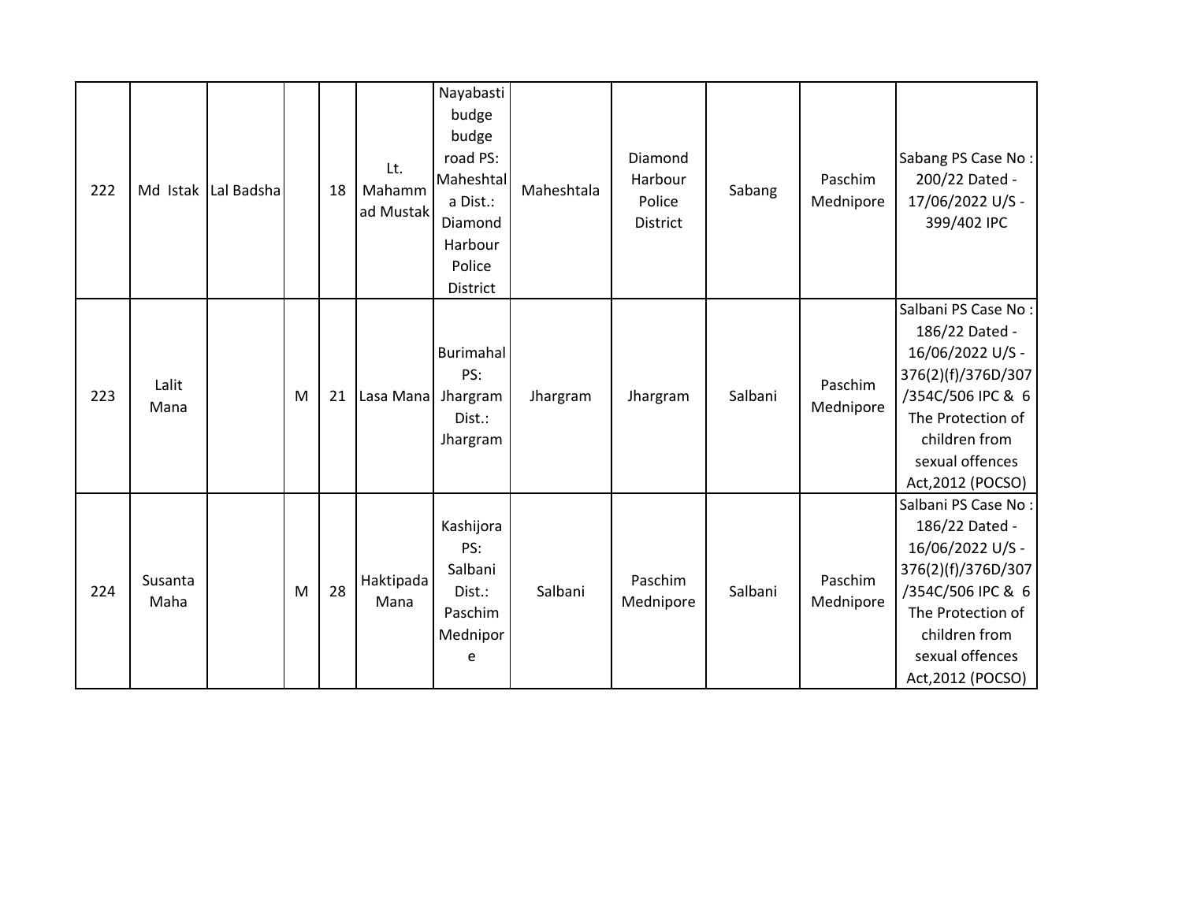| | | | | | | | | | | | |
|---|---|---|---|---|---|---|---|---|---|---|---|
| 222 | Md Istak | Lal Badsha | | 18 | Lt. Mahammad Mustak | Nayabasti budge budge road PS: Maheshtala Dist.: Diamond Harbour Police District | Maheshtala | Diamond Harbour Police District | Sabang | Paschim Mednipore | Sabang PS Case No : 200/22 Dated - 17/06/2022 U/S - 399/402 IPC |
| 223 | Lalit Mana | | M | 21 | Lasa Mana | Burimahal PS: Jhargram Dist.: Jhargram | Jhargram | Jhargram | Salbani | Paschim Mednipore | Salbani PS Case No : 186/22 Dated - 16/06/2022 U/S - 376(2)(f)/376D/307/354C/506 IPC & 6 The Protection of children from sexual offences Act,2012 (POCSO) |
| 224 | Susanta Maha | | M | 28 | Haktipada Mana | Kashijora PS: Salbani Dist.: Paschim Mednipore | Salbani | Paschim Mednipore | Salbani | Paschim Mednipore | Salbani PS Case No : 186/22 Dated - 16/06/2022 U/S - 376(2)(f)/376D/307/354C/506 IPC & 6 The Protection of children from sexual offences Act,2012 (POCSO) |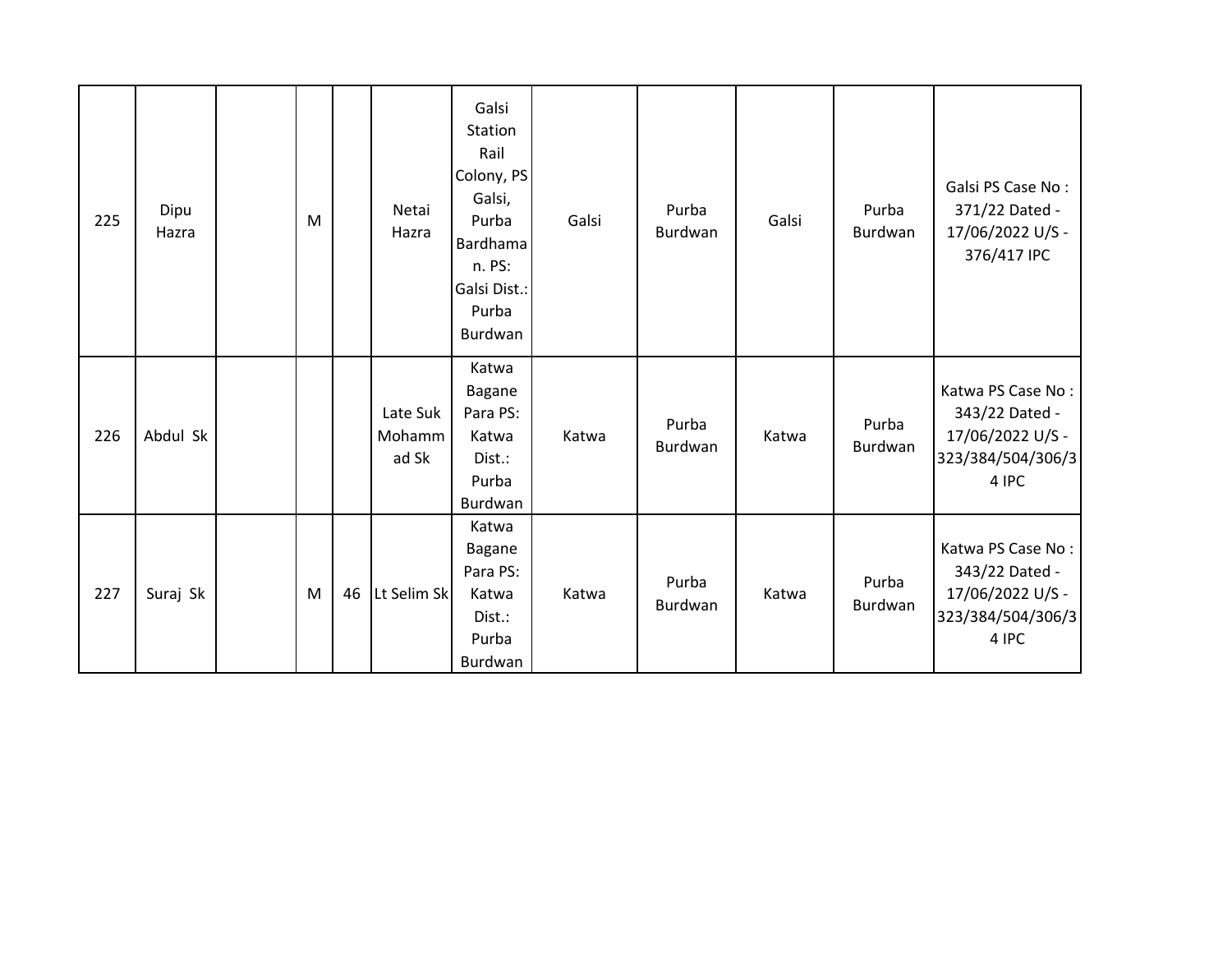| | | | | | | | | | | | |
|---|---|---|---|---|---|---|---|---|---|---|---|
| 225 | Dipu Hazra | | M | | Netai Hazra | Galsi Station Rail Colony, PS Galsi, Purba Bardhaman. PS: Galsi Dist.: Purba Burdwan | Galsi | Purba Burdwan | Galsi | Purba Burdwan | Galsi PS Case No : 371/22 Dated - 17/06/2022 U/S - 376/417 IPC |
| 226 | Abdul Sk | | | | Late Suk Mohammad Sk | Katwa Bagane Para PS: Katwa Dist.: Purba Burdwan | Katwa | Purba Burdwan | Katwa | Purba Burdwan | Katwa PS Case No : 343/22 Dated - 17/06/2022 U/S - 323/384/504/306/34 IPC |
| 227 | Suraj Sk | | M | 46 | Lt Selim Sk | Katwa Bagane Para PS: Katwa Dist.: Purba Burdwan | Katwa | Purba Burdwan | Katwa | Purba Burdwan | Katwa PS Case No : 343/22 Dated - 17/06/2022 U/S - 323/384/504/306/34 IPC |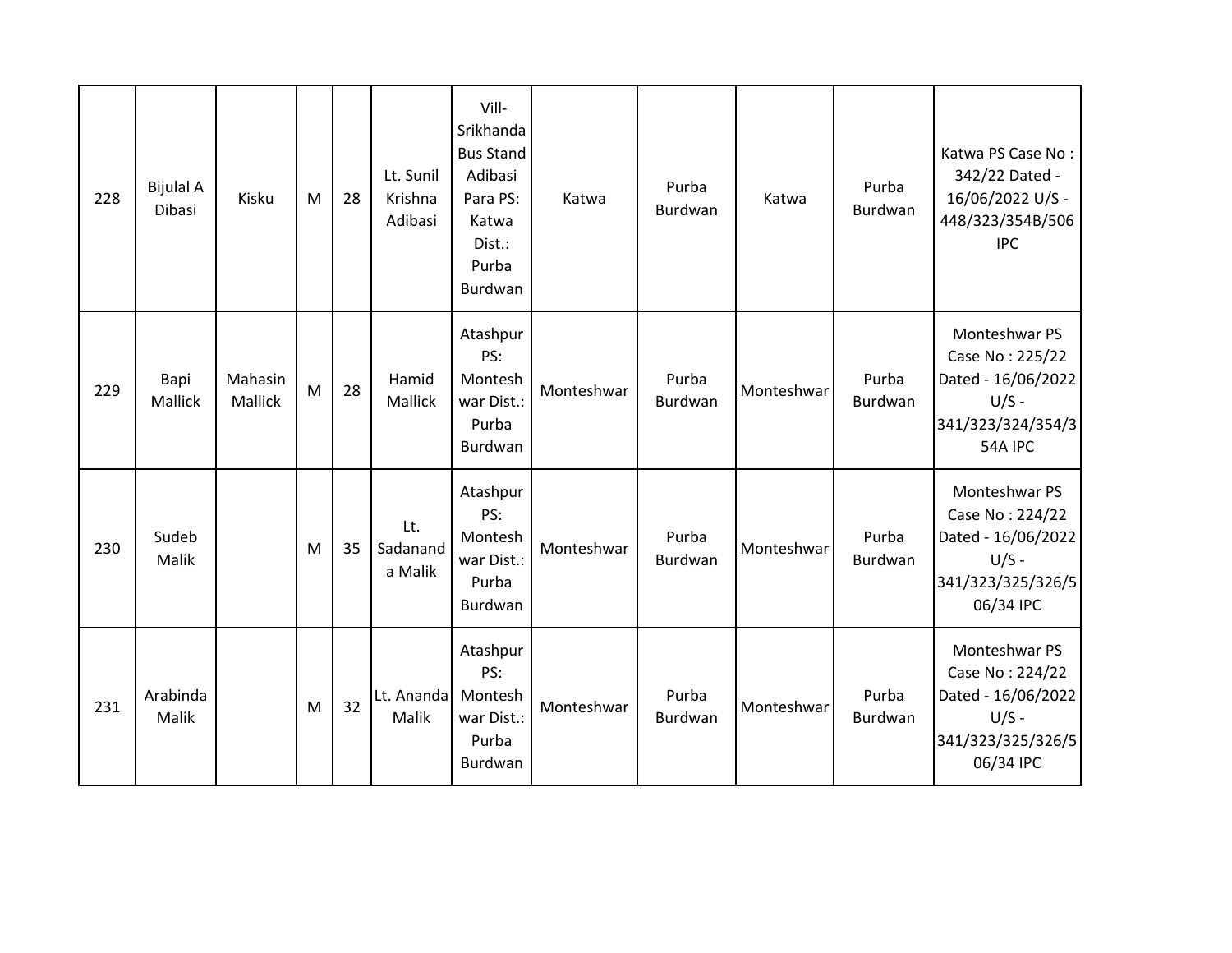| | | | | | | | | | | | |
|---|---|---|---|---|---|---|---|---|---|---|---|
| 228 | Bijulal A Dibasi | Kisku | M | 28 | Lt. Sunil Krishna Adibasi | Vill- Srikhanda Bus Stand Adibasi Para PS: Katwa Dist.: Purba Burdwan | Katwa | Purba Burdwan | Katwa | Purba Burdwan | Katwa PS Case No : 342/22 Dated - 16/06/2022 U/S - 448/323/354B/506 IPC |
| 229 | Bapi Mallick | Mahasin Mallick | M | 28 | Hamid Mallick | Atashpur PS: Monteshwar Dist.: Purba Burdwan | Monteshwar | Purba Burdwan | Monteshwar | Purba Burdwan | Monteshwar PS Case No : 225/22 Dated - 16/06/2022 U/S - 341/323/324/354/354A IPC |
| 230 | Sudeb Malik | | M | 35 | Lt. Sadananda Malik | Atashpur PS: Monteshwar Dist.: Purba Burdwan | Monteshwar | Purba Burdwan | Monteshwar | Purba Burdwan | Monteshwar PS Case No : 224/22 Dated - 16/06/2022 U/S - 341/323/325/326/506/34 IPC |
| 231 | Arabinda Malik | | M | 32 | Lt. Ananda Malik | Atashpur PS: Monteshwar Dist.: Purba Burdwan | Monteshwar | Purba Burdwan | Monteshwar | Purba Burdwan | Monteshwar PS Case No : 224/22 Dated - 16/06/2022 U/S - 341/323/325/326/506/34 IPC |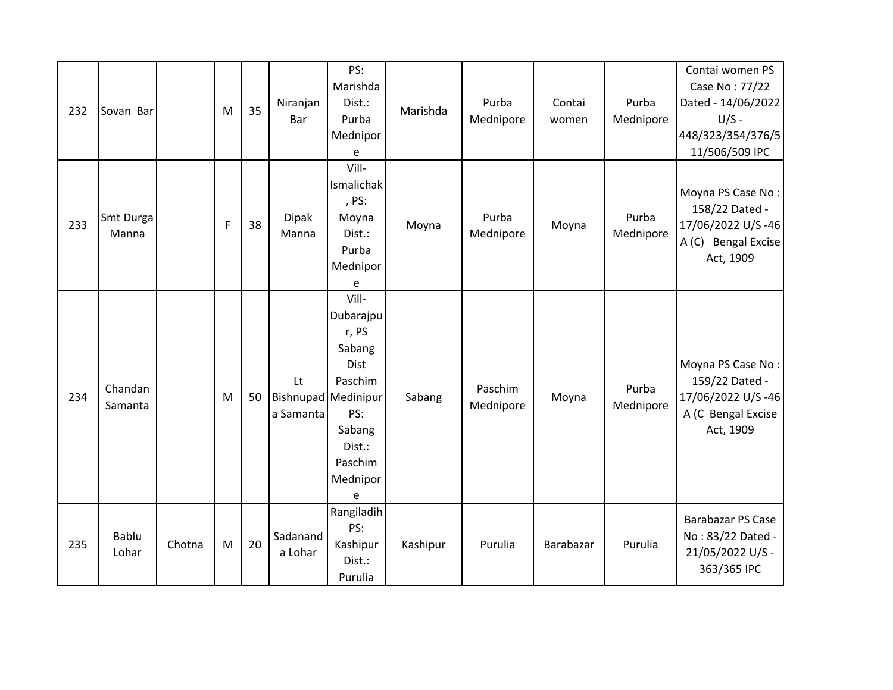| 232 | Sovan Bar | | M | 35 | Niranjan Bar | PS: Marishda Dist.: Purba Mednipore | Marishda | Purba Mednipore | Contai women | Purba Mednipore | Contai women PS Case No : 77/22 Dated - 14/06/2022 U/S - 448/323/354/376/511/506/509 IPC |
|---|---|---|---|---|---|---|---|---|---|---|---|
| 233 | Smt Durga Manna | | F | 38 | Dipak Manna | Vill- Ismalichak, PS: Moyna Dist.: Purba Mednipore | Moyna | Purba Mednipore | Moyna | Purba Mednipore | Moyna PS Case No : 158/22 Dated - 17/06/2022 U/S -46 A (C) Bengal Excise Act, 1909 |
| 234 | Chandan Samanta | | M | 50 | Lt Bishnupada Samanta | Vill- Dubarajpur, PS Sabang Dist Paschim Medinipur PS: Sabang Dist.: Paschim Mednipore | Sabang | Paschim Mednipore | Moyna | Purba Mednipore | Moyna PS Case No : 159/22 Dated - 17/06/2022 U/S -46 A (C Bengal Excise Act, 1909 |
| 235 | Bablu Lohar | Chotna | M | 20 | Sadananda Lohar | Rangiladih PS: Kashipur Dist.: Purulia | Kashipur | Purulia | Barabazar | Purulia | Barabazar PS Case No : 83/22 Dated - 21/05/2022 U/S - 363/365 IPC |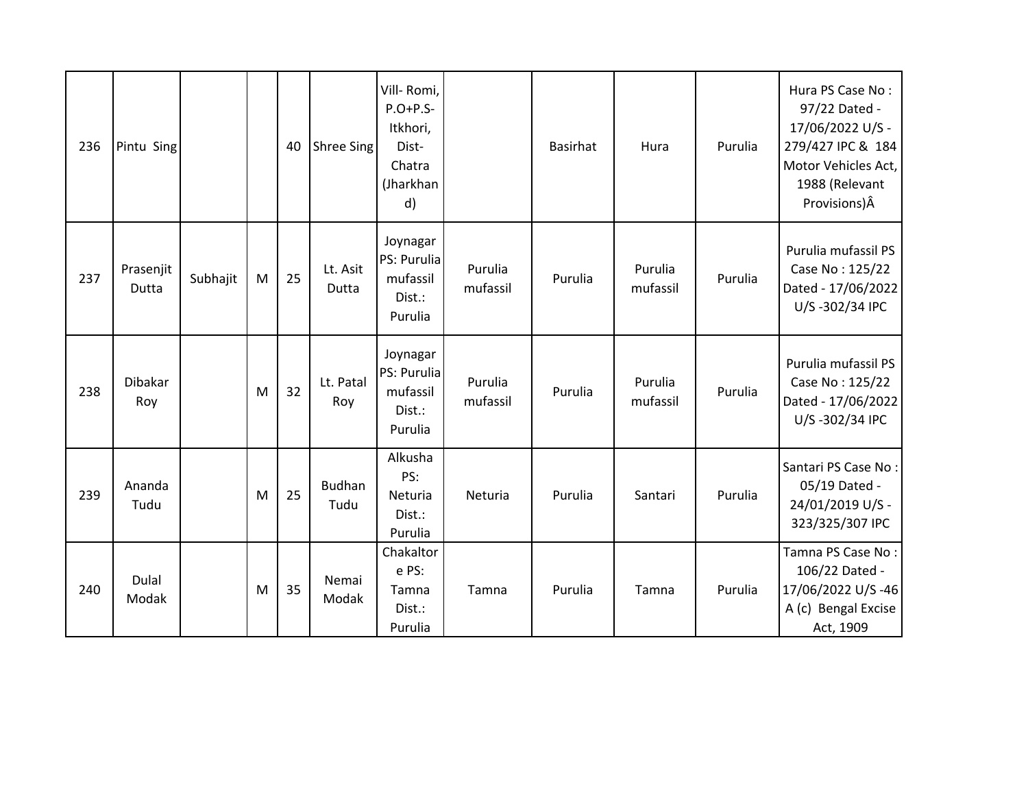| | | | | | | | | | | | |
|---|---|---|---|---|---|---|---|---|---|---|---|
| 236 | Pintu Sing | | | 40 | Shree Sing | Vill- Romi, P.O+P.S- Itkhori, Dist- Chatra (Jharkhand) | | Basirhat | Hura | Purulia | Hura PS Case No : 97/22 Dated - 17/06/2022 U/S - 279/427 IPC & 184 Motor Vehicles Act, 1988 (Relevant Provisions)Â |
| 237 | Prasenjit Dutta | Subhajit | M | 25 | Lt. Asit Dutta | Joynagar PS: Purulia mufassil Dist.: Purulia | Purulia mufassil | Purulia | Purulia mufassil | Purulia | Purulia mufassil PS Case No : 125/22 Dated - 17/06/2022 U/S -302/34 IPC |
| 238 | Dibakar Roy | | M | 32 | Lt. Patal Roy | Joynagar PS: Purulia mufassil Dist.: Purulia | Purulia mufassil | Purulia | Purulia mufassil | Purulia | Purulia mufassil PS Case No : 125/22 Dated - 17/06/2022 U/S -302/34 IPC |
| 239 | Ananda Tudu | | M | 25 | Budhan Tudu | Alkusha PS: Neturia Dist.: Purulia | Neturia | Purulia | Santari | Purulia | Santari PS Case No : 05/19 Dated - 24/01/2019 U/S - 323/325/307 IPC |
| 240 | Dulal Modak | | M | 35 | Nemai Modak | Chakaltore PS: Tamna Dist.: Purulia | Tamna | Purulia | Tamna | Purulia | Tamna PS Case No : 106/22 Dated - 17/06/2022 U/S -46 A (c) Bengal Excise Act, 1909 |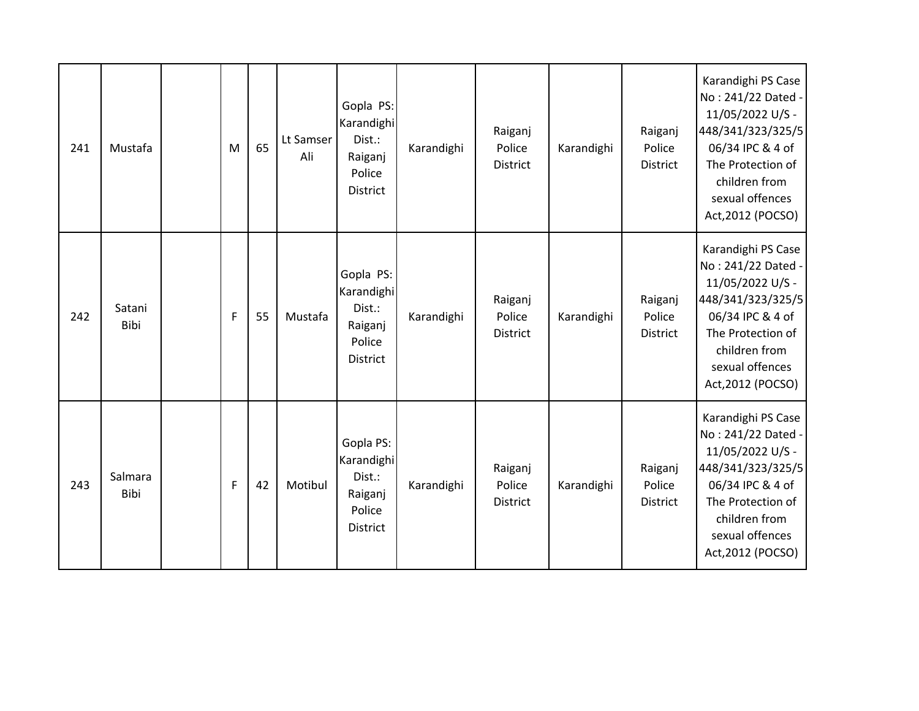| | | | | | | | | | | | |
|---|---|---|---|---|---|---|---|---|---|---|---|
| 241 | Mustafa | | M | 65 | Lt Samser Ali | Gopla PS: Karandighi Dist.: Raiganj Police District | Karandighi | Raiganj Police District | Karandighi | Raiganj Police District | Karandighi PS Case No : 241/22 Dated - 11/05/2022 U/S - 448/341/323/325/506/34 IPC & 4 of The Protection of children from sexual offences Act,2012 (POCSO) |
| 242 | Satani Bibi | | F | 55 | Mustafa | Gopla PS: Karandighi Dist.: Raiganj Police District | Karandighi | Raiganj Police District | Karandighi | Raiganj Police District | Karandighi PS Case No : 241/22 Dated - 11/05/2022 U/S - 448/341/323/325/506/34 IPC & 4 of The Protection of children from sexual offences Act,2012 (POCSO) |
| 243 | Salmara Bibi | | F | 42 | Motibul | Gopla PS: Karandighi Dist.: Raiganj Police District | Karandighi | Raiganj Police District | Karandighi | Raiganj Police District | Karandighi PS Case No : 241/22 Dated - 11/05/2022 U/S - 448/341/323/325/506/34 IPC & 4 of The Protection of children from sexual offences Act,2012 (POCSO) |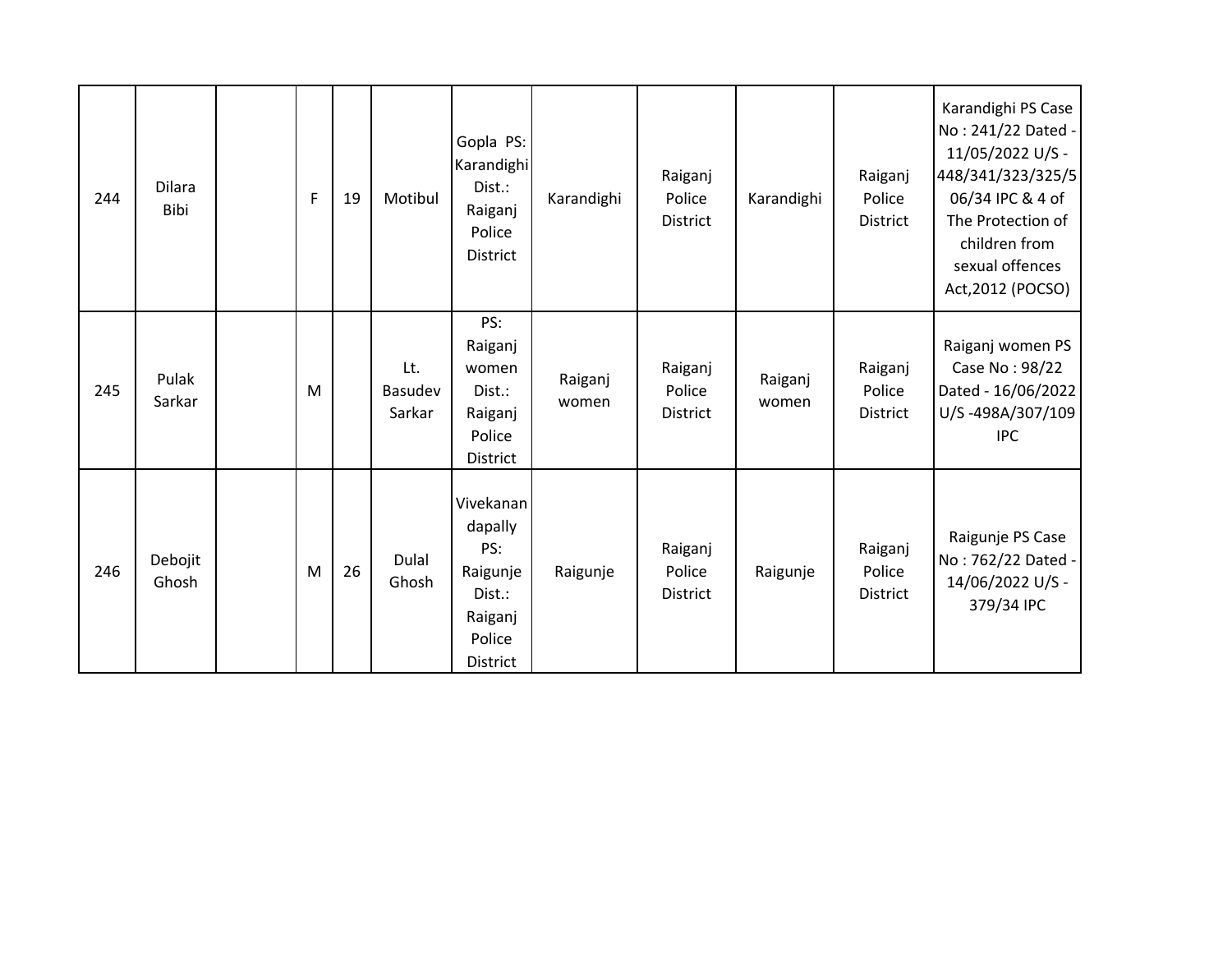| | | | | | | | | | | | |
|---|---|---|---|---|---|---|---|---|---|---|---|
| 244 | Dilara Bibi | | F | 19 | Motibul | Gopla PS: Karandighi Dist.: Raiganj Police District | Karandighi | Raiganj Police District | Karandighi | Raiganj Police District | Karandighi PS Case No : 241/22 Dated - 11/05/2022 U/S - 448/341/323/325/506/34 IPC & 4 of The Protection of children from sexual offences Act,2012 (POCSO) |
| 245 | Pulak Sarkar | | M | | Lt. Basudev Sarkar | PS: Raiganj women Dist.: Raiganj Police District | Raiganj women | Raiganj Police District | Raiganj women | Raiganj Police District | Raiganj women PS Case No : 98/22 Dated - 16/06/2022 U/S -498A/307/109 IPC |
| 246 | Debojit Ghosh | | M | 26 | Dulal Ghosh | Vivekanandapally PS: Raigunje Dist.: Raiganj Police District | Raigunje | Raiganj Police District | Raigunje | Raiganj Police District | Raigunje PS Case No : 762/22 Dated - 14/06/2022 U/S - 379/34 IPC |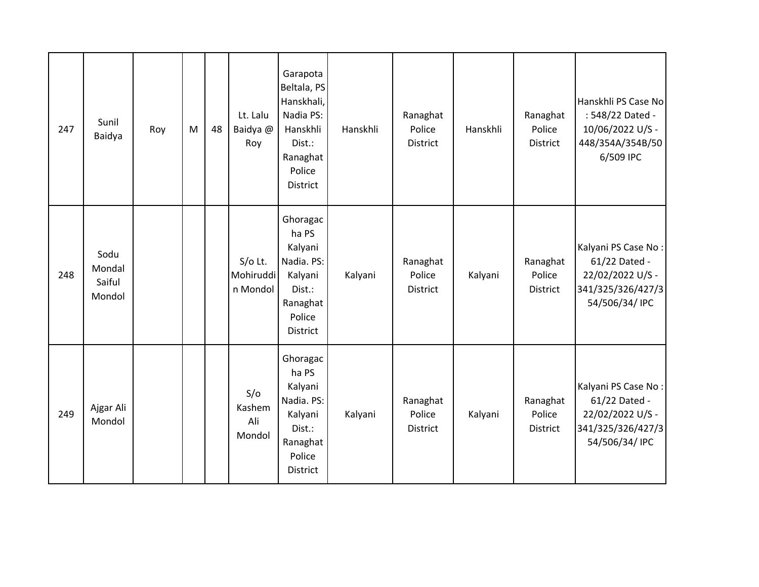| | | | | | | | | | | | |
|---|---|---|---|---|---|---|---|---|---|---|---|
| 247 | Sunil Baidya | Roy | M | 48 | Lt. Lalu Baidya @ Roy | Garapota Beltala, PS Hanskhali, Nadia PS: Hanskhli Dist.: Ranaghat Police District | Hanskhli | Ranaghat Police District | Hanskhli | Ranaghat Police District | Hanskhli PS Case No : 548/22 Dated - 10/06/2022 U/S - 448/354A/354B/506/509 IPC |
| 248 | Sodu Mondal Saiful Mondol | | | | S/o Lt. Mohiruddin Mondol | Ghoragacha PS Kalyani Nadia. PS: Kalyani Dist.: Ranaghat Police District | Kalyani | Ranaghat Police District | Kalyani | Ranaghat Police District | Kalyani PS Case No : 61/22 Dated - 22/02/2022 U/S - 341/325/326/427/354/506/34/ IPC |
| 249 | Ajgar Ali Mondol | | | | S/o Kashem Ali Mondol | Ghoragacha PS Kalyani Nadia. PS: Kalyani Dist.: Ranaghat Police District | Kalyani | Ranaghat Police District | Kalyani | Ranaghat Police District | Kalyani PS Case No : 61/22 Dated - 22/02/2022 U/S - 341/325/326/427/354/506/34/ IPC |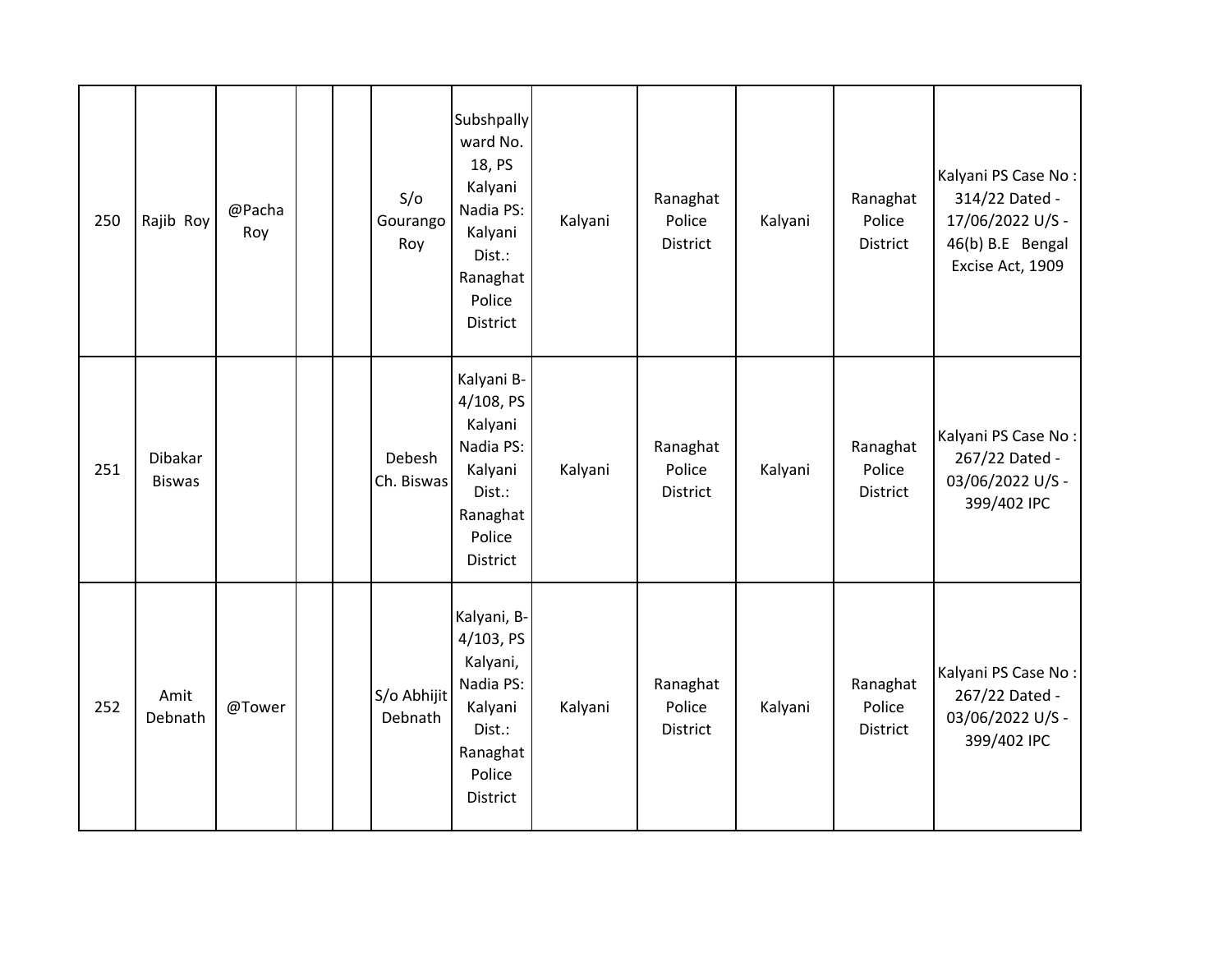| | | | | | | | | | | | |
|---|---|---|---|---|---|---|---|---|---|---|---|
| 250 | Rajib Roy | @Pacha Roy | | | S/o Gourango Roy | Subshpally ward No. 18, PS Kalyani Nadia PS: Kalyani Dist.: Ranaghat Police District | Kalyani | Ranaghat Police District | Kalyani | Ranaghat Police District | Kalyani PS Case No : 314/22 Dated - 17/06/2022 U/S - 46(b) B.E Bengal Excise Act, 1909 |
| 251 | Dibakar Biswas | | | | Debesh Ch. Biswas | Kalyani B-4/108, PS Kalyani Nadia PS: Kalyani Dist.: Ranaghat Police District | Kalyani | Ranaghat Police District | Kalyani | Ranaghat Police District | Kalyani PS Case No : 267/22 Dated - 03/06/2022 U/S - 399/402 IPC |
| 252 | Amit Debnath | @Tower | | | S/o Abhijit Debnath | Kalyani, B-4/103, PS Kalyani, Nadia PS: Kalyani Dist.: Ranaghat Police District | Kalyani | Ranaghat Police District | Kalyani | Ranaghat Police District | Kalyani PS Case No : 267/22 Dated - 03/06/2022 U/S - 399/402 IPC |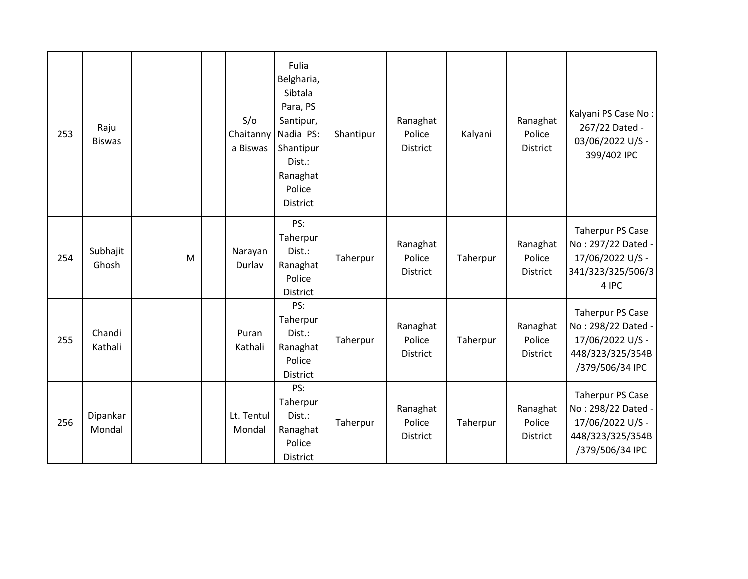| 253 | Raju Biswas | | | | S/o Chaitanny a Biswas | Fulia Belgharia, Sibtala Para, PS Santipur, Nadia PS: Shantipur Dist.: Ranaghat Police District | Shantipur | Ranaghat Police District | Kalyani | Ranaghat Police District | Kalyani PS Case No : 267/22 Dated - 03/06/2022 U/S - 399/402 IPC |
|---|---|---|---|---|---|---|---|---|---|---|---|
| 254 | Subhajit Ghosh | | M | | Narayan Durlav | PS: Taherpur Dist.: Ranaghat Police District | Taherpur | Ranaghat Police District | Taherpur | Ranaghat Police District | Taherpur PS Case No : 297/22 Dated - 17/06/2022 U/S - 341/323/325/506/34 IPC |
| 255 | Chandi Kathali | | | | Puran Kathali | PS: Taherpur Dist.: Ranaghat Police District | Taherpur | Ranaghat Police District | Taherpur | Ranaghat Police District | Taherpur PS Case No : 298/22 Dated - 17/06/2022 U/S - 448/323/325/354B/379/506/34 IPC |
| 256 | Dipankar Mondal | | | | Lt. Tentul Mondal | PS: Taherpur Dist.: Ranaghat Police District | Taherpur | Ranaghat Police District | Taherpur | Ranaghat Police District | Taherpur PS Case No : 298/22 Dated - 17/06/2022 U/S - 448/323/325/354B/379/506/34 IPC |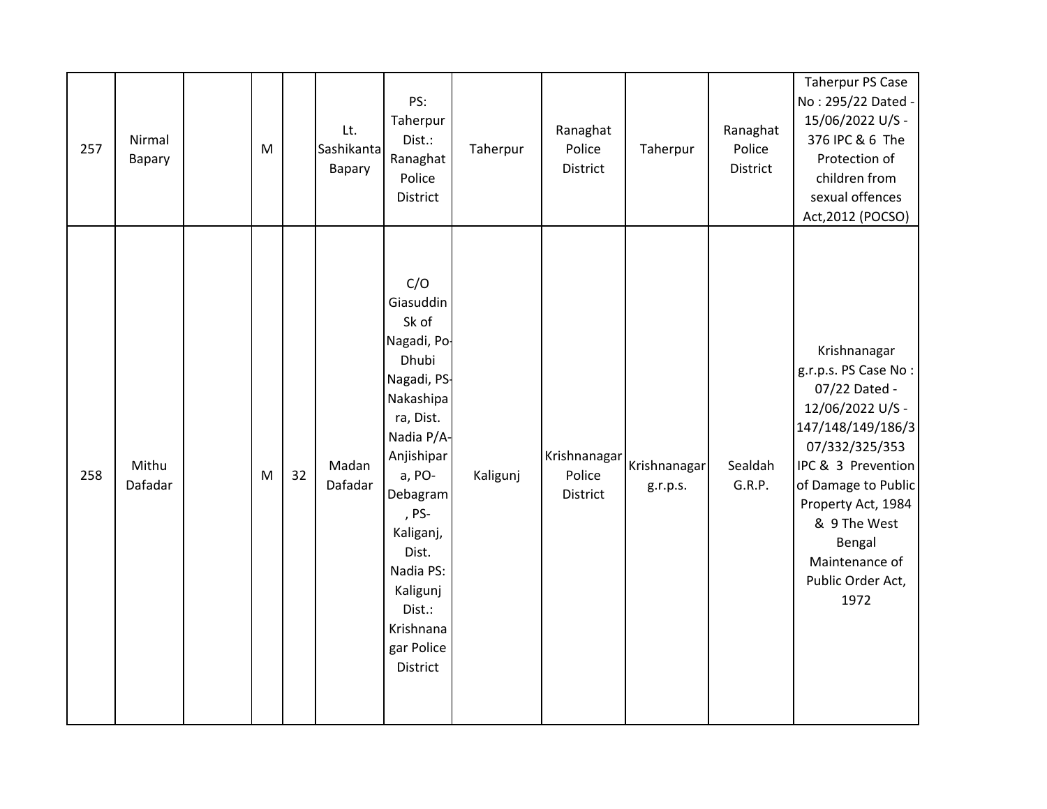| | | | | | | | | | | | |
|---|---|---|---|---|---|---|---|---|---|---|---|
| 257 | Nirmal Bapary | | M | | Lt. Sashikanta Bapary | PS: Taherpur Dist.: Ranaghat Police District | Taherpur | Ranaghat Police District | Taherpur | Ranaghat Police District | Taherpur PS Case No : 295/22 Dated - 15/06/2022 U/S - 376 IPC & 6 The Protection of children from sexual offences Act,2012 (POCSO) |
| 258 | Mithu Dafadar | | M | 32 | Madan Dafadar | C/O Giasuddin Sk of Nagadi, Po-Dhubi Nagadi, PS-Nakashipara, Dist. Nadia P/A-Anjishipara, PO-Debagram, PS-Kaliganj, Dist. Nadia PS: Kaligunj Dist.: Krishnanagar Police District | Kaligunj | Krishnanagar Police District | Krishnanagar g.r.p.s. | Sealdah G.R.P. | Krishnanagar g.r.p.s. PS Case No : 07/22 Dated - 12/06/2022 U/S - 147/148/149/186/307/332/325/353 IPC & 3 Prevention of Damage to Public Property Act, 1984 & 9 The West Bengal Maintenance of Public Order Act, 1972 |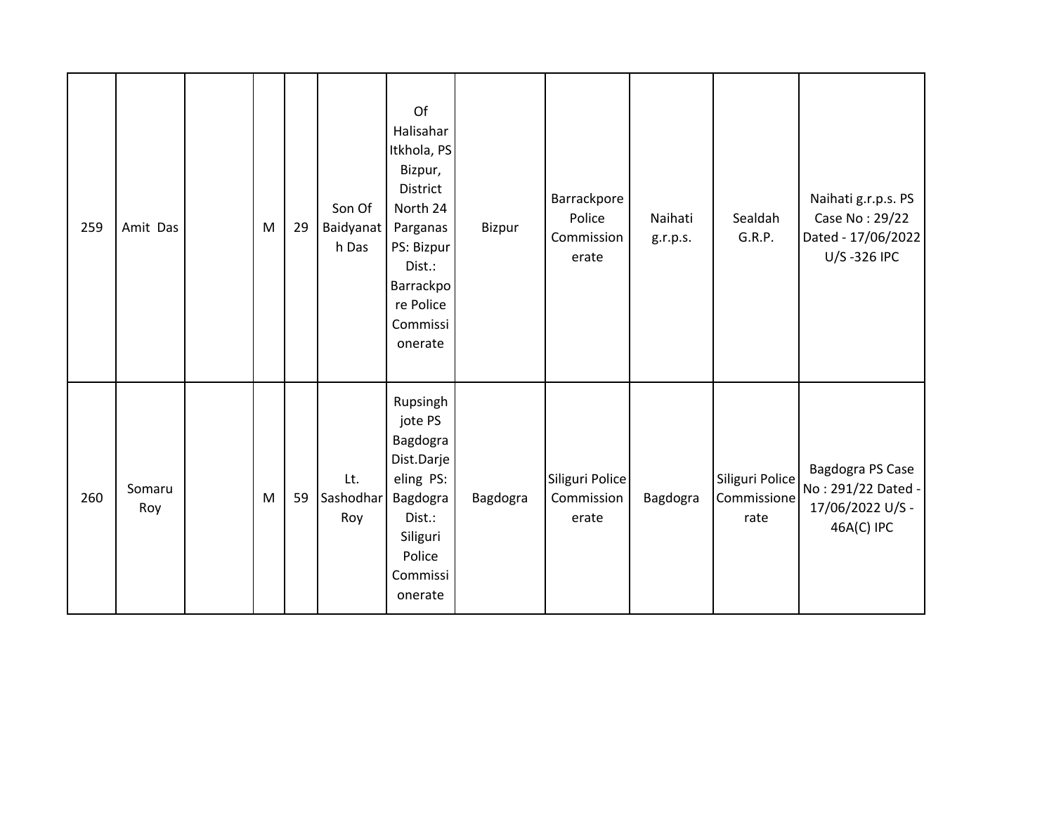| | | | | | | | | | | | |
|---|---|---|---|---|---|---|---|---|---|---|---|
| 259 | Amit Das | | M | 29 | Son Of Baidyanath Das | Of Halisahar Itkhola, PS Bizpur, District North 24 Parganas PS: Bizpur Dist.: Barrackpore Police Commissionerate | Bizpur | Barrackpore Police Commissionerate | Naihati g.r.p.s. | Sealdah G.R.P. | Naihati g.r.p.s. PS Case No : 29/22 Dated - 17/06/2022 U/S -326 IPC |
| 260 | Somaru Roy | | M | 59 | Lt. Sashodhar Roy | Rupsinghjote PS Bagdogra Dist.Darjeeling PS: Bagdogra Dist.: Siliguri Police Commissionerate | Bagdogra | Siliguri Police Commissionerate | Bagdogra | Siliguri Police Commissionerate | Bagdogra PS Case No : 291/22 Dated - 17/06/2022 U/S - 46A(C) IPC |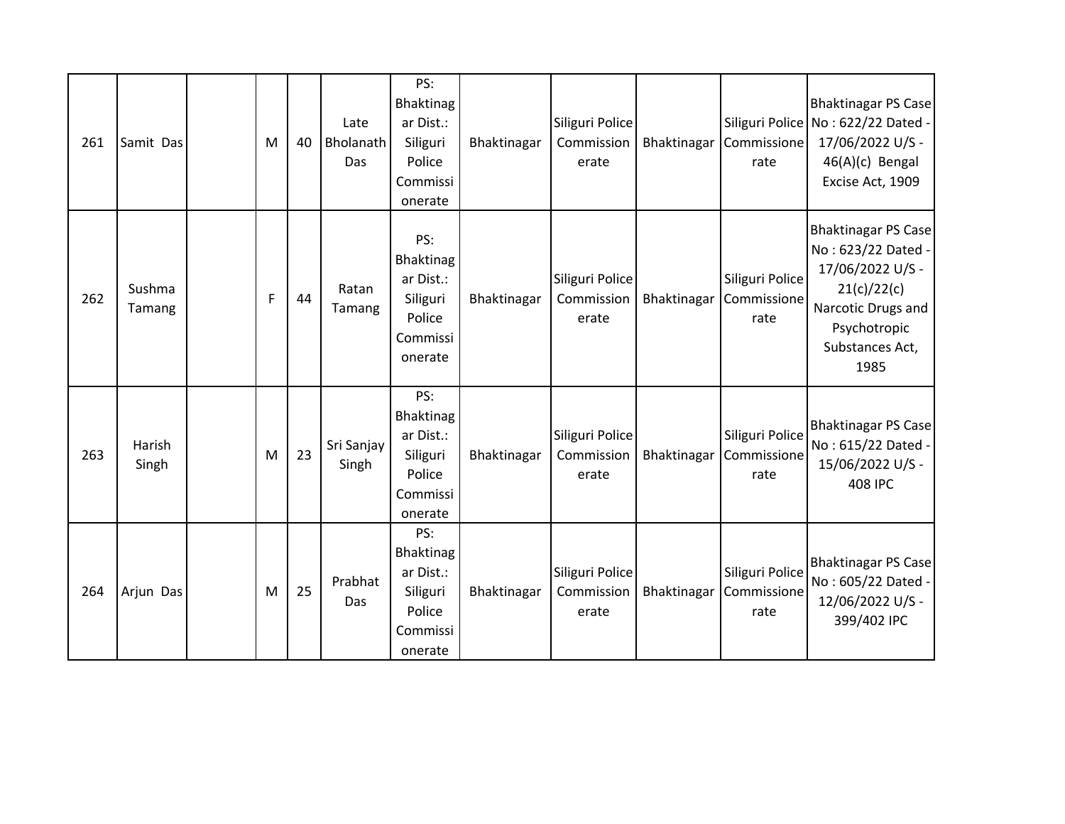| | | | | | | | | | | | |
|---|---|---|---|---|---|---|---|---|---|---|---|
| 261 | Samit Das | | M | 40 | Late Bholanath Das | PS: Bhaktinagar Dist.: Siliguri Police Commissionerate | Bhaktinagar | Siliguri Police Commissionerate | Bhaktinagar | Siliguri Police Commissionerate | Bhaktinagar PS Case No : 622/22 Dated - 17/06/2022 U/S - 46(A)(c) Bengal Excise Act, 1909 |
| 262 | Sushma Tamang | | F | 44 | Ratan Tamang | PS: Bhaktinagar Dist.: Siliguri Police Commissionerate | Bhaktinagar | Siliguri Police Commissionerate | Bhaktinagar | Siliguri Police Commissionerate | Bhaktinagar PS Case No : 623/22 Dated - 17/06/2022 U/S - 21(c)/22(c) Narcotic Drugs and Psychotropic Substances Act, 1985 |
| 263 | Harish Singh | | M | 23 | Sri Sanjay Singh | PS: Bhaktinagar Dist.: Siliguri Police Commissionerate | Bhaktinagar | Siliguri Police Commissionerate | Bhaktinagar | Siliguri Police Commissionerate | Bhaktinagar PS Case No : 615/22 Dated - 15/06/2022 U/S - 408 IPC |
| 264 | Arjun Das | | M | 25 | Prabhat Das | PS: Bhaktinagar Dist.: Siliguri Police Commissionerate | Bhaktinagar | Siliguri Police Commissionerate | Bhaktinagar | Siliguri Police Commissionerate | Bhaktinagar PS Case No : 605/22 Dated - 12/06/2022 U/S - 399/402 IPC |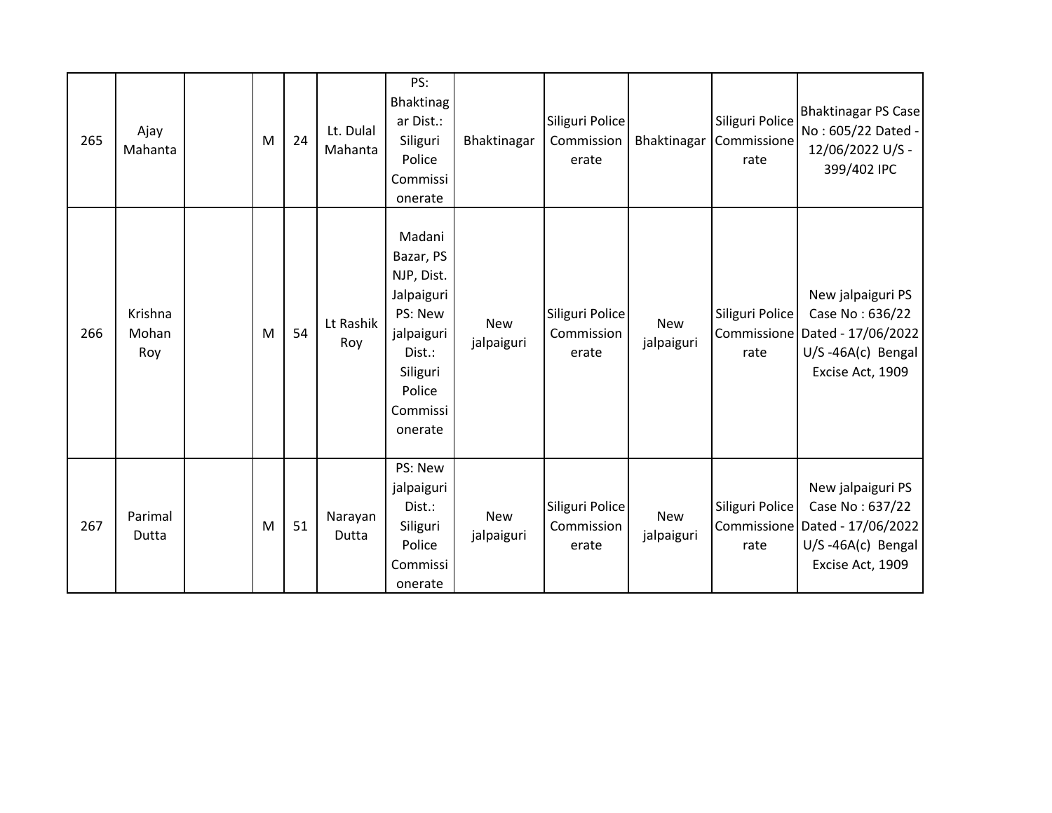| | | | | | | | | | | | |
|---|---|---|---|---|---|---|---|---|---|---|---|
| 265 | Ajay Mahanta | | M | 24 | Lt. Dulal Mahanta | PS: Bhaktinagar Dist.: Siliguri Police Commissionerate | Bhaktinagar | Siliguri Police Commissionerate | Bhaktinagar | Siliguri Police Commissionerate | Bhaktinagar PS Case No : 605/22 Dated - 12/06/2022 U/S - 399/402 IPC |
| 266 | Krishna Mohan Roy | | M | 54 | Lt Rashik Roy | Madani Bazar, PS NJP, Dist. Jalpaiguri PS: New jalpaiguri Dist.: Siliguri Police Commissionerate | New jalpaiguri | Siliguri Police Commissionerate | New jalpaiguri | Siliguri Police Commissionerate | New jalpaiguri PS Case No : 636/22 Dated - 17/06/2022 U/S -46A(c) Bengal Excise Act, 1909 |
| 267 | Parimal Dutta | | M | 51 | Narayan Dutta | PS: New jalpaiguri Dist.: Siliguri Police Commissionerate | New jalpaiguri | Siliguri Police Commissionerate | New jalpaiguri | Siliguri Police Commissionerate | New jalpaiguri PS Case No : 637/22 Dated - 17/06/2022 U/S -46A(c) Bengal Excise Act, 1909 |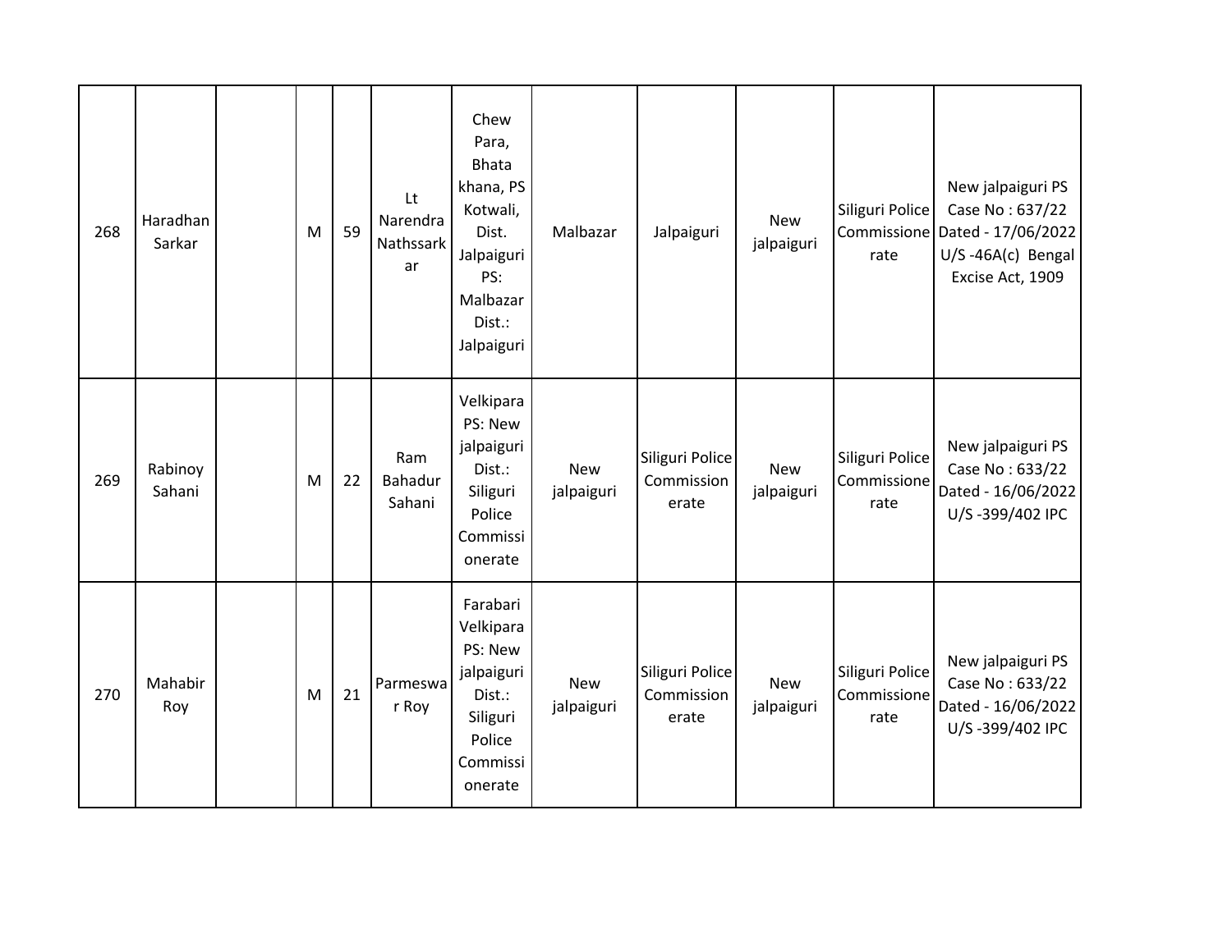| | | | | | | | | | | | |
|---|---|---|---|---|---|---|---|---|---|---|---|
| 268 | Haradhan Sarkar | | M | 59 | Lt Narendra Nathssarkar | Chew Para, Bhata khana, PS Kotwali, Dist. Jalpaiguri PS: Malbazar Dist.: Jalpaiguri | Malbazar | Jalpaiguri | New jalpaiguri | Siliguri Police Commissionerate | New jalpaiguri PS Case No : 637/22 Dated - 17/06/2022 U/S -46A(c) Bengal Excise Act, 1909 |
| 269 | Rabinoy Sahani | | M | 22 | Ram Bahadur Sahani | Velkipara PS: New jalpaiguri Dist.: Siliguri Police Commissionerate | New jalpaiguri | Siliguri Police Commissionerate | New jalpaiguri | Siliguri Police Commissionerate | New jalpaiguri PS Case No : 633/22 Dated - 16/06/2022 U/S -399/402 IPC |
| 270 | Mahabir Roy | | M | 21 | Parmeswar Roy | Farabari Velkipara PS: New jalpaiguri Dist.: Siliguri Police Commissionerate | New jalpaiguri | Siliguri Police Commissionerate | New jalpaiguri | Siliguri Police Commissionerate | New jalpaiguri PS Case No : 633/22 Dated - 16/06/2022 U/S -399/402 IPC |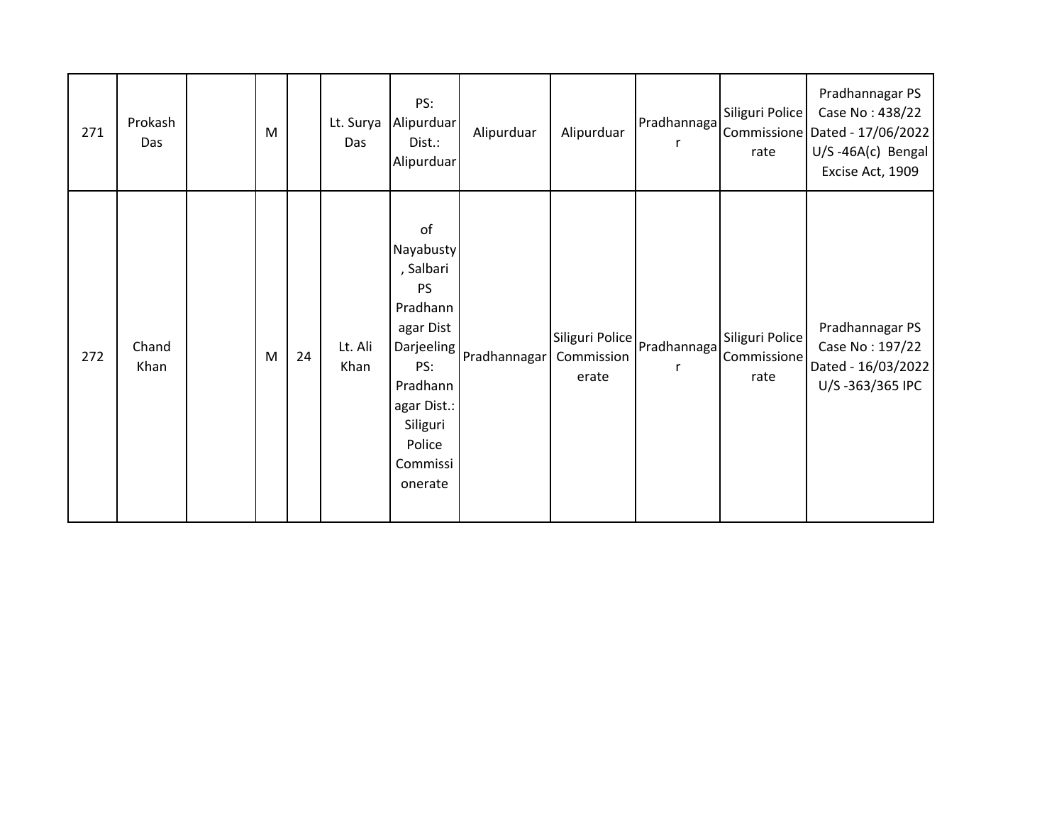| | | | | | | | | | | | |
|---|---|---|---|---|---|---|---|---|---|---|---|
| 271 | Prokash Das | | M | | Lt. Surya Das | PS: Alipurduar Dist.: Alipurduar | Alipurduar | Alipurduar | Pradhannagar | Siliguri Police Commissionerate | Pradhannagar PS Case No : 438/22 Dated - 17/06/2022 U/S -46A(c) Bengal Excise Act, 1909 |
| 272 | Chand Khan | | M | 24 | Lt. Ali Khan | of Nayabusty, Salbari PS Pradhannagar Dist Darjeeling PS: Pradhannagar Dist.: Siliguri Police Commissionerate | Pradhannagar | Siliguri Police Commissionerate | Pradhannagar | Siliguri Police Commissionerate | Pradhannagar PS Case No : 197/22 Dated - 16/03/2022 U/S -363/365 IPC |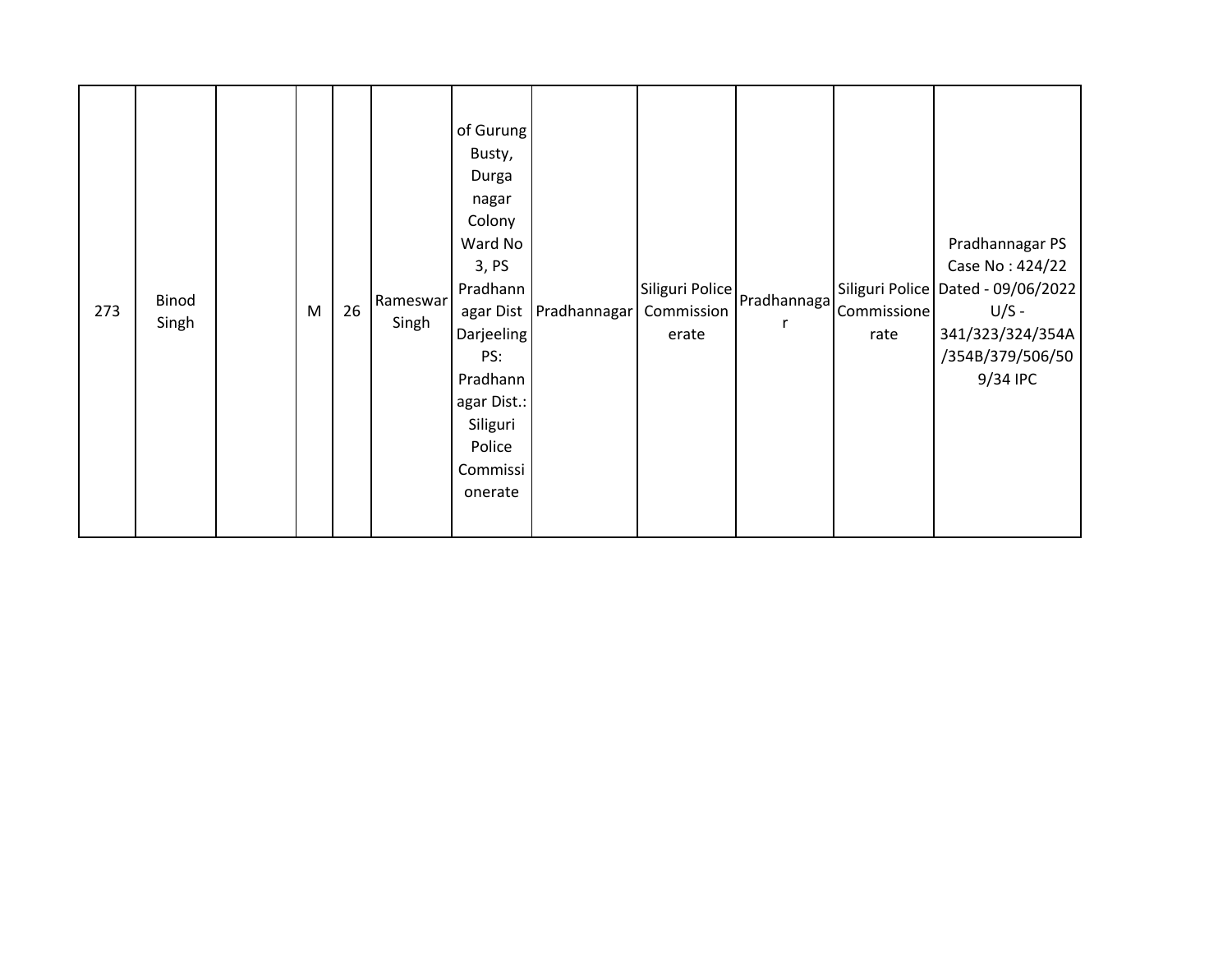| | | | | | | | | | | | |
|---|---|---|---|---|---|---|---|---|---|---|---|
| 273 | Binod Singh | | M | 26 | Rameswar Singh | of Gurung Busty, Durga nagar Colony Ward No 3, PS Pradhannagar Dist Darjeeling PS: Pradhannagar Dist.: Siliguri Police Commissionerate | Pradhannagar | Siliguri Police Commissionerate | Pradhannagar | Siliguri Police Commissionerate | Pradhannagar PS Case No : 424/22 Dated - 09/06/2022 U/S - 341/323/324/354A/354B/379/506/509/34 IPC |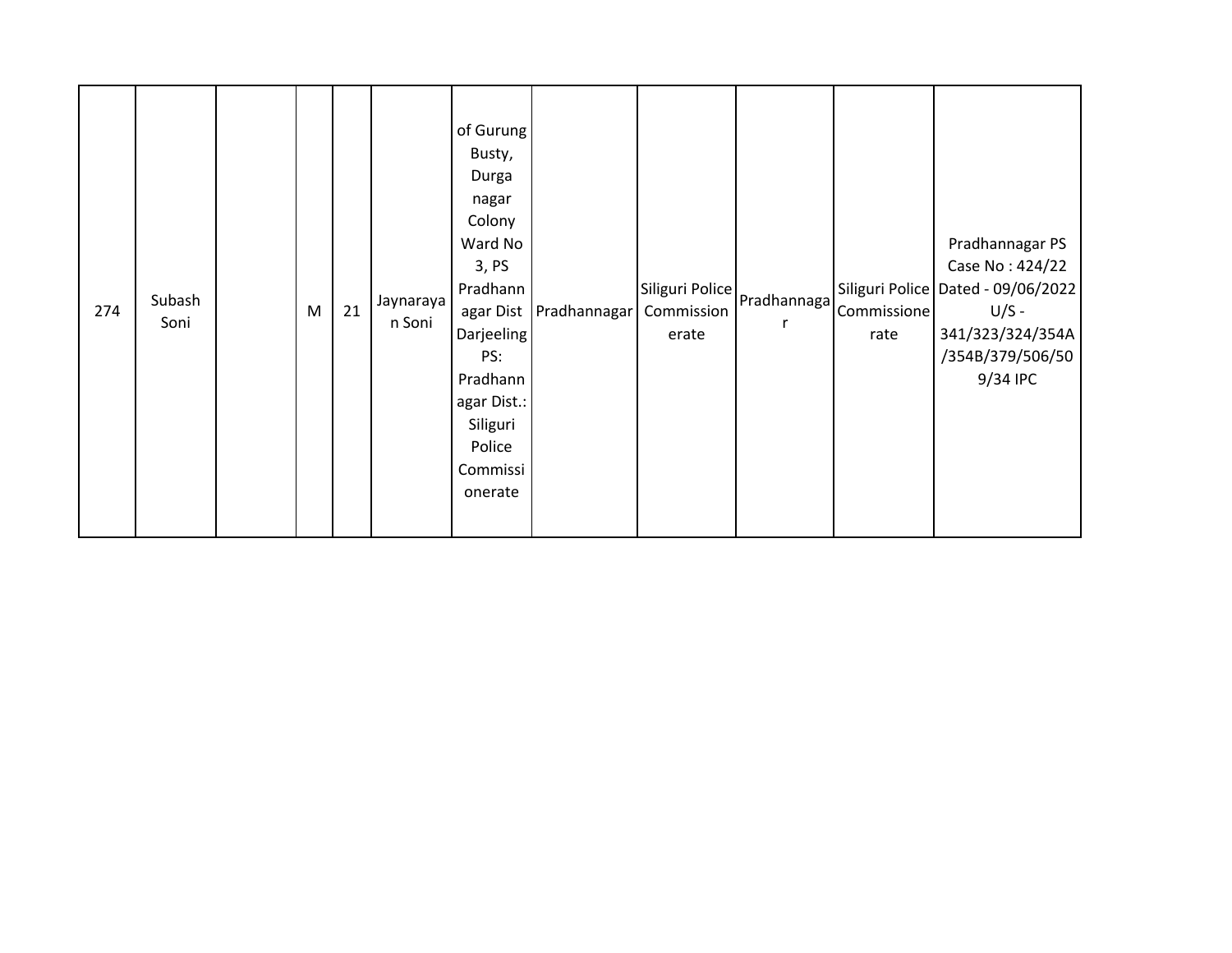| | | | | | | | | | | | |
|---|---|---|---|---|---|---|---|---|---|---|---|
| 274 | Subash Soni | | M | 21 | Jaynarayan Soni | of Gurung Busty, Durga nagar Colony Ward No 3, PS Pradhannagar Dist Darjeeling PS: Pradhannagar Dist.: Siliguri Police Commissionerate | Pradhannagar | Siliguri Police Commissionerate | Pradhannagar | Siliguri Police Commissionerate | Pradhannagar PS Case No : 424/22 Dated - 09/06/2022 U/S - 341/323/324/354A/354B/379/506/509/34 IPC |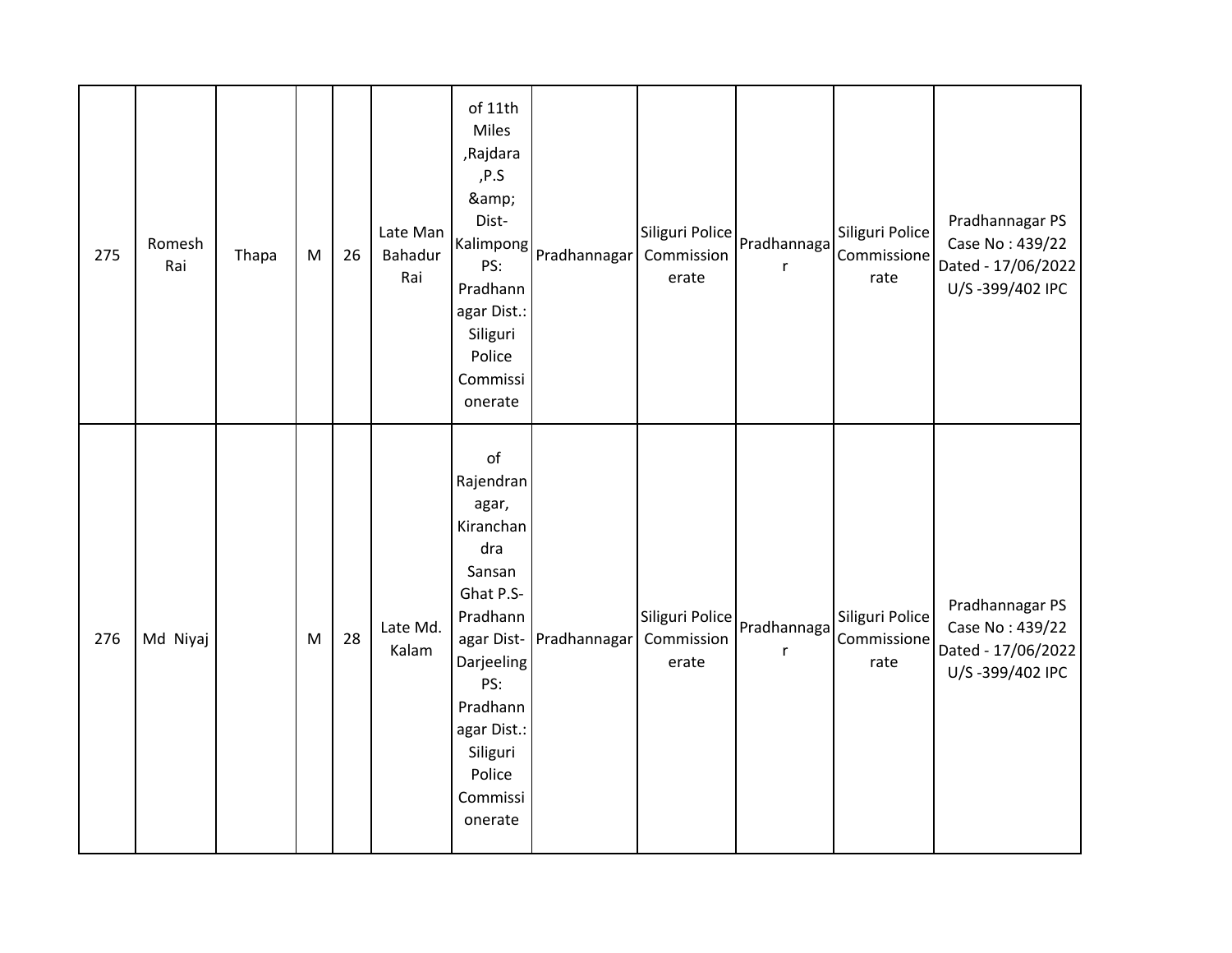| | | | | | | | | | | | |
|---|---|---|---|---|---|---|---|---|---|---|---|
| 275 | Romesh Rai | Thapa | M | 26 | Late Man Bahadur Rai | of 11th Miles ,Rajdara ,P.S &amp; Dist- Kalimpong PS: Pradhannagar Dist.: Siliguri Police Commissionerate | Pradhannagar | Siliguri Police Commissionerate | Pradhannagar | Siliguri Police Commissionerate | Pradhannagar PS Case No : 439/22 Dated - 17/06/2022 U/S -399/402 IPC |
| 276 | Md Niyaj | | M | 28 | Late Md. Kalam | of Rajendranagar, Kiranchandra Sansan Ghat P.S- Pradhannagar Dist- Darjeeling PS: Pradhannagar Dist.: Siliguri Police Commissionerate | Pradhannagar | Siliguri Police Commissionerate | Pradhannagar | Siliguri Police Commissionerate | Pradhannagar PS Case No : 439/22 Dated - 17/06/2022 U/S -399/402 IPC |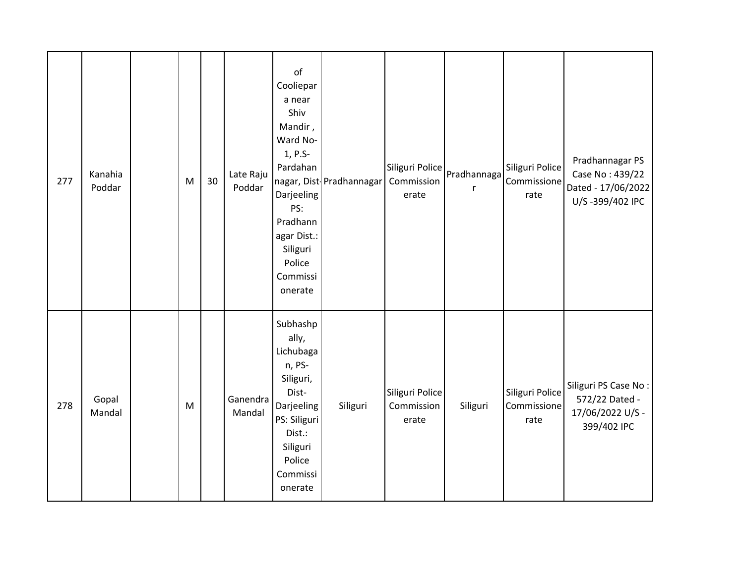| | | | | | | | | | | | |
|---|---|---|---|---|---|---|---|---|---|---|---|
| 277 | Kanahia Poddar | | M | 30 | Late Raju Poddar | of Cooliepara near Shiv Mandir , Ward No-1, P.S-Pardahannagar, Dist-Darjeeling PS: Pradhannagar Dist.: Siliguri Police Commissionerate | Pradhannagar | Siliguri Police Commissionerate | Pradhannagar | Siliguri Police Commissionerate | Pradhannagar PS Case No : 439/22 Dated - 17/06/2022 U/S -399/402 IPC |
| 278 | Gopal Mandal | | M | | Ganendra Mandal | Subhashpally, Lichubagan, PS-Siliguri, Dist-Darjeeling PS: Siliguri Dist.: Siliguri Police Commissionerate | Siliguri | Siliguri Police Commissionerate | Siliguri | Siliguri Police Commissionerate | Siliguri PS Case No : 572/22 Dated - 17/06/2022 U/S - 399/402 IPC |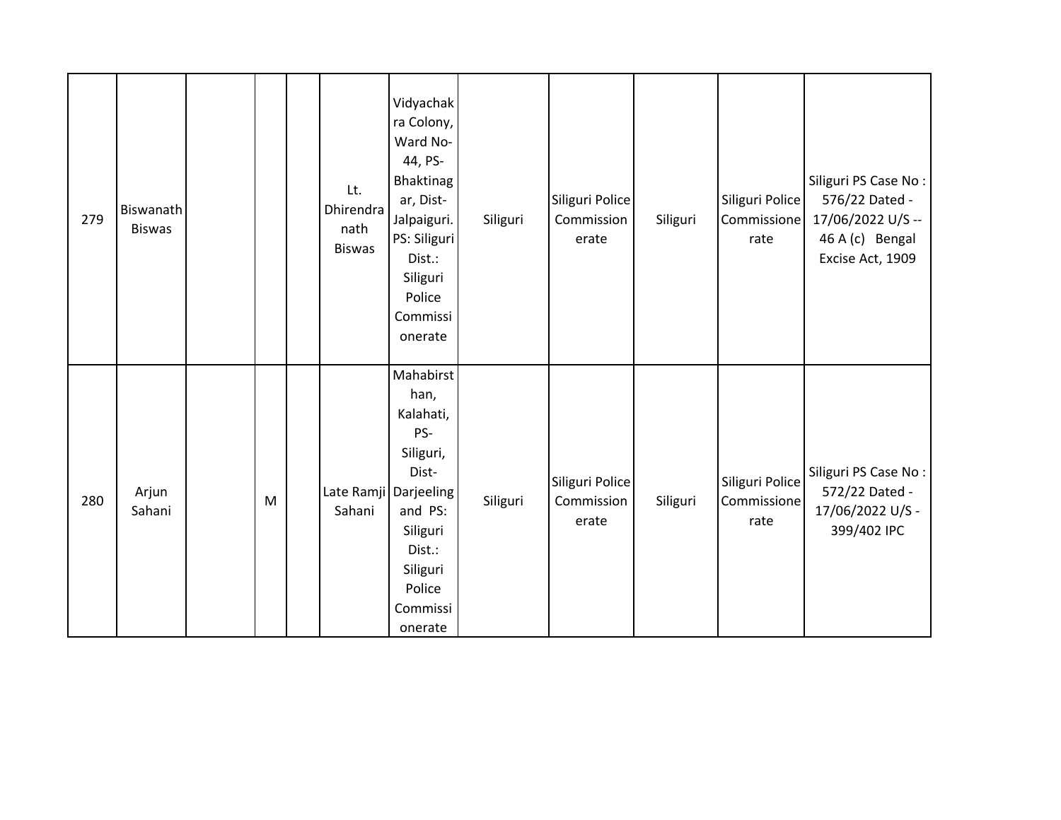| | | | | | | | | | | | |
|---|---|---|---|---|---|---|---|---|---|---|---|
| 279 | Biswanath Biswas | | | | Lt. Dhirendra nath Biswas | Vidyachakra Colony, Ward No-44, PS-Bhaktinagar, Dist-Jalpaiguri. PS: Siliguri Dist.: Siliguri Police Commissionerate | Siliguri | Siliguri Police Commissionerate | Siliguri | Siliguri Police Commissionerate | Siliguri PS Case No : 576/22 Dated - 17/06/2022 U/S -- 46 A (c) Bengal Excise Act, 1909 |
| 280 | Arjun Sahani | | M | | Late Ramji Sahani | Mahabirsthan, Kalahati, PS-Siliguri, Dist-Darjeeling and PS: Siliguri Dist.: Siliguri Police Commissionerate | Siliguri | Siliguri Police Commissionerate | Siliguri | Siliguri Police Commissionerate | Siliguri PS Case No : 572/22 Dated - 17/06/2022 U/S - 399/402 IPC |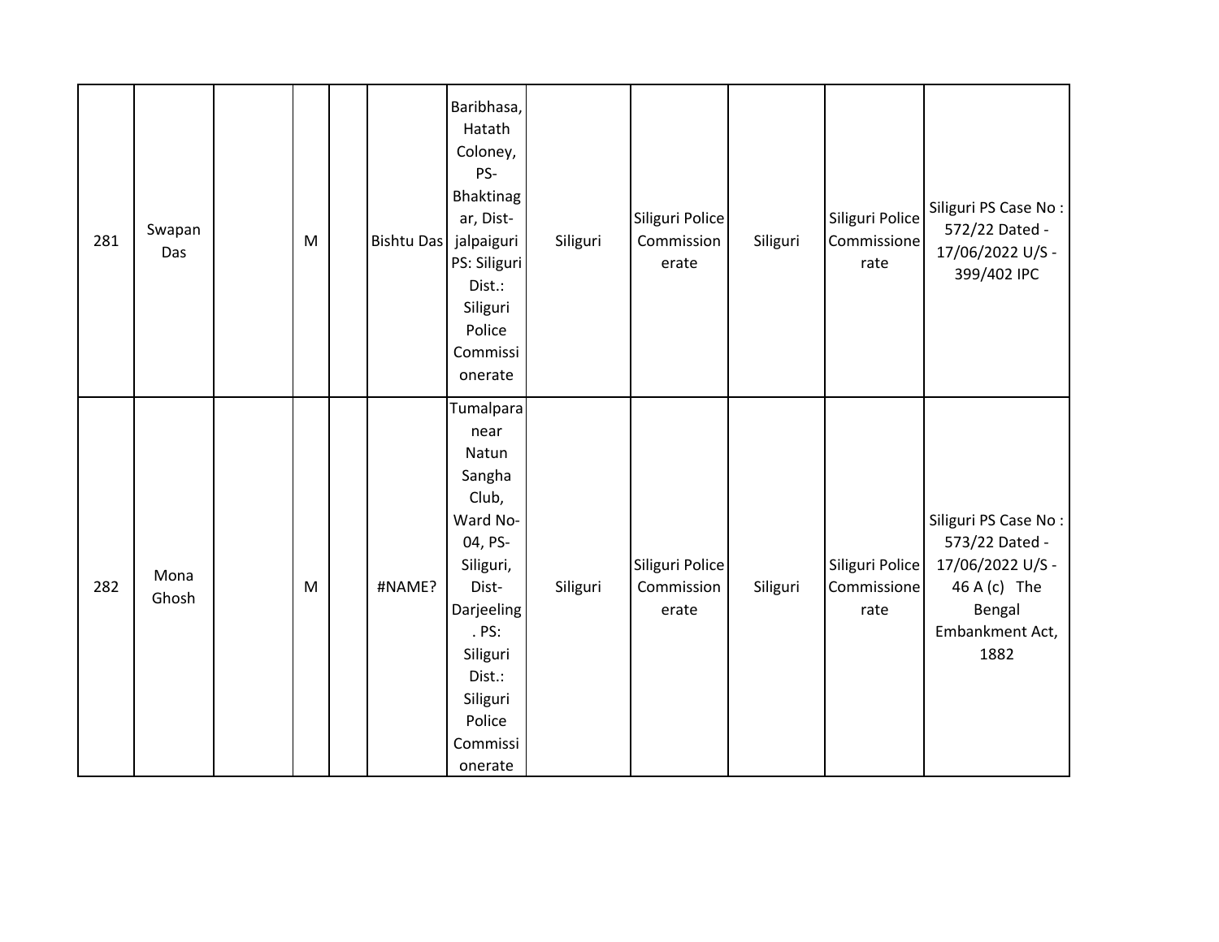| | | | | | | | | | | | |
|---|---|---|---|---|---|---|---|---|---|---|---|
| 281 | Swapan Das | | M | | Bishtu Das | Baribhasa, Hatath Coloney, PS-Bhaktinagar, Dist-jalpaiguri PS: Siliguri Dist.: Siliguri Police Commissionerate | Siliguri | Siliguri Police Commissionerate | Siliguri | Siliguri Police Commissionerate | Siliguri PS Case No : 572/22 Dated - 17/06/2022 U/S - 399/402 IPC |
| 282 | Mona Ghosh | | M | | #NAME? | Tumalpara near Natun Sangha Club, Ward No-04, PS-Siliguri, Dist-Darjeeling. PS: Siliguri Dist.: Siliguri Police Commissionerate | Siliguri | Siliguri Police Commissionerate | Siliguri | Siliguri Police Commissionerate | Siliguri PS Case No : 573/22 Dated - 17/06/2022 U/S - 46 A (c) The Bengal Embankment Act, 1882 |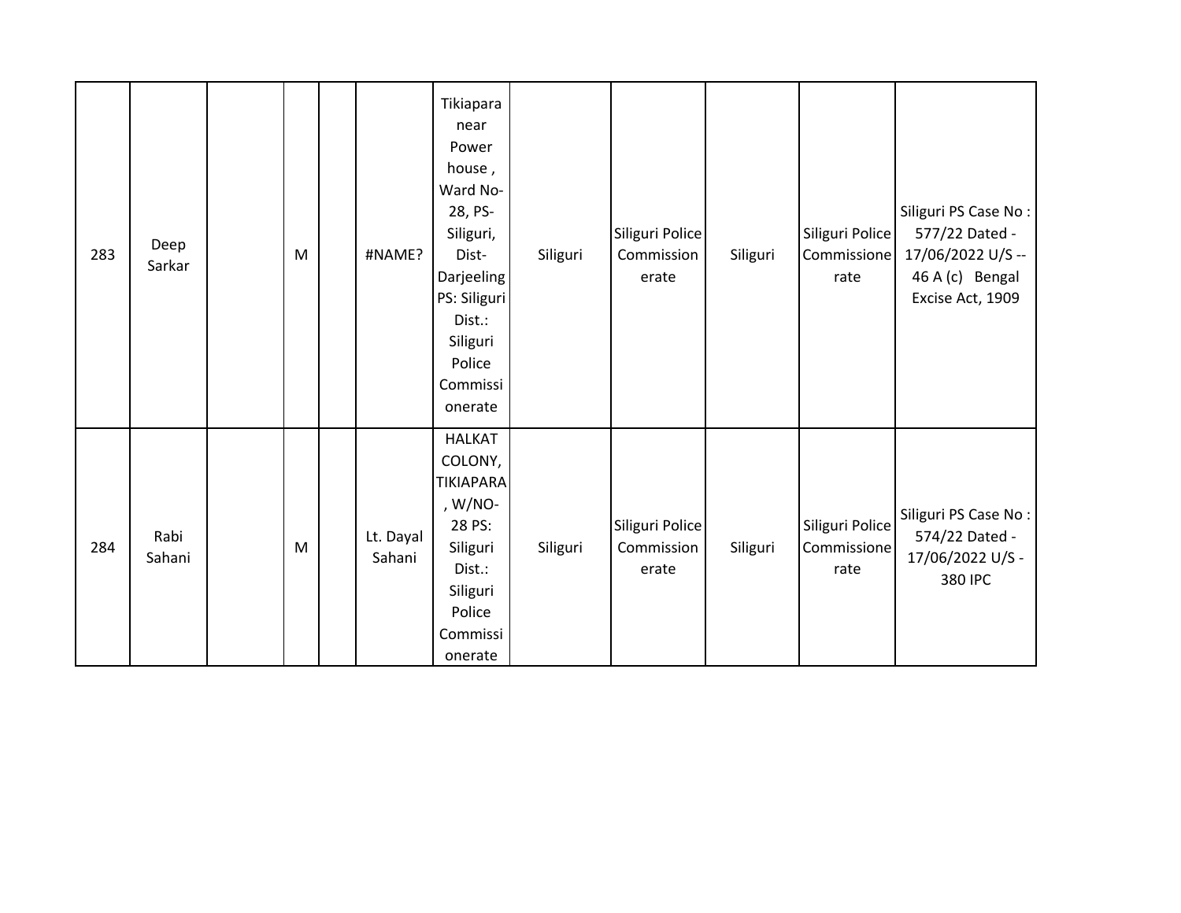| | | | | | | | | | | | |
|---|---|---|---|---|---|---|---|---|---|---|---|
| 283 | Deep Sarkar | | M | | #NAME? | Tikiapara near Power house , Ward No-28, PS-Siliguri, Dist-Darjeeling PS: Siliguri Dist.: Siliguri Police Commissionerate | Siliguri | Siliguri Police Commissionerate | Siliguri | Siliguri Police Commissionerate | Siliguri PS Case No : 577/22 Dated - 17/06/2022 U/S -- 46 A (c) Bengal Excise Act, 1909 |
| 284 | Rabi Sahani | | M | | Lt. Dayal Sahani | HALKAT COLONY, TIKIAPARA , W/NO-28 PS: Siliguri Dist.: Siliguri Police Commissionerate | Siliguri | Siliguri Police Commissionerate | Siliguri | Siliguri Police Commissionerate | Siliguri PS Case No : 574/22 Dated - 17/06/2022 U/S - 380 IPC |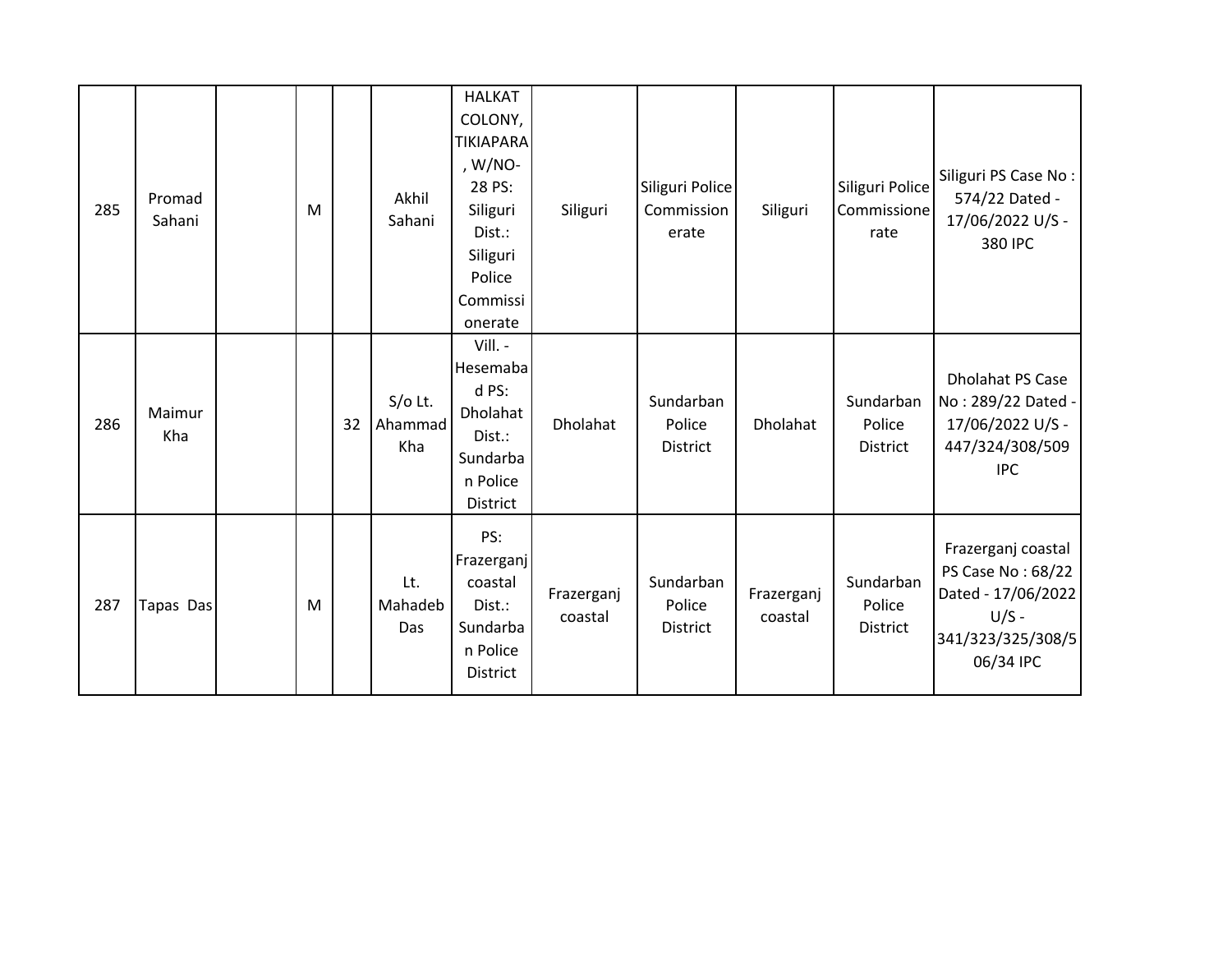| | | | | | | | | | | | |
|---|---|---|---|---|---|---|---|---|---|---|---|
| 285 | Promad Sahani | | M | | Akhil Sahani | HALKAT COLONY, TIKIAPARA, W/NO-28 PS: Siliguri Dist.: Siliguri Police Commissionerate | Siliguri | Siliguri Police Commissionerate | Siliguri | Siliguri Police Commissionerate | Siliguri PS Case No : 574/22 Dated - 17/06/2022 U/S - 380 IPC |
| 286 | Maimur Kha | | | 32 | S/o Lt. Ahammad Kha | Vill. - Hesemabad PS: Dholahat Dist.: Sundarban Police District | Dholahat | Sundarban Police District | Dholahat | Sundarban Police District | Dholahat PS Case No : 289/22 Dated - 17/06/2022 U/S - 447/324/308/509 IPC |
| 287 | Tapas Das | | M | | Lt. Mahadeb Das | PS: Frazerganj coastal Dist.: Sundarban Police District | Frazerganj coastal | Sundarban Police District | Frazerganj coastal | Sundarban Police District | Frazerganj coastal PS Case No : 68/22 Dated - 17/06/2022 U/S - 341/323/325/308/506/34 IPC |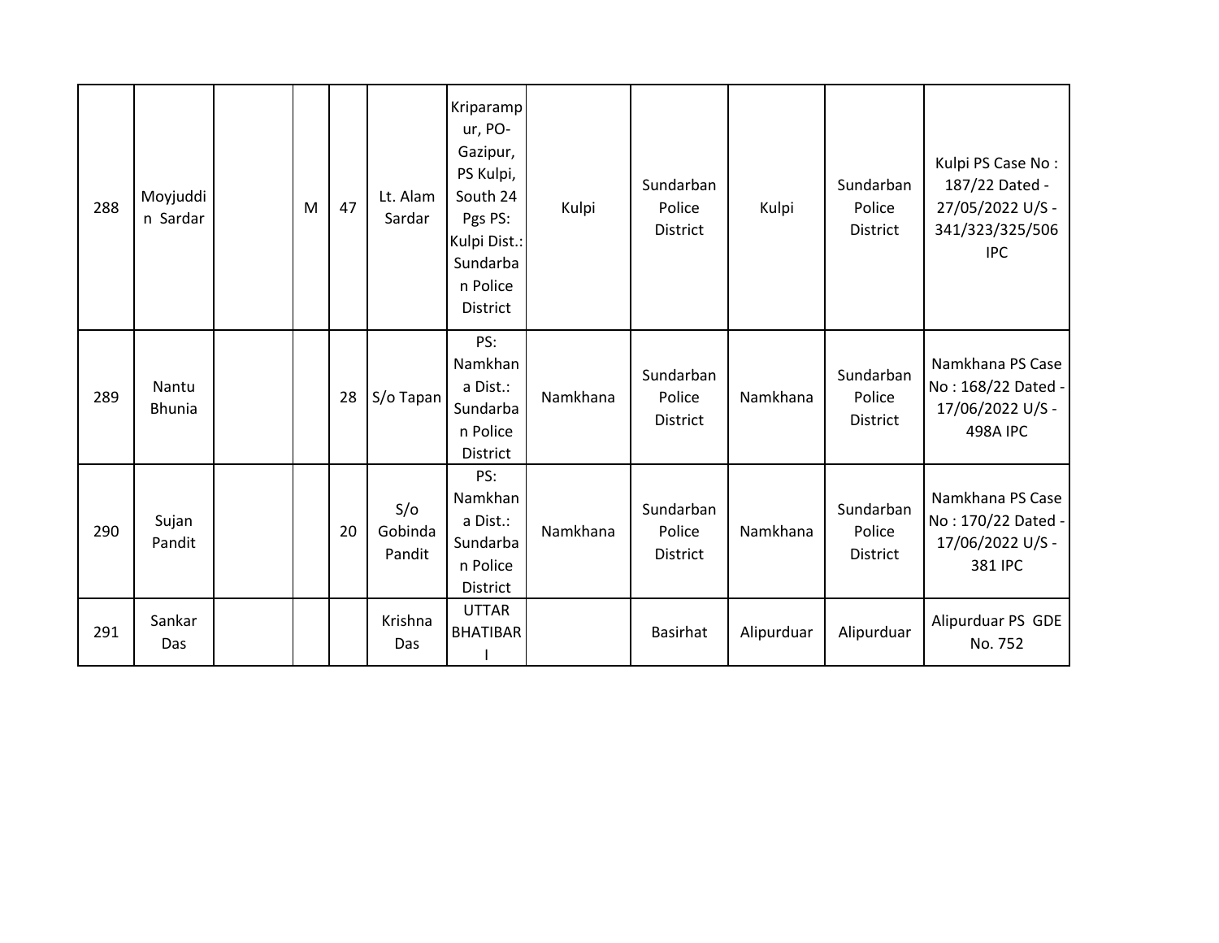| | | | | | | | | | | | |
|---|---|---|---|---|---|---|---|---|---|---|---|
| 288 | Moyjuddin Sardar | | M | 47 | Lt. Alam Sardar | Kriparampur, PO- Gazipur, PS Kulpi, South 24 Pgs PS: Kulpi Dist.: Sundarban Police District | Kulpi | Sundarban Police District | Kulpi | Sundarban Police District | Kulpi PS Case No : 187/22 Dated - 27/05/2022 U/S - 341/323/325/506 IPC |
| 289 | Nantu Bhunia | | | 28 | S/o Tapan | PS: Namkhana Dist.: Sundarban Police District | Namkhana | Sundarban Police District | Namkhana | Sundarban Police District | Namkhana PS Case No : 168/22 Dated - 17/06/2022 U/S - 498A IPC |
| 290 | Sujan Pandit | | | 20 | S/o Gobinda Pandit | PS: Namkhana Dist.: Sundarban Police District | Namkhana | Sundarban Police District | Namkhana | Sundarban Police District | Namkhana PS Case No : 170/22 Dated - 17/06/2022 U/S - 381 IPC |
| 291 | Sankar Das | | | | Krishna Das | UTTAR BHATIBARI | | Basirhat | Alipurduar | Alipurduar | Alipurduar PS GDE No. 752 |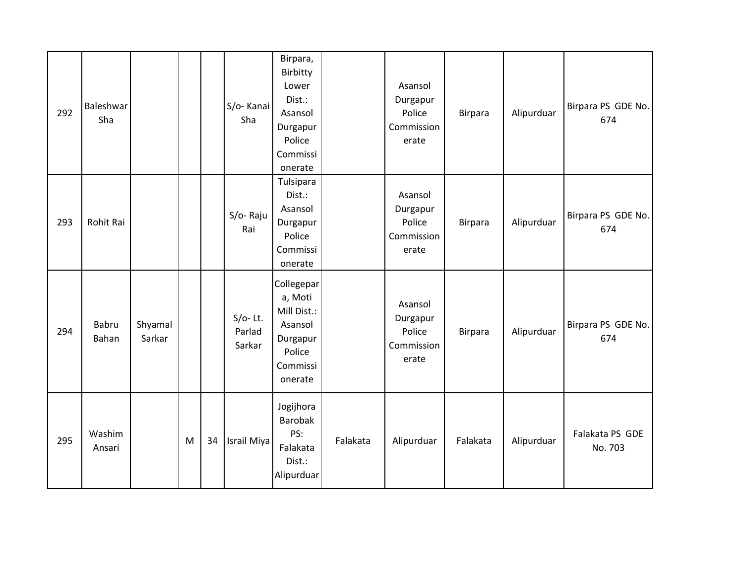| | | | | | | | | | | | |
|---|---|---|---|---|---|---|---|---|---|---|---|
| 292 | Baleshwar Sha | | | | S/o- Kanai Sha | Birpara, Birbitty Lower Dist.: Asansol Durgapur Police Commissionerate | | Asansol Durgapur Police Commissionerate | Birpara | Alipurduar | Birpara PS GDE No. 674 |
| 293 | Rohit Rai | | | | S/o- Raju Rai | Tulsipara Dist.: Asansol Durgapur Police Commissionerate | | Asansol Durgapur Police Commissionerate | Birpara | Alipurduar | Birpara PS GDE No. 674 |
| 294 | Babru Bahan | Shyamal Sarkar | | | S/o- Lt. Parlad Sarkar | Collegepara, Moti Mill Dist.: Asansol Durgapur Police Commissionerate | | Asansol Durgapur Police Commissionerate | Birpara | Alipurduar | Birpara PS GDE No. 674 |
| 295 | Washim Ansari | | M | 34 | Israil Miya | Jogijhora Barobak PS: Falakata Dist.: Alipurduar | Falakata | Alipurduar | Falakata | Alipurduar | Falakata PS GDE No. 703 |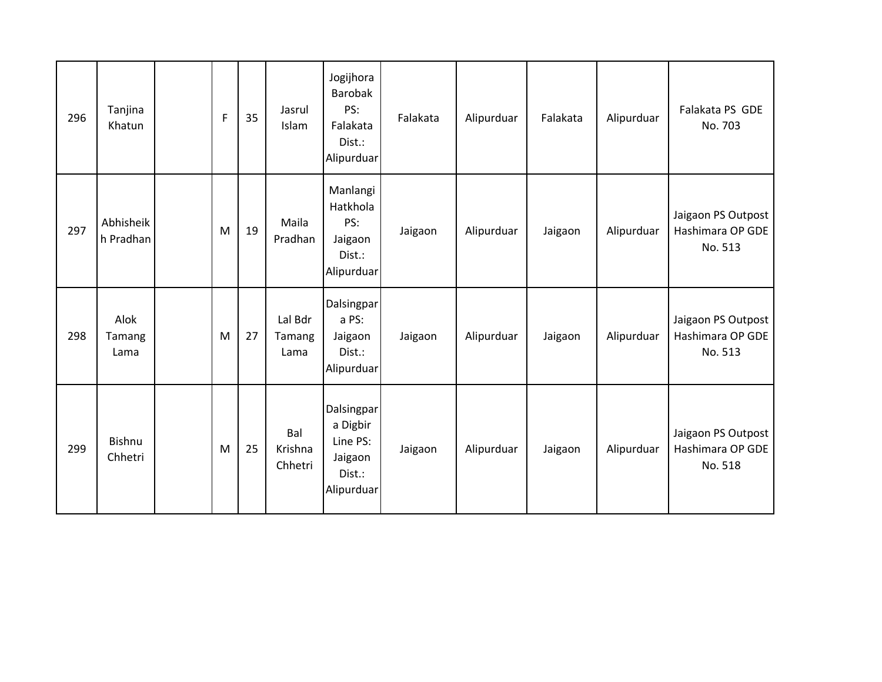| | | | | | | | | | | | |
|---|---|---|---|---|---|---|---|---|---|---|---|
| 296 | Tanjina Khatun | | F | 35 | Jasrul Islam | Jogijhora Barobak PS: Falakata Dist.: Alipurduar | Falakata | Alipurduar | Falakata | Alipurduar | Falakata PS GDE No. 703 |
| 297 | Abhisheikh Pradhan | | M | 19 | Maila Pradhan | Manlangi Hatkhola PS: Jaigaon Dist.: Alipurduar | Jaigaon | Alipurduar | Jaigaon | Alipurduar | Jaigaon PS Outpost Hashimara OP GDE No. 513 |
| 298 | Alok Tamang Lama | | M | 27 | Lal Bdr Tamang Lama | Dalsingpara PS: Jaigaon Dist.: Alipurduar | Jaigaon | Alipurduar | Jaigaon | Alipurduar | Jaigaon PS Outpost Hashimara OP GDE No. 513 |
| 299 | Bishnu Chhetri | | M | 25 | Bal Krishna Chhetri | Dalsingpara Digbir Line PS: Jaigaon Dist.: Alipurduar | Jaigaon | Alipurduar | Jaigaon | Alipurduar | Jaigaon PS Outpost Hashimara OP GDE No. 518 |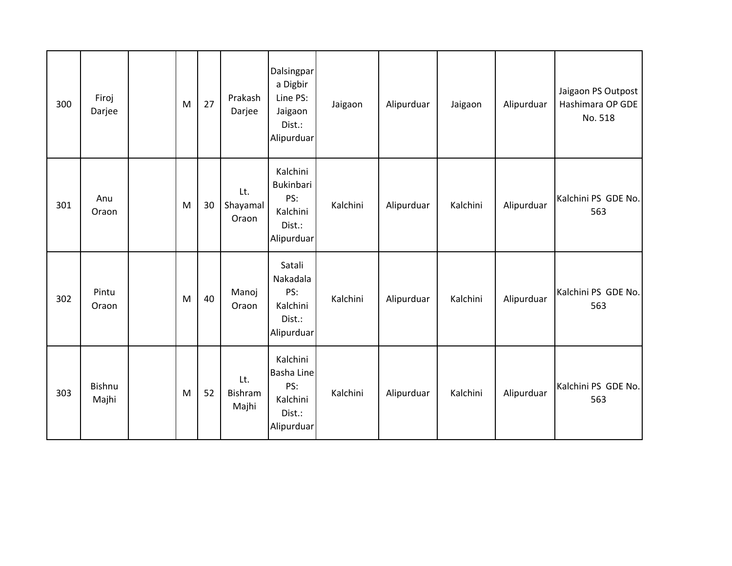| | | | | | | | | | | | |
|---|---|---|---|---|---|---|---|---|---|---|---|
| 300 | Firoj Darjee | | M | 27 | Prakash Darjee | Dalsingpara Digbir Line PS: Jaigaon Dist.: Alipurduar | Jaigaon | Alipurduar | Jaigaon | Alipurduar | Jaigaon PS Outpost Hashimara OP GDE No. 518 |
| 301 | Anu Oraon | | M | 30 | Lt. Shayamal Oraon | Kalchini Bukinbari PS: Kalchini Dist.: Alipurduar | Kalchini | Alipurduar | Kalchini | Alipurduar | Kalchini PS GDE No. 563 |
| 302 | Pintu Oraon | | M | 40 | Manoj Oraon | Satali Nakadala PS: Kalchini Dist.: Alipurduar | Kalchini | Alipurduar | Kalchini | Alipurduar | Kalchini PS GDE No. 563 |
| 303 | Bishnu Majhi | | M | 52 | Lt. Bishram Majhi | Kalchini Basha Line PS: Kalchini Dist.: Alipurduar | Kalchini | Alipurduar | Kalchini | Alipurduar | Kalchini PS GDE No. 563 |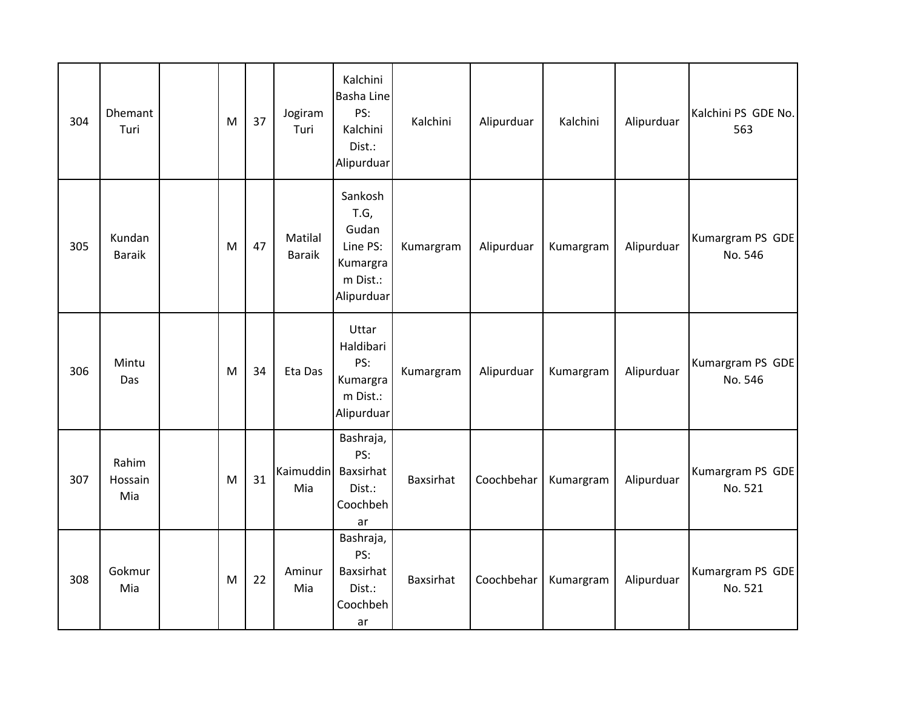| | | | | | | | | | | | |
|---|---|---|---|---|---|---|---|---|---|---|---|
| 304 | Dhemant Turi | | M | 37 | Jogiram Turi | Kalchini Basha Line PS: Kalchini Dist.: Alipurduar | Kalchini | Alipurduar | Kalchini | Alipurduar | Kalchini PS GDE No. 563 |
| 305 | Kundan Baraik | | M | 47 | Matilal Baraik | Sankosh T.G, Gudan Line PS: Kumargram Dist.: Alipurduar | Kumargram | Alipurduar | Kumargram | Alipurduar | Kumargram PS GDE No. 546 |
| 306 | Mintu Das | | M | 34 | Eta Das | Uttar Haldibari PS: Kumargram Dist.: Alipurduar | Kumargram | Alipurduar | Kumargram | Alipurduar | Kumargram PS GDE No. 546 |
| 307 | Rahim Hossain Mia | | M | 31 | Kaimuddin Mia | Bashraja, PS: Baxsirhat Dist.: Coochbehar | Baxsirhat | Coochbehar | Kumargram | Alipurduar | Kumargram PS GDE No. 521 |
| 308 | Gokmur Mia | | M | 22 | Aminur Mia | Bashraja, PS: Baxsirhat Dist.: Coochbehar | Baxsirhat | Coochbehar | Kumargram | Alipurduar | Kumargram PS GDE No. 521 |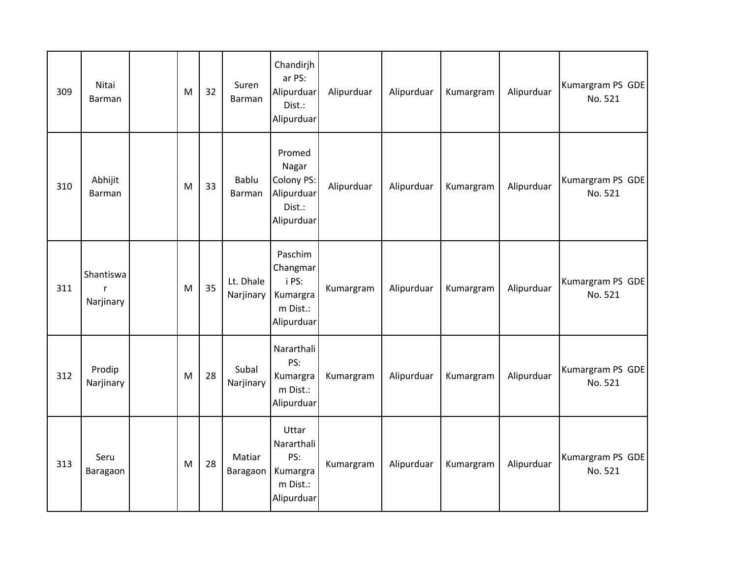| | | | | | | | | | | | |
|---|---|---|---|---|---|---|---|---|---|---|---|
| 309 | Nitai Barman | | M | 32 | Suren Barman | Chandirjhar PS: Alipurduar Dist.: Alipurduar | Alipurduar | Alipurduar | Kumargram | Alipurduar | Kumargram PS GDE No. 521 |
| 310 | Abhijit Barman | | M | 33 | Bablu Barman | Promed Nagar Colony PS: Alipurduar Dist.: Alipurduar | Alipurduar | Alipurduar | Kumargram | Alipurduar | Kumargram PS GDE No. 521 |
| 311 | Shantiswar Narjinary | | M | 35 | Lt. Dhale Narjinary | Paschim Changmari PS: Kumargram Dist.: Alipurduar | Kumargram | Alipurduar | Kumargram | Alipurduar | Kumargram PS GDE No. 521 |
| 312 | Prodip Narjinary | | M | 28 | Subal Narjinary | Nararthali PS: Kumargram Dist.: Alipurduar | Kumargram | Alipurduar | Kumargram | Alipurduar | Kumargram PS GDE No. 521 |
| 313 | Seru Baragaon | | M | 28 | Matiar Baragaon | Uttar Nararthali PS: Kumargram Dist.: Alipurduar | Kumargram | Alipurduar | Kumargram | Alipurduar | Kumargram PS GDE No. 521 |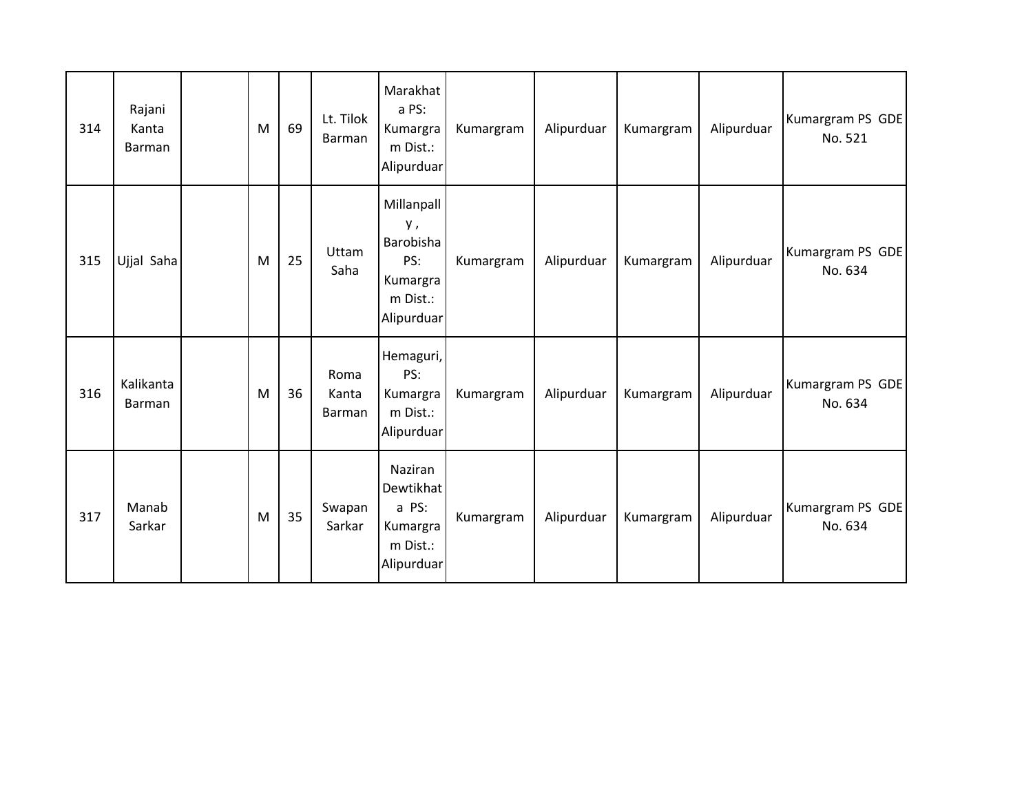| | | | | | | | | | | | |
|---|---|---|---|---|---|---|---|---|---|---|---|
| 314 | Rajani Kanta Barman | | M | 69 | Lt. Tilok Barman | Marakhata PS: Kumargram Dist.: Alipurduar | Kumargram | Alipurduar | Kumargram | Alipurduar | Kumargram PS GDE No. 521 |
| 315 | Ujjal Saha | | M | 25 | Uttam Saha | Millanpally , Barobisha PS: Kumargram Dist.: Alipurduar | Kumargram | Alipurduar | Kumargram | Alipurduar | Kumargram PS GDE No. 634 |
| 316 | Kalikanta Barman | | M | 36 | Roma Kanta Barman | Hemaguri, PS: Kumargram Dist.: Alipurduar | Kumargram | Alipurduar | Kumargram | Alipurduar | Kumargram PS GDE No. 634 |
| 317 | Manab Sarkar | | M | 35 | Swapan Sarkar | Naziran Dewtikhata PS: Kumargram Dist.: Alipurduar | Kumargram | Alipurduar | Kumargram | Alipurduar | Kumargram PS GDE No. 634 |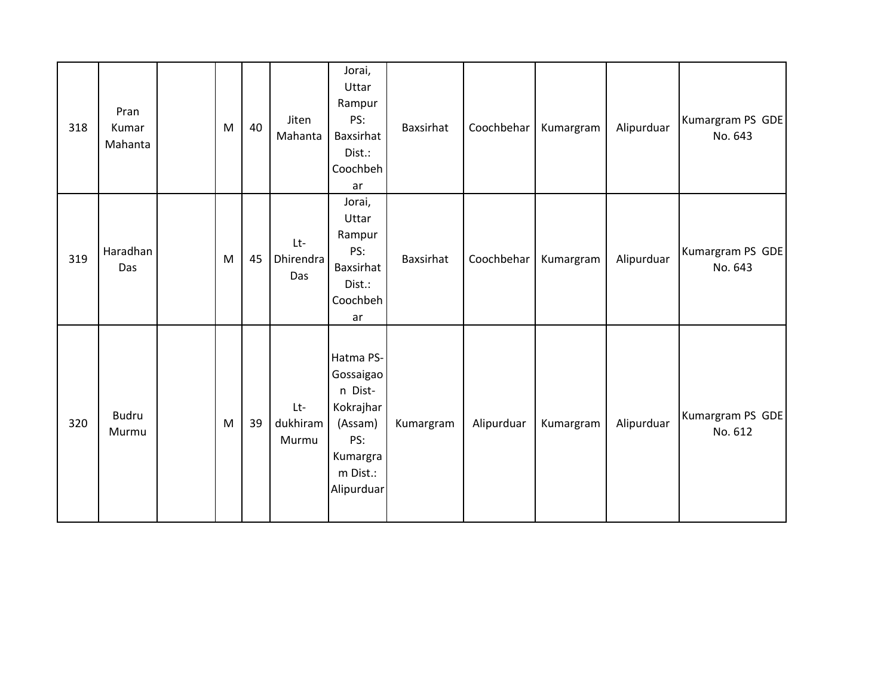| | | | | | | | | | | | |
|---|---|---|---|---|---|---|---|---|---|---|---|
| 318 | Pran Kumar Mahanta | | M | 40 | Jiten Mahanta | Jorai, Uttar Rampur PS: Baxsirhat Dist.: Coochbehar | Baxsirhat | Coochbehar | Kumargram | Alipurduar | Kumargram PS GDE No. 643 |
| 319 | Haradhan Das | | M | 45 | Lt-Dhirendra Das | Jorai, Uttar Rampur PS: Baxsirhat Dist.: Coochbehar | Baxsirhat | Coochbehar | Kumargram | Alipurduar | Kumargram PS GDE No. 643 |
| 320 | Budru Murmu | | M | 39 | Lt-dukhiram Murmu | Hatma PS-Gossaigaon Dist-Kokrajhar (Assam) PS: Kumargram Dist.: Alipurduar | Kumargram | Alipurduar | Kumargram | Alipurduar | Kumargram PS GDE No. 612 |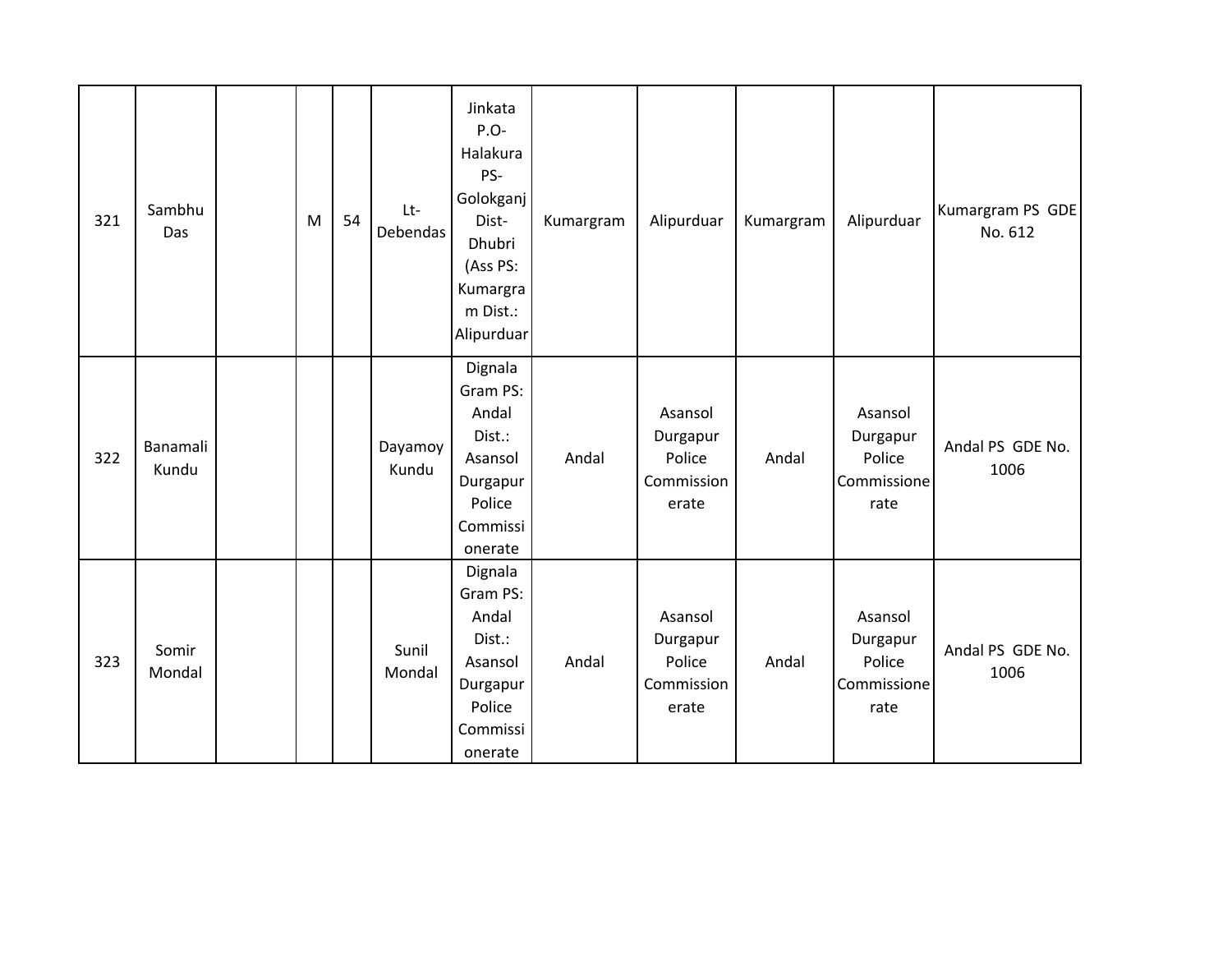| | | | | | | | | | | | |
|---|---|---|---|---|---|---|---|---|---|---|---|
| 321 | Sambhu Das | | M | 54 | Lt- Debendas | Jinkata P.O- Halakura PS- Golokganj Dist- Dhubri (Ass PS: Kumargram Dist.: Alipurduar | Kumargram | Alipurduar | Kumargram | Alipurduar | Kumargram PS GDE No. 612 |
| 322 | Banamali Kundu | | | | Dayamoy Kundu | Dignala Gram PS: Andal Dist.: Asansol Durgapur Police Commissionerate | Andal | Asansol Durgapur Police Commissionerate | Andal | Asansol Durgapur Police Commissionerate | Andal PS GDE No. 1006 |
| 323 | Somir Mondal | | | | Sunil Mondal | Dignala Gram PS: Andal Dist.: Asansol Durgapur Police Commissionerate | Andal | Asansol Durgapur Police Commissionerate | Andal | Asansol Durgapur Police Commissionerate | Andal PS GDE No. 1006 |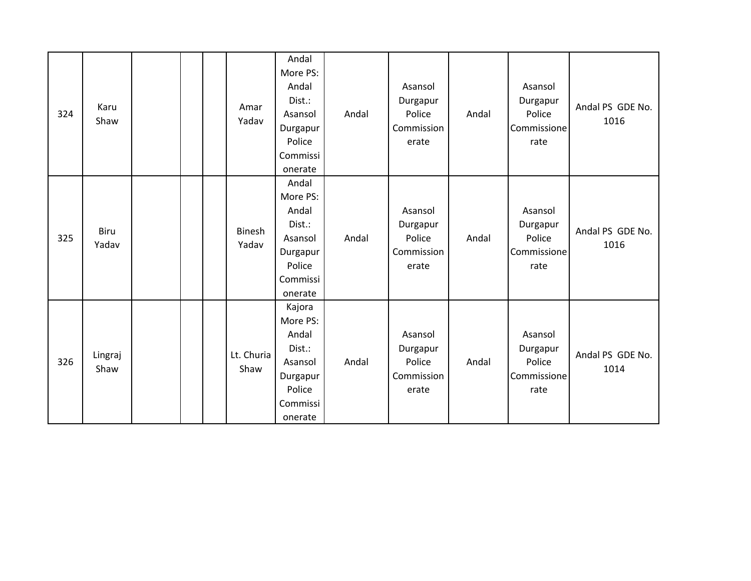| | | | | | | | | | | | |
|---|---|---|---|---|---|---|---|---|---|---|---|
| 324 | Karu Shaw | | | | Amar Yadav | Andal More PS: Andal Dist.: Asansol Durgapur Police Commissionerate | Andal | Asansol Durgapur Police Commissionerate | Andal | Asansol Durgapur Police Commissionerate | Andal PS GDE No. 1016 |
| 325 | Biru Yadav | | | | Binesh Yadav | Andal More PS: Andal Dist.: Asansol Durgapur Police Commissionerate | Andal | Asansol Durgapur Police Commissionerate | Andal | Asansol Durgapur Police Commissionerate | Andal PS GDE No. 1016 |
| 326 | Lingraj Shaw | | | | Lt. Churia Shaw | Kajora More PS: Andal Dist.: Asansol Durgapur Police Commissionerate | Andal | Asansol Durgapur Police Commissionerate | Andal | Asansol Durgapur Police Commissionerate | Andal PS GDE No. 1014 |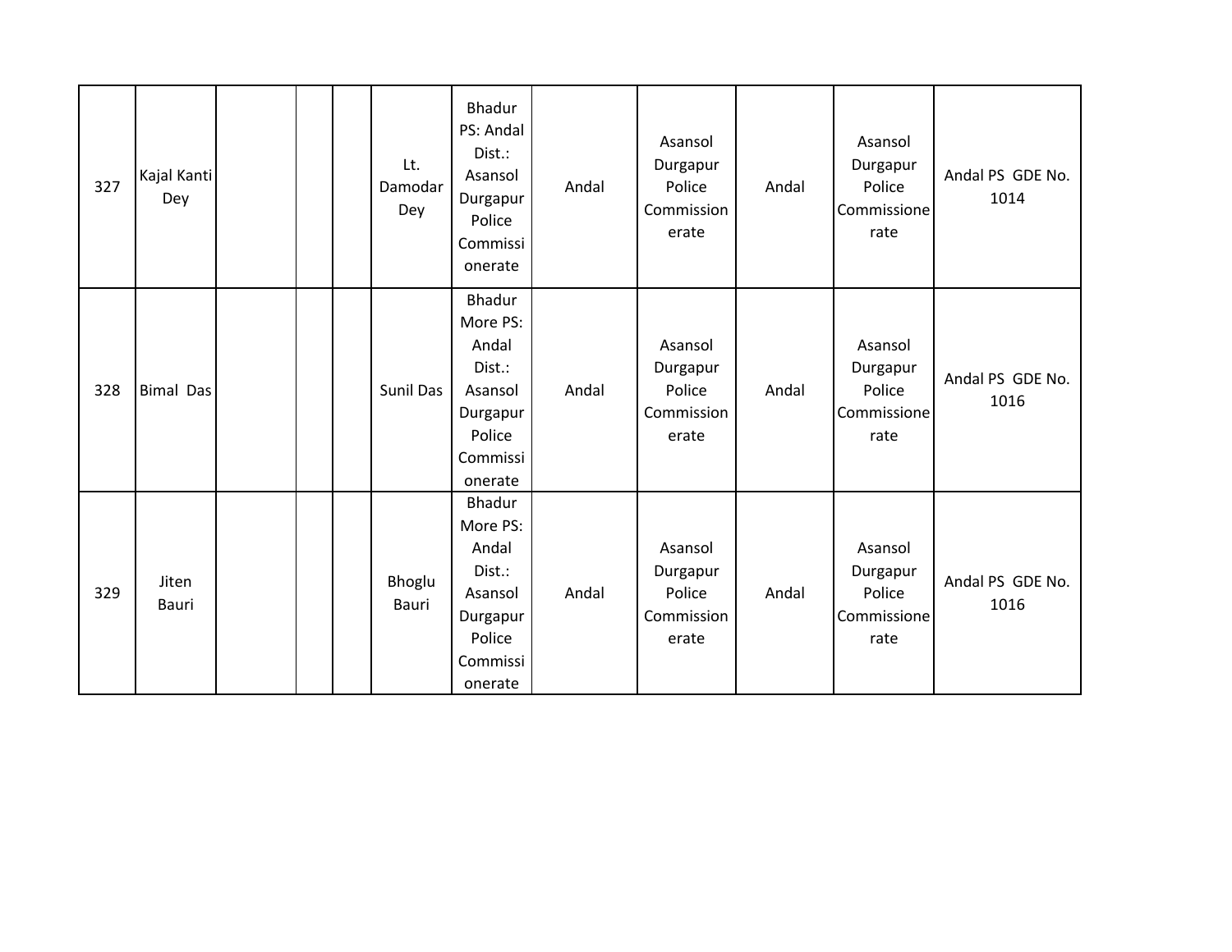| | | | | | | | | | | | |
|---|---|---|---|---|---|---|---|---|---|---|---|
| 327 | Kajal Kanti Dey | | | | Lt. Damodar Dey | Bhadur PS: Andal Dist.: Asansol Durgapur Police Commissionerate | Andal | Asansol Durgapur Police Commissionerate | Andal | Asansol Durgapur Police Commissionerate | Andal PS GDE No. 1014 |
| 328 | Bimal Das | | | | Sunil Das | Bhadur More PS: Andal Dist.: Asansol Durgapur Police Commissionerate | Andal | Asansol Durgapur Police Commissionerate | Andal | Asansol Durgapur Police Commissionerate | Andal PS GDE No. 1016 |
| 329 | Jiten Bauri | | | | Bhoglu Bauri | Bhadur More PS: Andal Dist.: Asansol Durgapur Police Commissionerate | Andal | Asansol Durgapur Police Commissionerate | Andal | Asansol Durgapur Police Commissionerate | Andal PS GDE No. 1016 |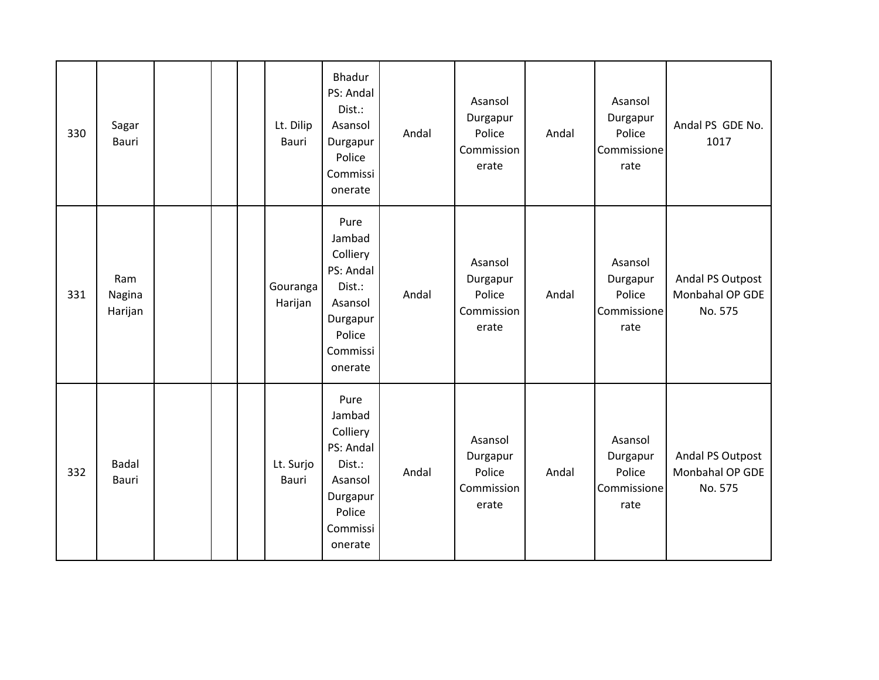| | | | | | | | | | | | |
|---|---|---|---|---|---|---|---|---|---|---|---|
| 330 | Sagar Bauri | | | | Lt. Dilip Bauri | Bhadur PS: Andal Dist.: Asansol Durgapur Police Commissionerate | Andal | Asansol Durgapur Police Commissionerate | Andal | Asansol Durgapur Police Commissionerate | Andal PS GDE No. 1017 |
| 331 | Ram Nagina Harijan | | | | Gouranga Harijan | Pure Jambad Colliery PS: Andal Dist.: Asansol Durgapur Police Commissionerate | Andal | Asansol Durgapur Police Commissionerate | Andal | Asansol Durgapur Police Commissionerate | Andal PS Outpost Monbahal OP GDE No. 575 |
| 332 | Badal Bauri | | | | Lt. Surjo Bauri | Pure Jambad Colliery PS: Andal Dist.: Asansol Durgapur Police Commissionerate | Andal | Asansol Durgapur Police Commissionerate | Andal | Asansol Durgapur Police Commissionerate | Andal PS Outpost Monbahal OP GDE No. 575 |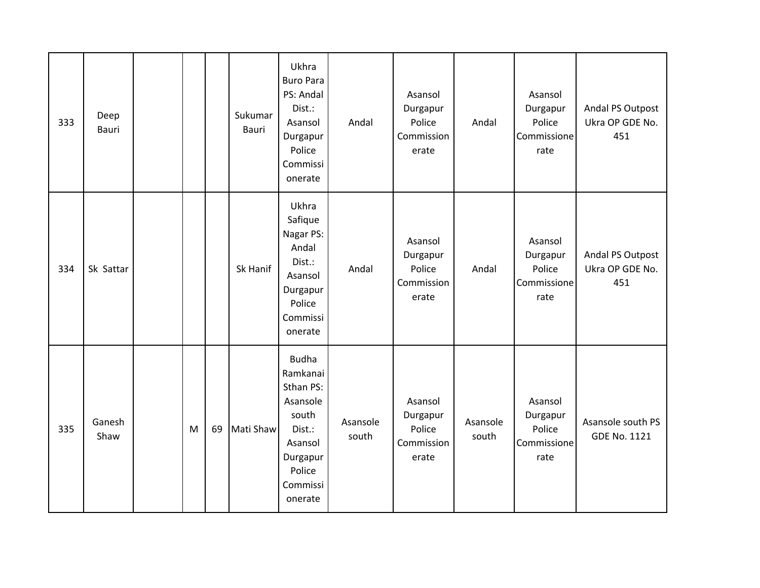| | | | | | | | | | | | |
|---|---|---|---|---|---|---|---|---|---|---|---|
| 333 | Deep Bauri | | | | Sukumar Bauri | Ukhra Buro Para PS: Andal Dist.: Asansol Durgapur Police Commissionerate | Andal | Asansol Durgapur Police Commissionerate | Andal | Asansol Durgapur Police Commissionerate | Andal PS Outpost Ukra OP GDE No. 451 |
| 334 | Sk Sattar | | | | Sk Hanif | Ukhra Safique Nagar PS: Andal Dist.: Asansol Durgapur Police Commissionerate | Andal | Asansol Durgapur Police Commissionerate | Andal | Asansol Durgapur Police Commissionerate | Andal PS Outpost Ukra OP GDE No. 451 |
| 335 | Ganesh Shaw | | M | 69 | Mati Shaw | Budha Ramkanai Sthan PS: Asansole south Dist.: Asansol Durgapur Police Commissionerate | Asansole south | Asansol Durgapur Police Commissionerate | Asansole south | Asansol Durgapur Police Commissionerate | Asansole south PS GDE No. 1121 |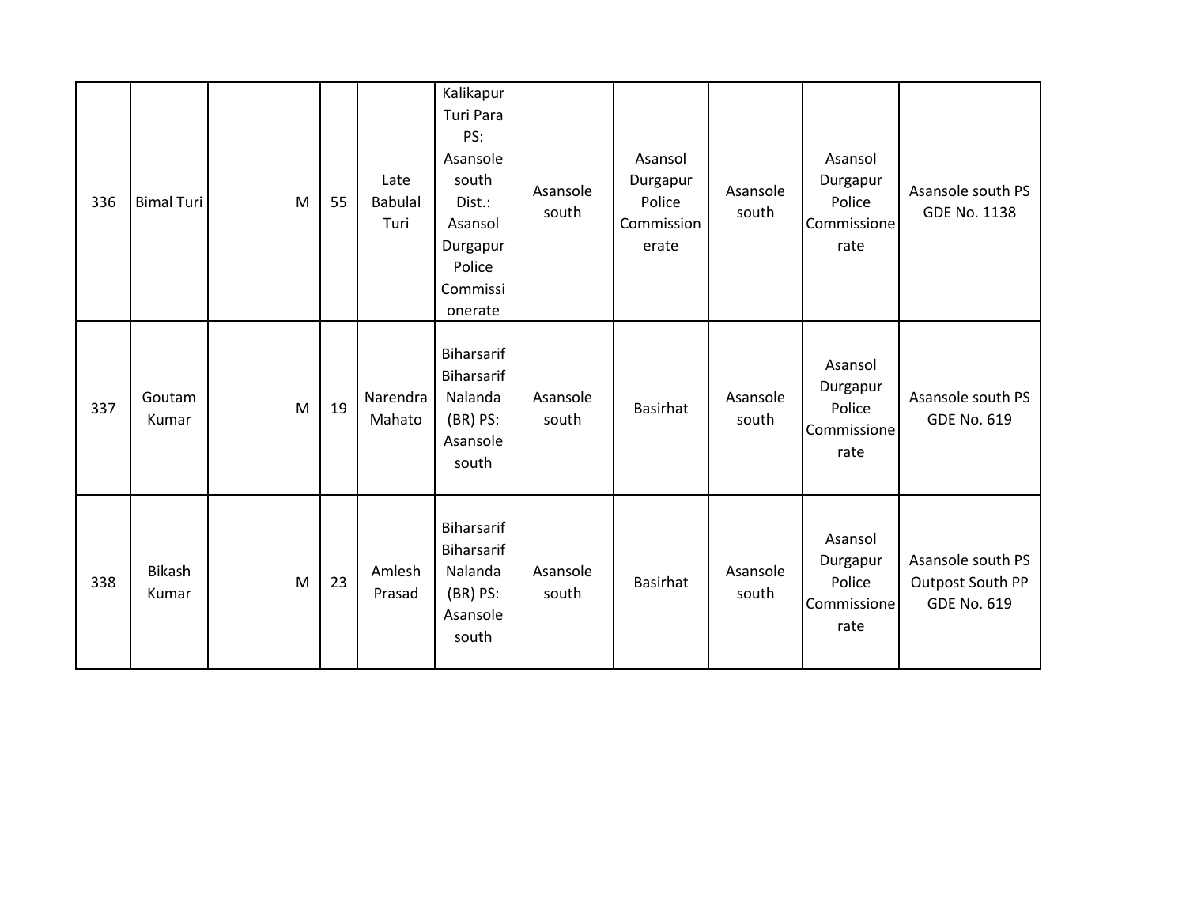| | | | | | | | | | | | |
|---|---|---|---|---|---|---|---|---|---|---|---|
| 336 | Bimal Turi | | M | 55 | Late Babulal Turi | Kalikapur Turi Para PS: Asansole south Dist.: Asansol Durgapur Police Commissionerate | Asansole south | Asansol Durgapur Police Commissionerate | Asansole south | Asansol Durgapur Police Commissionerate | Asansole south PS GDE No. 1138 |
| 337 | Goutam Kumar | | M | 19 | Narendra Mahato | Biharsarif Biharsarif Nalanda (BR) PS: Asansole south | Asansole south | Basirhat | Asansole south | Asansol Durgapur Police Commissionerate | Asansole south PS GDE No. 619 |
| 338 | Bikash Kumar | | M | 23 | Amlesh Prasad | Biharsarif Biharsarif Nalanda (BR) PS: Asansole south | Asansole south | Basirhat | Asansole south | Asansol Durgapur Police Commissionerate | Asansole south PS Outpost South PP GDE No. 619 |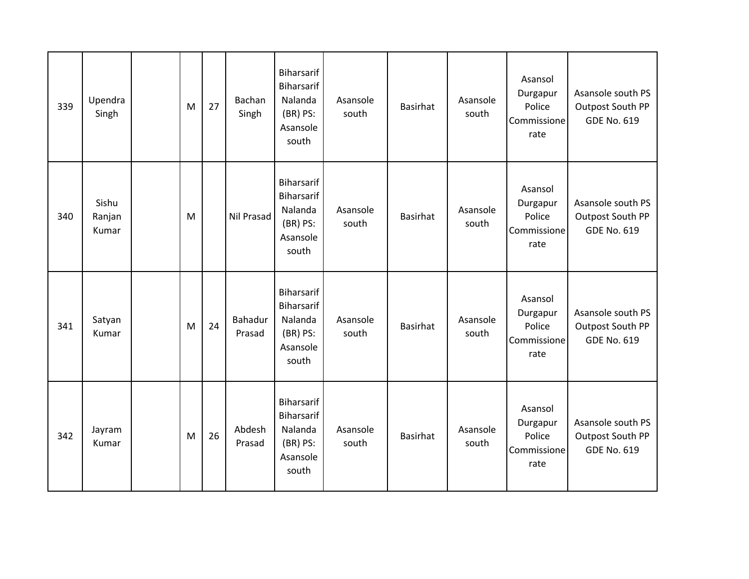| | | | | | | | | | | | |
|---|---|---|---|---|---|---|---|---|---|---|---|
| 339 | Upendra Singh | | M | 27 | Bachan Singh | Biharsarif Biharsarif Nalanda (BR) PS: Asansole south | Asansole south | Basirhat | Asansole south | Asansol Durgapur Police Commissionerate | Asansole south PS Outpost South PP GDE No. 619 |
| 340 | Sishu Ranjan Kumar | | M | | Nil Prasad | Biharsarif Biharsarif Nalanda (BR) PS: Asansole south | Asansole south | Basirhat | Asansole south | Asansol Durgapur Police Commissionerate | Asansole south PS Outpost South PP GDE No. 619 |
| 341 | Satyan Kumar | | M | 24 | Bahadur Prasad | Biharsarif Biharsarif Nalanda (BR) PS: Asansole south | Asansole south | Basirhat | Asansole south | Asansol Durgapur Police Commissionerate | Asansole south PS Outpost South PP GDE No. 619 |
| 342 | Jayram Kumar | | M | 26 | Abdesh Prasad | Biharsarif Biharsarif Nalanda (BR) PS: Asansole south | Asansole south | Basirhat | Asansole south | Asansol Durgapur Police Commissionerate | Asansole south PS Outpost South PP GDE No. 619 |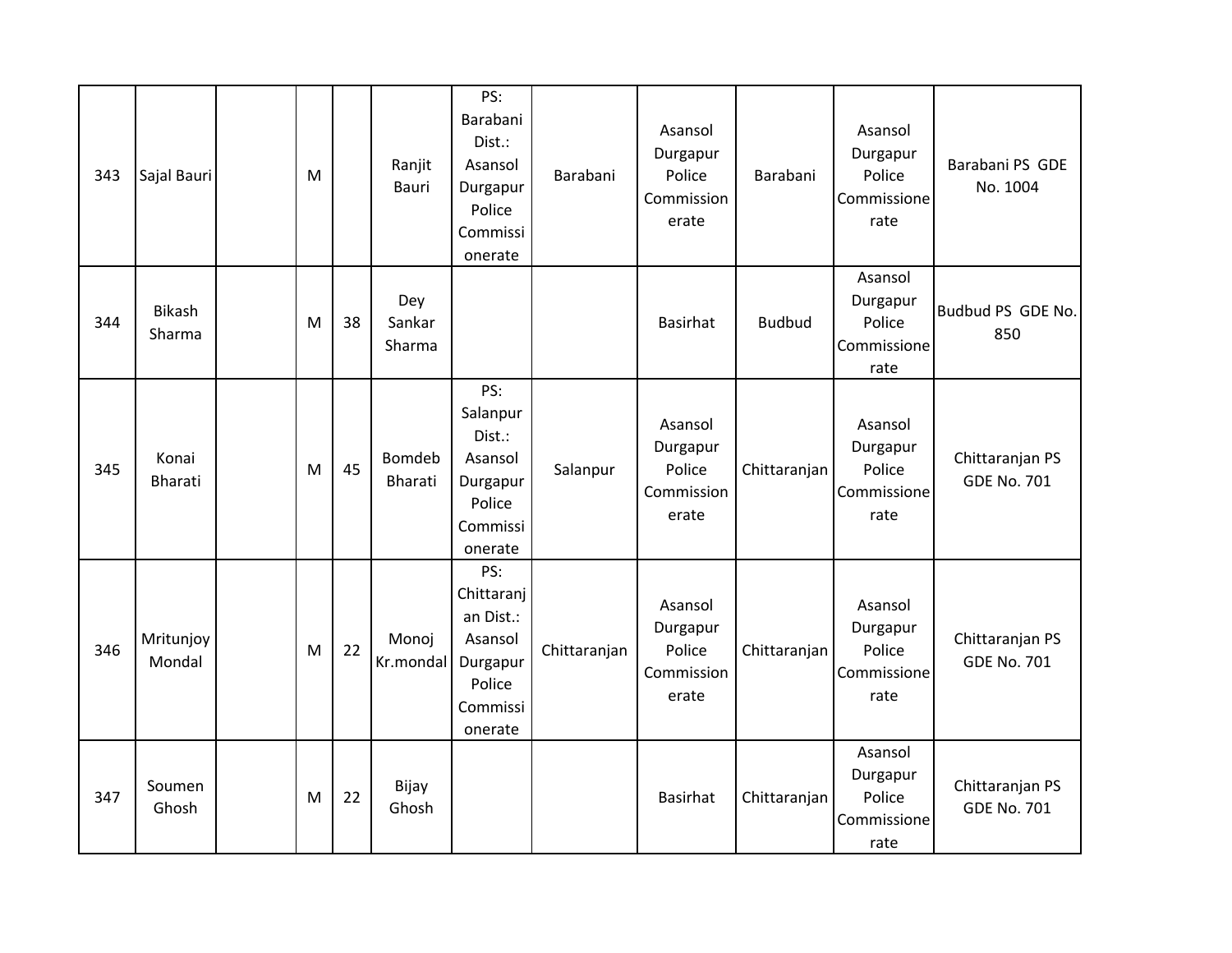| | | | | | | | | | | | |
|---|---|---|---|---|---|---|---|---|---|---|---|
| 343 | Sajal Bauri | | M | | Ranjit Bauri | PS: Barabani Dist.: Asansol Durgapur Police Commissionerate | Barabani | Asansol Durgapur Police Commissionerate | Barabani | Asansol Durgapur Police Commissionerate | Barabani PS GDE No. 1004 |
| 344 | Bikash Sharma | | M | 38 | Dey Sankar Sharma | | | Basirhat | Budbud | Asansol Durgapur Police Commissionerate | Budbud PS GDE No. 850 |
| 345 | Konai Bharati | | M | 45 | Bomdeb Bharati | PS: Salanpur Dist.: Asansol Durgapur Police Commissionerate | Salanpur | Asansol Durgapur Police Commissionerate | Chittaranjan | Asansol Durgapur Police Commissionerate | Chittaranjan PS GDE No. 701 |
| 346 | Mritunjoy Mondal | | M | 22 | Monoj Kr.mondal | PS: Chittaranjan Dist.: Asansol Durgapur Police Commissionerate | Chittaranjan | Asansol Durgapur Police Commissionerate | Chittaranjan | Asansol Durgapur Police Commissionerate | Chittaranjan PS GDE No. 701 |
| 347 | Soumen Ghosh | | M | 22 | Bijay Ghosh | | | Basirhat | Chittaranjan | Asansol Durgapur Police Commissionerate | Chittaranjan PS GDE No. 701 |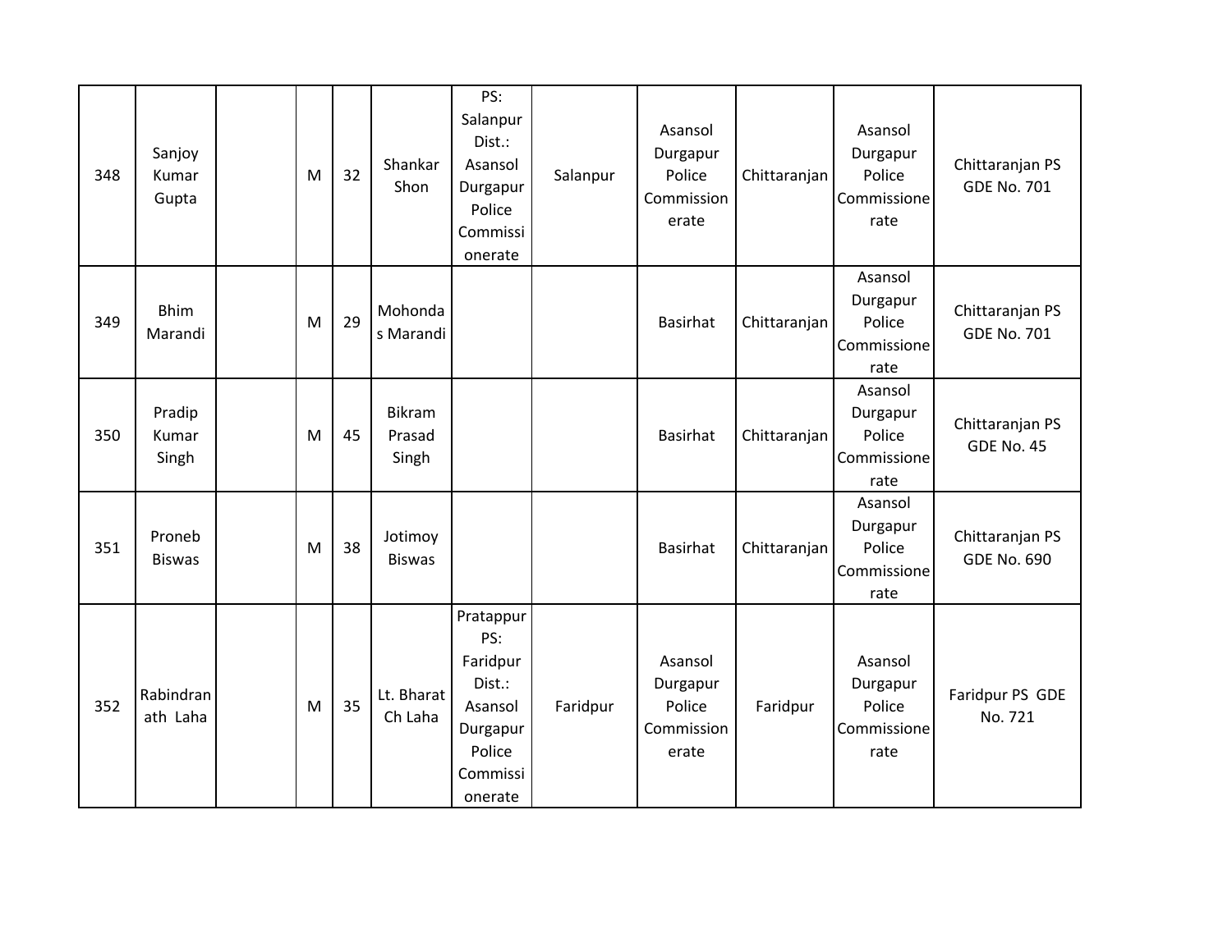| | | | | | | | | | | | |
|---|---|---|---|---|---|---|---|---|---|---|---|
| 348 | Sanjoy Kumar Gupta | | M | 32 | Shankar Shon | PS: Salanpur Dist.: Asansol Durgapur Police Commissionerate | Salanpur | Asansol Durgapur Police Commissionerate | Chittaranjan | Asansol Durgapur Police Commissionerate | Chittaranjan PS GDE No. 701 |
| 349 | Bhim Marandi | | M | 29 | Mohondas Marandi | | | Basirhat | Chittaranjan | Asansol Durgapur Police Commissionerate | Chittaranjan PS GDE No. 701 |
| 350 | Pradip Kumar Singh | | M | 45 | Bikram Prasad Singh | | | Basirhat | Chittaranjan | Asansol Durgapur Police Commissionerate | Chittaranjan PS GDE No. 45 |
| 351 | Proneb Biswas | | M | 38 | Jotimoy Biswas | | | Basirhat | Chittaranjan | Asansol Durgapur Police Commissionerate | Chittaranjan PS GDE No. 690 |
| 352 | Rabindranath Laha | | M | 35 | Lt. Bharat Ch Laha | Pratappur PS: Faridpur Dist.: Asansol Durgapur Police Commissionerate | Faridpur | Asansol Durgapur Police Commissionerate | Faridpur | Asansol Durgapur Police Commissionerate | Faridpur PS GDE No. 721 |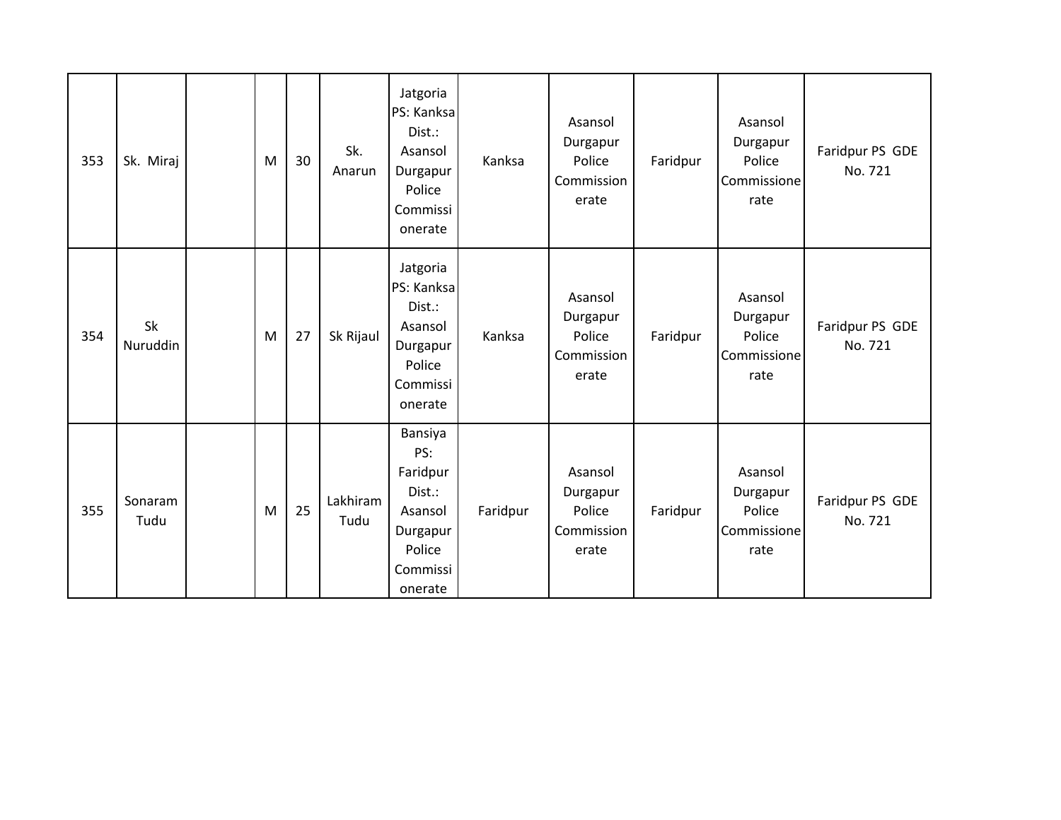| | | | | | | | | | | | |
|---|---|---|---|---|---|---|---|---|---|---|---|
| 353 | Sk. Miraj | | M | 30 | Sk. Anarun | Jatgoria PS: Kanksa Dist.: Asansol Durgapur Police Commissionerate | Kanksa | Asansol Durgapur Police Commissionerate | Faridpur | Asansol Durgapur Police Commissionerate | Faridpur PS GDE No. 721 |
| 354 | Sk Nuruddin | | M | 27 | Sk Rijaul | Jatgoria PS: Kanksa Dist.: Asansol Durgapur Police Commissionerate | Kanksa | Asansol Durgapur Police Commissionerate | Faridpur | Asansol Durgapur Police Commissionerate | Faridpur PS GDE No. 721 |
| 355 | Sonaram Tudu | | M | 25 | Lakhiram Tudu | Bansiya PS: Faridpur Dist.: Asansol Durgapur Police Commissionerate | Faridpur | Asansol Durgapur Police Commissionerate | Faridpur | Asansol Durgapur Police Commissionerate | Faridpur PS GDE No. 721 |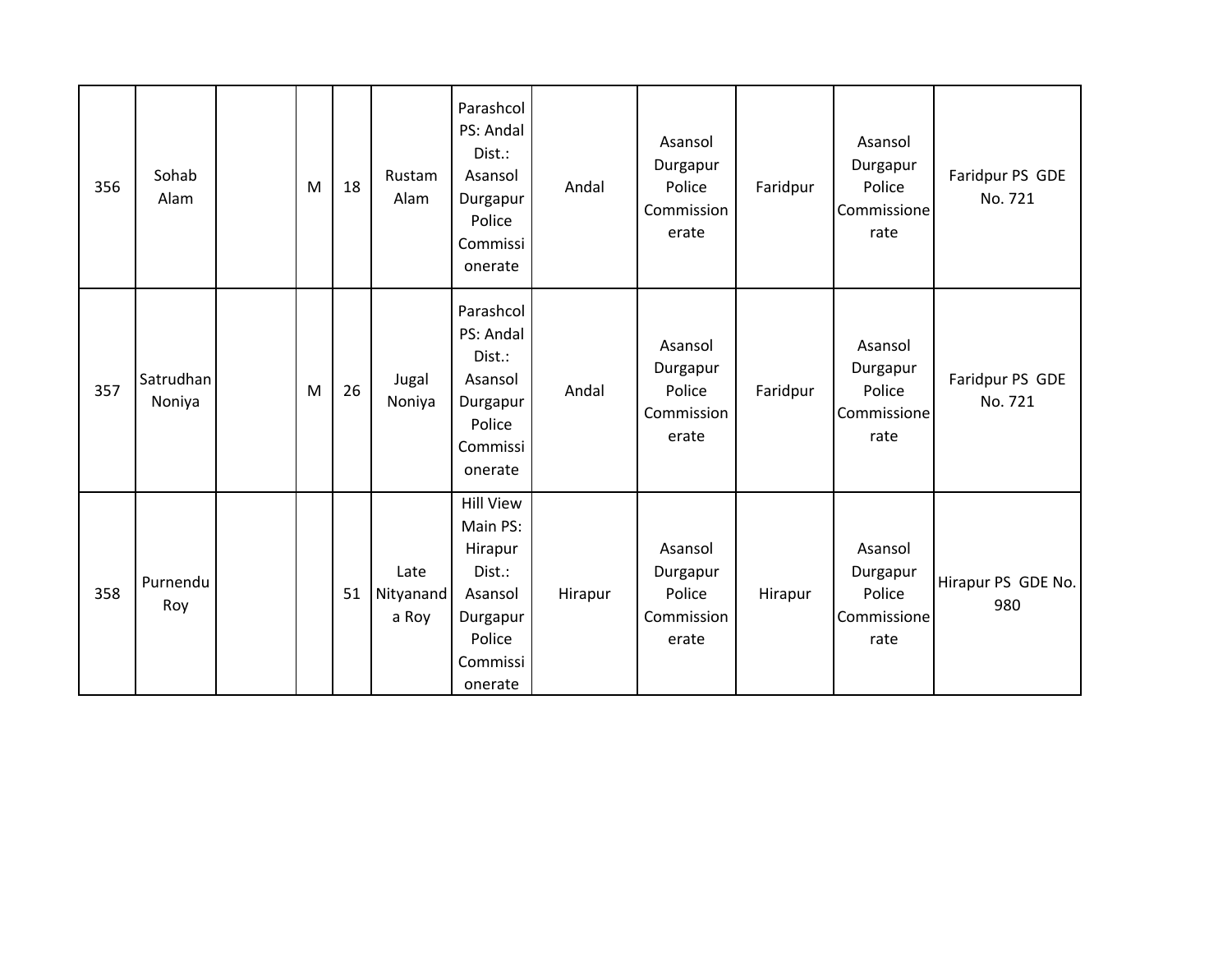| | | | | | | | | | | | |
|---|---|---|---|---|---|---|---|---|---|---|---|
| 356 | Sohab Alam | | M | 18 | Rustam Alam | Parashcol PS: Andal Dist.: Asansol Durgapur Police Commissionerate | Andal | Asansol Durgapur Police Commissionerate | Faridpur | Asansol Durgapur Police Commissionerate | Faridpur PS GDE No. 721 |
| 357 | Satrudhan Noniya | | M | 26 | Jugal Noniya | Parashcol PS: Andal Dist.: Asansol Durgapur Police Commissionerate | Andal | Asansol Durgapur Police Commissionerate | Faridpur | Asansol Durgapur Police Commissionerate | Faridpur PS GDE No. 721 |
| 358 | Purnendu Roy | | | 51 | Late Nityananda Roy | Hill View Main PS: Hirapur Dist.: Asansol Durgapur Police Commissionerate | Hirapur | Asansol Durgapur Police Commissionerate | Hirapur | Asansol Durgapur Police Commissionerate | Hirapur PS GDE No. 980 |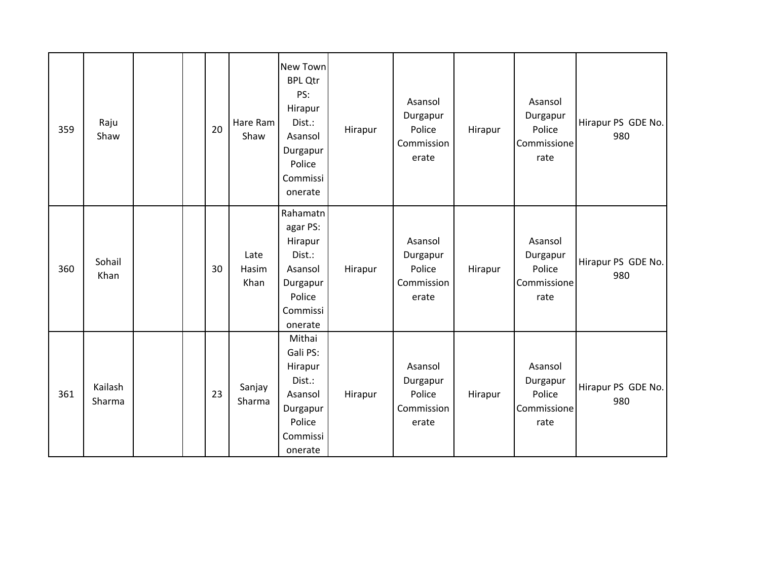| | | | | | | | | | | | |
|---|---|---|---|---|---|---|---|---|---|---|---|
| 359 | Raju Shaw | | | 20 | Hare Ram Shaw | New Town BPL Qtr PS: Hirapur Dist.: Asansol Durgapur Police Commissionerate | Hirapur | Asansol Durgapur Police Commissionerate | Hirapur | Asansol Durgapur Police Commissionerate | Hirapur PS GDE No. 980 |
| 360 | Sohail Khan | | | 30 | Late Hasim Khan | Rahamatnagar PS: Hirapur Dist.: Asansol Durgapur Police Commissionerate | Hirapur | Asansol Durgapur Police Commissionerate | Hirapur | Asansol Durgapur Police Commissionerate | Hirapur PS GDE No. 980 |
| 361 | Kailash Sharma | | | 23 | Sanjay Sharma | Mithai Gali PS: Hirapur Dist.: Asansol Durgapur Police Commissionerate | Hirapur | Asansol Durgapur Police Commissionerate | Hirapur | Asansol Durgapur Police Commissionerate | Hirapur PS GDE No. 980 |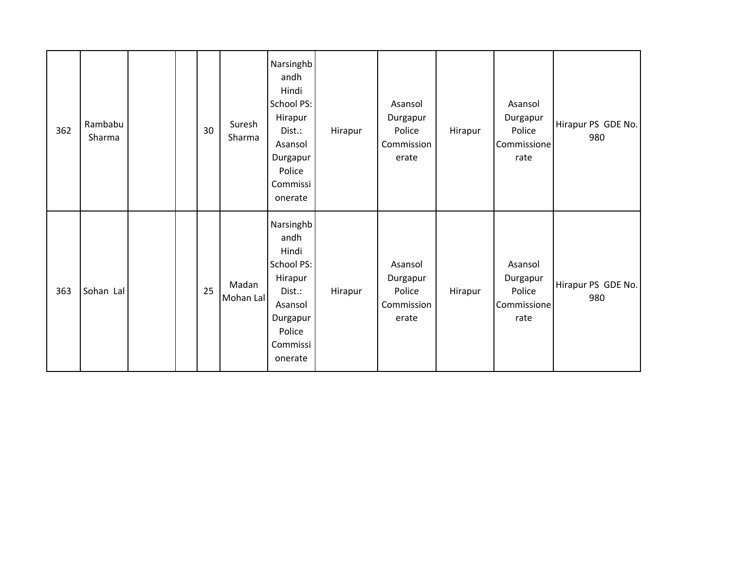| | | | | | | | | | | | |
|---|---|---|---|---|---|---|---|---|---|---|---|
| 362 | Rambabu Sharma | | | 30 | Suresh Sharma | Narsinghbandh Hindi School PS: Hirapur Dist.: Asansol Durgapur Police Commissionerate | Hirapur | Asansol Durgapur Police Commissionerate | Hirapur | Asansol Durgapur Police Commissionerate | Hirapur PS GDE No. 980 |
| 363 | Sohan Lal | | | 25 | Madan Mohan Lal | Narsinghbandh Hindi School PS: Hirapur Dist.: Asansol Durgapur Police Commissionerate | Hirapur | Asansol Durgapur Police Commissionerate | Hirapur | Asansol Durgapur Police Commissionerate | Hirapur PS GDE No. 980 |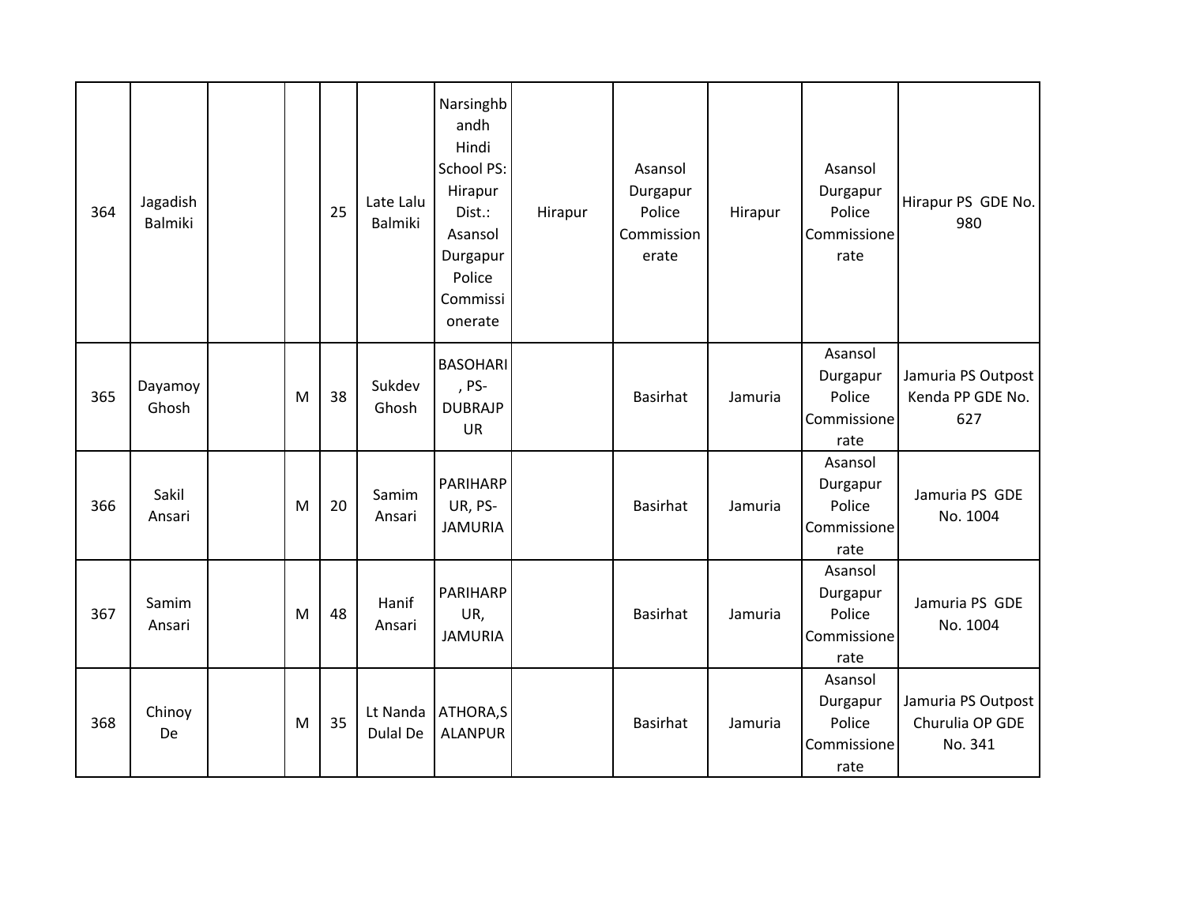| | | | | | | | | | | | |
|---|---|---|---|---|---|---|---|---|---|---|---|
| 364 | Jagadish Balmiki | | | 25 | Late Lalu Balmiki | Narsinghbandh Hindi School PS: Hirapur Dist.: Asansol Durgapur Police Commissionerate | Hirapur | Asansol Durgapur Police Commissionerate | Hirapur | Asansol Durgapur Police Commissionerate | Hirapur PS GDE No. 980 |
| 365 | Dayamoy Ghosh | | M | 38 | Sukdev Ghosh | BASOHARI, PS-DUBRAJPUR | | Basirhat | Jamuria | Asansol Durgapur Police Commissionerate | Jamuria PS Outpost Kenda PP GDE No. 627 |
| 366 | Sakil Ansari | | M | 20 | Samim Ansari | PARIHARPUR, PS-JAMURIA | | Basirhat | Jamuria | Asansol Durgapur Police Commissionerate | Jamuria PS GDE No. 1004 |
| 367 | Samim Ansari | | M | 48 | Hanif Ansari | PARIHARPUR, JAMURIA | | Basirhat | Jamuria | Asansol Durgapur Police Commissionerate | Jamuria PS GDE No. 1004 |
| 368 | Chinoy De | | M | 35 | Lt Nanda Dulal De | ATHORA,SALANPUR | | Basirhat | Jamuria | Asansol Durgapur Police Commissionerate | Jamuria PS Outpost Churulia OP GDE No. 341 |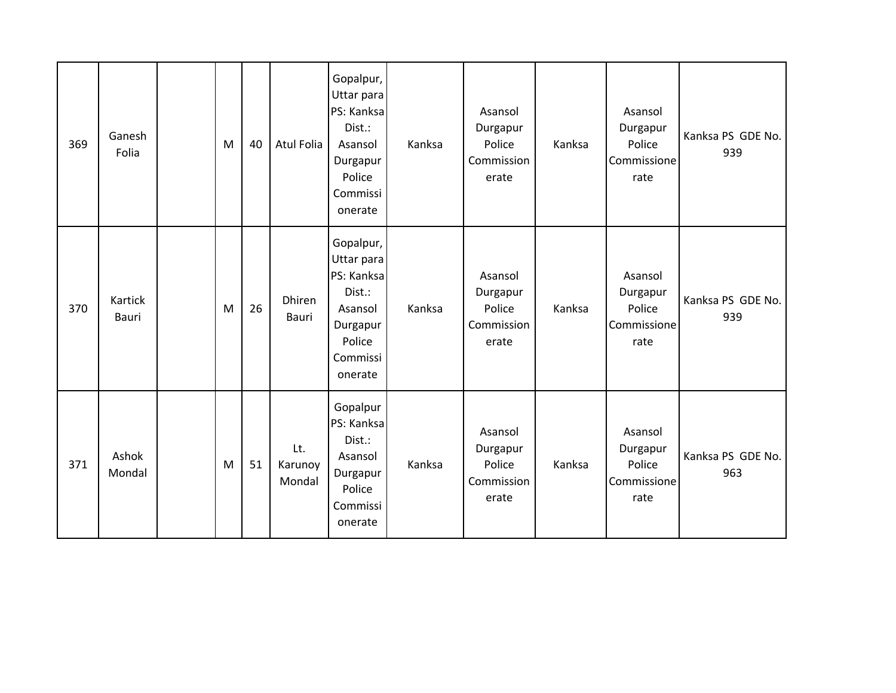| | | | | | | | | | | | |
|---|---|---|---|---|---|---|---|---|---|---|---|
| 369 | Ganesh Folia | | M | 40 | Atul Folia | Gopalpur, Uttar para PS: Kanksa Dist.: Asansol Durgapur Police Commissionerate | Kanksa | Asansol Durgapur Police Commissionerate | Kanksa | Asansol Durgapur Police Commissionerate | Kanksa PS GDE No. 939 |
| 370 | Kartick Bauri | | M | 26 | Dhiren Bauri | Gopalpur, Uttar para PS: Kanksa Dist.: Asansol Durgapur Police Commissionerate | Kanksa | Asansol Durgapur Police Commissionerate | Kanksa | Asansol Durgapur Police Commissionerate | Kanksa PS GDE No. 939 |
| 371 | Ashok Mondal | | M | 51 | Lt. Karunoy Mondal | Gopalpur PS: Kanksa Dist.: Asansol Durgapur Police Commissionerate | Kanksa | Asansol Durgapur Police Commissionerate | Kanksa | Asansol Durgapur Police Commissionerate | Kanksa PS GDE No. 963 |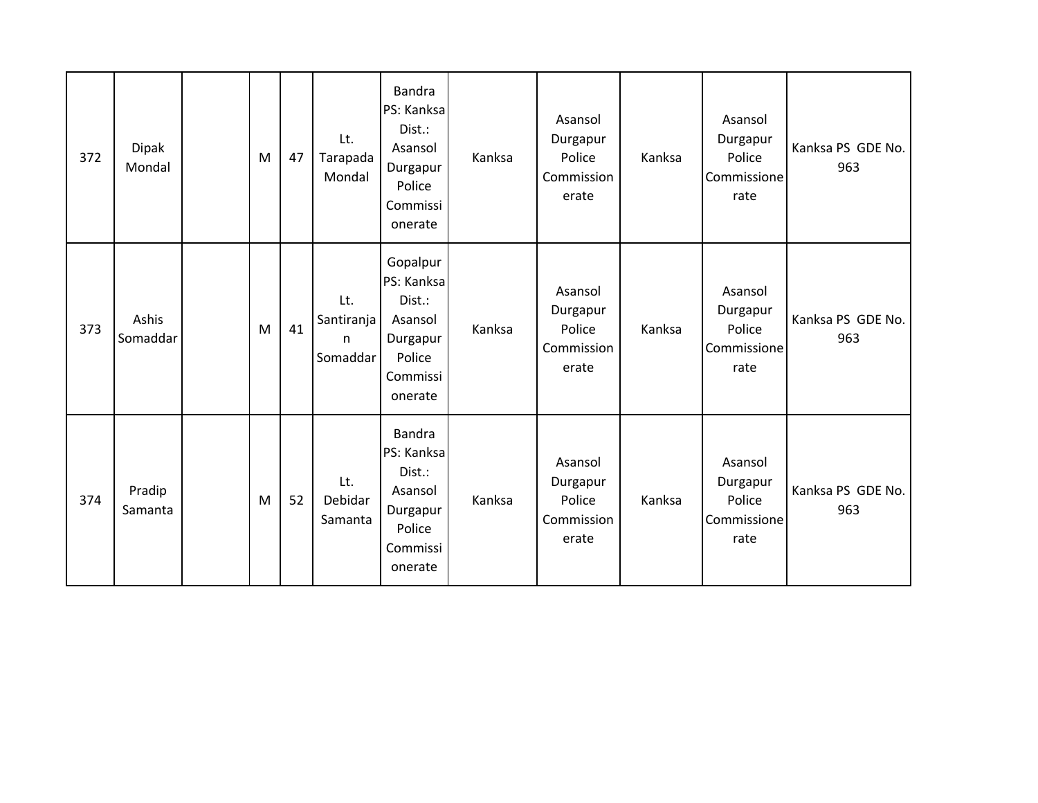| | | | | | | | | | | | |
|---|---|---|---|---|---|---|---|---|---|---|---|
| 372 | Dipak Mondal | | M | 47 | Lt. Tarapada Mondal | Bandra PS: Kanksa Dist.: Asansol Durgapur Police Commissionerate | Kanksa | Asansol Durgapur Police Commissionerate | Kanksa | Asansol Durgapur Police Commissionerate | Kanksa PS GDE No. 963 |
| 373 | Ashis Somaddar | | M | 41 | Lt. Santiranjan Somaddar | Gopalpur PS: Kanksa Dist.: Asansol Durgapur Police Commissionerate | Kanksa | Asansol Durgapur Police Commissionerate | Kanksa | Asansol Durgapur Police Commissionerate | Kanksa PS GDE No. 963 |
| 374 | Pradip Samanta | | M | 52 | Lt. Debidar Samanta | Bandra PS: Kanksa Dist.: Asansol Durgapur Police Commissionerate | Kanksa | Asansol Durgapur Police Commissionerate | Kanksa | Asansol Durgapur Police Commissionerate | Kanksa PS GDE No. 963 |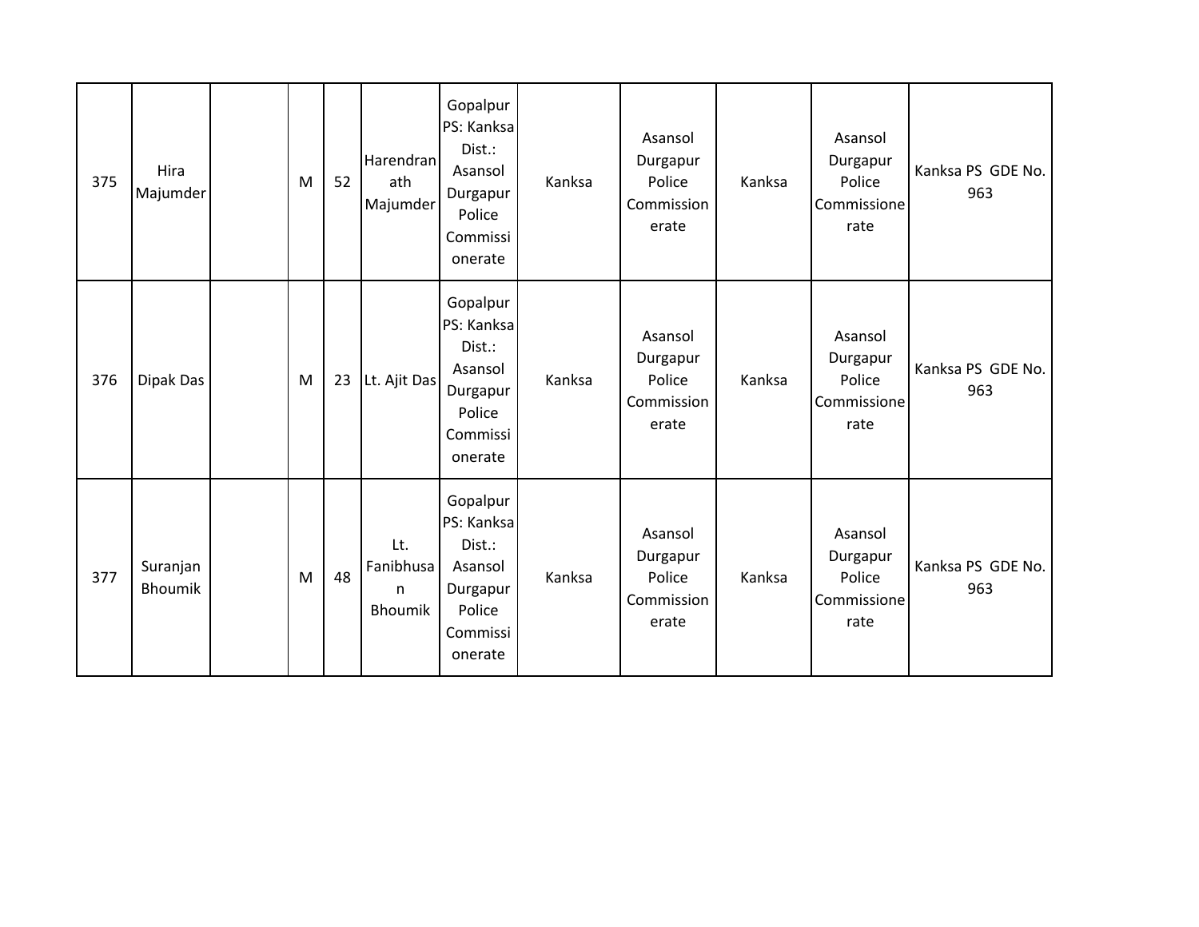| | | | | | | | | | | | |
|---|---|---|---|---|---|---|---|---|---|---|---|
| 375 | Hira Majumder | | M | 52 | Harendranath Majumder | Gopalpur PS: Kanksa Dist.: Asansol Durgapur Police Commissionerate | Kanksa | Asansol Durgapur Police Commissionerate | Kanksa | Asansol Durgapur Police Commissionerate | Kanksa PS GDE No. 963 |
| 376 | Dipak Das | | M | 23 | Lt. Ajit Das | Gopalpur PS: Kanksa Dist.: Asansol Durgapur Police Commissionerate | Kanksa | Asansol Durgapur Police Commissionerate | Kanksa | Asansol Durgapur Police Commissionerate | Kanksa PS GDE No. 963 |
| 377 | Suranjan Bhoumik | | M | 48 | Lt. Fanibhusan Bhoumik | Gopalpur PS: Kanksa Dist.: Asansol Durgapur Police Commissionerate | Kanksa | Asansol Durgapur Police Commissionerate | Kanksa | Asansol Durgapur Police Commissionerate | Kanksa PS GDE No. 963 |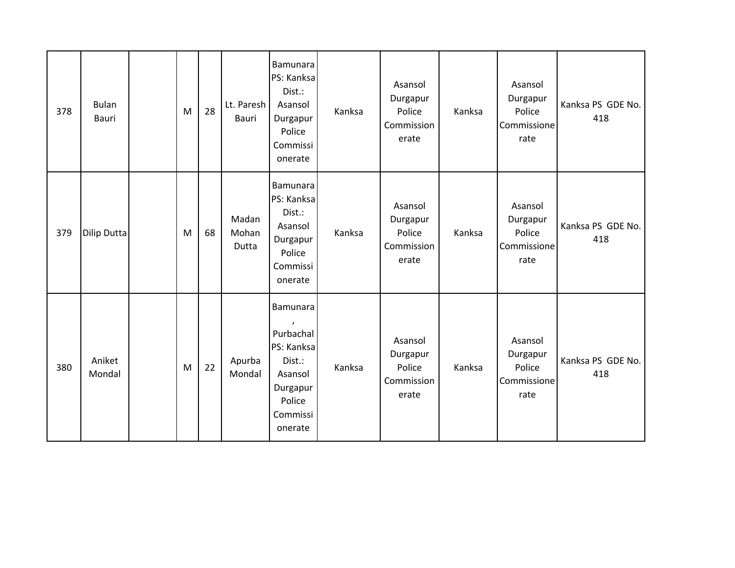| | | | | | | | | | | | |
|---|---|---|---|---|---|---|---|---|---|---|---|
| 378 | Bulan Bauri | | M | 28 | Lt. Paresh Bauri | Bamunara PS: Kanksa Dist.: Asansol Durgapur Police Commissionerate | Kanksa | Asansol Durgapur Police Commissionerate | Kanksa | Asansol Durgapur Police Commissionerate | Kanksa PS GDE No. 418 |
| 379 | Dilip Dutta | | M | 68 | Madan Mohan Dutta | Bamunara PS: Kanksa Dist.: Asansol Durgapur Police Commissionerate | Kanksa | Asansol Durgapur Police Commissionerate | Kanksa | Asansol Durgapur Police Commissionerate | Kanksa PS GDE No. 418 |
| 380 | Aniket Mondal | | M | 22 | Apurba Mondal | Bamunara, Purbachal PS: Kanksa Dist.: Asansol Durgapur Police Commissionerate | Kanksa | Asansol Durgapur Police Commissionerate | Kanksa | Asansol Durgapur Police Commissionerate | Kanksa PS GDE No. 418 |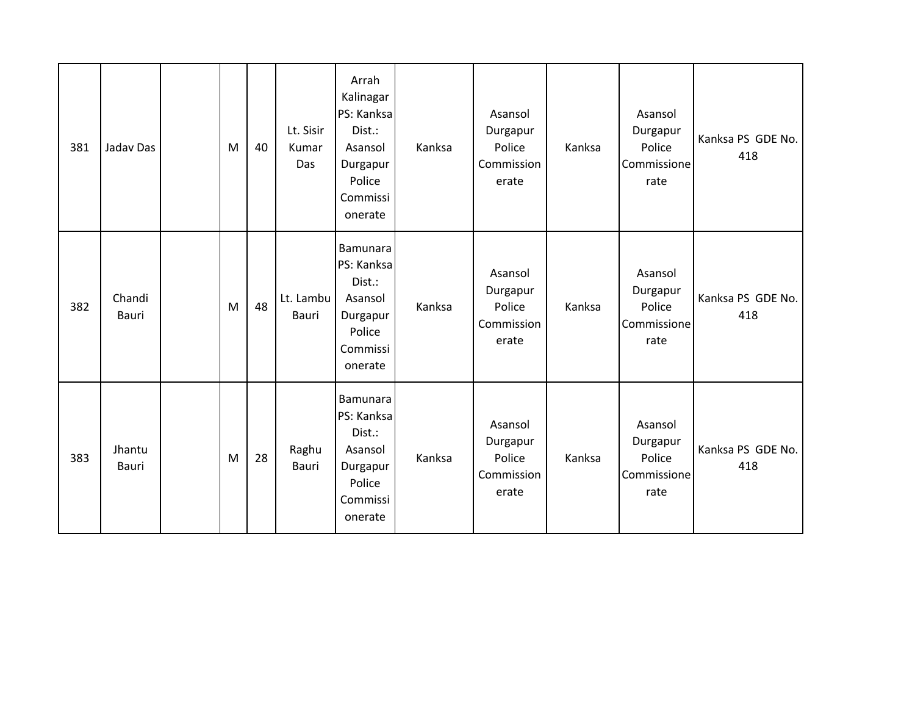| | | | | | | | | | | | |
|---|---|---|---|---|---|---|---|---|---|---|---|
| 381 | Jadav Das | | M | 40 | Lt. Sisir Kumar Das | Arrah Kalinagar PS: Kanksa Dist.: Asansol Durgapur Police Commissionerate | Kanksa | Asansol Durgapur Police Commissionerate | Kanksa | Asansol Durgapur Police Commissionerate | Kanksa PS GDE No. 418 |
| 382 | Chandi Bauri | | M | 48 | Lt. Lambu Bauri | Bamunara PS: Kanksa Dist.: Asansol Durgapur Police Commissionerate | Kanksa | Asansol Durgapur Police Commissionerate | Kanksa | Asansol Durgapur Police Commissionerate | Kanksa PS GDE No. 418 |
| 383 | Jhantu Bauri | | M | 28 | Raghu Bauri | Bamunara PS: Kanksa Dist.: Asansol Durgapur Police Commissionerate | Kanksa | Asansol Durgapur Police Commissionerate | Kanksa | Asansol Durgapur Police Commissionerate | Kanksa PS GDE No. 418 |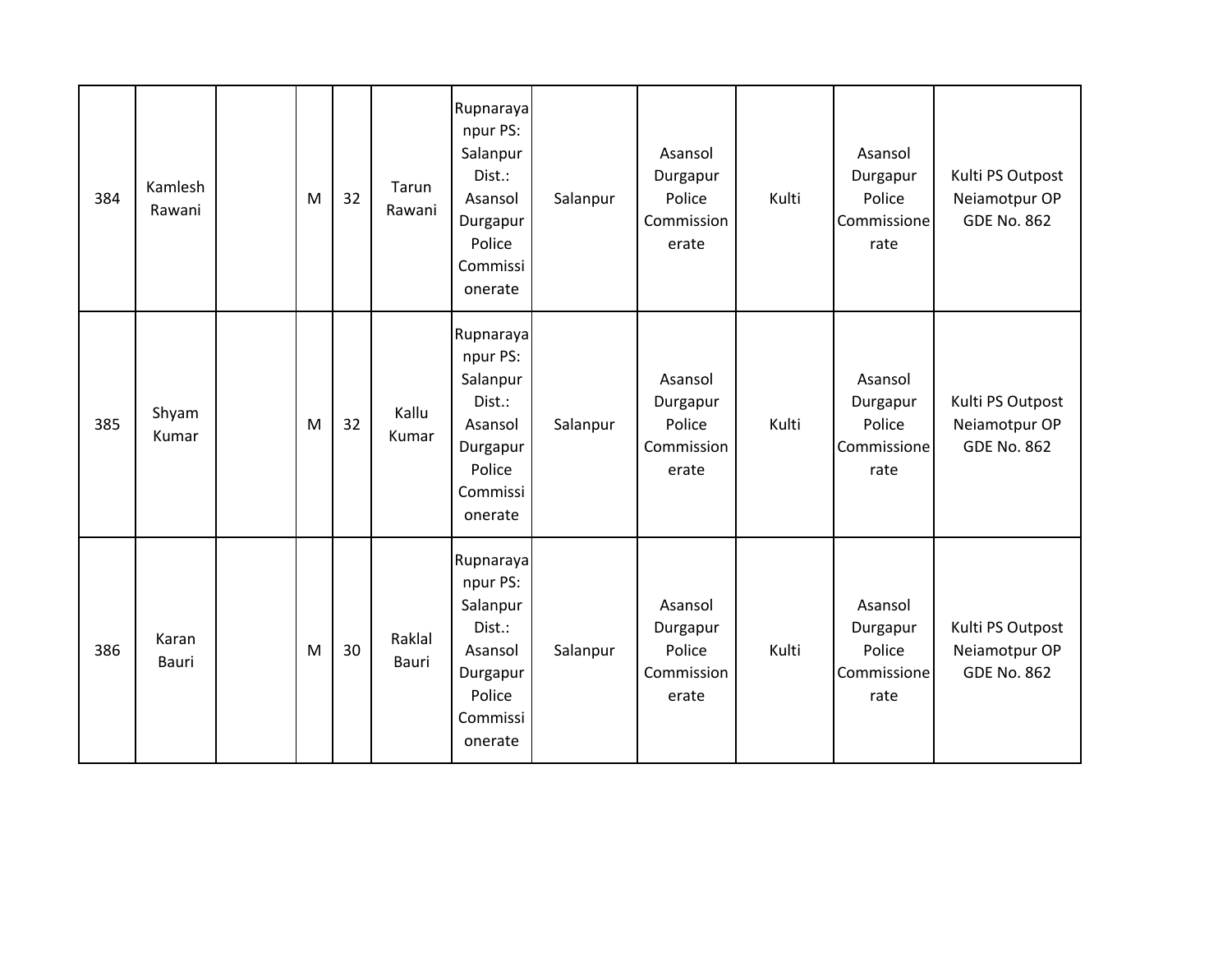| | | | | | | | | | | | |
|---|---|---|---|---|---|---|---|---|---|---|---|
| 384 | Kamlesh Rawani | | M | 32 | Tarun Rawani | Rupnarayanpur PS: Salanpur Dist.: Asansol Durgapur Police Commissionerate | Salanpur | Asansol Durgapur Police Commissionerate | Kulti | Asansol Durgapur Police Commissionerate | Kulti PS Outpost Neiamotpur OP GDE No. 862 |
| 385 | Shyam Kumar | | M | 32 | Kallu Kumar | Rupnarayanpur PS: Salanpur Dist.: Asansol Durgapur Police Commissionerate | Salanpur | Asansol Durgapur Police Commissionerate | Kulti | Asansol Durgapur Police Commissionerate | Kulti PS Outpost Neiamotpur OP GDE No. 862 |
| 386 | Karan Bauri | | M | 30 | Raklal Bauri | Rupnarayanpur PS: Salanpur Dist.: Asansol Durgapur Police Commissionerate | Salanpur | Asansol Durgapur Police Commissionerate | Kulti | Asansol Durgapur Police Commissionerate | Kulti PS Outpost Neiamotpur OP GDE No. 862 |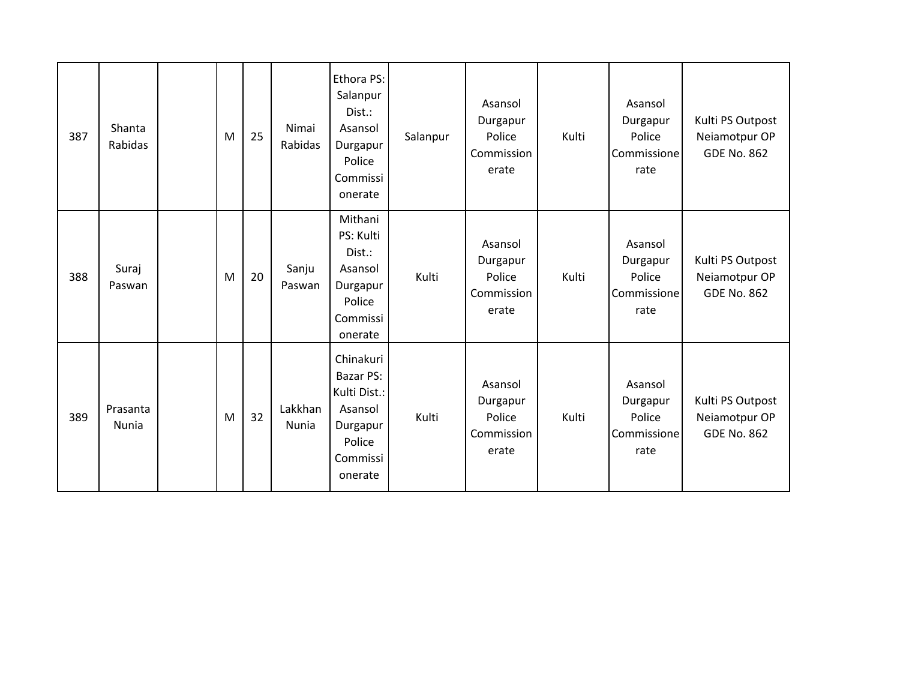| | | | | | | | | | | | |
|---|---|---|---|---|---|---|---|---|---|---|---|
| 387 | Shanta Rabidas | | M | 25 | Nimai Rabidas | Ethora PS: Salanpur Dist.: Asansol Durgapur Police Commissionerate | Salanpur | Asansol Durgapur Police Commissionerate | Kulti | Asansol Durgapur Police Commissionerate | Kulti PS Outpost Neiamotpur OP GDE No. 862 |
| 388 | Suraj Paswan | | M | 20 | Sanju Paswan | Mithani PS: Kulti Dist.: Asansol Durgapur Police Commissionerate | Kulti | Asansol Durgapur Police Commissionerate | Kulti | Asansol Durgapur Police Commissionerate | Kulti PS Outpost Neiamotpur OP GDE No. 862 |
| 389 | Prasanta Nunia | | M | 32 | Lakkhan Nunia | Chinakuri Bazar PS: Kulti Dist.: Asansol Durgapur Police Commissionerate | Kulti | Asansol Durgapur Police Commissionerate | Kulti | Asansol Durgapur Police Commissionerate | Kulti PS Outpost Neiamotpur OP GDE No. 862 |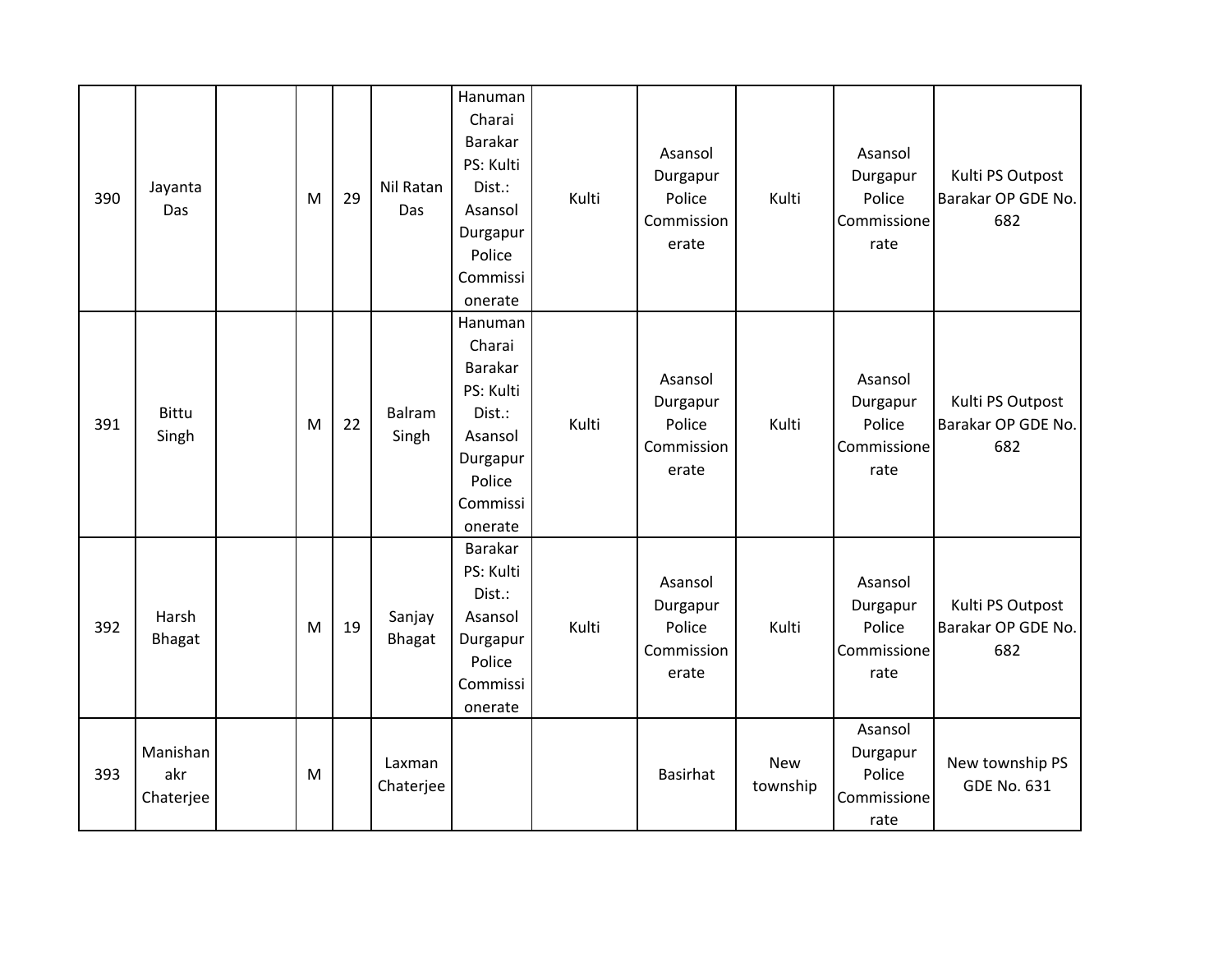| | | | | | | | | | | | |
|---|---|---|---|---|---|---|---|---|---|---|---|
| 390 | Jayanta Das | | M | 29 | Nil Ratan Das | Hanuman Charai Barakar PS: Kulti Dist.: Asansol Durgapur Police Commissionerate | Kulti | Asansol Durgapur Police Commissionerate | Kulti | Asansol Durgapur Police Commissionerate | Kulti PS Outpost Barakar OP GDE No. 682 |
| 391 | Bittu Singh | | M | 22 | Balram Singh | Hanuman Charai Barakar PS: Kulti Dist.: Asansol Durgapur Police Commissionerate | Kulti | Asansol Durgapur Police Commissionerate | Kulti | Asansol Durgapur Police Commissionerate | Kulti PS Outpost Barakar OP GDE No. 682 |
| 392 | Harsh Bhagat | | M | 19 | Sanjay Bhagat | Barakar PS: Kulti Dist.: Asansol Durgapur Police Commissionerate | Kulti | Asansol Durgapur Police Commissionerate | Kulti | Asansol Durgapur Police Commissionerate | Kulti PS Outpost Barakar OP GDE No. 682 |
| 393 | Manishanakr Chaterjee | | M | | Laxman Chaterjee | | | Basirhat | New township | Asansol Durgapur Police Commissionerate | New township PS GDE No. 631 |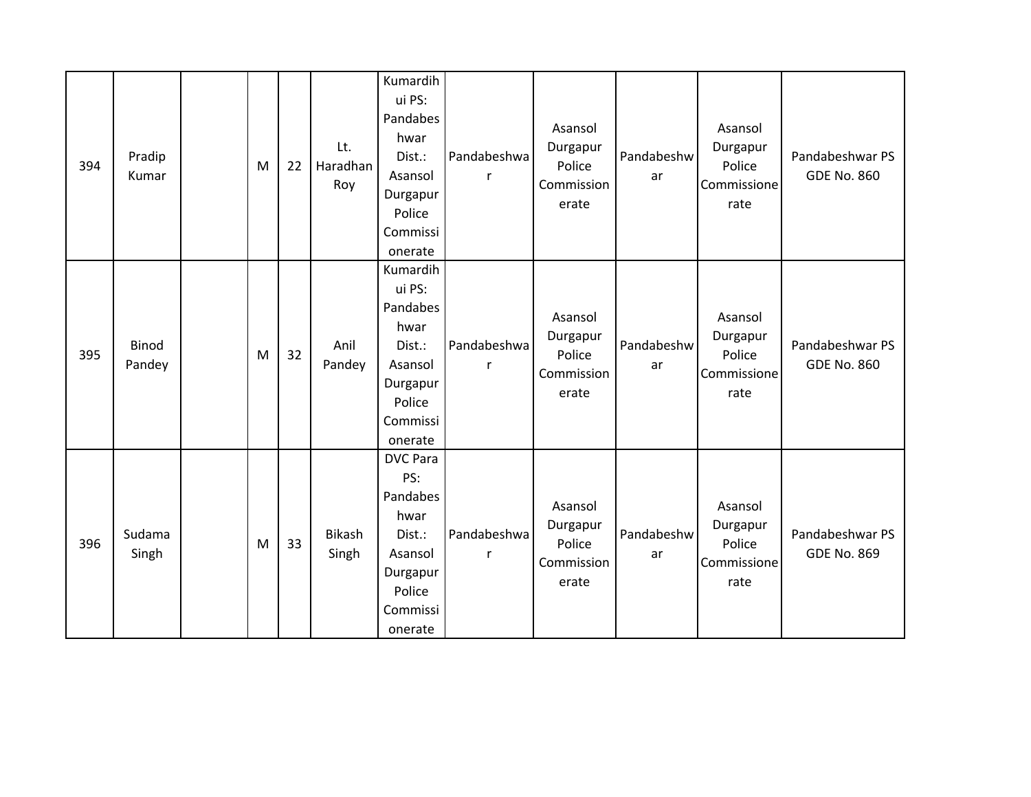| | | | | | | | | | | | |
|---|---|---|---|---|---|---|---|---|---|---|---|
| 394 | Pradip Kumar | | M | 22 | Lt. Haradhan Roy | Kumardihui PS: Pandabeshwar Dist.: Asansol Durgapur Police Commissionerate | Pandabeshwar | Asansol Durgapur Police Commissionerate | Pandabeshwar | Asansol Durgapur Police Commissionerate | Pandabeshwar PS GDE No. 860 |
| 395 | Binod Pandey | | M | 32 | Anil Pandey | Kumardihui PS: Pandabeshwar Dist.: Asansol Durgapur Police Commissionerate | Pandabeshwar | Asansol Durgapur Police Commissionerate | Pandabeshwar | Asansol Durgapur Police Commissionerate | Pandabeshwar PS GDE No. 860 |
| 396 | Sudama Singh | | M | 33 | Bikash Singh | DVC Para PS: Pandabeshwar Dist.: Asansol Durgapur Police Commissionerate | Pandabeshwar | Asansol Durgapur Police Commissionerate | Pandabeshwar | Asansol Durgapur Police Commissionerate | Pandabeshwar PS GDE No. 869 |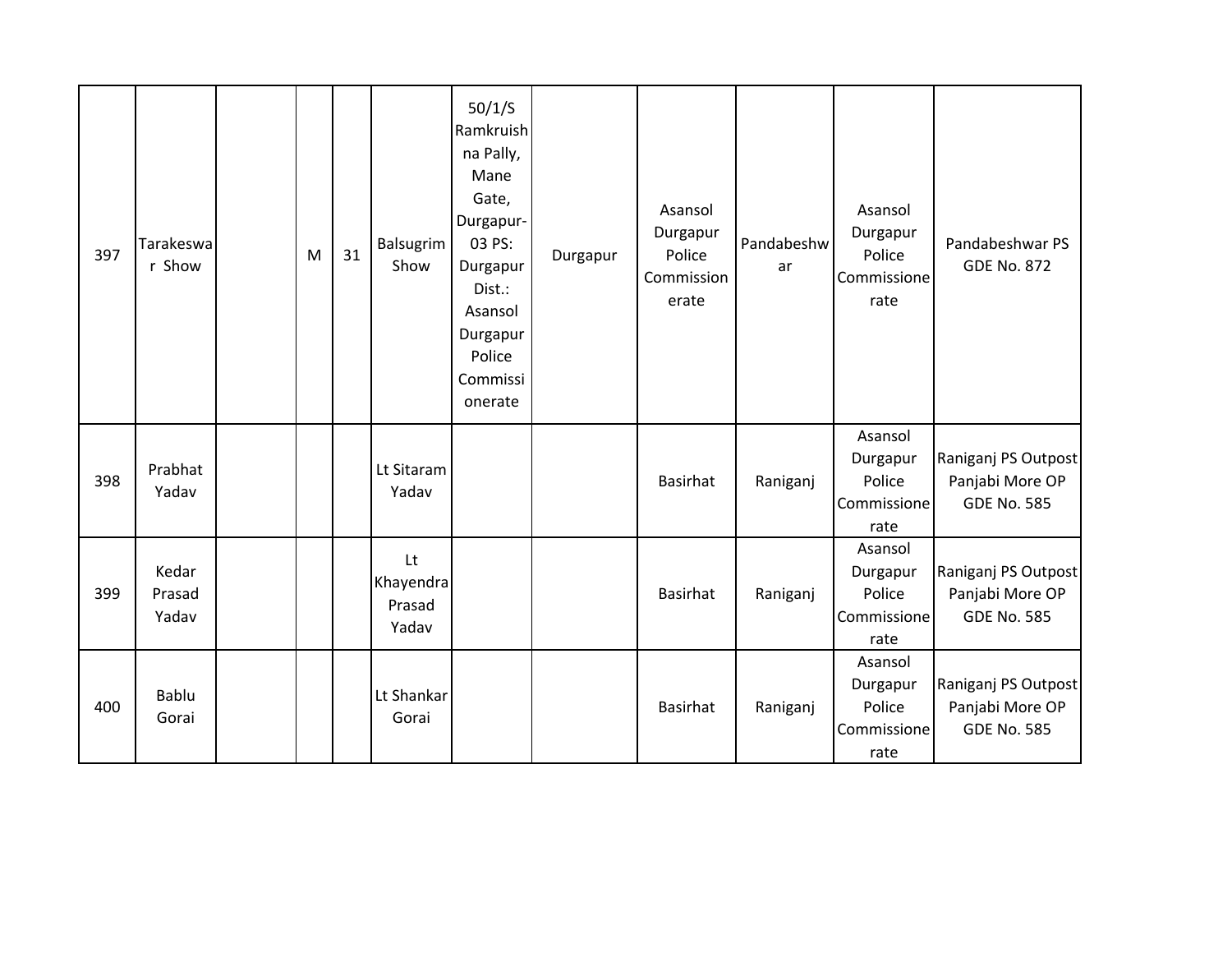| | | | | | | | | | | | |
|---|---|---|---|---|---|---|---|---|---|---|---|
| 397 | Tarakeswar Show | | M | 31 | Balsugrim Show | 50/1/S Ramkruishna Pally, Mane Gate, Durgapur-03 PS: Durgapur Dist.: Asansol Durgapur Police Commissionerate | Durgapur | Asansol Durgapur Police Commissionerate | Pandabeshwar | Asansol Durgapur Police Commissionerate | Pandabeshwar PS GDE No. 872 |
| 398 | Prabhat Yadav | | | | Lt Sitaram Yadav | | | Basirhat | Raniganj | Asansol Durgapur Police Commissionerate | Raniganj PS Outpost Panjabi More OP GDE No. 585 |
| 399 | Kedar Prasad Yadav | | | | Lt Khayendra Prasad Yadav | | | Basirhat | Raniganj | Asansol Durgapur Police Commissionerate | Raniganj PS Outpost Panjabi More OP GDE No. 585 |
| 400 | Bablu Gorai | | | | Lt Shankar Gorai | | | Basirhat | Raniganj | Asansol Durgapur Police Commissionerate | Raniganj PS Outpost Panjabi More OP GDE No. 585 |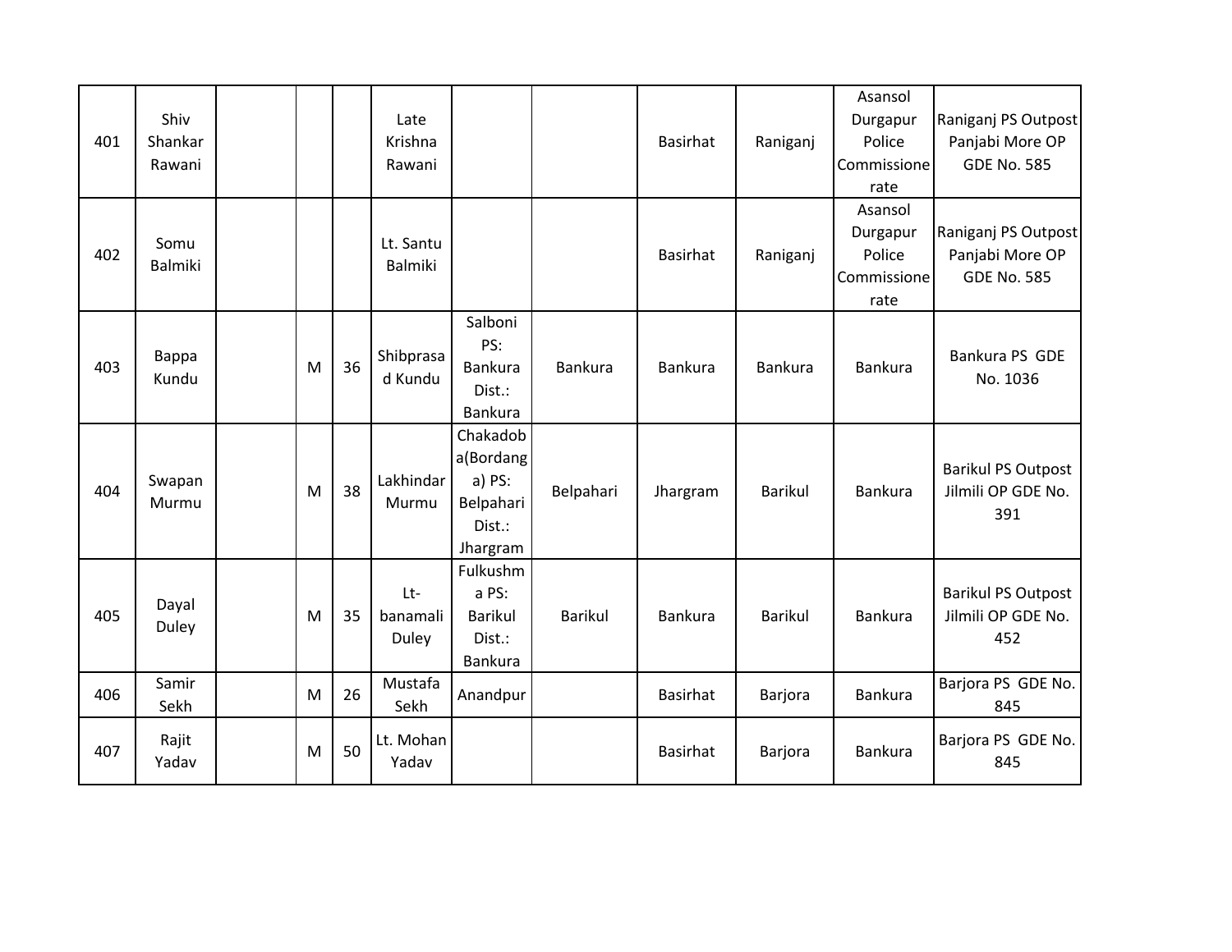| | | | | | | | | | | | |
|---|---|---|---|---|---|---|---|---|---|---|---|
| 401 | Shiv Shankar Rawani | | | | Late Krishna Rawani | | | Basirhat | Raniganj | Asansol Durgapur Police Commissionerate | Raniganj PS Outpost Panjabi More OP GDE No. 585 |
| 402 | Somu Balmiki | | | | Lt. Santu Balmiki | | | Basirhat | Raniganj | Asansol Durgapur Police Commissionerate | Raniganj PS Outpost Panjabi More OP GDE No. 585 |
| 403 | Bappa Kundu | | M | 36 | Shibprasad Kundu | Salboni PS: Bankura Dist.: Bankura | Bankura | Bankura | Bankura | Bankura | Bankura PS GDE No. 1036 |
| 404 | Swapan Murmu | | M | 38 | Lakhindar Murmu | Chakadoba(Bordanga) PS: Belpahari Dist.: Jhargram | Belpahari | Jhargram | Barikul | Bankura | Barikul PS Outpost Jilmili OP GDE No. 391 |
| 405 | Dayal Duley | | M | 35 | Lt-banamali Duley | Fulkushma PS: Barikul Dist.: Bankura | Barikul | Bankura | Barikul | Bankura | Barikul PS Outpost Jilmili OP GDE No. 452 |
| 406 | Samir Sekh | | M | 26 | Mustafa Sekh | Anandpur | | Basirhat | Barjora | Bankura | Barjora PS GDE No. 845 |
| 407 | Rajit Yadav | | M | 50 | Lt. Mohan Yadav | | | Basirhat | Barjora | Bankura | Barjora PS GDE No. 845 |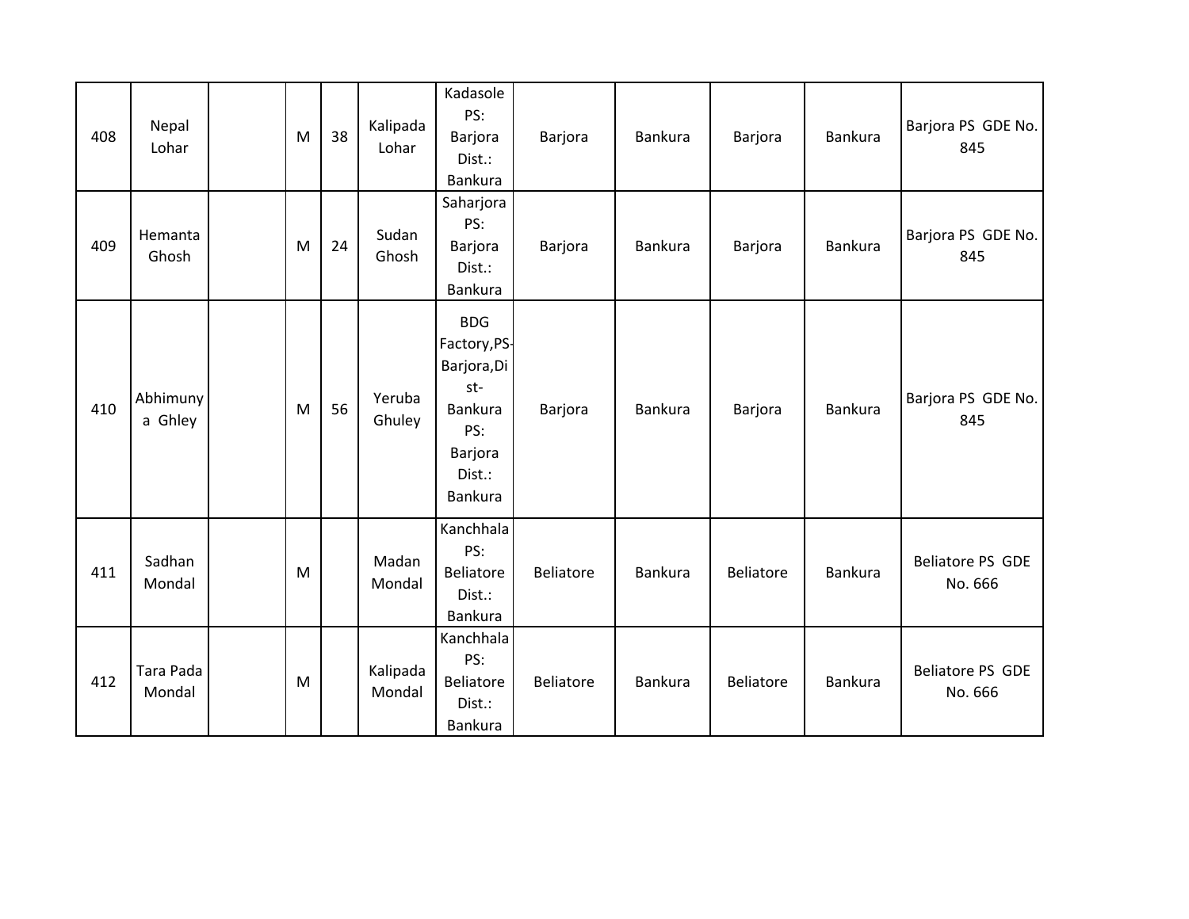| | | | | | | | | | | | |
|---|---|---|---|---|---|---|---|---|---|---|---|
| 408 | Nepal Lohar | | M | 38 | Kalipada Lohar | Kadasole PS: Barjora Dist.: Bankura | Barjora | Bankura | Barjora | Bankura | Barjora PS GDE No. 845 |
| 409 | Hemanta Ghosh | | M | 24 | Sudan Ghosh | Saharjora PS: Barjora Dist.: Bankura | Barjora | Bankura | Barjora | Bankura | Barjora PS GDE No. 845 |
| 410 | Abhimunya Ghley | | M | 56 | Yeruba Ghuley | BDG Factory,PS-Barjora,Dist-Bankura PS: Barjora Dist.: Bankura | Barjora | Bankura | Barjora | Bankura | Barjora PS GDE No. 845 |
| 411 | Sadhan Mondal | | M | | Madan Mondal | Kanchhala PS: Beliatore Dist.: Bankura | Beliatore | Bankura | Beliatore | Bankura | Beliatore PS GDE No. 666 |
| 412 | Tara Pada Mondal | | M | | Kalipada Mondal | Kanchhala PS: Beliatore Dist.: Bankura | Beliatore | Bankura | Beliatore | Bankura | Beliatore PS GDE No. 666 |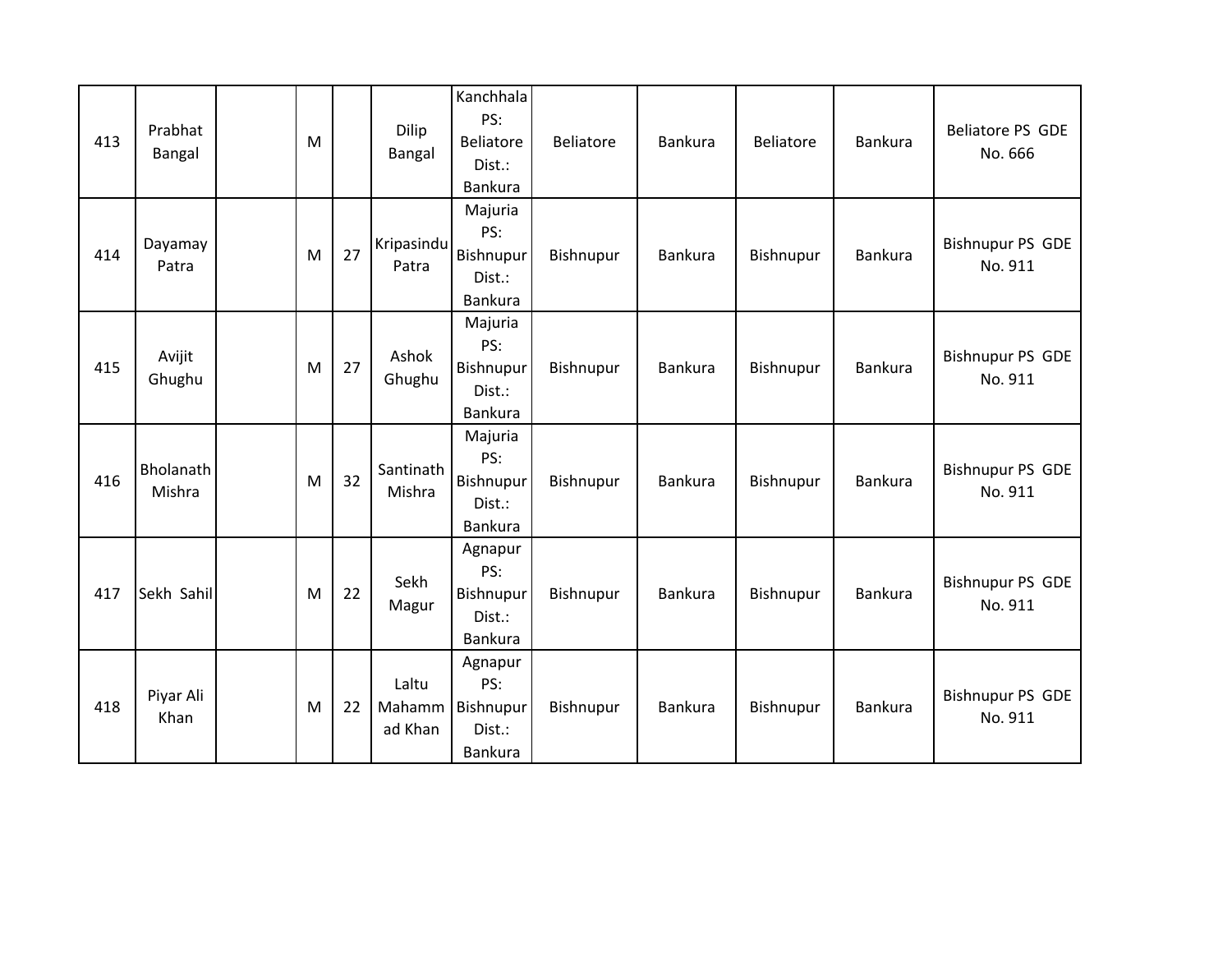| | | | | | | | | | | | |
|---|---|---|---|---|---|---|---|---|---|---|---|
| 413 | Prabhat Bangal | | M | | Dilip Bangal | Kanchhala PS: Beliatore Dist.: Bankura | Beliatore | Bankura | Beliatore | Bankura | Beliatore PS GDE No. 666 |
| 414 | Dayamay Patra | | M | 27 | Kripasindu Patra | Majuria PS: Bishnupur Dist.: Bankura | Bishnupur | Bankura | Bishnupur | Bankura | Bishnupur PS GDE No. 911 |
| 415 | Avijit Ghughu | | M | 27 | Ashok Ghughu | Majuria PS: Bishnupur Dist.: Bankura | Bishnupur | Bankura | Bishnupur | Bankura | Bishnupur PS GDE No. 911 |
| 416 | Bholanath Mishra | | M | 32 | Santinath Mishra | Majuria PS: Bishnupur Dist.: Bankura | Bishnupur | Bankura | Bishnupur | Bankura | Bishnupur PS GDE No. 911 |
| 417 | Sekh Sahil | | M | 22 | Sekh Magur | Agnapur PS: Bishnupur Dist.: Bankura | Bishnupur | Bankura | Bishnupur | Bankura | Bishnupur PS GDE No. 911 |
| 418 | Piyar Ali Khan | | M | 22 | Laltu Mahammad Khan | Agnapur PS: Bishnupur Dist.: Bankura | Bishnupur | Bankura | Bishnupur | Bankura | Bishnupur PS GDE No. 911 |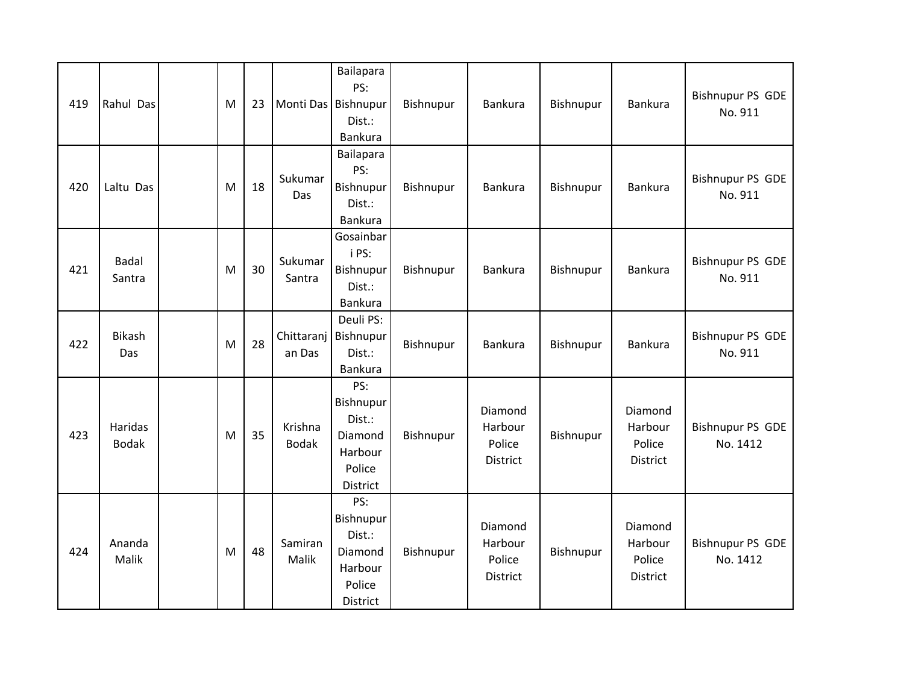| | | | | | | | | | | | |
|---|---|---|---|---|---|---|---|---|---|---|---|
| 419 | Rahul Das | | M | 23 | Monti Das | Bailapara PS: Bishnupur Dist.: Bankura | Bishnupur | Bankura | Bishnupur | Bankura | Bishnupur PS GDE No. 911 |
| 420 | Laltu Das | | M | 18 | Sukumar Das | Bailapara PS: Bishnupur Dist.: Bankura | Bishnupur | Bankura | Bishnupur | Bankura | Bishnupur PS GDE No. 911 |
| 421 | Badal Santra | | M | 30 | Sukumar Santra | Gosainbari PS: Bishnupur Dist.: Bankura | Bishnupur | Bankura | Bishnupur | Bankura | Bishnupur PS GDE No. 911 |
| 422 | Bikash Das | | M | 28 | Chittaranjan Das | Deuli PS: Bishnupur Dist.: Bankura | Bishnupur | Bankura | Bishnupur | Bankura | Bishnupur PS GDE No. 911 |
| 423 | Haridas Bodak | | M | 35 | Krishna Bodak | PS: Bishnupur Dist.: Diamond Harbour Police District | Bishnupur | Diamond Harbour Police District | Bishnupur | Diamond Harbour Police District | Bishnupur PS GDE No. 1412 |
| 424 | Ananda Malik | | M | 48 | Samiran Malik | PS: Bishnupur Dist.: Diamond Harbour Police District | Bishnupur | Diamond Harbour Police District | Bishnupur | Diamond Harbour Police District | Bishnupur PS GDE No. 1412 |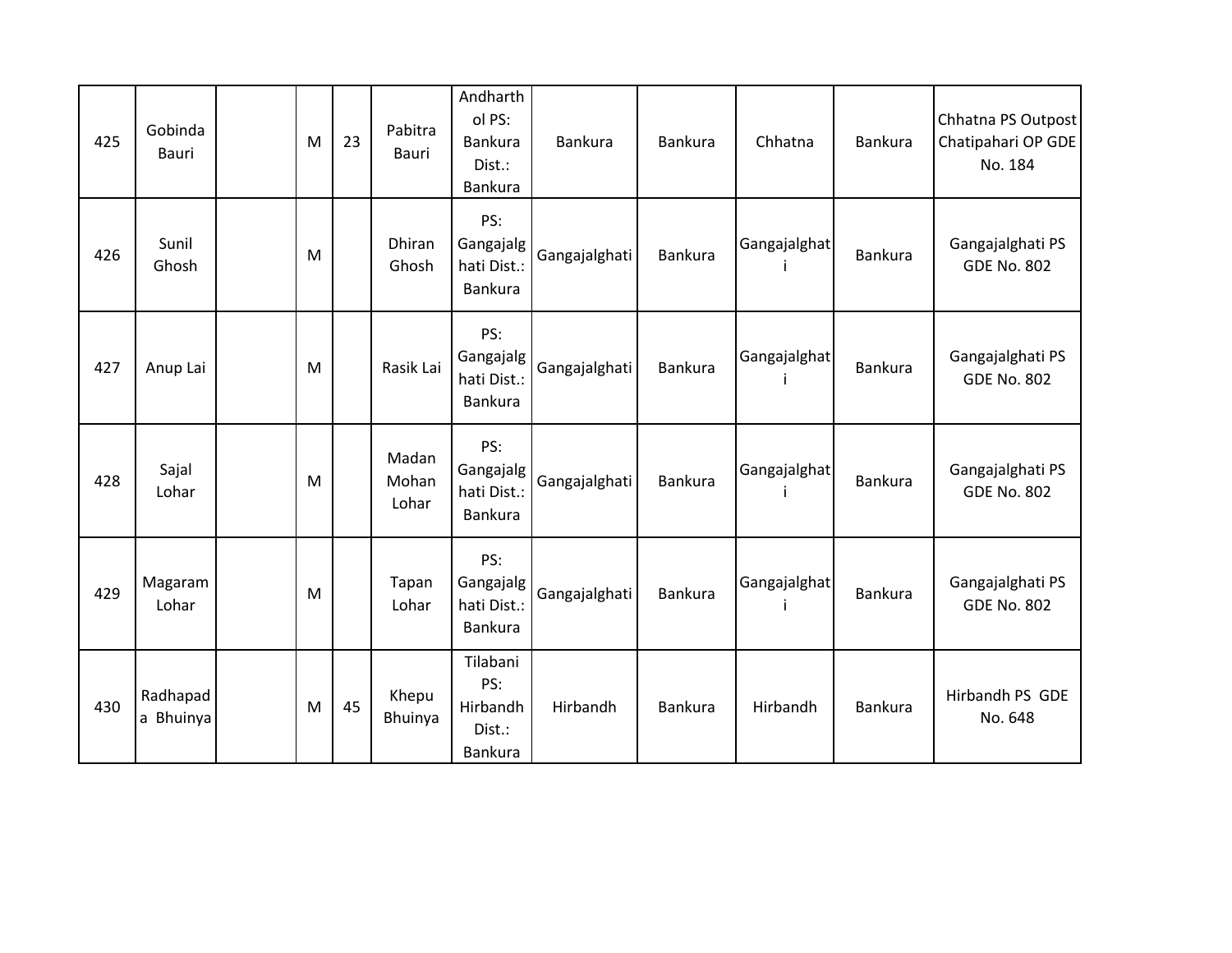| 425 | Gobinda Bauri | | M | 23 | Pabitra Bauri | Andharthol PS: Bankura Dist.: Bankura | Bankura | Bankura | Chhatna | Bankura | Chhatna PS Outpost Chatipahari OP GDE No. 184 |
|---|---|---|---|---|---|---|---|---|---|---|---|
| 426 | Sunil Ghosh | | M | | Dhiran Ghosh | PS: Gangajalghati Dist.: Bankura | Gangajalghati | Bankura | Gangajalghati | Bankura | Gangajalghati PS GDE No. 802 |
| 427 | Anup Lai | | M | | Rasik Lai | PS: Gangajalghati Dist.: Bankura | Gangajalghati | Bankura | Gangajalghati | Bankura | Gangajalghati PS GDE No. 802 |
| 428 | Sajal Lohar | | M | | Madan Mohan Lohar | PS: Gangajalghati Dist.: Bankura | Gangajalghati | Bankura | Gangajalghati | Bankura | Gangajalghati PS GDE No. 802 |
| 429 | Magaram Lohar | | M | | Tapan Lohar | PS: Gangajalghati Dist.: Bankura | Gangajalghati | Bankura | Gangajalghati | Bankura | Gangajalghati PS GDE No. 802 |
| 430 | Radhapada Bhuinya | | M | 45 | Khepu Bhuinya | Tilabani PS: Hirbandh Dist.: Bankura | Hirbandh | Bankura | Hirbandh | Bankura | Hirbandh PS GDE No. 648 |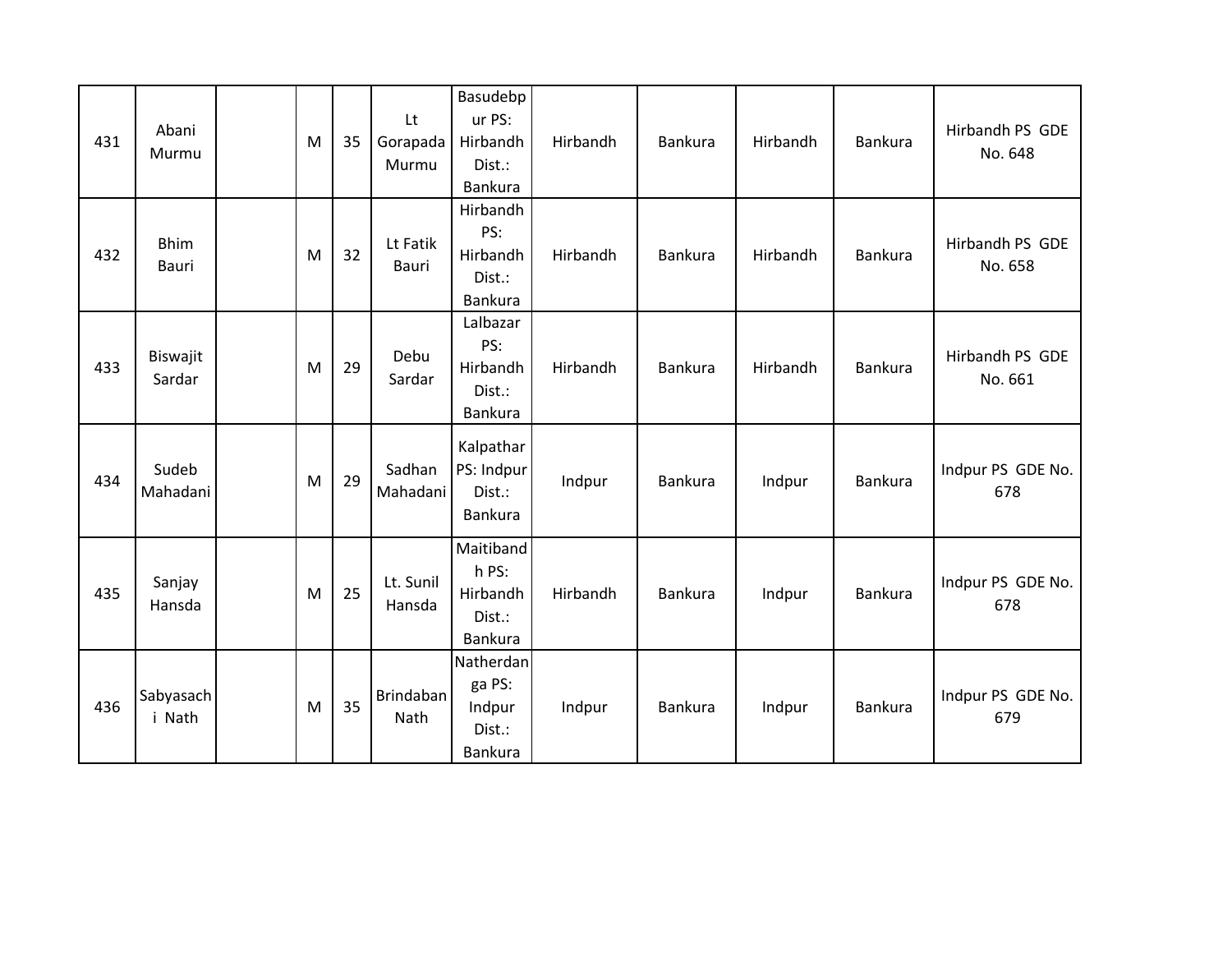| | | | | | | | | | | | |
|---|---|---|---|---|---|---|---|---|---|---|---|
| 431 | Abani Murmu | | M | 35 | Lt Gorapada Murmu | Basudebpur PS: Hirbandh Dist.: Bankura | Hirbandh | Bankura | Hirbandh | Bankura | Hirbandh PS GDE No. 648 |
| 432 | Bhim Bauri | | M | 32 | Lt Fatik Bauri | Hirbandh PS: Hirbandh Dist.: Bankura | Hirbandh | Bankura | Hirbandh | Bankura | Hirbandh PS GDE No. 658 |
| 433 | Biswajit Sardar | | M | 29 | Debu Sardar | Lalbazar PS: Hirbandh Dist.: Bankura | Hirbandh | Bankura | Hirbandh | Bankura | Hirbandh PS GDE No. 661 |
| 434 | Sudeb Mahadani | | M | 29 | Sadhan Mahadani | Kalpathar PS: Indpur Dist.: Bankura | Indpur | Bankura | Indpur | Bankura | Indpur PS GDE No. 678 |
| 435 | Sanjay Hansda | | M | 25 | Lt. Sunil Hansda | Maitibandh PS: Hirbandh Dist.: Bankura | Hirbandh | Bankura | Indpur | Bankura | Indpur PS GDE No. 678 |
| 436 | Sabyasachi Nath | | M | 35 | Brindaban Nath | Natherdanga PS: Indpur Dist.: Bankura | Indpur | Bankura | Indpur | Bankura | Indpur PS GDE No. 679 |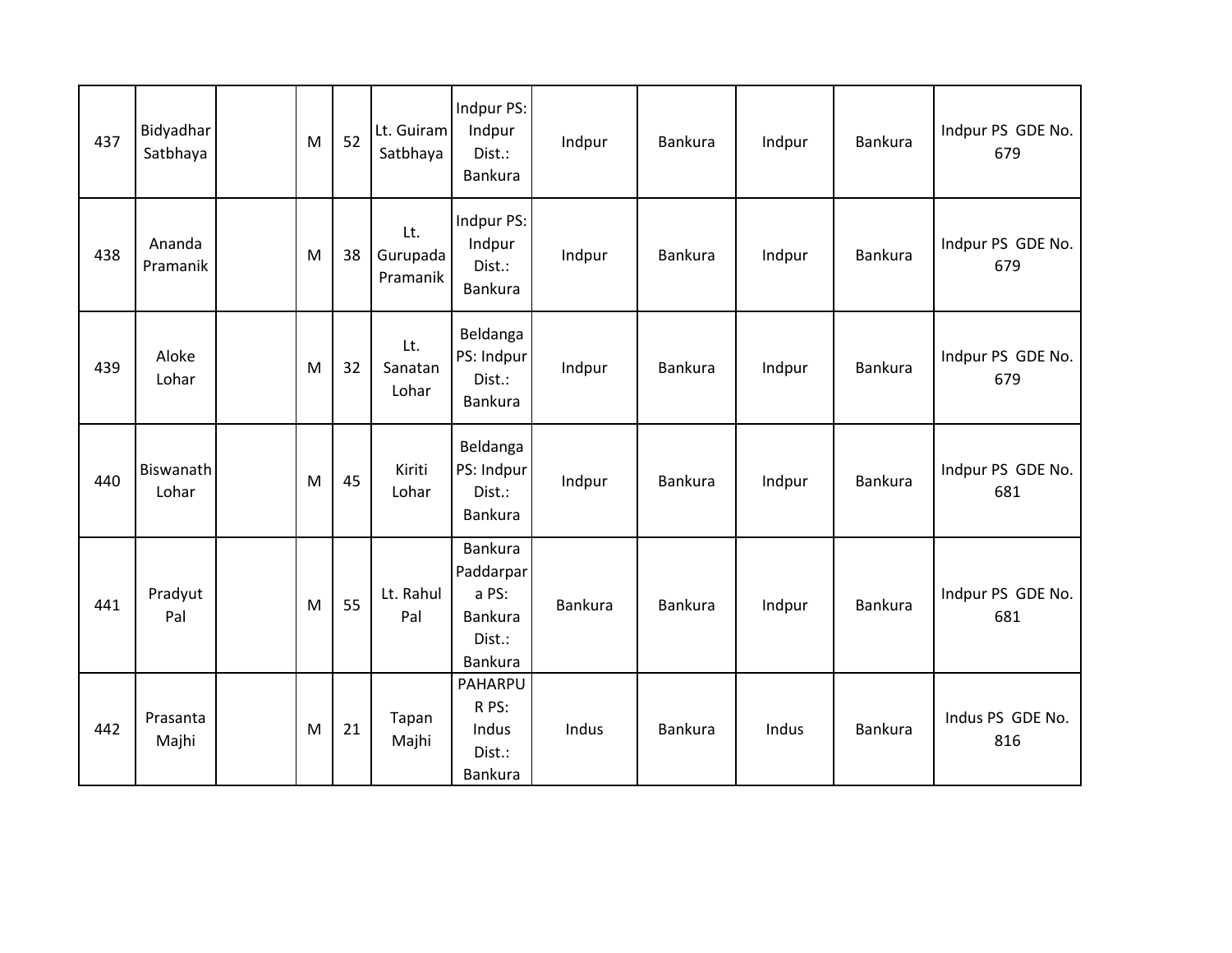| | | | | | | | | | | | |
|---|---|---|---|---|---|---|---|---|---|---|---|
| 437 | Bidyadhar Satbhaya | | M | 52 | Lt. Guiram Satbhaya | Indpur PS: Indpur Dist.: Bankura | Indpur | Bankura | Indpur | Bankura | Indpur PS GDE No. 679 |
| 438 | Ananda Pramanik | | M | 38 | Lt. Gurupada Pramanik | Indpur PS: Indpur Dist.: Bankura | Indpur | Bankura | Indpur | Bankura | Indpur PS GDE No. 679 |
| 439 | Aloke Lohar | | M | 32 | Lt. Sanatan Lohar | Beldanga PS: Indpur Dist.: Bankura | Indpur | Bankura | Indpur | Bankura | Indpur PS GDE No. 679 |
| 440 | Biswanath Lohar | | M | 45 | Kiriti Lohar | Beldanga PS: Indpur Dist.: Bankura | Indpur | Bankura | Indpur | Bankura | Indpur PS GDE No. 681 |
| 441 | Pradyut Pal | | M | 55 | Lt. Rahul Pal | Bankura Paddarpara PS: Bankura Dist.: Bankura | Bankura | Bankura | Indpur | Bankura | Indpur PS GDE No. 681 |
| 442 | Prasanta Majhi | | M | 21 | Tapan Majhi | PAHARPUR PS: Indus Dist.: Bankura | Indus | Bankura | Indus | Bankura | Indus PS GDE No. 816 |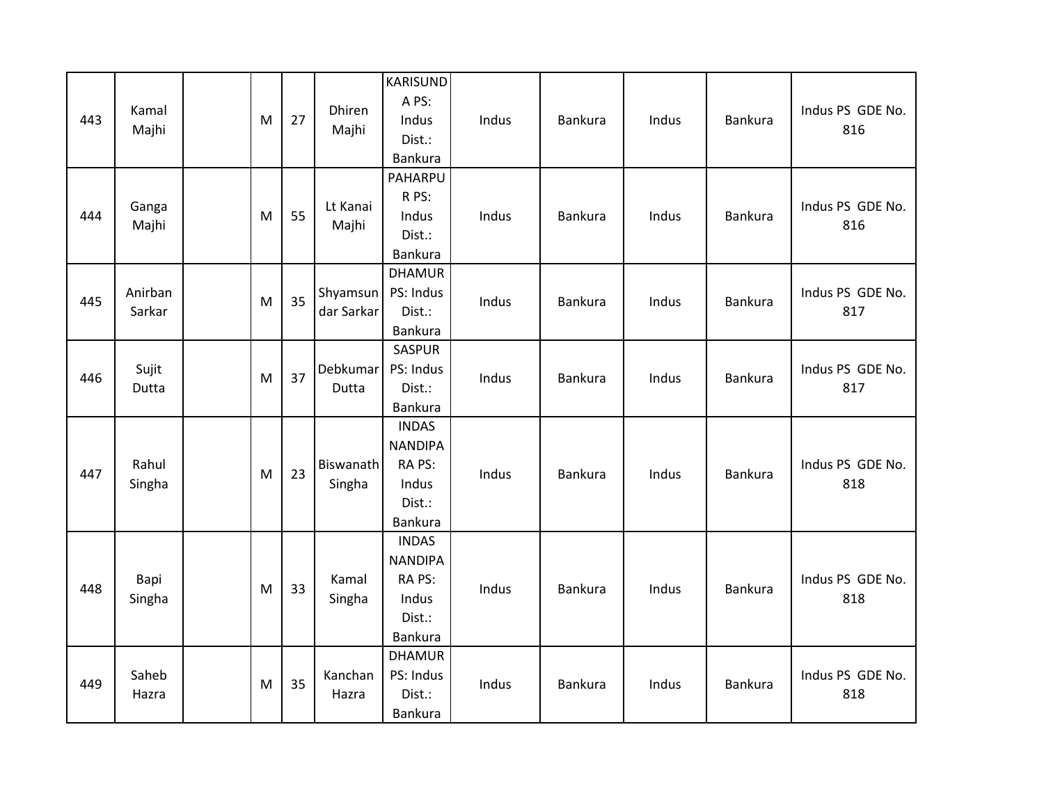| | | | | | | | | | | | |
|---|---|---|---|---|---|---|---|---|---|---|---|
| 443 | Kamal Majhi | | M | 27 | Dhiren Majhi | KARISUNDA PS: Indus Dist.: Bankura | Indus | Bankura | Indus | Bankura | Indus PS GDE No. 816 |
| 444 | Ganga Majhi | | M | 55 | Lt Kanai Majhi | PAHARPUR PS: Indus Dist.: Bankura | Indus | Bankura | Indus | Bankura | Indus PS GDE No. 816 |
| 445 | Anirban Sarkar | | M | 35 | Shyamsundar Sarkar | DHAMUR PS: Indus Dist.: Bankura | Indus | Bankura | Indus | Bankura | Indus PS GDE No. 817 |
| 446 | Sujit Dutta | | M | 37 | Debkumar Dutta | SASPUR PS: Indus Dist.: Bankura | Indus | Bankura | Indus | Bankura | Indus PS GDE No. 817 |
| 447 | Rahul Singha | | M | 23 | Biswanath Singha | INDAS NANDIPARA PS: Indus Dist.: Bankura | Indus | Bankura | Indus | Bankura | Indus PS GDE No. 818 |
| 448 | Bapi Singha | | M | 33 | Kamal Singha | INDAS NANDIPARA PS: Indus Dist.: Bankura | Indus | Bankura | Indus | Bankura | Indus PS GDE No. 818 |
| 449 | Saheb Hazra | | M | 35 | Kanchan Hazra | DHAMUR PS: Indus Dist.: Bankura | Indus | Bankura | Indus | Bankura | Indus PS GDE No. 818 |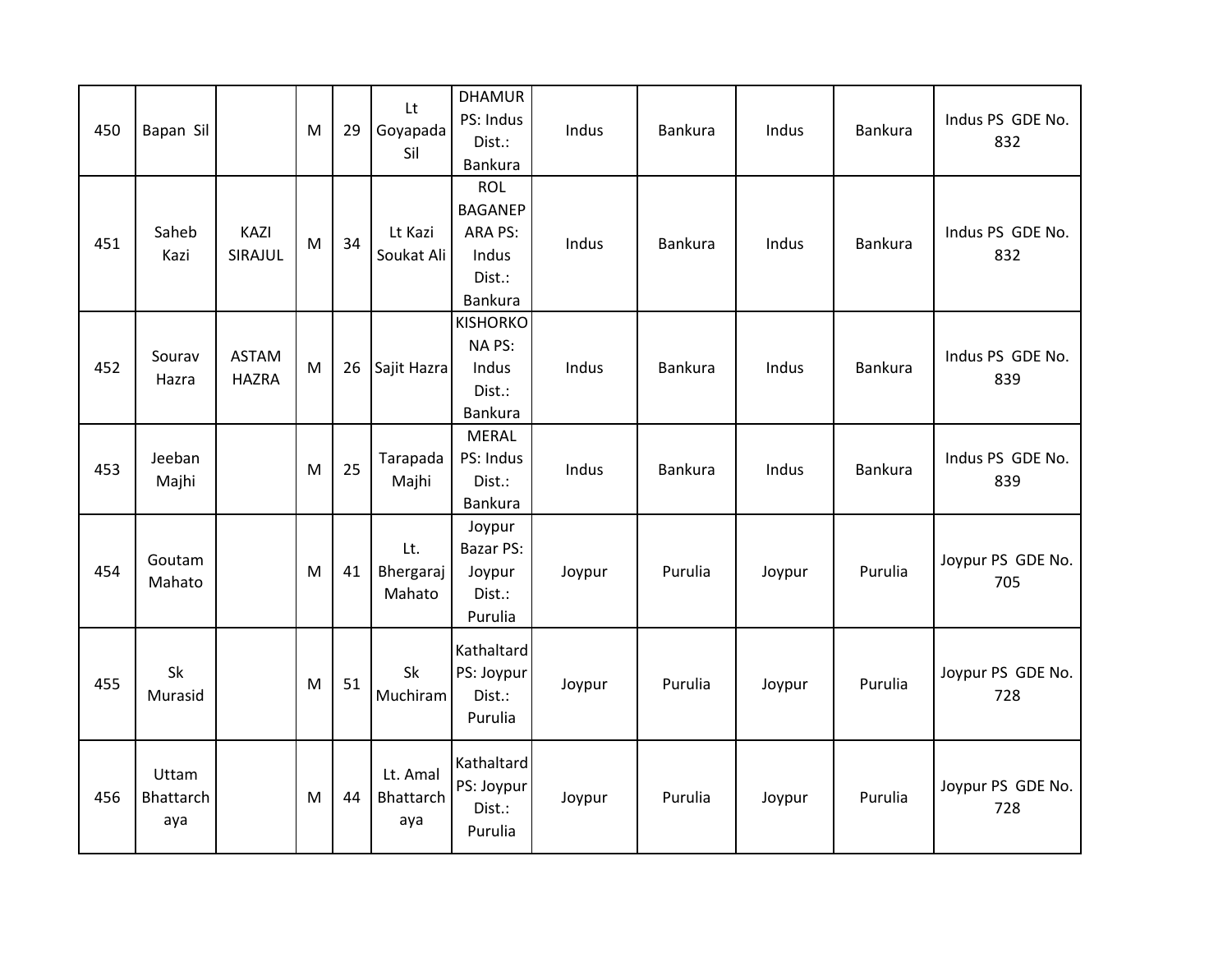| 450 | Bapan Sil | | M | 29 | Lt Goyapada Sil | DHAMUR PS: Indus Dist.: Bankura | Indus | Bankura | Indus | Bankura | Indus PS GDE No. 832 |
|---|---|---|---|---|---|---|---|---|---|---|---|
| 451 | Saheb Kazi | KAZI SIRAJUL | M | 34 | Lt Kazi Soukat Ali | ROL BAGANEPARA PS: Indus Dist.: Bankura | Indus | Bankura | Indus | Bankura | Indus PS GDE No. 832 |
| 452 | Sourav Hazra | ASTAM HAZRA | M | 26 | Sajit Hazra | KISHORKONA PS: Indus Dist.: Bankura | Indus | Bankura | Indus | Bankura | Indus PS GDE No. 839 |
| 453 | Jeeban Majhi | | M | 25 | Tarapada Majhi | MERAL PS: Indus Dist.: Bankura | Indus | Bankura | Indus | Bankura | Indus PS GDE No. 839 |
| 454 | Goutam Mahato | | M | 41 | Lt. Bhergaraj Mahato | Joypur Bazar PS: Joypur Dist.: Purulia | Joypur | Purulia | Joypur | Purulia | Joypur PS GDE No. 705 |
| 455 | Sk Murasid | | M | 51 | Sk Muchiram | Kathaltard PS: Joypur Dist.: Purulia | Joypur | Purulia | Joypur | Purulia | Joypur PS GDE No. 728 |
| 456 | Uttam Bhattarchaya | | M | 44 | Lt. Amal Bhattarchaya | Kathaltard PS: Joypur Dist.: Purulia | Joypur | Purulia | Joypur | Purulia | Joypur PS GDE No. 728 |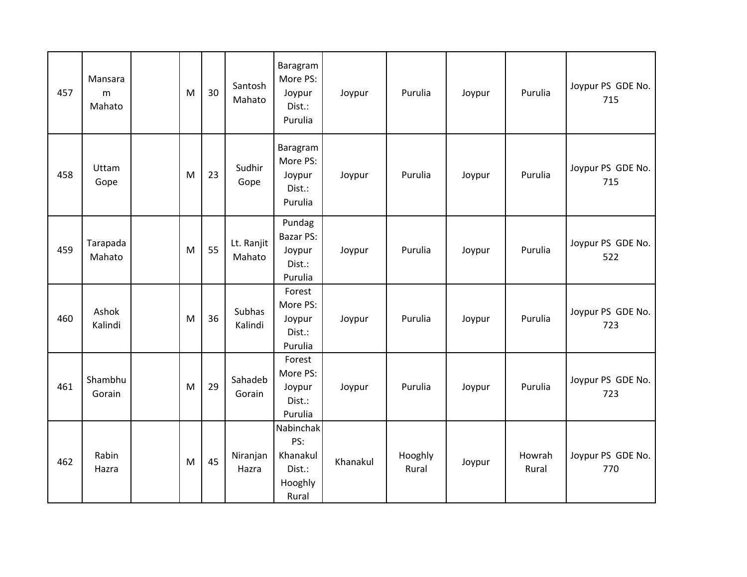| | | | | | | | | | | | |
|---|---|---|---|---|---|---|---|---|---|---|---|
| 457 | Mansaram Mahato | | M | 30 | Santosh Mahato | Baragram More PS: Joypur Dist.: Purulia | Joypur | Purulia | Joypur | Purulia | Joypur PS GDE No. 715 |
| 458 | Uttam Gope | | M | 23 | Sudhir Gope | Baragram More PS: Joypur Dist.: Purulia | Joypur | Purulia | Joypur | Purulia | Joypur PS GDE No. 715 |
| 459 | Tarapada Mahato | | M | 55 | Lt. Ranjit Mahato | Pundag Bazar PS: Joypur Dist.: Purulia | Joypur | Purulia | Joypur | Purulia | Joypur PS GDE No. 522 |
| 460 | Ashok Kalindi | | M | 36 | Subhas Kalindi | Forest More PS: Joypur Dist.: Purulia | Joypur | Purulia | Joypur | Purulia | Joypur PS GDE No. 723 |
| 461 | Shambhu Gorain | | M | 29 | Sahadeb Gorain | Forest More PS: Joypur Dist.: Purulia | Joypur | Purulia | Joypur | Purulia | Joypur PS GDE No. 723 |
| 462 | Rabin Hazra | | M | 45 | Niranjan Hazra | Nabinchak PS: Khanakul Dist.: Hooghly Rural | Khanakul | Hooghly Rural | Joypur | Howrah Rural | Joypur PS GDE No. 770 |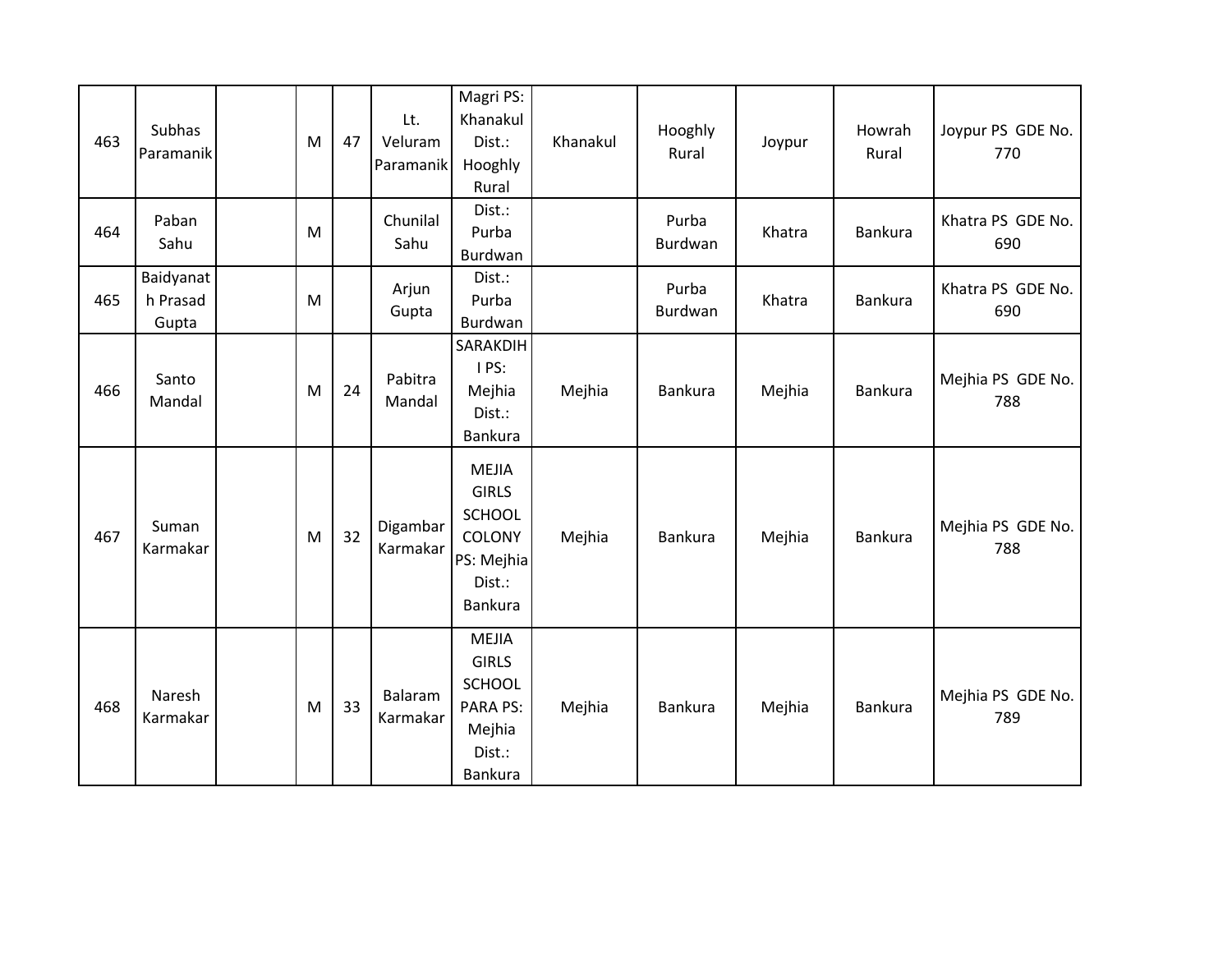| | | | | | | | | | | | |
|---|---|---|---|---|---|---|---|---|---|---|---|
| 463 | Subhas Paramanik | | M | 47 | Lt. Veluram Paramanik | Magri PS: Khanakul Dist.: Hooghly Rural | Khanakul | Hooghly Rural | Joypur | Howrah Rural | Joypur PS GDE No. 770 |
| 464 | Paban Sahu | | M | | Chunilal Sahu | Dist.: Purba Burdwan | | Purba Burdwan | Khatra | Bankura | Khatra PS GDE No. 690 |
| 465 | Baidyanath Prasad Gupta | | M | | Arjun Gupta | Dist.: Purba Burdwan | | Purba Burdwan | Khatra | Bankura | Khatra PS GDE No. 690 |
| 466 | Santo Mandal | | M | 24 | Pabitra Mandal | SARAKDIHI PS: Mejhia Dist.: Bankura | Mejhia | Bankura | Mejhia | Bankura | Mejhia PS GDE No. 788 |
| 467 | Suman Karmakar | | M | 32 | Digambar Karmakar | MEJIA GIRLS SCHOOL COLONY PS: Mejhia Dist.: Bankura | Mejhia | Bankura | Mejhia | Bankura | Mejhia PS GDE No. 788 |
| 468 | Naresh Karmakar | | M | 33 | Balaram Karmakar | MEJIA GIRLS SCHOOL PARA PS: Mejhia Dist.: Bankura | Mejhia | Bankura | Mejhia | Bankura | Mejhia PS GDE No. 789 |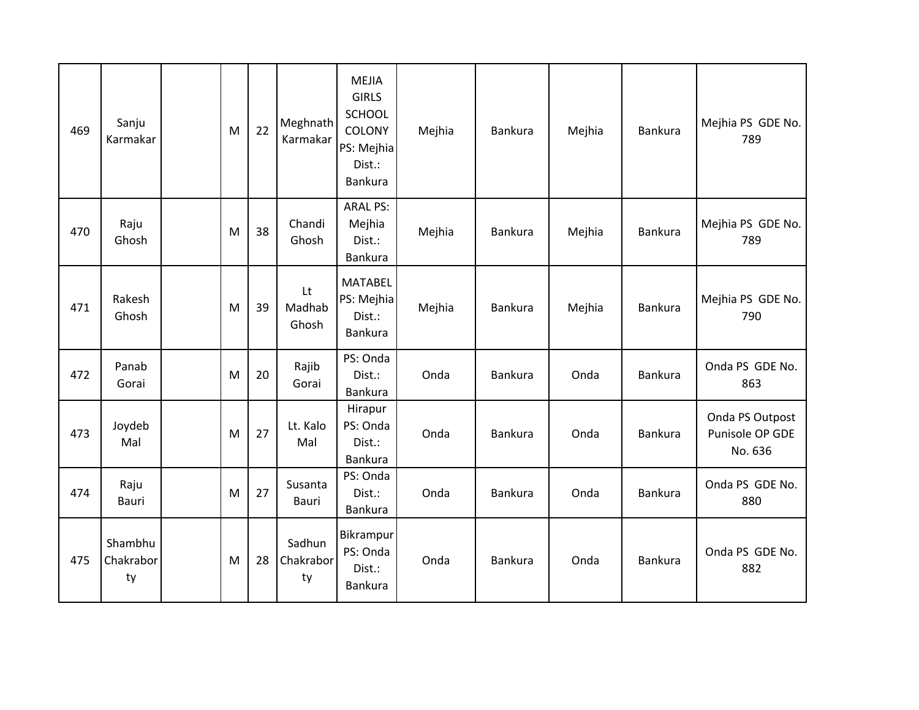| | | | | | | | | | | | |
|---|---|---|---|---|---|---|---|---|---|---|---|
| 469 | Sanju Karmakar | | M | 22 | Meghnath Karmakar | MEJIA GIRLS SCHOOL COLONY PS: Mejhia Dist.: Bankura | Mejhia | Bankura | Mejhia | Bankura | Mejhia PS GDE No. 789 |
| 470 | Raju Ghosh | | M | 38 | Chandi Ghosh | ARAL PS: Mejhia Dist.: Bankura | Mejhia | Bankura | Mejhia | Bankura | Mejhia PS GDE No. 789 |
| 471 | Rakesh Ghosh | | M | 39 | Lt Madhab Ghosh | MATABEL PS: Mejhia Dist.: Bankura | Mejhia | Bankura | Mejhia | Bankura | Mejhia PS GDE No. 790 |
| 472 | Panab Gorai | | M | 20 | Rajib Gorai | PS: Onda Dist.: Bankura | Onda | Bankura | Onda | Bankura | Onda PS GDE No. 863 |
| 473 | Joydeb Mal | | M | 27 | Lt. Kalo Mal | Hirapur PS: Onda Dist.: Bankura | Onda | Bankura | Onda | Bankura | Onda PS Outpost Punisole OP GDE No. 636 |
| 474 | Raju Bauri | | M | 27 | Susanta Bauri | PS: Onda Dist.: Bankura | Onda | Bankura | Onda | Bankura | Onda PS GDE No. 880 |
| 475 | Shambhu Chakraborty | | M | 28 | Sadhun Chakraborty | Bikrampur PS: Onda Dist.: Bankura | Onda | Bankura | Onda | Bankura | Onda PS GDE No. 882 |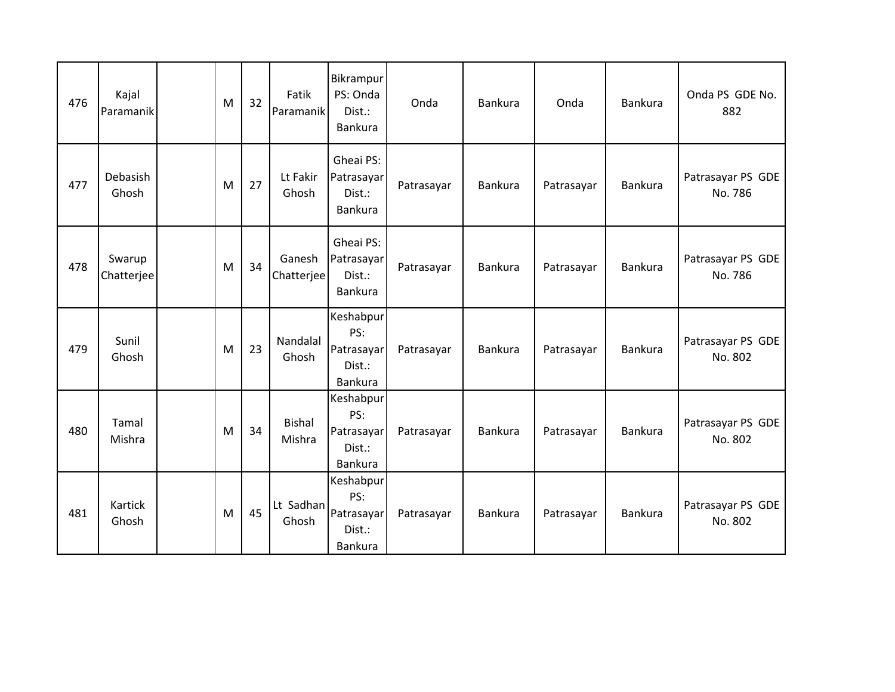| | | | | | | | | | | | |
|---|---|---|---|---|---|---|---|---|---|---|---|
| 476 | Kajal Paramanik | | M | 32 | Fatik Paramanik | Bikrampur PS: Onda Dist.: Bankura | Onda | Bankura | Onda | Bankura | Onda PS GDE No. 882 |
| 477 | Debasish Ghosh | | M | 27 | Lt Fakir Ghosh | Gheai PS: Patrasayar Dist.: Bankura | Patrasayar | Bankura | Patrasayar | Bankura | Patrasayar PS GDE No. 786 |
| 478 | Swarup Chatterjee | | M | 34 | Ganesh Chatterjee | Gheai PS: Patrasayar Dist.: Bankura | Patrasayar | Bankura | Patrasayar | Bankura | Patrasayar PS GDE No. 786 |
| 479 | Sunil Ghosh | | M | 23 | Nandalal Ghosh | Keshabpur PS: Patrasayar Dist.: Bankura | Patrasayar | Bankura | Patrasayar | Bankura | Patrasayar PS GDE No. 802 |
| 480 | Tamal Mishra | | M | 34 | Bishal Mishra | Keshabpur PS: Patrasayar Dist.: Bankura | Patrasayar | Bankura | Patrasayar | Bankura | Patrasayar PS GDE No. 802 |
| 481 | Kartick Ghosh | | M | 45 | Lt Sadhan Ghosh | Keshabpur PS: Patrasayar Dist.: Bankura | Patrasayar | Bankura | Patrasayar | Bankura | Patrasayar PS GDE No. 802 |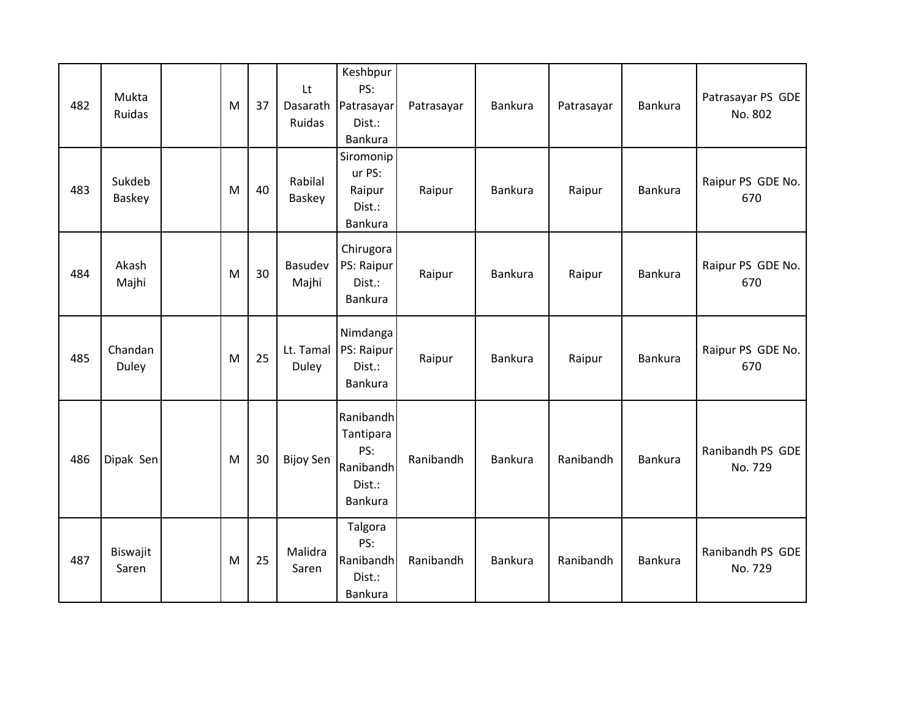| | | | | | | | | | | | |
|---|---|---|---|---|---|---|---|---|---|---|---|
| 482 | Mukta Ruidas | | M | 37 | Lt Dasarath Ruidas | Keshbpur PS: Patrasayar Dist.: Bankura | Patrasayar | Bankura | Patrasayar | Bankura | Patrasayar PS GDE No. 802 |
| 483 | Sukdeb Baskey | | M | 40 | Rabilal Baskey | Siromonipur PS: Raipur Dist.: Bankura | Raipur | Bankura | Raipur | Bankura | Raipur PS GDE No. 670 |
| 484 | Akash Majhi | | M | 30 | Basudev Majhi | Chirugora PS: Raipur Dist.: Bankura | Raipur | Bankura | Raipur | Bankura | Raipur PS GDE No. 670 |
| 485 | Chandan Duley | | M | 25 | Lt. Tamal Duley | Nimdanga PS: Raipur Dist.: Bankura | Raipur | Bankura | Raipur | Bankura | Raipur PS GDE No. 670 |
| 486 | Dipak Sen | | M | 30 | Bijoy Sen | Ranibandh Tantipara PS: Ranibandh Dist.: Bankura | Ranibandh | Bankura | Ranibandh | Bankura | Ranibandh PS GDE No. 729 |
| 487 | Biswajit Saren | | M | 25 | Malidra Saren | Talgora PS: Ranibandh Dist.: Bankura | Ranibandh | Bankura | Ranibandh | Bankura | Ranibandh PS GDE No. 729 |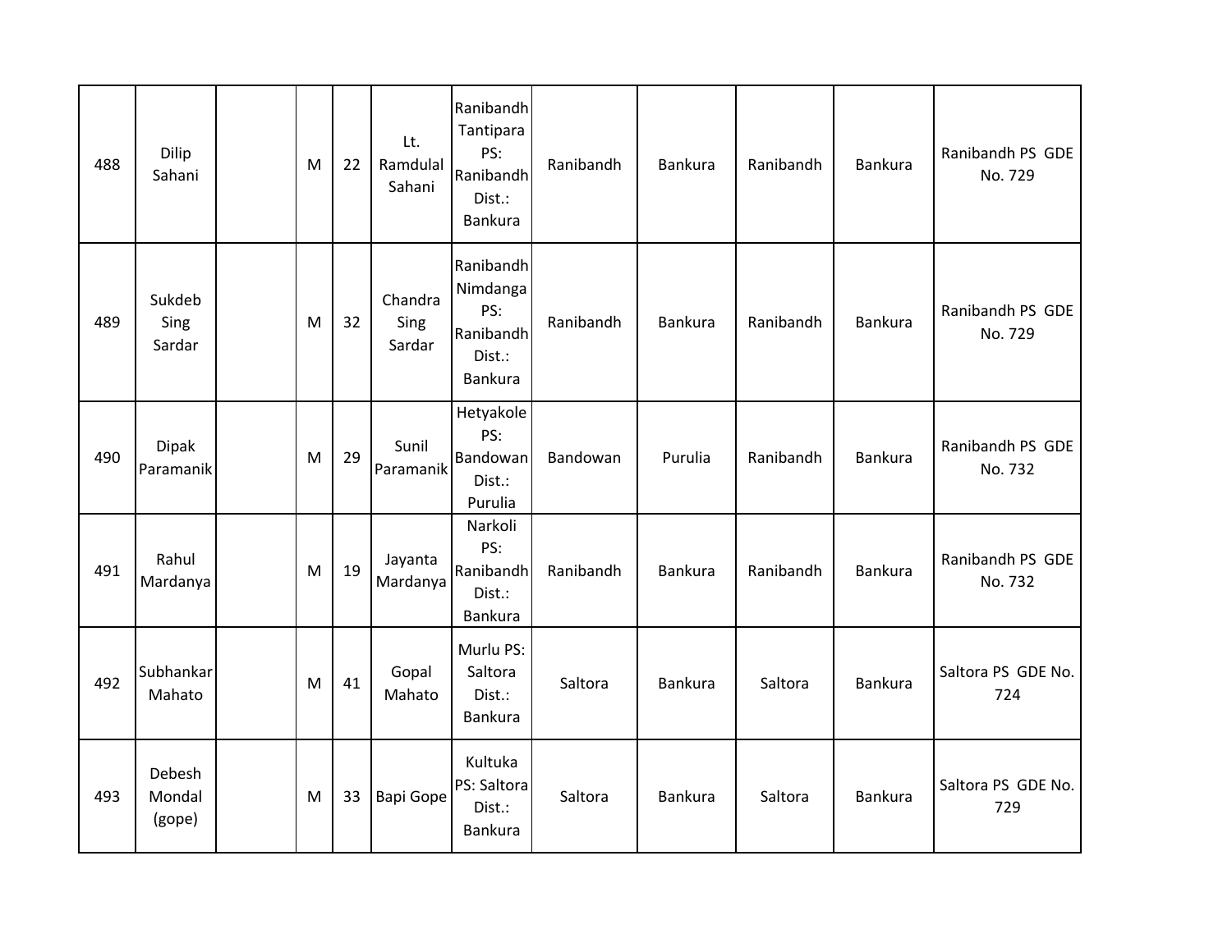| | | | | | | | | | | | |
|---|---|---|---|---|---|---|---|---|---|---|---|
| 488 | Dilip Sahani | | M | 22 | Lt. Ramdulal Sahani | Ranibandh Tantipara PS: Ranibandh Dist.: Bankura | Ranibandh | Bankura | Ranibandh | Bankura | Ranibandh PS GDE No. 729 |
| 489 | Sukdeb Sing Sardar | | M | 32 | Chandra Sing Sardar | Ranibandh Nimdanga PS: Ranibandh Dist.: Bankura | Ranibandh | Bankura | Ranibandh | Bankura | Ranibandh PS GDE No. 729 |
| 490 | Dipak Paramanik | | M | 29 | Sunil Paramanik | Hetyakole PS: Bandowan Dist.: Purulia | Bandowan | Purulia | Ranibandh | Bankura | Ranibandh PS GDE No. 732 |
| 491 | Rahul Mardanya | | M | 19 | Jayanta Mardanya | Narkoli PS: Ranibandh Dist.: Bankura | Ranibandh | Bankura | Ranibandh | Bankura | Ranibandh PS GDE No. 732 |
| 492 | Subhankar Mahato | | M | 41 | Gopal Mahato | Murlu PS: Saltora Dist.: Bankura | Saltora | Bankura | Saltora | Bankura | Saltora PS GDE No. 724 |
| 493 | Debesh Mondal (gope) | | M | 33 | Bapi Gope | Kultuka PS: Saltora Dist.: Bankura | Saltora | Bankura | Saltora | Bankura | Saltora PS GDE No. 729 |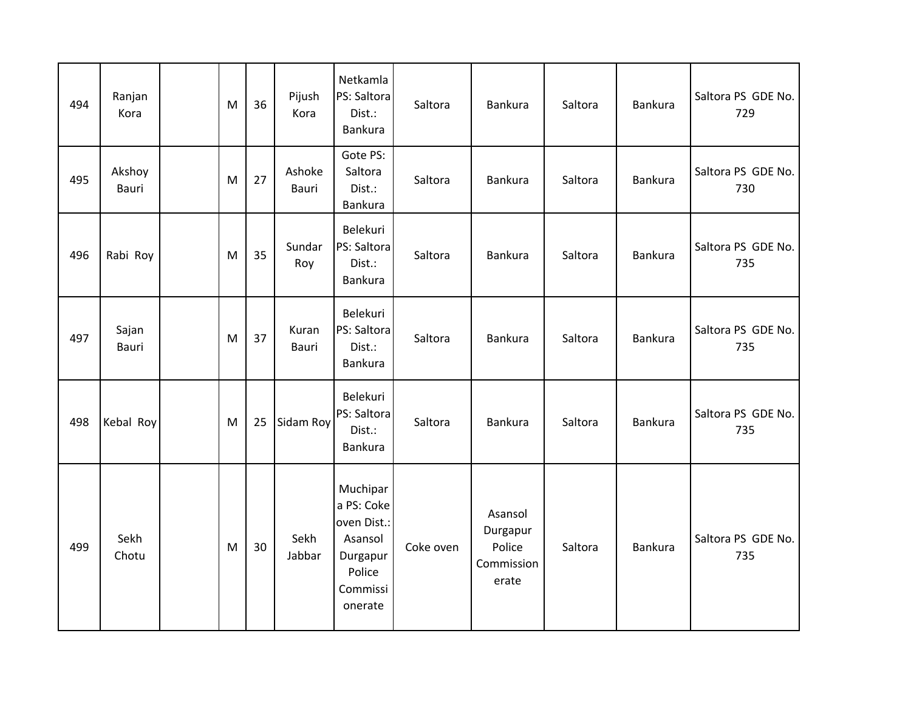| | | | | | | | | | | | |
|---|---|---|---|---|---|---|---|---|---|---|---|
| 494 | Ranjan Kora | | M | 36 | Pijush Kora | Netkamla PS: Saltora Dist.: Bankura | Saltora | Bankura | Saltora | Bankura | Saltora PS GDE No. 729 |
| 495 | Akshoy Bauri | | M | 27 | Ashoke Bauri | Gote PS: Saltora Dist.: Bankura | Saltora | Bankura | Saltora | Bankura | Saltora PS GDE No. 730 |
| 496 | Rabi Roy | | M | 35 | Sundar Roy | Belekuri PS: Saltora Dist.: Bankura | Saltora | Bankura | Saltora | Bankura | Saltora PS GDE No. 735 |
| 497 | Sajan Bauri | | M | 37 | Kuran Bauri | Belekuri PS: Saltora Dist.: Bankura | Saltora | Bankura | Saltora | Bankura | Saltora PS GDE No. 735 |
| 498 | Kebal Roy | | M | 25 | Sidam Roy | Belekuri PS: Saltora Dist.: Bankura | Saltora | Bankura | Saltora | Bankura | Saltora PS GDE No. 735 |
| 499 | Sekh Chotu | | M | 30 | Sekh Jabbar | Muchipara PS: Coke oven Dist.: Asansol Durgapur Police Commissionerate | Coke oven | Asansol Durgapur Police Commissionerate | Saltora | Bankura | Saltora PS GDE No. 735 |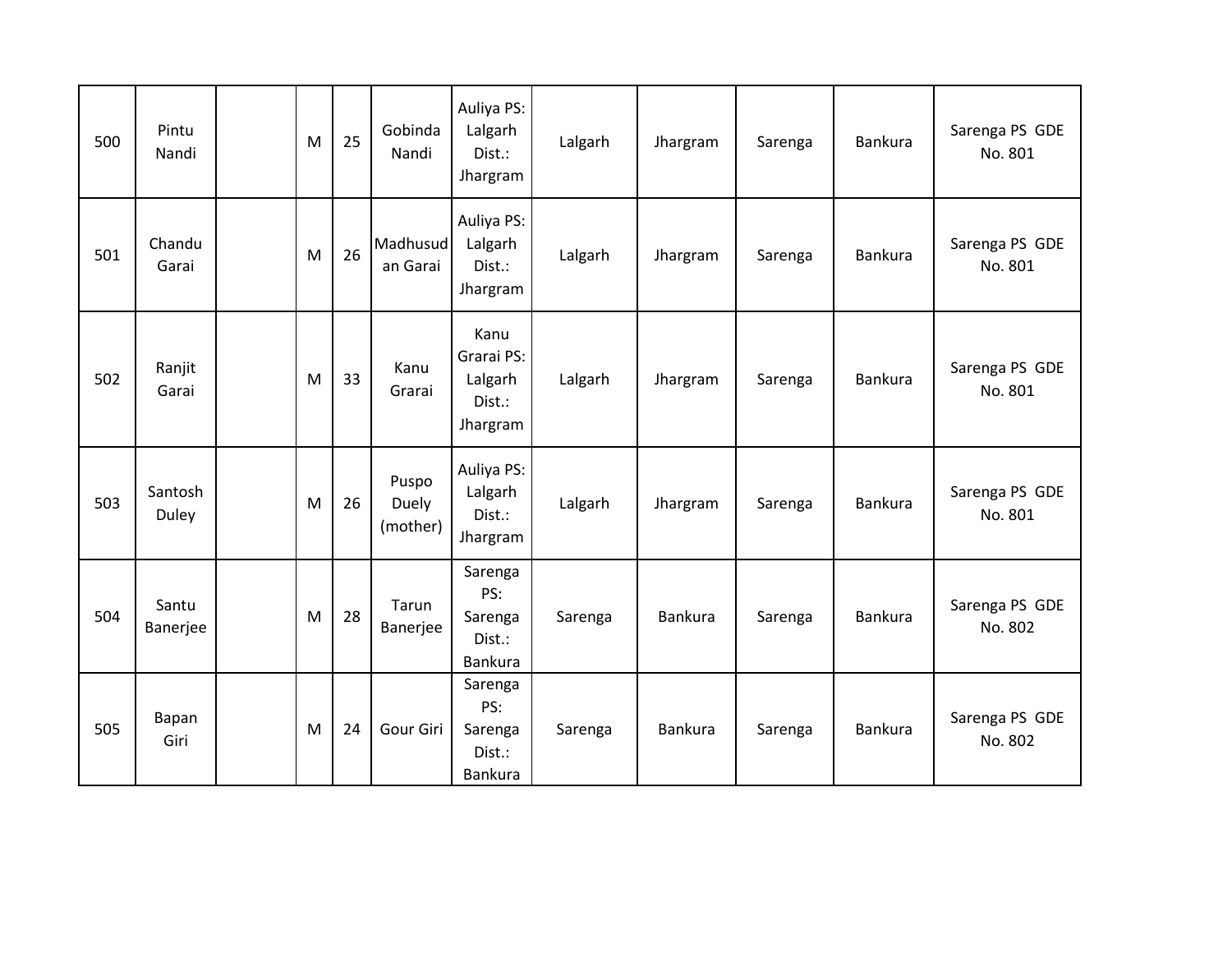| | | | | | | | | | | | |
|---|---|---|---|---|---|---|---|---|---|---|---|
| 500 | Pintu Nandi | | M | 25 | Gobinda Nandi | Auliya PS: Lalgarh Dist.: Jhargram | Lalgarh | Jhargram | Sarenga | Bankura | Sarenga PS GDE No. 801 |
| 501 | Chandu Garai | | M | 26 | Madhusudan Garai | Auliya PS: Lalgarh Dist.: Jhargram | Lalgarh | Jhargram | Sarenga | Bankura | Sarenga PS GDE No. 801 |
| 502 | Ranjit Garai | | M | 33 | Kanu Grarai | Kanu Grarai PS: Lalgarh Dist.: Jhargram | Lalgarh | Jhargram | Sarenga | Bankura | Sarenga PS GDE No. 801 |
| 503 | Santosh Duley | | M | 26 | Puspo Duely (mother) | Auliya PS: Lalgarh Dist.: Jhargram | Lalgarh | Jhargram | Sarenga | Bankura | Sarenga PS GDE No. 801 |
| 504 | Santu Banerjee | | M | 28 | Tarun Banerjee | Sarenga PS: Sarenga Dist.: Bankura | Sarenga | Bankura | Sarenga | Bankura | Sarenga PS GDE No. 802 |
| 505 | Bapan Giri | | M | 24 | Gour Giri | Sarenga PS: Sarenga Dist.: Bankura | Sarenga | Bankura | Sarenga | Bankura | Sarenga PS GDE No. 802 |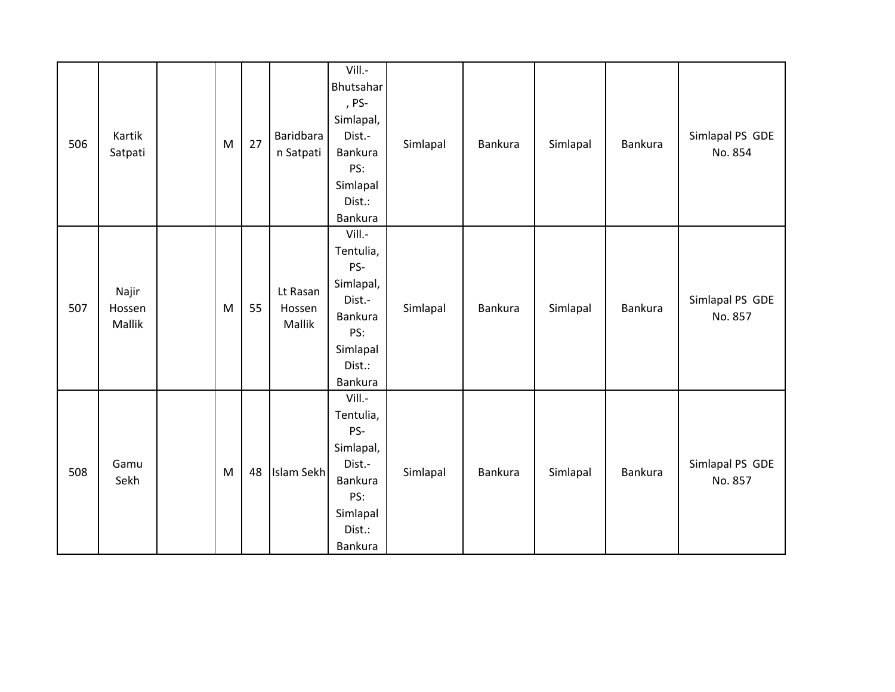| | | | | | | | | | | | |
|---|---|---|---|---|---|---|---|---|---|---|---|
| 506 | Kartik Satpati | | M | 27 | Baridbaran Satpati | Vill.- Bhutsahar, PS- Simlapal, Dist.- Bankura PS: Simlapal Dist.: Bankura | Simlapal | Bankura | Simlapal | Bankura | Simlapal PS GDE No. 854 |
| 507 | Najir Hossen Mallik | | M | 55 | Lt Rasan Hossen Mallik | Vill.- Tentulia, PS- Simlapal, Dist.- Bankura PS: Simlapal Dist.: Bankura | Simlapal | Bankura | Simlapal | Bankura | Simlapal PS GDE No. 857 |
| 508 | Gamu Sekh | | M | 48 | Islam Sekh | Vill.- Tentulia, PS- Simlapal, Dist.- Bankura PS: Simlapal Dist.: Bankura | Simlapal | Bankura | Simlapal | Bankura | Simlapal PS GDE No. 857 |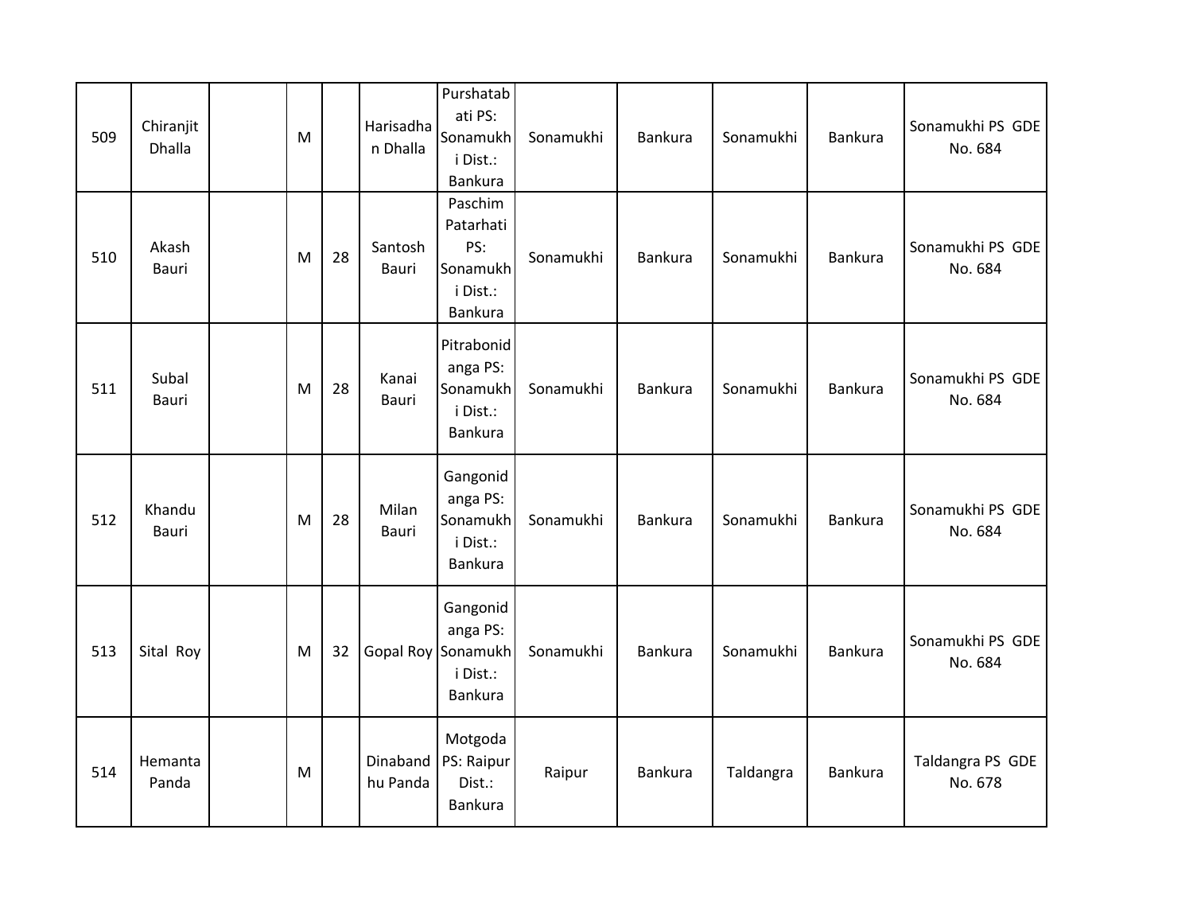| | | | | | | | | | | | |
|---|---|---|---|---|---|---|---|---|---|---|---|
| 509 | Chiranjit Dhalla | | M | | Harisadhan Dhalla | Purshatabati PS: Sonamukhi Dist.: Bankura | Sonamukhi | Bankura | Sonamukhi | Bankura | Sonamukhi PS GDE No. 684 |
| 510 | Akash Bauri | | M | 28 | Santosh Bauri | Paschim Patarhati PS: Sonamukhi Dist.: Bankura | Sonamukhi | Bankura | Sonamukhi | Bankura | Sonamukhi PS GDE No. 684 |
| 511 | Subal Bauri | | M | 28 | Kanai Bauri | Pitrabonidanga PS: Sonamukhi Dist.: Bankura | Sonamukhi | Bankura | Sonamukhi | Bankura | Sonamukhi PS GDE No. 684 |
| 512 | Khandu Bauri | | M | 28 | Milan Bauri | Gangonidanga PS: Sonamukhi Dist.: Bankura | Sonamukhi | Bankura | Sonamukhi | Bankura | Sonamukhi PS GDE No. 684 |
| 513 | Sital Roy | | M | 32 | Gopal Roy | Gangonidanga PS: Sonamukhi Dist.: Bankura | Sonamukhi | Bankura | Sonamukhi | Bankura | Sonamukhi PS GDE No. 684 |
| 514 | Hemanta Panda | | M | | Dinabandhu Panda | Motgoda PS: Raipur Dist.: Bankura | Raipur | Bankura | Taldangra | Bankura | Taldangra PS GDE No. 678 |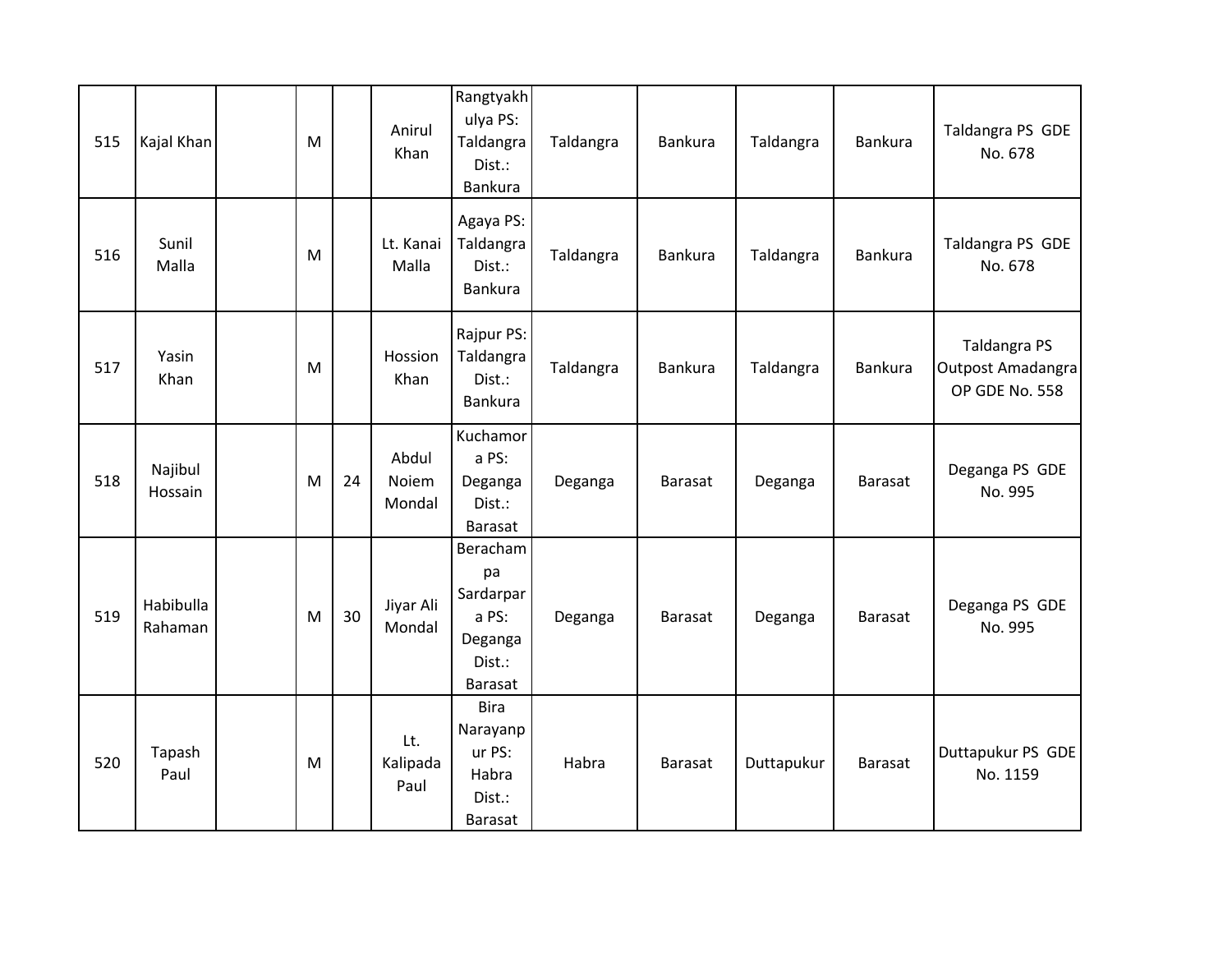| | | | | | | | | | | | |
|---|---|---|---|---|---|---|---|---|---|---|---|
| 515 | Kajal Khan | | M | | Anirul Khan | Rangtyakhulya PS: Taldangra Dist.: Bankura | Taldangra | Bankura | Taldangra | Bankura | Taldangra PS GDE No. 678 |
| 516 | Sunil Malla | | M | | Lt. Kanai Malla | Agaya PS: Taldangra Dist.: Bankura | Taldangra | Bankura | Taldangra | Bankura | Taldangra PS GDE No. 678 |
| 517 | Yasin Khan | | M | | Hossion Khan | Rajpur PS: Taldangra Dist.: Bankura | Taldangra | Bankura | Taldangra | Bankura | Taldangra PS Outpost Amadangra OP GDE No. 558 |
| 518 | Najibul Hossain | | M | 24 | Abdul Noiem Mondal | Kuchamora PS: Deganga Dist.: Barasat | Deganga | Barasat | Deganga | Barasat | Deganga PS GDE No. 995 |
| 519 | Habibulla Rahaman | | M | 30 | Jiyar Ali Mondal | Berachampa Sardarpara PS: Deganga Dist.: Barasat | Deganga | Barasat | Deganga | Barasat | Deganga PS GDE No. 995 |
| 520 | Tapash Paul | | M | | Lt. Kalipada Paul | Bira Narayanpur PS: Habra Dist.: Barasat | Habra | Barasat | Duttapukur | Barasat | Duttapukur PS GDE No. 1159 |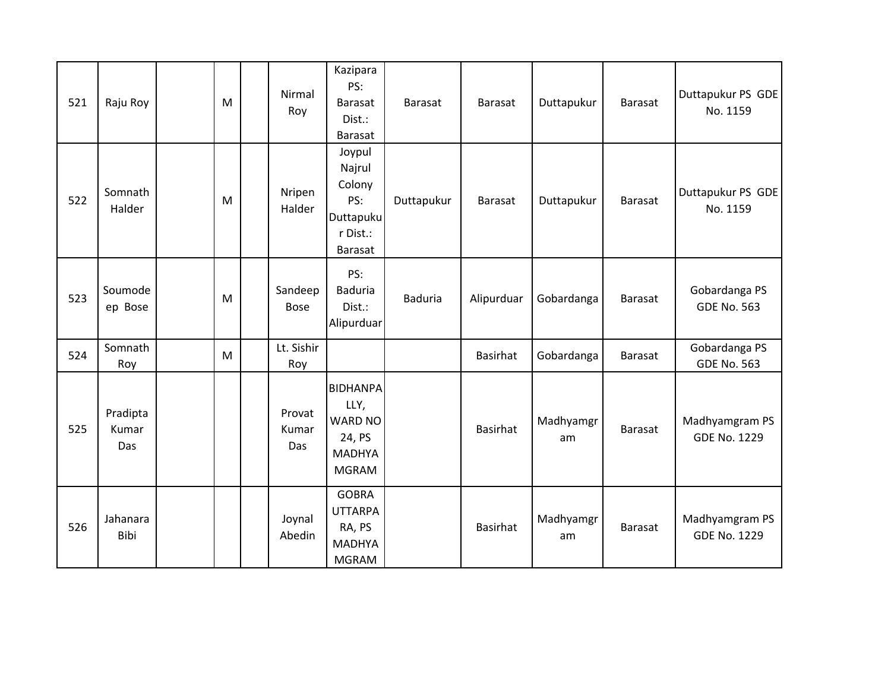| | | | | | | | | | | | |
|---|---|---|---|---|---|---|---|---|---|---|---|
| 521 | Raju Roy | | M | | Nirmal Roy | Kazipara PS: Barasat Dist.: Barasat | Barasat | Barasat | Duttapukur | Barasat | Duttapukur PS GDE No. 1159 |
| 522 | Somnath Halder | | M | | Nripen Halder | Joypul Najrul Colony PS: Duttapukur Dist.: Barasat | Duttapukur | Barasat | Duttapukur | Barasat | Duttapukur PS GDE No. 1159 |
| 523 | Soumodeep Bose | | M | | Sandeep Bose | PS: Baduria Dist.: Alipurduar | Baduria | Alipurduar | Gobardanga | Barasat | Gobardanga PS GDE No. 563 |
| 524 | Somnath Roy | | M | | Lt. Sishir Roy | | | Basirhat | Gobardanga | Barasat | Gobardanga PS GDE No. 563 |
| 525 | Pradipta Kumar Das | | | | Provat Kumar Das | BIDHANPALLY, WARD NO 24, PS MADHYAMGRAM | | Basirhat | Madhyamgram | Barasat | Madhyamgram PS GDE No. 1229 |
| 526 | Jahanara Bibi | | | | Joynal Abedin | GOBRA UTTARPARA, PS MADHYAMGRAM | | Basirhat | Madhyamgram | Barasat | Madhyamgram PS GDE No. 1229 |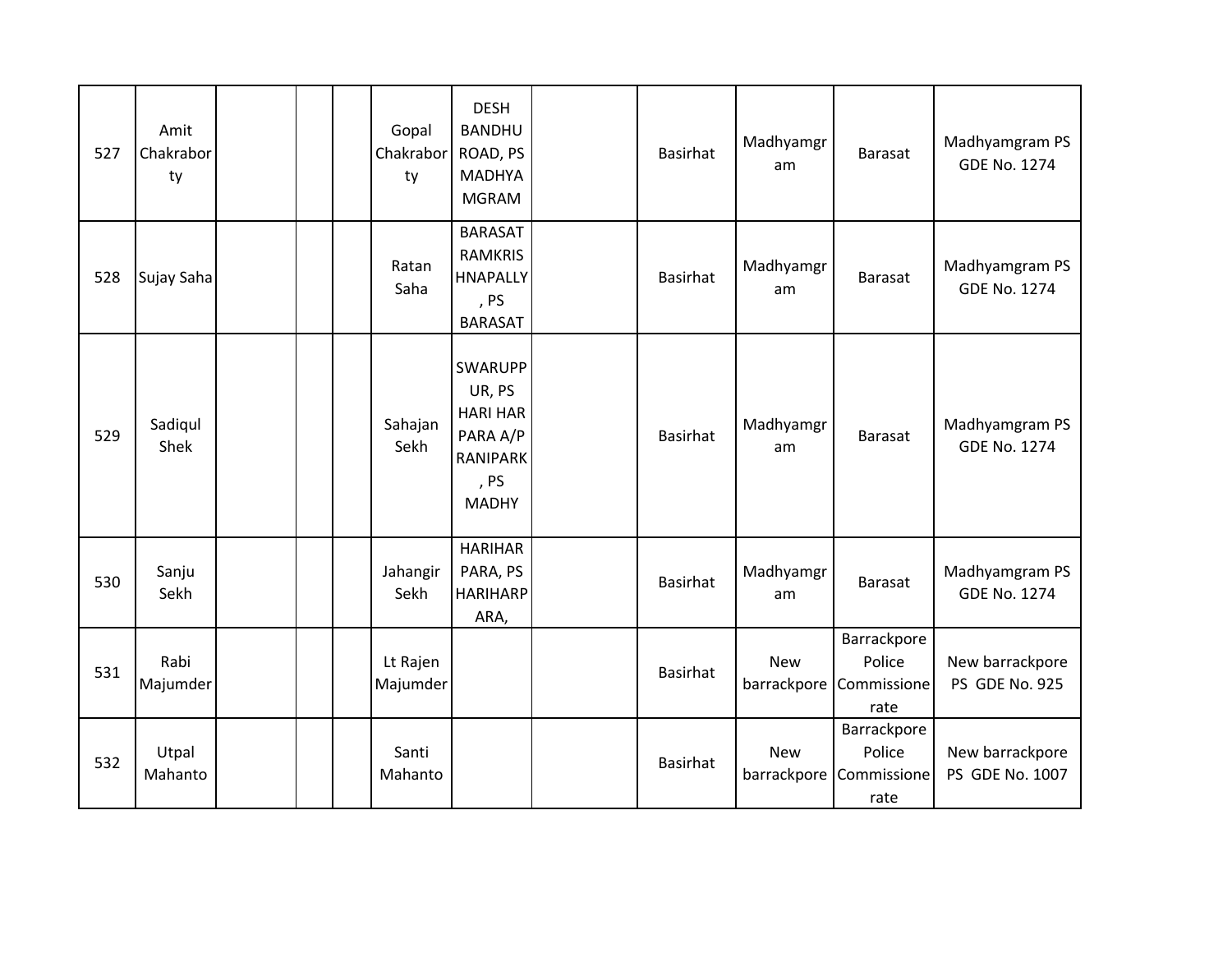| | | | | | | | | | | | |
|---|---|---|---|---|---|---|---|---|---|---|---|
| 527 | Amit Chakraborty | | | | Gopal Chakraborty | DESH BANDHU ROAD, PS MADHYAMGRAM | | Basirhat | Madhyamgram | Barasat | Madhyamgram PS GDE No. 1274 |
| 528 | Sujay Saha | | | | Ratan Saha | BARASAT RAMKRISHNAPALLY, PS BARASAT | | Basirhat | Madhyamgram | Barasat | Madhyamgram PS GDE No. 1274 |
| 529 | Sadiqul Shek | | | | Sahajan Sekh | SWARUPPUR, PS HARI HAR PARA A/P RANIPARK, PS MADHY | | Basirhat | Madhyamgram | Barasat | Madhyamgram PS GDE No. 1274 |
| 530 | Sanju Sekh | | | | Jahangir Sekh | HARIHARPARA, PS HARIHARPARA, | | Basirhat | Madhyamgram | Barasat | Madhyamgram PS GDE No. 1274 |
| 531 | Rabi Majumder | | | | Lt Rajen Majumder | | | Basirhat | New barrackpore | Barrackpore Police Commissionerate | New barrackpore PS GDE No. 925 |
| 532 | Utpal Mahanto | | | | Santi Mahanto | | | Basirhat | New barrackpore | Barrackpore Police Commissionerate | New barrackpore PS GDE No. 1007 |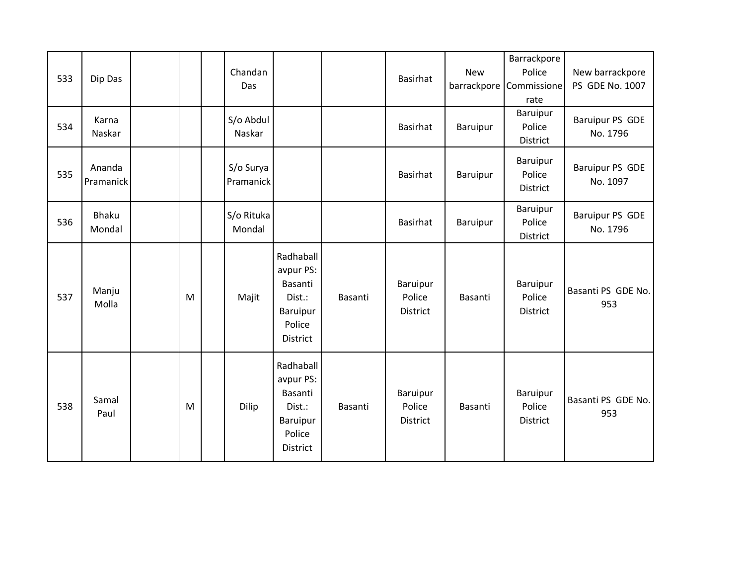| | | | | | | | | | | | |
|---|---|---|---|---|---|---|---|---|---|---|---|
| 533 | Dip Das | | | | Chandan Das | | | Basirhat | New barrackpore | Barrackpore Police Commissionerate | New barrackpore PS GDE No. 1007 |
| 534 | Karna Naskar | | | | S/o Abdul Naskar | | | Basirhat | Baruipur | Baruipur Police District | Baruipur PS GDE No. 1796 |
| 535 | Ananda Pramanick | | | | S/o Surya Pramanick | | | Basirhat | Baruipur | Baruipur Police District | Baruipur PS GDE No. 1097 |
| 536 | Bhaku Mondal | | | | S/o Rituka Mondal | | | Basirhat | Baruipur | Baruipur Police District | Baruipur PS GDE No. 1796 |
| 537 | Manju Molla | | M | | Majit | Radhaballavpur PS: Basanti Dist.: Baruipur Police District | Basanti | Baruipur Police District | Basanti | Baruipur Police District | Basanti PS GDE No. 953 |
| 538 | Samal Paul | | M | | Dilip | Radhaballavpur PS: Basanti Dist.: Baruipur Police District | Basanti | Baruipur Police District | Basanti | Baruipur Police District | Basanti PS GDE No. 953 |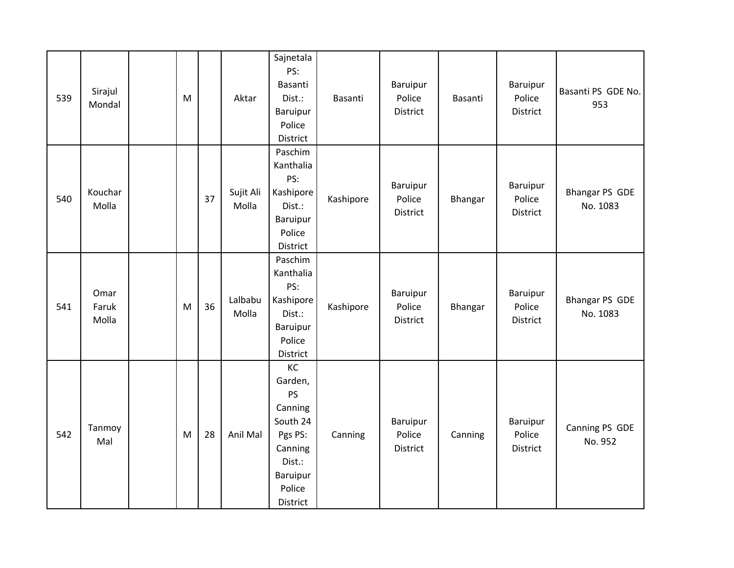| | | | | | | | | | | | |
|---|---|---|---|---|---|---|---|---|---|---|---|
| 539 | Sirajul Mondal | | M | | Aktar | Sajnetala PS: Basanti Dist.: Baruipur Police District | Basanti | Baruipur Police District | Basanti | Baruipur Police District | Basanti PS GDE No. 953 |
| 540 | Kouchar Molla | | | 37 | Sujit Ali Molla | Paschim Kanthalia PS: Kashipore Dist.: Baruipur Police District | Kashipore | Baruipur Police District | Bhangar | Baruipur Police District | Bhangar PS GDE No. 1083 |
| 541 | Omar Faruk Molla | | M | 36 | Lalbabu Molla | Paschim Kanthalia PS: Kashipore Dist.: Baruipur Police District | Kashipore | Baruipur Police District | Bhangar | Baruipur Police District | Bhangar PS GDE No. 1083 |
| 542 | Tanmoy Mal | | M | 28 | Anil Mal | KC Garden, PS Canning South 24 Pgs PS: Canning Dist.: Baruipur Police District | Canning | Baruipur Police District | Canning | Baruipur Police District | Canning PS GDE No. 952 |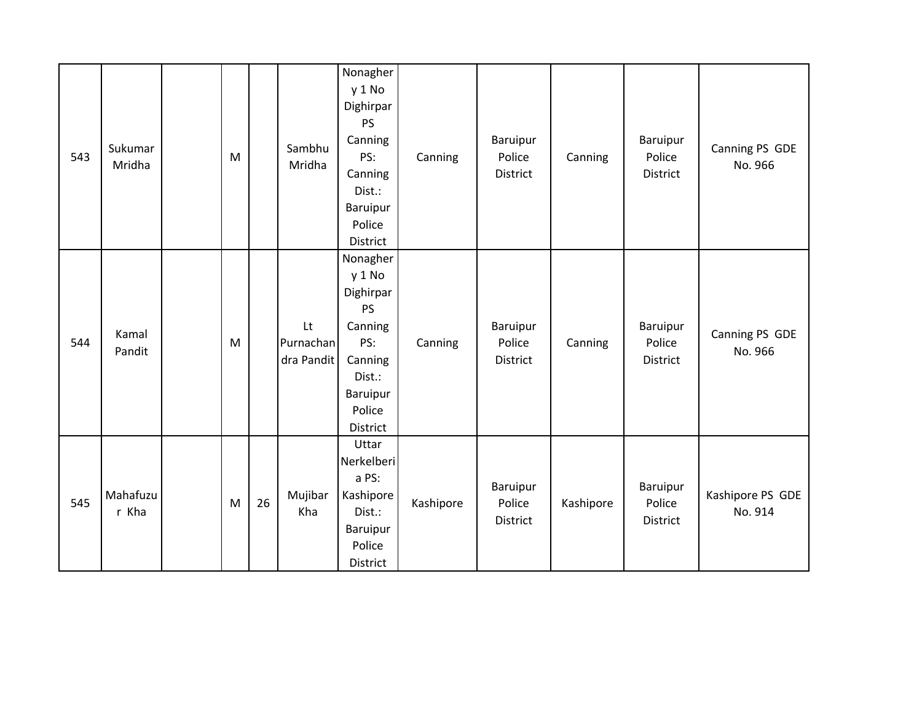| | | | | | | | | | | | |
|---|---|---|---|---|---|---|---|---|---|---|---|
| 543 | Sukumar Mridha | | M | | Sambhu Mridha | Nonaghery 1 No Dighirpar PS Canning PS: Canning Dist.: Baruipur Police District | Canning | Baruipur Police District | Canning | Baruipur Police District | Canning PS GDE No. 966 |
| 544 | Kamal Pandit | | M | | Lt Purnachandra Pandit | Nonaghery 1 No Dighirpar PS Canning PS: Canning Dist.: Baruipur Police District | Canning | Baruipur Police District | Canning | Baruipur Police District | Canning PS GDE No. 966 |
| 545 | Mahafuzur Kha | | M | 26 | Mujibar Kha | Uttar Nerkelberia PS: Kashipore Dist.: Baruipur Police District | Kashipore | Baruipur Police District | Kashipore | Baruipur Police District | Kashipore PS GDE No. 914 |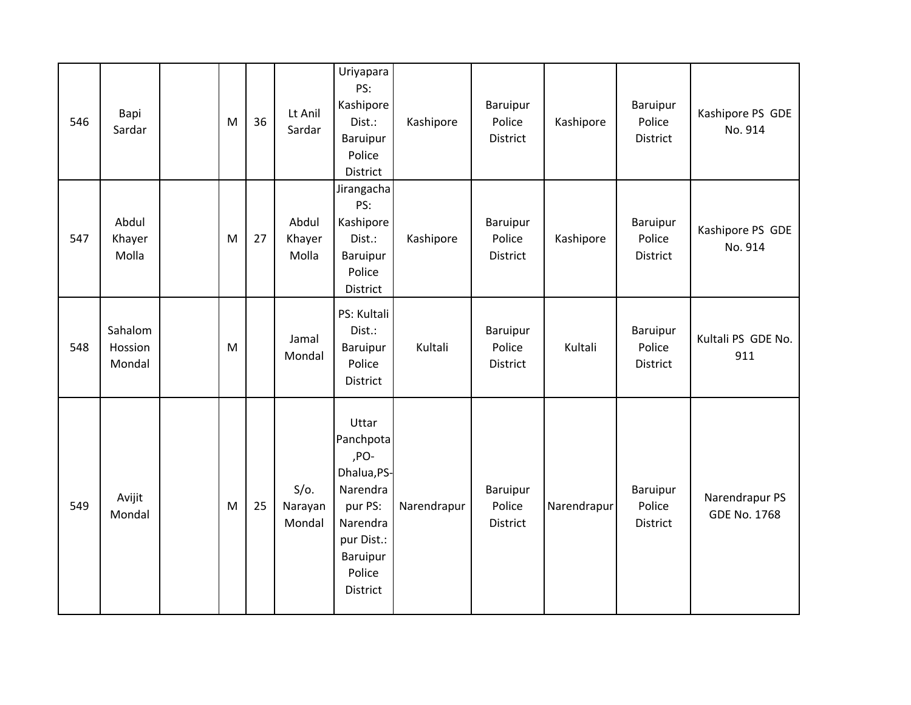| | | | | | | | | | | | |
|---|---|---|---|---|---|---|---|---|---|---|---|
| 546 | Bapi Sardar | | M | 36 | Lt Anil Sardar | Uriyapara PS: Kashipore Dist.: Baruipur Police District | Kashipore | Baruipur Police District | Kashipore | Baruipur Police District | Kashipore PS GDE No. 914 |
| 547 | Abdul Khayer Molla | | M | 27 | Abdul Khayer Molla | Jirangacha PS: Kashipore Dist.: Baruipur Police District | Kashipore | Baruipur Police District | Kashipore | Baruipur Police District | Kashipore PS GDE No. 914 |
| 548 | Sahalom Hossion Mondal | | M | | Jamal Mondal | PS: Kultali Dist.: Baruipur Police District | Kultali | Baruipur Police District | Kultali | Baruipur Police District | Kultali PS GDE No. 911 |
| 549 | Avijit Mondal | | M | 25 | S/o. Narayan Mondal | Uttar Panchpota ,PO-Dhalua,PS-Narendrapur PS: Narendrapur Dist.: Baruipur Police District | Narendrapur | Baruipur Police District | Narendrapur | Baruipur Police District | Narendrapur PS GDE No. 1768 |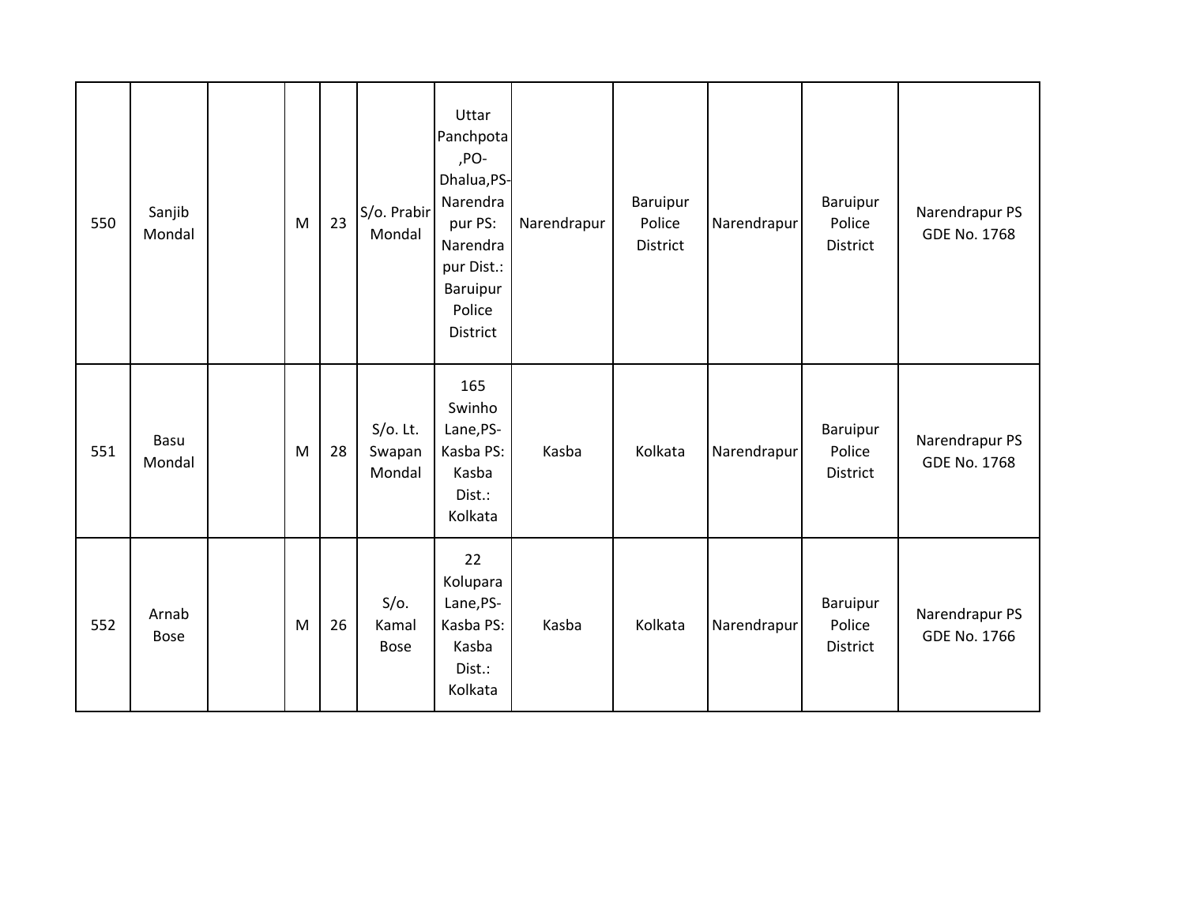| | | | | | | | | | | | |
|---|---|---|---|---|---|---|---|---|---|---|---|
| 550 | Sanjib Mondal | | M | 23 | S/o. Prabir Mondal | Uttar Panchpota ,PO-Dhalua,PS-Narendrapur PS: Narendrapur Dist.: Baruipur Police District | Narendrapur | Baruipur Police District | Narendrapur | Baruipur Police District | Narendrapur PS GDE No. 1768 |
| 551 | Basu Mondal | | M | 28 | S/o. Lt. Swapan Mondal | 165 Swinho Lane,PS-Kasba PS: Kasba Dist.: Kolkata | Kasba | Kolkata | Narendrapur | Baruipur Police District | Narendrapur PS GDE No. 1768 |
| 552 | Arnab Bose | | M | 26 | S/o. Kamal Bose | 22 Kolupara Lane,PS-Kasba PS: Kasba Dist.: Kolkata | Kasba | Kolkata | Narendrapur | Baruipur Police District | Narendrapur PS GDE No. 1766 |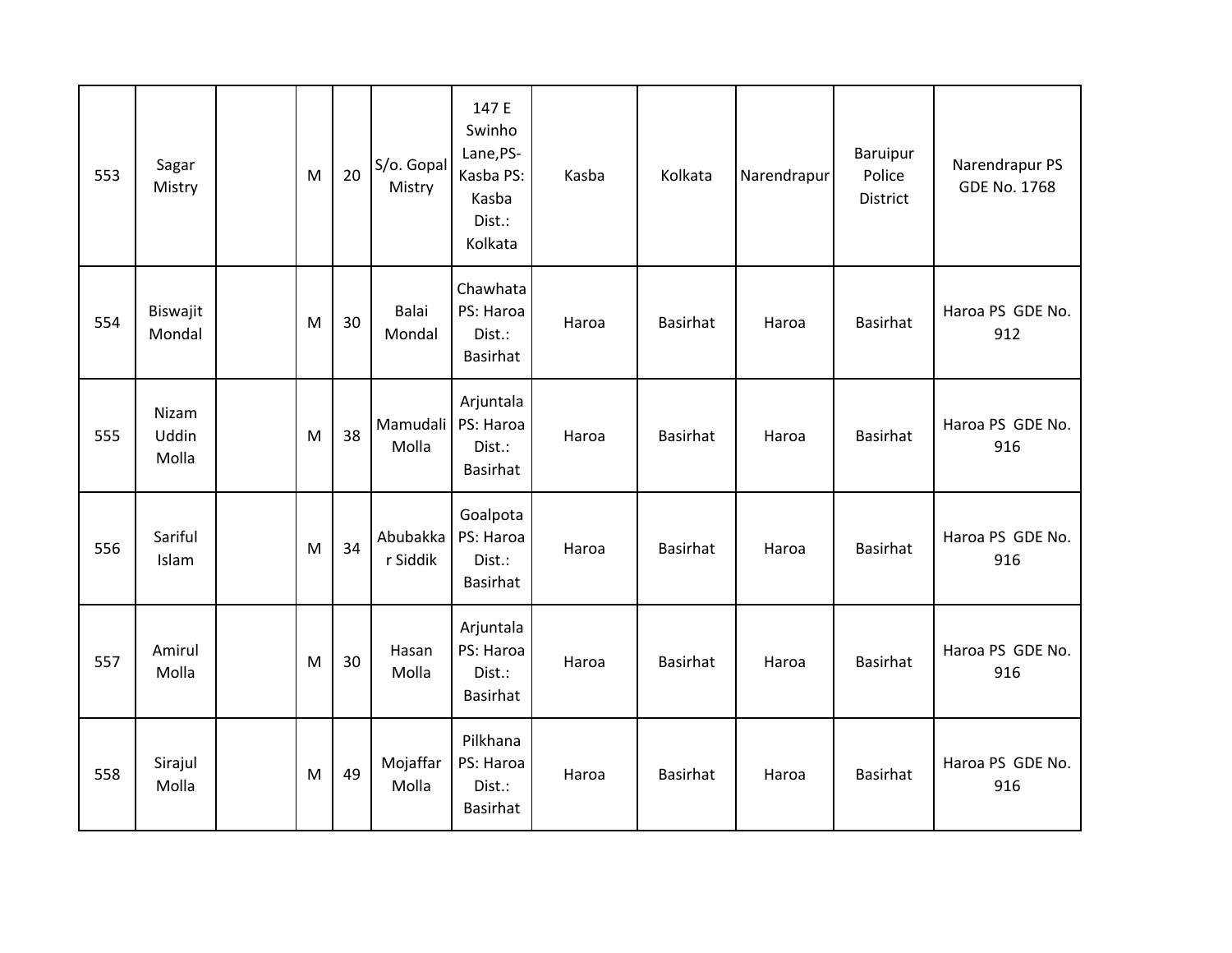| | | | | | | | | | | | |
|---|---|---|---|---|---|---|---|---|---|---|---|
| 553 | Sagar Mistry | | M | 20 | S/o. Gopal Mistry | 147 E Swinho Lane,PS-Kasba PS: Kasba Dist.: Kolkata | Kasba | Kolkata | Narendrapur | Baruipur Police District | Narendrapur PS GDE No. 1768 |
| 554 | Biswajit Mondal | | M | 30 | Balai Mondal | Chawhata PS: Haroa Dist.: Basirhat | Haroa | Basirhat | Haroa | Basirhat | Haroa PS GDE No. 912 |
| 555 | Nizam Uddin Molla | | M | 38 | Mamudali Molla | Arjuntala PS: Haroa Dist.: Basirhat | Haroa | Basirhat | Haroa | Basirhat | Haroa PS GDE No. 916 |
| 556 | Sariful Islam | | M | 34 | Abubakkar Siddik | Goalpota PS: Haroa Dist.: Basirhat | Haroa | Basirhat | Haroa | Basirhat | Haroa PS GDE No. 916 |
| 557 | Amirul Molla | | M | 30 | Hasan Molla | Arjuntala PS: Haroa Dist.: Basirhat | Haroa | Basirhat | Haroa | Basirhat | Haroa PS GDE No. 916 |
| 558 | Sirajul Molla | | M | 49 | Mojaffar Molla | Pilkhana PS: Haroa Dist.: Basirhat | Haroa | Basirhat | Haroa | Basirhat | Haroa PS GDE No. 916 |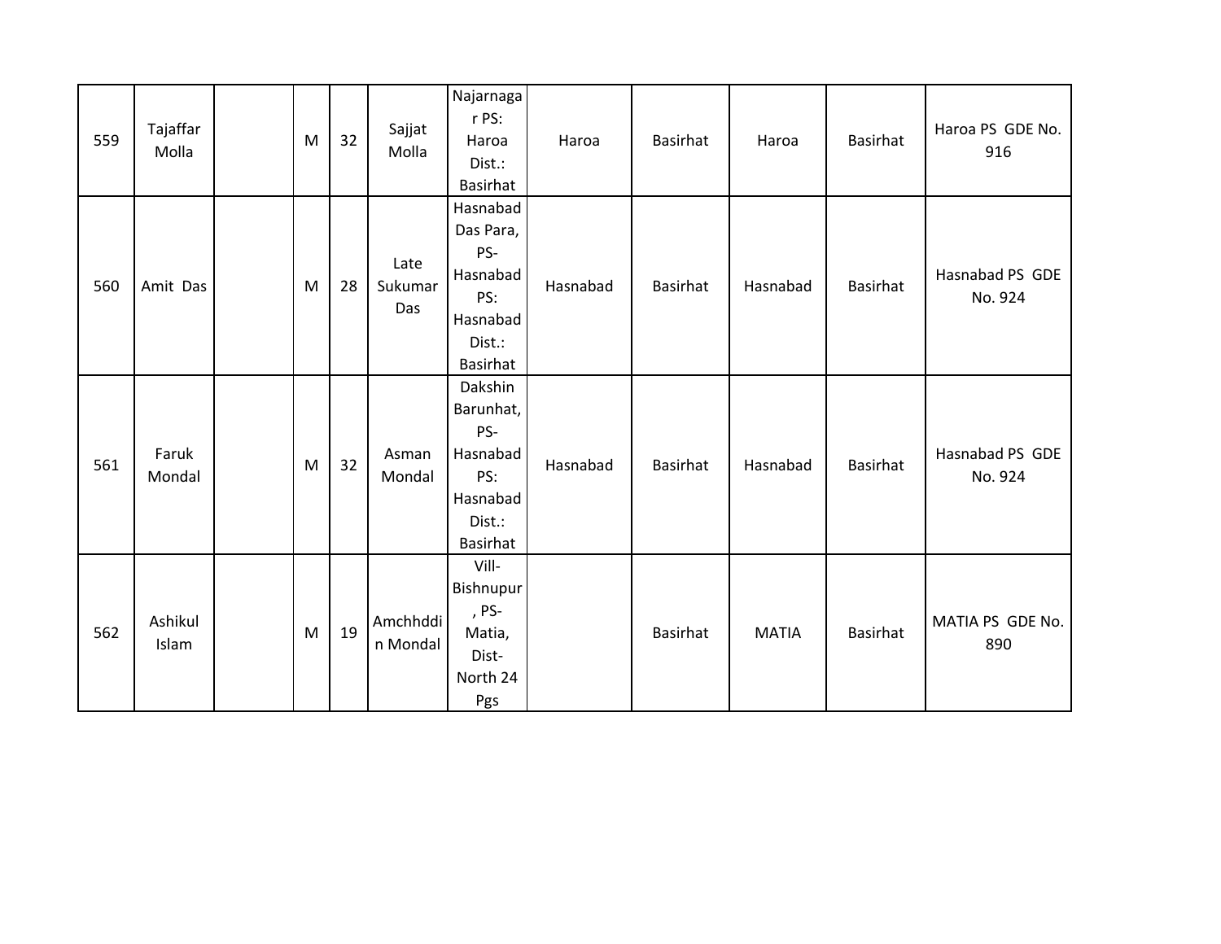| | | | | | | | | | | | |
|---|---|---|---|---|---|---|---|---|---|---|---|
| 559 | Tajaffar Molla | | M | 32 | Sajjat Molla | Najarnagar PS: Haroa Dist.: Basirhat | Haroa | Basirhat | Haroa | Basirhat | Haroa PS GDE No. 916 |
| 560 | Amit Das | | M | 28 | Late Sukumar Das | Hasnabad Das Para, PS- Hasnabad PS: Hasnabad Dist.: Basirhat | Hasnabad | Basirhat | Hasnabad | Basirhat | Hasnabad PS GDE No. 924 |
| 561 | Faruk Mondal | | M | 32 | Asman Mondal | Dakshin Barunhat, PS- Hasnabad PS: Hasnabad Dist.: Basirhat | Hasnabad | Basirhat | Hasnabad | Basirhat | Hasnabad PS GDE No. 924 |
| 562 | Ashikul Islam | | M | 19 | Amchhddin Mondal | Vill- Bishnupur, PS- Matia, Dist- North 24 Pgs | | Basirhat | MATIA | Basirhat | MATIA PS GDE No. 890 |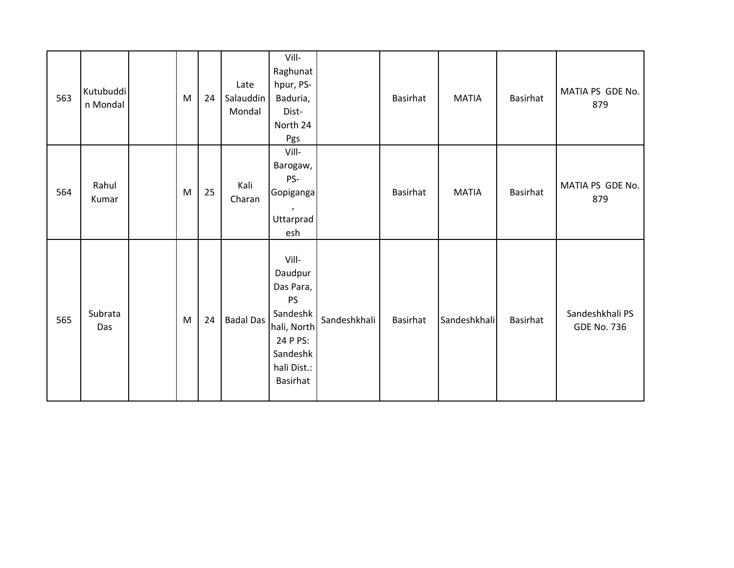| 563 | Kutubuddin Mondal | | M | 24 | Late Salauddin Mondal | Vill-Raghunathpur, PS-Baduria, Dist-North 24 Pgs | | Basirhat | MATIA | Basirhat | MATIA PS GDE No. 879 |
|---|---|---|---|---|---|---|---|---|---|---|---|
| 564 | Rahul Kumar | | M | 25 | Kali Charan | Vill-Barogaw, PS-Gopiganga, Uttarpradesh | | Basirhat | MATIA | Basirhat | MATIA PS GDE No. 879 |
| 565 | Subrata Das | | M | 24 | Badal Das | Vill-Daudpur Das Para, PS Sandeshkhali, North 24 P PS: Sandeshkhali Dist.: Basirhat | Sandeshkhali | Basirhat | Sandeshkhali | Basirhat | Sandeshkhali PS GDE No. 736 |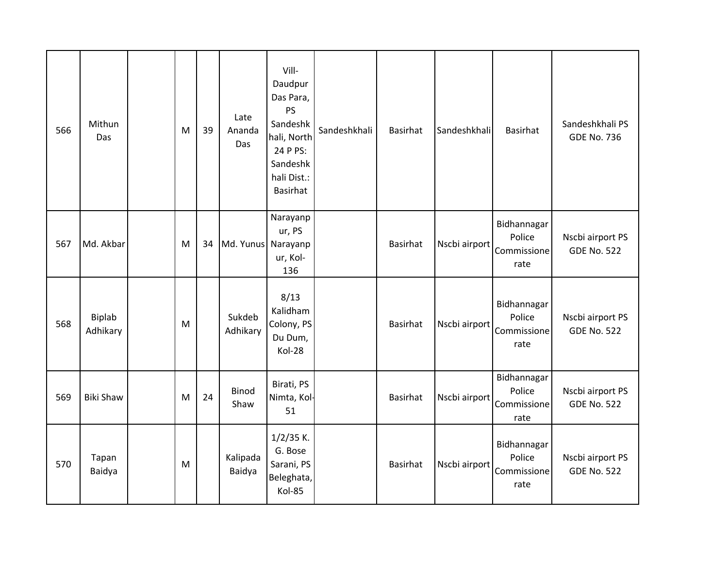| | | | | | | | | | | | |
|---|---|---|---|---|---|---|---|---|---|---|---|
| 566 | Mithun Das | | M | 39 | Late Ananda Das | Vill- Daudpur Das Para, PS Sandeshkhali, North 24 P PS: Sandeshkhali Dist.: Basirhat | Sandeshkhali | Basirhat | Sandeshkhali | Basirhat | Sandeshkhali PS GDE No. 736 |
| 567 | Md. Akbar | | M | 34 | Md. Yunus | Narayanpur, PS Narayanpur, Kol-136 | | Basirhat | Nscbi airport | Bidhannagar Police Commissionerate | Nscbi airport PS GDE No. 522 |
| 568 | Biplab Adhikary | | M | | Sukdeb Adhikary | 8/13 Kalidham Colony, PS Du Dum, Kol-28 | | Basirhat | Nscbi airport | Bidhannagar Police Commissionerate | Nscbi airport PS GDE No. 522 |
| 569 | Biki Shaw | | M | 24 | Binod Shaw | Birati, PS Nimta, Kol-51 | | Basirhat | Nscbi airport | Bidhannagar Police Commissionerate | Nscbi airport PS GDE No. 522 |
| 570 | Tapan Baidya | | M | | Kalipada Baidya | 1/2/35 K. G. Bose Sarani, PS Beleghata, Kol-85 | | Basirhat | Nscbi airport | Bidhannagar Police Commissionerate | Nscbi airport PS GDE No. 522 |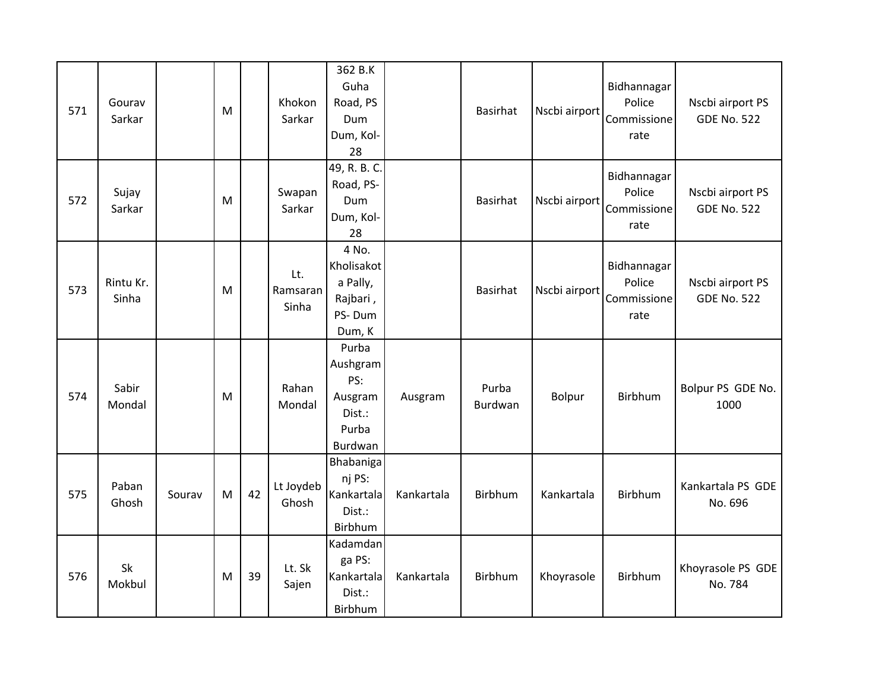| | | | | | | | | | | | |
|---|---|---|---|---|---|---|---|---|---|---|---|
| 571 | Gourav Sarkar | | M | | Khokon Sarkar | 362 B.K Guha Road, PS Dum Dum, Kol-28 | | Basirhat | Nscbi airport | Bidhannagar Police Commissionerate | Nscbi airport PS GDE No. 522 |
| 572 | Sujay Sarkar | | M | | Swapan Sarkar | 49, R. B. C. Road, PS-Dum Dum, Kol-28 | | Basirhat | Nscbi airport | Bidhannagar Police Commissionerate | Nscbi airport PS GDE No. 522 |
| 573 | Rintu Kr. Sinha | | M | | Lt. Ramsaran Sinha | 4 No. Kholisakota Pally, Rajbari , PS- Dum Dum, K | | Basirhat | Nscbi airport | Bidhannagar Police Commissionerate | Nscbi airport PS GDE No. 522 |
| 574 | Sabir Mondal | | M | | Rahan Mondal | Purba Aushgram PS: Ausgram Dist.: Purba Burdwan | Ausgram | Purba Burdwan | Bolpur | Birbhum | Bolpur PS GDE No. 1000 |
| 575 | Paban Ghosh | Sourav | M | 42 | Lt Joydeb Ghosh | Bhabaniganj PS: Kankartala Dist.: Birbhum | Kankartala | Birbhum | Kankartala | Birbhum | Kankartala PS GDE No. 696 |
| 576 | Sk Mokbul | | M | 39 | Lt. Sk Sajen | Kadamdanga PS: Kankartala Dist.: Birbhum | Kankartala | Birbhum | Khoyrasole | Birbhum | Khoyrasole PS GDE No. 784 |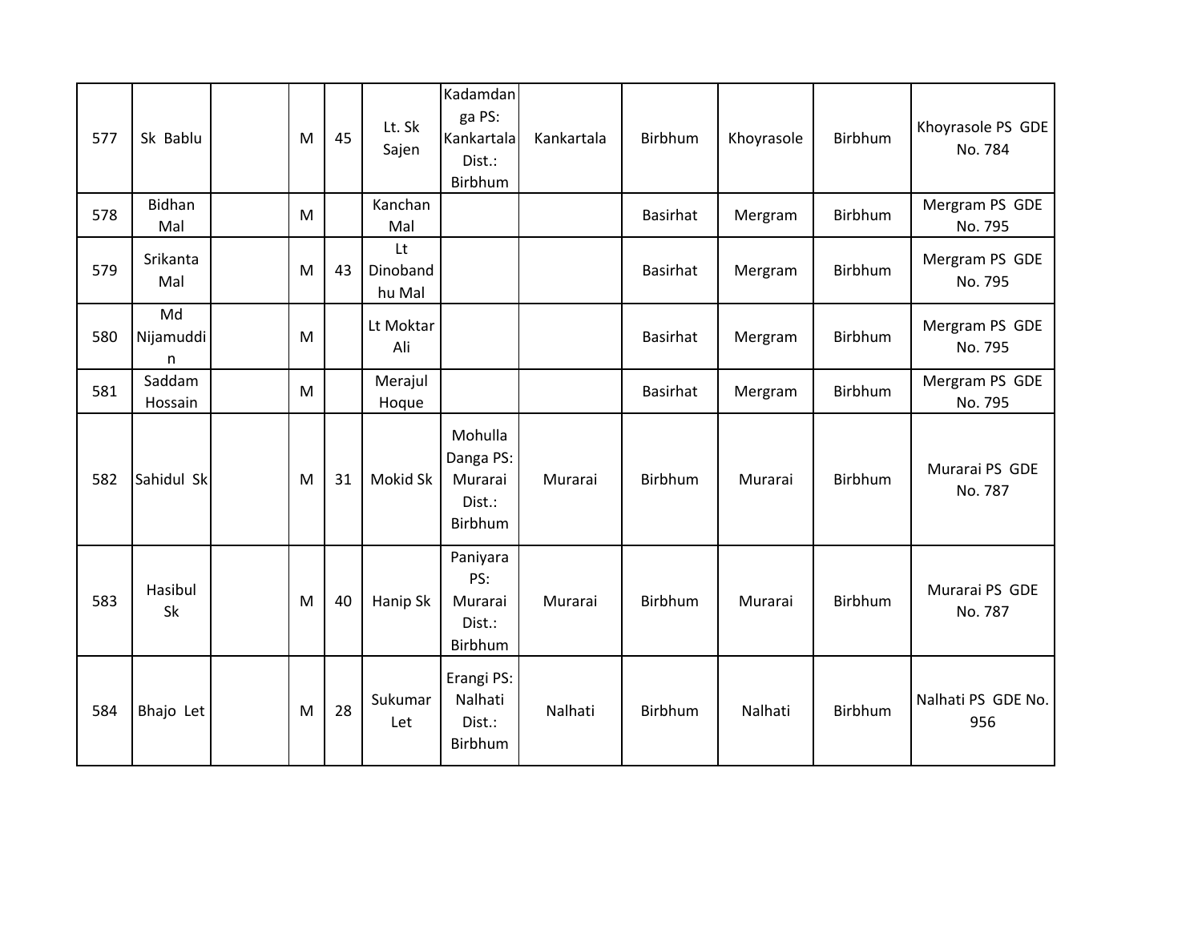| | | | | | | | | | | | |
|---|---|---|---|---|---|---|---|---|---|---|---|
| 577 | Sk Bablu | | M | 45 | Lt. Sk Sajen | Kadamdanga PS: Kankartala Dist.: Birbhum | Kankartala | Birbhum | Khoyrasole | Birbhum | Khoyrasole PS GDE No. 784 |
| 578 | Bidhan Mal | | M | | Kanchan Mal | | | Basirhat | Mergram | Birbhum | Mergram PS GDE No. 795 |
| 579 | Srikanta Mal | | M | 43 | Lt Dinobandhu Mal | | | Basirhat | Mergram | Birbhum | Mergram PS GDE No. 795 |
| 580 | Md Nijamuddin | | M | | Lt Moktar Ali | | | Basirhat | Mergram | Birbhum | Mergram PS GDE No. 795 |
| 581 | Saddam Hossain | | M | | Merajul Hoque | | | Basirhat | Mergram | Birbhum | Mergram PS GDE No. 795 |
| 582 | Sahidul Sk | | M | 31 | Mokid Sk | Mohulla Danga PS: Murarai Dist.: Birbhum | Murarai | Birbhum | Murarai | Birbhum | Murarai PS GDE No. 787 |
| 583 | Hasibul Sk | | M | 40 | Hanip Sk | Paniyara PS: Murarai Dist.: Birbhum | Murarai | Birbhum | Murarai | Birbhum | Murarai PS GDE No. 787 |
| 584 | Bhajo Let | | M | 28 | Sukumar Let | Erangi PS: Nalhati Dist.: Birbhum | Nalhati | Birbhum | Nalhati | Birbhum | Nalhati PS GDE No. 956 |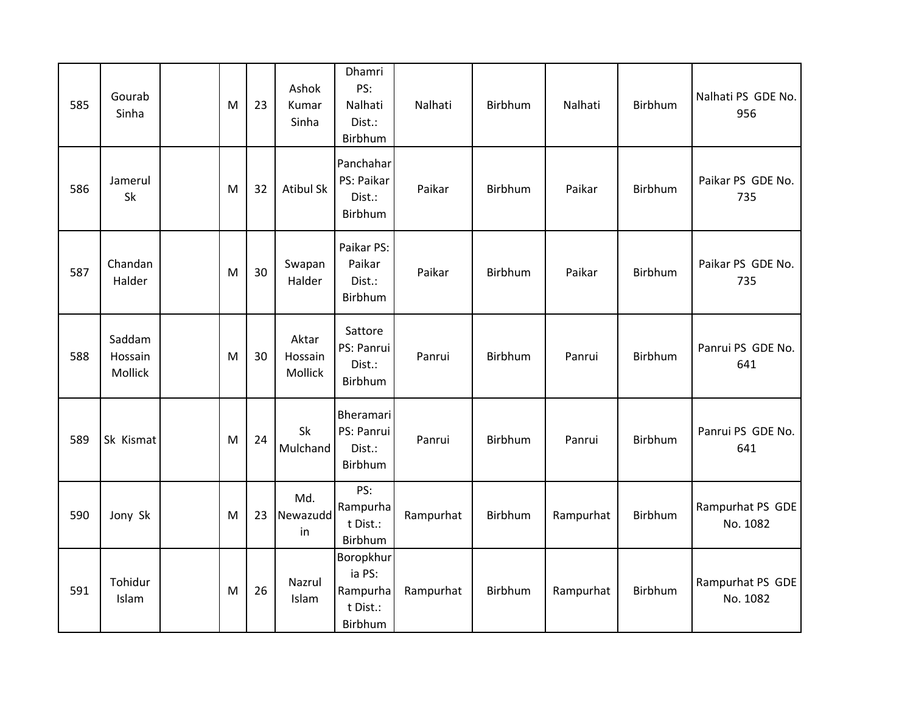| | | | | | | | | | | | |
|---|---|---|---|---|---|---|---|---|---|---|---|
| 585 | Gourab Sinha | | M | 23 | Ashok Kumar Sinha | Dhamri PS: Nalhati Dist.: Birbhum | Nalhati | Birbhum | Nalhati | Birbhum | Nalhati PS GDE No. 956 |
| 586 | Jamerul Sk | | M | 32 | Atibul Sk | Panchahar PS: Paikar Dist.: Birbhum | Paikar | Birbhum | Paikar | Birbhum | Paikar PS GDE No. 735 |
| 587 | Chandan Halder | | M | 30 | Swapan Halder | Paikar PS: Paikar Dist.: Birbhum | Paikar | Birbhum | Paikar | Birbhum | Paikar PS GDE No. 735 |
| 588 | Saddam Hossain Mollick | | M | 30 | Aktar Hossain Mollick | Sattore PS: Panrui Dist.: Birbhum | Panrui | Birbhum | Panrui | Birbhum | Panrui PS GDE No. 641 |
| 589 | Sk Kismat | | M | 24 | Sk Mulchand | Bheramari PS: Panrui Dist.: Birbhum | Panrui | Birbhum | Panrui | Birbhum | Panrui PS GDE No. 641 |
| 590 | Jony Sk | | M | 23 | Md. Newazuddin | PS: Rampurhat Dist.: Birbhum | Rampurhat | Birbhum | Rampurhat | Birbhum | Rampurhat PS GDE No. 1082 |
| 591 | Tohidur Islam | | M | 26 | Nazrul Islam | Boropkhuria PS: Rampurhat Dist.: Birbhum | Rampurhat | Birbhum | Rampurhat | Birbhum | Rampurhat PS GDE No. 1082 |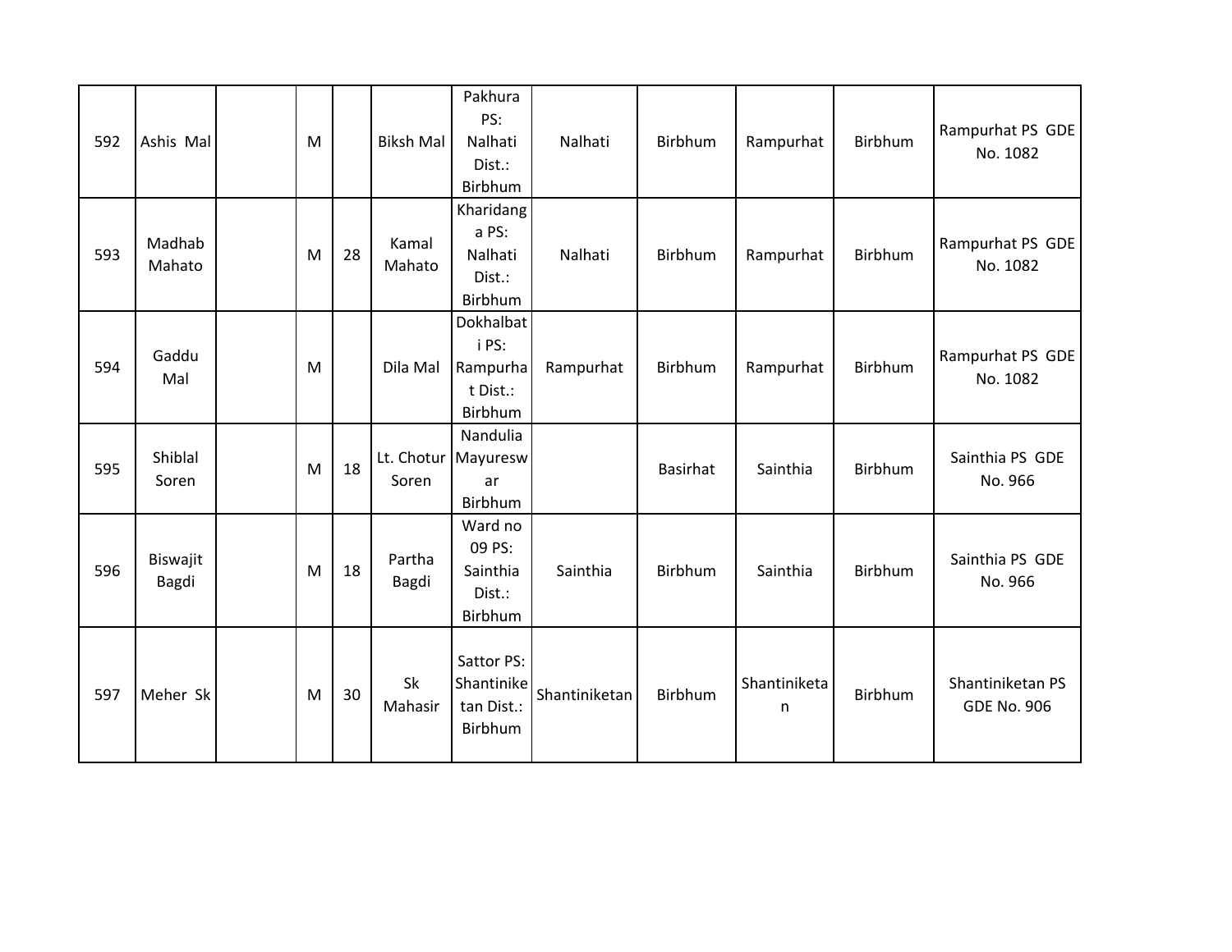| | | | | | | | | | | | | |
|---|---|---|---|---|---|---|---|---|---|---|---|---|
| 592 | Ashis Mal | | M | | Biksh Mal | Pakhura PS: Nalhati Dist.: Birbhum | Nalhati | Birbhum | Rampurhat | Birbhum | Rampurhat PS GDE No. 1082 |
| 593 | Madhab Mahato | | M | 28 | Kamal Mahato | Kharidanga PS: Nalhati Dist.: Birbhum | Nalhati | Birbhum | Rampurhat | Birbhum | Rampurhat PS GDE No. 1082 |
| 594 | Gaddu Mal | | M | | Dila Mal | Dokhalbati PS: Rampurhat Dist.: Birbhum | Rampurhat | Birbhum | Rampurhat | Birbhum | Rampurhat PS GDE No. 1082 |
| 595 | Shiblal Soren | | M | 18 | Lt. Chotur Soren | Nandulia Mayureswar Birbhum | | Basirhat | Sainthia | Birbhum | Sainthia PS GDE No. 966 |
| 596 | Biswajit Bagdi | | M | 18 | Partha Bagdi | Ward no 09 PS: Sainthia Dist.: Birbhum | Sainthia | Birbhum | Sainthia | Birbhum | Sainthia PS GDE No. 966 |
| 597 | Meher Sk | | M | 30 | Sk Mahasir | Sattor PS: Shantiniketan Dist.: Birbhum | Shantiniketan | Birbhum | Shantiniketan | Birbhum | Shantiniketan PS GDE No. 906 |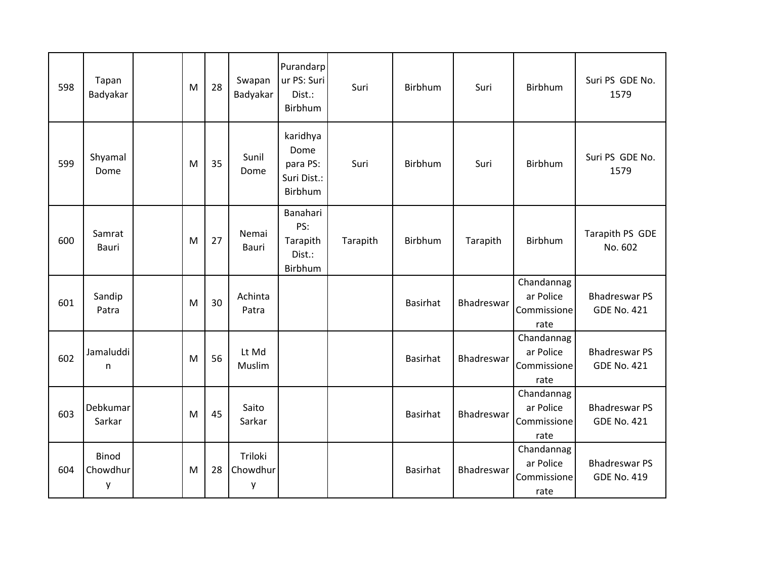| | | | | | | | | | | | |
|---|---|---|---|---|---|---|---|---|---|---|---|
| 598 | Tapan Badyakar | | M | 28 | Swapan Badyakar | Purandarpur PS: Suri Dist.: Birbhum | Suri | Birbhum | Suri | Birbhum | Suri PS GDE No. 1579 |
| 599 | Shyamal Dome | | M | 35 | Sunil Dome | karidhya Dome para PS: Suri Dist.: Birbhum | Suri | Birbhum | Suri | Birbhum | Suri PS GDE No. 1579 |
| 600 | Samrat Bauri | | M | 27 | Nemai Bauri | Banahari PS: Tarapith Dist.: Birbhum | Tarapith | Birbhum | Tarapith | Birbhum | Tarapith PS GDE No. 602 |
| 601 | Sandip Patra | | M | 30 | Achinta Patra | | | Basirhat | Bhadreswar | Chandannagar Police Commissionerate | Bhadreswar PS GDE No. 421 |
| 602 | Jamaluddin | | M | 56 | Lt Md Muslim | | | Basirhat | Bhadreswar | Chandannagar Police Commissionerate | Bhadreswar PS GDE No. 421 |
| 603 | Debkumar Sarkar | | M | 45 | Saito Sarkar | | | Basirhat | Bhadreswar | Chandannagar Police Commissionerate | Bhadreswar PS GDE No. 421 |
| 604 | Binod Chowdhury | | M | 28 | Triloki Chowdhury | | | Basirhat | Bhadreswar | Chandannagar Police Commissionerate | Bhadreswar PS GDE No. 419 |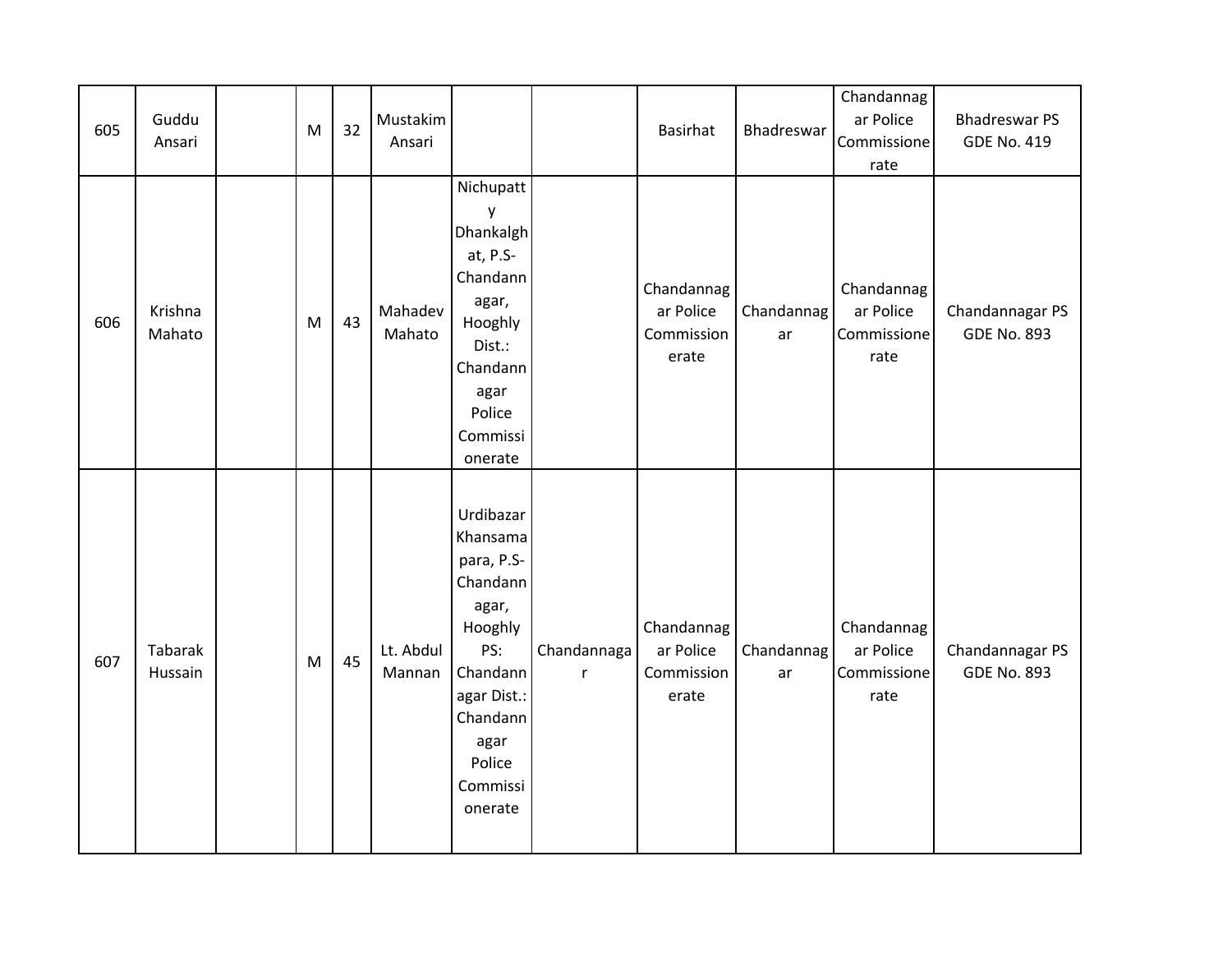| | | | | | | | | | | | |
|---|---|---|---|---|---|---|---|---|---|---|---|
| 605 | Guddu Ansari | | M | 32 | Mustakim Ansari | | | Basirhat | Bhadreswar | Chandannagar Police Commissionerate | Bhadreswar PS GDE No. 419 |
| 606 | Krishna Mahato | | M | 43 | Mahadev Mahato | Nichupatty Dhankalghat, P.S- Chandannagar, Hooghly Dist.: Chandannagar Police Commissionerate | | Chandannagar Police Commissionerate | Chandannagar | Chandannagar Police Commissionerate | Chandannagar PS GDE No. 893 |
| 607 | Tabarak Hussain | | M | 45 | Lt. Abdul Mannan | Urdibazar Khansama para, P.S- Chandannagar, Hooghly PS: Chandannagar Dist.: Chandannagar Police Commissionerate | Chandannagar | Chandannagar Police Commissionerate | Chandannagar | Chandannagar Police Commissionerate | Chandannagar PS GDE No. 893 |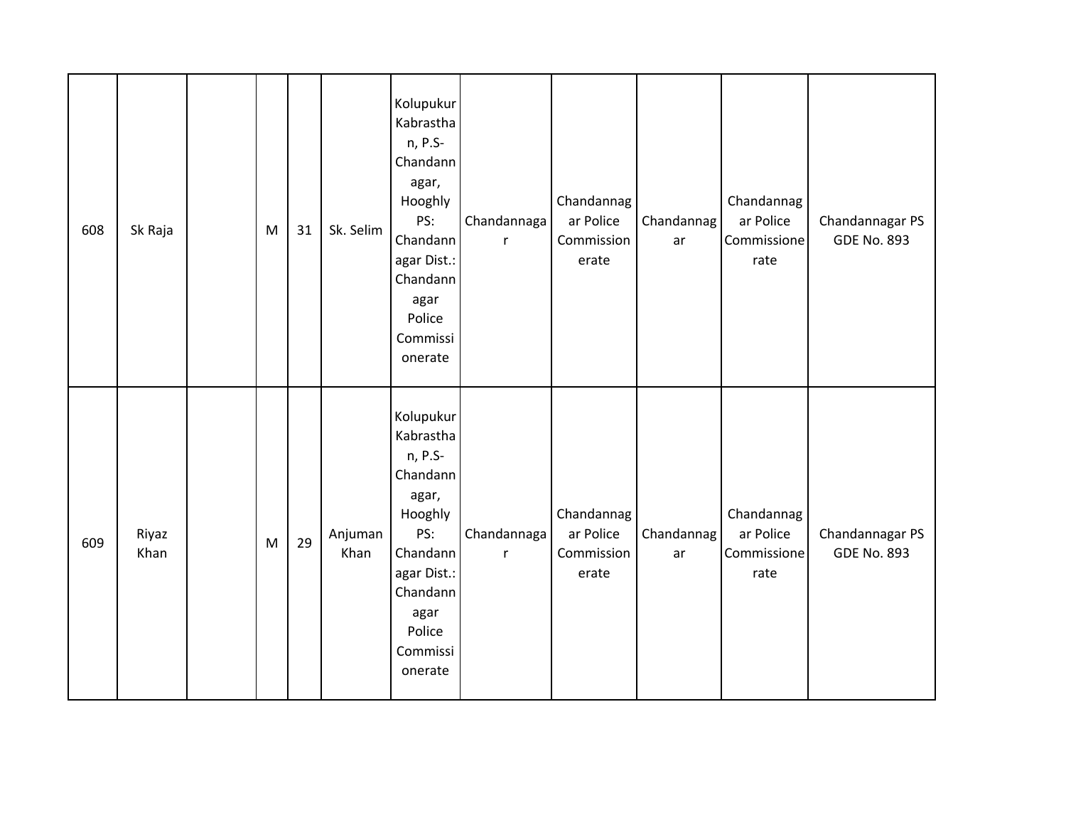| | | | | | | | | | | | |
|---|---|---|---|---|---|---|---|---|---|---|---|
| 608 | Sk Raja | | M | 31 | Sk. Selim | Kolupukur Kabrasthan, P.S- Chandannagar, Hooghly PS: Chandannagar Dist.: Chandannagar Police Commissionerate | Chandannagar | Chandannagar Police Commissionerate | Chandannagar | Chandannagar Police Commissionerate | Chandannagar PS GDE No. 893 |
| 609 | Riyaz Khan | | M | 29 | Anjuman Khan | Kolupukur Kabrasthan, P.S- Chandannagar, Hooghly PS: Chandannagar Dist.: Chandannagar Police Commissionerate | Chandannagar | Chandannagar Police Commissionerate | Chandannagar | Chandannagar Police Commissionerate | Chandannagar PS GDE No. 893 |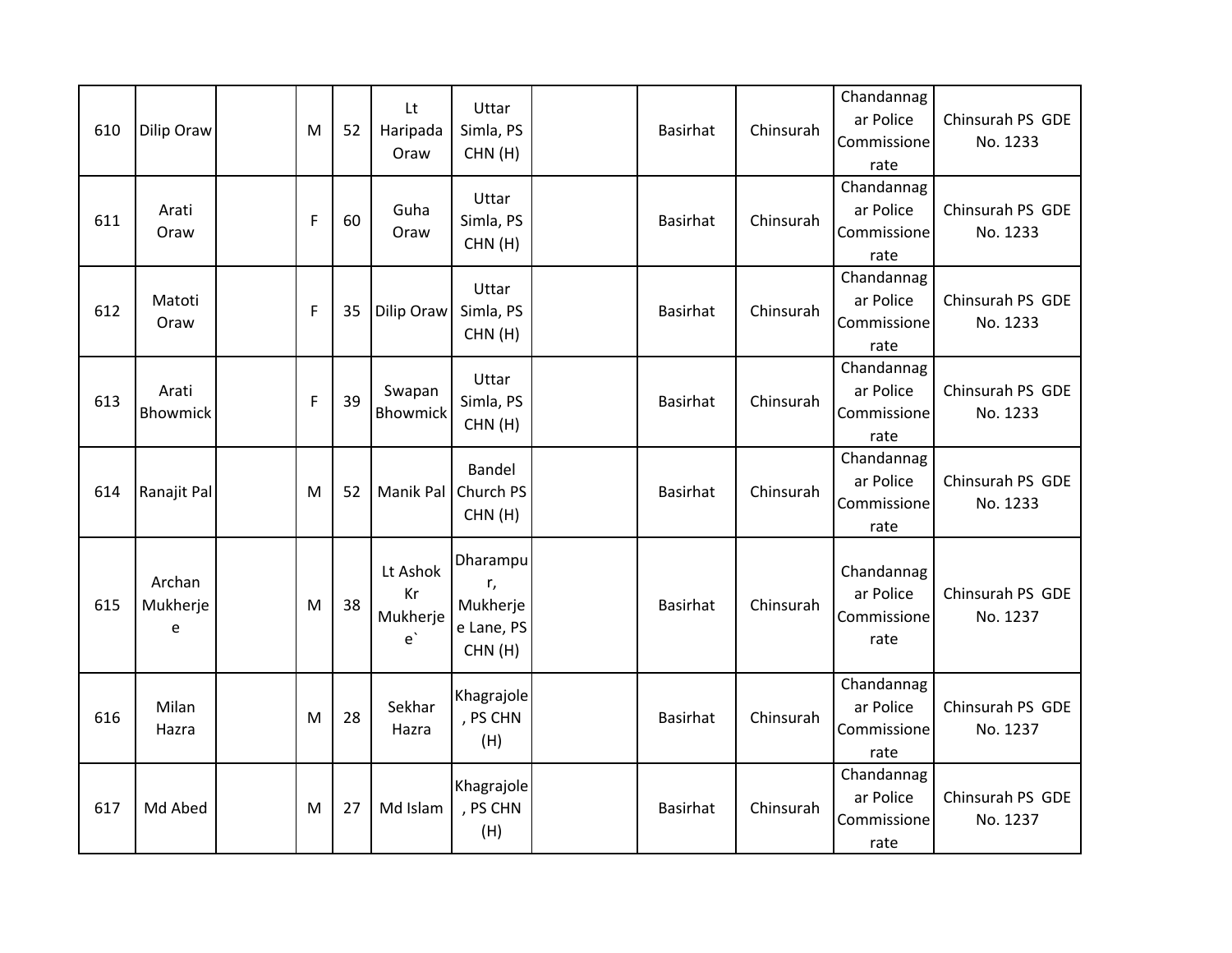| | | | | | | | | | | | |
|---|---|---|---|---|---|---|---|---|---|---|---|
| 610 | Dilip Oraw | | M | 52 | Lt Haripada Oraw | Uttar Simla, PS CHN (H) | | Basirhat | Chinsurah | Chandannagar Police Commissionerate | Chinsurah PS GDE No. 1233 |
| 611 | Arati Oraw | | F | 60 | Guha Oraw | Uttar Simla, PS CHN (H) | | Basirhat | Chinsurah | Chandannagar Police Commissionerate | Chinsurah PS GDE No. 1233 |
| 612 | Matoti Oraw | | F | 35 | Dilip Oraw | Uttar Simla, PS CHN (H) | | Basirhat | Chinsurah | Chandannagar Police Commissionerate | Chinsurah PS GDE No. 1233 |
| 613 | Arati Bhowmick | | F | 39 | Swapan Bhowmick | Uttar Simla, PS CHN (H) | | Basirhat | Chinsurah | Chandannagar Police Commissionerate | Chinsurah PS GDE No. 1233 |
| 614 | Ranajit Pal | | M | 52 | Manik Pal | Bandel Church PS CHN (H) | | Basirhat | Chinsurah | Chandannagar Police Commissionerate | Chinsurah PS GDE No. 1233 |
| 615 | Archan Mukherjee | | M | 38 | Lt Ashok Kr Mukherjee` | Dharampur, Mukherjee Lane, PS CHN (H) | | Basirhat | Chinsurah | Chandannagar Police Commissionerate | Chinsurah PS GDE No. 1237 |
| 616 | Milan Hazra | | M | 28 | Sekhar Hazra | Khagrajole, PS CHN (H) | | Basirhat | Chinsurah | Chandannagar Police Commissionerate | Chinsurah PS GDE No. 1237 |
| 617 | Md Abed | | M | 27 | Md Islam | Khagrajole, PS CHN (H) | | Basirhat | Chinsurah | Chandannagar Police Commissionerate | Chinsurah PS GDE No. 1237 |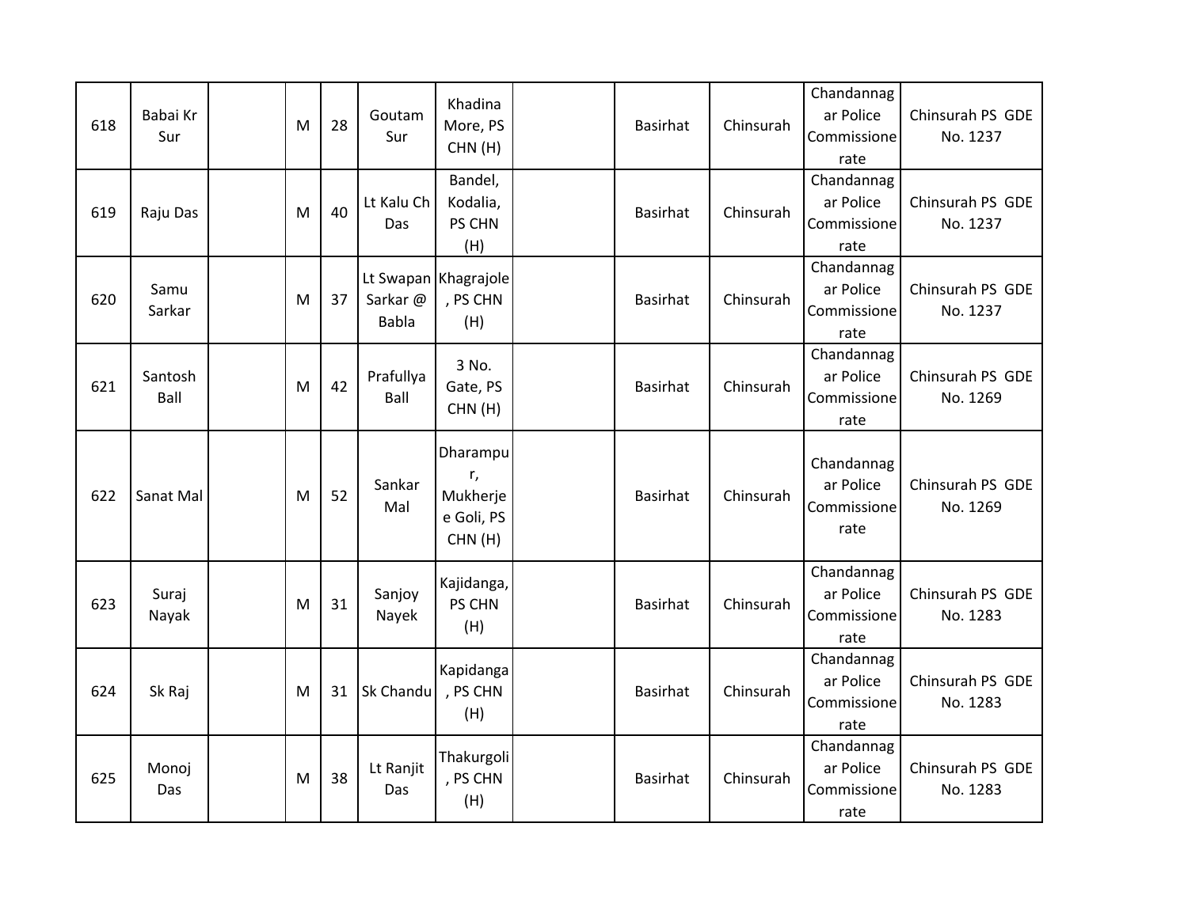| | | | | | | | | | | | |
|---|---|---|---|---|---|---|---|---|---|---|---|
| 618 | Babai Kr Sur | | M | 28 | Goutam Sur | Khadina More, PS CHN (H) | | Basirhat | Chinsurah | Chandannagar Police Commissionerate | Chinsurah PS GDE No. 1237 |
| 619 | Raju Das | | M | 40 | Lt Kalu Ch Das | Bandel, Kodalia, PS CHN (H) | | Basirhat | Chinsurah | Chandannagar Police Commissionerate | Chinsurah PS GDE No. 1237 |
| 620 | Samu Sarkar | | M | 37 | Lt Swapan Sarkar @ Babla | Khagrajole, PS CHN (H) | | Basirhat | Chinsurah | Chandannagar Police Commissionerate | Chinsurah PS GDE No. 1237 |
| 621 | Santosh Ball | | M | 42 | Prafullya Ball | 3 No. Gate, PS CHN (H) | | Basirhat | Chinsurah | Chandannagar Police Commissionerate | Chinsurah PS GDE No. 1269 |
| 622 | Sanat Mal | | M | 52 | Sankar Mal | Dharampur, Mukherjee Goli, PS CHN (H) | | Basirhat | Chinsurah | Chandannagar Police Commissionerate | Chinsurah PS GDE No. 1269 |
| 623 | Suraj Nayak | | M | 31 | Sanjoy Nayek | Kajidanga, PS CHN (H) | | Basirhat | Chinsurah | Chandannagar Police Commissionerate | Chinsurah PS GDE No. 1283 |
| 624 | Sk Raj | | M | 31 | Sk Chandu | Kapidanga, PS CHN (H) | | Basirhat | Chinsurah | Chandannagar Police Commissionerate | Chinsurah PS GDE No. 1283 |
| 625 | Monoj Das | | M | 38 | Lt Ranjit Das | Thakurgoli, PS CHN (H) | | Basirhat | Chinsurah | Chandannagar Police Commissionerate | Chinsurah PS GDE No. 1283 |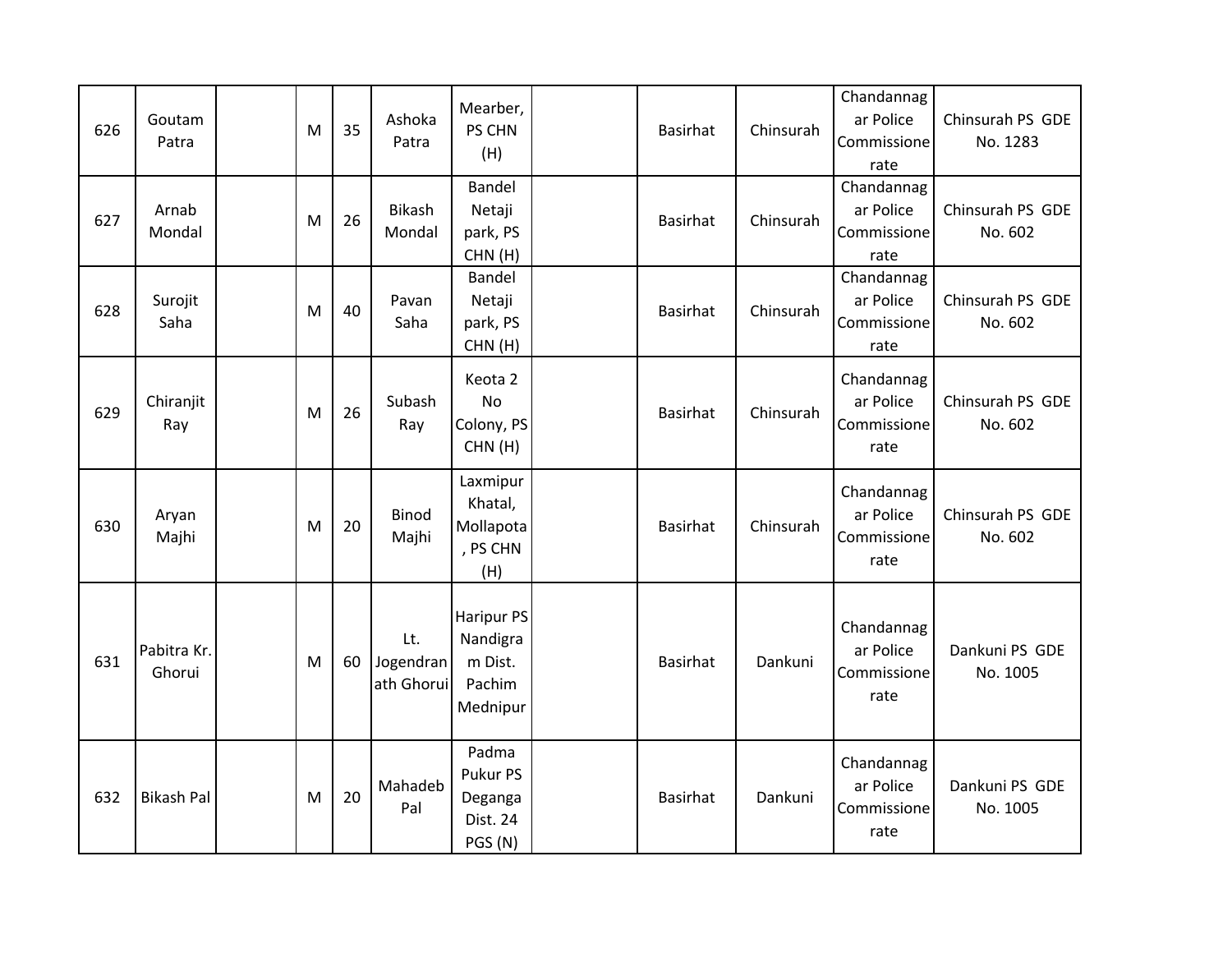| | | | | | | | | | | | |
|---|---|---|---|---|---|---|---|---|---|---|---|
| 626 | Goutam Patra | | M | 35 | Ashoka Patra | Mearber, PS CHN (H) | | Basirhat | Chinsurah | Chandannagar Police Commissionerate | Chinsurah PS GDE No. 1283 |
| 627 | Arnab Mondal | | M | 26 | Bikash Mondal | Bandel Netaji park, PS CHN (H) | | Basirhat | Chinsurah | Chandannagar Police Commissionerate | Chinsurah PS GDE No. 602 |
| 628 | Surojit Saha | | M | 40 | Pavan Saha | Bandel Netaji park, PS CHN (H) | | Basirhat | Chinsurah | Chandannagar Police Commissionerate | Chinsurah PS GDE No. 602 |
| 629 | Chiranjit Ray | | M | 26 | Subash Ray | Keota 2 No Colony, PS CHN (H) | | Basirhat | Chinsurah | Chandannagar Police Commissionerate | Chinsurah PS GDE No. 602 |
| 630 | Aryan Majhi | | M | 20 | Binod Majhi | Laxmipur Khatal, Mollapota, PS CHN (H) | | Basirhat | Chinsurah | Chandannagar Police Commissionerate | Chinsurah PS GDE No. 602 |
| 631 | Pabitra Kr. Ghorui | | M | 60 | Lt. Jogendranath Ghorui | Haripur PS Nandigram Dist. Pachim Mednipur | | Basirhat | Dankuni | Chandannagar Police Commissionerate | Dankuni PS GDE No. 1005 |
| 632 | Bikash Pal | | M | 20 | Mahadeb Pal | Padma Pukur PS Deganga Dist. 24 PGS (N) | | Basirhat | Dankuni | Chandannagar Police Commissionerate | Dankuni PS GDE No. 1005 |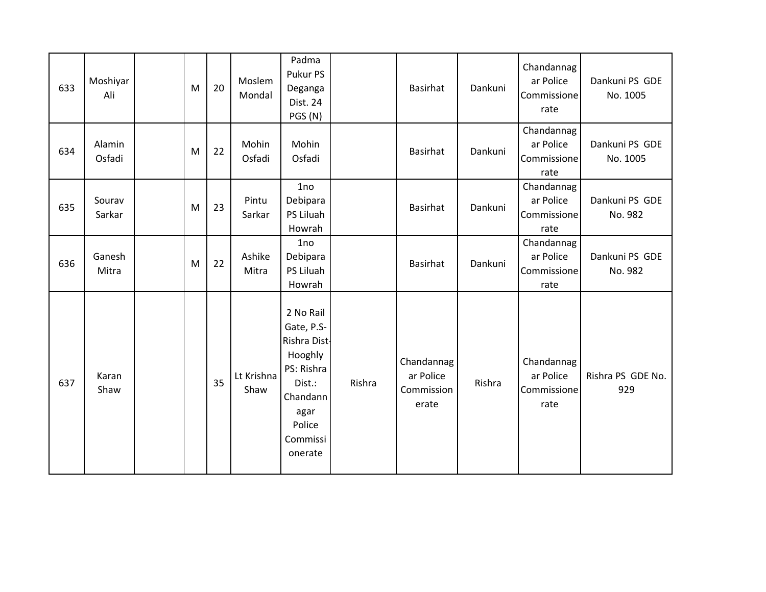| | | | | | | | | | | | |
|---|---|---|---|---|---|---|---|---|---|---|---|
| 633 | Moshiyar Ali | | M | 20 | Moslem Mondal | Padma Pukur PS Deganga Dist. 24 PGS (N) | | Basirhat | Dankuni | Chandannagar Police Commissionerate | Dankuni PS GDE No. 1005 |
| 634 | Alamin Osfadi | | M | 22 | Mohin Osfadi | Mohin Osfadi | | Basirhat | Dankuni | Chandannagar Police Commissionerate | Dankuni PS GDE No. 1005 |
| 635 | Sourav Sarkar | | M | 23 | Pintu Sarkar | 1no Debipara PS Liluah Howrah | | Basirhat | Dankuni | Chandannagar Police Commissionerate | Dankuni PS GDE No. 982 |
| 636 | Ganesh Mitra | | M | 22 | Ashike Mitra | 1no Debipara PS Liluah Howrah | | Basirhat | Dankuni | Chandannagar Police Commissionerate | Dankuni PS GDE No. 982 |
| 637 | Karan Shaw | | | 35 | Lt Krishna Shaw | 2 No Rail Gate, P.S-Rishra Dist-Hooghly PS: Rishra Dist.: Chandannagar Police Commissionerate | Rishra | Chandannagar Police Commissionerate | Rishra | Chandannagar Police Commissionerate | Rishra PS GDE No. 929 |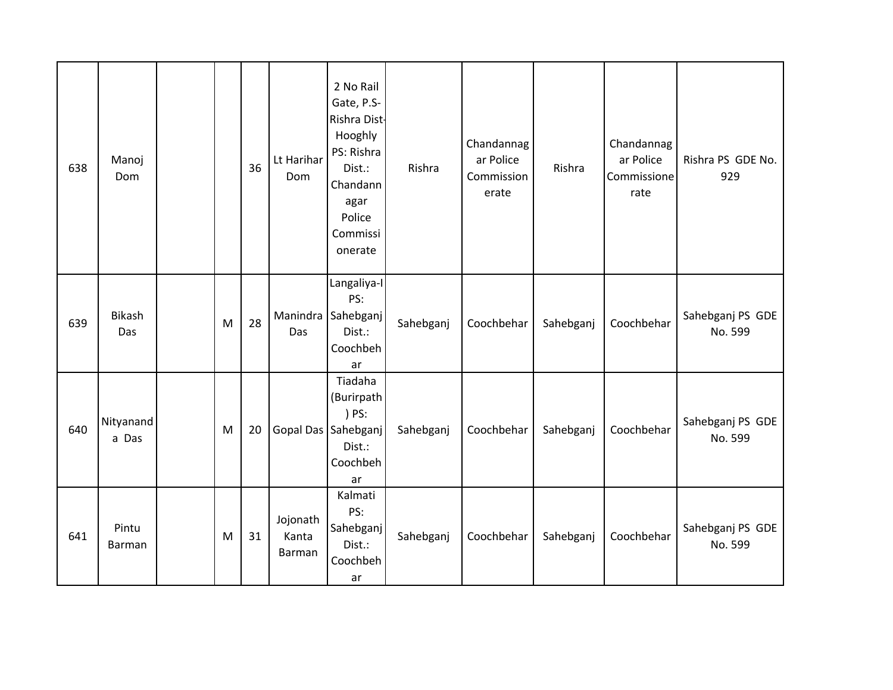| | | | | | | | | | | | |
|---|---|---|---|---|---|---|---|---|---|---|---|
| 638 | Manoj Dom | | | 36 | Lt Harihar Dom | 2 No Rail Gate, P.S- Rishra Dist- Hooghly PS: Rishra Dist.: Chandannagar Police Commissionerate | Rishra | Chandannagar Police Commissionerate | Rishra | Chandannagar Police Commissionerate | Rishra PS GDE No. 929 |
| 639 | Bikash Das | | M | 28 | Manindra Das | Langaliya-I PS: Sahebganj Dist.: Coochbehar | Sahebganj | Coochbehar | Sahebganj | Coochbehar | Sahebganj PS GDE No. 599 |
| 640 | Nityananda Das | | M | 20 | Gopal Das | Tiadaha (Burirpath) PS: Sahebganj Dist.: Coochbehar | Sahebganj | Coochbehar | Sahebganj | Coochbehar | Sahebganj PS GDE No. 599 |
| 641 | Pintu Barman | | M | 31 | Jojonath Kanta Barman | Kalmati PS: Sahebganj Dist.: Coochbehar | Sahebganj | Coochbehar | Sahebganj | Coochbehar | Sahebganj PS GDE No. 599 |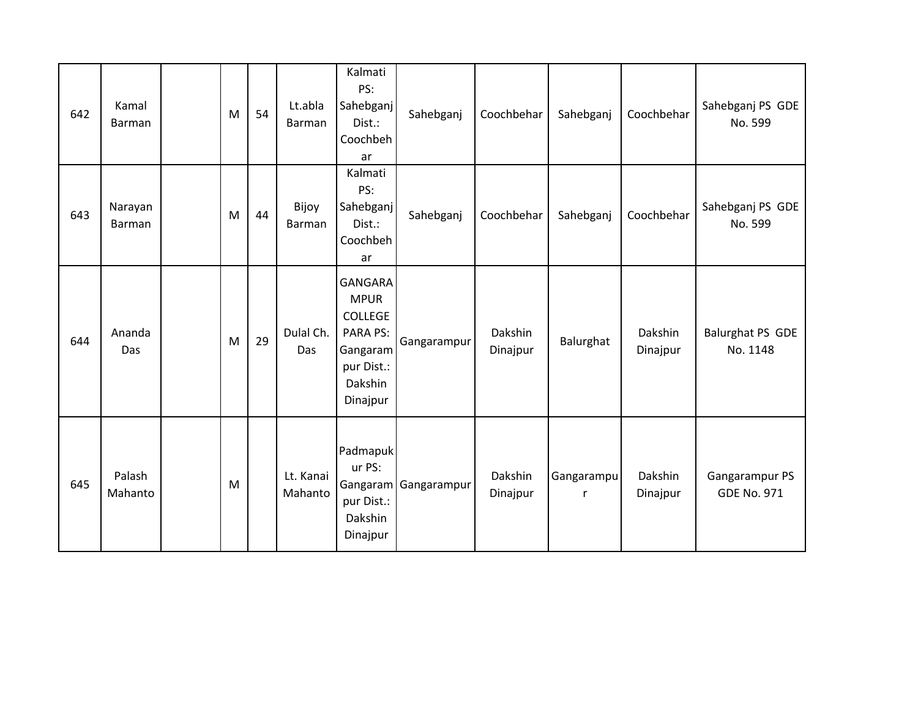| | | | | | | | | | | | |
|---|---|---|---|---|---|---|---|---|---|---|---|
| 642 | Kamal Barman | | M | 54 | Lt.abla Barman | Kalmati PS: Sahebganj Dist.: Coochbehar | Sahebganj | Coochbehar | Sahebganj | Coochbehar | Sahebganj PS GDE No. 599 |
| 643 | Narayan Barman | | M | 44 | Bijoy Barman | Kalmati PS: Sahebganj Dist.: Coochbehar | Sahebganj | Coochbehar | Sahebganj | Coochbehar | Sahebganj PS GDE No. 599 |
| 644 | Ananda Das | | M | 29 | Dulal Ch. Das | GANGARAMPUR COLLEGE PARA PS: Gangarampur Dist.: Dakshin Dinajpur | Gangarampur | Dakshin Dinajpur | Balurghat | Dakshin Dinajpur | Balurghat PS GDE No. 1148 |
| 645 | Palash Mahanto | | M | | Lt. Kanai Mahanto | Padmapukur PS: Gangarampur Dist.: Dakshin Dinajpur | Gangarampur | Dakshin Dinajpur | Gangarampur | Dakshin Dinajpur | Gangarampur PS GDE No. 971 |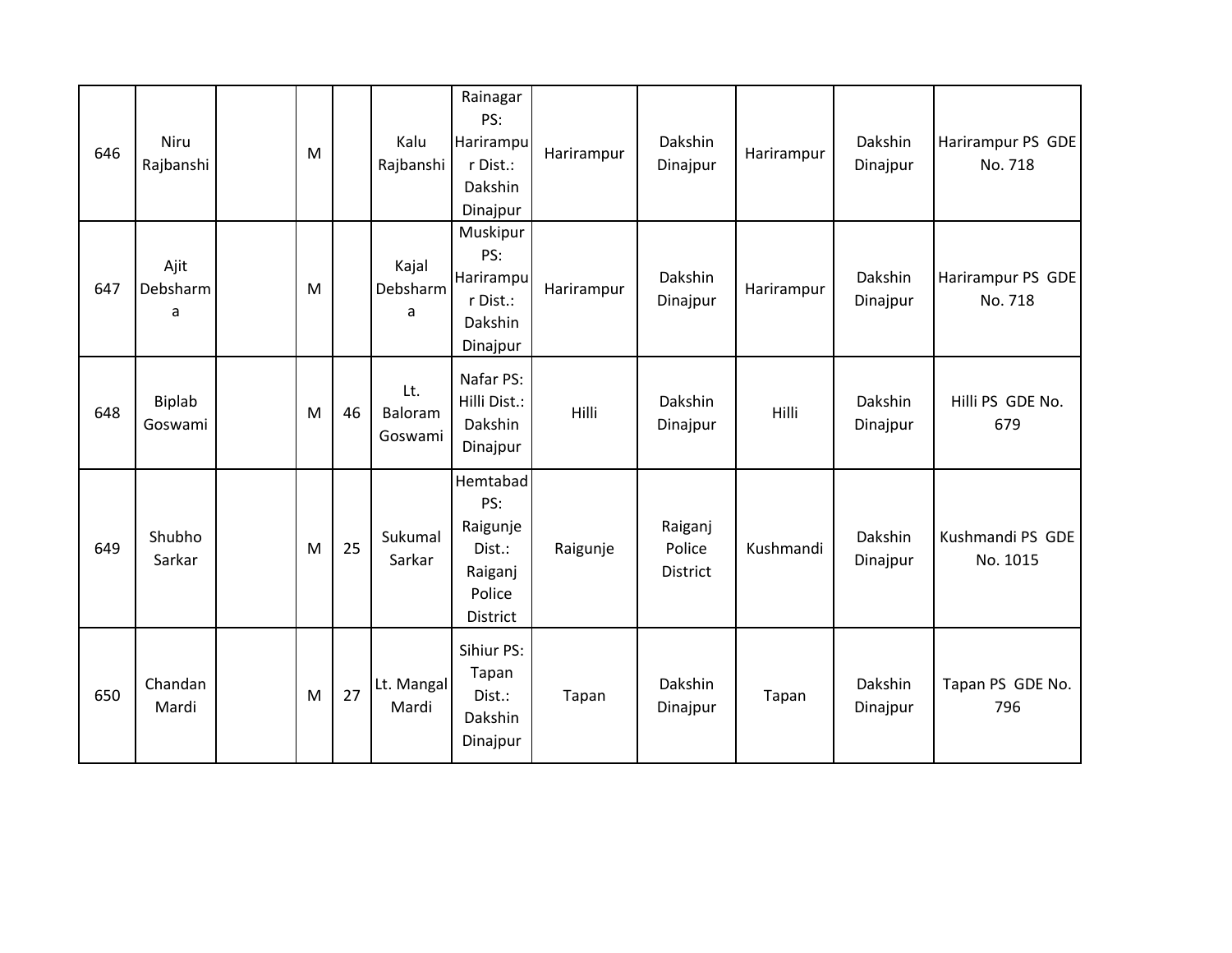| | | | | | | | | | | | | |
|---|---|---|---|---|---|---|---|---|---|---|---|---|
| 646 | Niru Rajbanshi | | M | | Kalu Rajbanshi | Rainagar PS: Harirampur Dist.: Dakshin Dinajpur | Harirampur | Dakshin Dinajpur | Harirampur | Dakshin Dinajpur | Harirampur PS GDE No. 718 |
| 647 | Ajit Debsharma | | M | | Kajal Debsharma | Muskipur PS: Harirampur Dist.: Dakshin Dinajpur | Harirampur | Dakshin Dinajpur | Harirampur | Dakshin Dinajpur | Harirampur PS GDE No. 718 |
| 648 | Biplab Goswami | | M | 46 | Lt. Baloram Goswami | Nafar PS: Hilli Dist.: Dakshin Dinajpur | Hilli | Dakshin Dinajpur | Hilli | Dakshin Dinajpur | Hilli PS GDE No. 679 |
| 649 | Shubho Sarkar | | M | 25 | Sukumal Sarkar | Hemtabad PS: Raigunje Dist.: Raiganj Police District | Raigunje | Raiganj Police District | Kushmandi | Dakshin Dinajpur | Kushmandi PS GDE No. 1015 |
| 650 | Chandan Mardi | | M | 27 | Lt. Mangal Mardi | Sihiur PS: Tapan Dist.: Dakshin Dinajpur | Tapan | Dakshin Dinajpur | Tapan | Dakshin Dinajpur | Tapan PS GDE No. 796 |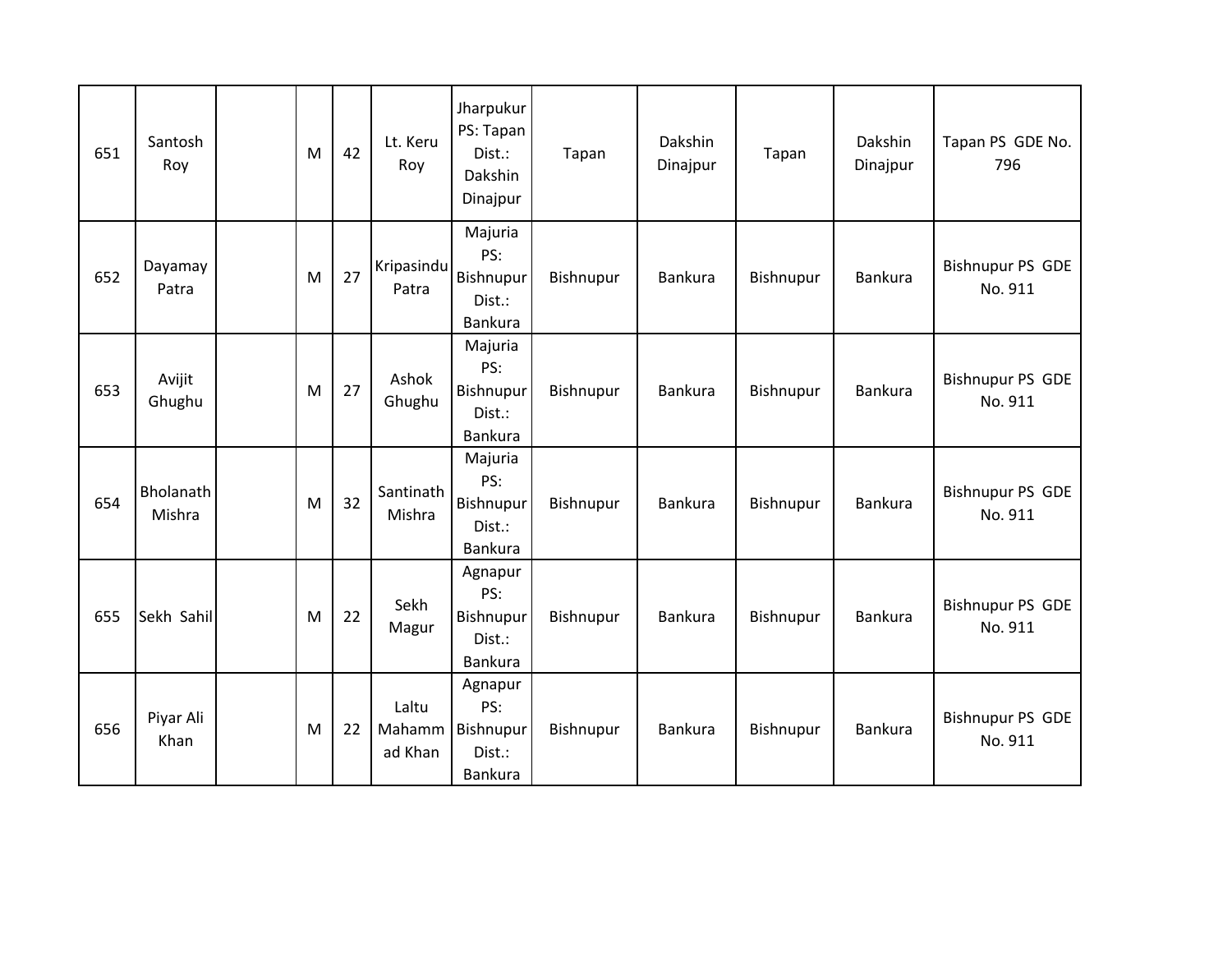| | | | | | | | | | | | |
|---|---|---|---|---|---|---|---|---|---|---|---|
| 651 | Santosh Roy | | M | 42 | Lt. Keru Roy | Jharpukur PS: Tapan Dist.: Dakshin Dinajpur | Tapan | Dakshin Dinajpur | Tapan | Dakshin Dinajpur | Tapan PS GDE No. 796 |
| 652 | Dayamay Patra | | M | 27 | Kripasindu Patra | Majuria PS: Bishnupur Dist.: Bankura | Bishnupur | Bankura | Bishnupur | Bankura | Bishnupur PS GDE No. 911 |
| 653 | Avijit Ghughu | | M | 27 | Ashok Ghughu | Majuria PS: Bishnupur Dist.: Bankura | Bishnupur | Bankura | Bishnupur | Bankura | Bishnupur PS GDE No. 911 |
| 654 | Bholanath Mishra | | M | 32 | Santinath Mishra | Majuria PS: Bishnupur Dist.: Bankura | Bishnupur | Bankura | Bishnupur | Bankura | Bishnupur PS GDE No. 911 |
| 655 | Sekh Sahil | | M | 22 | Sekh Magur | Agnapur PS: Bishnupur Dist.: Bankura | Bishnupur | Bankura | Bishnupur | Bankura | Bishnupur PS GDE No. 911 |
| 656 | Piyar Ali Khan | | M | 22 | Laltu Mahammad Khan | Agnapur PS: Bishnupur Dist.: Bankura | Bishnupur | Bankura | Bishnupur | Bankura | Bishnupur PS GDE No. 911 |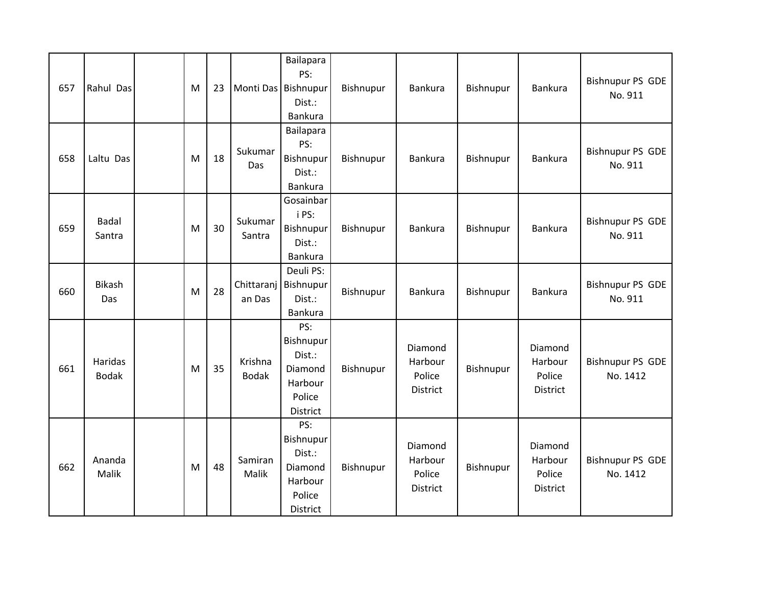| 657 | Rahul Das | | M | 23 | Monti Das | Bailapara PS: Bishnupur Dist.: Bankura | Bishnupur | Bankura | Bishnupur | Bankura | Bishnupur PS GDE No. 911 |
|---|---|---|---|---|---|---|---|---|---|---|---|
| 658 | Laltu Das | | M | 18 | Sukumar Das | Bailapara PS: Bishnupur Dist.: Bankura | Bishnupur | Bankura | Bishnupur | Bankura | Bishnupur PS GDE No. 911 |
| 659 | Badal Santra | | M | 30 | Sukumar Santra | Gosainbari PS: Bishnupur Dist.: Bankura | Bishnupur | Bankura | Bishnupur | Bankura | Bishnupur PS GDE No. 911 |
| 660 | Bikash Das | | M | 28 | Chittaranjan Das | Deuli PS: Bishnupur Dist.: Bankura | Bishnupur | Bankura | Bishnupur | Bankura | Bishnupur PS GDE No. 911 |
| 661 | Haridas Bodak | | M | 35 | Krishna Bodak | PS: Bishnupur Dist.: Diamond Harbour Police District | Bishnupur | Diamond Harbour Police District | Bishnupur | Diamond Harbour Police District | Bishnupur PS GDE No. 1412 |
| 662 | Ananda Malik | | M | 48 | Samiran Malik | PS: Bishnupur Dist.: Diamond Harbour Police District | Bishnupur | Diamond Harbour Police District | Bishnupur | Diamond Harbour Police District | Bishnupur PS GDE No. 1412 |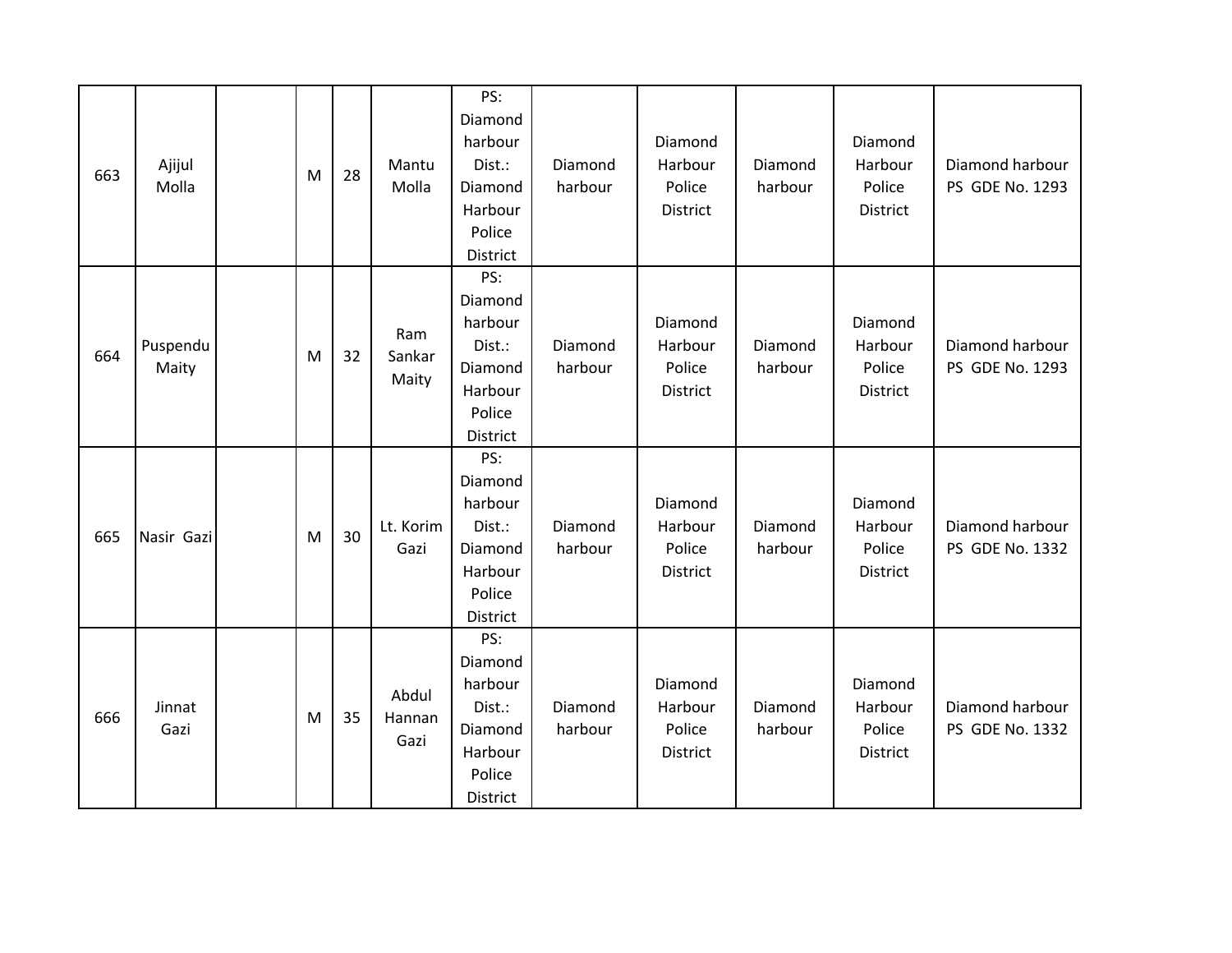| | | | | | | | | | | | |
|---|---|---|---|---|---|---|---|---|---|---|---|
| 663 | Ajijul Molla | | M | 28 | Mantu Molla | PS: Diamond harbour Dist.: Diamond Harbour Police District | Diamond harbour | Diamond Harbour Police District | Diamond harbour | Diamond Harbour Police District | Diamond harbour PS GDE No. 1293 |
| 664 | Puspendu Maity | | M | 32 | Ram Sankar Maity | PS: Diamond harbour Dist.: Diamond Harbour Police District | Diamond harbour | Diamond Harbour Police District | Diamond harbour | Diamond Harbour Police District | Diamond harbour PS GDE No. 1293 |
| 665 | Nasir Gazi | | M | 30 | Lt. Korim Gazi | PS: Diamond harbour Dist.: Diamond Harbour Police District | Diamond harbour | Diamond Harbour Police District | Diamond harbour | Diamond Harbour Police District | Diamond harbour PS GDE No. 1332 |
| 666 | Jinnat Gazi | | M | 35 | Abdul Hannan Gazi | PS: Diamond harbour Dist.: Diamond Harbour Police District | Diamond harbour | Diamond Harbour Police District | Diamond harbour | Diamond Harbour Police District | Diamond harbour PS GDE No. 1332 |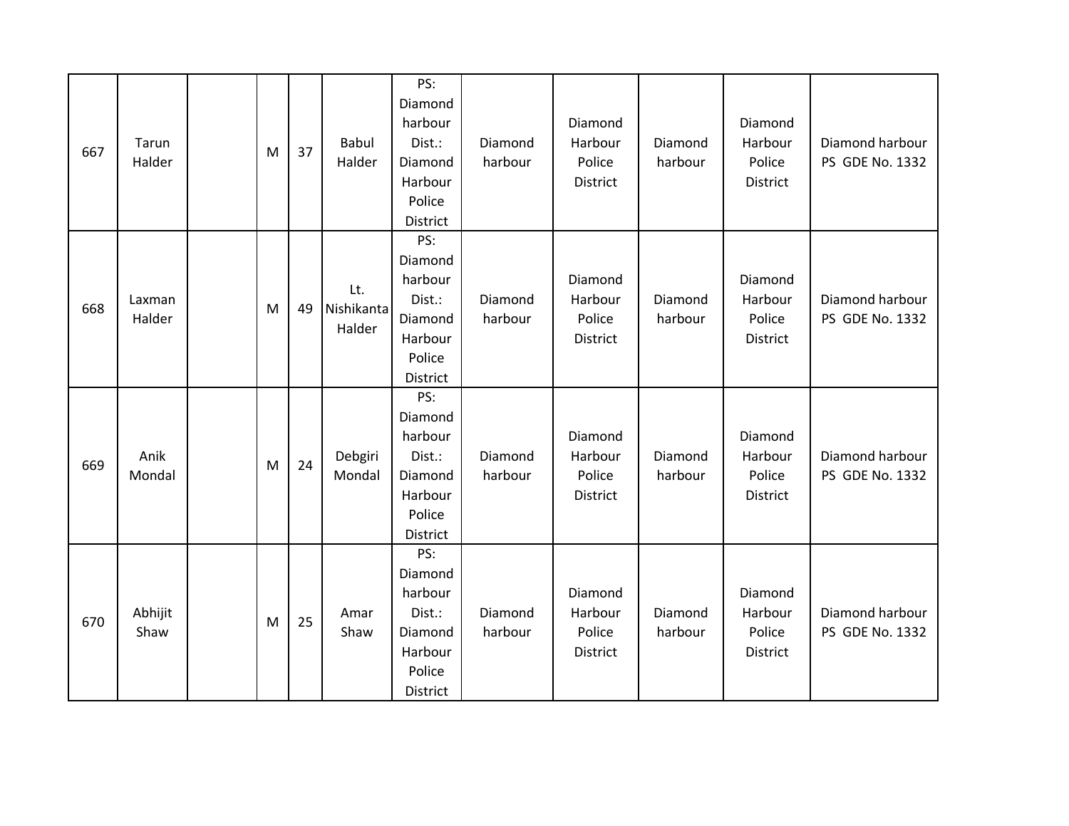| | | | | | | | | | | | |
|---|---|---|---|---|---|---|---|---|---|---|---|
| 667 | Tarun Halder | | M | 37 | Babul Halder | PS: Diamond harbour Dist.: Diamond Harbour Police District | Diamond harbour | Diamond Harbour Police District | Diamond harbour | Diamond Harbour Police District | Diamond harbour PS GDE No. 1332 |
| 668 | Laxman Halder | | M | 49 | Lt. Nishikanta Halder | PS: Diamond harbour Dist.: Diamond Harbour Police District | Diamond harbour | Diamond Harbour Police District | Diamond harbour | Diamond Harbour Police District | Diamond harbour PS GDE No. 1332 |
| 669 | Anik Mondal | | M | 24 | Debgiri Mondal | PS: Diamond harbour Dist.: Diamond Harbour Police District | Diamond harbour | Diamond Harbour Police District | Diamond harbour | Diamond Harbour Police District | Diamond harbour PS GDE No. 1332 |
| 670 | Abhijit Shaw | | M | 25 | Amar Shaw | PS: Diamond harbour Dist.: Diamond Harbour Police District | Diamond harbour | Diamond Harbour Police District | Diamond harbour | Diamond Harbour Police District | Diamond harbour PS GDE No. 1332 |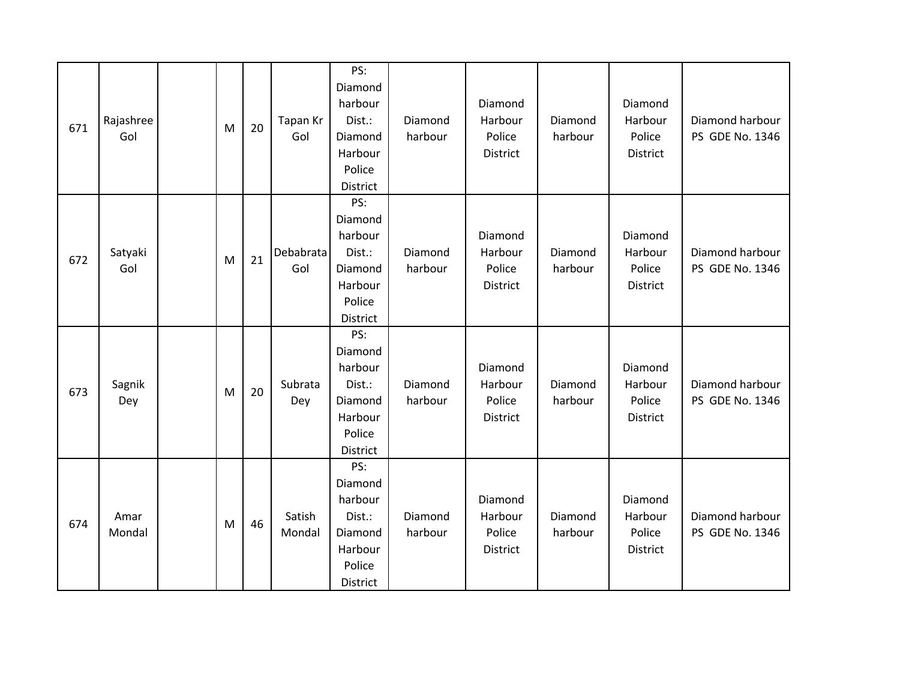| | | | | | | | | | | | |
|---|---|---|---|---|---|---|---|---|---|---|---|
| 671 | Rajashree Gol | | M | 20 | Tapan Kr Gol | PS: Diamond harbour Dist.: Diamond Harbour Police District | Diamond harbour | Diamond Harbour Police District | Diamond harbour | Diamond Harbour Police District | Diamond harbour PS GDE No. 1346 |
| 672 | Satyaki Gol | | M | 21 | Debabrata Gol | PS: Diamond harbour Dist.: Diamond Harbour Police District | Diamond harbour | Diamond Harbour Police District | Diamond harbour | Diamond Harbour Police District | Diamond harbour PS GDE No. 1346 |
| 673 | Sagnik Dey | | M | 20 | Subrata Dey | PS: Diamond harbour Dist.: Diamond Harbour Police District | Diamond harbour | Diamond Harbour Police District | Diamond harbour | Diamond Harbour Police District | Diamond harbour PS GDE No. 1346 |
| 674 | Amar Mondal | | M | 46 | Satish Mondal | PS: Diamond harbour Dist.: Diamond Harbour Police District | Diamond harbour | Diamond Harbour Police District | Diamond harbour | Diamond Harbour Police District | Diamond harbour PS GDE No. 1346 |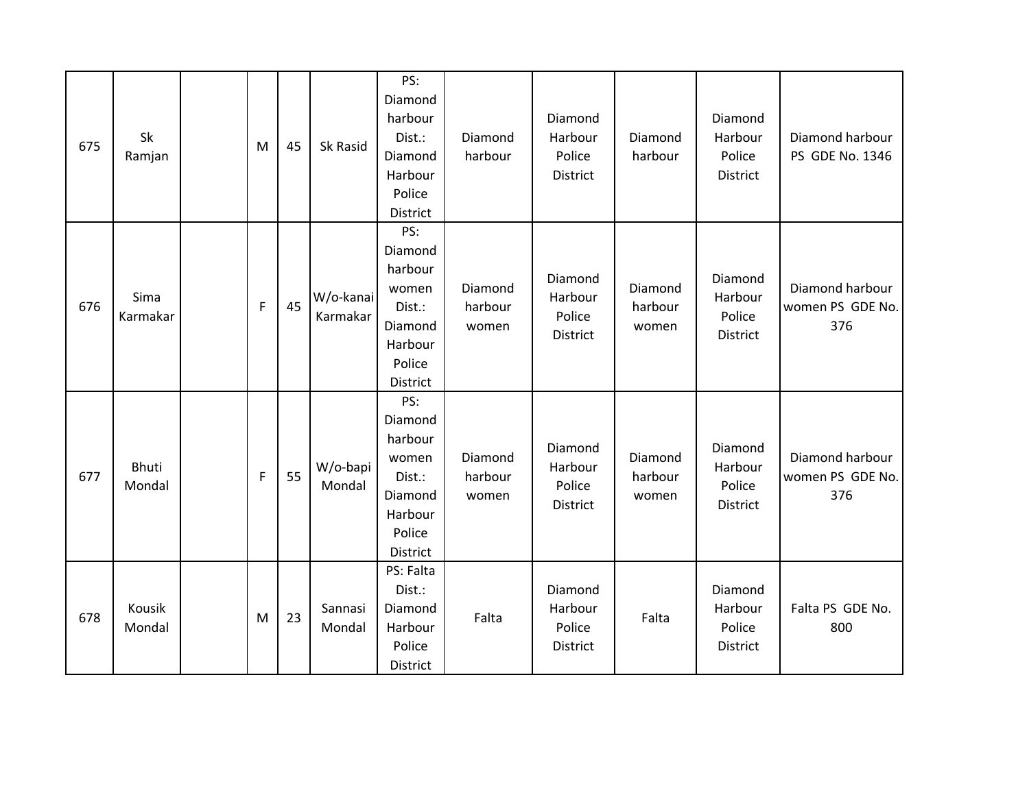| | | | | | | | | | | | |
|---|---|---|---|---|---|---|---|---|---|---|---|
| 675 | Sk Ramjan | | M | 45 | Sk Rasid | PS: Diamond harbour Dist.: Diamond Harbour Police District | Diamond harbour | Diamond Harbour Police District | Diamond harbour | Diamond Harbour Police District | Diamond harbour PS GDE No. 1346 |
| 676 | Sima Karmakar | | F | 45 | W/o-kanai Karmakar | PS: Diamond harbour women Dist.: Diamond Harbour Police District | Diamond harbour women | Diamond Harbour Police District | Diamond harbour women | Diamond Harbour Police District | Diamond harbour women PS GDE No. 376 |
| 677 | Bhuti Mondal | | F | 55 | W/o-bapi Mondal | PS: Diamond harbour women Dist.: Diamond Harbour Police District | Diamond harbour women | Diamond Harbour Police District | Diamond harbour women | Diamond Harbour Police District | Diamond harbour women PS GDE No. 376 |
| 678 | Kousik Mondal | | M | 23 | Sannasi Mondal | PS: Falta Dist.: Diamond Harbour Police District | Falta | Diamond Harbour Police District | Falta | Diamond Harbour Police District | Falta PS GDE No. 800 |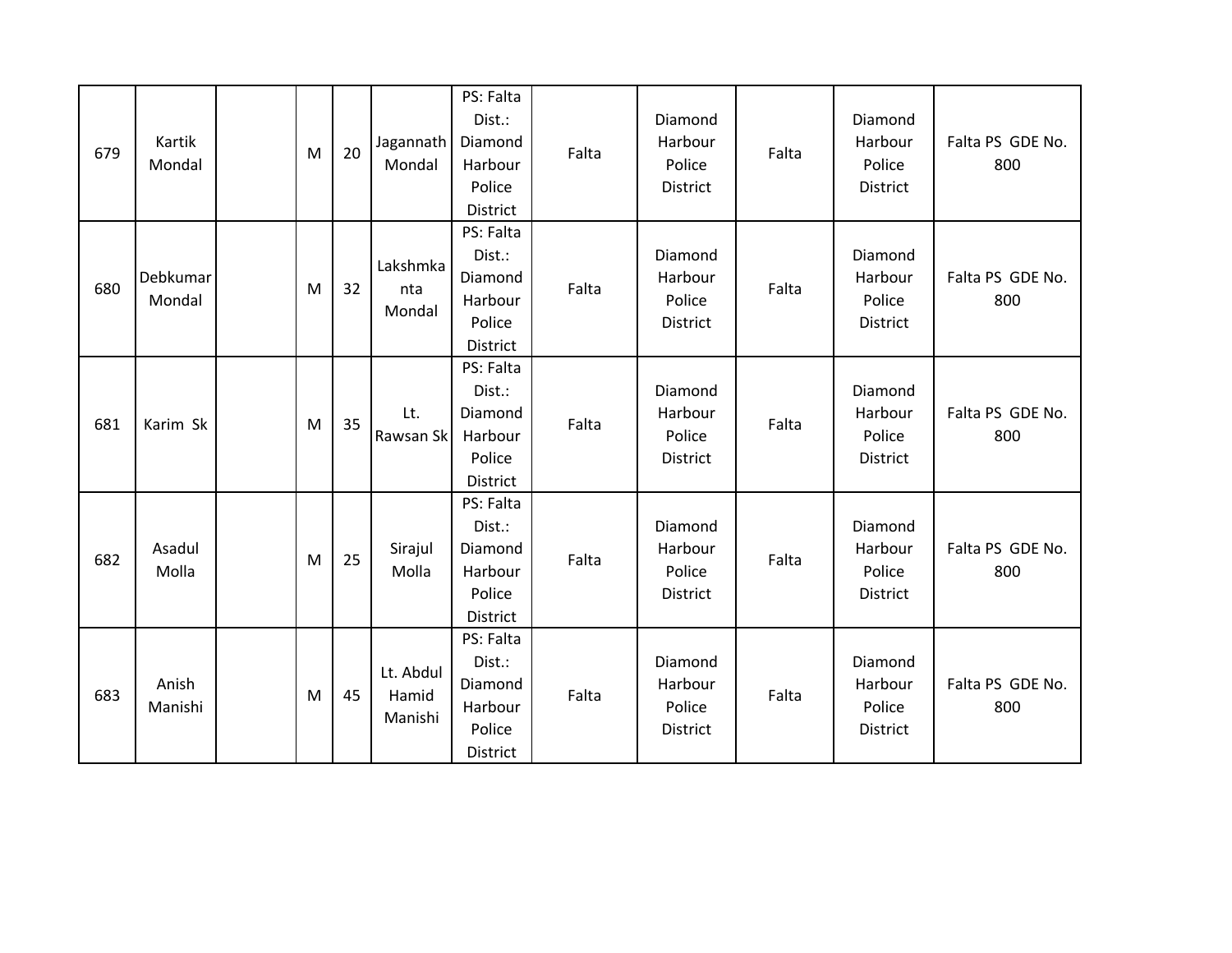| | | | | | | | | | | | |
|---|---|---|---|---|---|---|---|---|---|---|---|
| 679 | Kartik Mondal | | M | 20 | Jagannath Mondal | PS: Falta Dist.: Diamond Harbour Police District | Falta | Diamond Harbour Police District | Falta | Diamond Harbour Police District | Falta PS GDE No. 800 |
| 680 | Debkumar Mondal | | M | 32 | Lakshmkanta Mondal | PS: Falta Dist.: Diamond Harbour Police District | Falta | Diamond Harbour Police District | Falta | Diamond Harbour Police District | Falta PS GDE No. 800 |
| 681 | Karim Sk | | M | 35 | Lt. Rawsan Sk | PS: Falta Dist.: Diamond Harbour Police District | Falta | Diamond Harbour Police District | Falta | Diamond Harbour Police District | Falta PS GDE No. 800 |
| 682 | Asadul Molla | | M | 25 | Sirajul Molla | PS: Falta Dist.: Diamond Harbour Police District | Falta | Diamond Harbour Police District | Falta | Diamond Harbour Police District | Falta PS GDE No. 800 |
| 683 | Anish Manishi | | M | 45 | Lt. Abdul Hamid Manishi | PS: Falta Dist.: Diamond Harbour Police District | Falta | Diamond Harbour Police District | Falta | Diamond Harbour Police District | Falta PS GDE No. 800 |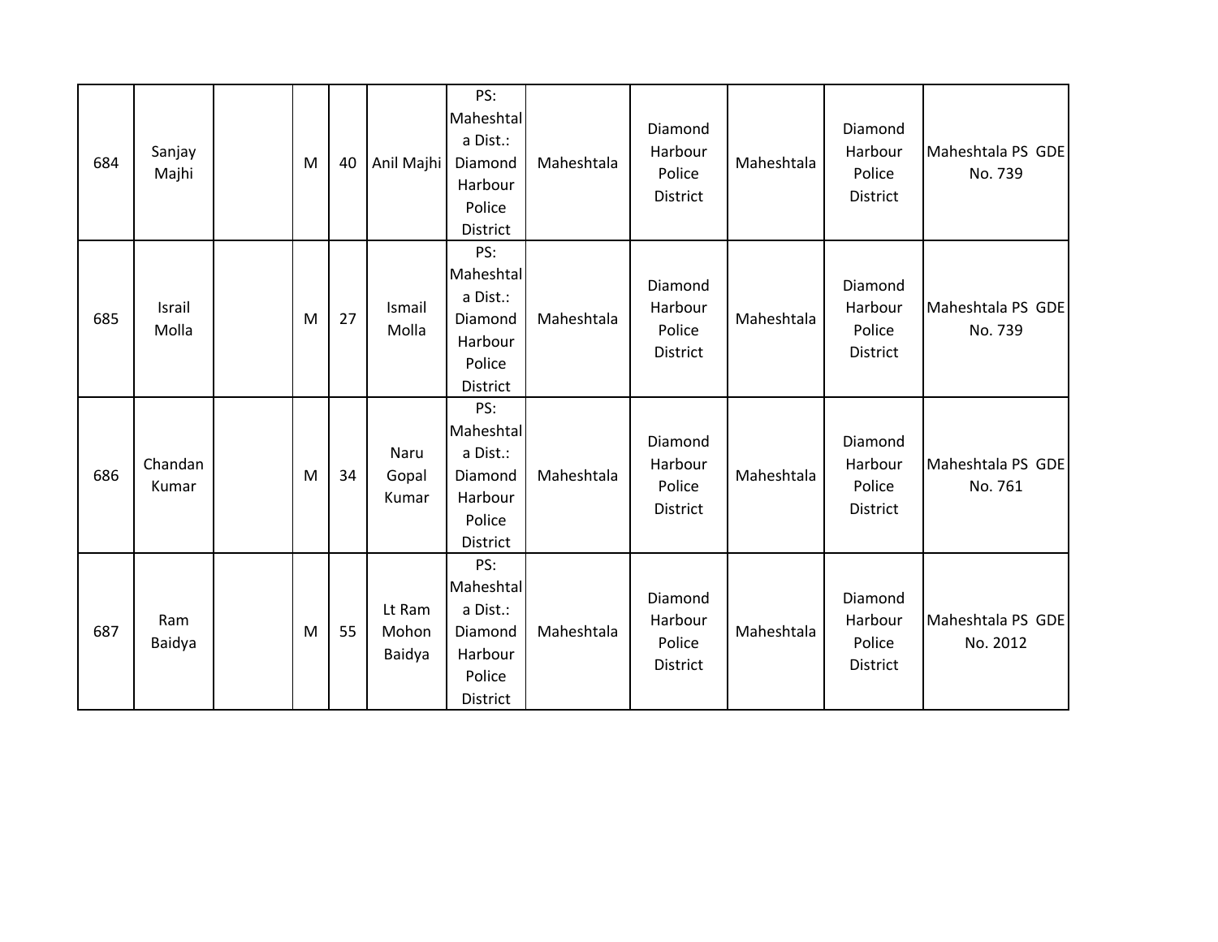| | | | | | | | | | | | |
|---|---|---|---|---|---|---|---|---|---|---|---|
| 684 | Sanjay Majhi | | M | 40 | Anil Majhi | PS: Maheshtala Dist.: Diamond Harbour Police District | Maheshtala | Diamond Harbour Police District | Maheshtala | Diamond Harbour Police District | Maheshtala PS GDE No. 739 |
| 685 | Israil Molla | | M | 27 | Ismail Molla | PS: Maheshtala Dist.: Diamond Harbour Police District | Maheshtala | Diamond Harbour Police District | Maheshtala | Diamond Harbour Police District | Maheshtala PS GDE No. 739 |
| 686 | Chandan Kumar | | M | 34 | Naru Gopal Kumar | PS: Maheshtala Dist.: Diamond Harbour Police District | Maheshtala | Diamond Harbour Police District | Maheshtala | Diamond Harbour Police District | Maheshtala PS GDE No. 761 |
| 687 | Ram Baidya | | M | 55 | Lt Ram Mohon Baidya | PS: Maheshtala Dist.: Diamond Harbour Police District | Maheshtala | Diamond Harbour Police District | Maheshtala | Diamond Harbour Police District | Maheshtala PS GDE No. 2012 |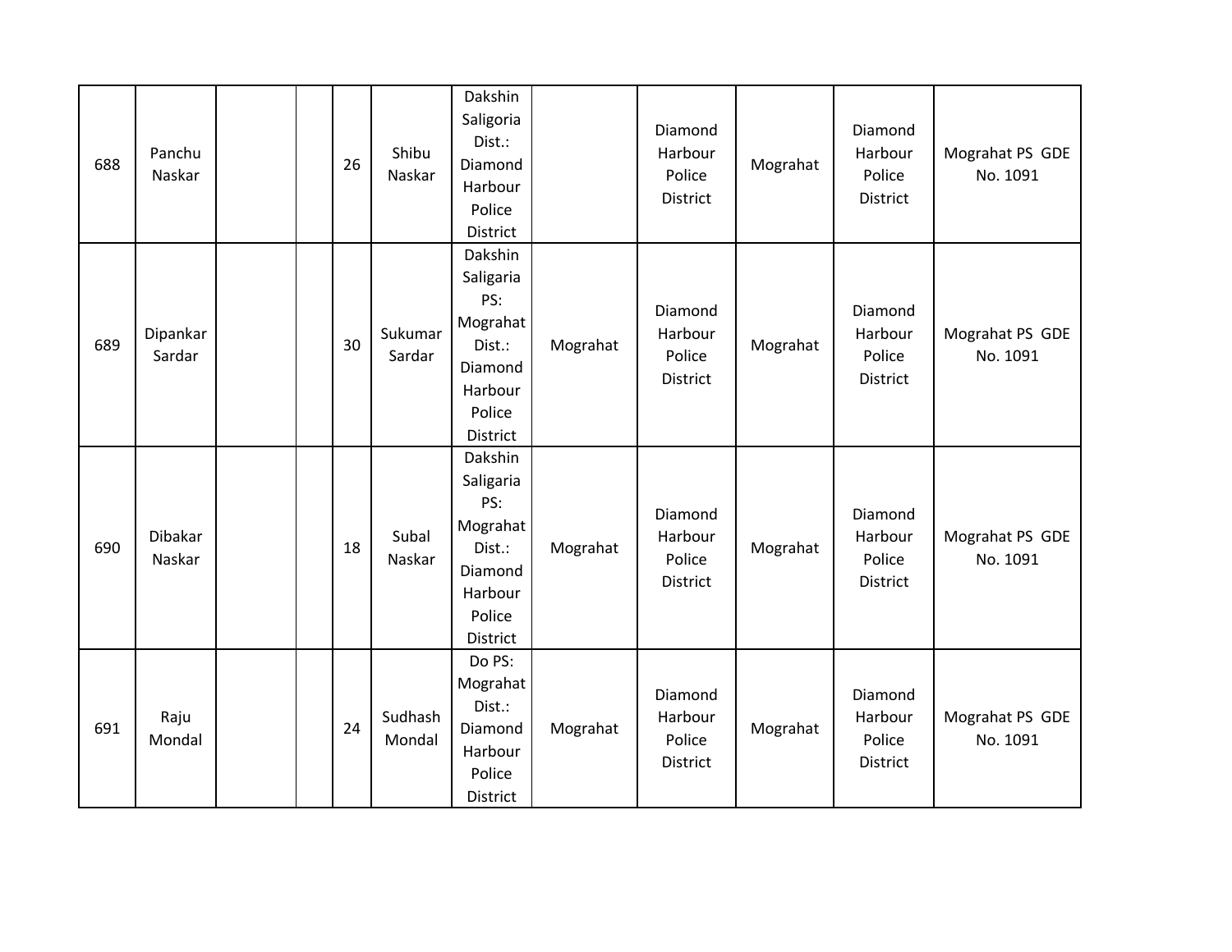| | | | | | | | | | | | |
|---|---|---|---|---|---|---|---|---|---|---|---|
| 688 | Panchu Naskar | | | 26 | Shibu Naskar | Dakshin Saligoria Dist.: Diamond Harbour Police District | | Diamond Harbour Police District | Mograhat | Diamond Harbour Police District | Mograhat PS GDE No. 1091 |
| 689 | Dipankar Sardar | | | 30 | Sukumar Sardar | Dakshin Saligaria PS: Mograhat Dist.: Diamond Harbour Police District | Mograhat | Diamond Harbour Police District | Mograhat | Diamond Harbour Police District | Mograhat PS GDE No. 1091 |
| 690 | Dibakar Naskar | | | 18 | Subal Naskar | Dakshin Saligaria PS: Mograhat Dist.: Diamond Harbour Police District | Mograhat | Diamond Harbour Police District | Mograhat | Diamond Harbour Police District | Mograhat PS GDE No. 1091 |
| 691 | Raju Mondal | | | 24 | Sudhash Mondal | Do PS: Mograhat Dist.: Diamond Harbour Police District | Mograhat | Diamond Harbour Police District | Mograhat | Diamond Harbour Police District | Mograhat PS GDE No. 1091 |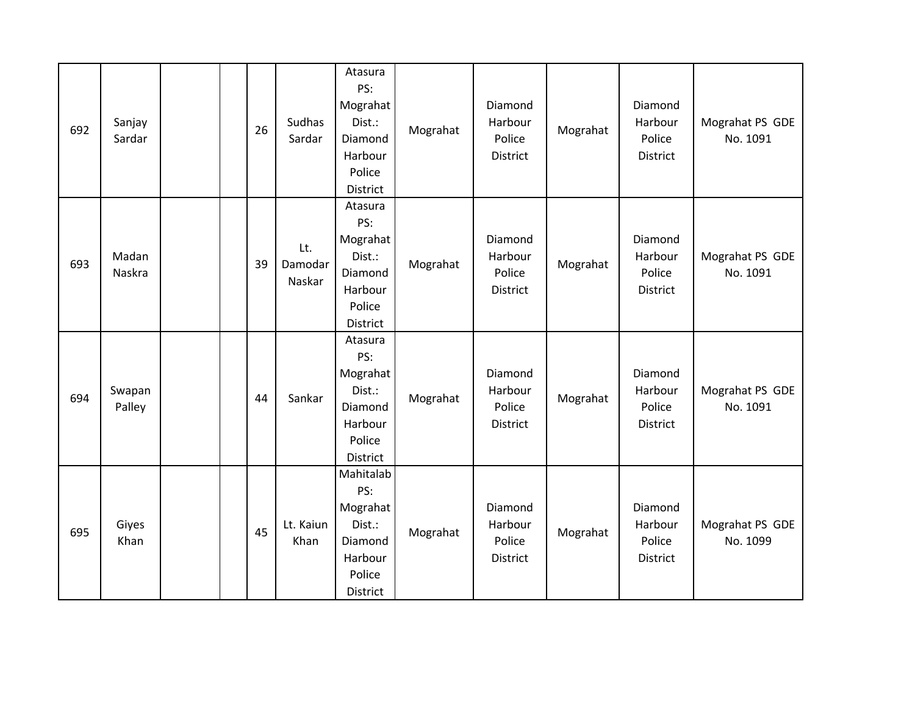| | | | | | | | | | | | |
|---|---|---|---|---|---|---|---|---|---|---|---|
| 692 | Sanjay Sardar | | | 26 | Sudhas Sardar | Atasura PS: Mograhat Dist.: Diamond Harbour Police District | Mograhat | Diamond Harbour Police District | Mograhat | Diamond Harbour Police District | Mograhat PS GDE No. 1091 |
| 693 | Madan Naskra | | | 39 | Lt. Damodar Naskar | Atasura PS: Mograhat Dist.: Diamond Harbour Police District | Mograhat | Diamond Harbour Police District | Mograhat | Diamond Harbour Police District | Mograhat PS GDE No. 1091 |
| 694 | Swapan Palley | | | 44 | Sankar | Atasura PS: Mograhat Dist.: Diamond Harbour Police District | Mograhat | Diamond Harbour Police District | Mograhat | Diamond Harbour Police District | Mograhat PS GDE No. 1091 |
| 695 | Giyes Khan | | | 45 | Lt. Kaiun Khan | Mahitalab PS: Mograhat Dist.: Diamond Harbour Police District | Mograhat | Diamond Harbour Police District | Mograhat | Diamond Harbour Police District | Mograhat PS GDE No. 1099 |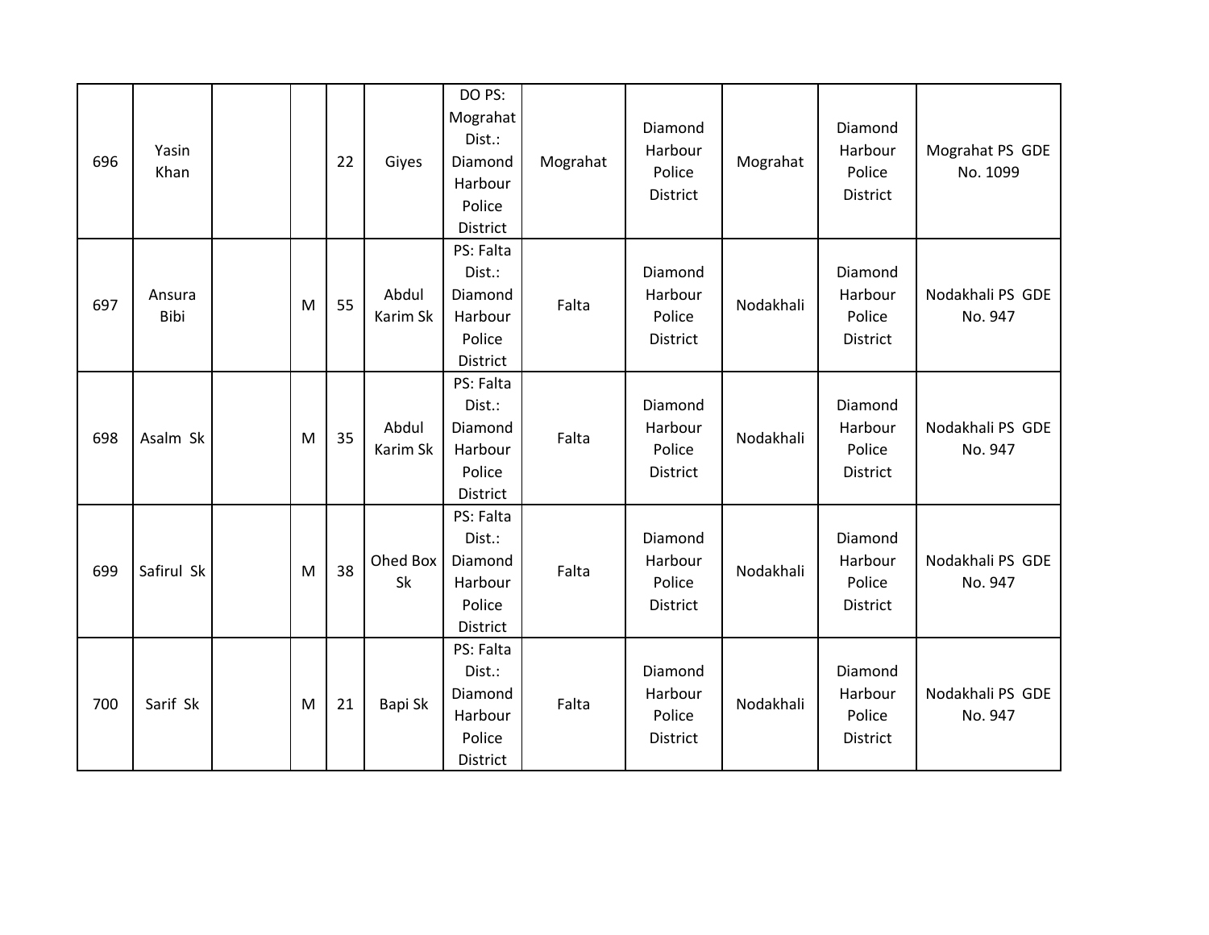| | | | | | | | | | | | |
|---|---|---|---|---|---|---|---|---|---|---|---|
| 696 | Yasin Khan | | | 22 | Giyes | DO PS: Mograhat Dist.: Diamond Harbour Police District | Mograhat | Diamond Harbour Police District | Mograhat | Diamond Harbour Police District | Mograhat PS GDE No. 1099 |
| 697 | Ansura Bibi | | M | 55 | Abdul Karim Sk | PS: Falta Dist.: Diamond Harbour Police District | Falta | Diamond Harbour Police District | Nodakhali | Diamond Harbour Police District | Nodakhali PS GDE No. 947 |
| 698 | Asalm Sk | | M | 35 | Abdul Karim Sk | PS: Falta Dist.: Diamond Harbour Police District | Falta | Diamond Harbour Police District | Nodakhali | Diamond Harbour Police District | Nodakhali PS GDE No. 947 |
| 699 | Safirul Sk | | M | 38 | Ohed Box Sk | PS: Falta Dist.: Diamond Harbour Police District | Falta | Diamond Harbour Police District | Nodakhali | Diamond Harbour Police District | Nodakhali PS GDE No. 947 |
| 700 | Sarif Sk | | M | 21 | Bapi Sk | PS: Falta Dist.: Diamond Harbour Police District | Falta | Diamond Harbour Police District | Nodakhali | Diamond Harbour Police District | Nodakhali PS GDE No. 947 |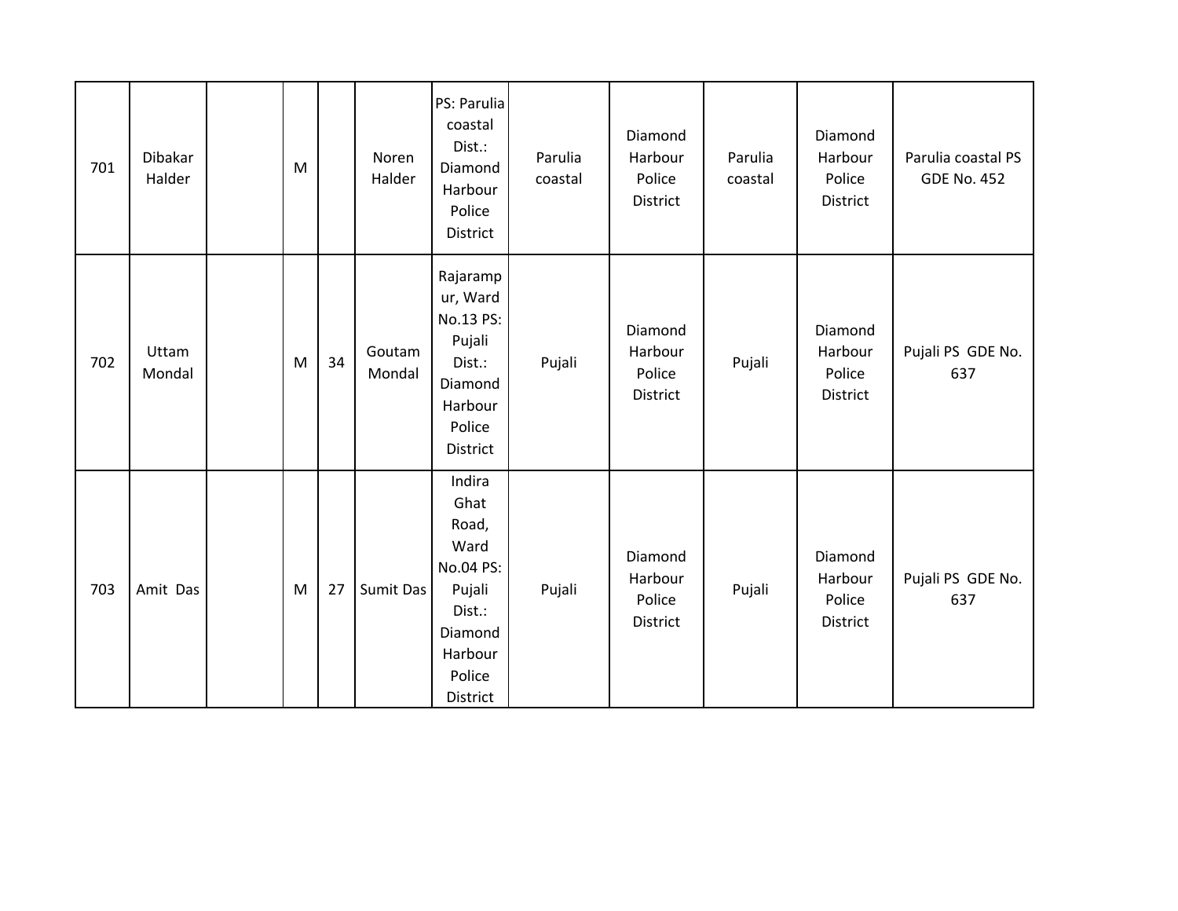| | | | | | | | | | | | |
|---|---|---|---|---|---|---|---|---|---|---|---|
| 701 | Dibakar Halder | | M | | Noren Halder | PS: Parulia coastal Dist.: Diamond Harbour Police District | Parulia coastal | Diamond Harbour Police District | Parulia coastal | Diamond Harbour Police District | Parulia coastal PS GDE No. 452 |
| 702 | Uttam Mondal | | M | 34 | Goutam Mondal | Rajarampur, Ward No.13 PS: Pujali Dist.: Diamond Harbour Police District | Pujali | Diamond Harbour Police District | Pujali | Diamond Harbour Police District | Pujali PS GDE No. 637 |
| 703 | Amit Das | | M | 27 | Sumit Das | Indira Ghat Road, Ward No.04 PS: Pujali Dist.: Diamond Harbour Police District | Pujali | Diamond Harbour Police District | Pujali | Diamond Harbour Police District | Pujali PS GDE No. 637 |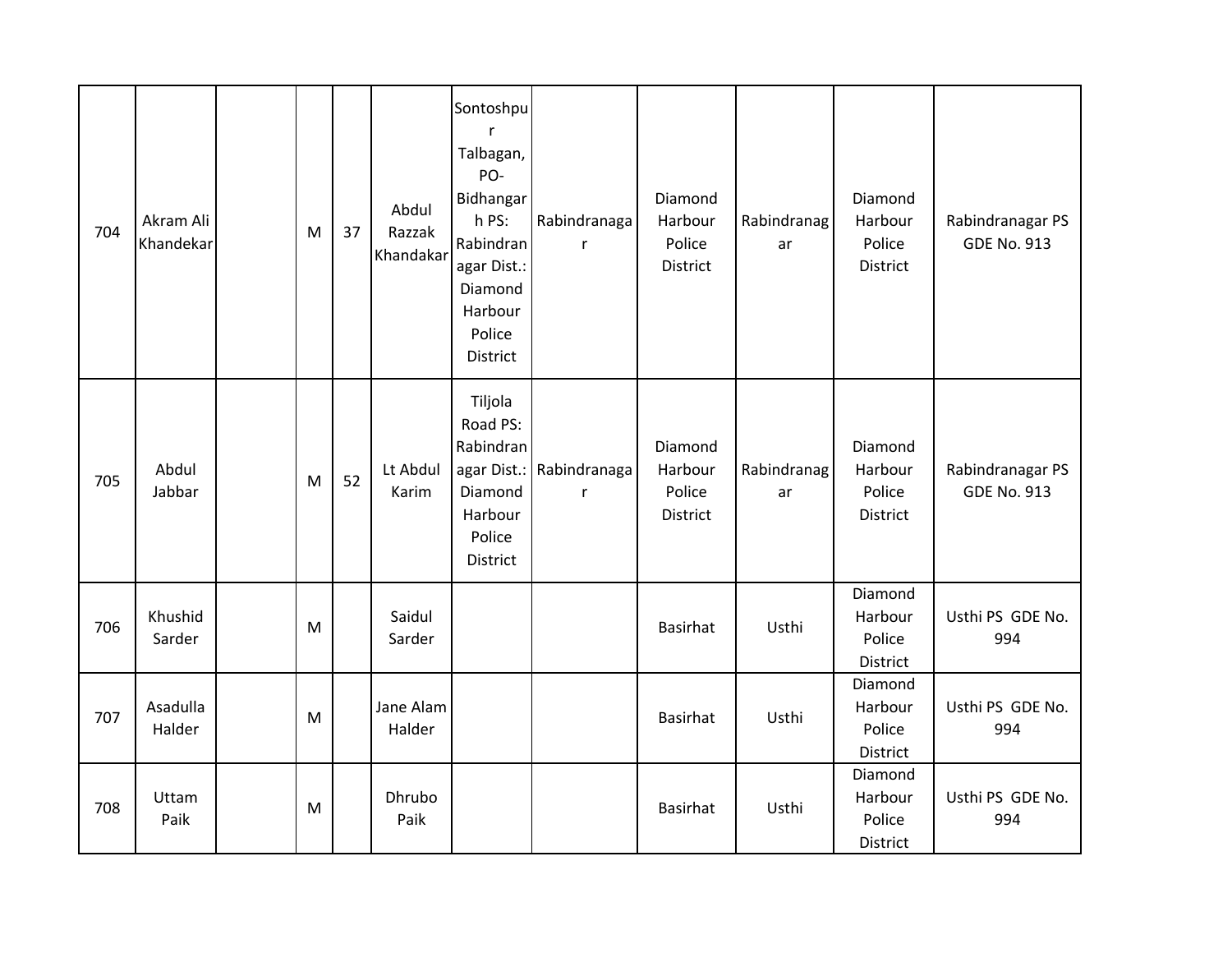| | | | | | | | | | | | |
|---|---|---|---|---|---|---|---|---|---|---|---|
| 704 | Akram Ali Khandekar | | M | 37 | Abdul Razzak Khandakar | Sontoshpur Talbagan, PO- Bidhangarh PS: Rabindranagar Dist.: Diamond Harbour Police District | Rabindranagar | Diamond Harbour Police District | Rabindranagar | Diamond Harbour Police District | Rabindranagar PS GDE No. 913 |
| 705 | Abdul Jabbar | | M | 52 | Lt Abdul Karim | Tiljola Road PS: Rabindranagar Dist.: Diamond Harbour Police District | Rabindranagar | Diamond Harbour Police District | Rabindranagar | Diamond Harbour Police District | Rabindranagar PS GDE No. 913 |
| 706 | Khushid Sarder | | M | | Saidul Sarder | | | Basirhat | Usthi | Diamond Harbour Police District | Usthi PS GDE No. 994 |
| 707 | Asadulla Halder | | M | | Jane Alam Halder | | | Basirhat | Usthi | Diamond Harbour Police District | Usthi PS GDE No. 994 |
| 708 | Uttam Paik | | M | | Dhrubo Paik | | | Basirhat | Usthi | Diamond Harbour Police District | Usthi PS GDE No. 994 |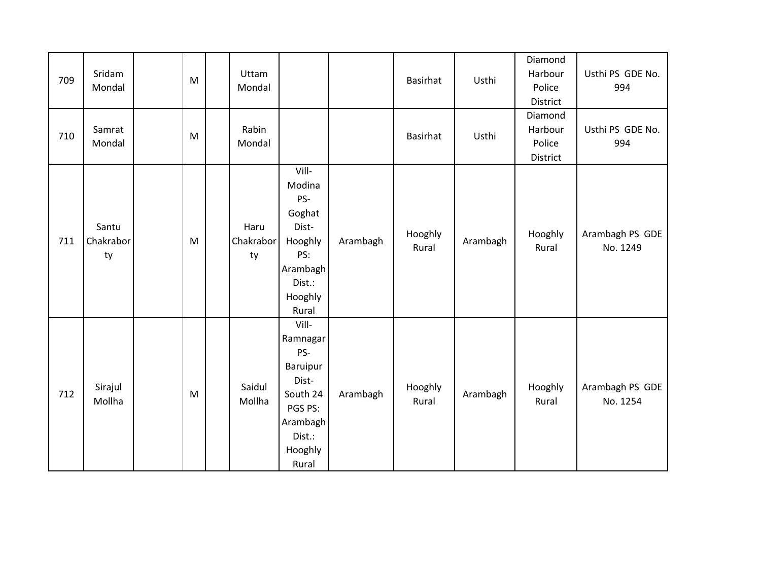| | | | | | | | | | | | |
|---|---|---|---|---|---|---|---|---|---|---|---|
| 709 | Sridam Mondal | | M | | Uttam Mondal | | | Basirhat | Usthi | Diamond Harbour Police District | Usthi PS GDE No. 994 |
| 710 | Samrat Mondal | | M | | Rabin Mondal | | | Basirhat | Usthi | Diamond Harbour Police District | Usthi PS GDE No. 994 |
| 711 | Santu Chakraborty | | M | | Haru Chakraborty | Vill- Modina PS- Goghat Dist- Hooghly PS: Arambagh Dist.: Hooghly Rural | Arambagh | Hooghly Rural | Arambagh | Hooghly Rural | Arambagh PS GDE No. 1249 |
| 712 | Sirajul Mollha | | M | | Saidul Mollha | Vill- Ramnagar PS- Baruipur Dist- South 24 PGS PS: Arambagh Dist.: Hooghly Rural | Arambagh | Hooghly Rural | Arambagh | Hooghly Rural | Arambagh PS GDE No. 1254 |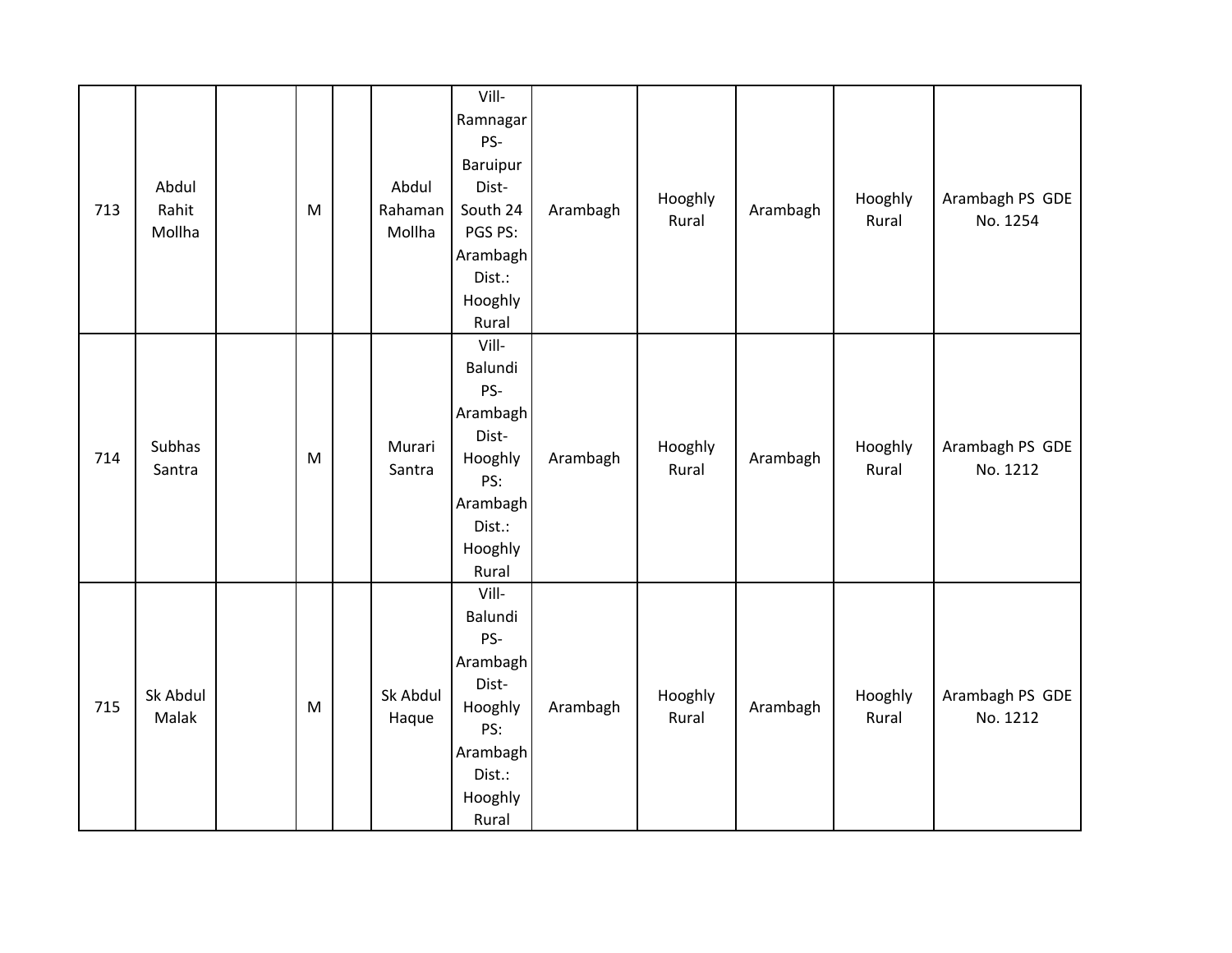| | | | | | | | | | | | |
|---|---|---|---|---|---|---|---|---|---|---|---|
| 713 | Abdul Rahit Mollha | | M | | Abdul Rahaman Mollha | Vill- Ramnagar PS- Baruipur Dist- South 24 PGS PS: Arambagh Dist.: Hooghly Rural | Arambagh | Hooghly Rural | Arambagh | Hooghly Rural | Arambagh PS GDE No. 1254 |
| 714 | Subhas Santra | | M | | Murari Santra | Vill- Balundi PS- Arambagh Dist- Hooghly PS: Arambagh Dist.: Hooghly Rural | Arambagh | Hooghly Rural | Arambagh | Hooghly Rural | Arambagh PS GDE No. 1212 |
| 715 | Sk Abdul Malak | | M | | Sk Abdul Haque | Vill- Balundi PS- Arambagh Dist- Hooghly PS: Arambagh Dist.: Hooghly Rural | Arambagh | Hooghly Rural | Arambagh | Hooghly Rural | Arambagh PS GDE No. 1212 |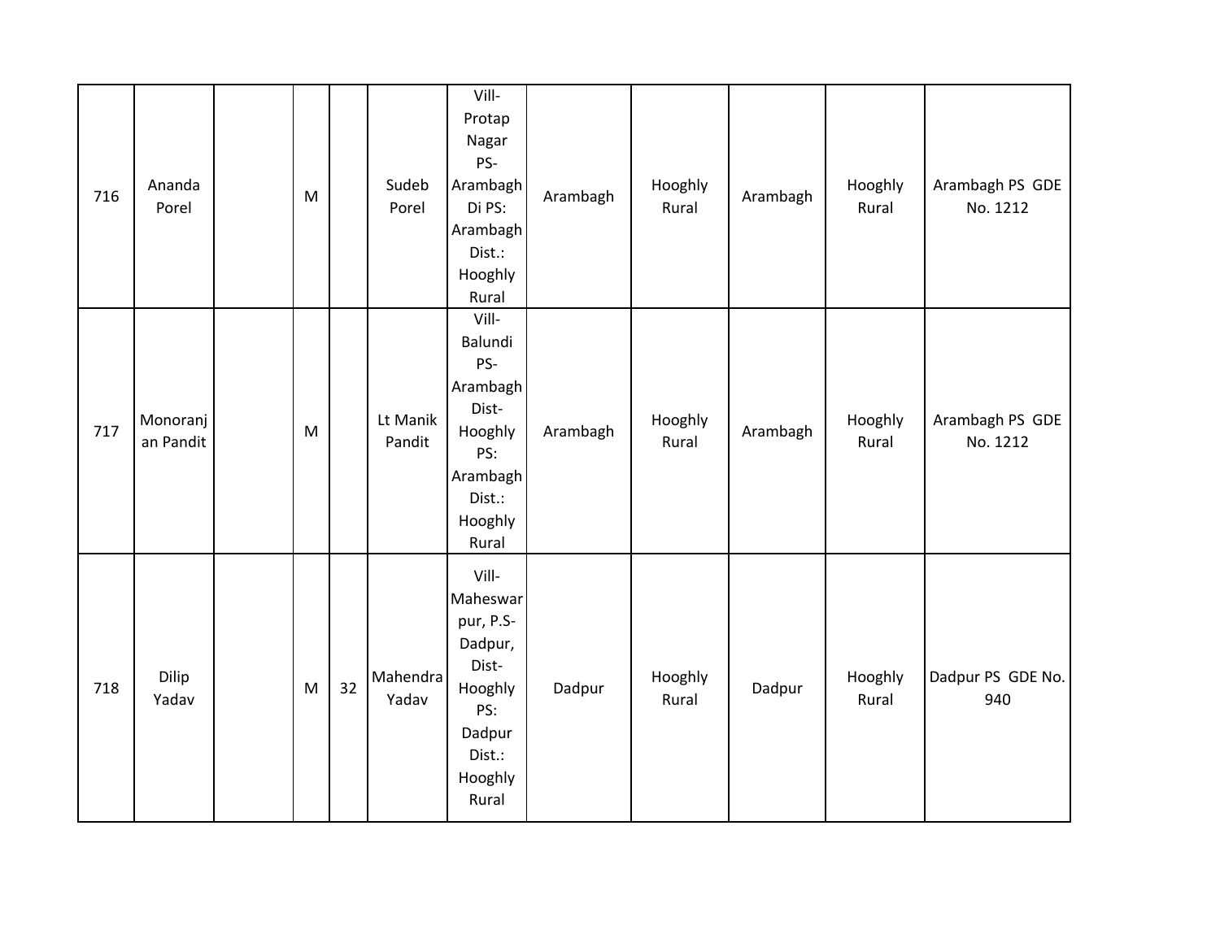| | | | | | | | | | | | |
|---|---|---|---|---|---|---|---|---|---|---|---|
| 716 | Ananda Porel | | M | | Sudeb Porel | Vill- Protap Nagar PS- Arambagh Di PS: Arambagh Dist.: Hooghly Rural | Arambagh | Hooghly Rural | Arambagh | Hooghly Rural | Arambagh PS GDE No. 1212 |
| 717 | Monoranjan Pandit | | M | | Lt Manik Pandit | Vill- Balundi PS- Arambagh Dist- Hooghly PS: Arambagh Dist.: Hooghly Rural | Arambagh | Hooghly Rural | Arambagh | Hooghly Rural | Arambagh PS GDE No. 1212 |
| 718 | Dilip Yadav | | M | 32 | Mahendra Yadav | Vill- Maheswarpur, P.S- Dadpur, Dist- Hooghly PS: Dadpur Dist.: Hooghly Rural | Dadpur | Hooghly Rural | Dadpur | Hooghly Rural | Dadpur PS GDE No. 940 |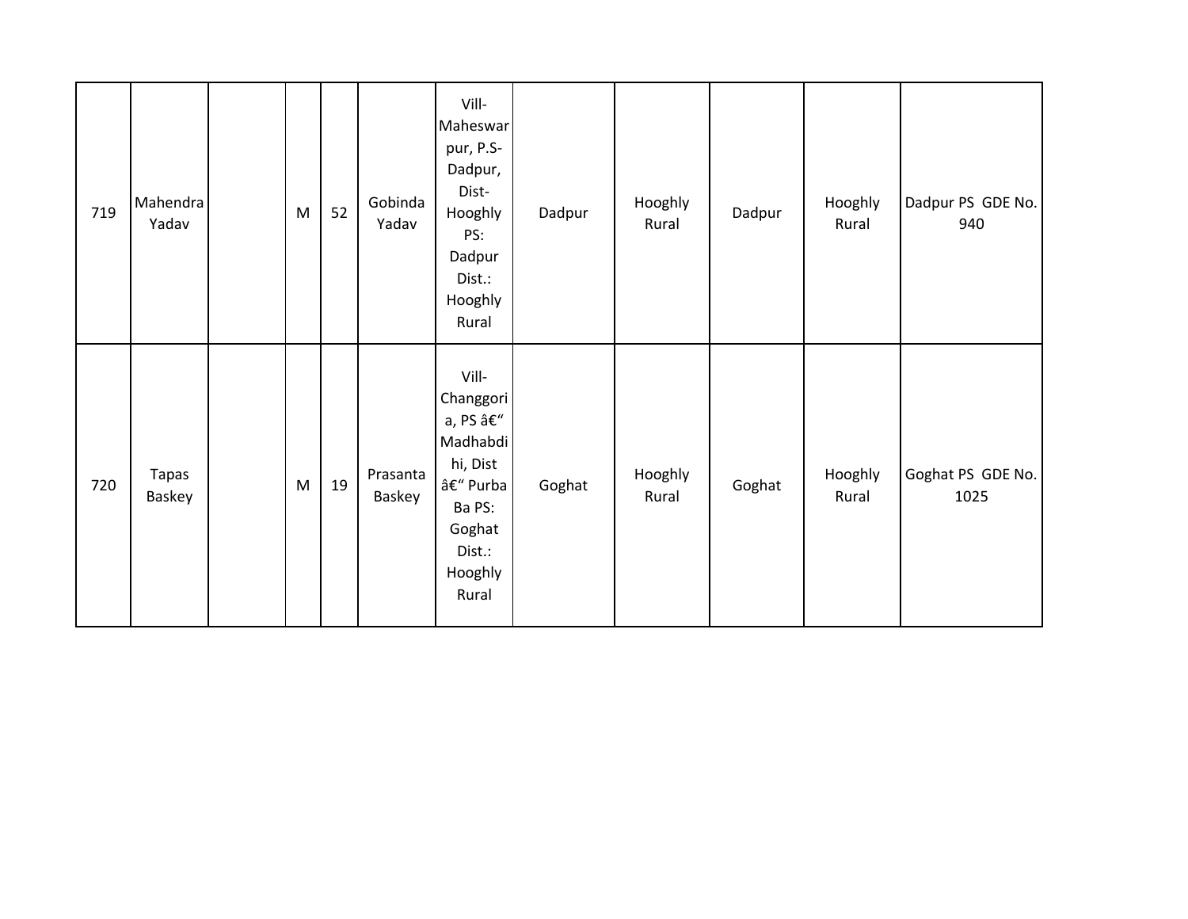| | | | | | | | | | | | |
|---|---|---|---|---|---|---|---|---|---|---|---|
| 719 | Mahendra Yadav | | M | 52 | Gobinda Yadav | Vill-Maheswarpur, P.S-Dadpur, Dist-Hooghly PS: Dadpur Dist.: Hooghly Rural | Dadpur | Hooghly Rural | Dadpur | Hooghly Rural | Dadpur PS GDE No. 940 |
| 720 | Tapas Baskey | | M | 19 | Prasanta Baskey | Vill-Changgoria, PS â€“ Madhabdihi, Dist â€“ Purba Ba PS: Goghat Dist.: Hooghly Rural | Goghat | Hooghly Rural | Goghat | Hooghly Rural | Goghat PS GDE No. 1025 |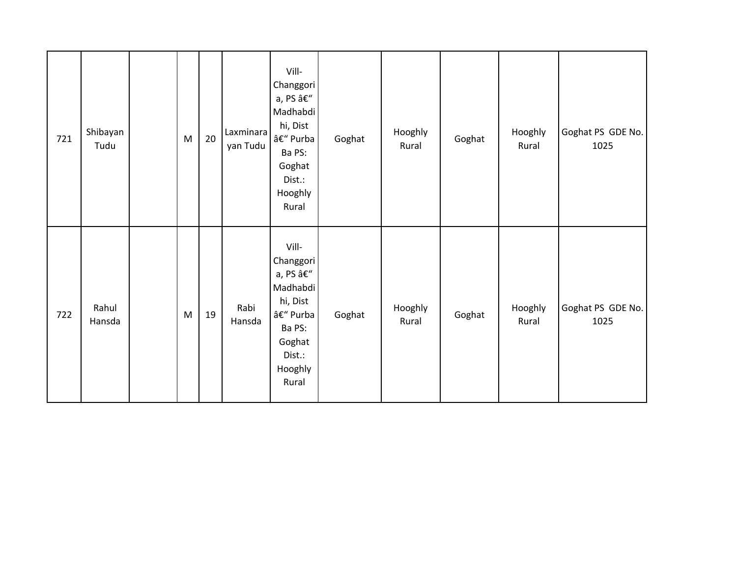| | | | | | | | | | | | |
|---|---|---|---|---|---|---|---|---|---|---|---|
| 721 | Shibayan Tudu | | M | 20 | Laxminarayan Tudu | Vill-Changgoria, PS â€“ Madhabdihi, Dist â€“ Purba Ba PS: Goghat Dist.: Hooghly Rural | Goghat | Hooghly Rural | Goghat | Hooghly Rural | Goghat PS GDE No. 1025 |
| 722 | Rahul Hansda | | M | 19 | Rabi Hansda | Vill-Changgoria, PS â€“ Madhabdihi, Dist â€“ Purba Ba PS: Goghat Dist.: Hooghly Rural | Goghat | Hooghly Rural | Goghat | Hooghly Rural | Goghat PS GDE No. 1025 |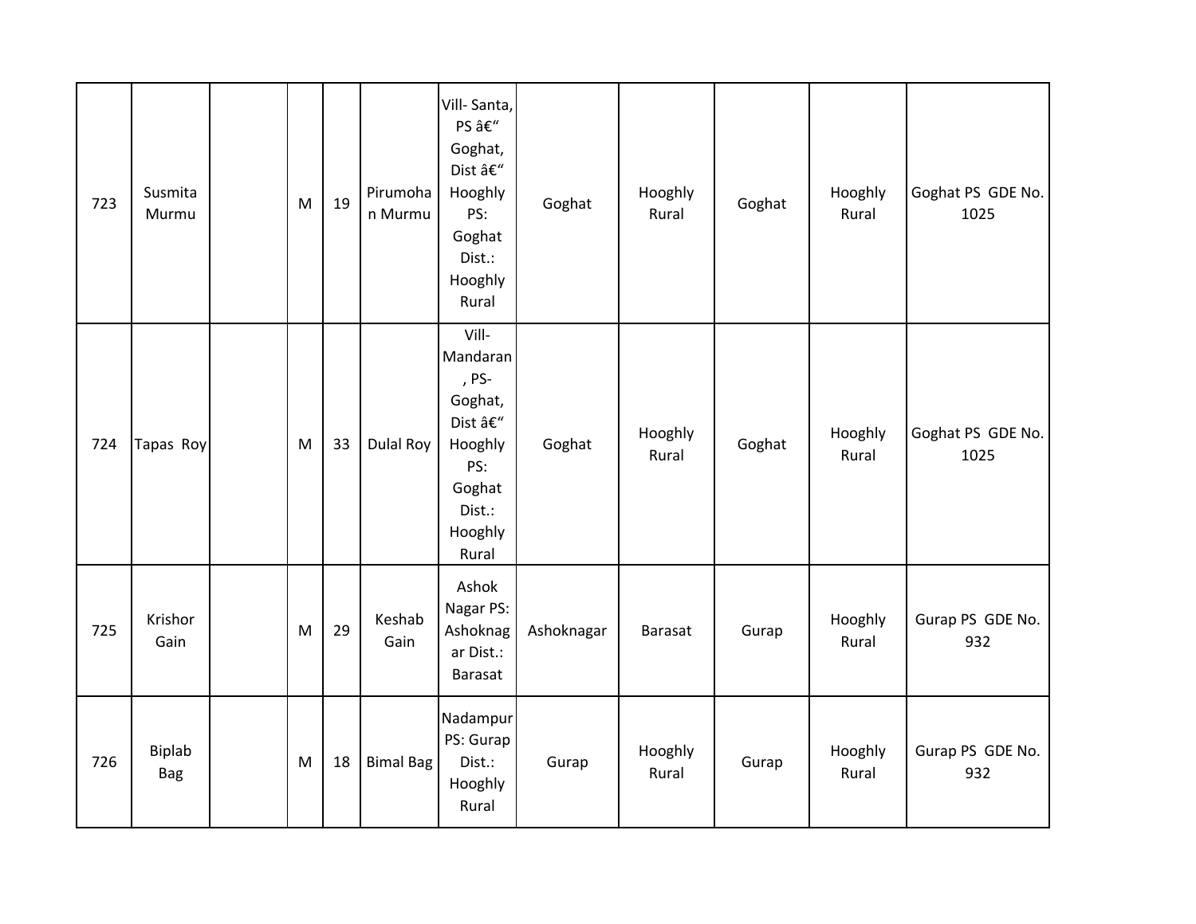| | | | | | | | | | | | |
|---|---|---|---|---|---|---|---|---|---|---|---|
| 723 | Susmita Murmu | | M | 19 | Pirumohan Murmu | Vill- Santa, PS â€“ Goghat, Dist â€“ Hooghly PS: Goghat Dist.: Hooghly Rural | Goghat | Hooghly Rural | Goghat | Hooghly Rural | Goghat PS GDE No. 1025 |
| 724 | Tapas Roy | | M | 33 | Dulal Roy | Vill- Mandaran, PS- Goghat, Dist â€“ Hooghly PS: Goghat Dist.: Hooghly Rural | Goghat | Hooghly Rural | Goghat | Hooghly Rural | Goghat PS GDE No. 1025 |
| 725 | Krishor Gain | | M | 29 | Keshab Gain | Ashok Nagar PS: Ashoknagar Dist.: Barasat | Ashoknagar | Barasat | Gurap | Hooghly Rural | Gurap PS GDE No. 932 |
| 726 | Biplab Bag | | M | 18 | Bimal Bag | Nadampur PS: Gurap Dist.: Hooghly Rural | Gurap | Hooghly Rural | Gurap | Hooghly Rural | Gurap PS GDE No. 932 |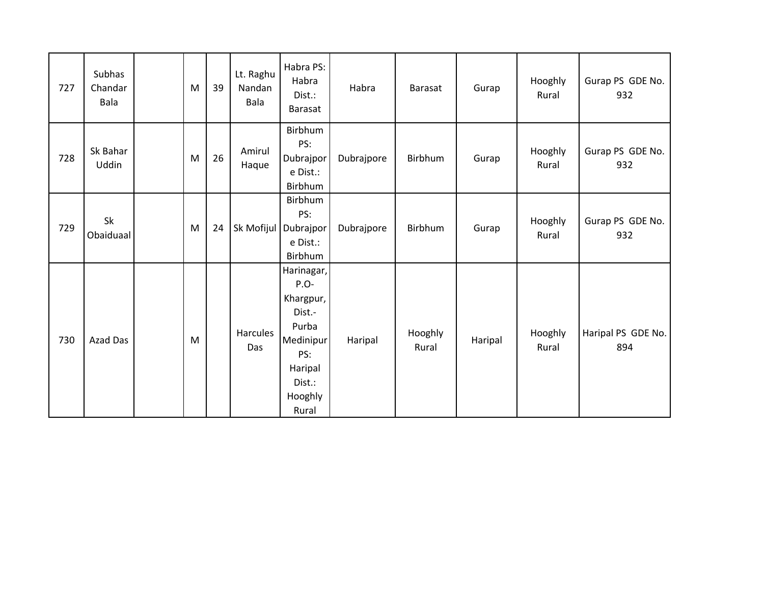| | | | | | | | | | | | |
|---|---|---|---|---|---|---|---|---|---|---|---|
| 727 | Subhas Chandar Bala | | M | 39 | Lt. Raghu Nandan Bala | Habra PS: Habra Dist.: Barasat | Habra | Barasat | Gurap | Hooghly Rural | Gurap PS GDE No. 932 |
| 728 | Sk Bahar Uddin | | M | 26 | Amirul Haque | Birbhum PS: Dubrajpore Dist.: Birbhum | Dubrajpore | Birbhum | Gurap | Hooghly Rural | Gurap PS GDE No. 932 |
| 729 | Sk Obaiduaal | | M | 24 | Sk Mofijul | Birbhum PS: Dubrajpore Dist.: Birbhum | Dubrajpore | Birbhum | Gurap | Hooghly Rural | Gurap PS GDE No. 932 |
| 730 | Azad Das | | M | | Harcules Das | Harinagar, P.O-Khargpur, Dist.-Purba Medinipur PS: Haripal Dist.: Hooghly Rural | Haripal | Hooghly Rural | Haripal | Hooghly Rural | Haripal PS GDE No. 894 |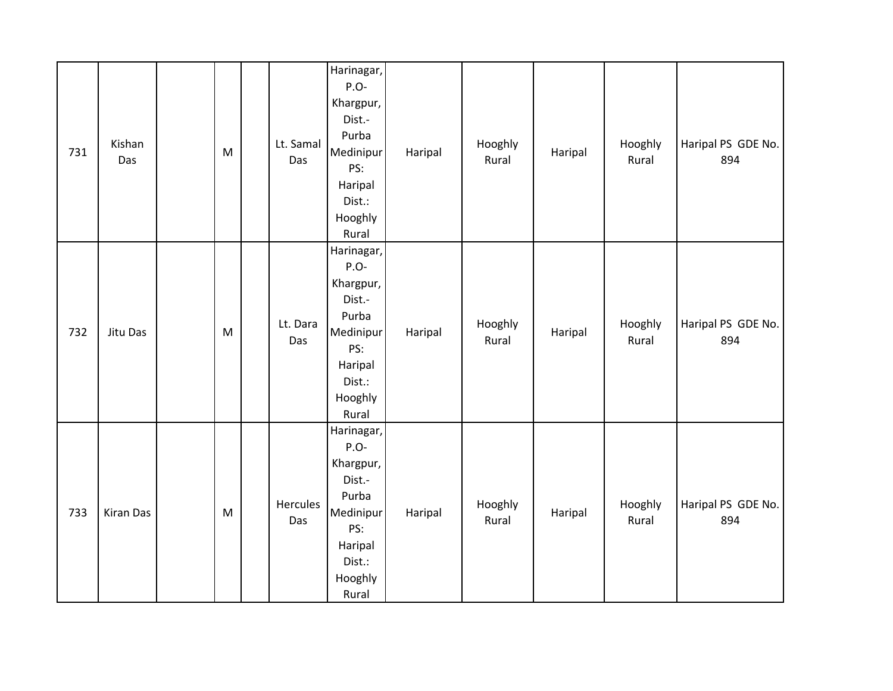| | | | | | | | | | | | |
|---|---|---|---|---|---|---|---|---|---|---|---|
| 731 | Kishan Das | | M | | Lt. Samal Das | Harinagar, P.O-Khargpur, Dist.-Purba Medinipur PS: Haripal Dist.: Hooghly Rural | Haripal | Hooghly Rural | Haripal | Hooghly Rural | Haripal PS GDE No. 894 |
| 732 | Jitu Das | | M | | Lt. Dara Das | Harinagar, P.O-Khargpur, Dist.-Purba Medinipur PS: Haripal Dist.: Hooghly Rural | Haripal | Hooghly Rural | Haripal | Hooghly Rural | Haripal PS GDE No. 894 |
| 733 | Kiran Das | | M | | Hercules Das | Harinagar, P.O-Khargpur, Dist.-Purba Medinipur PS: Haripal Dist.: Hooghly Rural | Haripal | Hooghly Rural | Haripal | Hooghly Rural | Haripal PS GDE No. 894 |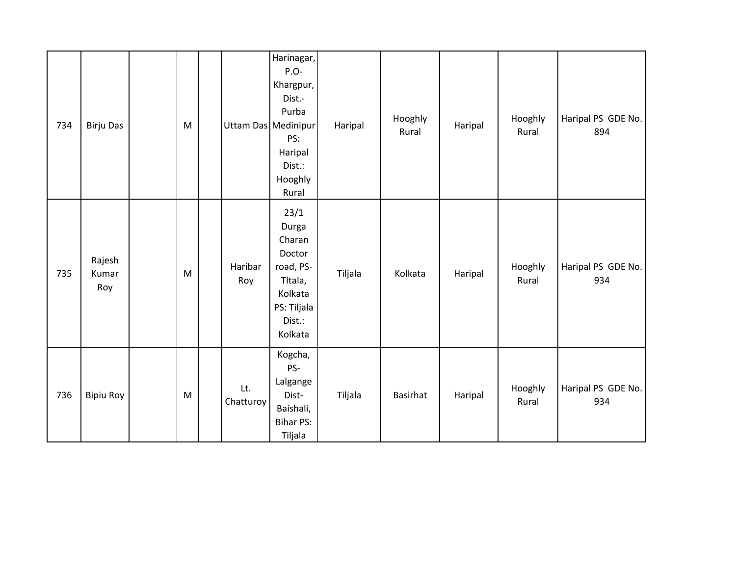| | | | | | | | | | | | |
|---|---|---|---|---|---|---|---|---|---|---|---|
| 734 | Birju Das | | M | | Uttam Das | Harinagar, P.O- Khargpur, Dist.- Purba Medinipur PS: Haripal Dist.: Hooghly Rural | Haripal | Hooghly Rural | Haripal | Hooghly Rural | Haripal PS GDE No. 894 |
| 735 | Rajesh Kumar Roy | | M | | Haribar Roy | 23/1 Durga Charan Doctor road, PS- Tltala, Kolkata PS: Tiljala Dist.: Kolkata | Tiljala | Kolkata | Haripal | Hooghly Rural | Haripal PS GDE No. 934 |
| 736 | Bipiu Roy | | M | | Lt. Chatturoy | Kogcha, PS- Lalgange Dist- Baishali, Bihar PS: Tiljala | Tiljala | Basirhat | Haripal | Hooghly Rural | Haripal PS GDE No. 934 |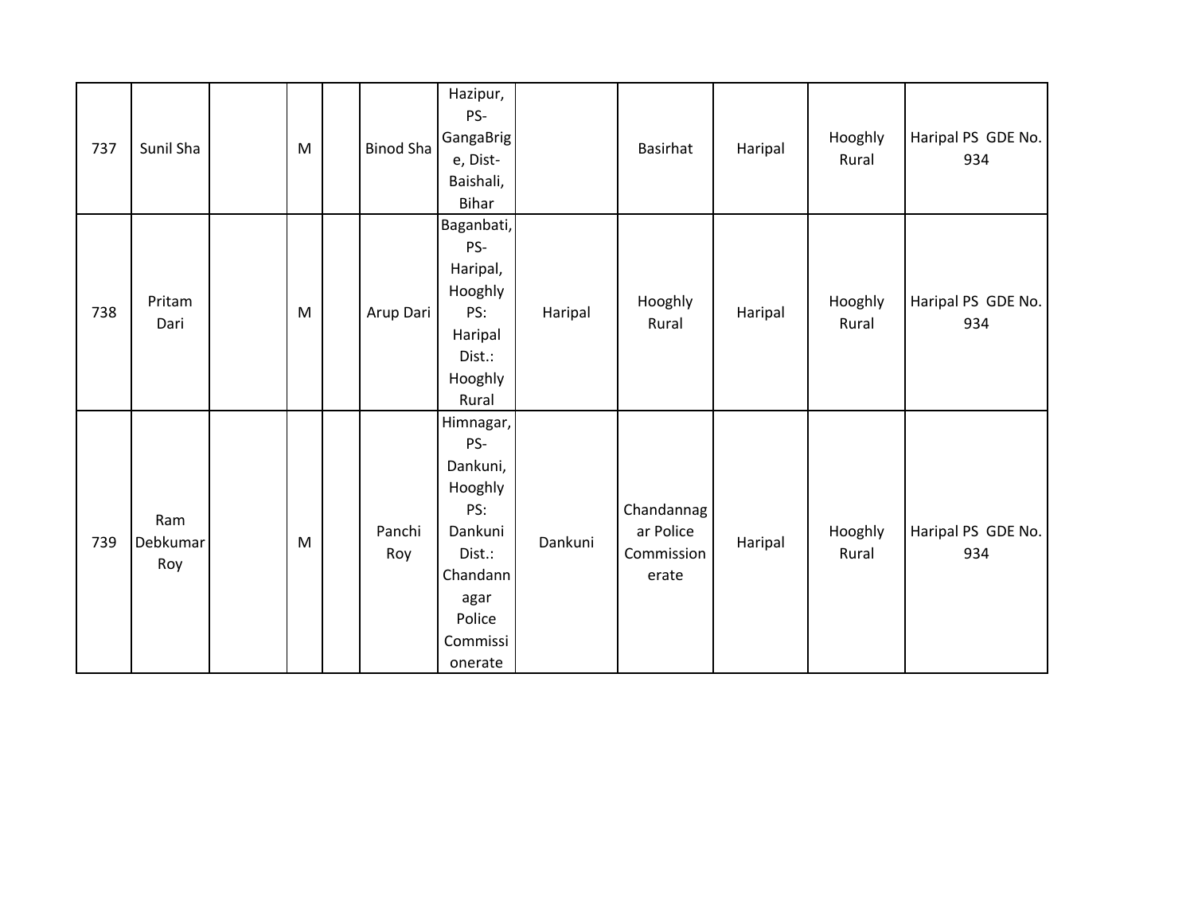| | | | | | | | | | | | |
|---|---|---|---|---|---|---|---|---|---|---|---|
| 737 | Sunil Sha | | M | | Binod Sha | Hazipur, PS- GangaBrige, Dist- Baishali, Bihar | | Basirhat | Haripal | Hooghly Rural | Haripal PS GDE No. 934 |
| 738 | Pritam Dari | | M | | Arup Dari | Baganbati, PS- Haripal, Hooghly PS: Haripal Dist.: Hooghly Rural | Haripal | Hooghly Rural | Haripal | Hooghly Rural | Haripal PS GDE No. 934 |
| 739 | Ram Debkumar Roy | | M | | Panchi Roy | Himnagar, PS- Dankuni, Hooghly PS: Dankuni Dist.: Chandannagar Police Commissionerate | Dankuni | Chandannagar Police Commissionerate | Haripal | Hooghly Rural | Haripal PS GDE No. 934 |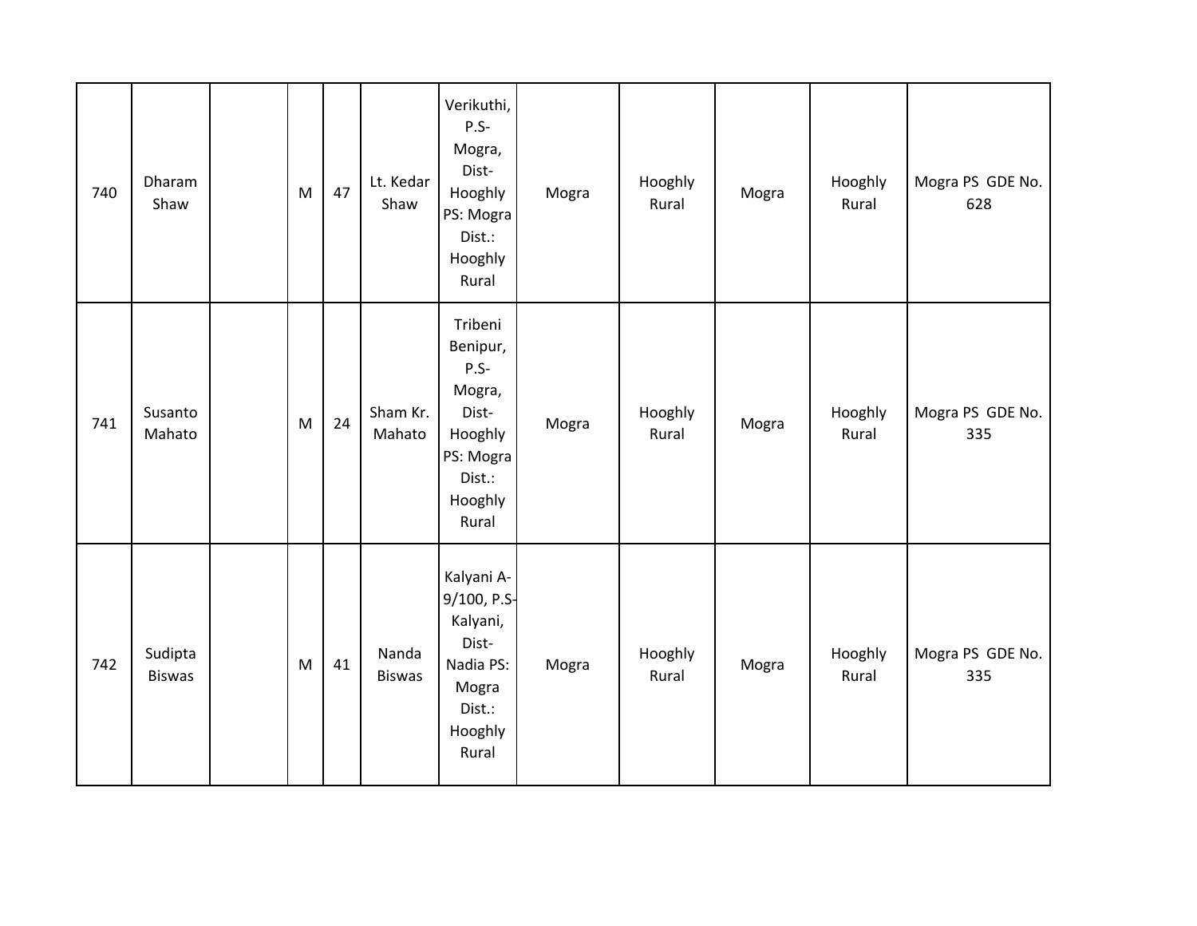| | | | | | | | | | | | |
|---|---|---|---|---|---|---|---|---|---|---|---|
| 740 | Dharam Shaw | | M | 47 | Lt. Kedar Shaw | Verikuthi, P.S-Mogra, Dist-Hooghly PS: Mogra Dist.: Hooghly Rural | Mogra | Hooghly Rural | Mogra | Hooghly Rural | Mogra PS GDE No. 628 |
| 741 | Susanto Mahato | | M | 24 | Sham Kr. Mahato | Tribeni Benipur, P.S-Mogra, Dist-Hooghly PS: Mogra Dist.: Hooghly Rural | Mogra | Hooghly Rural | Mogra | Hooghly Rural | Mogra PS GDE No. 335 |
| 742 | Sudipta Biswas | | M | 41 | Nanda Biswas | Kalyani A-9/100, P.S-Kalyani, Dist-Nadia PS: Mogra Dist.: Hooghly Rural | Mogra | Hooghly Rural | Mogra | Hooghly Rural | Mogra PS GDE No. 335 |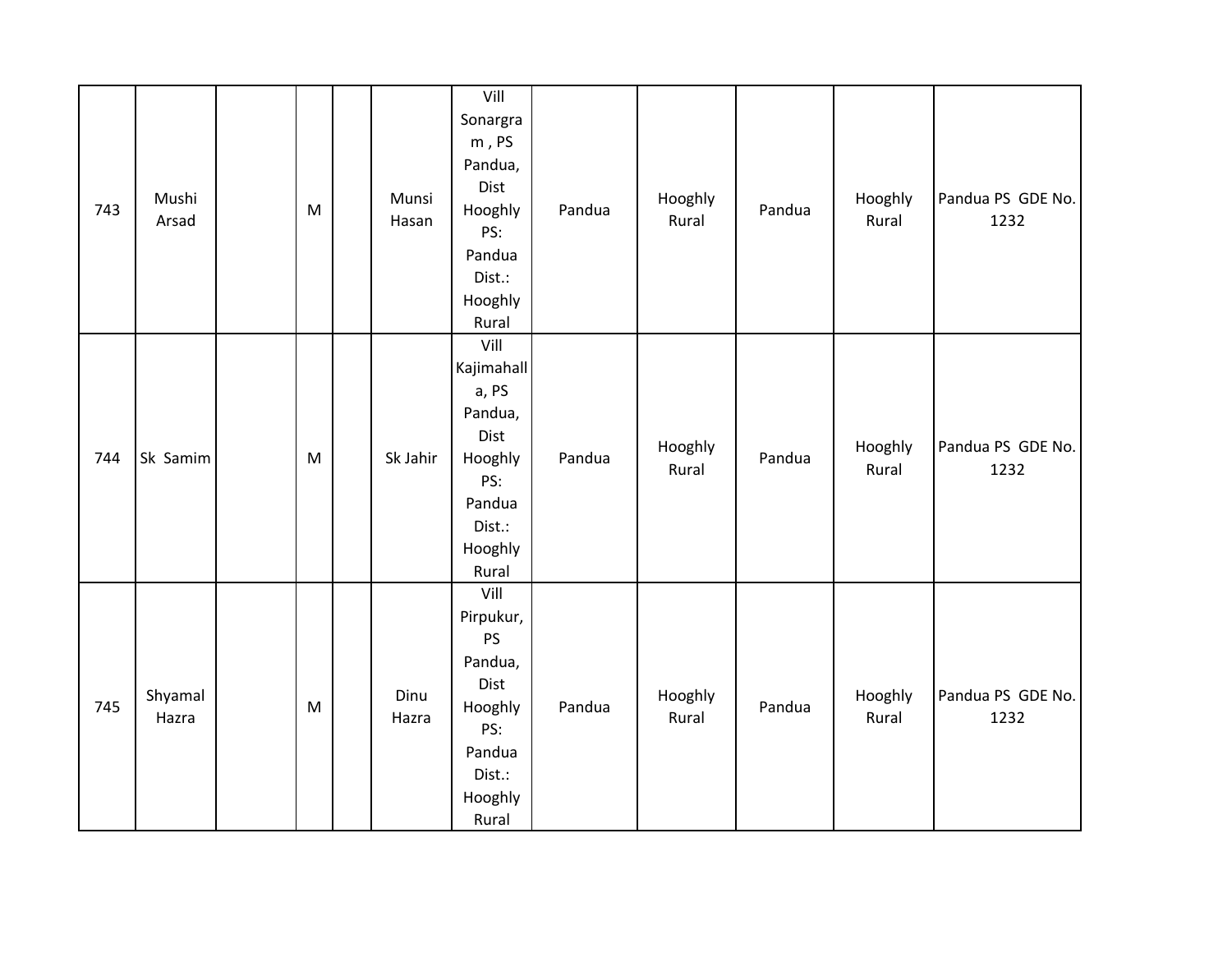| | | | | | | | | | | | |
|---|---|---|---|---|---|---|---|---|---|---|---|
| 743 | Mushi Arsad | | M | | Munsi Hasan | Vill Sonargram , PS Pandua, Dist Hooghly PS: Pandua Dist.: Hooghly Rural | Pandua | Hooghly Rural | Pandua | Hooghly Rural | Pandua PS GDE No. 1232 |
| 744 | Sk Samim | | M | | Sk Jahir | Vill Kajimahalla, PS Pandua, Dist Hooghly PS: Pandua Dist.: Hooghly Rural | Pandua | Hooghly Rural | Pandua | Hooghly Rural | Pandua PS GDE No. 1232 |
| 745 | Shyamal Hazra | | M | | Dinu Hazra | Vill Pirpukur, PS Pandua, Dist Hooghly PS: Pandua Dist.: Hooghly Rural | Pandua | Hooghly Rural | Pandua | Hooghly Rural | Pandua PS GDE No. 1232 |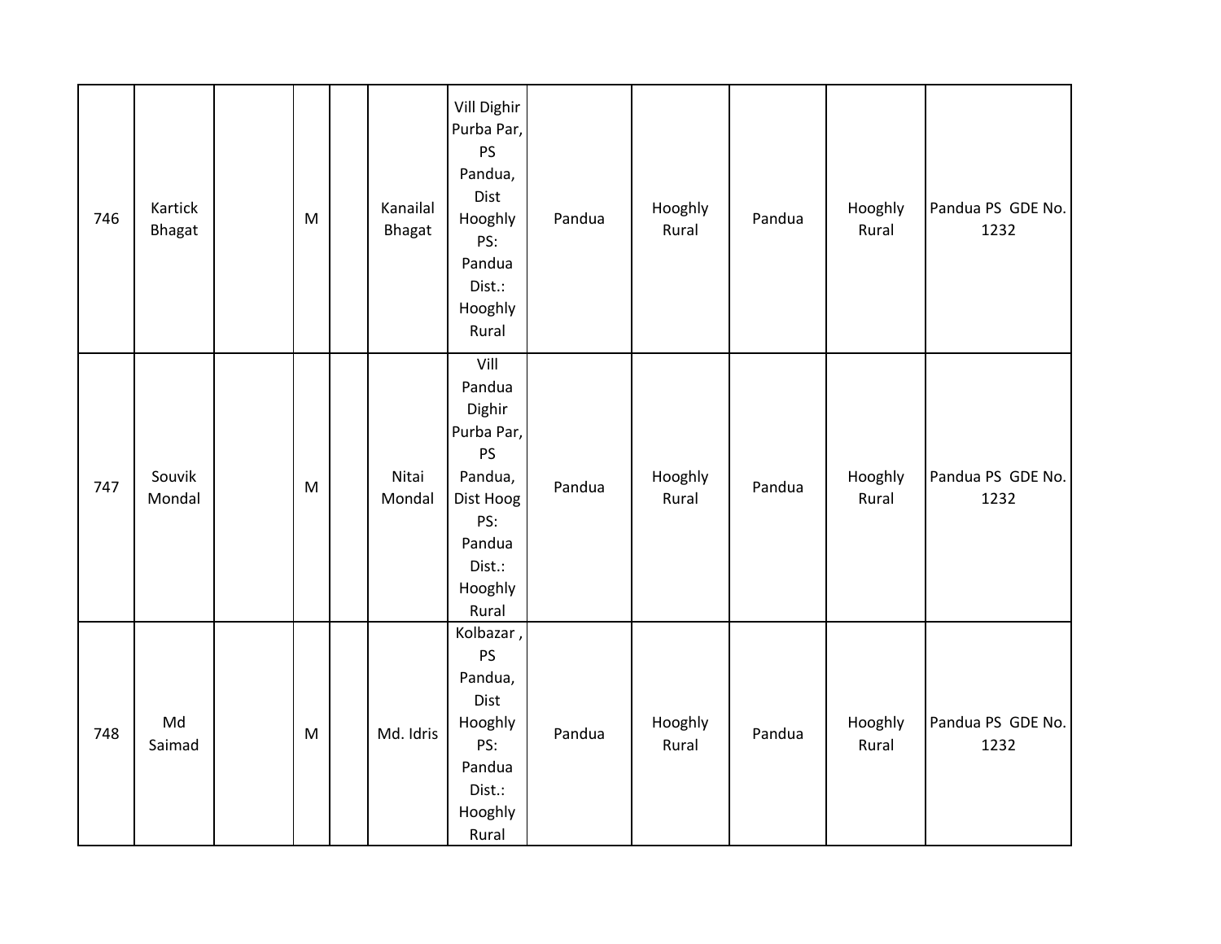| | | | | | | | | | | | |
|---|---|---|---|---|---|---|---|---|---|---|---|
| 746 | Kartick Bhagat | | M | | Kanailal Bhagat | Vill Dighir Purba Par, PS Pandua, Dist Hooghly PS: Pandua Dist.: Hooghly Rural | Pandua | Hooghly Rural | Pandua | Hooghly Rural | Pandua PS GDE No. 1232 |
| 747 | Souvik Mondal | | M | | Nitai Mondal | Vill Pandua Dighir Purba Par, PS Pandua, Dist Hoog PS: Pandua Dist.: Hooghly Rural | Pandua | Hooghly Rural | Pandua | Hooghly Rural | Pandua PS GDE No. 1232 |
| 748 | Md Saimad | | M | | Md. Idris | Kolbazar , PS Pandua, Dist Hooghly PS: Pandua Dist.: Hooghly Rural | Pandua | Hooghly Rural | Pandua | Hooghly Rural | Pandua PS GDE No. 1232 |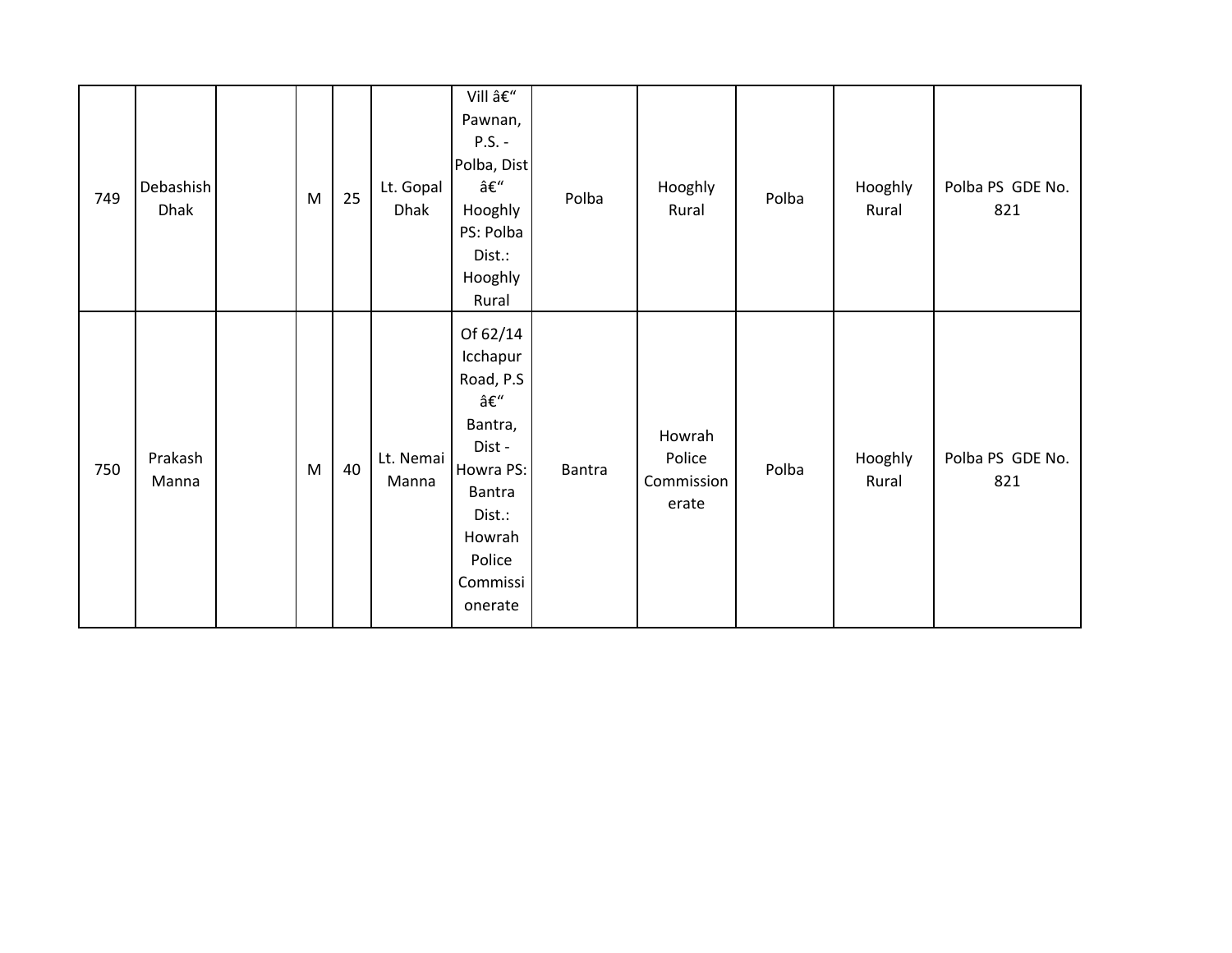| | | | | | | | | | | | |
|---|---|---|---|---|---|---|---|---|---|---|---|
| 749 | Debashish Dhak | | M | 25 | Lt. Gopal Dhak | Vill â€“ Pawnan, P.S. - Polba, Dist â€“ Hooghly PS: Polba Dist.: Hooghly Rural | Polba | Hooghly Rural | Polba | Hooghly Rural | Polba PS GDE No. 821 |
| 750 | Prakash Manna | | M | 40 | Lt. Nemai Manna | Of 62/14 Icchapur Road, P.S â€“ Bantra, Dist - Howra PS: Bantra Dist.: Howrah Police Commissionerate | Bantra | Howrah Police Commissionerate | Polba | Hooghly Rural | Polba PS GDE No. 821 |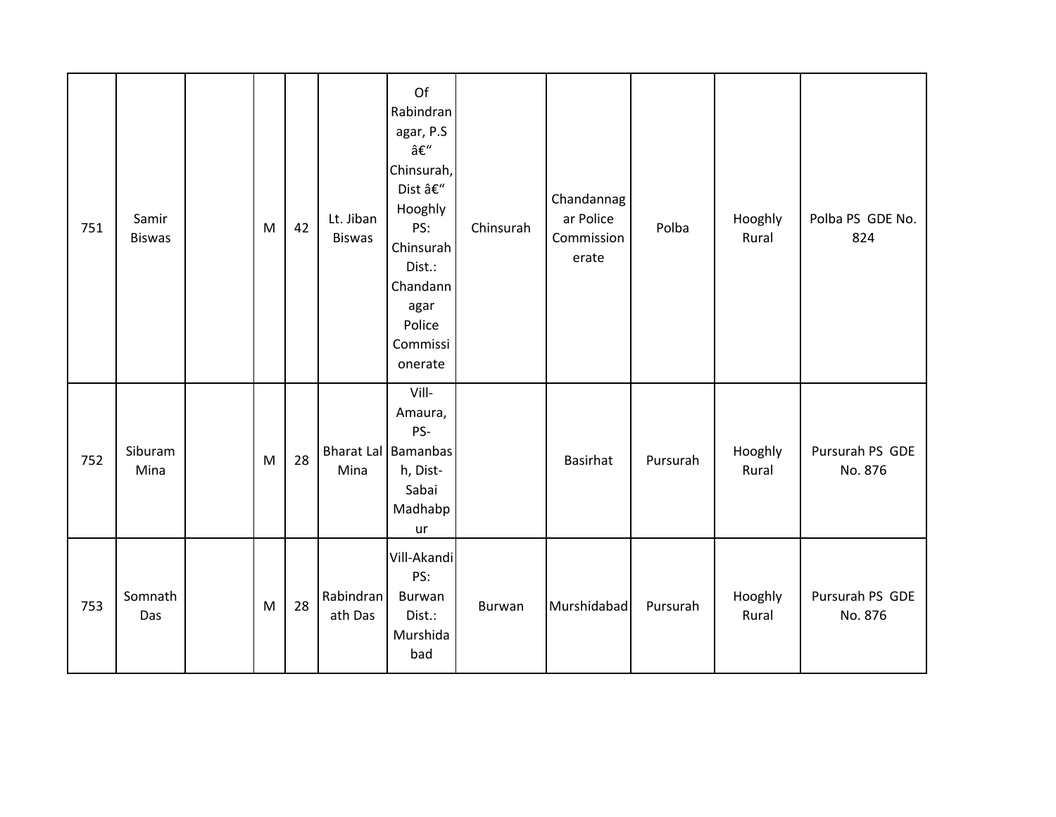| | | | | | | | | | | | |
|---|---|---|---|---|---|---|---|---|---|---|---|
| 751 | Samir Biswas | | M | 42 | Lt. Jiban Biswas | Of Rabindranagar, P.S â€“ Chinsurah, Dist â€“ Hooghly PS: Chinsurah Dist.: Chandannagar Police Commissionerate | Chinsurah | Chandannagar Police Commissionerate | Polba | Hooghly Rural | Polba PS GDE No. 824 |
| 752 | Siburam Mina | | M | 28 | Bharat Lal Mina | Vill-Amaura, PS-Bamanbash, Dist-Sabai Madhabpur | | Basirhat | Pursurah | Hooghly Rural | Pursurah PS GDE No. 876 |
| 753 | Somnath Das | | M | 28 | Rabindranath Das | Vill-Akandi PS: Burwan Dist.: Murshidabad | Burwan | Murshidabad | Pursurah | Hooghly Rural | Pursurah PS GDE No. 876 |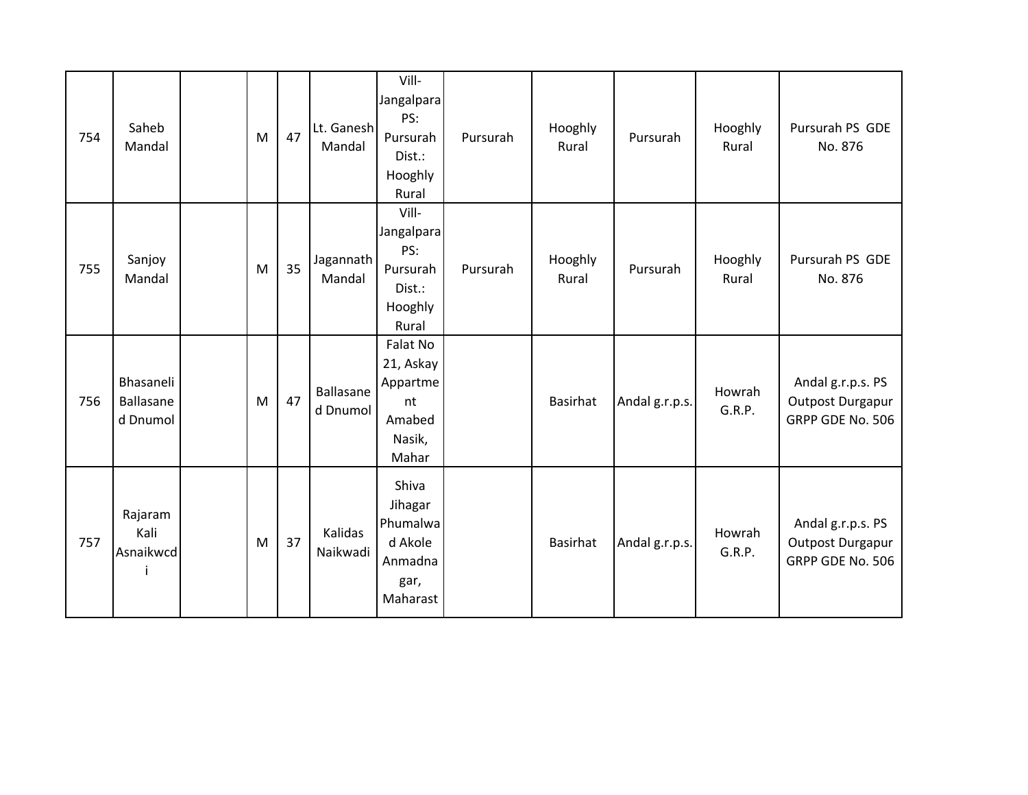| | | | | | | | | | | | |
|---|---|---|---|---|---|---|---|---|---|---|---|
| 754 | Saheb Mandal | | M | 47 | Lt. Ganesh Mandal | Vill- Jangalpara PS: Pursurah Dist.: Hooghly Rural | Pursurah | Hooghly Rural | Pursurah | Hooghly Rural | Pursurah PS GDE No. 876 |
| 755 | Sanjoy Mandal | | M | 35 | Jagannath Mandal | Vill- Jangalpara PS: Pursurah Dist.: Hooghly Rural | Pursurah | Hooghly Rural | Pursurah | Hooghly Rural | Pursurah PS GDE No. 876 |
| 756 | Bhasaneli Ballasaned Dnumol | | M | 47 | Ballasaned Dnumol | Falat No 21, Askay Appartment Amabed Nasik, Mahar | | Basirhat | Andal g.r.p.s. | Howrah G.R.P. | Andal g.r.p.s. PS Outpost Durgapur GRPP GDE No. 506 |
| 757 | Rajaram Kali Asnaikwcdi | | M | 37 | Kalidas Naikwadi | Shiva Jihagar Phumalwad Akole Anmadnagar, Maharast | | Basirhat | Andal g.r.p.s. | Howrah G.R.P. | Andal g.r.p.s. PS Outpost Durgapur GRPP GDE No. 506 |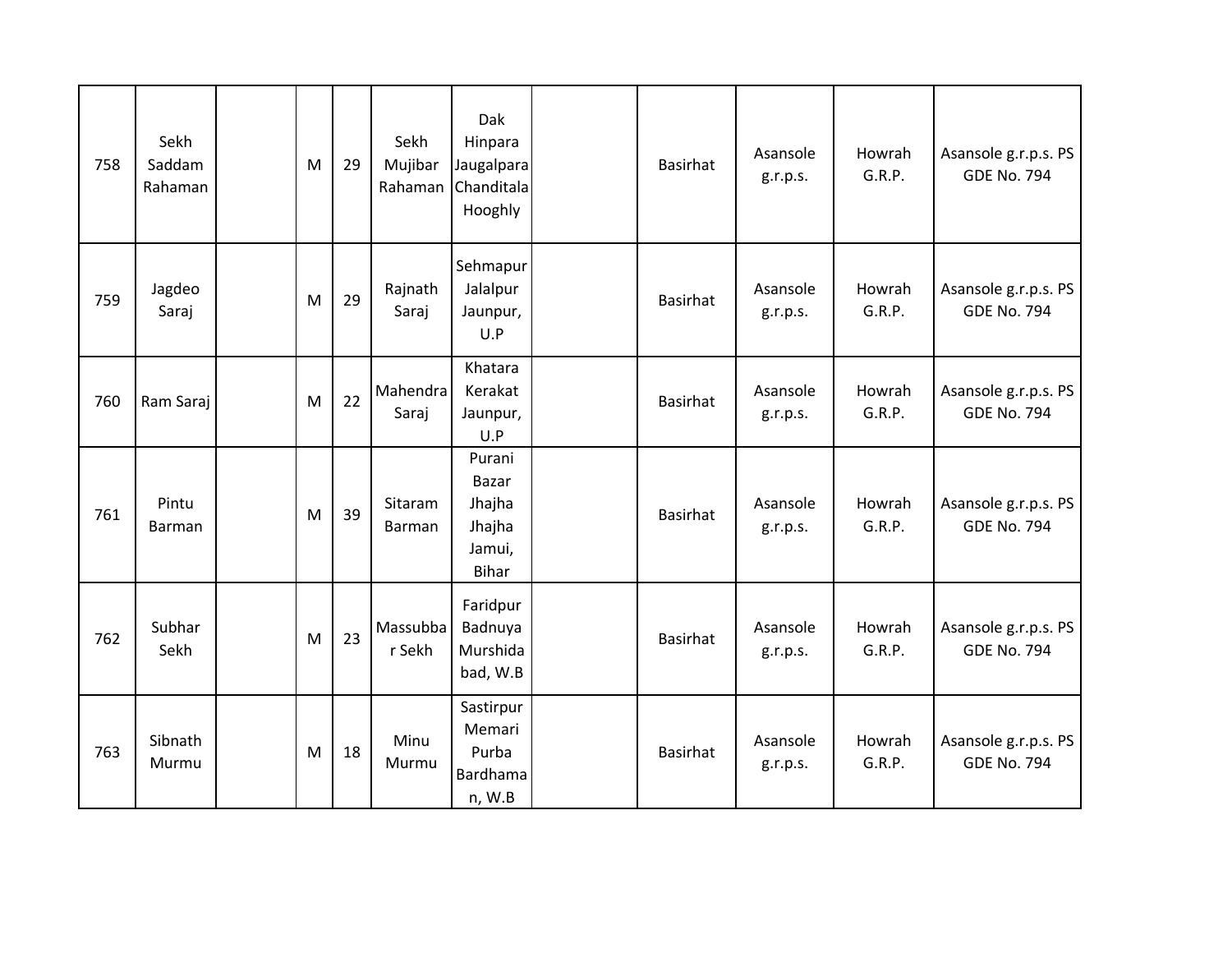| | | | | | | | | | | | |
|---|---|---|---|---|---|---|---|---|---|---|---|
| 758 | Sekh Saddam Rahaman | | M | 29 | Sekh Mujibar Rahaman | Dak Hinpara Jaugalpara Chanditala Hooghly | | Basirhat | Asansole g.r.p.s. | Howrah G.R.P. | Asansole g.r.p.s. PS GDE No. 794 |
| 759 | Jagdeo Saraj | | M | 29 | Rajnath Saraj | Sehmapur Jalalpur Jaunpur, U.P | | Basirhat | Asansole g.r.p.s. | Howrah G.R.P. | Asansole g.r.p.s. PS GDE No. 794 |
| 760 | Ram Saraj | | M | 22 | Mahendra Saraj | Khatara Kerakat Jaunpur, U.P | | Basirhat | Asansole g.r.p.s. | Howrah G.R.P. | Asansole g.r.p.s. PS GDE No. 794 |
| 761 | Pintu Barman | | M | 39 | Sitaram Barman | Purani Bazar Jhajha Jhajha Jamui, Bihar | | Basirhat | Asansole g.r.p.s. | Howrah G.R.P. | Asansole g.r.p.s. PS GDE No. 794 |
| 762 | Subhar Sekh | | M | 23 | Massubbar Sekh | Faridpur Badnuya Murshidabad, W.B | | Basirhat | Asansole g.r.p.s. | Howrah G.R.P. | Asansole g.r.p.s. PS GDE No. 794 |
| 763 | Sibnath Murmu | | M | 18 | Minu Murmu | Sastirpur Memari Purba Bardhaman, W.B | | Basirhat | Asansole g.r.p.s. | Howrah G.R.P. | Asansole g.r.p.s. PS GDE No. 794 |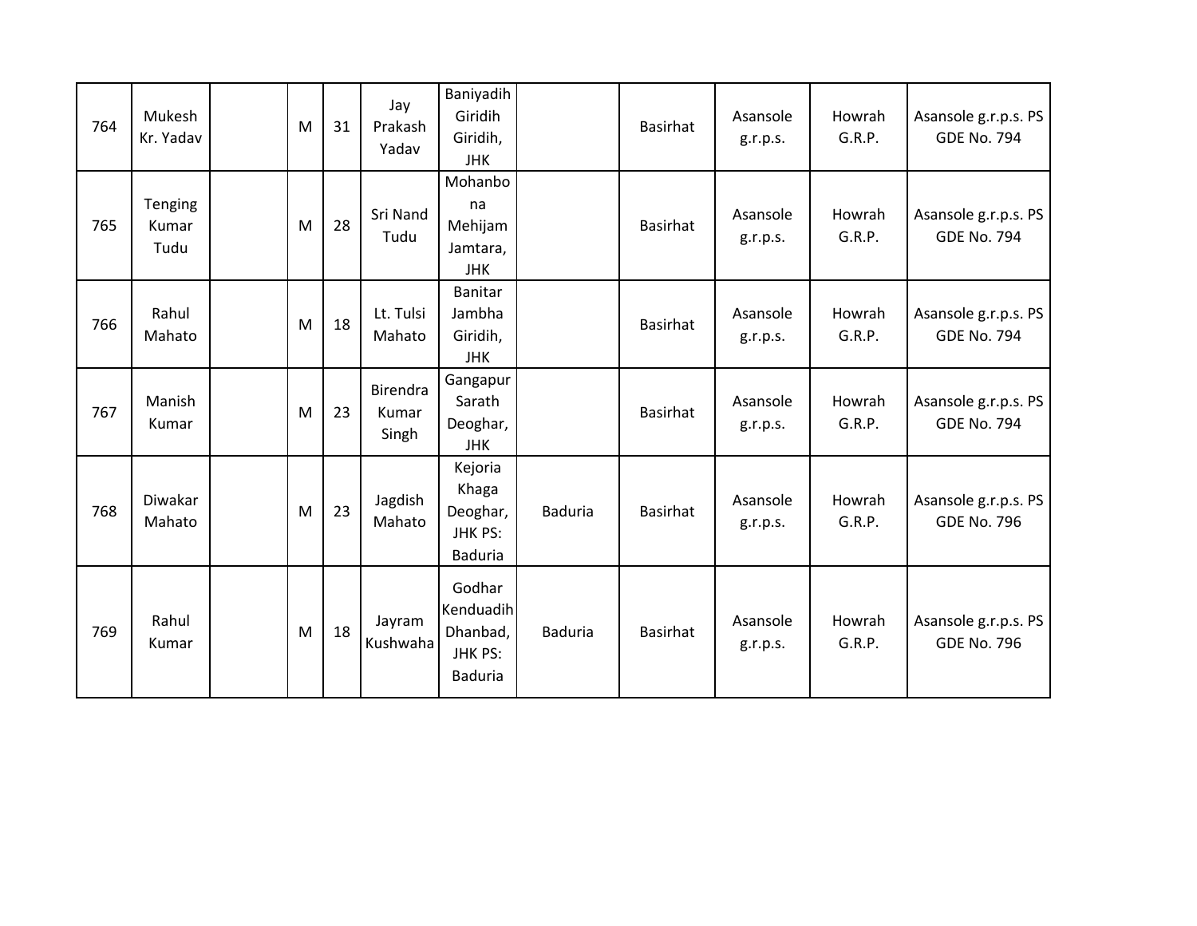| | | | | | | | | | | | |
|---|---|---|---|---|---|---|---|---|---|---|---|
| 764 | Mukesh Kr. Yadav | | M | 31 | Jay Prakash Yadav | Baniyadih Giridih Giridih, JHK | | Basirhat | Asansole g.r.p.s. | Howrah G.R.P. | Asansole g.r.p.s. PS GDE No. 794 |
| 765 | Tenging Kumar Tudu | | M | 28 | Sri Nand Tudu | Mohanbona Mehijam Jamtara, JHK | | Basirhat | Asansole g.r.p.s. | Howrah G.R.P. | Asansole g.r.p.s. PS GDE No. 794 |
| 766 | Rahul Mahato | | M | 18 | Lt. Tulsi Mahato | Banitar Jambha Giridih, JHK | | Basirhat | Asansole g.r.p.s. | Howrah G.R.P. | Asansole g.r.p.s. PS GDE No. 794 |
| 767 | Manish Kumar | | M | 23 | Birendra Kumar Singh | Gangapur Sarath Deoghar, JHK | | Basirhat | Asansole g.r.p.s. | Howrah G.R.P. | Asansole g.r.p.s. PS GDE No. 794 |
| 768 | Diwakar Mahato | | M | 23 | Jagdish Mahato | Kejoria Khaga Deoghar, JHK PS: Baduria | Baduria | Basirhat | Asansole g.r.p.s. | Howrah G.R.P. | Asansole g.r.p.s. PS GDE No. 796 |
| 769 | Rahul Kumar | | M | 18 | Jayram Kushwaha | Godhar Kenduadih Dhanbad, JHK PS: Baduria | Baduria | Basirhat | Asansole g.r.p.s. | Howrah G.R.P. | Asansole g.r.p.s. PS GDE No. 796 |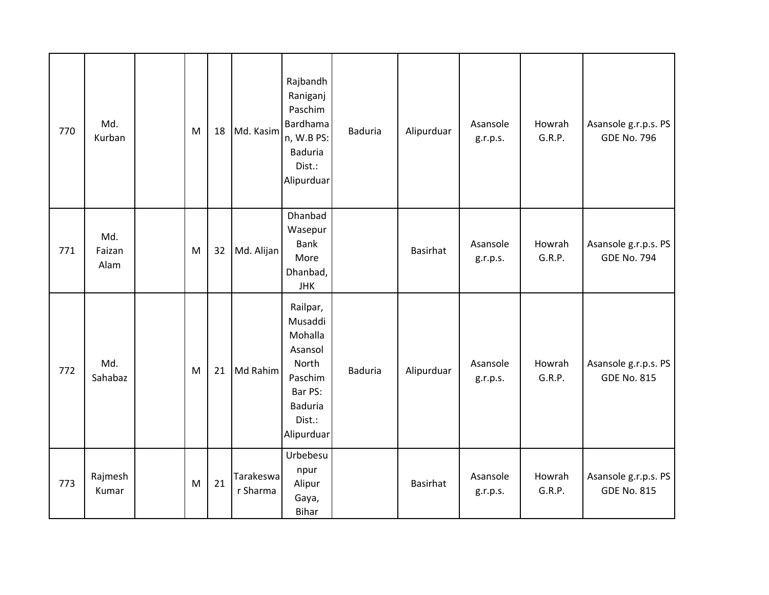| | | | | | | | | | | | |
|---|---|---|---|---|---|---|---|---|---|---|---|
| 770 | Md. Kurban | | M | 18 | Md. Kasim | Rajbandh Raniganj Paschim Bardhaman, W.B PS: Baduria Dist.: Alipurduar | Baduria | Alipurduar | Asansole g.r.p.s. | Howrah G.R.P. | Asansole g.r.p.s. PS GDE No. 796 |
| 771 | Md. Faizan Alam | | M | 32 | Md. Alijan | Dhanbad Wasepur Bank More Dhanbad, JHK | | Basirhat | Asansole g.r.p.s. | Howrah G.R.P. | Asansole g.r.p.s. PS GDE No. 794 |
| 772 | Md. Sahabaz | | M | 21 | Md Rahim | Railpar, Musaddi Mohalla Asansol North Paschim Bar PS: Baduria Dist.: Alipurduar | Baduria | Alipurduar | Asansole g.r.p.s. | Howrah G.R.P. | Asansole g.r.p.s. PS GDE No. 815 |
| 773 | Rajmesh Kumar | | M | 21 | Tarakeswar Sharma | Urbebesunpur Alipur Gaya, Bihar | | Basirhat | Asansole g.r.p.s. | Howrah G.R.P. | Asansole g.r.p.s. PS GDE No. 815 |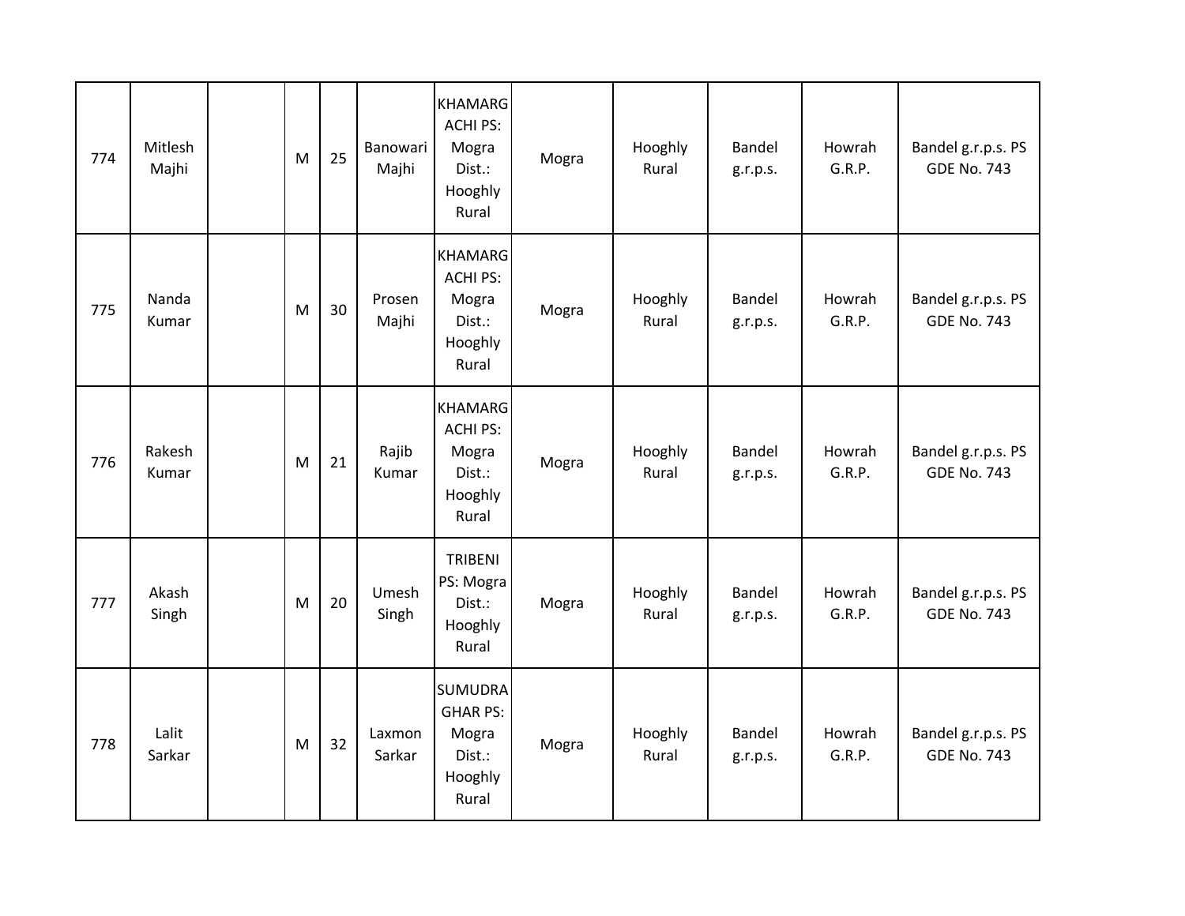| | | | | | | | | | | | |
|---|---|---|---|---|---|---|---|---|---|---|---|
| 774 | Mitlesh Majhi | | M | 25 | Banowari Majhi | KHAMARGACHI PS: Mogra Dist.: Hooghly Rural | Mogra | Hooghly Rural | Bandel g.r.p.s. | Howrah G.R.P. | Bandel g.r.p.s. PS GDE No. 743 |
| 775 | Nanda Kumar | | M | 30 | Prosen Majhi | KHAMARGACHI PS: Mogra Dist.: Hooghly Rural | Mogra | Hooghly Rural | Bandel g.r.p.s. | Howrah G.R.P. | Bandel g.r.p.s. PS GDE No. 743 |
| 776 | Rakesh Kumar | | M | 21 | Rajib Kumar | KHAMARGACHI PS: Mogra Dist.: Hooghly Rural | Mogra | Hooghly Rural | Bandel g.r.p.s. | Howrah G.R.P. | Bandel g.r.p.s. PS GDE No. 743 |
| 777 | Akash Singh | | M | 20 | Umesh Singh | TRIBENI PS: Mogra Dist.: Hooghly Rural | Mogra | Hooghly Rural | Bandel g.r.p.s. | Howrah G.R.P. | Bandel g.r.p.s. PS GDE No. 743 |
| 778 | Lalit Sarkar | | M | 32 | Laxmon Sarkar | SUMUDRAGHAR PS: Mogra Dist.: Hooghly Rural | Mogra | Hooghly Rural | Bandel g.r.p.s. | Howrah G.R.P. | Bandel g.r.p.s. PS GDE No. 743 |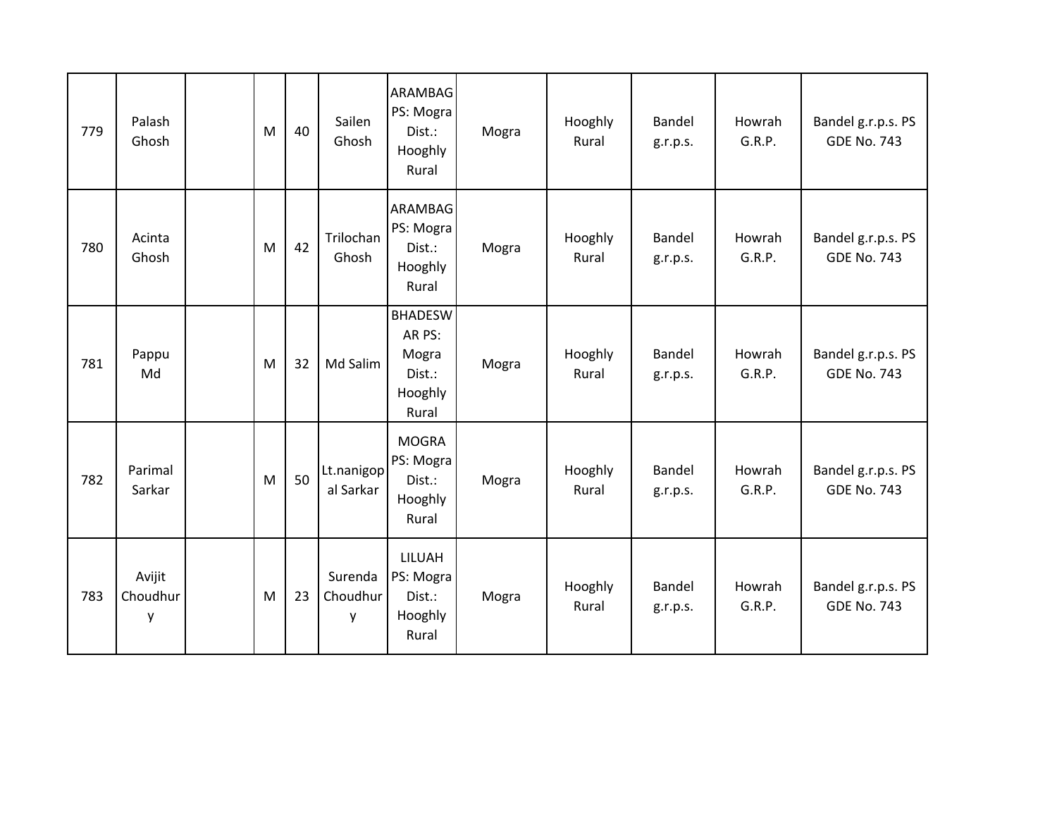| | | | | | | | | | | | |
|---|---|---|---|---|---|---|---|---|---|---|---|
| 779 | Palash Ghosh | | M | 40 | Sailen Ghosh | ARAMBAG PS: Mogra Dist.: Hooghly Rural | Mogra | Hooghly Rural | Bandel g.r.p.s. | Howrah G.R.P. | Bandel g.r.p.s. PS GDE No. 743 |
| 780 | Acinta Ghosh | | M | 42 | Trilochan Ghosh | ARAMBAG PS: Mogra Dist.: Hooghly Rural | Mogra | Hooghly Rural | Bandel g.r.p.s. | Howrah G.R.P. | Bandel g.r.p.s. PS GDE No. 743 |
| 781 | Pappu Md | | M | 32 | Md Salim | BHADESWAR PS: Mogra Dist.: Hooghly Rural | Mogra | Hooghly Rural | Bandel g.r.p.s. | Howrah G.R.P. | Bandel g.r.p.s. PS GDE No. 743 |
| 782 | Parimal Sarkar | | M | 50 | Lt.nanigopal Sarkar | MOGRA PS: Mogra Dist.: Hooghly Rural | Mogra | Hooghly Rural | Bandel g.r.p.s. | Howrah G.R.P. | Bandel g.r.p.s. PS GDE No. 743 |
| 783 | Avijit Choudhury | | M | 23 | Surenda Choudhury | LILUAH PS: Mogra Dist.: Hooghly Rural | Mogra | Hooghly Rural | Bandel g.r.p.s. | Howrah G.R.P. | Bandel g.r.p.s. PS GDE No. 743 |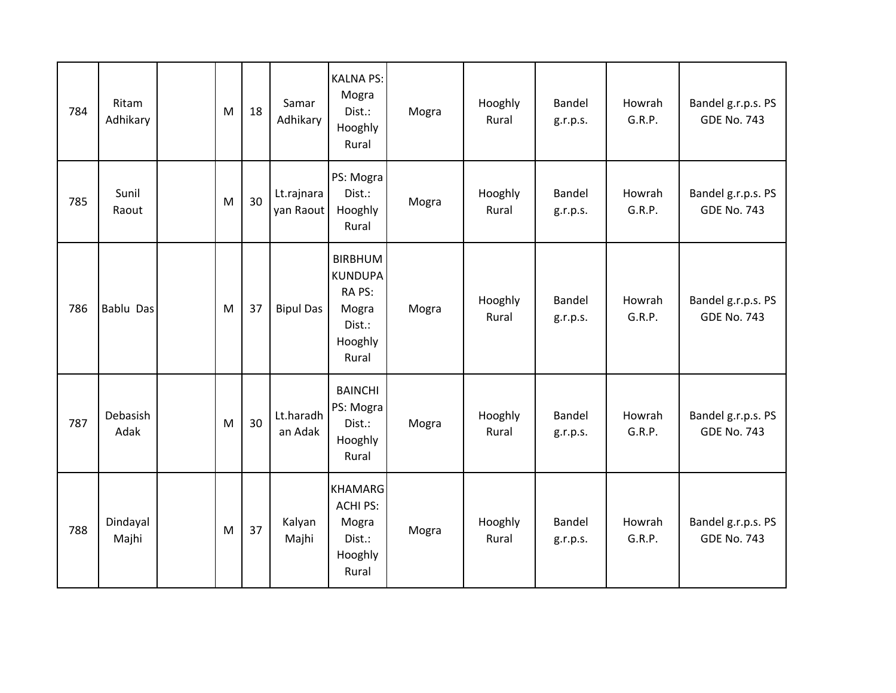| | | | | | | | | | | | |
|---|---|---|---|---|---|---|---|---|---|---|---|
| 784 | Ritam Adhikary | | M | 18 | Samar Adhikary | KALNA PS: Mogra Dist.: Hooghly Rural | Mogra | Hooghly Rural | Bandel g.r.p.s. | Howrah G.R.P. | Bandel g.r.p.s. PS GDE No. 743 |
| 785 | Sunil Raout | | M | 30 | Lt.rajnarayan Raout | PS: Mogra Dist.: Hooghly Rural | Mogra | Hooghly Rural | Bandel g.r.p.s. | Howrah G.R.P. | Bandel g.r.p.s. PS GDE No. 743 |
| 786 | Bablu Das | | M | 37 | Bipul Das | BIRBHUM KUNDUPARA PS: Mogra Dist.: Hooghly Rural | Mogra | Hooghly Rural | Bandel g.r.p.s. | Howrah G.R.P. | Bandel g.r.p.s. PS GDE No. 743 |
| 787 | Debasish Adak | | M | 30 | Lt.haradhan Adak | BAINCHI PS: Mogra Dist.: Hooghly Rural | Mogra | Hooghly Rural | Bandel g.r.p.s. | Howrah G.R.P. | Bandel g.r.p.s. PS GDE No. 743 |
| 788 | Dindayal Majhi | | M | 37 | Kalyan Majhi | KHAMARGACHI PS: Mogra Dist.: Hooghly Rural | Mogra | Hooghly Rural | Bandel g.r.p.s. | Howrah G.R.P. | Bandel g.r.p.s. PS GDE No. 743 |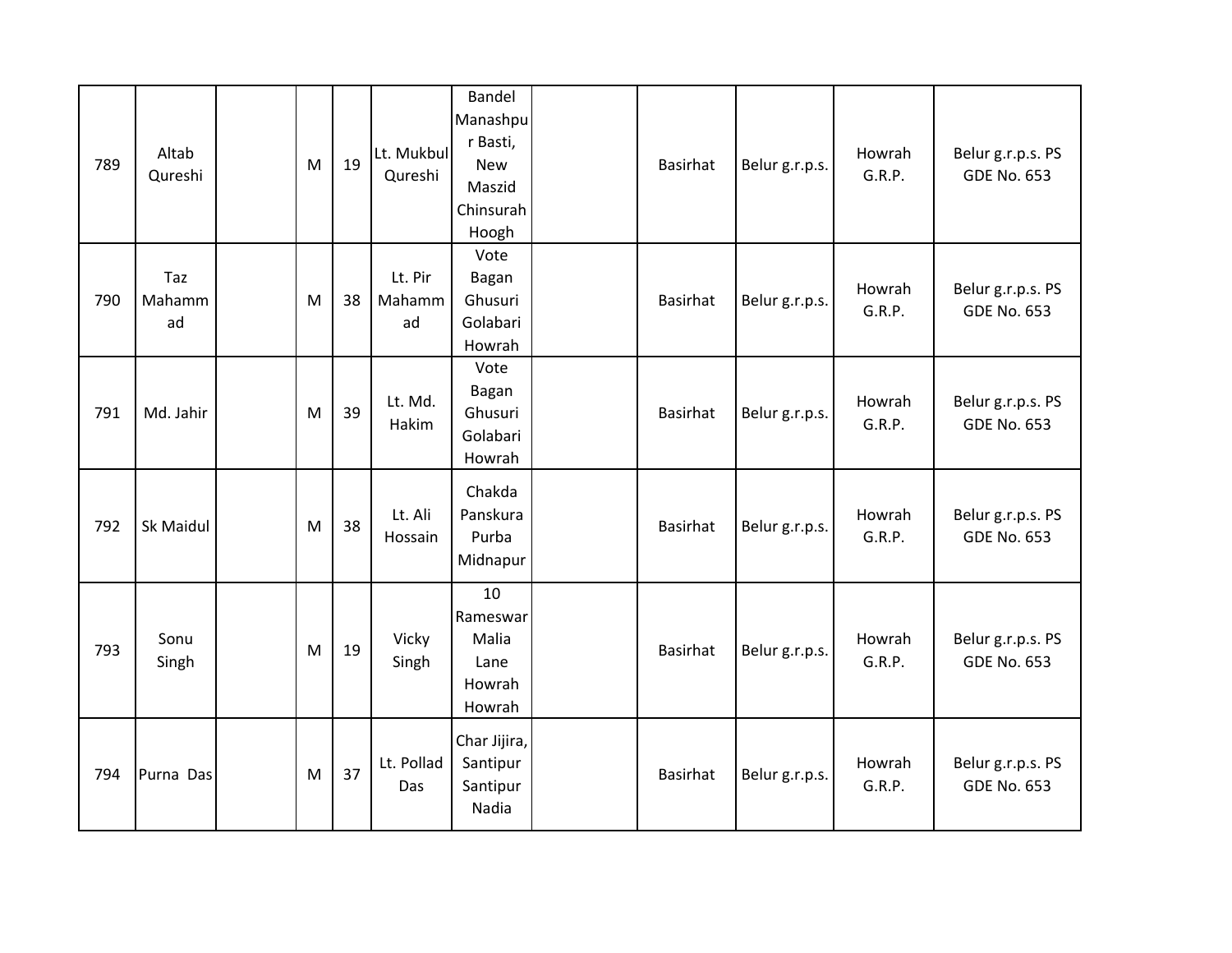| | | | | | | | | | | | |
|---|---|---|---|---|---|---|---|---|---|---|---|
| 789 | Altab Qureshi | | M | 19 | Lt. Mukbul Qureshi | Bandel Manashpur Basti, New Maszid Chinsurah Hoogh | | Basirhat | Belur g.r.p.s. | Howrah G.R.P. | Belur g.r.p.s. PS GDE No. 653 |
| 790 | Taz Mahammad | | M | 38 | Lt. Pir Mahammad | Vote Bagan Ghusuri Golabari Howrah | | Basirhat | Belur g.r.p.s. | Howrah G.R.P. | Belur g.r.p.s. PS GDE No. 653 |
| 791 | Md. Jahir | | M | 39 | Lt. Md. Hakim | Vote Bagan Ghusuri Golabari Howrah | | Basirhat | Belur g.r.p.s. | Howrah G.R.P. | Belur g.r.p.s. PS GDE No. 653 |
| 792 | Sk Maidul | | M | 38 | Lt. Ali Hossain | Chakda Panskura Purba Midnapur | | Basirhat | Belur g.r.p.s. | Howrah G.R.P. | Belur g.r.p.s. PS GDE No. 653 |
| 793 | Sonu Singh | | M | 19 | Vicky Singh | 10 Rameswar Malia Lane Howrah Howrah | | Basirhat | Belur g.r.p.s. | Howrah G.R.P. | Belur g.r.p.s. PS GDE No. 653 |
| 794 | Purna Das | | M | 37 | Lt. Pollad Das | Char Jijira, Santipur Santipur Nadia | | Basirhat | Belur g.r.p.s. | Howrah G.R.P. | Belur g.r.p.s. PS GDE No. 653 |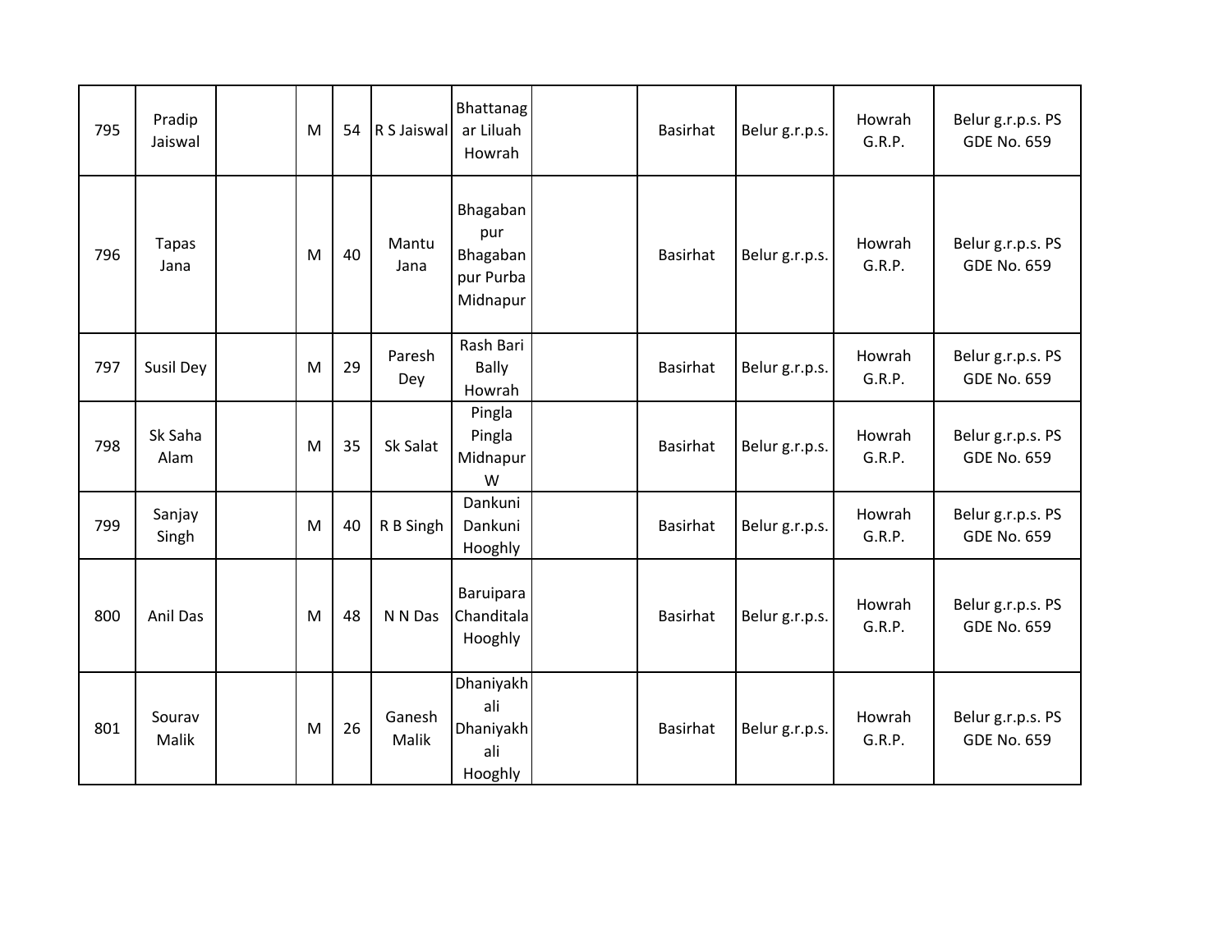| | | | | | | | | | | | |
|---|---|---|---|---|---|---|---|---|---|---|---|
| 795 | Pradip Jaiswal | | M | 54 | R S Jaiswal | Bhattanagar Liluah Howrah | | Basirhat | Belur g.r.p.s. | Howrah G.R.P. | Belur g.r.p.s. PS GDE No. 659 |
| 796 | Tapas Jana | | M | 40 | Mantu Jana | Bhagabanpur Bhagabanpur Purba Midnapur | | Basirhat | Belur g.r.p.s. | Howrah G.R.P. | Belur g.r.p.s. PS GDE No. 659 |
| 797 | Susil Dey | | M | 29 | Paresh Dey | Rash Bari Bally Howrah | | Basirhat | Belur g.r.p.s. | Howrah G.R.P. | Belur g.r.p.s. PS GDE No. 659 |
| 798 | Sk Saha Alam | | M | 35 | Sk Salat | Pingla Pingla Midnapur W | | Basirhat | Belur g.r.p.s. | Howrah G.R.P. | Belur g.r.p.s. PS GDE No. 659 |
| 799 | Sanjay Singh | | M | 40 | R B Singh | Dankuni Dankuni Hooghly | | Basirhat | Belur g.r.p.s. | Howrah G.R.P. | Belur g.r.p.s. PS GDE No. 659 |
| 800 | Anil Das | | M | 48 | N N Das | Baruipara Chanditala Hooghly | | Basirhat | Belur g.r.p.s. | Howrah G.R.P. | Belur g.r.p.s. PS GDE No. 659 |
| 801 | Sourav Malik | | M | 26 | Ganesh Malik | Dhaniyakhali Dhaniyakhali Hooghly | | Basirhat | Belur g.r.p.s. | Howrah G.R.P. | Belur g.r.p.s. PS GDE No. 659 |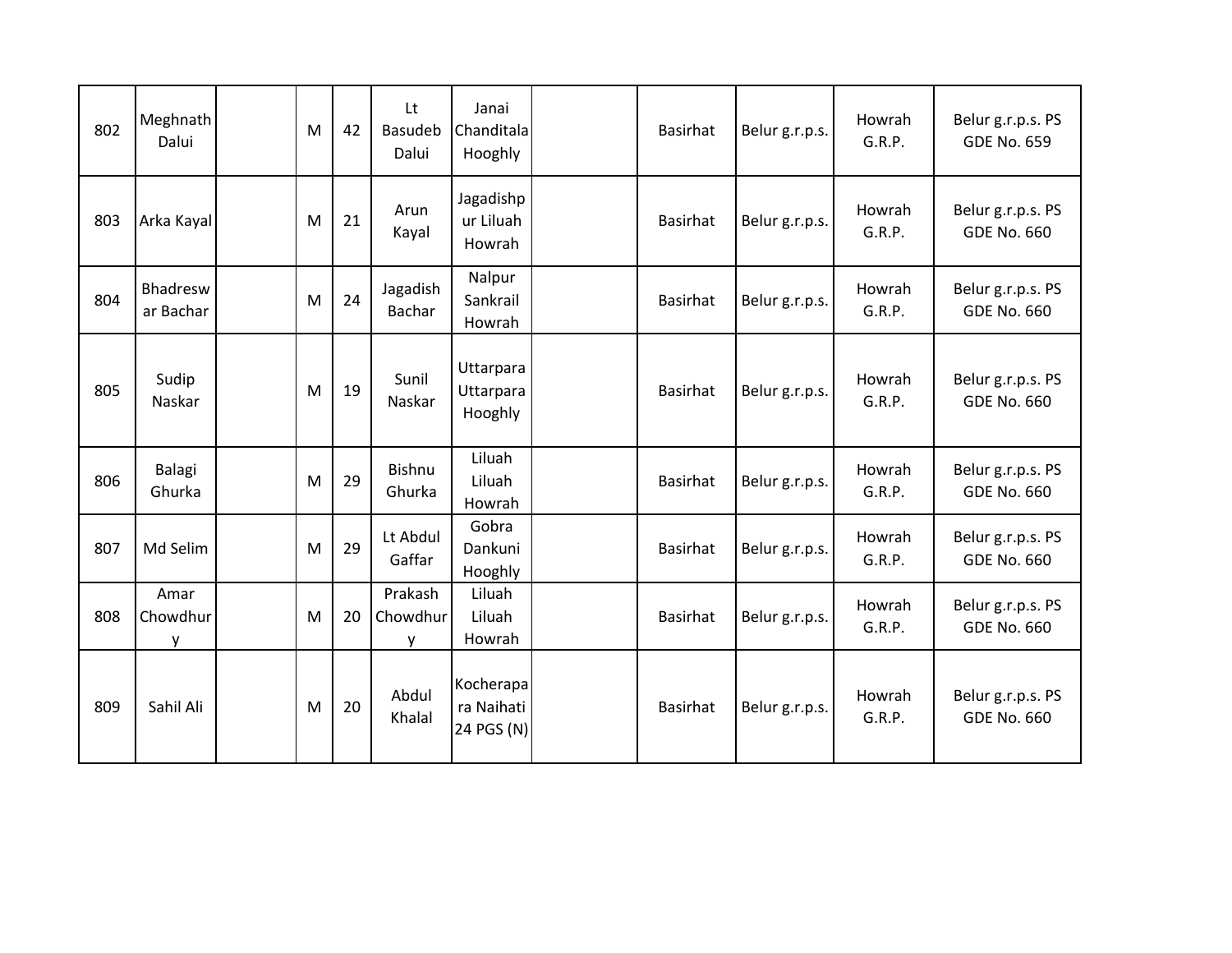| | | | | | | | | | | | |
|---|---|---|---|---|---|---|---|---|---|---|---|
| 802 | Meghnath Dalui | | M | 42 | Lt Basudeb Dalui | Janai Chanditala Hooghly | | Basirhat | Belur g.r.p.s. | Howrah G.R.P. | Belur g.r.p.s. PS GDE No. 659 |
| 803 | Arka Kayal | | M | 21 | Arun Kayal | Jagadishpur Liluah Howrah | | Basirhat | Belur g.r.p.s. | Howrah G.R.P. | Belur g.r.p.s. PS GDE No. 660 |
| 804 | Bhadreswar Bachar | | M | 24 | Jagadish Bachar | Nalpur Sankrail Howrah | | Basirhat | Belur g.r.p.s. | Howrah G.R.P. | Belur g.r.p.s. PS GDE No. 660 |
| 805 | Sudip Naskar | | M | 19 | Sunil Naskar | Uttarpara Uttarpara Hooghly | | Basirhat | Belur g.r.p.s. | Howrah G.R.P. | Belur g.r.p.s. PS GDE No. 660 |
| 806 | Balagi Ghurka | | M | 29 | Bishnu Ghurka | Liluah Liluah Howrah | | Basirhat | Belur g.r.p.s. | Howrah G.R.P. | Belur g.r.p.s. PS GDE No. 660 |
| 807 | Md Selim | | M | 29 | Lt Abdul Gaffar | Gobra Dankuni Hooghly | | Basirhat | Belur g.r.p.s. | Howrah G.R.P. | Belur g.r.p.s. PS GDE No. 660 |
| 808 | Amar Chowdhury | | M | 20 | Prakash Chowdhury | Liluah Liluah Howrah | | Basirhat | Belur g.r.p.s. | Howrah G.R.P. | Belur g.r.p.s. PS GDE No. 660 |
| 809 | Sahil Ali | | M | 20 | Abdul Khalal | Kocherapara Naihati 24 PGS (N) | | Basirhat | Belur g.r.p.s. | Howrah G.R.P. | Belur g.r.p.s. PS GDE No. 660 |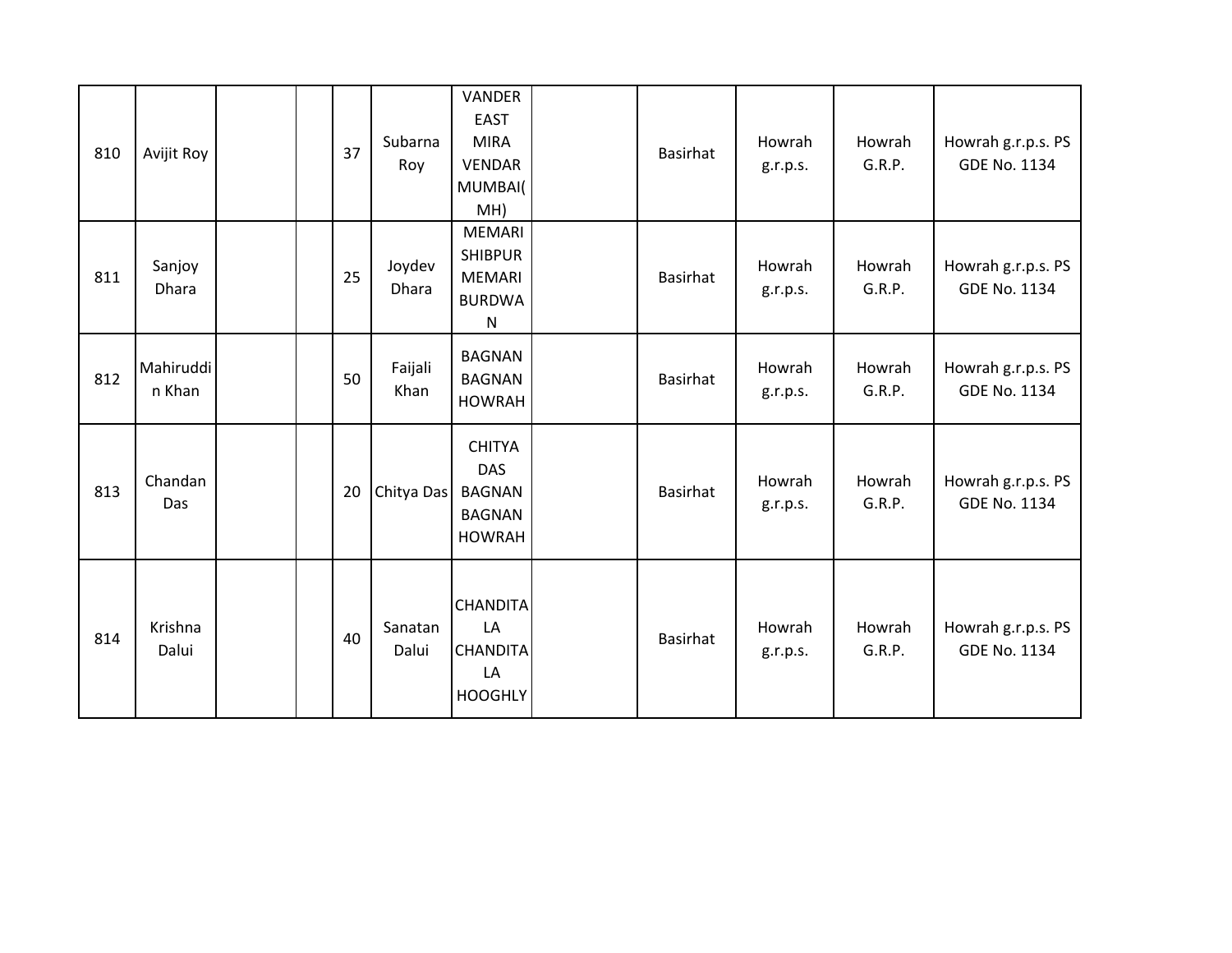| | | | | | | | | | | | |
|---|---|---|---|---|---|---|---|---|---|---|---|
| 810 | Avijit Roy | | | 37 | Subarna Roy | VANDER EAST MIRA VENDAR MUMBAI(MH) | | Basirhat | Howrah g.r.p.s. | Howrah G.R.P. | Howrah g.r.p.s. PS GDE No. 1134 |
| 811 | Sanjoy Dhara | | | 25 | Joydev Dhara | MEMARI SHIBPUR MEMARI BURDWAN | | Basirhat | Howrah g.r.p.s. | Howrah G.R.P. | Howrah g.r.p.s. PS GDE No. 1134 |
| 812 | Mahiruddin Khan | | | 50 | Faijali Khan | BAGNAN BAGNAN HOWRAH | | Basirhat | Howrah g.r.p.s. | Howrah G.R.P. | Howrah g.r.p.s. PS GDE No. 1134 |
| 813 | Chandan Das | | | 20 | Chitya Das | CHITYA DAS BAGNAN BAGNAN HOWRAH | | Basirhat | Howrah g.r.p.s. | Howrah G.R.P. | Howrah g.r.p.s. PS GDE No. 1134 |
| 814 | Krishna Dalui | | | 40 | Sanatan Dalui | CHANDITALA CHANDITALA HOOGHLY | | Basirhat | Howrah g.r.p.s. | Howrah G.R.P. | Howrah g.r.p.s. PS GDE No. 1134 |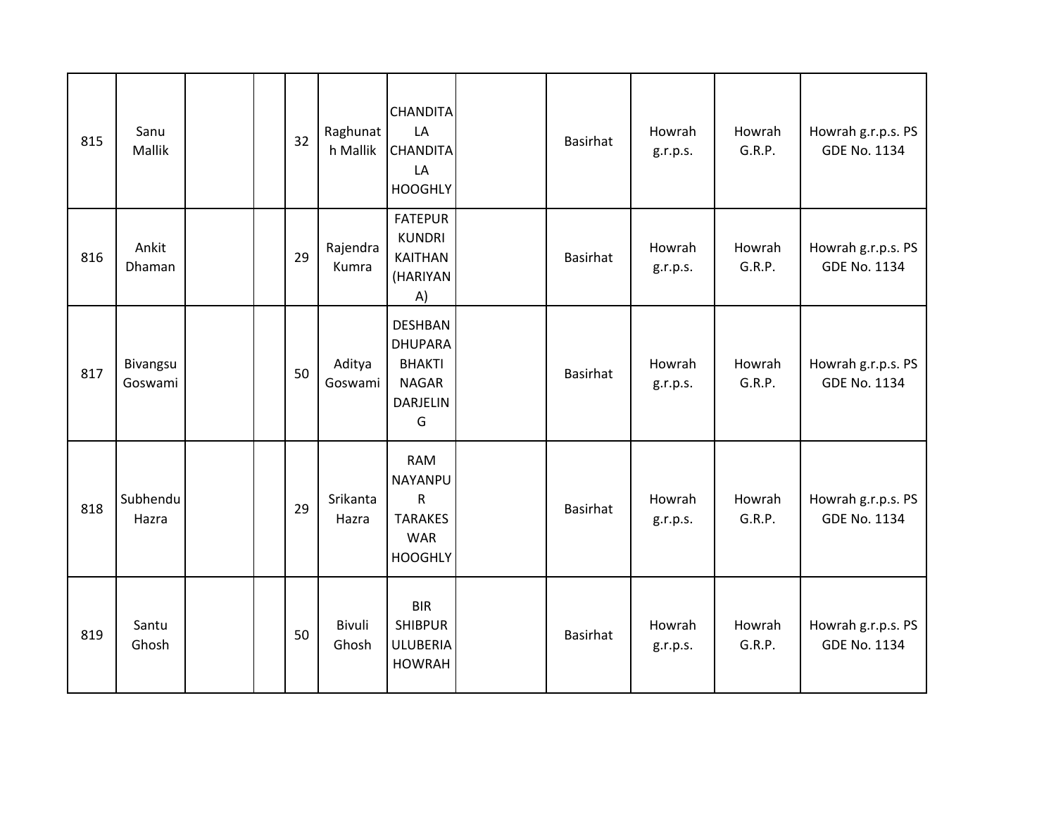| | | | | | | | | | | | |
|---|---|---|---|---|---|---|---|---|---|---|---|
| 815 | Sanu Mallik | | | 32 | Raghunath Mallik | CHANDITALA CHANDITALA HOOGHLY | | Basirhat | Howrah g.r.p.s. | Howrah G.R.P. | Howrah g.r.p.s. PS GDE No. 1134 |
| 816 | Ankit Dhaman | | | 29 | Rajendra Kumra | FATEPUR KUNDRI KAITHAN (HARIYANA) | | Basirhat | Howrah g.r.p.s. | Howrah G.R.P. | Howrah g.r.p.s. PS GDE No. 1134 |
| 817 | Bivangsu Goswami | | | 50 | Aditya Goswami | DESHBANDHUPARA BHAKTI NAGAR DARJELING | | Basirhat | Howrah g.r.p.s. | Howrah G.R.P. | Howrah g.r.p.s. PS GDE No. 1134 |
| 818 | Subhendu Hazra | | | 29 | Srikanta Hazra | RAM NAYANPUR TARAKESWAR HOOGHLY | | Basirhat | Howrah g.r.p.s. | Howrah G.R.P. | Howrah g.r.p.s. PS GDE No. 1134 |
| 819 | Santu Ghosh | | | 50 | Bivuli Ghosh | BIR SHIBPUR ULUBERIA HOWRAH | | Basirhat | Howrah g.r.p.s. | Howrah G.R.P. | Howrah g.r.p.s. PS GDE No. 1134 |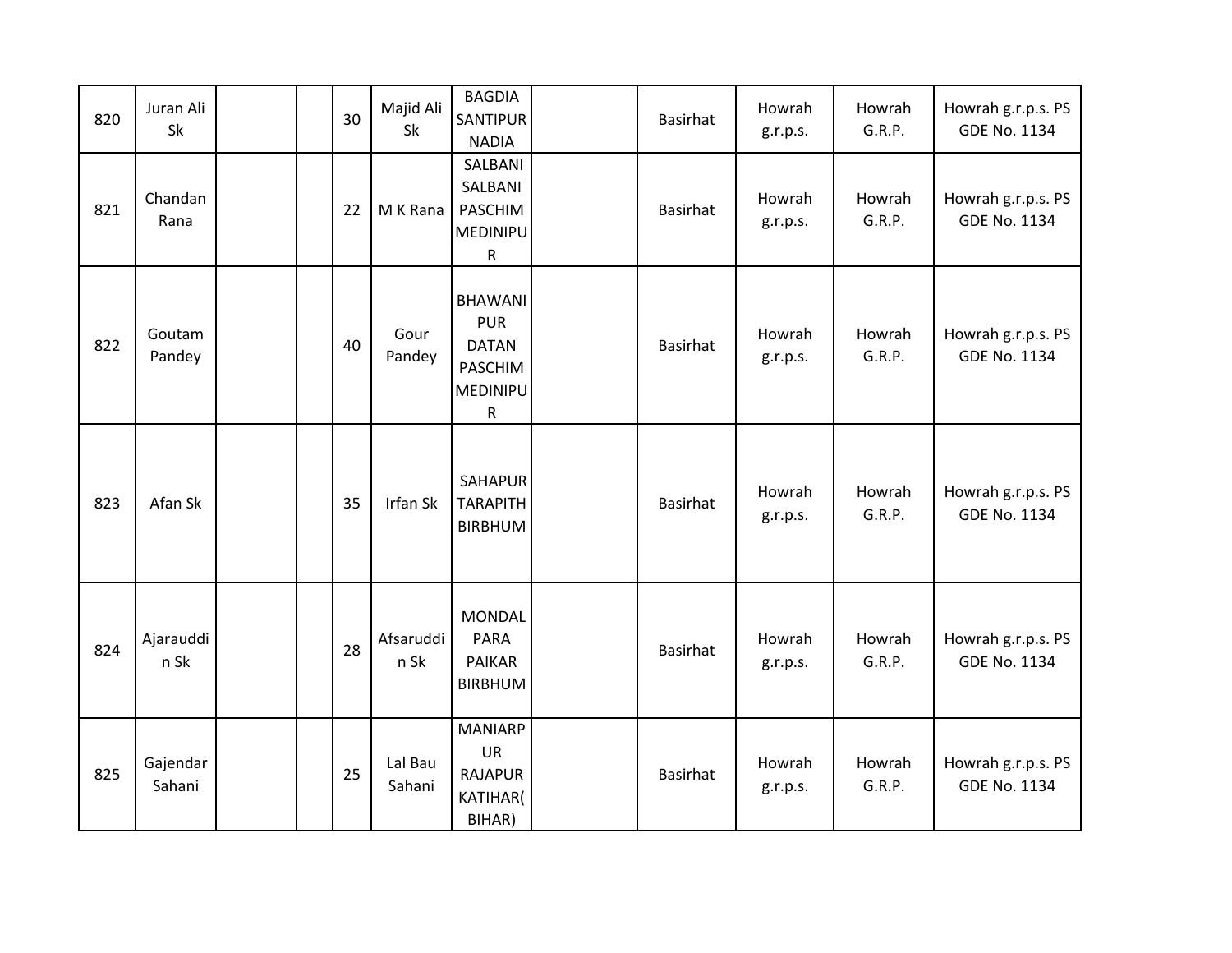| | | | | | | | | | | | |
|---|---|---|---|---|---|---|---|---|---|---|---|
| 820 | Juran Ali Sk | | | 30 | Majid Ali Sk | BAGDIA SANTIPUR NADIA | | Basirhat | Howrah g.r.p.s. | Howrah G.R.P. | Howrah g.r.p.s. PS GDE No. 1134 |
| 821 | Chandan Rana | | | 22 | M K Rana | SALBANI SALBANI PASCHIM MEDINIPUR | | Basirhat | Howrah g.r.p.s. | Howrah G.R.P. | Howrah g.r.p.s. PS GDE No. 1134 |
| 822 | Goutam Pandey | | | 40 | Gour Pandey | BHAWANIPUR DATAN PASCHIM MEDINIPUR | | Basirhat | Howrah g.r.p.s. | Howrah G.R.P. | Howrah g.r.p.s. PS GDE No. 1134 |
| 823 | Afan Sk | | | 35 | Irfan Sk | SAHAPUR TARAPITH BIRBHUM | | Basirhat | Howrah g.r.p.s. | Howrah G.R.P. | Howrah g.r.p.s. PS GDE No. 1134 |
| 824 | Ajarauddin Sk | | | 28 | Afsaruddin Sk | MONDAL PARA PAIKAR BIRBHUM | | Basirhat | Howrah g.r.p.s. | Howrah G.R.P. | Howrah g.r.p.s. PS GDE No. 1134 |
| 825 | Gajendar Sahani | | | 25 | Lal Bau Sahani | MANIARPUR RAJAPUR KATIHAR(BIHAR) | | Basirhat | Howrah g.r.p.s. | Howrah G.R.P. | Howrah g.r.p.s. PS GDE No. 1134 |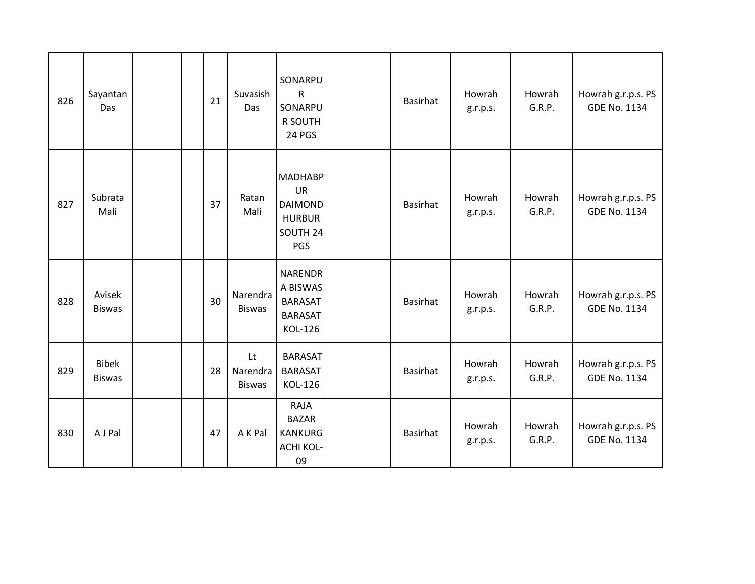| | | | | | | | | | | | |
|---|---|---|---|---|---|---|---|---|---|---|---|
| 826 | Sayantan Das | | | 21 | Suvasish Das | SONARPUR SONARPUR SOUTH 24 PGS | | Basirhat | Howrah g.r.p.s. | Howrah G.R.P. | Howrah g.r.p.s. PS GDE No. 1134 |
| 827 | Subrata Mali | | | 37 | Ratan Mali | MADHABPUR DAIMOND HURBUR SOUTH 24 PGS | | Basirhat | Howrah g.r.p.s. | Howrah G.R.P. | Howrah g.r.p.s. PS GDE No. 1134 |
| 828 | Avisek Biswas | | | 30 | Narendra Biswas | NARENDRA BISWAS BARASAT BARASAT KOL-126 | | Basirhat | Howrah g.r.p.s. | Howrah G.R.P. | Howrah g.r.p.s. PS GDE No. 1134 |
| 829 | Bibek Biswas | | | 28 | Lt Narendra Biswas | BARASAT BARASAT KOL-126 | | Basirhat | Howrah g.r.p.s. | Howrah G.R.P. | Howrah g.r.p.s. PS GDE No. 1134 |
| 830 | A J Pal | | | 47 | A K Pal | RAJA BAZAR KANKURGACHI KOL-09 | | Basirhat | Howrah g.r.p.s. | Howrah G.R.P. | Howrah g.r.p.s. PS GDE No. 1134 |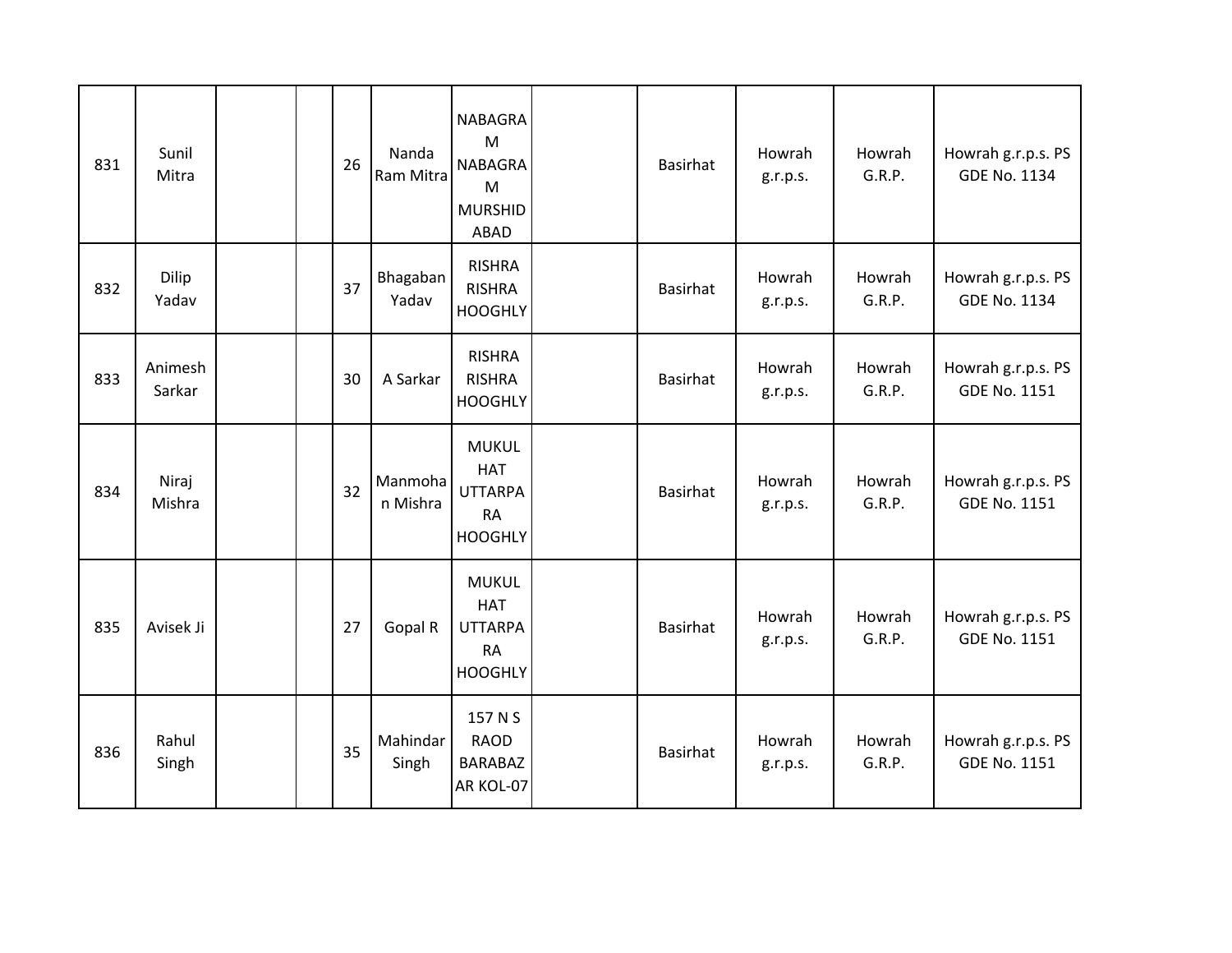| | | | | | | | | | | | |
|---|---|---|---|---|---|---|---|---|---|---|---|
| 831 | Sunil Mitra | | | 26 | Nanda Ram Mitra | NABAGRAM NABAGRAM MURSHIDABAD | | Basirhat | Howrah g.r.p.s. | Howrah G.R.P. | Howrah g.r.p.s. PS GDE No. 1134 |
| 832 | Dilip Yadav | | | 37 | Bhagaban Yadav | RISHRA RISHRA HOOGHLY | | Basirhat | Howrah g.r.p.s. | Howrah G.R.P. | Howrah g.r.p.s. PS GDE No. 1134 |
| 833 | Animesh Sarkar | | | 30 | A Sarkar | RISHRA RISHRA HOOGHLY | | Basirhat | Howrah g.r.p.s. | Howrah G.R.P. | Howrah g.r.p.s. PS GDE No. 1151 |
| 834 | Niraj Mishra | | | 32 | Manmohan Mishra | MUKUL HAT UTTARPARA HOOGHLY | | Basirhat | Howrah g.r.p.s. | Howrah G.R.P. | Howrah g.r.p.s. PS GDE No. 1151 |
| 835 | Avisek Ji | | | 27 | Gopal R | MUKUL HAT UTTARPARA HOOGHLY | | Basirhat | Howrah g.r.p.s. | Howrah G.R.P. | Howrah g.r.p.s. PS GDE No. 1151 |
| 836 | Rahul Singh | | | 35 | Mahindar Singh | 157 N S RAOD BARABAZAR KOL-07 | | Basirhat | Howrah g.r.p.s. | Howrah G.R.P. | Howrah g.r.p.s. PS GDE No. 1151 |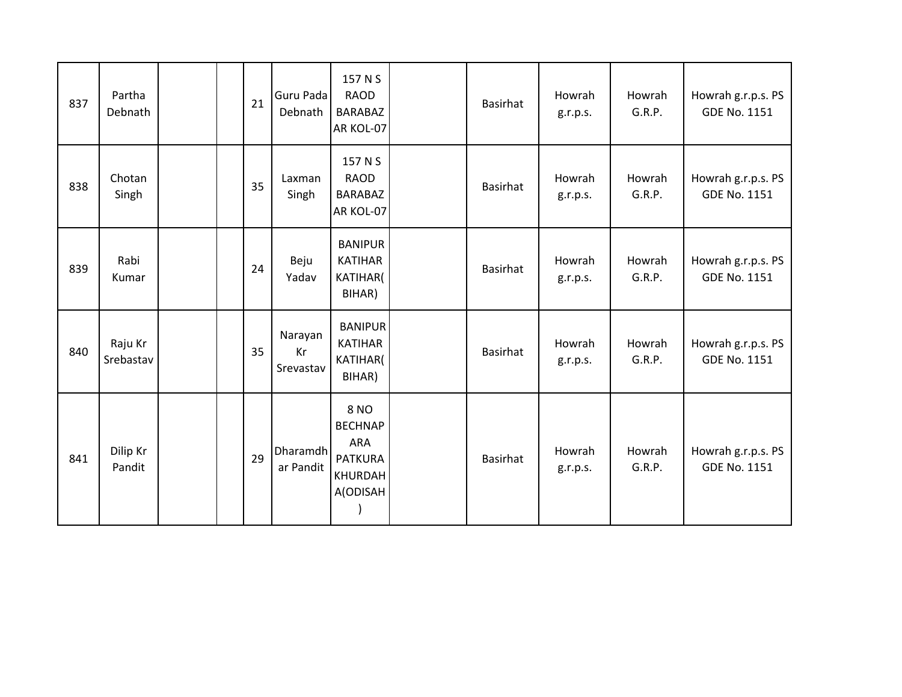| | | | | | | | | | | | | |
|---|---|---|---|---|---|---|---|---|---|---|---|---|
| 837 | Partha Debnath | | | 21 | Guru Pada Debnath | 157 N S RAOD BARABAZAR KOL-07 | | Basirhat | Howrah g.r.p.s. | Howrah G.R.P. | Howrah g.r.p.s. PS GDE No. 1151 |
| 838 | Chotan Singh | | | 35 | Laxman Singh | 157 N S RAOD BARABAZAR KOL-07 | | Basirhat | Howrah g.r.p.s. | Howrah G.R.P. | Howrah g.r.p.s. PS GDE No. 1151 |
| 839 | Rabi Kumar | | | 24 | Beju Yadav | BANIPUR KATIHAR KATIHAR(BIHAR) | | Basirhat | Howrah g.r.p.s. | Howrah G.R.P. | Howrah g.r.p.s. PS GDE No. 1151 |
| 840 | Raju Kr Srebastav | | | 35 | Narayan Kr Srevastav | BANIPUR KATIHAR KATIHAR(BIHAR) | | Basirhat | Howrah g.r.p.s. | Howrah G.R.P. | Howrah g.r.p.s. PS GDE No. 1151 |
| 841 | Dilip Kr Pandit | | | 29 | Dharamdhar Pandit | 8 NO BECHNAPARA PATKURA KHURDAHA(ODISAH) | | Basirhat | Howrah g.r.p.s. | Howrah G.R.P. | Howrah g.r.p.s. PS GDE No. 1151 |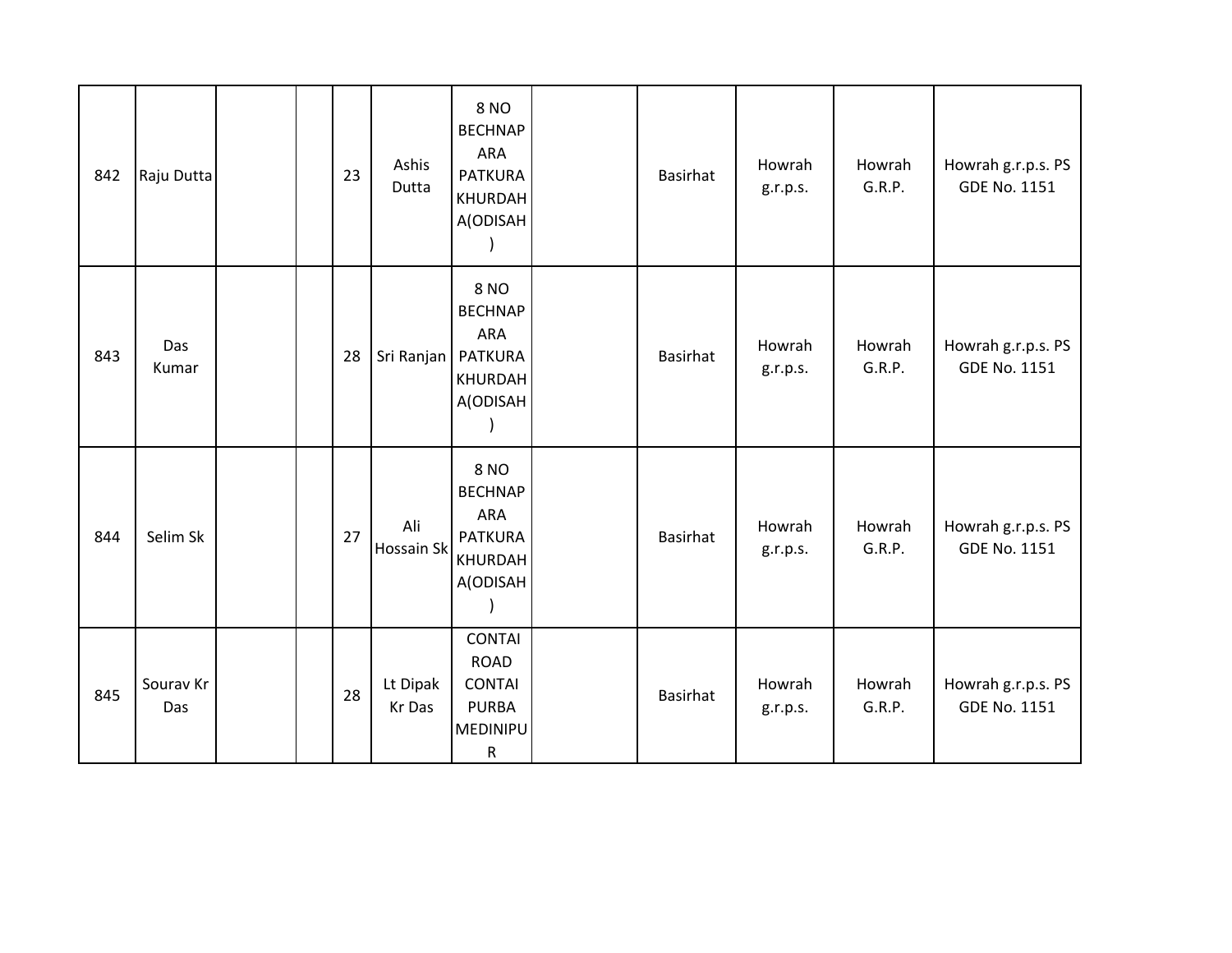| | | | | | | | | | | | |
|---|---|---|---|---|---|---|---|---|---|---|---|
| 842 | Raju Dutta | | | 23 | Ashis Dutta | 8 NO BECHNAPARA PATKURA KHURDAHA(ODISAH) | | Basirhat | Howrah g.r.p.s. | Howrah G.R.P. | Howrah g.r.p.s. PS GDE No. 1151 |
| 843 | Das Kumar | | | 28 | Sri Ranjan | 8 NO BECHNAPARA PATKURA KHURDAHA(ODISAH) | | Basirhat | Howrah g.r.p.s. | Howrah G.R.P. | Howrah g.r.p.s. PS GDE No. 1151 |
| 844 | Selim Sk | | | 27 | Ali Hossain Sk | 8 NO BECHNAPARA PATKURA KHURDAHA(ODISAH) | | Basirhat | Howrah g.r.p.s. | Howrah G.R.P. | Howrah g.r.p.s. PS GDE No. 1151 |
| 845 | Sourav Kr Das | | | 28 | Lt Dipak Kr Das | CONTAI ROAD CONTAI PURBA MEDINIPUR | | Basirhat | Howrah g.r.p.s. | Howrah G.R.P. | Howrah g.r.p.s. PS GDE No. 1151 |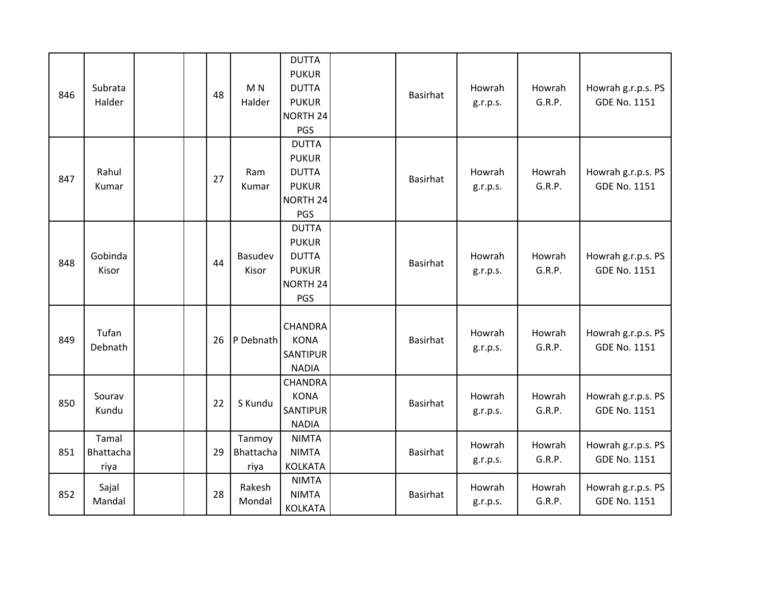| 846 | Subrata Halder | | | 48 | M N Halder | DUTTA PUKUR DUTTA PUKUR NORTH 24 PGS | | Basirhat | Howrah g.r.p.s. | Howrah G.R.P. | Howrah g.r.p.s. PS GDE No. 1151 |
|---|---|---|---|---|---|---|---|---|---|---|---|
| 847 | Rahul Kumar | | | 27 | Ram Kumar | DUTTA PUKUR DUTTA PUKUR NORTH 24 PGS | | Basirhat | Howrah g.r.p.s. | Howrah G.R.P. | Howrah g.r.p.s. PS GDE No. 1151 |
| 848 | Gobinda Kisor | | | 44 | Basudev Kisor | DUTTA PUKUR DUTTA PUKUR NORTH 24 PGS | | Basirhat | Howrah g.r.p.s. | Howrah G.R.P. | Howrah g.r.p.s. PS GDE No. 1151 |
| 849 | Tufan Debnath | | | 26 | P Debnath | CHANDRA KONA SANTIPUR NADIA | | Basirhat | Howrah g.r.p.s. | Howrah G.R.P. | Howrah g.r.p.s. PS GDE No. 1151 |
| 850 | Sourav Kundu | | | 22 | S Kundu | CHANDRA KONA SANTIPUR NADIA | | Basirhat | Howrah g.r.p.s. | Howrah G.R.P. | Howrah g.r.p.s. PS GDE No. 1151 |
| 851 | Tamal Bhattacha riya | | | 29 | Tanmoy Bhattacha riya | NIMTA NIMTA KOLKATA | | Basirhat | Howrah g.r.p.s. | Howrah G.R.P. | Howrah g.r.p.s. PS GDE No. 1151 |
| 852 | Sajal Mandal | | | 28 | Rakesh Mondal | NIMTA NIMTA KOLKATA | | Basirhat | Howrah g.r.p.s. | Howrah G.R.P. | Howrah g.r.p.s. PS GDE No. 1151 |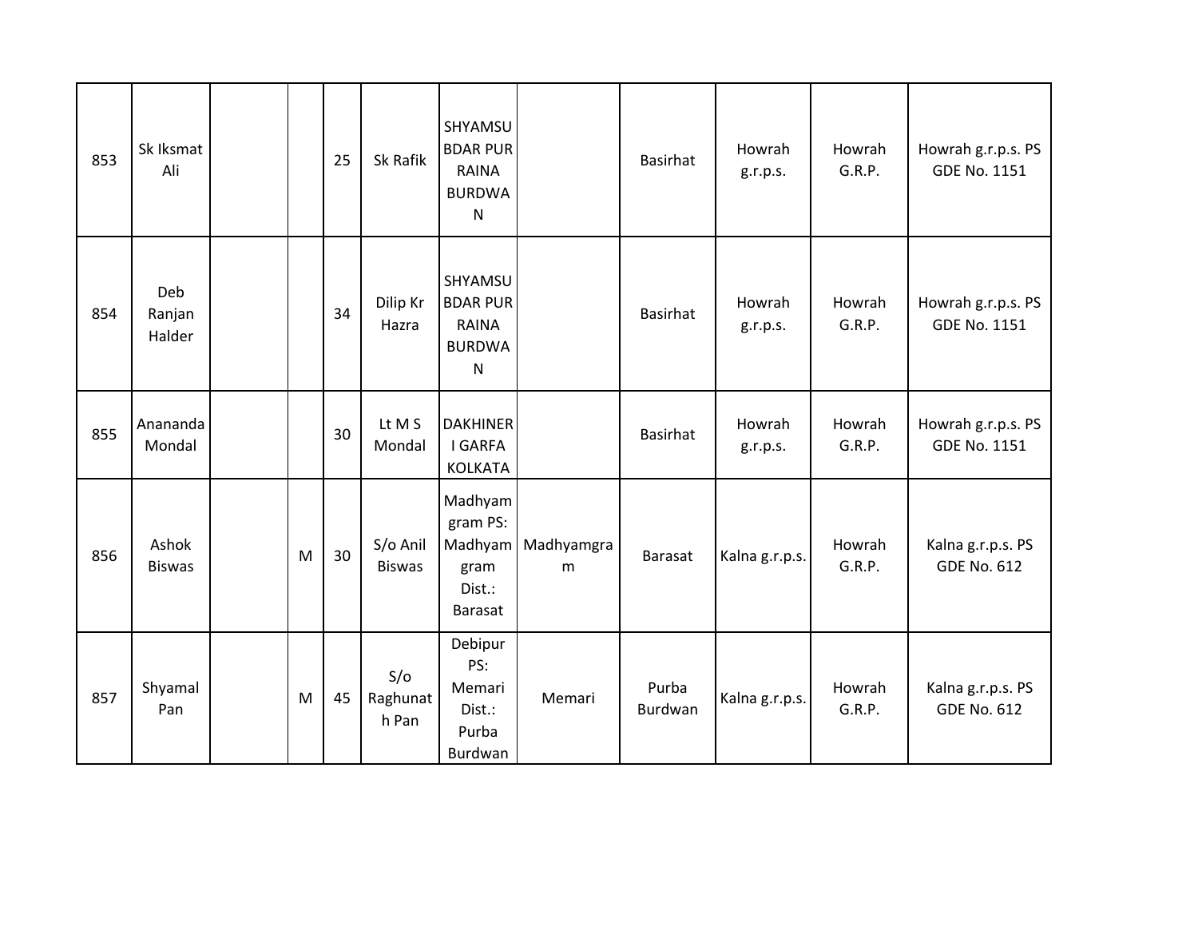| | | | | | | | | | | | |
|---|---|---|---|---|---|---|---|---|---|---|---|
| 853 | Sk Iksmat Ali | | | 25 | Sk Rafik | SHYAMSUBDAR PUR RAINA BURDWAN | | Basirhat | Howrah g.r.p.s. | Howrah G.R.P. | Howrah g.r.p.s. PS GDE No. 1151 |
| 854 | Deb Ranjan Halder | | | 34 | Dilip Kr Hazra | SHYAMSUBDAR PUR RAINA BURDWAN | | Basirhat | Howrah g.r.p.s. | Howrah G.R.P. | Howrah g.r.p.s. PS GDE No. 1151 |
| 855 | Anananda Mondal | | | 30 | Lt M S Mondal | DAKHINERI GARFA KOLKATA | | Basirhat | Howrah g.r.p.s. | Howrah G.R.P. | Howrah g.r.p.s. PS GDE No. 1151 |
| 856 | Ashok Biswas | | M | 30 | S/o Anil Biswas | Madhyamgram PS: Madhyamgram Dist.: Barasat | Madhyamgram | Barasat | Kalna g.r.p.s. | Howrah G.R.P. | Kalna g.r.p.s. PS GDE No. 612 |
| 857 | Shyamal Pan | | M | 45 | S/o Raghunath Pan | Debipur PS: Memari Dist.: Purba Burdwan | Memari | Purba Burdwan | Kalna g.r.p.s. | Howrah G.R.P. | Kalna g.r.p.s. PS GDE No. 612 |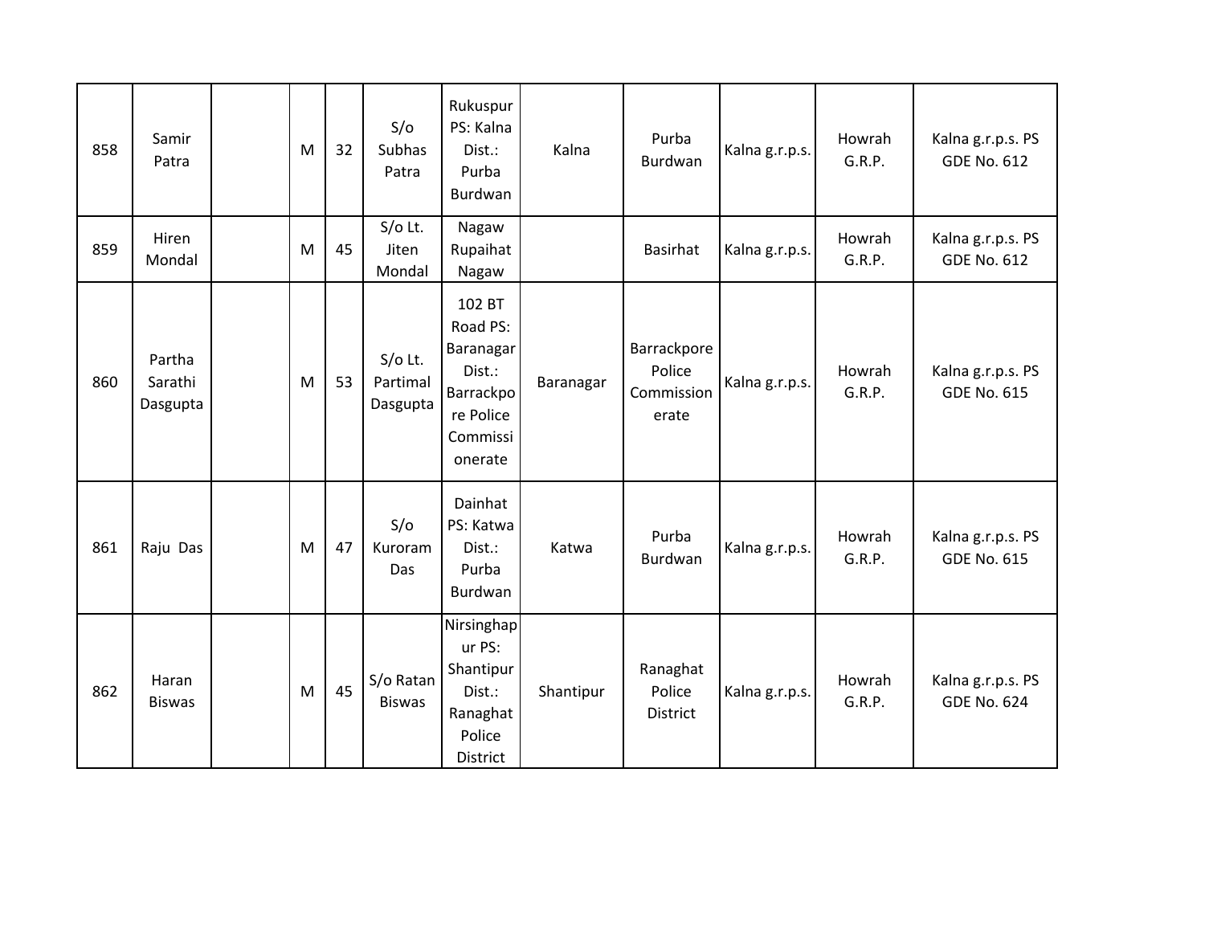| | | | | | | | | | | | |
|---|---|---|---|---|---|---|---|---|---|---|---|
| 858 | Samir Patra | | M | 32 | S/o Subhas Patra | Rukuspur PS: Kalna Dist.: Purba Burdwan | Kalna | Purba Burdwan | Kalna g.r.p.s. | Howrah G.R.P. | Kalna g.r.p.s. PS GDE No. 612 |
| 859 | Hiren Mondal | | M | 45 | S/o Lt. Jiten Mondal | Nagaw Rupaihat Nagaw | | Basirhat | Kalna g.r.p.s. | Howrah G.R.P. | Kalna g.r.p.s. PS GDE No. 612 |
| 860 | Partha Sarathi Dasgupta | | M | 53 | S/o Lt. Partimal Dasgupta | 102 BT Road PS: Baranagar Dist.: Barrackpore Police Commissionerate | Baranagar | Barrackpore Police Commissionerate | Kalna g.r.p.s. | Howrah G.R.P. | Kalna g.r.p.s. PS GDE No. 615 |
| 861 | Raju Das | | M | 47 | S/o Kuroram Das | Dainhat PS: Katwa Dist.: Purba Burdwan | Katwa | Purba Burdwan | Kalna g.r.p.s. | Howrah G.R.P. | Kalna g.r.p.s. PS GDE No. 615 |
| 862 | Haran Biswas | | M | 45 | S/o Ratan Biswas | Nirsinghapur PS: Shantipur Dist.: Ranaghat Police District | Shantipur | Ranaghat Police District | Kalna g.r.p.s. | Howrah G.R.P. | Kalna g.r.p.s. PS GDE No. 624 |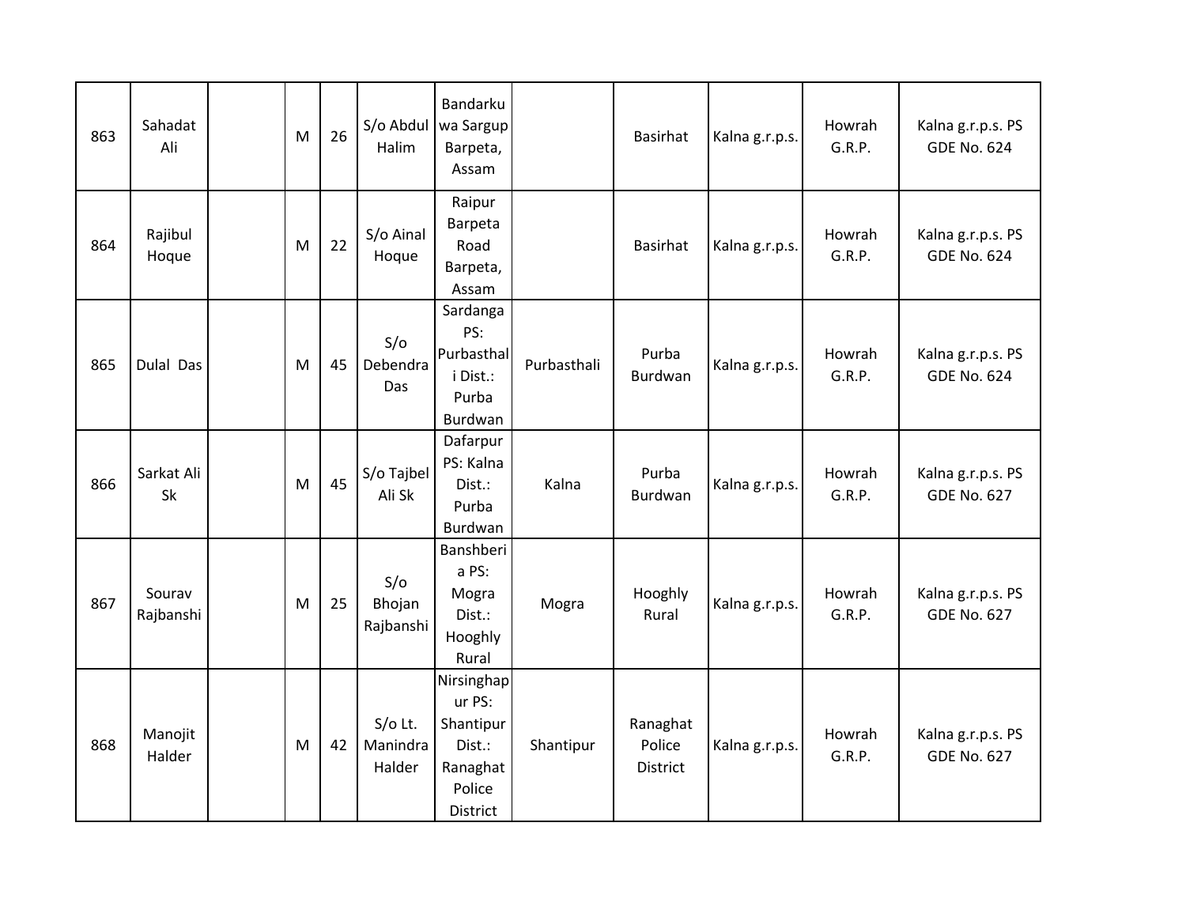| | | | | | | | | | | | |
|---|---|---|---|---|---|---|---|---|---|---|---|
| 863 | Sahadat Ali | | M | 26 | S/o Abdul Halim | Bandarkuwa Sargup Barpeta, Assam | | Basirhat | Kalna g.r.p.s. | Howrah G.R.P. | Kalna g.r.p.s. PS GDE No. 624 |
| 864 | Rajibul Hoque | | M | 22 | S/o Ainal Hoque | Raipur Barpeta Road Barpeta, Assam | | Basirhat | Kalna g.r.p.s. | Howrah G.R.P. | Kalna g.r.p.s. PS GDE No. 624 |
| 865 | Dulal Das | | M | 45 | S/o Debendra Das | Sardanga PS: Purbasthali Dist.: Purba Burdwan | Purbasthali | Purba Burdwan | Kalna g.r.p.s. | Howrah G.R.P. | Kalna g.r.p.s. PS GDE No. 624 |
| 866 | Sarkat Ali Sk | | M | 45 | S/o Tajbel Ali Sk | Dafarpur PS: Kalna Dist.: Purba Burdwan | Kalna | Purba Burdwan | Kalna g.r.p.s. | Howrah G.R.P. | Kalna g.r.p.s. PS GDE No. 627 |
| 867 | Sourav Rajbanshi | | M | 25 | S/o Bhojan Rajbanshi | Banshberia PS: Mogra Dist.: Hooghly Rural | Mogra | Hooghly Rural | Kalna g.r.p.s. | Howrah G.R.P. | Kalna g.r.p.s. PS GDE No. 627 |
| 868 | Manojit Halder | | M | 42 | S/o Lt. Manindra Halder | Nirsinghapur PS: Shantipur Dist.: Ranaghat Police District | Shantipur | Ranaghat Police District | Kalna g.r.p.s. | Howrah G.R.P. | Kalna g.r.p.s. PS GDE No. 627 |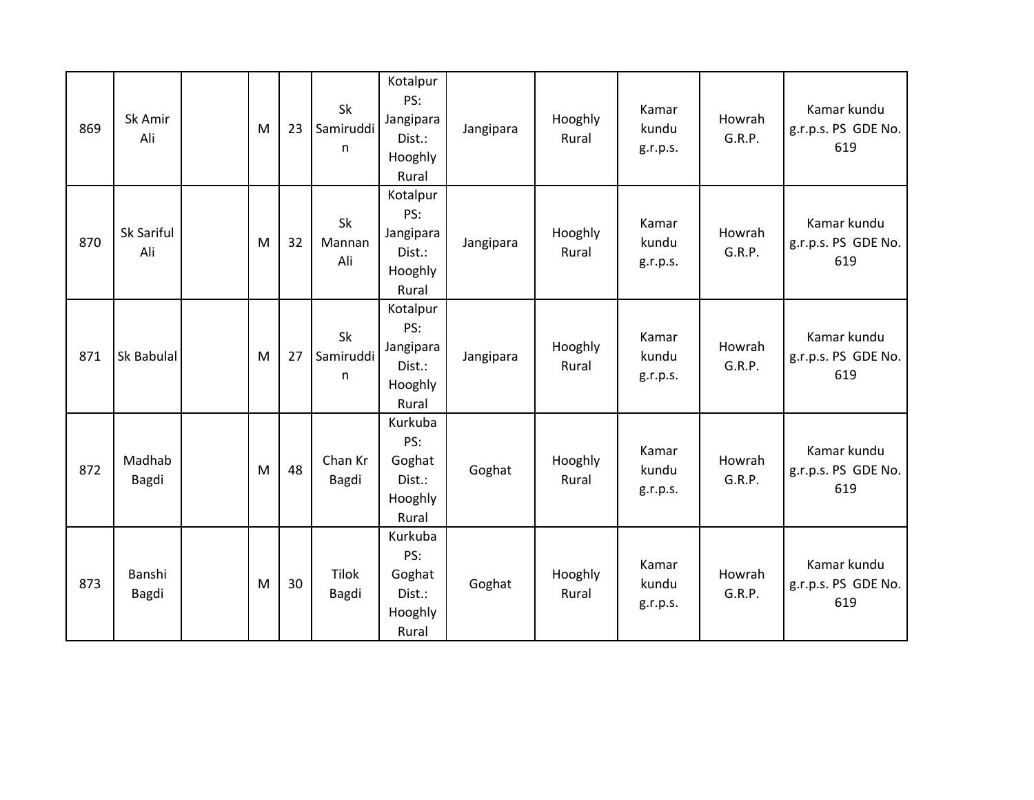| | | | | | | | | | | | |
|---|---|---|---|---|---|---|---|---|---|---|---|
| 869 | Sk Amir Ali | | M | 23 | Sk Samiruddin | Kotalpur PS: Jangipara Dist.: Hooghly Rural | Jangipara | Hooghly Rural | Kamar kundu g.r.p.s. | Howrah G.R.P. | Kamar kundu g.r.p.s. PS GDE No. 619 |
| 870 | Sk Sariful Ali | | M | 32 | Sk Mannan Ali | Kotalpur PS: Jangipara Dist.: Hooghly Rural | Jangipara | Hooghly Rural | Kamar kundu g.r.p.s. | Howrah G.R.P. | Kamar kundu g.r.p.s. PS GDE No. 619 |
| 871 | Sk Babulal | | M | 27 | Sk Samiruddin | Kotalpur PS: Jangipara Dist.: Hooghly Rural | Jangipara | Hooghly Rural | Kamar kundu g.r.p.s. | Howrah G.R.P. | Kamar kundu g.r.p.s. PS GDE No. 619 |
| 872 | Madhab Bagdi | | M | 48 | Chan Kr Bagdi | Kurkuba PS: Goghat Dist.: Hooghly Rural | Goghat | Hooghly Rural | Kamar kundu g.r.p.s. | Howrah G.R.P. | Kamar kundu g.r.p.s. PS GDE No. 619 |
| 873 | Banshi Bagdi | | M | 30 | Tilok Bagdi | Kurkuba PS: Goghat Dist.: Hooghly Rural | Goghat | Hooghly Rural | Kamar kundu g.r.p.s. | Howrah G.R.P. | Kamar kundu g.r.p.s. PS GDE No. 619 |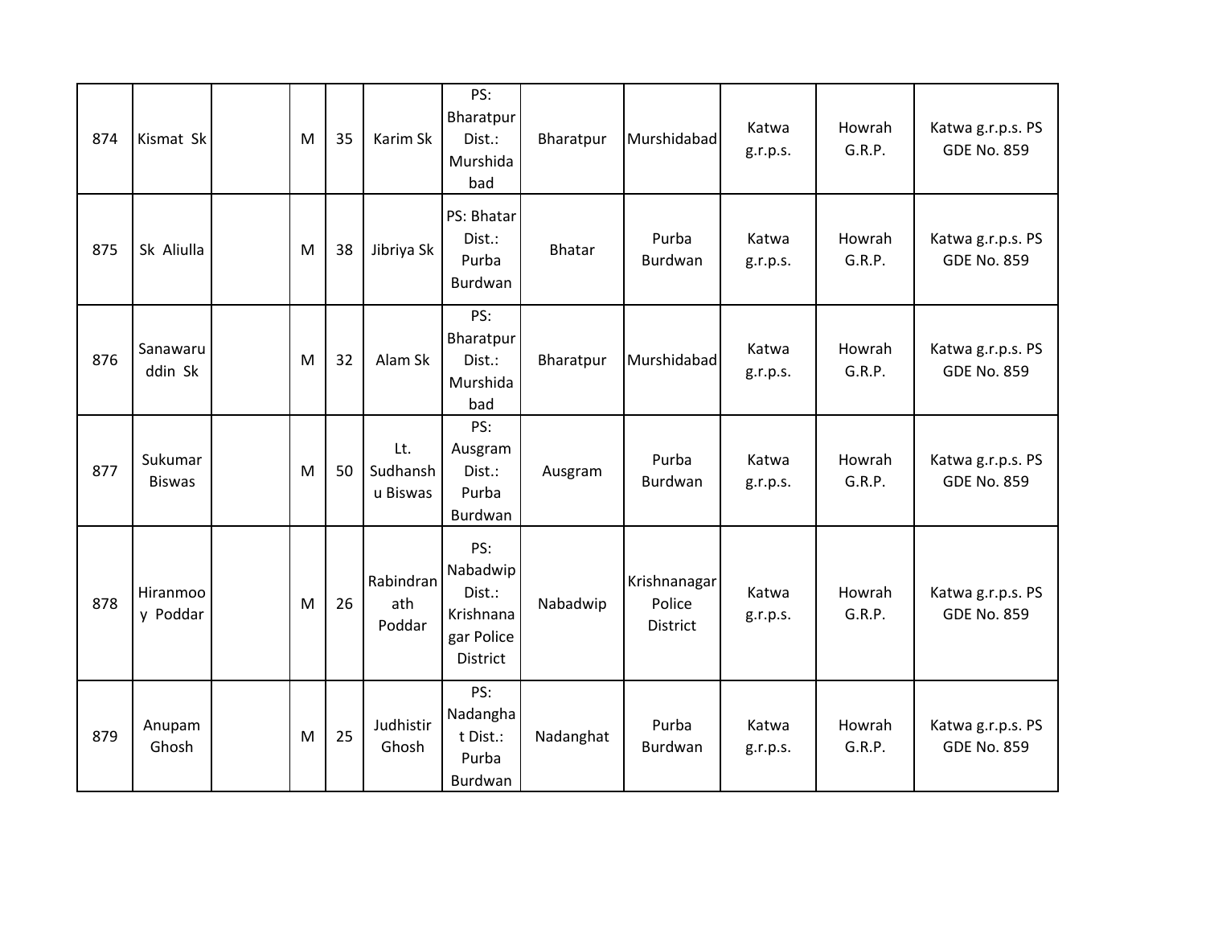| | | | | | | | | | | | |
|---|---|---|---|---|---|---|---|---|---|---|---|
| 874 | Kismat Sk | | M | 35 | Karim Sk | PS: Bharatpur Dist.: Murshidabad | Bharatpur | Murshidabad | Katwa g.r.p.s. | Howrah G.R.P. | Katwa g.r.p.s. PS GDE No. 859 |
| 875 | Sk Aliulla | | M | 38 | Jibriya Sk | PS: Bhatar Dist.: Purba Burdwan | Bhatar | Purba Burdwan | Katwa g.r.p.s. | Howrah G.R.P. | Katwa g.r.p.s. PS GDE No. 859 |
| 876 | Sanawaruddin Sk | | M | 32 | Alam Sk | PS: Bharatpur Dist.: Murshidabad | Bharatpur | Murshidabad | Katwa g.r.p.s. | Howrah G.R.P. | Katwa g.r.p.s. PS GDE No. 859 |
| 877 | Sukumar Biswas | | M | 50 | Lt. Sudhanshu Biswas | PS: Ausgram Dist.: Purba Burdwan | Ausgram | Purba Burdwan | Katwa g.r.p.s. | Howrah G.R.P. | Katwa g.r.p.s. PS GDE No. 859 |
| 878 | Hiranmooy Poddar | | M | 26 | Rabindranath Poddar | PS: Nabadwip Dist.: Krishnanagar Police District | Nabadwip | Krishnanagar Police District | Katwa g.r.p.s. | Howrah G.R.P. | Katwa g.r.p.s. PS GDE No. 859 |
| 879 | Anupam Ghosh | | M | 25 | Judhistir Ghosh | PS: Nadanghat Dist.: Purba Burdwan | Nadanghat | Purba Burdwan | Katwa g.r.p.s. | Howrah G.R.P. | Katwa g.r.p.s. PS GDE No. 859 |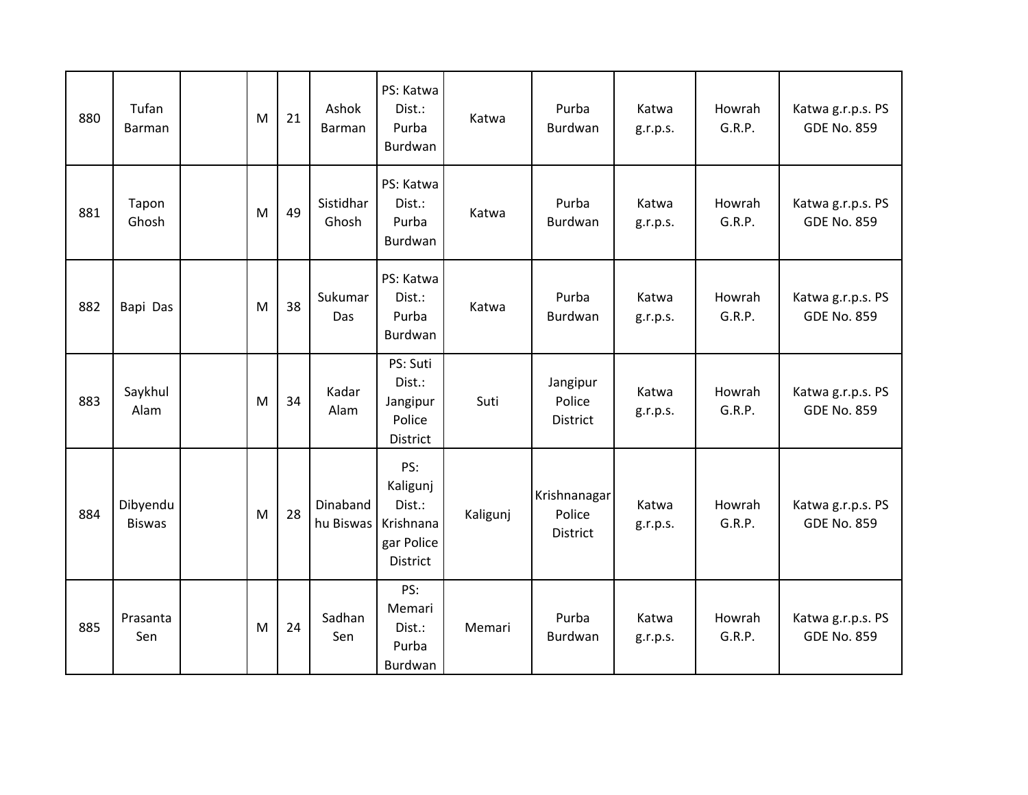| | | | | | | | | | | | |
|---|---|---|---|---|---|---|---|---|---|---|---|
| 880 | Tufan Barman | | M | 21 | Ashok Barman | PS: Katwa Dist.: Purba Burdwan | Katwa | Purba Burdwan | Katwa g.r.p.s. | Howrah G.R.P. | Katwa g.r.p.s. PS GDE No. 859 |
| 881 | Tapon Ghosh | | M | 49 | Sistidhar Ghosh | PS: Katwa Dist.: Purba Burdwan | Katwa | Purba Burdwan | Katwa g.r.p.s. | Howrah G.R.P. | Katwa g.r.p.s. PS GDE No. 859 |
| 882 | Bapi Das | | M | 38 | Sukumar Das | PS: Katwa Dist.: Purba Burdwan | Katwa | Purba Burdwan | Katwa g.r.p.s. | Howrah G.R.P. | Katwa g.r.p.s. PS GDE No. 859 |
| 883 | Saykhul Alam | | M | 34 | Kadar Alam | PS: Suti Dist.: Jangipur Police District | Suti | Jangipur Police District | Katwa g.r.p.s. | Howrah G.R.P. | Katwa g.r.p.s. PS GDE No. 859 |
| 884 | Dibyendu Biswas | | M | 28 | Dinabandhu Biswas | PS: Kaligunj Dist.: Krishnanagar Police District | Kaligunj | Krishnanagar Police District | Katwa g.r.p.s. | Howrah G.R.P. | Katwa g.r.p.s. PS GDE No. 859 |
| 885 | Prasanta Sen | | M | 24 | Sadhan Sen | PS: Memari Dist.: Purba Burdwan | Memari | Purba Burdwan | Katwa g.r.p.s. | Howrah G.R.P. | Katwa g.r.p.s. PS GDE No. 859 |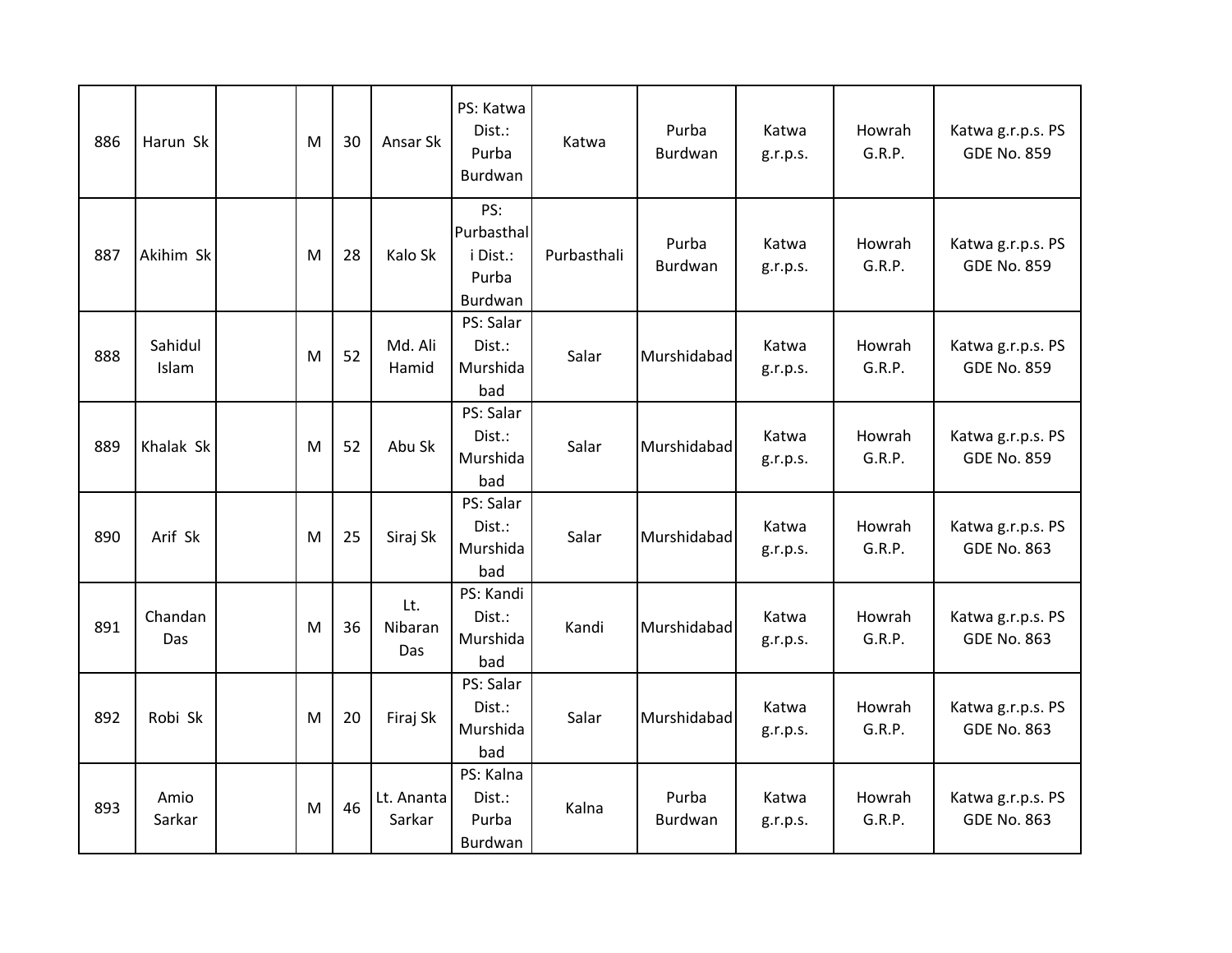| | | | | | | | | | | | |
|---|---|---|---|---|---|---|---|---|---|---|---|
| 886 | Harun Sk | | M | 30 | Ansar Sk | PS: Katwa Dist.: Purba Burdwan | Katwa | Purba Burdwan | Katwa g.r.p.s. | Howrah G.R.P. | Katwa g.r.p.s. PS GDE No. 859 |
| 887 | Akihim Sk | | M | 28 | Kalo Sk | PS: Purbasthali Dist.: Purba Burdwan | Purbasthali | Purba Burdwan | Katwa g.r.p.s. | Howrah G.R.P. | Katwa g.r.p.s. PS GDE No. 859 |
| 888 | Sahidul Islam | | M | 52 | Md. Ali Hamid | PS: Salar Dist.: Murshidabad | Salar | Murshidabad | Katwa g.r.p.s. | Howrah G.R.P. | Katwa g.r.p.s. PS GDE No. 859 |
| 889 | Khalak Sk | | M | 52 | Abu Sk | PS: Salar Dist.: Murshidabad | Salar | Murshidabad | Katwa g.r.p.s. | Howrah G.R.P. | Katwa g.r.p.s. PS GDE No. 859 |
| 890 | Arif Sk | | M | 25 | Siraj Sk | PS: Salar Dist.: Murshidabad | Salar | Murshidabad | Katwa g.r.p.s. | Howrah G.R.P. | Katwa g.r.p.s. PS GDE No. 863 |
| 891 | Chandan Das | | M | 36 | Lt. Nibaran Das | PS: Kandi Dist.: Murshidabad | Kandi | Murshidabad | Katwa g.r.p.s. | Howrah G.R.P. | Katwa g.r.p.s. PS GDE No. 863 |
| 892 | Robi Sk | | M | 20 | Firaj Sk | PS: Salar Dist.: Murshidabad | Salar | Murshidabad | Katwa g.r.p.s. | Howrah G.R.P. | Katwa g.r.p.s. PS GDE No. 863 |
| 893 | Amio Sarkar | | M | 46 | Lt. Ananta Sarkar | PS: Kalna Dist.: Purba Burdwan | Kalna | Purba Burdwan | Katwa g.r.p.s. | Howrah G.R.P. | Katwa g.r.p.s. PS GDE No. 863 |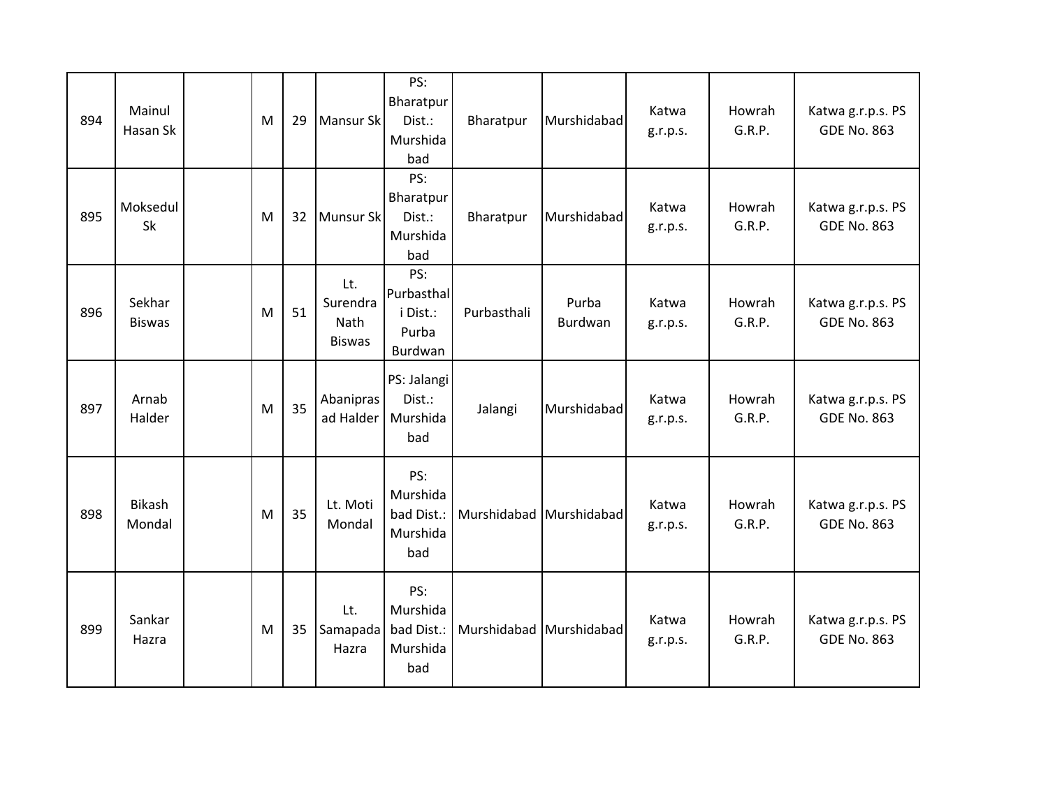| | | | | | | | | | | | | |
|---|---|---|---|---|---|---|---|---|---|---|---|---|
| 894 | Mainul Hasan Sk | | M | 29 | Mansur Sk | PS: Bharatpur Dist.: Murshidabad | Bharatpur | Murshidabad | Katwa g.r.p.s. | Howrah G.R.P. | Katwa g.r.p.s. PS GDE No. 863 |
| 895 | Moksedul Sk | | M | 32 | Munsur Sk | PS: Bharatpur Dist.: Murshidabad | Bharatpur | Murshidabad | Katwa g.r.p.s. | Howrah G.R.P. | Katwa g.r.p.s. PS GDE No. 863 |
| 896 | Sekhar Biswas | | M | 51 | Lt. Surendra Nath Biswas | PS: Purbasthali Dist.: Purba Burdwan | Purbasthali | Purba Burdwan | Katwa g.r.p.s. | Howrah G.R.P. | Katwa g.r.p.s. PS GDE No. 863 |
| 897 | Arnab Halder | | M | 35 | Abaniprasad Halder | PS: Jalangi Dist.: Murshidabad | Jalangi | Murshidabad | Katwa g.r.p.s. | Howrah G.R.P. | Katwa g.r.p.s. PS GDE No. 863 |
| 898 | Bikash Mondal | | M | 35 | Lt. Moti Mondal | PS: Murshidabad Dist.: Murshidabad | Murshidabad | Murshidabad | Katwa g.r.p.s. | Howrah G.R.P. | Katwa g.r.p.s. PS GDE No. 863 |
| 899 | Sankar Hazra | | M | 35 | Lt. Samapada Hazra | PS: Murshidabad Dist.: Murshidabad | Murshidabad | Murshidabad | Katwa g.r.p.s. | Howrah G.R.P. | Katwa g.r.p.s. PS GDE No. 863 |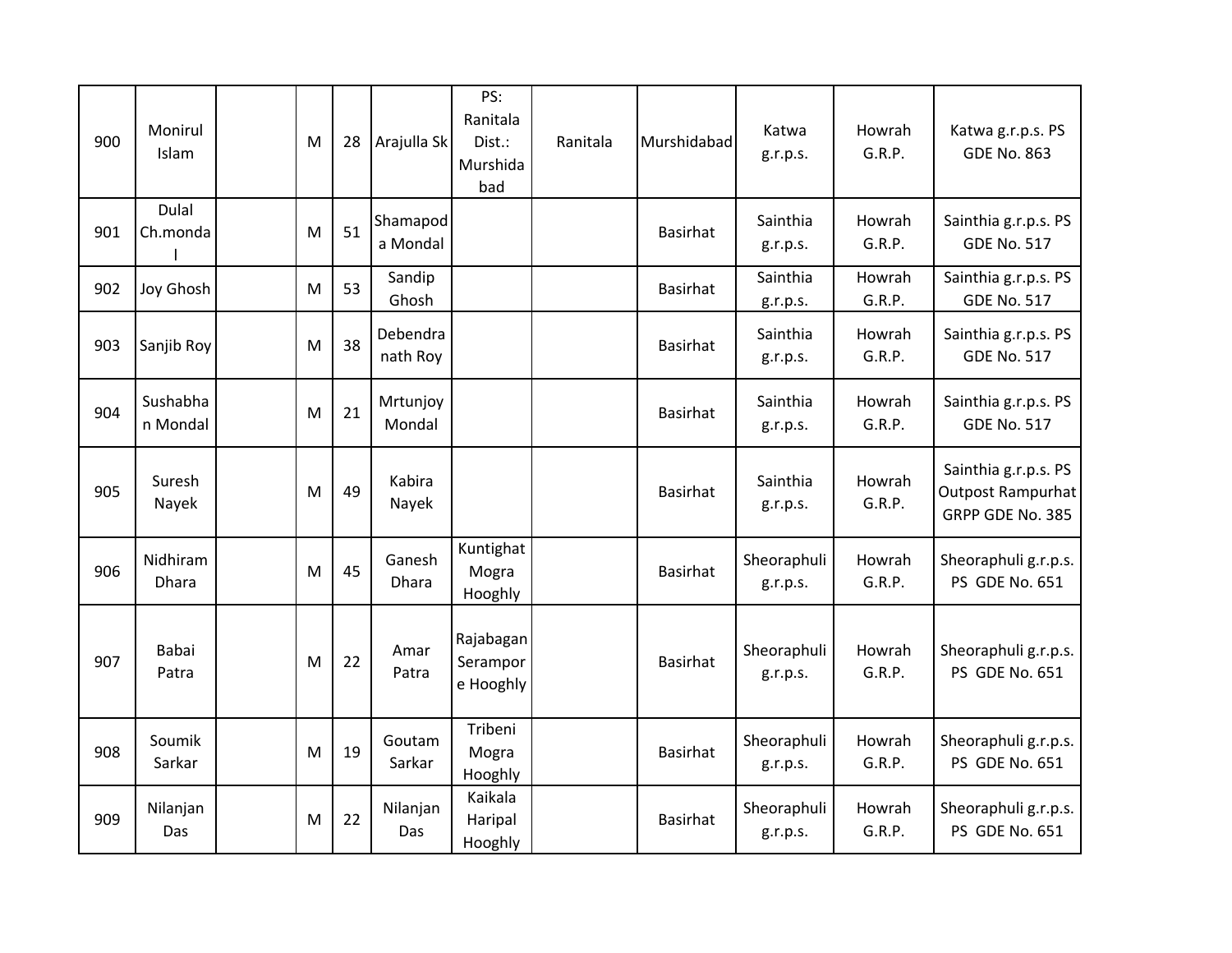| | | | | | | | | | | | |
|---|---|---|---|---|---|---|---|---|---|---|---|
| 900 | Monirul Islam | | M | 28 | Arajulla Sk | PS: Ranitala Dist.: Murshidabad | Ranitala | Murshidabad | Katwa g.r.p.s. | Howrah G.R.P. | Katwa g.r.p.s. PS GDE No. 863 |
| 901 | Dulal Ch.mondal | | M | 51 | Shamapoda Mondal | | | Basirhat | Sainthia g.r.p.s. | Howrah G.R.P. | Sainthia g.r.p.s. PS GDE No. 517 |
| 902 | Joy Ghosh | | M | 53 | Sandip Ghosh | | | Basirhat | Sainthia g.r.p.s. | Howrah G.R.P. | Sainthia g.r.p.s. PS GDE No. 517 |
| 903 | Sanjib Roy | | M | 38 | Debendranath Roy | | | Basirhat | Sainthia g.r.p.s. | Howrah G.R.P. | Sainthia g.r.p.s. PS GDE No. 517 |
| 904 | Sushabhan Mondal | | M | 21 | Mrtunjoy Mondal | | | Basirhat | Sainthia g.r.p.s. | Howrah G.R.P. | Sainthia g.r.p.s. PS GDE No. 517 |
| 905 | Suresh Nayek | | M | 49 | Kabira Nayek | | | Basirhat | Sainthia g.r.p.s. | Howrah G.R.P. | Sainthia g.r.p.s. PS Outpost Rampurhat GRPP GDE No. 385 |
| 906 | Nidhiram Dhara | | M | 45 | Ganesh Dhara | Kuntighat Mogra Hooghly | | Basirhat | Sheoraphuli g.r.p.s. | Howrah G.R.P. | Sheoraphuli g.r.p.s. PS GDE No. 651 |
| 907 | Babai Patra | | M | 22 | Amar Patra | Rajabagan Serampore Hooghly | | Basirhat | Sheoraphuli g.r.p.s. | Howrah G.R.P. | Sheoraphuli g.r.p.s. PS GDE No. 651 |
| 908 | Soumik Sarkar | | M | 19 | Goutam Sarkar | Tribeni Mogra Hooghly | | Basirhat | Sheoraphuli g.r.p.s. | Howrah G.R.P. | Sheoraphuli g.r.p.s. PS GDE No. 651 |
| 909 | Nilanjan Das | | M | 22 | Nilanjan Das | Kaikala Haripal Hooghly | | Basirhat | Sheoraphuli g.r.p.s. | Howrah G.R.P. | Sheoraphuli g.r.p.s. PS GDE No. 651 |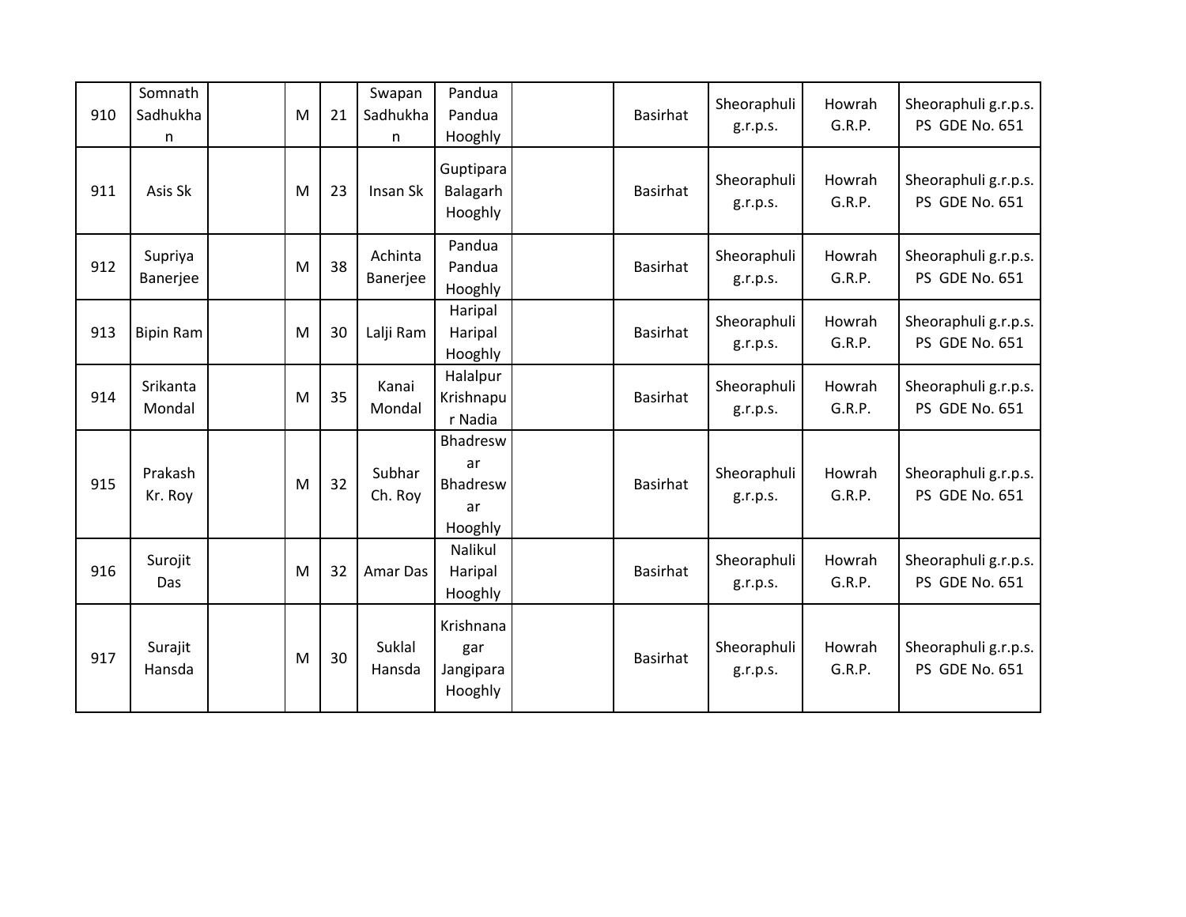| | | | | | | | | | | | |
|---|---|---|---|---|---|---|---|---|---|---|---|
| 910 | Somnath Sadhukhan | | M | 21 | Swapan Sadhukhan | Pandua Pandua Hooghly | | Basirhat | Sheoraphuli g.r.p.s. | Howrah G.R.P. | Sheoraphuli g.r.p.s. PS GDE No. 651 |
| 911 | Asis Sk | | M | 23 | Insan Sk | Guptipara Balagarh Hooghly | | Basirhat | Sheoraphuli g.r.p.s. | Howrah G.R.P. | Sheoraphuli g.r.p.s. PS GDE No. 651 |
| 912 | Supriya Banerjee | | M | 38 | Achinta Banerjee | Pandua Pandua Hooghly | | Basirhat | Sheoraphuli g.r.p.s. | Howrah G.R.P. | Sheoraphuli g.r.p.s. PS GDE No. 651 |
| 913 | Bipin Ram | | M | 30 | Lalji Ram | Haripal Haripal Hooghly | | Basirhat | Sheoraphuli g.r.p.s. | Howrah G.R.P. | Sheoraphuli g.r.p.s. PS GDE No. 651 |
| 914 | Srikanta Mondal | | M | 35 | Kanai Mondal | Halalpur Krishnapur Nadia | | Basirhat | Sheoraphuli g.r.p.s. | Howrah G.R.P. | Sheoraphuli g.r.p.s. PS GDE No. 651 |
| 915 | Prakash Kr. Roy | | M | 32 | Subhar Ch. Roy | Bhadreswar Bhadreswar Hooghly | | Basirhat | Sheoraphuli g.r.p.s. | Howrah G.R.P. | Sheoraphuli g.r.p.s. PS GDE No. 651 |
| 916 | Surojit Das | | M | 32 | Amar Das | Nalikul Haripal Hooghly | | Basirhat | Sheoraphuli g.r.p.s. | Howrah G.R.P. | Sheoraphuli g.r.p.s. PS GDE No. 651 |
| 917 | Surajit Hansda | | M | 30 | Suklal Hansda | Krishnanagar Jangipara Hooghly | | Basirhat | Sheoraphuli g.r.p.s. | Howrah G.R.P. | Sheoraphuli g.r.p.s. PS GDE No. 651 |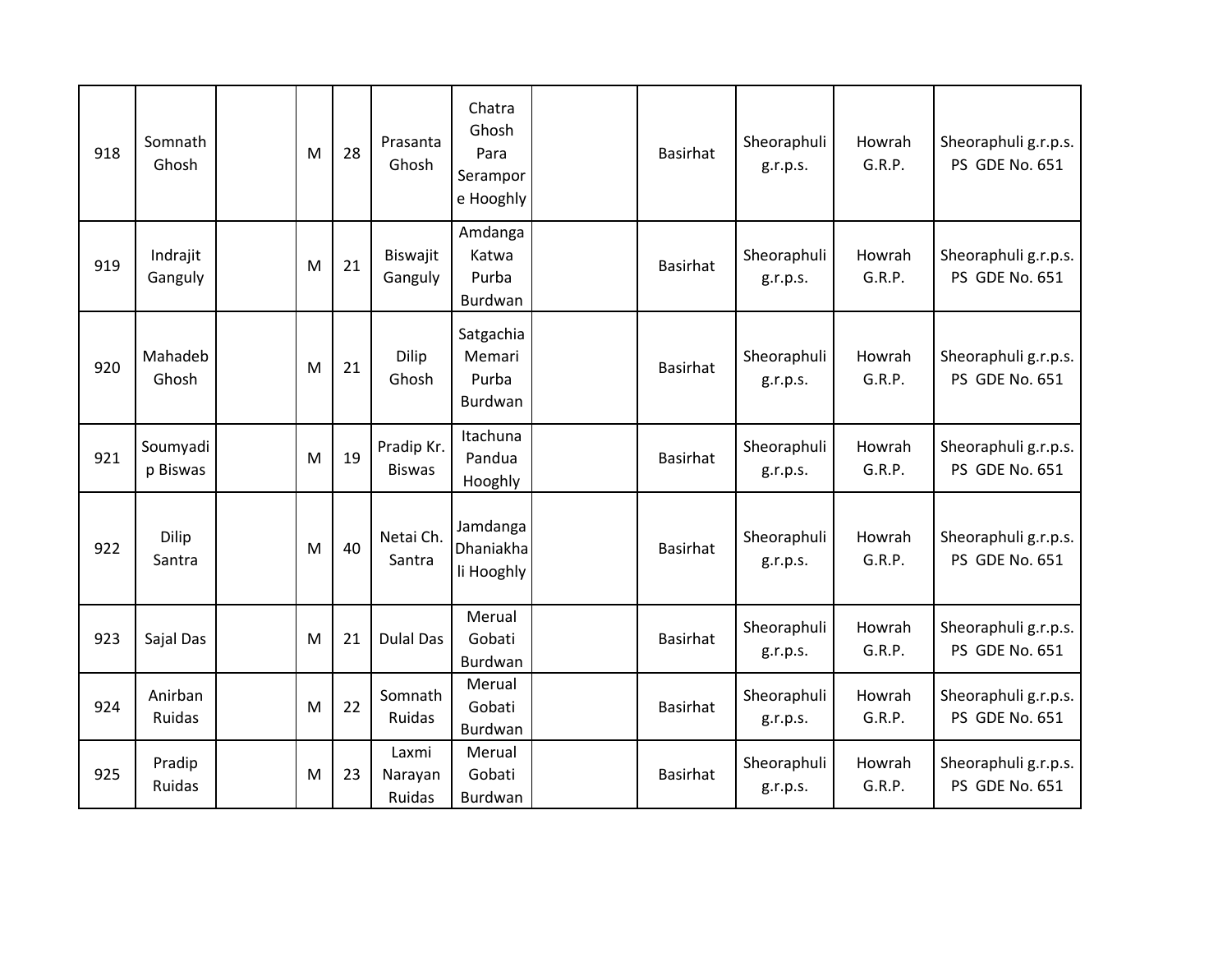| | | | | | | | | | | | |
|---|---|---|---|---|---|---|---|---|---|---|---|
| 918 | Somnath Ghosh | | M | 28 | Prasanta Ghosh | Chatra Ghosh Para Serampore Hooghly | | Basirhat | Sheoraphuli g.r.p.s. | Howrah G.R.P. | Sheoraphuli g.r.p.s. PS GDE No. 651 |
| 919 | Indrajit Ganguly | | M | 21 | Biswajit Ganguly | Amdanga Katwa Purba Burdwan | | Basirhat | Sheoraphuli g.r.p.s. | Howrah G.R.P. | Sheoraphuli g.r.p.s. PS GDE No. 651 |
| 920 | Mahadeb Ghosh | | M | 21 | Dilip Ghosh | Satgachia Memari Purba Burdwan | | Basirhat | Sheoraphuli g.r.p.s. | Howrah G.R.P. | Sheoraphuli g.r.p.s. PS GDE No. 651 |
| 921 | Soumyadip Biswas | | M | 19 | Pradip Kr. Biswas | Itachuna Pandua Hooghly | | Basirhat | Sheoraphuli g.r.p.s. | Howrah G.R.P. | Sheoraphuli g.r.p.s. PS GDE No. 651 |
| 922 | Dilip Santra | | M | 40 | Netai Ch. Santra | Jamdanga Dhaniakhali Hooghly | | Basirhat | Sheoraphuli g.r.p.s. | Howrah G.R.P. | Sheoraphuli g.r.p.s. PS GDE No. 651 |
| 923 | Sajal Das | | M | 21 | Dulal Das | Merual Gobati Burdwan | | Basirhat | Sheoraphuli g.r.p.s. | Howrah G.R.P. | Sheoraphuli g.r.p.s. PS GDE No. 651 |
| 924 | Anirban Ruidas | | M | 22 | Somnath Ruidas | Merual Gobati Burdwan | | Basirhat | Sheoraphuli g.r.p.s. | Howrah G.R.P. | Sheoraphuli g.r.p.s. PS GDE No. 651 |
| 925 | Pradip Ruidas | | M | 23 | Laxmi Narayan Ruidas | Merual Gobati Burdwan | | Basirhat | Sheoraphuli g.r.p.s. | Howrah G.R.P. | Sheoraphuli g.r.p.s. PS GDE No. 651 |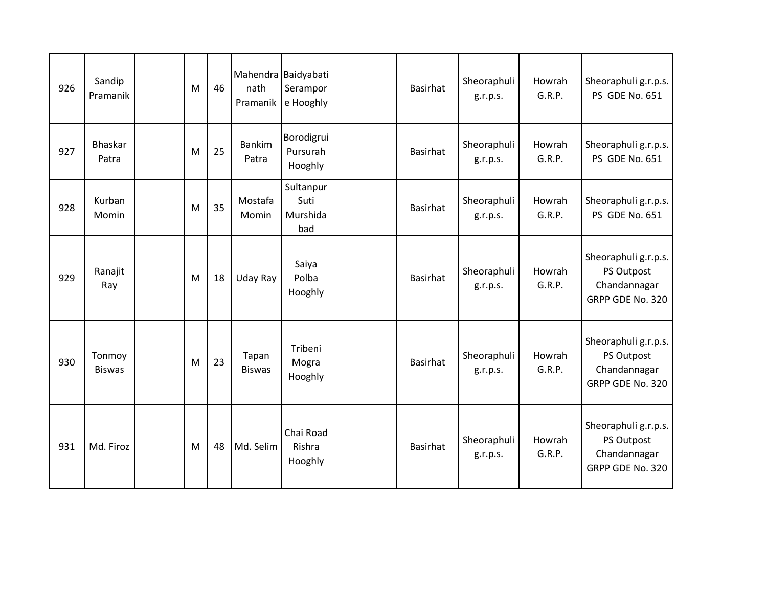| | | | | | | | | | | | |
|---|---|---|---|---|---|---|---|---|---|---|---|
| 926 | Sandip Pramanik | | M | 46 | Mahendra nath Pramanik | Baidyabati Serampore Hooghly | | Basirhat | Sheoraphuli g.r.p.s. | Howrah G.R.P. | Sheoraphuli g.r.p.s. PS GDE No. 651 |
| 927 | Bhaskar Patra | | M | 25 | Bankim Patra | Borodigrui Pursurah Hooghly | | Basirhat | Sheoraphuli g.r.p.s. | Howrah G.R.P. | Sheoraphuli g.r.p.s. PS GDE No. 651 |
| 928 | Kurban Momin | | M | 35 | Mostafa Momin | Sultanpur Suti Murshidabad | | Basirhat | Sheoraphuli g.r.p.s. | Howrah G.R.P. | Sheoraphuli g.r.p.s. PS GDE No. 651 |
| 929 | Ranajit Ray | | M | 18 | Uday Ray | Saiya Polba Hooghly | | Basirhat | Sheoraphuli g.r.p.s. | Howrah G.R.P. | Sheoraphuli g.r.p.s. PS Outpost Chandannagar GRPP GDE No. 320 |
| 930 | Tonmoy Biswas | | M | 23 | Tapan Biswas | Tribeni Mogra Hooghly | | Basirhat | Sheoraphuli g.r.p.s. | Howrah G.R.P. | Sheoraphuli g.r.p.s. PS Outpost Chandannagar GRPP GDE No. 320 |
| 931 | Md. Firoz | | M | 48 | Md. Selim | Chai Road Rishra Hooghly | | Basirhat | Sheoraphuli g.r.p.s. | Howrah G.R.P. | Sheoraphuli g.r.p.s. PS Outpost Chandannagar GRPP GDE No. 320 |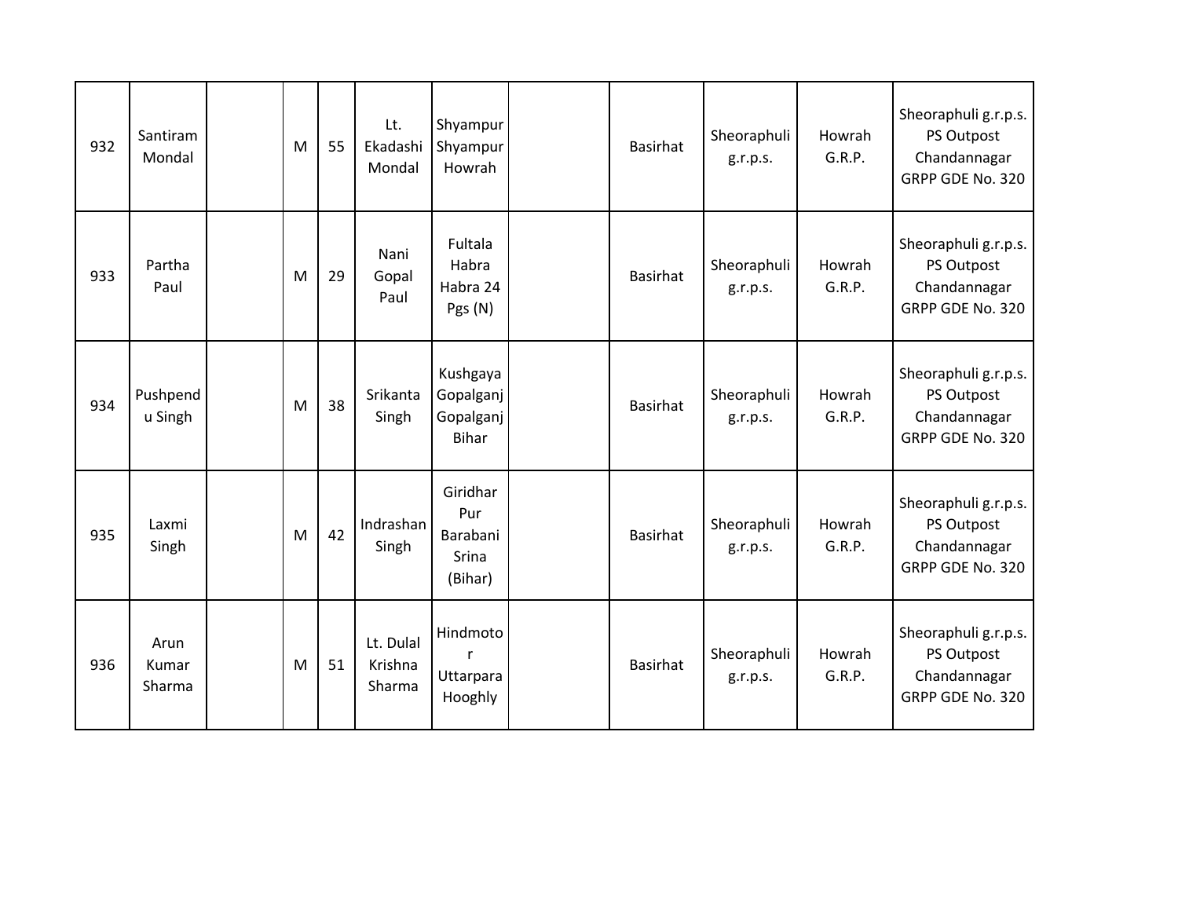| | | | | | | | | | | | |
|---|---|---|---|---|---|---|---|---|---|---|---|
| 932 | Santiram Mondal | | M | 55 | Lt. Ekadashi Mondal | Shyampur Shyampur Howrah | | Basirhat | Sheoraphuli g.r.p.s. | Howrah G.R.P. | Sheoraphuli g.r.p.s. PS Outpost Chandannagar GRPP GDE No. 320 |
| 933 | Partha Paul | | M | 29 | Nani Gopal Paul | Fultala Habra Habra 24 Pgs (N) | | Basirhat | Sheoraphuli g.r.p.s. | Howrah G.R.P. | Sheoraphuli g.r.p.s. PS Outpost Chandannagar GRPP GDE No. 320 |
| 934 | Pushpendu Singh | | M | 38 | Srikanta Singh | Kushgaya Gopalganj Gopalganj Bihar | | Basirhat | Sheoraphuli g.r.p.s. | Howrah G.R.P. | Sheoraphuli g.r.p.s. PS Outpost Chandannagar GRPP GDE No. 320 |
| 935 | Laxmi Singh | | M | 42 | Indrashan Singh | Giridhar Pur Barabani Srina (Bihar) | | Basirhat | Sheoraphuli g.r.p.s. | Howrah G.R.P. | Sheoraphuli g.r.p.s. PS Outpost Chandannagar GRPP GDE No. 320 |
| 936 | Arun Kumar Sharma | | M | 51 | Lt. Dulal Krishna Sharma | Hindmotor Uttarpara Hooghly | | Basirhat | Sheoraphuli g.r.p.s. | Howrah G.R.P. | Sheoraphuli g.r.p.s. PS Outpost Chandannagar GRPP GDE No. 320 |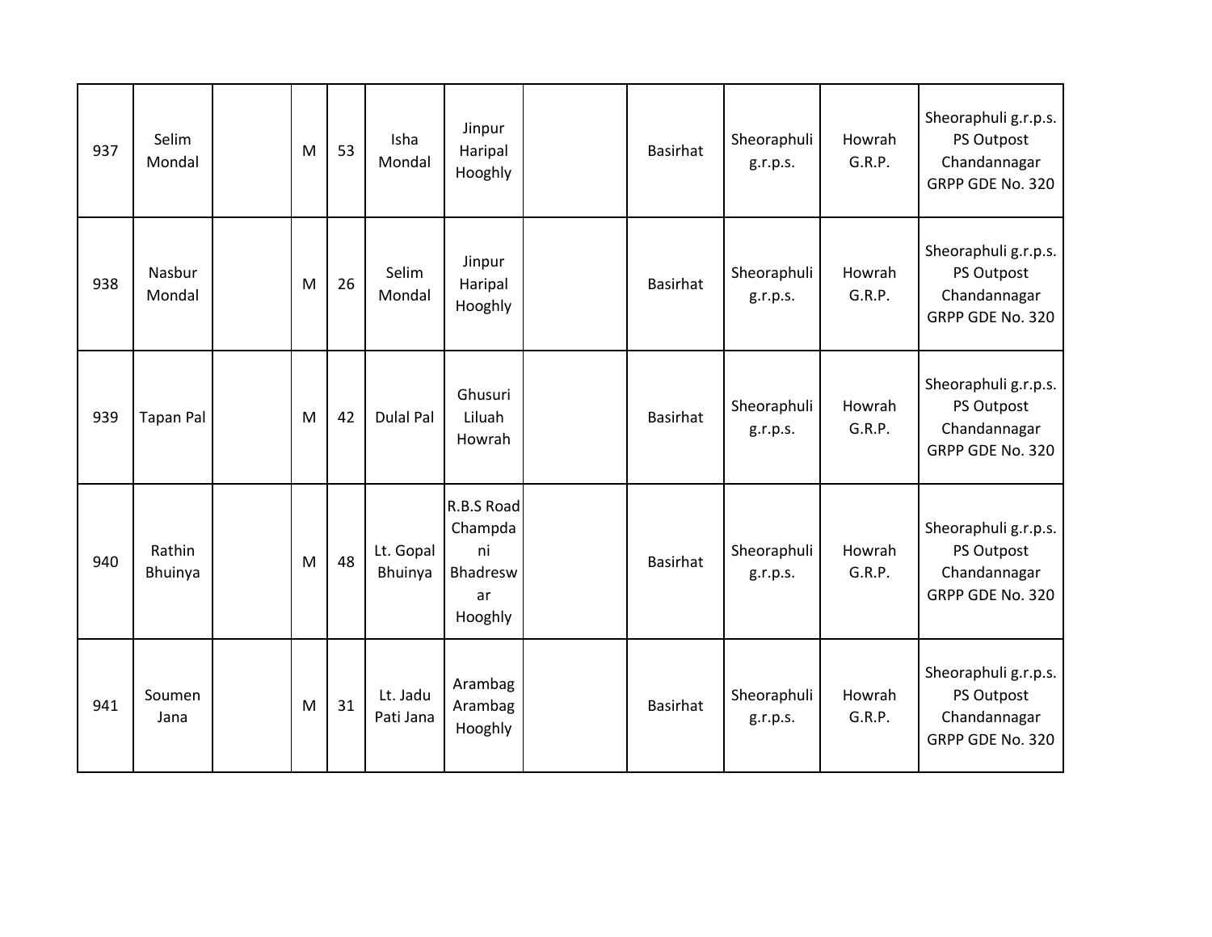| | | | | | | | | | | | |
|---|---|---|---|---|---|---|---|---|---|---|---|
| 937 | Selim Mondal | | M | 53 | Isha Mondal | Jinpur Haripal Hooghly | | Basirhat | Sheoraphuli g.r.p.s. | Howrah G.R.P. | Sheoraphuli g.r.p.s. PS Outpost Chandannagar GRPP GDE No. 320 |
| 938 | Nasbur Mondal | | M | 26 | Selim Mondal | Jinpur Haripal Hooghly | | Basirhat | Sheoraphuli g.r.p.s. | Howrah G.R.P. | Sheoraphuli g.r.p.s. PS Outpost Chandannagar GRPP GDE No. 320 |
| 939 | Tapan Pal | | M | 42 | Dulal Pal | Ghusuri Liluah Howrah | | Basirhat | Sheoraphuli g.r.p.s. | Howrah G.R.P. | Sheoraphuli g.r.p.s. PS Outpost Chandannagar GRPP GDE No. 320 |
| 940 | Rathin Bhuinya | | M | 48 | Lt. Gopal Bhuinya | R.B.S Road Champdani Bhadreswar Hooghly | | Basirhat | Sheoraphuli g.r.p.s. | Howrah G.R.P. | Sheoraphuli g.r.p.s. PS Outpost Chandannagar GRPP GDE No. 320 |
| 941 | Soumen Jana | | M | 31 | Lt. Jadu Pati Jana | Arambag Arambag Hooghly | | Basirhat | Sheoraphuli g.r.p.s. | Howrah G.R.P. | Sheoraphuli g.r.p.s. PS Outpost Chandannagar GRPP GDE No. 320 |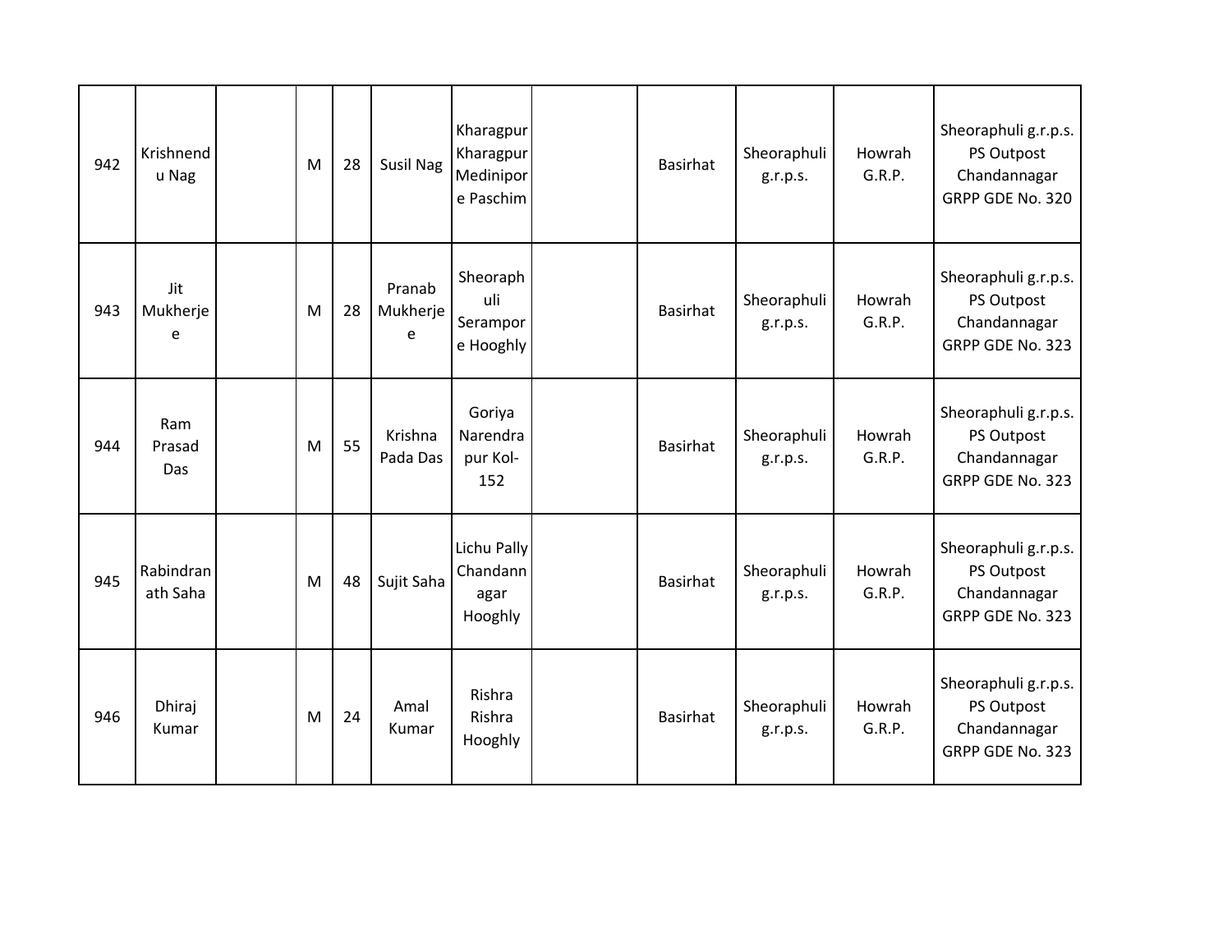| | | | | | | | | | | | |
|---|---|---|---|---|---|---|---|---|---|---|---|
| 942 | Krishnendu Nag | | M | 28 | Susil Nag | Kharagpur Kharagpur Medinipore Paschim | | Basirhat | Sheoraphuli g.r.p.s. | Howrah G.R.P. | Sheoraphuli g.r.p.s. PS Outpost Chandannagar GRPP GDE No. 320 |
| 943 | Jit Mukherjee | | M | 28 | Pranab Mukherjee | Sheoraphuli Serampore Hooghly | | Basirhat | Sheoraphuli g.r.p.s. | Howrah G.R.P. | Sheoraphuli g.r.p.s. PS Outpost Chandannagar GRPP GDE No. 323 |
| 944 | Ram Prasad Das | | M | 55 | Krishna Pada Das | Goriya Narendrapur Kol-152 | | Basirhat | Sheoraphuli g.r.p.s. | Howrah G.R.P. | Sheoraphuli g.r.p.s. PS Outpost Chandannagar GRPP GDE No. 323 |
| 945 | Rabindranath Saha | | M | 48 | Sujit Saha | Lichu Pally Chandannagar Hooghly | | Basirhat | Sheoraphuli g.r.p.s. | Howrah G.R.P. | Sheoraphuli g.r.p.s. PS Outpost Chandannagar GRPP GDE No. 323 |
| 946 | Dhiraj Kumar | | M | 24 | Amal Kumar | Rishra Rishra Hooghly | | Basirhat | Sheoraphuli g.r.p.s. | Howrah G.R.P. | Sheoraphuli g.r.p.s. PS Outpost Chandannagar GRPP GDE No. 323 |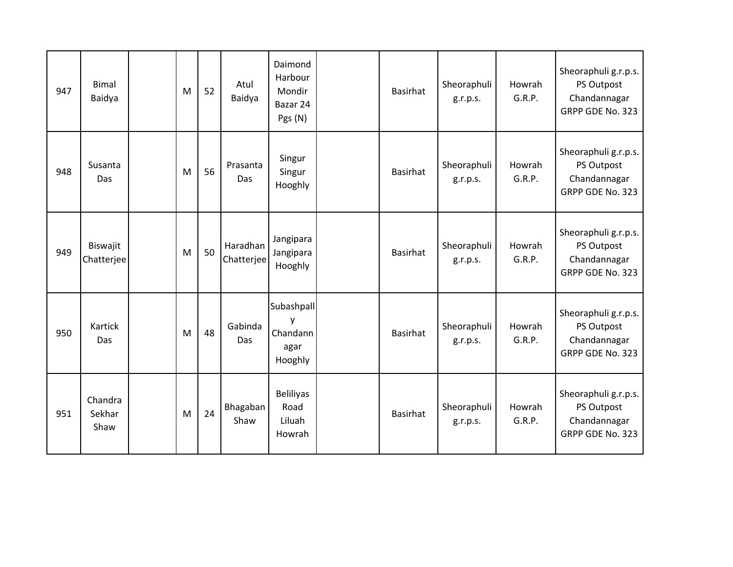| | | | | | | | | | | | |
|---|---|---|---|---|---|---|---|---|---|---|---|
| 947 | Bimal Baidya | | M | 52 | Atul Baidya | Daimond Harbour Mondir Bazar 24 Pgs (N) | | Basirhat | Sheoraphuli g.r.p.s. | Howrah G.R.P. | Sheoraphuli g.r.p.s. PS Outpost Chandannagar GRPP GDE No. 323 |
| 948 | Susanta Das | | M | 56 | Prasanta Das | Singur Singur Hooghly | | Basirhat | Sheoraphuli g.r.p.s. | Howrah G.R.P. | Sheoraphuli g.r.p.s. PS Outpost Chandannagar GRPP GDE No. 323 |
| 949 | Biswajit Chatterjee | | M | 50 | Haradhan Chatterjee | Jangipara Jangipara Hooghly | | Basirhat | Sheoraphuli g.r.p.s. | Howrah G.R.P. | Sheoraphuli g.r.p.s. PS Outpost Chandannagar GRPP GDE No. 323 |
| 950 | Kartick Das | | M | 48 | Gabinda Das | Subashpally Chandannagar Hooghly | | Basirhat | Sheoraphuli g.r.p.s. | Howrah G.R.P. | Sheoraphuli g.r.p.s. PS Outpost Chandannagar GRPP GDE No. 323 |
| 951 | Chandra Sekhar Shaw | | M | 24 | Bhagaban Shaw | Beliliyas Road Liluah Howrah | | Basirhat | Sheoraphuli g.r.p.s. | Howrah G.R.P. | Sheoraphuli g.r.p.s. PS Outpost Chandannagar GRPP GDE No. 323 |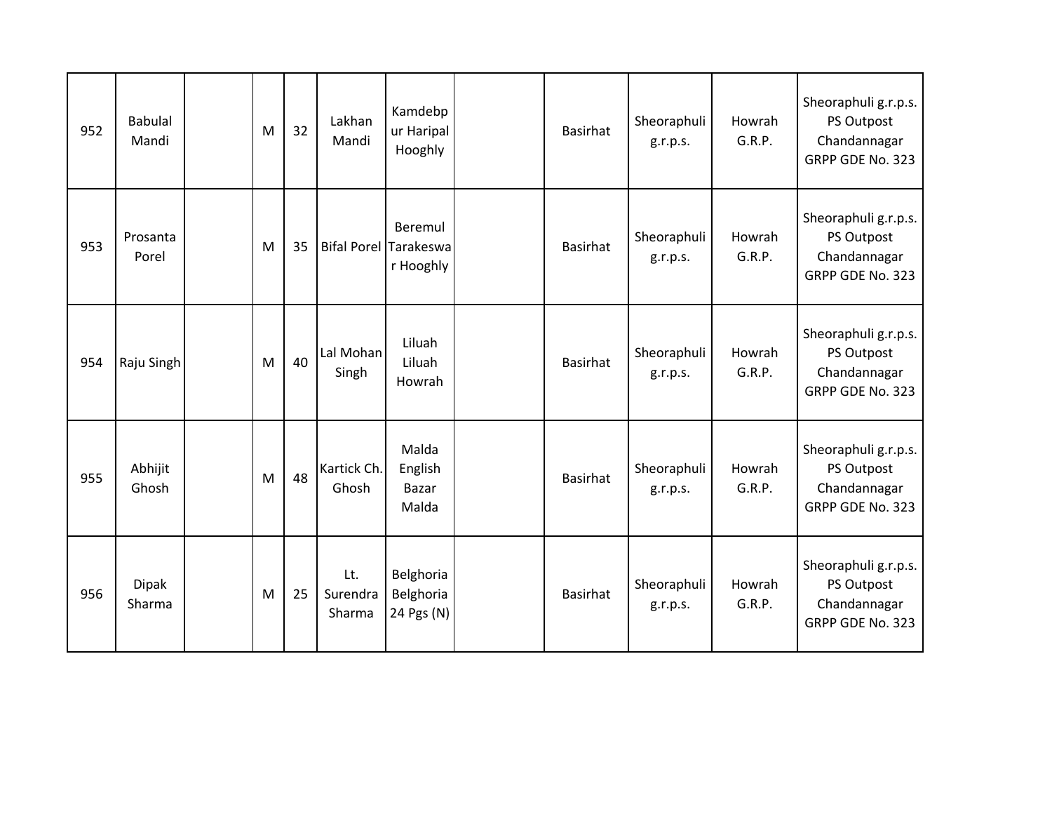| | | | | | | | | | | | |
|---|---|---|---|---|---|---|---|---|---|---|---|
| 952 | Babulal Mandi | | M | 32 | Lakhan Mandi | Kamdebpur Haripal Hooghly | | Basirhat | Sheoraphuli g.r.p.s. | Howrah G.R.P. | Sheoraphuli g.r.p.s. PS Outpost Chandannagar GRPP GDE No. 323 |
| 953 | Prosanta Porel | | M | 35 | Bifal Porel | Beremul Tarakeswar Hooghly | | Basirhat | Sheoraphuli g.r.p.s. | Howrah G.R.P. | Sheoraphuli g.r.p.s. PS Outpost Chandannagar GRPP GDE No. 323 |
| 954 | Raju Singh | | M | 40 | Lal Mohan Singh | Liluah Liluah Howrah | | Basirhat | Sheoraphuli g.r.p.s. | Howrah G.R.P. | Sheoraphuli g.r.p.s. PS Outpost Chandannagar GRPP GDE No. 323 |
| 955 | Abhijit Ghosh | | M | 48 | Kartick Ch. Ghosh | Malda English Bazar Malda | | Basirhat | Sheoraphuli g.r.p.s. | Howrah G.R.P. | Sheoraphuli g.r.p.s. PS Outpost Chandannagar GRPP GDE No. 323 |
| 956 | Dipak Sharma | | M | 25 | Lt. Surendra Sharma | Belghoria Belghoria 24 Pgs (N) | | Basirhat | Sheoraphuli g.r.p.s. | Howrah G.R.P. | Sheoraphuli g.r.p.s. PS Outpost Chandannagar GRPP GDE No. 323 |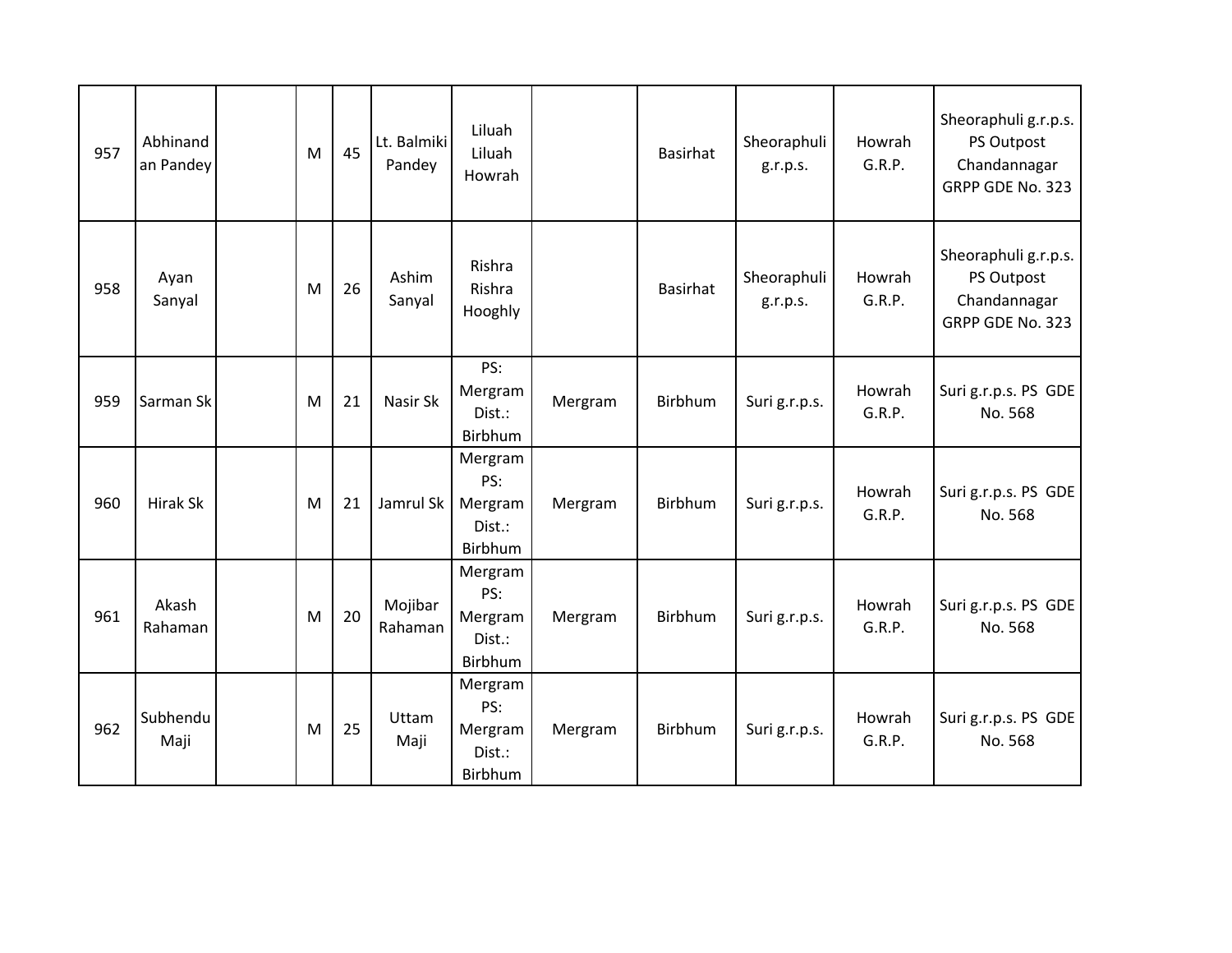| | | | | | | | | | | | |
|---|---|---|---|---|---|---|---|---|---|---|---|
| 957 | Abhinandan Pandey | | M | 45 | Lt. Balmiki Pandey | Liluah Liluah Howrah | | Basirhat | Sheoraphuli g.r.p.s. | Howrah G.R.P. | Sheoraphuli g.r.p.s. PS Outpost Chandannagar GRPP GDE No. 323 |
| 958 | Ayan Sanyal | | M | 26 | Ashim Sanyal | Rishra Rishra Hooghly | | Basirhat | Sheoraphuli g.r.p.s. | Howrah G.R.P. | Sheoraphuli g.r.p.s. PS Outpost Chandannagar GRPP GDE No. 323 |
| 959 | Sarman Sk | | M | 21 | Nasir Sk | PS: Mergram Dist.: Birbhum | Mergram | Birbhum | Suri g.r.p.s. | Howrah G.R.P. | Suri g.r.p.s. PS GDE No. 568 |
| 960 | Hirak Sk | | M | 21 | Jamrul Sk | Mergram PS: Mergram Dist.: Birbhum | Mergram | Birbhum | Suri g.r.p.s. | Howrah G.R.P. | Suri g.r.p.s. PS GDE No. 568 |
| 961 | Akash Rahaman | | M | 20 | Mojibar Rahaman | Mergram PS: Mergram Dist.: Birbhum | Mergram | Birbhum | Suri g.r.p.s. | Howrah G.R.P. | Suri g.r.p.s. PS GDE No. 568 |
| 962 | Subhendu Maji | | M | 25 | Uttam Maji | Mergram PS: Mergram Dist.: Birbhum | Mergram | Birbhum | Suri g.r.p.s. | Howrah G.R.P. | Suri g.r.p.s. PS GDE No. 568 |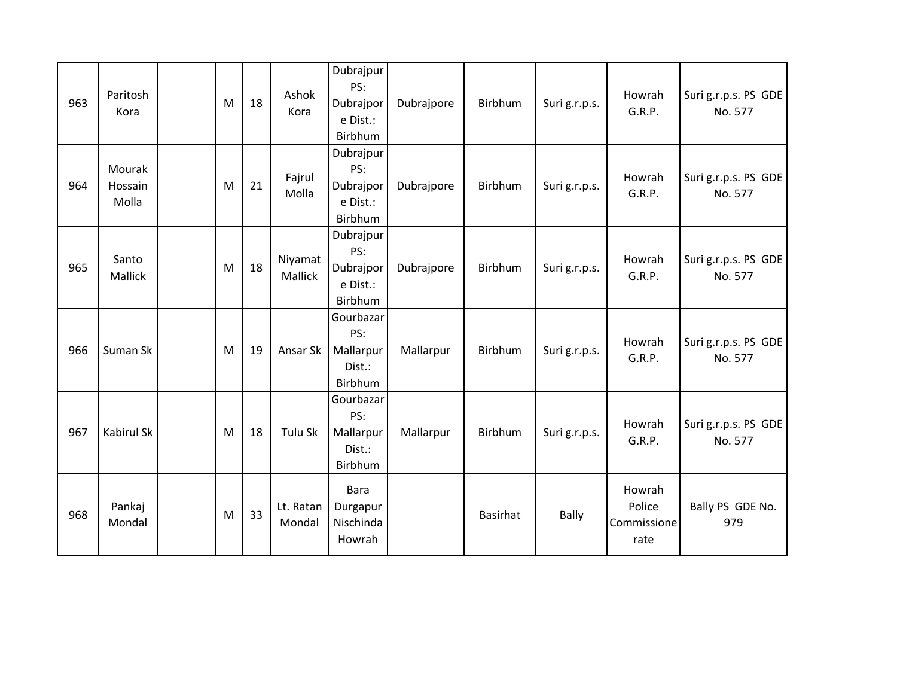| | | | | | | | | | | | |
|---|---|---|---|---|---|---|---|---|---|---|---|
| 963 | Paritosh Kora | | M | 18 | Ashok Kora | Dubrajpur PS: Dubrajpore Dist.: Birbhum | Dubrajpore | Birbhum | Suri g.r.p.s. | Howrah G.R.P. | Suri g.r.p.s. PS GDE No. 577 |
| 964 | Mourak Hossain Molla | | M | 21 | Fajrul Molla | Dubrajpur PS: Dubrajpore Dist.: Birbhum | Dubrajpore | Birbhum | Suri g.r.p.s. | Howrah G.R.P. | Suri g.r.p.s. PS GDE No. 577 |
| 965 | Santo Mallick | | M | 18 | Niyamat Mallick | Dubrajpur PS: Dubrajpore Dist.: Birbhum | Dubrajpore | Birbhum | Suri g.r.p.s. | Howrah G.R.P. | Suri g.r.p.s. PS GDE No. 577 |
| 966 | Suman Sk | | M | 19 | Ansar Sk | Gourbazar PS: Mallarpur Dist.: Birbhum | Mallarpur | Birbhum | Suri g.r.p.s. | Howrah G.R.P. | Suri g.r.p.s. PS GDE No. 577 |
| 967 | Kabirul Sk | | M | 18 | Tulu Sk | Gourbazar PS: Mallarpur Dist.: Birbhum | Mallarpur | Birbhum | Suri g.r.p.s. | Howrah G.R.P. | Suri g.r.p.s. PS GDE No. 577 |
| 968 | Pankaj Mondal | | M | 33 | Lt. Ratan Mondal | Bara Durgapur Nischinda Howrah | | Basirhat | Bally | Howrah Police Commissionerate | Bally PS GDE No. 979 |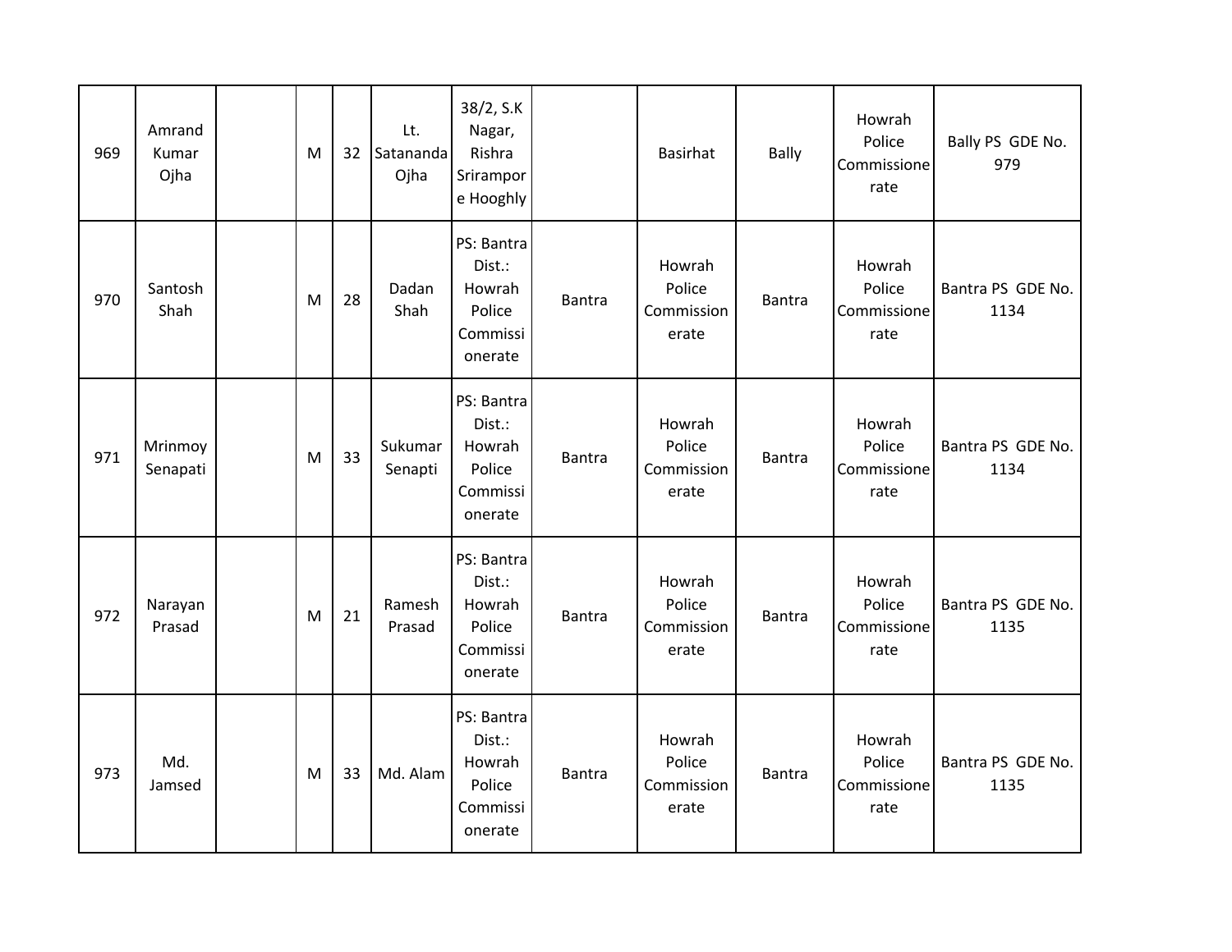| | | | | | | | | | | | |
|---|---|---|---|---|---|---|---|---|---|---|---|
| 969 | Amrand Kumar Ojha | | M | 32 | Lt. Satananda Ojha | 38/2, S.K Nagar, Rishra Srirampore Hooghly | | Basirhat | Bally | Howrah Police Commissionerate | Bally PS GDE No. 979 |
| 970 | Santosh Shah | | M | 28 | Dadan Shah | PS: Bantra Dist.: Howrah Police Commissionerate | Bantra | Howrah Police Commissionerate | Bantra | Howrah Police Commissionerate | Bantra PS GDE No. 1134 |
| 971 | Mrinmoy Senapati | | M | 33 | Sukumar Senapti | PS: Bantra Dist.: Howrah Police Commissionerate | Bantra | Howrah Police Commissionerate | Bantra | Howrah Police Commissionerate | Bantra PS GDE No. 1134 |
| 972 | Narayan Prasad | | M | 21 | Ramesh Prasad | PS: Bantra Dist.: Howrah Police Commissionerate | Bantra | Howrah Police Commissionerate | Bantra | Howrah Police Commissionerate | Bantra PS GDE No. 1135 |
| 973 | Md. Jamsed | | M | 33 | Md. Alam | PS: Bantra Dist.: Howrah Police Commissionerate | Bantra | Howrah Police Commissionerate | Bantra | Howrah Police Commissionerate | Bantra PS GDE No. 1135 |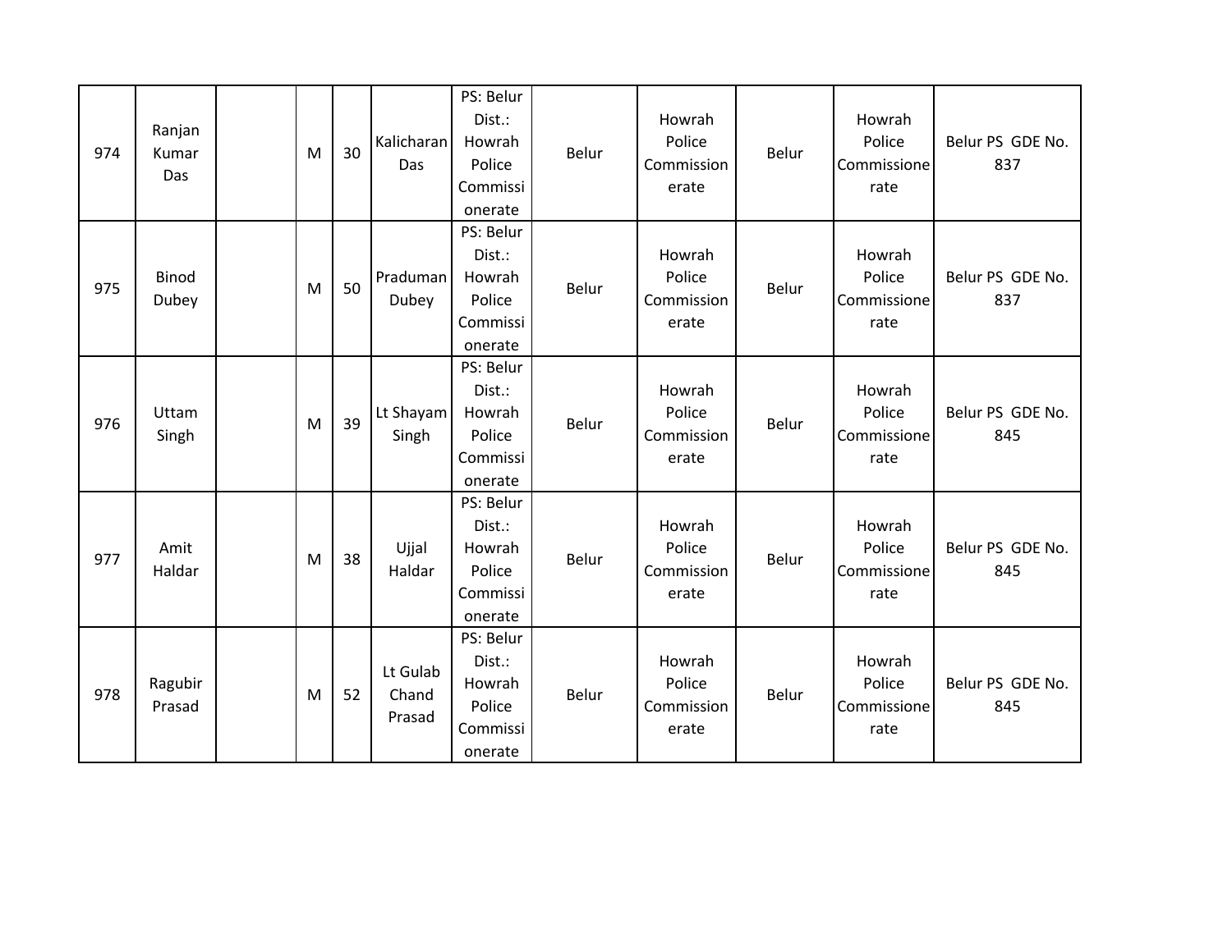| | | | | | | | | | | | |
|---|---|---|---|---|---|---|---|---|---|---|---|
| 974 | Ranjan Kumar Das | | M | 30 | Kalicharan Das | PS: Belur Dist.: Howrah Police Commissionerate | Belur | Howrah Police Commissionerate | Belur | Howrah Police Commissionerate | Belur PS GDE No. 837 |
| 975 | Binod Dubey | | M | 50 | Praduman Dubey | PS: Belur Dist.: Howrah Police Commissionerate | Belur | Howrah Police Commissionerate | Belur | Howrah Police Commissionerate | Belur PS GDE No. 837 |
| 976 | Uttam Singh | | M | 39 | Lt Shayam Singh | PS: Belur Dist.: Howrah Police Commissionerate | Belur | Howrah Police Commissionerate | Belur | Howrah Police Commissionerate | Belur PS GDE No. 845 |
| 977 | Amit Haldar | | M | 38 | Ujjal Haldar | PS: Belur Dist.: Howrah Police Commissionerate | Belur | Howrah Police Commissionerate | Belur | Howrah Police Commissionerate | Belur PS GDE No. 845 |
| 978 | Ragubir Prasad | | M | 52 | Lt Gulab Chand Prasad | PS: Belur Dist.: Howrah Police Commissionerate | Belur | Howrah Police Commissionerate | Belur | Howrah Police Commissionerate | Belur PS GDE No. 845 |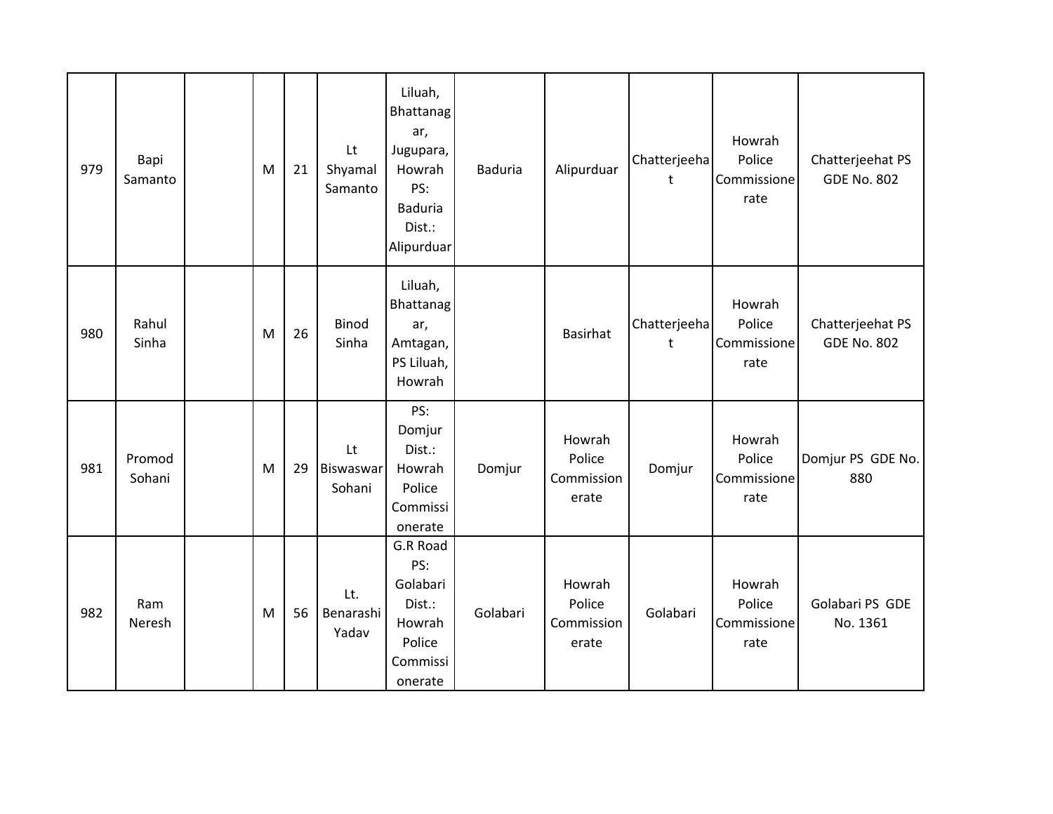| | | | | | | | | | | | |
|---|---|---|---|---|---|---|---|---|---|---|---|
| 979 | Bapi Samanto | | M | 21 | Lt Shyamal Samanto | Liluah, Bhattanagar, Jugupara, Howrah PS: Baduria Dist.: Alipurduar | Baduria | Alipurduar | Chatterjeehat | Howrah Police Commissionerate | Chatterjeehat PS GDE No. 802 |
| 980 | Rahul Sinha | | M | 26 | Binod Sinha | Liluah, Bhattanagar, Amtagan, PS Liluah, Howrah | | Basirhat | Chatterjeehat | Howrah Police Commissionerate | Chatterjeehat PS GDE No. 802 |
| 981 | Promod Sohani | | M | 29 | Lt Biswaswar Sohani | PS: Domjur Dist.: Howrah Police Commissionerate | Domjur | Howrah Police Commissionerate | Domjur | Howrah Police Commissionerate | Domjur PS GDE No. 880 |
| 982 | Ram Neresh | | M | 56 | Lt. Benarashi Yadav | G.R Road PS: Golabari Dist.: Howrah Police Commissionerate | Golabari | Howrah Police Commissionerate | Golabari | Howrah Police Commissionerate | Golabari PS GDE No. 1361 |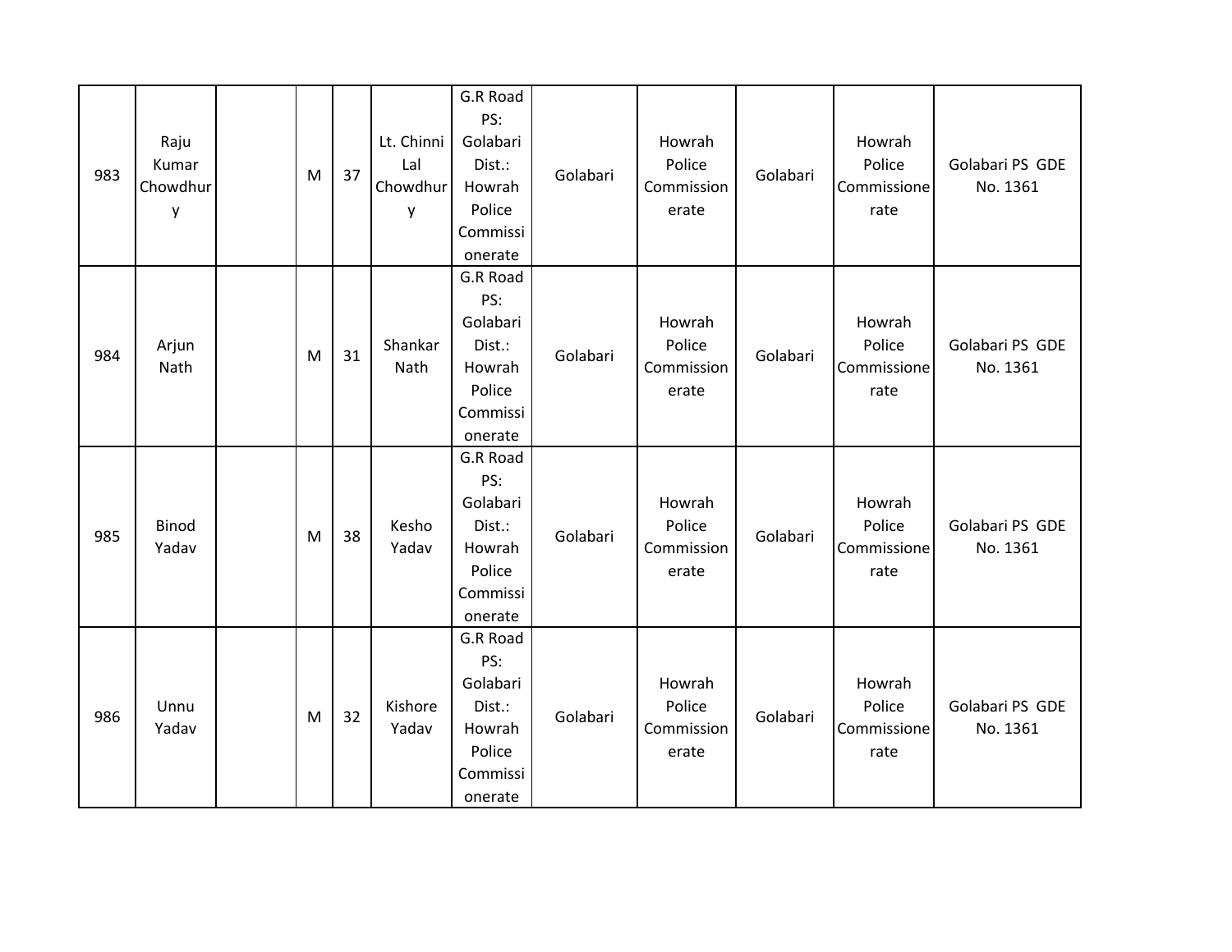| | | | | | | | | | | | |
|---|---|---|---|---|---|---|---|---|---|---|---|
| 983 | Raju Kumar Chowdhury | | M | 37 | Lt. Chinni Lal Chowdhury | G.R Road PS: Golabari Dist.: Howrah Police Commissionerate | Golabari | Howrah Police Commissionerate | Golabari | Howrah Police Commissionerate | Golabari PS GDE No. 1361 |
| 984 | Arjun Nath | | M | 31 | Shankar Nath | G.R Road PS: Golabari Dist.: Howrah Police Commissionerate | Golabari | Howrah Police Commissionerate | Golabari | Howrah Police Commissionerate | Golabari PS GDE No. 1361 |
| 985 | Binod Yadav | | M | 38 | Kesho Yadav | G.R Road PS: Golabari Dist.: Howrah Police Commissionerate | Golabari | Howrah Police Commissionerate | Golabari | Howrah Police Commissionerate | Golabari PS GDE No. 1361 |
| 986 | Unnu Yadav | | M | 32 | Kishore Yadav | G.R Road PS: Golabari Dist.: Howrah Police Commissionerate | Golabari | Howrah Police Commissionerate | Golabari | Howrah Police Commissionerate | Golabari PS GDE No. 1361 |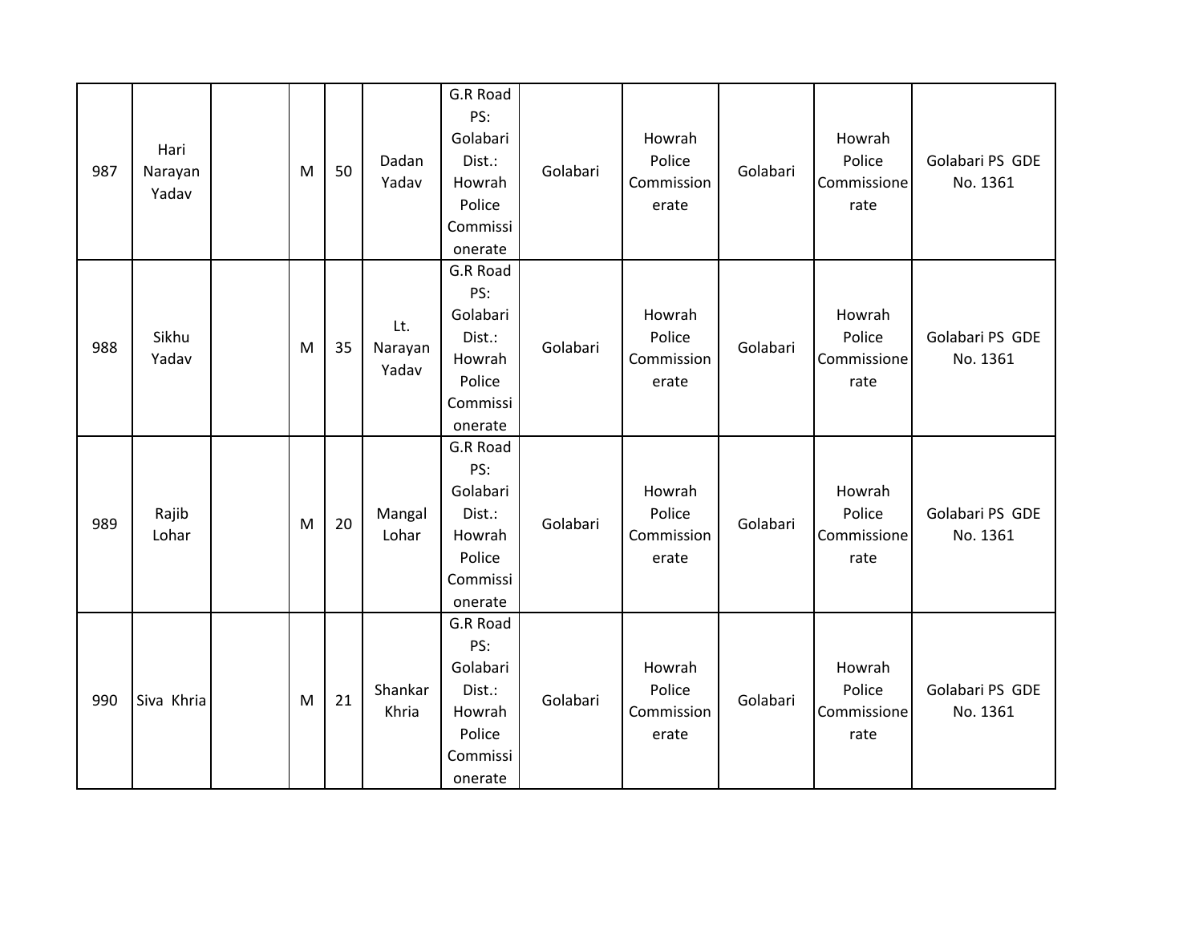| | | | | | | | | | | | |
|---|---|---|---|---|---|---|---|---|---|---|---|
| 987 | Hari Narayan Yadav | | M | 50 | Dadan Yadav | G.R Road PS: Golabari Dist.: Howrah Police Commissionerate | Golabari | Howrah Police Commissionerate | Golabari | Howrah Police Commissionerate | Golabari PS GDE No. 1361 |
| 988 | Sikhu Yadav | | M | 35 | Lt. Narayan Yadav | G.R Road PS: Golabari Dist.: Howrah Police Commissionerate | Golabari | Howrah Police Commissionerate | Golabari | Howrah Police Commissionerate | Golabari PS GDE No. 1361 |
| 989 | Rajib Lohar | | M | 20 | Mangal Lohar | G.R Road PS: Golabari Dist.: Howrah Police Commissionerate | Golabari | Howrah Police Commissionerate | Golabari | Howrah Police Commissionerate | Golabari PS GDE No. 1361 |
| 990 | Siva Khria | | M | 21 | Shankar Khria | G.R Road PS: Golabari Dist.: Howrah Police Commissionerate | Golabari | Howrah Police Commissionerate | Golabari | Howrah Police Commissionerate | Golabari PS GDE No. 1361 |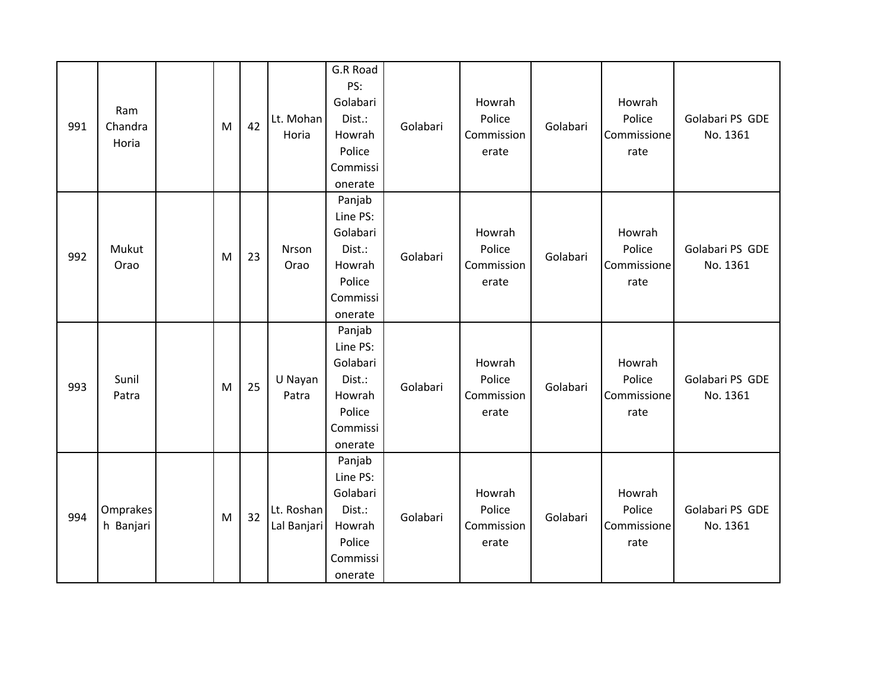| | | | | | | | | | | | |
|---|---|---|---|---|---|---|---|---|---|---|---|
| 991 | Ram Chandra Horia | | M | 42 | Lt. Mohan Horia | G.R Road PS: Golabari Dist.: Howrah Police Commissionerate | Golabari | Howrah Police Commissionerate | Golabari | Howrah Police Commissionerate | Golabari PS GDE No. 1361 |
| 992 | Mukut Orao | | M | 23 | Nrson Orao | Panjab Line PS: Golabari Dist.: Howrah Police Commissionerate | Golabari | Howrah Police Commissionerate | Golabari | Howrah Police Commissionerate | Golabari PS GDE No. 1361 |
| 993 | Sunil Patra | | M | 25 | U Nayan Patra | Panjab Line PS: Golabari Dist.: Howrah Police Commissionerate | Golabari | Howrah Police Commissionerate | Golabari | Howrah Police Commissionerate | Golabari PS GDE No. 1361 |
| 994 | Omprakesh Banjari | | M | 32 | Lt. Roshan Lal Banjari | Panjab Line PS: Golabari Dist.: Howrah Police Commissionerate | Golabari | Howrah Police Commissionerate | Golabari | Howrah Police Commissionerate | Golabari PS GDE No. 1361 |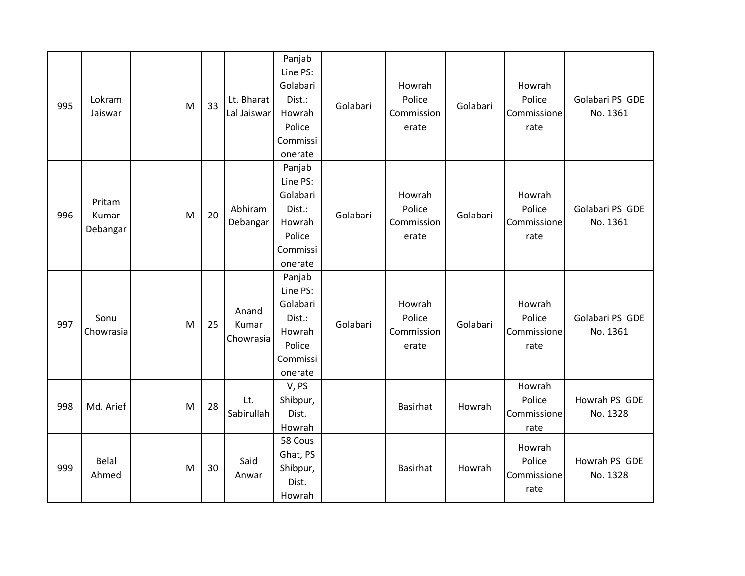| | | | | | | | | | | | |
|---|---|---|---|---|---|---|---|---|---|---|---|
| 995 | Lokram Jaiswar | | M | 33 | Lt. Bharat Lal Jaiswar | Panjab Line PS: Golabari Dist.: Howrah Police Commissionerate | Golabari | Howrah Police Commissionerate | Golabari | Howrah Police Commissionerate | Golabari PS GDE No. 1361 |
| 996 | Pritam Kumar Debangar | | M | 20 | Abhiram Debangar | Panjab Line PS: Golabari Dist.: Howrah Police Commissionerate | Golabari | Howrah Police Commissionerate | Golabari | Howrah Police Commissionerate | Golabari PS GDE No. 1361 |
| 997 | Sonu Chowrasia | | M | 25 | Anand Kumar Chowrasia | Panjab Line PS: Golabari Dist.: Howrah Police Commissionerate | Golabari | Howrah Police Commissionerate | Golabari | Howrah Police Commissionerate | Golabari PS GDE No. 1361 |
| 998 | Md. Arief | | M | 28 | Lt. Sabirullah | V, PS Shibpur, Dist. Howrah | | Basirhat | Howrah | Howrah Police Commissionerate | Howrah PS GDE No. 1328 |
| 999 | Belal Ahmed | | M | 30 | Said Anwar | 58 Cous Ghat, PS Shibpur, Dist. Howrah | | Basirhat | Howrah | Howrah Police Commissionerate | Howrah PS GDE No. 1328 |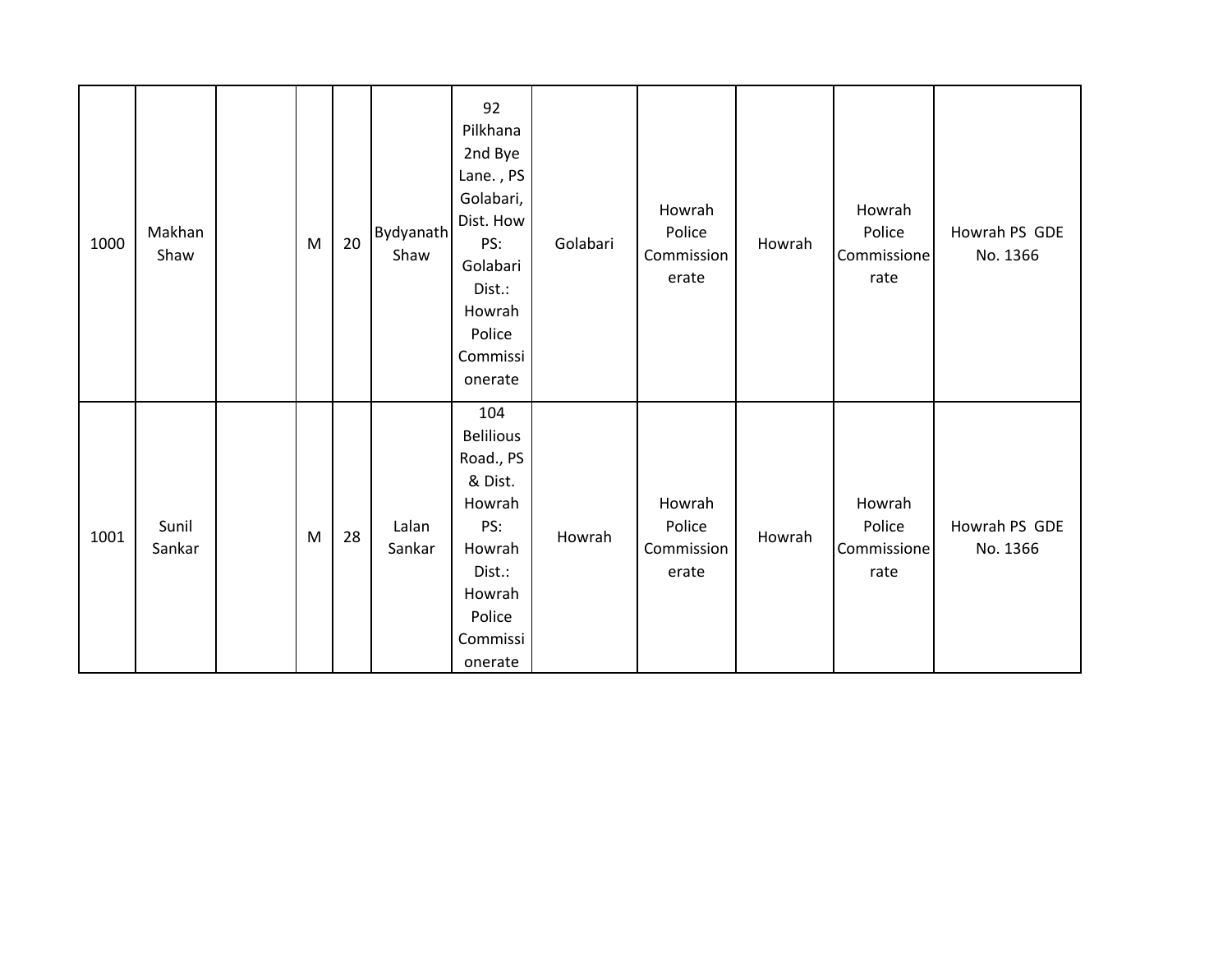| | | | | | | | | | | | |
|---|---|---|---|---|---|---|---|---|---|---|---|
| 1000 | Makhan Shaw | | M | 20 | Bydyanath Shaw | 92 Pilkhana 2nd Bye Lane. , PS Golabari, Dist. How PS: Golabari Dist.: Howrah Police Commissionerate | Golabari | Howrah Police Commissionerate | Howrah | Howrah Police Commissionerate | Howrah PS GDE No. 1366 |
| 1001 | Sunil Sankar | | M | 28 | Lalan Sankar | 104 Belilious Road., PS & Dist. Howrah PS: Howrah Dist.: Howrah Police Commissionerate | Howrah | Howrah Police Commissionerate | Howrah | Howrah Police Commissionerate | Howrah PS GDE No. 1366 |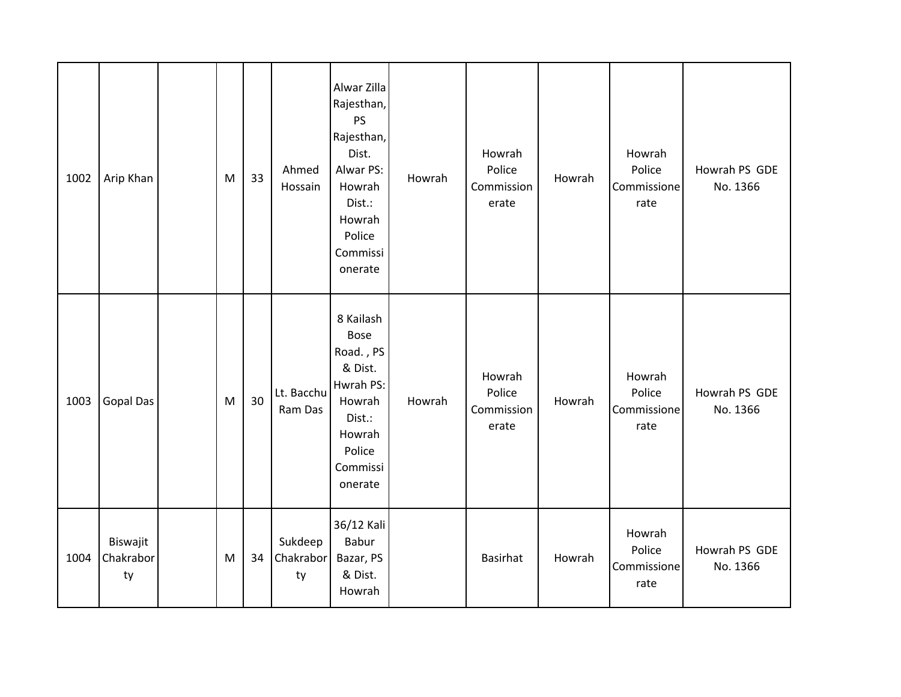| | | | | | | | | | | | |
|---|---|---|---|---|---|---|---|---|---|---|---|
| 1002 | Arip Khan | | M | 33 | Ahmed Hossain | Alwar Zilla Rajesthan, PS Rajesthan, Dist. Alwar PS: Howrah Dist.: Howrah Police Commissionerate | Howrah | Howrah Police Commissionerate | Howrah | Howrah Police Commissionerate | Howrah PS GDE No. 1366 |
| 1003 | Gopal Das | | M | 30 | Lt. Bacchu Ram Das | 8 Kailash Bose Road. , PS & Dist. Hwrah PS: Howrah Dist.: Howrah Police Commissionerate | Howrah | Howrah Police Commissionerate | Howrah | Howrah Police Commissionerate | Howrah PS GDE No. 1366 |
| 1004 | Biswajit Chakraborty | | M | 34 | Sukdeep Chakraborty | 36/12 Kali Babur Bazar, PS & Dist. Howrah | | Basirhat | Howrah | Howrah Police Commissionerate | Howrah PS GDE No. 1366 |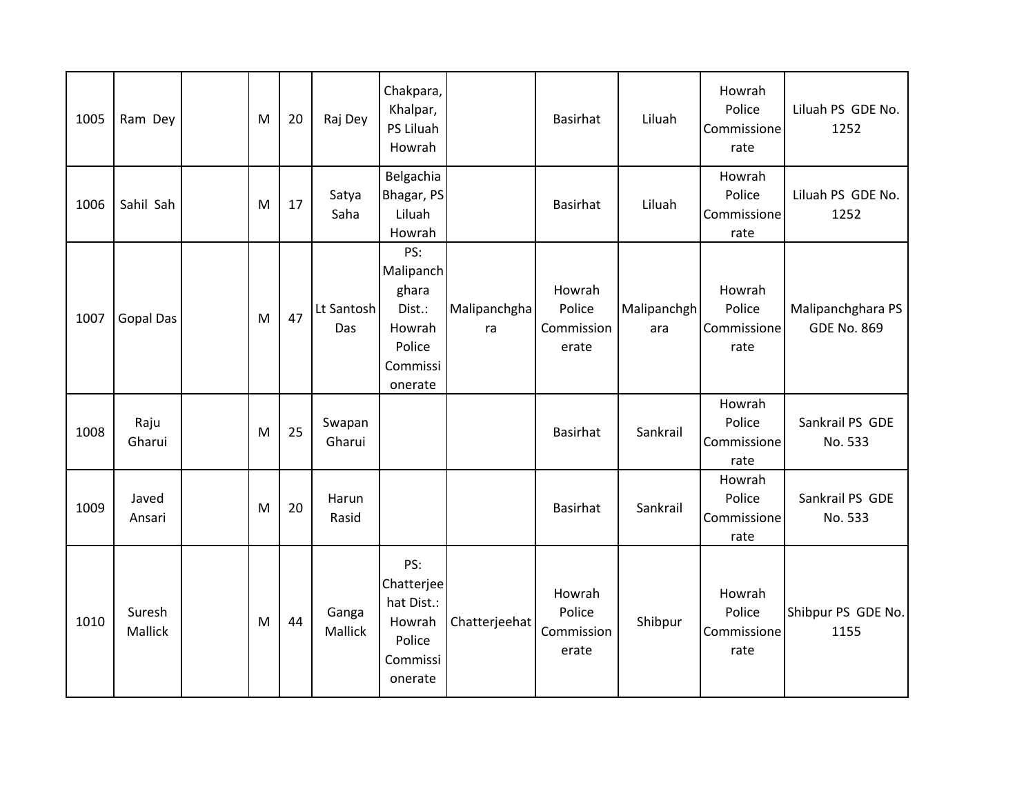| | | | | | | | | | | | |
|---|---|---|---|---|---|---|---|---|---|---|---|
| 1005 | Ram Dey | | M | 20 | Raj Dey | Chakpara, Khalpar, PS Liluah Howrah | | Basirhat | Liluah | Howrah Police Commissionerate | Liluah PS GDE No. 1252 |
| 1006 | Sahil Sah | | M | 17 | Satya Saha | Belgachia Bhagar, PS Liluah Howrah | | Basirhat | Liluah | Howrah Police Commissionerate | Liluah PS GDE No. 1252 |
| 1007 | Gopal Das | | M | 47 | Lt Santosh Das | PS: Malipanchghara Dist.: Howrah Police Commissionerate | Malipanchghara | Howrah Police Commissionerate | Malipanchghara | Howrah Police Commissionerate | Malipanchghara PS GDE No. 869 |
| 1008 | Raju Gharui | | M | 25 | Swapan Gharui | | | Basirhat | Sankrail | Howrah Police Commissionerate | Sankrail PS GDE No. 533 |
| 1009 | Javed Ansari | | M | 20 | Harun Rasid | | | Basirhat | Sankrail | Howrah Police Commissionerate | Sankrail PS GDE No. 533 |
| 1010 | Suresh Mallick | | M | 44 | Ganga Mallick | PS: Chatterjeehat Dist.: Howrah Police Commissionerate | Chatterjeehat | Howrah Police Commissionerate | Shibpur | Howrah Police Commissionerate | Shibpur PS GDE No. 1155 |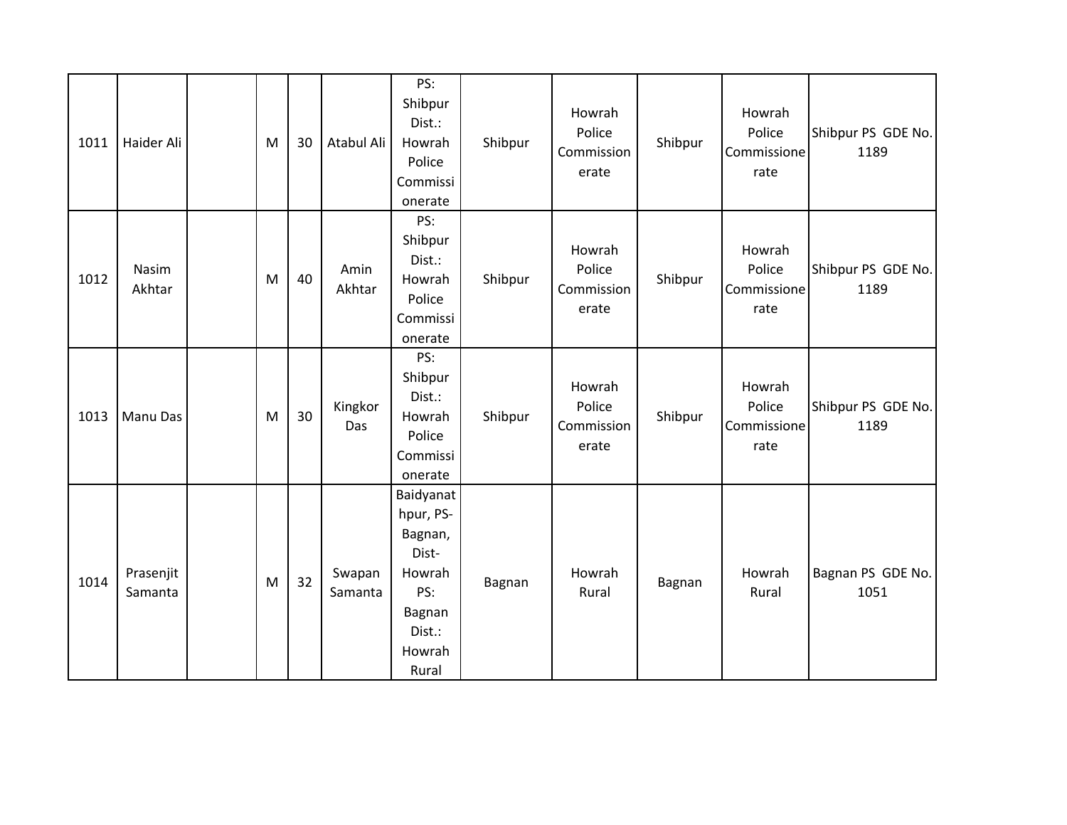| | | | | | | | | | | | |
|---|---|---|---|---|---|---|---|---|---|---|---|
| 1011 | Haider Ali | | M | 30 | Atabul Ali | PS: Shibpur Dist.: Howrah Police Commissionerate | Shibpur | Howrah Police Commissionerate | Shibpur | Howrah Police Commissionerate | Shibpur PS GDE No. 1189 |
| 1012 | Nasim Akhtar | | M | 40 | Amin Akhtar | PS: Shibpur Dist.: Howrah Police Commissionerate | Shibpur | Howrah Police Commissionerate | Shibpur | Howrah Police Commissionerate | Shibpur PS GDE No. 1189 |
| 1013 | Manu Das | | M | 30 | Kingkor Das | PS: Shibpur Dist.: Howrah Police Commissionerate | Shibpur | Howrah Police Commissionerate | Shibpur | Howrah Police Commissionerate | Shibpur PS GDE No. 1189 |
| 1014 | Prasenjit Samanta | | M | 32 | Swapan Samanta | Baidyanathpur, PS- Bagnan, Dist- Howrah PS: Bagnan Dist.: Howrah Rural | Bagnan | Howrah Rural | Bagnan | Howrah Rural | Bagnan PS GDE No. 1051 |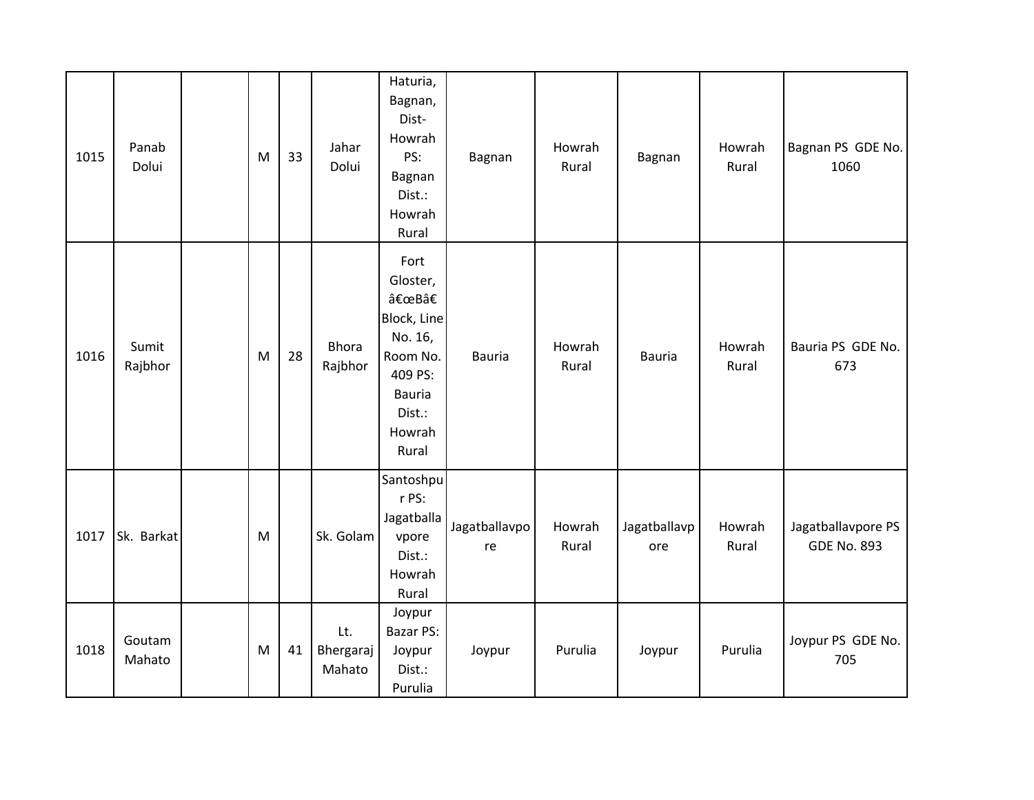| | | | | | | | | | | | |
|---|---|---|---|---|---|---|---|---|---|---|---|
| 1015 | Panab Dolui | | M | 33 | Jahar Dolui | Haturia, Bagnan, Dist- Howrah PS: Bagnan Dist.: Howrah Rural | Bagnan | Howrah Rural | Bagnan | Howrah Rural | Bagnan PS GDE No. 1060 |
| 1016 | Sumit Rajbhor | | M | 28 | Bhora Rajbhor | Fort Gloster, â€œBâ€ Block, Line No. 16, Room No. 409 PS: Bauria Dist.: Howrah Rural | Bauria | Howrah Rural | Bauria | Howrah Rural | Bauria PS GDE No. 673 |
| 1017 | Sk. Barkat | | M | | Sk. Golam | Santoshpur PS: Jagatballavpore Dist.: Howrah Rural | Jagatballavpore | Howrah Rural | Jagatballavpore | Howrah Rural | Jagatballavpore PS GDE No. 893 |
| 1018 | Goutam Mahato | | M | 41 | Lt. Bhergaraj Mahato | Joypur Bazar PS: Joypur Dist.: Purulia | Joypur | Purulia | Joypur | Purulia | Joypur PS GDE No. 705 |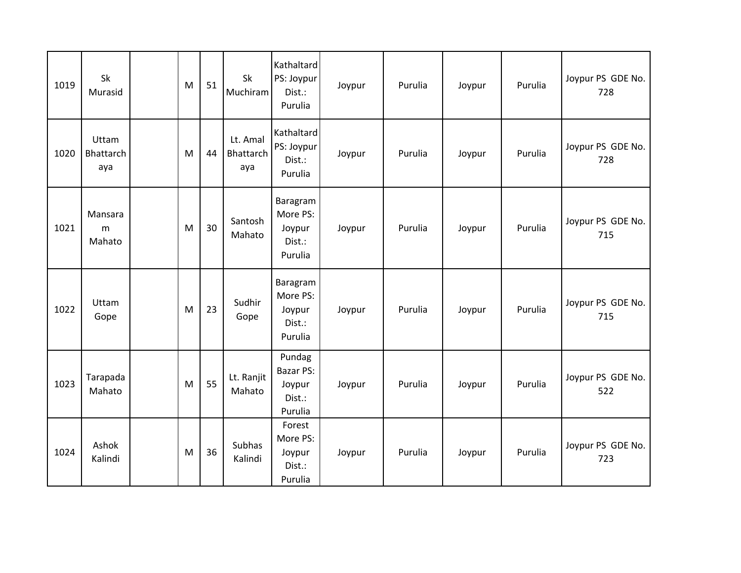| | | | | | | | | | | | |
|---|---|---|---|---|---|---|---|---|---|---|---|
| 1019 | Sk Murasid | | M | 51 | Sk Muchiram | Kathaltard PS: Joypur Dist.: Purulia | Joypur | Purulia | Joypur | Purulia | Joypur PS GDE No. 728 |
| 1020 | Uttam Bhattarchaya | | M | 44 | Lt. Amal Bhattarchaya | Kathaltard PS: Joypur Dist.: Purulia | Joypur | Purulia | Joypur | Purulia | Joypur PS GDE No. 728 |
| 1021 | Mansaram Mahato | | M | 30 | Santosh Mahato | Baragram More PS: Joypur Dist.: Purulia | Joypur | Purulia | Joypur | Purulia | Joypur PS GDE No. 715 |
| 1022 | Uttam Gope | | M | 23 | Sudhir Gope | Baragram More PS: Joypur Dist.: Purulia | Joypur | Purulia | Joypur | Purulia | Joypur PS GDE No. 715 |
| 1023 | Tarapada Mahato | | M | 55 | Lt. Ranjit Mahato | Pundag Bazar PS: Joypur Dist.: Purulia | Joypur | Purulia | Joypur | Purulia | Joypur PS GDE No. 522 |
| 1024 | Ashok Kalindi | | M | 36 | Subhas Kalindi | Forest More PS: Joypur Dist.: Purulia | Joypur | Purulia | Joypur | Purulia | Joypur PS GDE No. 723 |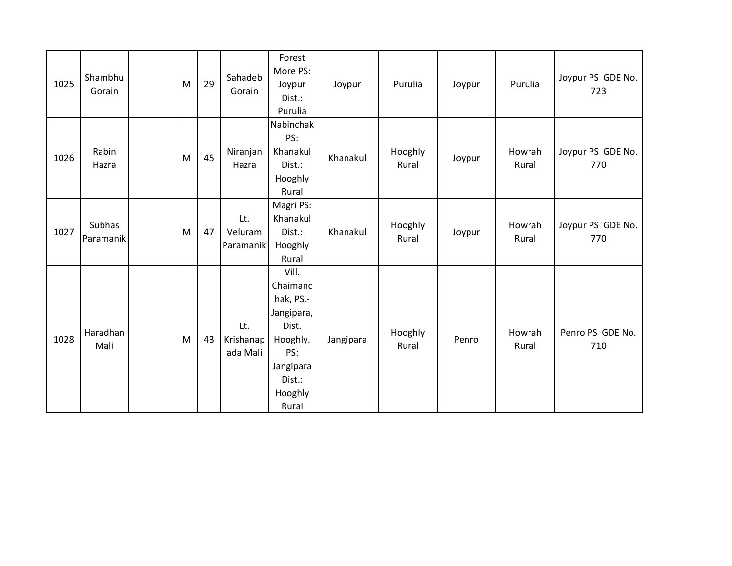| | | | | | | | | | | | |
|---|---|---|---|---|---|---|---|---|---|---|---|
| 1025 | Shambhu Gorain | | M | 29 | Sahadeb Gorain | Forest More PS: Joypur Dist.: Purulia | Joypur | Purulia | Joypur | Purulia | Joypur PS GDE No. 723 |
| 1026 | Rabin Hazra | | M | 45 | Niranjan Hazra | Nabinchak PS: Khanakul Dist.: Hooghly Rural | Khanakul | Hooghly Rural | Joypur | Howrah Rural | Joypur PS GDE No. 770 |
| 1027 | Subhas Paramanik | | M | 47 | Lt. Veluram Paramanik | Magri PS: Khanakul Dist.: Hooghly Rural | Khanakul | Hooghly Rural | Joypur | Howrah Rural | Joypur PS GDE No. 770 |
| 1028 | Haradhan Mali | | M | 43 | Lt. Krishanapada Mali | Vill. Chaimanchak, PS.- Jangipara, Dist. Hooghly. PS: Jangipara Dist.: Hooghly Rural | Jangipara | Hooghly Rural | Penro | Howrah Rural | Penro PS GDE No. 710 |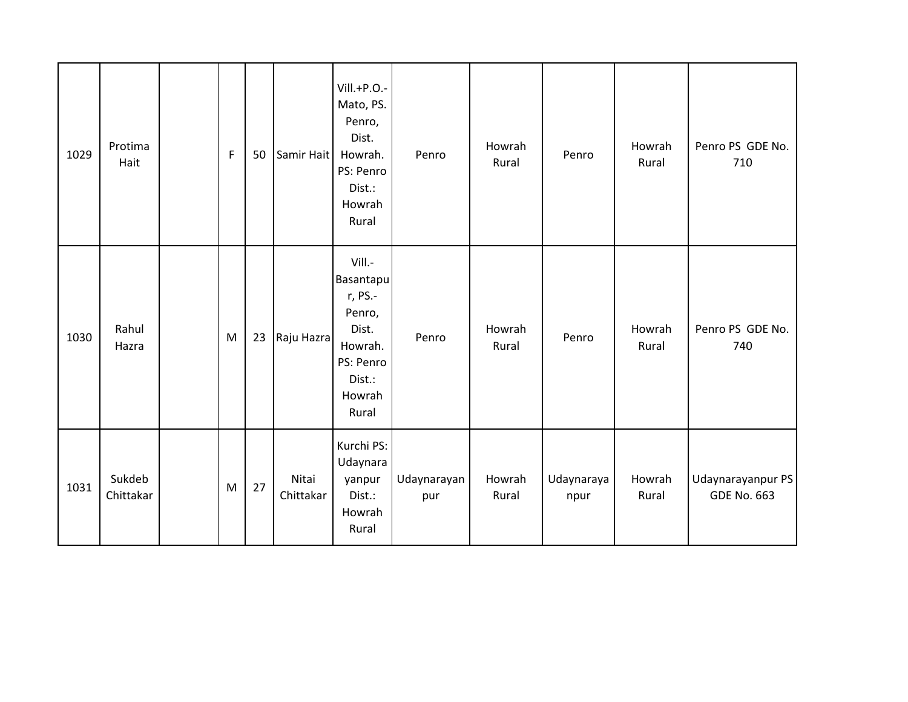| | | | | | | | | | | | |
|---|---|---|---|---|---|---|---|---|---|---|---|
| 1029 | Protima Hait | | F | 50 | Samir Hait | Vill.+P.O.- Mato, PS. Penro, Dist. Howrah. PS: Penro Dist.: Howrah Rural | Penro | Howrah Rural | Penro | Howrah Rural | Penro PS GDE No. 710 |
| 1030 | Rahul Hazra | | M | 23 | Raju Hazra | Vill.- Basantapur, PS.- Penro, Dist. Howrah. PS: Penro Dist.: Howrah Rural | Penro | Howrah Rural | Penro | Howrah Rural | Penro PS GDE No. 740 |
| 1031 | Sukdeb Chittakar | | M | 27 | Nitai Chittakar | Kurchi PS: Udaynarayanpur Dist.: Howrah Rural | Udaynarayanpur | Howrah Rural | Udaynarayanpur | Howrah Rural | Udaynarayanpur PS GDE No. 663 |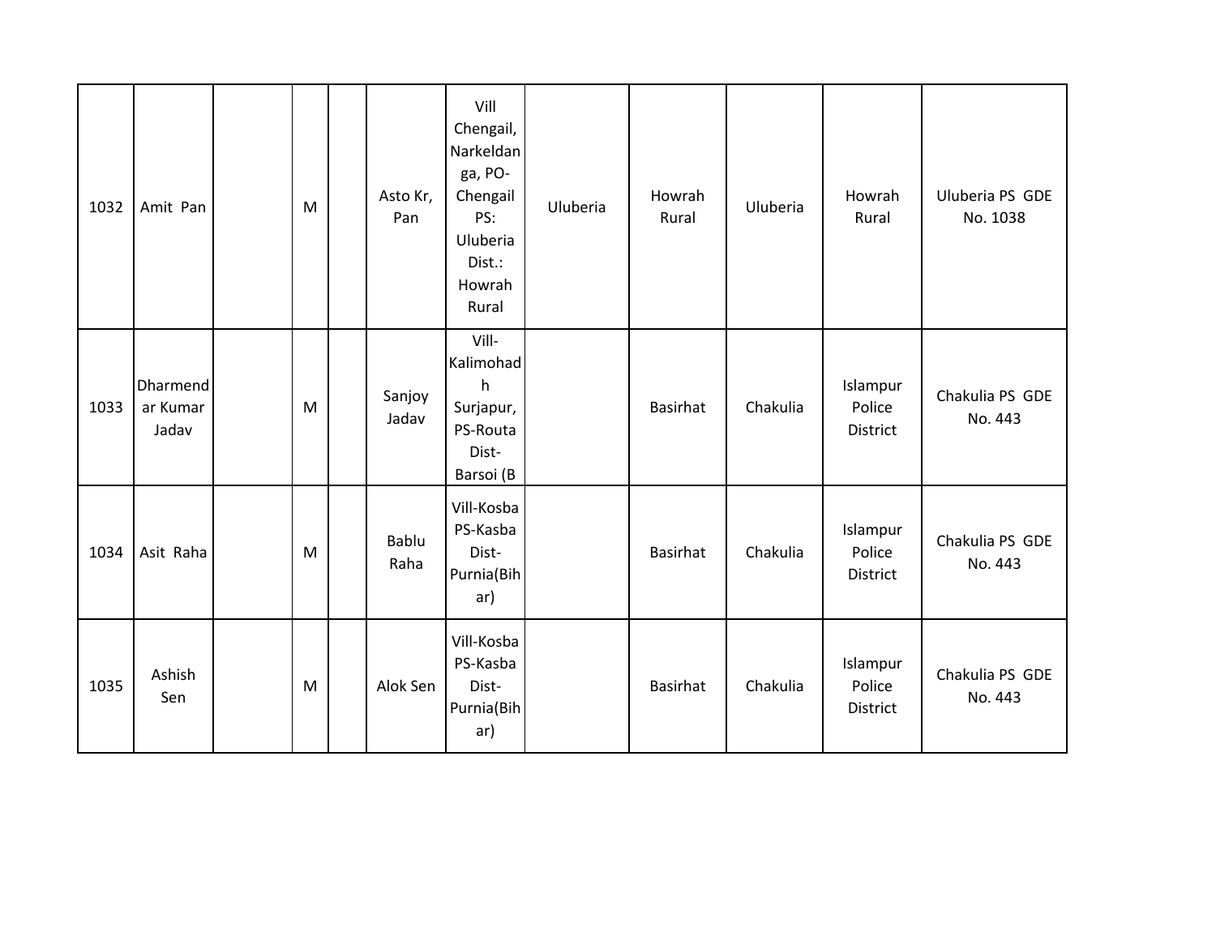| | | | | | | | | | | | | |
|---|---|---|---|---|---|---|---|---|---|---|---|---|
| 1032 | Amit Pan | | M | | Asto Kr, Pan | Vill Chengail, Narkeldanga, PO- Chengail PS: Uluberia Dist.: Howrah Rural | Uluberia | Howrah Rural | Uluberia | Howrah Rural | Uluberia PS GDE No. 1038 |
| 1033 | Dharmendar Kumar Jadav | | M | | Sanjoy Jadav | Vill- Kalimohadh Surjapur, PS-Routa Dist- Barsoi (B | | Basirhat | Chakulia | Islampur Police District | Chakulia PS GDE No. 443 |
| 1034 | Asit Raha | | M | | Bablu Raha | Vill-Kosba PS-Kasba Dist- Purnia(Bihar) | | Basirhat | Chakulia | Islampur Police District | Chakulia PS GDE No. 443 |
| 1035 | Ashish Sen | | M | | Alok Sen | Vill-Kosba PS-Kasba Dist- Purnia(Bihar) | | Basirhat | Chakulia | Islampur Police District | Chakulia PS GDE No. 443 |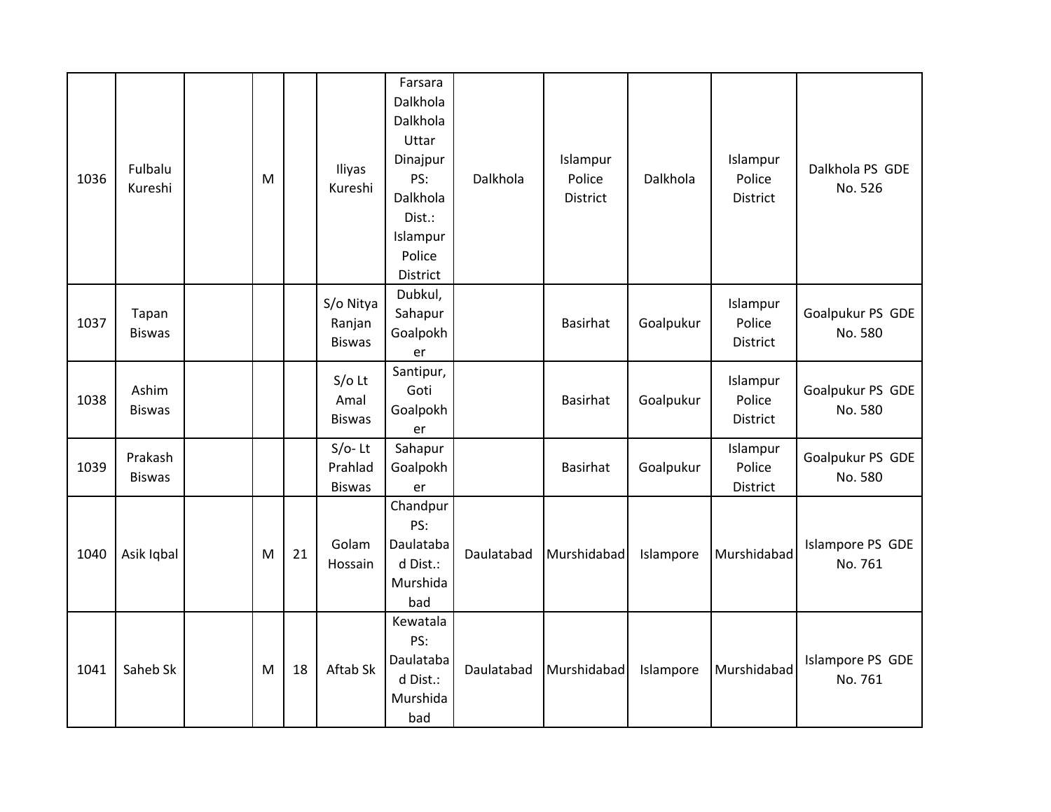| | | | | | | | | | | | |
|---|---|---|---|---|---|---|---|---|---|---|---|
| 1036 | Fulbalu Kureshi | | M | | Iliyas Kureshi | Farsara Dalkhola Dalkhola Uttar Dinajpur PS: Dalkhola Dist.: Islampur Police District | Dalkhola | Islampur Police District | Dalkhola | Islampur Police District | Dalkhola PS GDE No. 526 |
| 1037 | Tapan Biswas | | | | S/o Nitya Ranjan Biswas | Dubkul, Sahapur Goalpokher | | Basirhat | Goalpukur | Islampur Police District | Goalpukur PS GDE No. 580 |
| 1038 | Ashim Biswas | | | | S/o Lt Amal Biswas | Santipur, Goti Goalpokher | | Basirhat | Goalpukur | Islampur Police District | Goalpukur PS GDE No. 580 |
| 1039 | Prakash Biswas | | | | S/o- Lt Prahlad Biswas | Sahapur Goalpokher | | Basirhat | Goalpukur | Islampur Police District | Goalpukur PS GDE No. 580 |
| 1040 | Asik Iqbal | | M | 21 | Golam Hossain | Chandpur PS: Daulatabad Dist.: Murshidabad | Daulatabad | Murshidabad | Islampore | Murshidabad | Islampore PS GDE No. 761 |
| 1041 | Saheb Sk | | M | 18 | Aftab Sk | Kewatala PS: Daulatabad Dist.: Murshidabad | Daulatabad | Murshidabad | Islampore | Murshidabad | Islampore PS GDE No. 761 |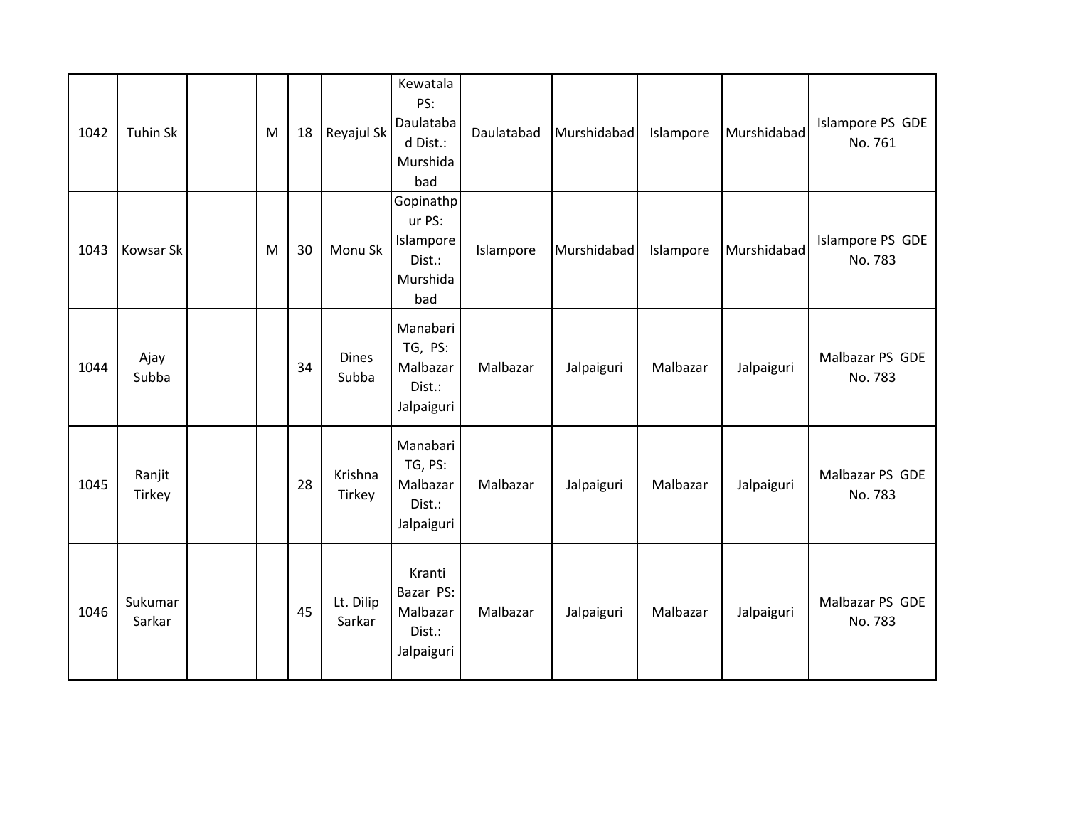| | | | | | | | | | | | |
|---|---|---|---|---|---|---|---|---|---|---|---|
| 1042 | Tuhin Sk | | M | 18 | Reyajul Sk | Kewatala PS: Daulatabad Dist.: Murshidabad | Daulatabad | Murshidabad | Islampore | Murshidabad | Islampore PS GDE No. 761 |
| 1043 | Kowsar Sk | | M | 30 | Monu Sk | Gopinathpur PS: Islampore Dist.: Murshidabad | Islampore | Murshidabad | Islampore | Murshidabad | Islampore PS GDE No. 783 |
| 1044 | Ajay Subba | | | 34 | Dines Subba | Manabari TG, PS: Malbazar Dist.: Jalpaiguri | Malbazar | Jalpaiguri | Malbazar | Jalpaiguri | Malbazar PS GDE No. 783 |
| 1045 | Ranjit Tirkey | | | 28 | Krishna Tirkey | Manabari TG, PS: Malbazar Dist.: Jalpaiguri | Malbazar | Jalpaiguri | Malbazar | Jalpaiguri | Malbazar PS GDE No. 783 |
| 1046 | Sukumar Sarkar | | | 45 | Lt. Dilip Sarkar | Kranti Bazar PS: Malbazar Dist.: Jalpaiguri | Malbazar | Jalpaiguri | Malbazar | Jalpaiguri | Malbazar PS GDE No. 783 |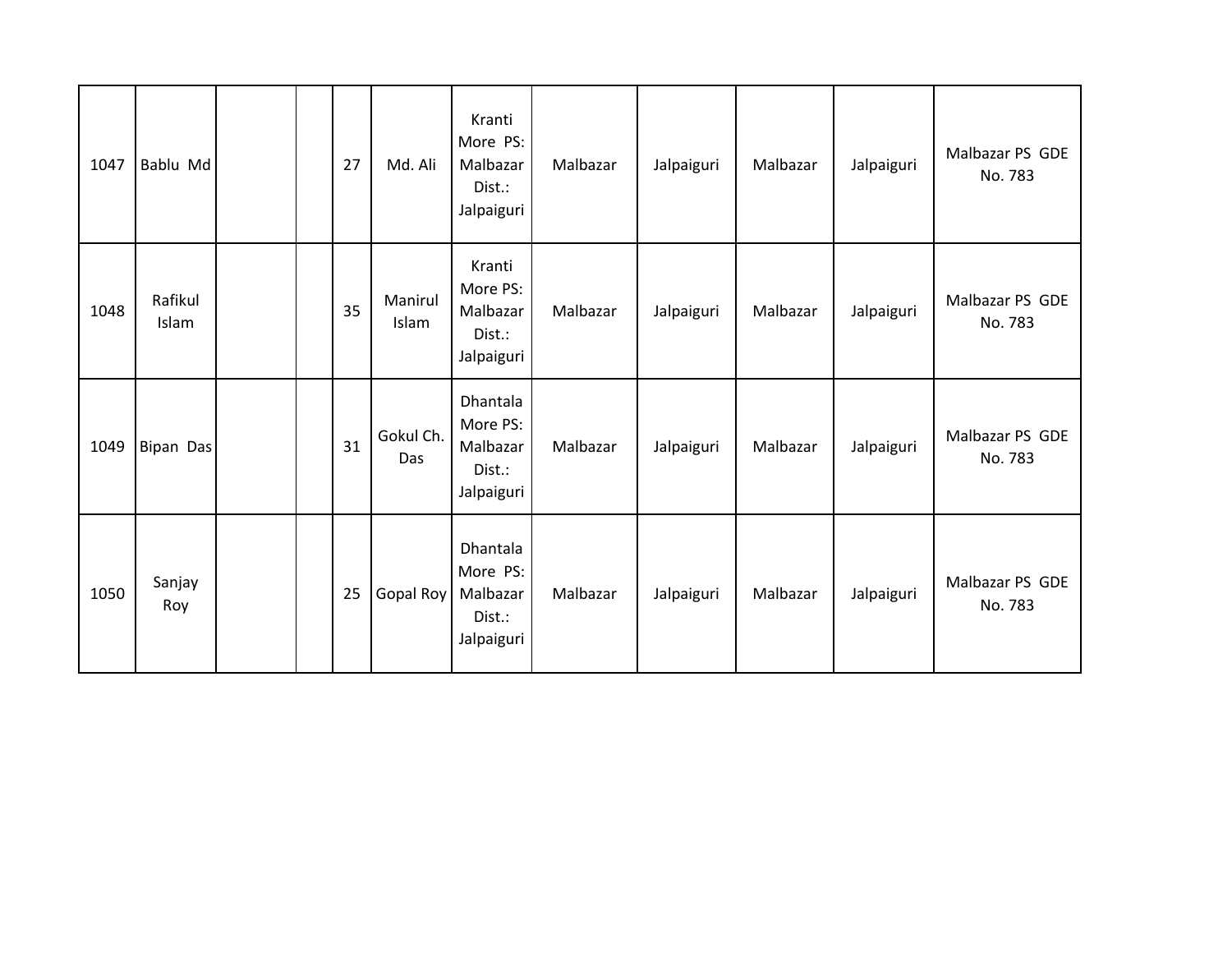| | | | | | | | | | | | |
|---|---|---|---|---|---|---|---|---|---|---|---|
| 1047 | Bablu Md | | | 27 | Md. Ali | Kranti More PS: Malbazar Dist.: Jalpaiguri | Malbazar | Jalpaiguri | Malbazar | Jalpaiguri | Malbazar PS GDE No. 783 |
| 1048 | Rafikul Islam | | | 35 | Manirul Islam | Kranti More PS: Malbazar Dist.: Jalpaiguri | Malbazar | Jalpaiguri | Malbazar | Jalpaiguri | Malbazar PS GDE No. 783 |
| 1049 | Bipan Das | | | 31 | Gokul Ch. Das | Dhantala More PS: Malbazar Dist.: Jalpaiguri | Malbazar | Jalpaiguri | Malbazar | Jalpaiguri | Malbazar PS GDE No. 783 |
| 1050 | Sanjay Roy | | | 25 | Gopal Roy | Dhantala More PS: Malbazar Dist.: Jalpaiguri | Malbazar | Jalpaiguri | Malbazar | Jalpaiguri | Malbazar PS GDE No. 783 |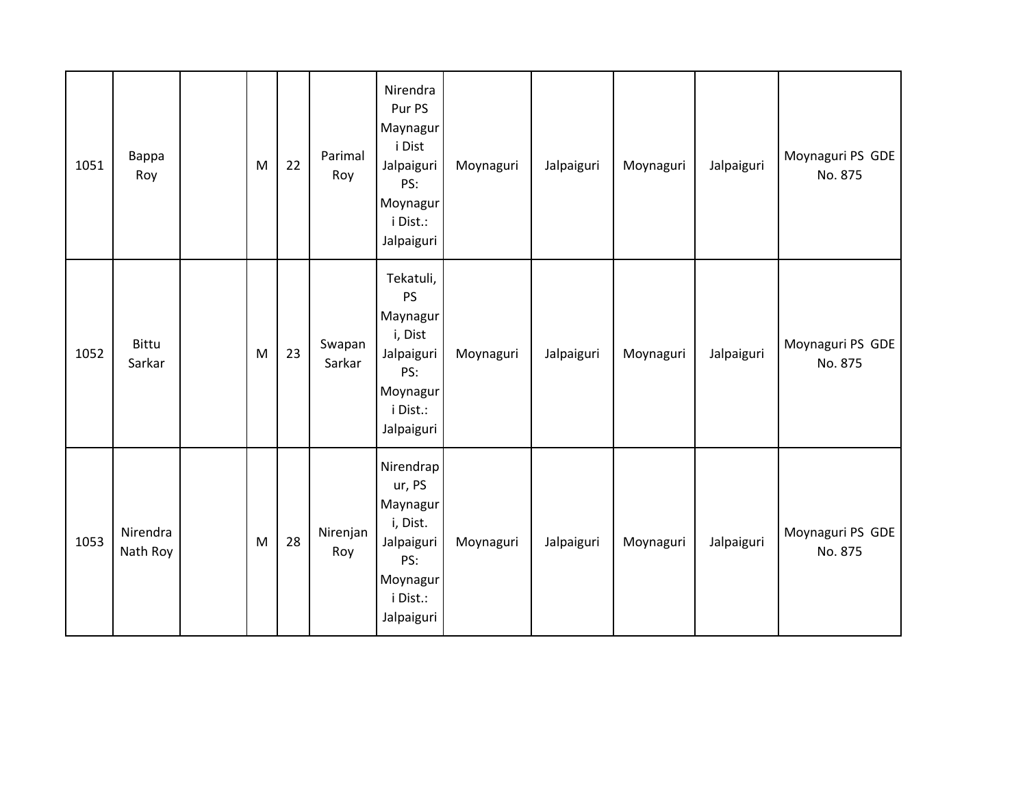| | | | | | | | | | | | |
|---|---|---|---|---|---|---|---|---|---|---|---|
| 1051 | Bappa Roy | | M | 22 | Parimal Roy | Nirendra Pur PS Maynaguri Dist Jalpaiguri PS: Moynaguri Dist.: Jalpaiguri | Moynaguri | Jalpaiguri | Moynaguri | Jalpaiguri | Moynaguri PS GDE No. 875 |
| 1052 | Bittu Sarkar | | M | 23 | Swapan Sarkar | Tekatuli, PS Maynaguri, Dist Jalpaiguri PS: Moynaguri Dist.: Jalpaiguri | Moynaguri | Jalpaiguri | Moynaguri | Jalpaiguri | Moynaguri PS GDE No. 875 |
| 1053 | Nirendra Nath Roy | | M | 28 | Nirenjan Roy | Nirendrapur, PS Maynaguri, Dist. Jalpaiguri PS: Moynaguri Dist.: Jalpaiguri | Moynaguri | Jalpaiguri | Moynaguri | Jalpaiguri | Moynaguri PS GDE No. 875 |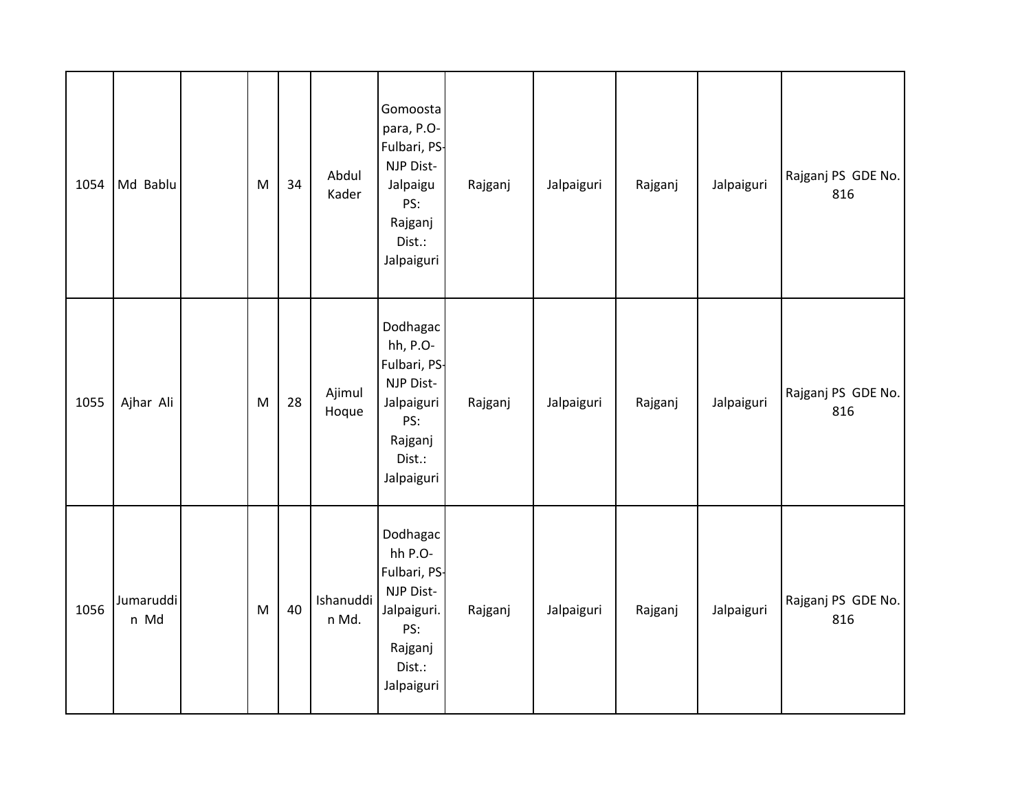| | | | | | | | | | | | |
|---|---|---|---|---|---|---|---|---|---|---|---|
| 1054 | Md Bablu | | M | 34 | Abdul Kader | Gomoosta para, P.O- Fulbari, PS-NJP Dist- Jalpaigu PS: Rajganj Dist.: Jalpaiguri | Rajganj | Jalpaiguri | Rajganj | Jalpaiguri | Rajganj PS GDE No. 816 |
| 1055 | Ajhar Ali | | M | 28 | Ajimul Hoque | Dodhagachh, P.O- Fulbari, PS-NJP Dist- Jalpaiguri PS: Rajganj Dist.: Jalpaiguri | Rajganj | Jalpaiguri | Rajganj | Jalpaiguri | Rajganj PS GDE No. 816 |
| 1056 | Jumaruddin Md | | M | 40 | Ishanuddin Md. | Dodhagachh P.O- Fulbari, PS-NJP Dist- Jalpaiguri. PS: Rajganj Dist.: Jalpaiguri | Rajganj | Jalpaiguri | Rajganj | Jalpaiguri | Rajganj PS GDE No. 816 |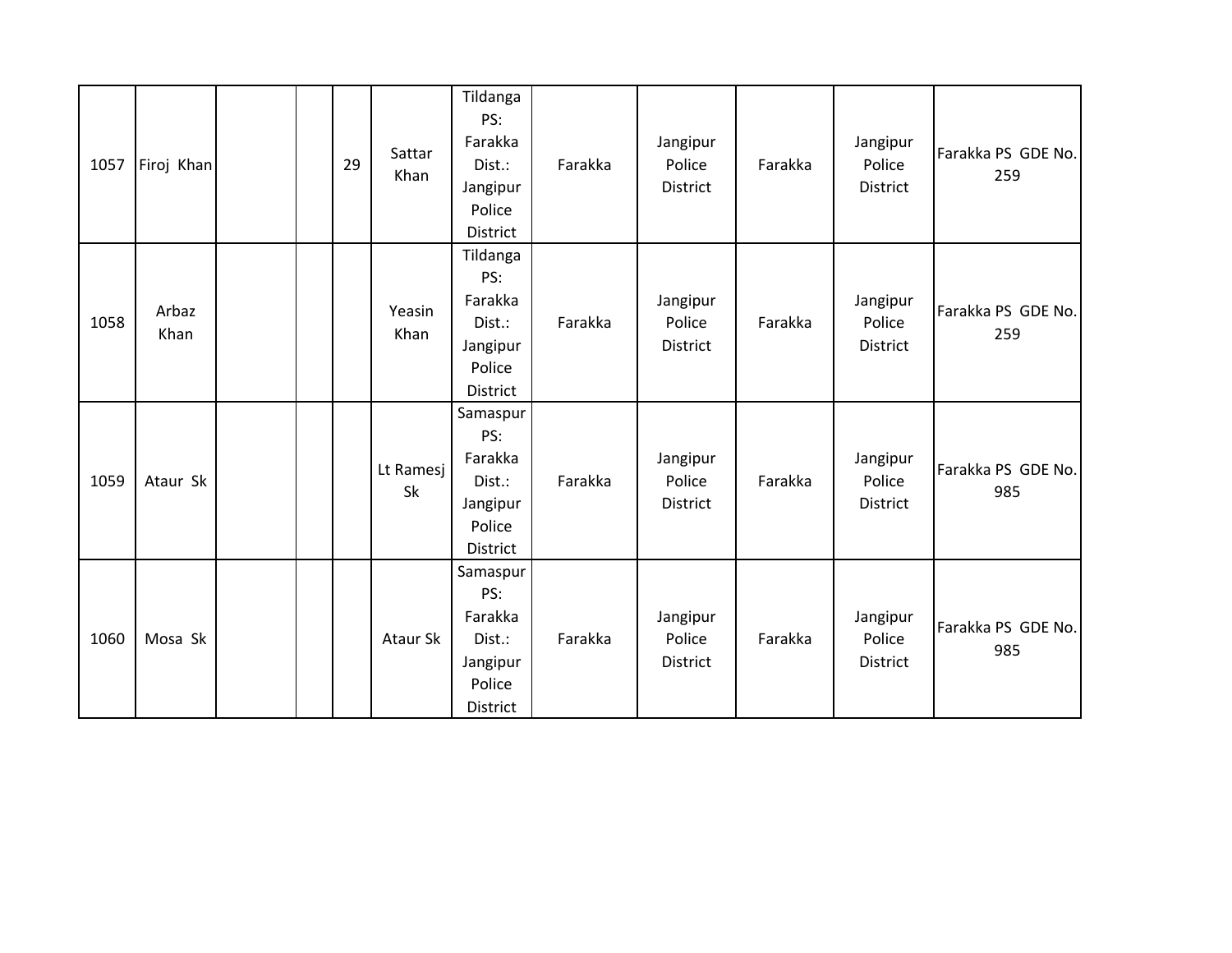| | | | | | | | | | | | |
|---|---|---|---|---|---|---|---|---|---|---|---|
| 1057 | Firoj Khan | | | 29 | Sattar Khan | Tildanga PS: Farakka Dist.: Jangipur Police District | Farakka | Jangipur Police District | Farakka | Jangipur Police District | Farakka PS GDE No. 259 |
| 1058 | Arbaz Khan | | | | Yeasin Khan | Tildanga PS: Farakka Dist.: Jangipur Police District | Farakka | Jangipur Police District | Farakka | Jangipur Police District | Farakka PS GDE No. 259 |
| 1059 | Ataur Sk | | | | Lt Ramesj Sk | Samaspur PS: Farakka Dist.: Jangipur Police District | Farakka | Jangipur Police District | Farakka | Jangipur Police District | Farakka PS GDE No. 985 |
| 1060 | Mosa Sk | | | | Ataur Sk | Samaspur PS: Farakka Dist.: Jangipur Police District | Farakka | Jangipur Police District | Farakka | Jangipur Police District | Farakka PS GDE No. 985 |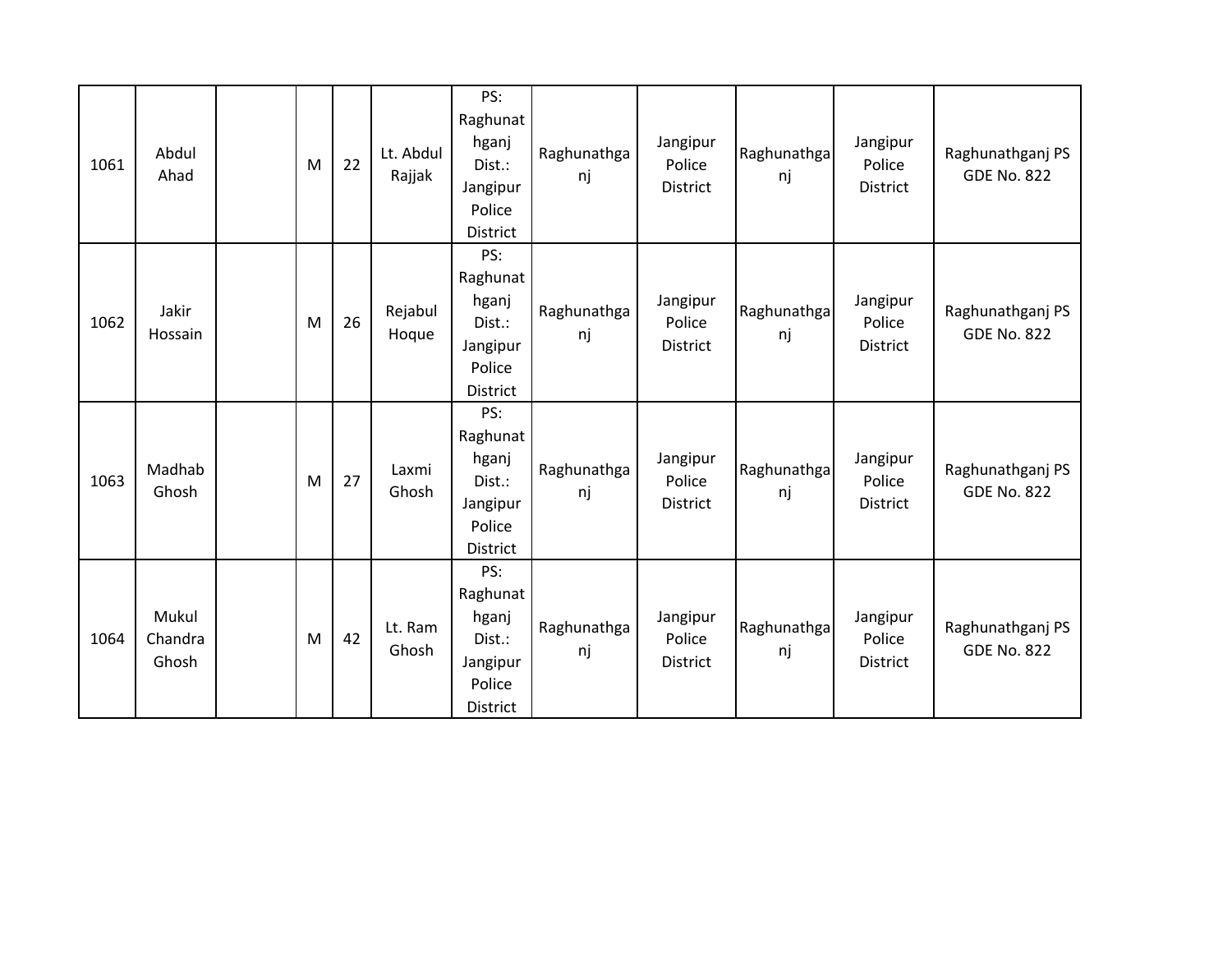| | | | | | | | | | | | |
|---|---|---|---|---|---|---|---|---|---|---|---|
| 1061 | Abdul Ahad | | M | 22 | Lt. Abdul Rajjak | PS: Raghunathganj Dist.: Jangipur Police District | Raghunathganj | Jangipur Police District | Raghunathganj | Jangipur Police District | Raghunathganj PS GDE No. 822 |
| 1062 | Jakir Hossain | | M | 26 | Rejabul Hoque | PS: Raghunathganj Dist.: Jangipur Police District | Raghunathganj | Jangipur Police District | Raghunathganj | Jangipur Police District | Raghunathganj PS GDE No. 822 |
| 1063 | Madhab Ghosh | | M | 27 | Laxmi Ghosh | PS: Raghunathganj Dist.: Jangipur Police District | Raghunathganj | Jangipur Police District | Raghunathganj | Jangipur Police District | Raghunathganj PS GDE No. 822 |
| 1064 | Mukul Chandra Ghosh | | M | 42 | Lt. Ram Ghosh | PS: Raghunathganj Dist.: Jangipur Police District | Raghunathganj | Jangipur Police District | Raghunathganj | Jangipur Police District | Raghunathganj PS GDE No. 822 |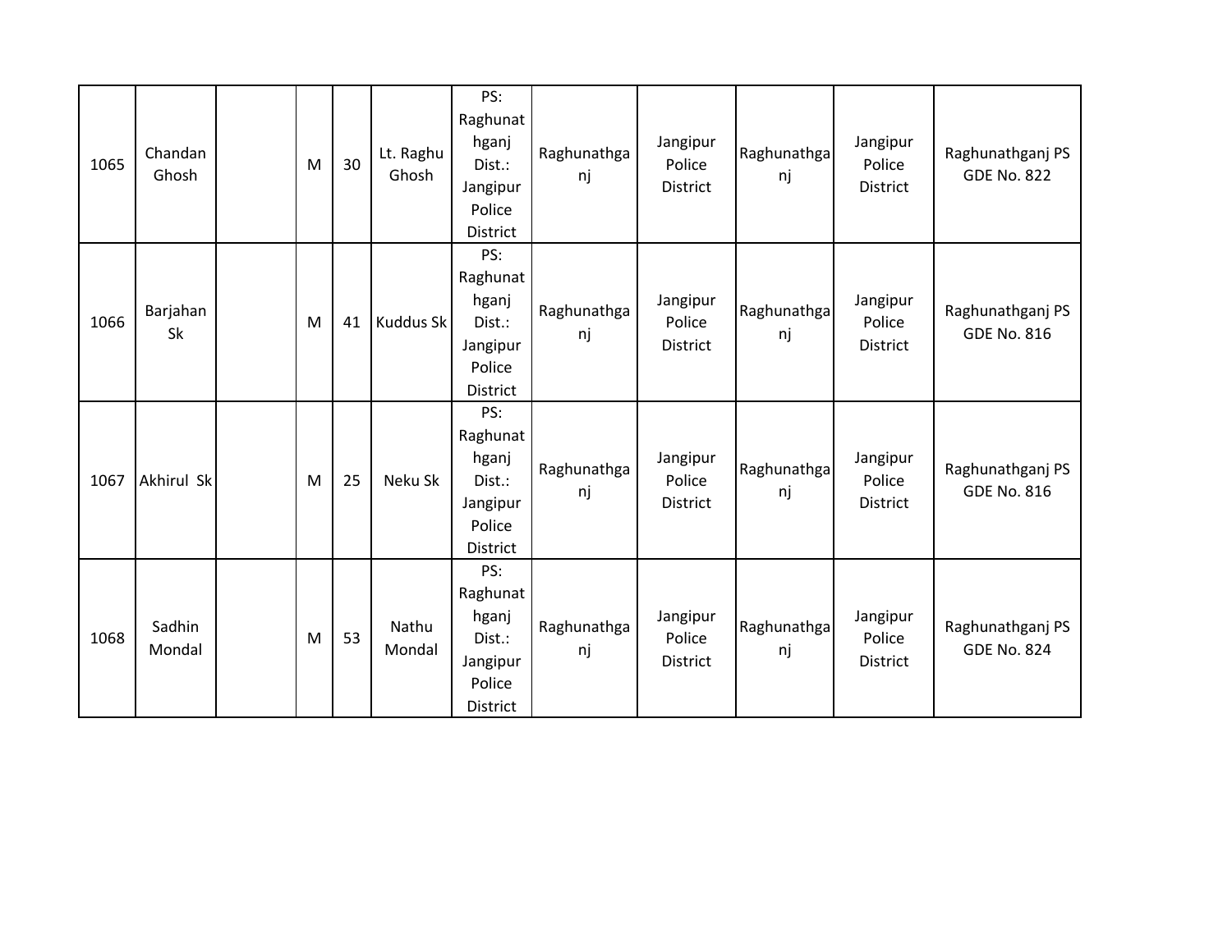| | | | | | | | | | | | |
|---|---|---|---|---|---|---|---|---|---|---|---|
| 1065 | Chandan Ghosh | | M | 30 | Lt. Raghu Ghosh | PS: Raghunathganj Dist.: Jangipur Police District | Raghunathganj | Jangipur Police District | Raghunathganj | Jangipur Police District | Raghunathganj PS GDE No. 822 |
| 1066 | Barjahan Sk | | M | 41 | Kuddus Sk | PS: Raghunathganj Dist.: Jangipur Police District | Raghunathganj | Jangipur Police District | Raghunathganj | Jangipur Police District | Raghunathganj PS GDE No. 816 |
| 1067 | Akhirul Sk | | M | 25 | Neku Sk | PS: Raghunathganj Dist.: Jangipur Police District | Raghunathganj | Jangipur Police District | Raghunathganj | Jangipur Police District | Raghunathganj PS GDE No. 816 |
| 1068 | Sadhin Mondal | | M | 53 | Nathu Mondal | PS: Raghunathganj Dist.: Jangipur Police District | Raghunathganj | Jangipur Police District | Raghunathganj | Jangipur Police District | Raghunathganj PS GDE No. 824 |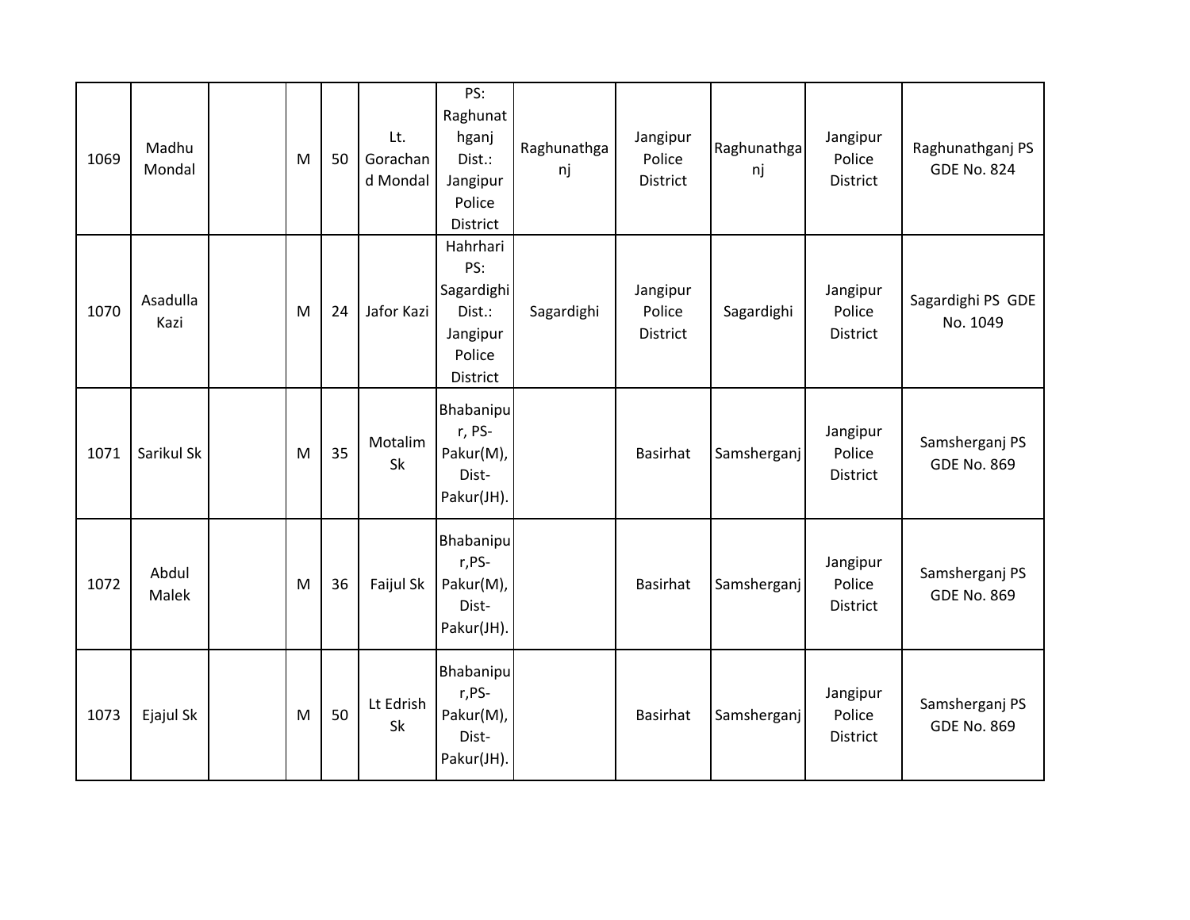| | | | | | | | | | | | |
|---|---|---|---|---|---|---|---|---|---|---|---|
| 1069 | Madhu Mondal | | M | 50 | Lt. Gorachand Mondal | PS: Raghunathganj Dist.: Jangipur Police District | Raghunathganj | Jangipur Police District | Raghunathganj | Jangipur Police District | Raghunathganj PS GDE No. 824 |
| 1070 | Asadulla Kazi | | M | 24 | Jafor Kazi | Hahrhari PS: Sagardighi Dist.: Jangipur Police District | Sagardighi | Jangipur Police District | Sagardighi | Jangipur Police District | Sagardighi PS GDE No. 1049 |
| 1071 | Sarikul Sk | | M | 35 | Motalim Sk | Bhabanipur, PS-Pakur(M), Dist-Pakur(JH). | | Basirhat | Samsherganj | Jangipur Police District | Samsherganj PS GDE No. 869 |
| 1072 | Abdul Malek | | M | 36 | Faijul Sk | Bhabanipur,PS-Pakur(M), Dist-Pakur(JH). | | Basirhat | Samsherganj | Jangipur Police District | Samsherganj PS GDE No. 869 |
| 1073 | Ejajul Sk | | M | 50 | Lt Edrish Sk | Bhabanipur,PS-Pakur(M), Dist-Pakur(JH). | | Basirhat | Samsherganj | Jangipur Police District | Samsherganj PS GDE No. 869 |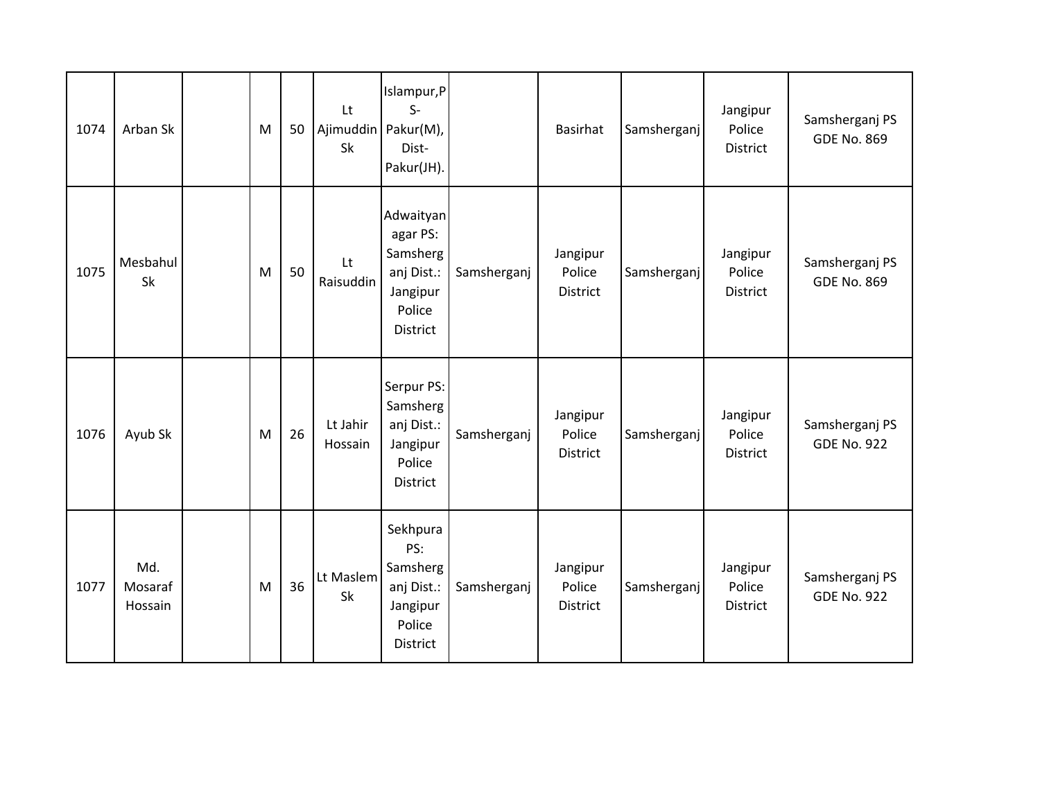| | | | | | | | | | | | |
|---|---|---|---|---|---|---|---|---|---|---|---|
| 1074 | Arban Sk | | M | 50 | Lt Ajimuddin Sk | Islampur,PS-Pakur(M), Dist-Pakur(JH). | | Basirhat | Samsherganj | Jangipur Police District | Samsherganj PS GDE No. 869 |
| 1075 | Mesbahul Sk | | M | 50 | Lt Raisuddin | Adwaityanagar PS: Samsherganj Dist.: Jangipur Police District | Samsherganj | Jangipur Police District | Samsherganj | Jangipur Police District | Samsherganj PS GDE No. 869 |
| 1076 | Ayub Sk | | M | 26 | Lt Jahir Hossain | Serpur PS: Samsherganj Dist.: Jangipur Police District | Samsherganj | Jangipur Police District | Samsherganj | Jangipur Police District | Samsherganj PS GDE No. 922 |
| 1077 | Md. Mosaraf Hossain | | M | 36 | Lt Maslem Sk | Sekhpura PS: Samsherganj Dist.: Jangipur Police District | Samsherganj | Jangipur Police District | Samsherganj | Jangipur Police District | Samsherganj PS GDE No. 922 |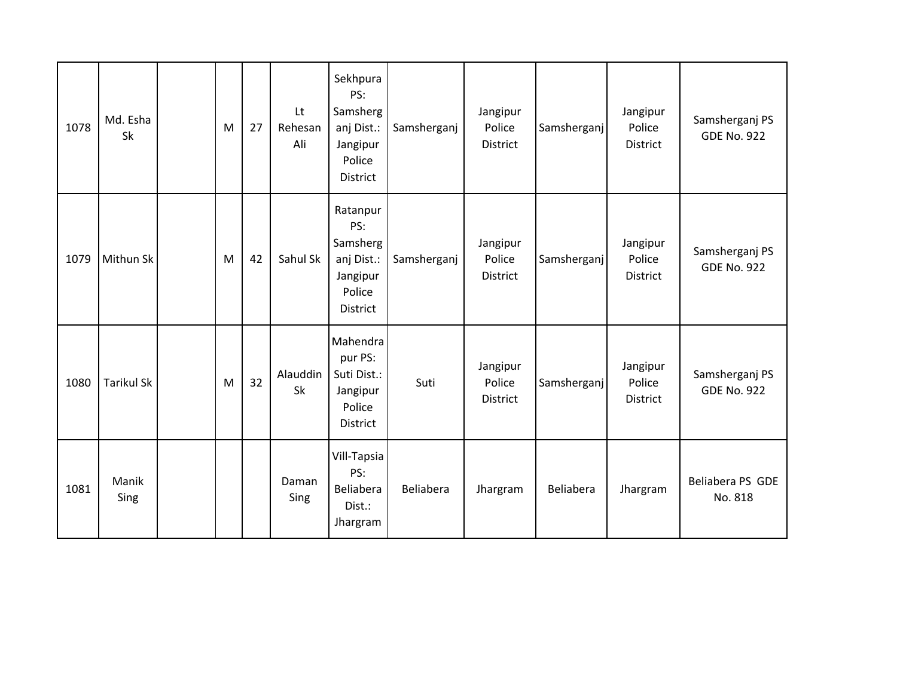| | | | | | | | | | | | |
|---|---|---|---|---|---|---|---|---|---|---|---|
| 1078 | Md. Esha Sk | | M | 27 | Lt Rehesan Ali | Sekhpura PS: Samsherganj Dist.: Jangipur Police District | Samsherganj | Jangipur Police District | Samsherganj | Jangipur Police District | Samsherganj PS GDE No. 922 |
| 1079 | Mithun Sk | | M | 42 | Sahul Sk | Ratanpur PS: Samsherganj Dist.: Jangipur Police District | Samsherganj | Jangipur Police District | Samsherganj | Jangipur Police District | Samsherganj PS GDE No. 922 |
| 1080 | Tarikul Sk | | M | 32 | Alauddin Sk | Mahendrapur PS: Suti Dist.: Jangipur Police District | Suti | Jangipur Police District | Samsherganj | Jangipur Police District | Samsherganj PS GDE No. 922 |
| 1081 | Manik Sing | | | | Daman Sing | Vill-Tapsia PS: Beliabera Dist.: Jhargram | Beliabera | Jhargram | Beliabera | Jhargram | Beliabera PS GDE No. 818 |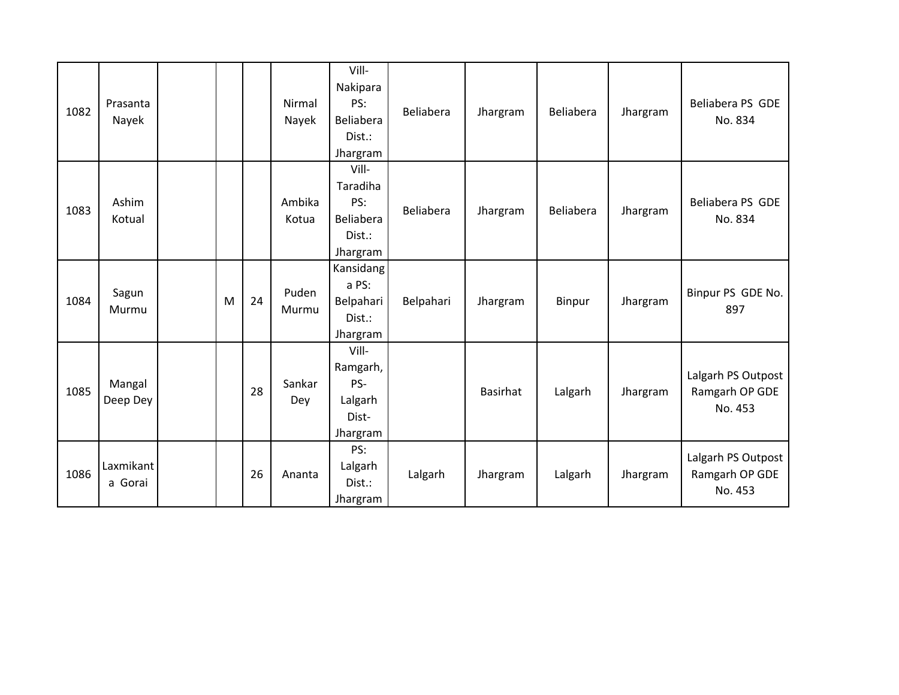| | | | | | | | | | | | |
|---|---|---|---|---|---|---|---|---|---|---|---|
| 1082 | Prasanta Nayek | | | | Nirmal Nayek | Vill- Nakipara PS: Beliabera Dist.: Jhargram | Beliabera | Jhargram | Beliabera | Jhargram | Beliabera PS GDE No. 834 |
| 1083 | Ashim Kotual | | | | Ambika Kotua | Vill- Taradiha PS: Beliabera Dist.: Jhargram | Beliabera | Jhargram | Beliabera | Jhargram | Beliabera PS GDE No. 834 |
| 1084 | Sagun Murmu | | M | 24 | Puden Murmu | Kansidanga PS: Belpahari Dist.: Jhargram | Belpahari | Jhargram | Binpur | Jhargram | Binpur PS GDE No. 897 |
| 1085 | Mangal Deep Dey | | | 28 | Sankar Dey | Vill- Ramgarh, PS- Lalgarh Dist- Jhargram | | Basirhat | Lalgarh | Jhargram | Lalgarh PS Outpost Ramgarh OP GDE No. 453 |
| 1086 | Laxmikanta Gorai | | | 26 | Ananta | PS: Lalgarh Dist.: Jhargram | Lalgarh | Jhargram | Lalgarh | Jhargram | Lalgarh PS Outpost Ramgarh OP GDE No. 453 |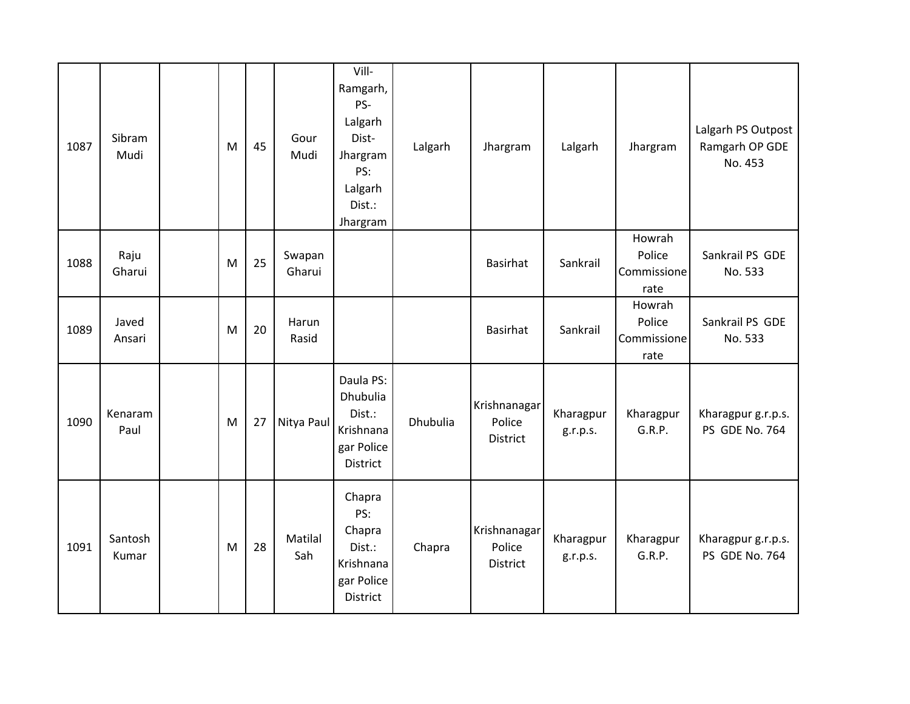| | | | | | | | | | | | |
|---|---|---|---|---|---|---|---|---|---|---|---|
| 1087 | Sibram Mudi | | M | 45 | Gour Mudi | Vill-Ramgarh, PS-Lalgarh Dist-Jhargram PS: Lalgarh Dist.: Jhargram | Lalgarh | Jhargram | Lalgarh | Jhargram | Lalgarh PS Outpost Ramgarh OP GDE No. 453 |
| 1088 | Raju Gharui | | M | 25 | Swapan Gharui | | | Basirhat | Sankrail | Howrah Police Commissionerate | Sankrail PS GDE No. 533 |
| 1089 | Javed Ansari | | M | 20 | Harun Rasid | | | Basirhat | Sankrail | Howrah Police Commissionerate | Sankrail PS GDE No. 533 |
| 1090 | Kenaram Paul | | M | 27 | Nitya Paul | Daula PS: Dhubulia Dist.: Krishnanagar Police District | Dhubulia | Krishnanagar Police District | Kharagpur g.r.p.s. | Kharagpur G.R.P. | Kharagpur g.r.p.s. PS GDE No. 764 |
| 1091 | Santosh Kumar | | M | 28 | Matilal Sah | Chapra PS: Chapra Dist.: Krishnanagar Police District | Chapra | Krishnanagar Police District | Kharagpur g.r.p.s. | Kharagpur G.R.P. | Kharagpur g.r.p.s. PS GDE No. 764 |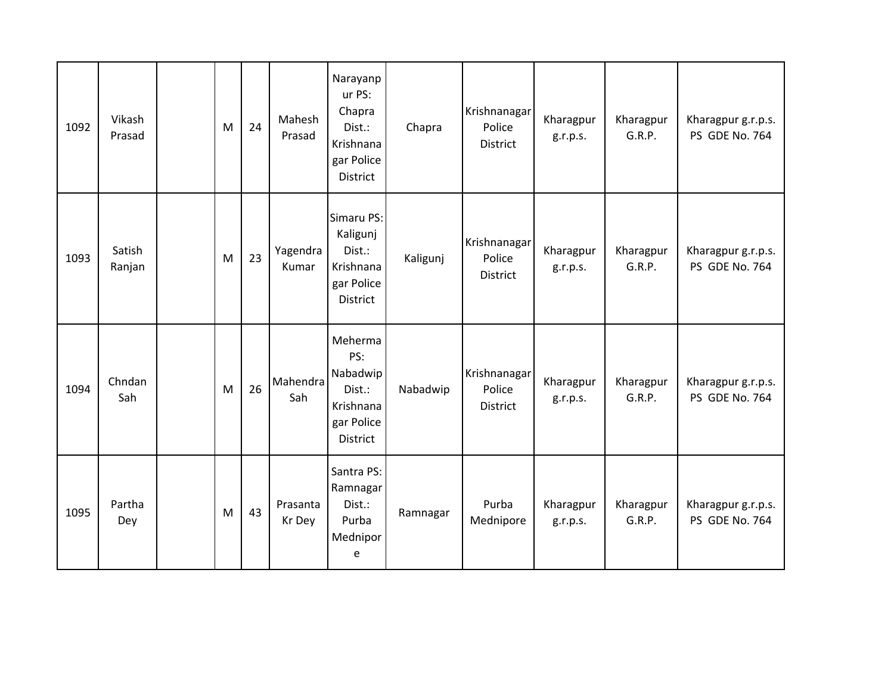| | | | | | | | | | | | |
|---|---|---|---|---|---|---|---|---|---|---|---|
| 1092 | Vikash Prasad | | M | 24 | Mahesh Prasad | Narayanpur PS: Chapra Dist.: Krishnanagar Police District | Chapra | Krishnanagar Police District | Kharagpur g.r.p.s. | Kharagpur G.R.P. | Kharagpur g.r.p.s. PS GDE No. 764 |
| 1093 | Satish Ranjan | | M | 23 | Yagendra Kumar | Simaru PS: Kaligunj Dist.: Krishnanagar Police District | Kaligunj | Krishnanagar Police District | Kharagpur g.r.p.s. | Kharagpur G.R.P. | Kharagpur g.r.p.s. PS GDE No. 764 |
| 1094 | Chndan Sah | | M | 26 | Mahendra Sah | Meherma PS: Nabadwip Dist.: Krishnanagar Police District | Nabadwip | Krishnanagar Police District | Kharagpur g.r.p.s. | Kharagpur G.R.P. | Kharagpur g.r.p.s. PS GDE No. 764 |
| 1095 | Partha Dey | | M | 43 | Prasanta Kr Dey | Santra PS: Ramnagar Dist.: Purba Mednipore | Ramnagar | Purba Mednipore | Kharagpur g.r.p.s. | Kharagpur G.R.P. | Kharagpur g.r.p.s. PS GDE No. 764 |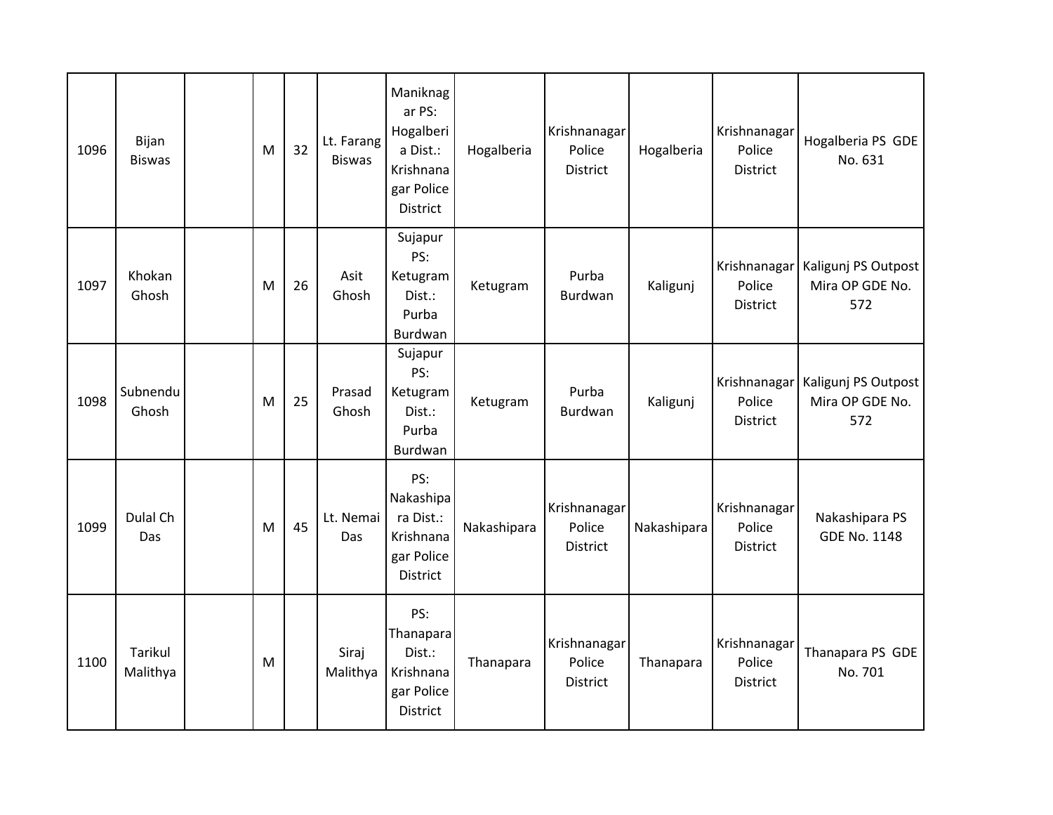| | | | | | | | | | | | |
|---|---|---|---|---|---|---|---|---|---|---|---|
| 1096 | Bijan Biswas | | M | 32 | Lt. Farang Biswas | Maniknagar PS: Hogalberia Dist.: Krishnanagar Police District | Hogalberia | Krishnanagar Police District | Hogalberia | Krishnanagar Police District | Hogalberia PS GDE No. 631 |
| 1097 | Khokan Ghosh | | M | 26 | Asit Ghosh | Sujapur PS: Ketugram Dist.: Purba Burdwan | Ketugram | Purba Burdwan | Kaligunj | Krishnanagar Police District | Kaligunj PS Outpost Mira OP GDE No. 572 |
| 1098 | Subnendu Ghosh | | M | 25 | Prasad Ghosh | Sujapur PS: Ketugram Dist.: Purba Burdwan | Ketugram | Purba Burdwan | Kaligunj | Krishnanagar Police District | Kaligunj PS Outpost Mira OP GDE No. 572 |
| 1099 | Dulal Ch Das | | M | 45 | Lt. Nemai Das | PS: Nakashipara Dist.: Krishnanagar Police District | Nakashipara | Krishnanagar Police District | Nakashipara | Krishnanagar Police District | Nakashipara PS GDE No. 1148 |
| 1100 | Tarikul Malithya | | M | | Siraj Malithya | PS: Thanapara Dist.: Krishnanagar Police District | Thanapara | Krishnanagar Police District | Thanapara | Krishnanagar Police District | Thanapara PS GDE No. 701 |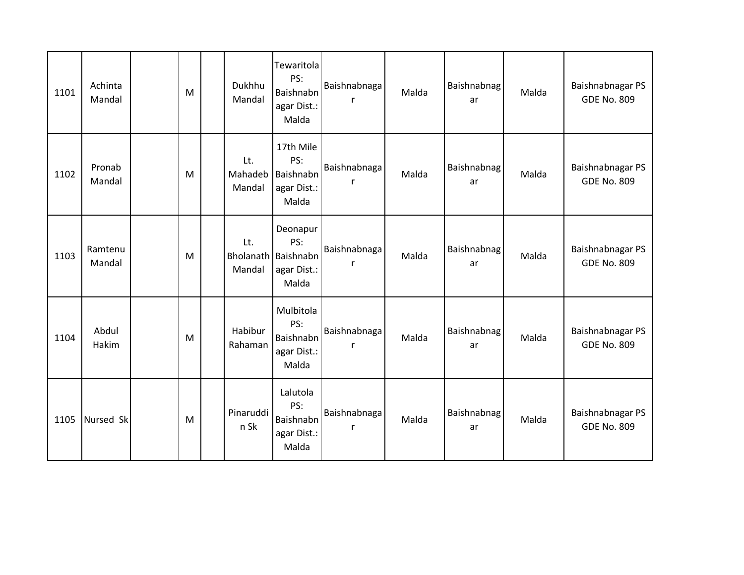| | | | | | | | | | | | |
|---|---|---|---|---|---|---|---|---|---|---|---|
| 1101 | Achinta Mandal | | M | | Dukhhu Mandal | Tewaritola PS: Baishnabnagar Dist.: Malda | Baishnabnagar | Malda | Baishnabnagar | Malda | Baishnabnagar PS GDE No. 809 |
| 1102 | Pronab Mandal | | M | | Lt. Mahadeb Mandal | 17th Mile PS: Baishnabnagar Dist.: Malda | Baishnabnagar | Malda | Baishnabnagar | Malda | Baishnabnagar PS GDE No. 809 |
| 1103 | Ramtenu Mandal | | M | | Lt. Bholanath Mandal | Deonapur PS: Baishnabnagar Dist.: Malda | Baishnabnagar | Malda | Baishnabnagar | Malda | Baishnabnagar PS GDE No. 809 |
| 1104 | Abdul Hakim | | M | | Habibur Rahaman | Mulbitola PS: Baishnabnagar Dist.: Malda | Baishnabnagar | Malda | Baishnabnagar | Malda | Baishnabnagar PS GDE No. 809 |
| 1105 | Nursed Sk | | M | | Pinaruddin Sk | Lalutola PS: Baishnabnagar Dist.: Malda | Baishnabnagar | Malda | Baishnabnagar | Malda | Baishnabnagar PS GDE No. 809 |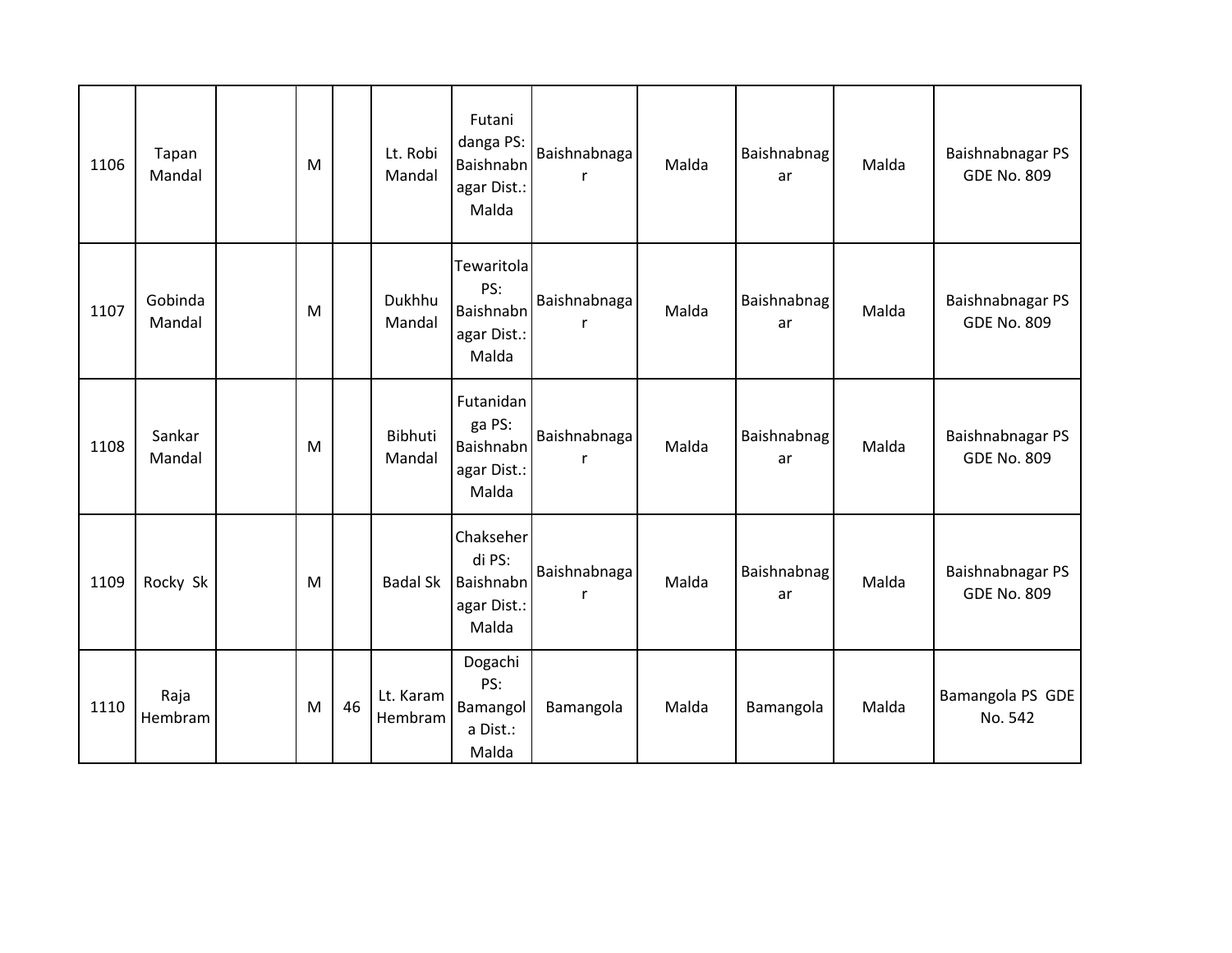| | | | | | | | | | | | |
|---|---|---|---|---|---|---|---|---|---|---|---|
| 1106 | Tapan Mandal | | M | | Lt. Robi Mandal | Futani danga PS: Baishnabnagar Dist.: Malda | Baishnabnagar | Malda | Baishnabnagar | Malda | Baishnabnagar PS GDE No. 809 |
| 1107 | Gobinda Mandal | | M | | Dukhhu Mandal | Tewaritola PS: Baishnabnagar Dist.: Malda | Baishnabnagar | Malda | Baishnabnagar | Malda | Baishnabnagar PS GDE No. 809 |
| 1108 | Sankar Mandal | | M | | Bibhuti Mandal | Futanidanga PS: Baishnabnagar Dist.: Malda | Baishnabnagar | Malda | Baishnabnagar | Malda | Baishnabnagar PS GDE No. 809 |
| 1109 | Rocky Sk | | M | | Badal Sk | Chakseherdi PS: Baishnabnagar Dist.: Malda | Baishnabnagar | Malda | Baishnabnagar | Malda | Baishnabnagar PS GDE No. 809 |
| 1110 | Raja Hembram | | M | 46 | Lt. Karam Hembram | Dogachi PS: Bamangola Dist.: Malda | Bamangola | Malda | Bamangola | Malda | Bamangola PS GDE No. 542 |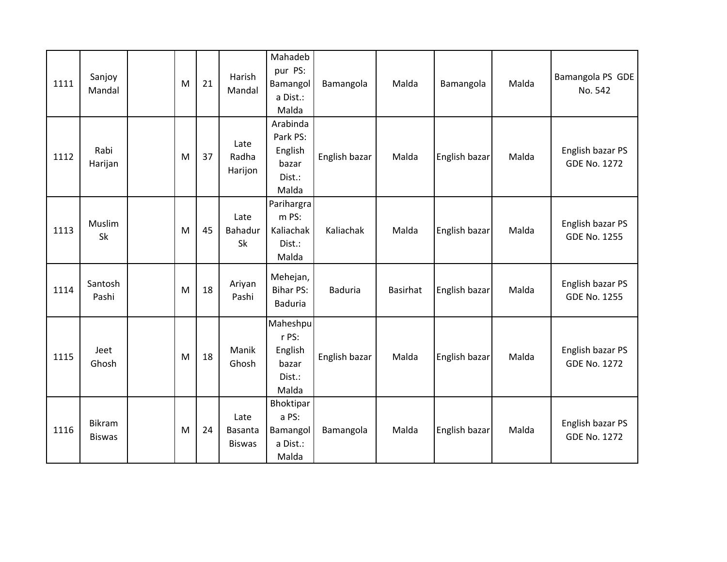| | | | | | | | | | | | |
|---|---|---|---|---|---|---|---|---|---|---|---|
| 1111 | Sanjoy Mandal | | M | 21 | Harish Mandal | Mahadebpur PS: Bamangola Dist.: Malda | Bamangola | Malda | Bamangola | Malda | Bamangola PS GDE No. 542 |
| 1112 | Rabi Harijan | | M | 37 | Late Radha Harijon | Arabinda Park PS: English bazar Dist.: Malda | English bazar | Malda | English bazar | Malda | English bazar PS GDE No. 1272 |
| 1113 | Muslim Sk | | M | 45 | Late Bahadur Sk | Parihargram PS: Kaliachak Dist.: Malda | Kaliachak | Malda | English bazar | Malda | English bazar PS GDE No. 1255 |
| 1114 | Santosh Pashi | | M | 18 | Ariyan Pashi | Mehejan, Bihar PS: Baduria | Baduria | Basirhat | English bazar | Malda | English bazar PS GDE No. 1255 |
| 1115 | Jeet Ghosh | | M | 18 | Manik Ghosh | Maheshpur PS: English bazar Dist.: Malda | English bazar | Malda | English bazar | Malda | English bazar PS GDE No. 1272 |
| 1116 | Bikram Biswas | | M | 24 | Late Basanta Biswas | Bhoktipara PS: Bamangola Dist.: Malda | Bamangola | Malda | English bazar | Malda | English bazar PS GDE No. 1272 |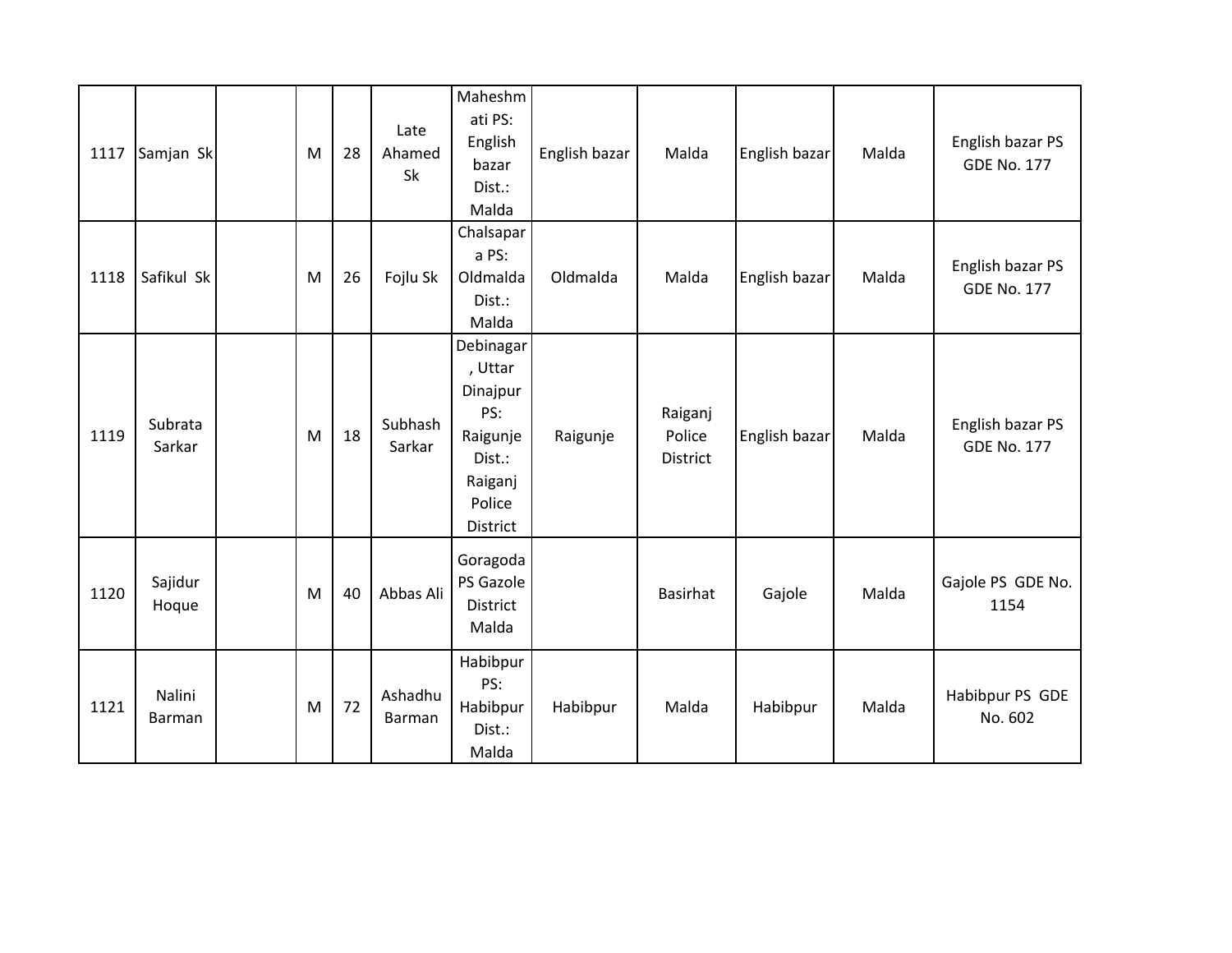| | | | | | | | | | | | |
|---|---|---|---|---|---|---|---|---|---|---|---|
| 1117 | Samjan Sk | | M | 28 | Late Ahamed Sk | Maheshmati PS: English bazar Dist.: Malda | English bazar | Malda | English bazar | Malda | English bazar PS GDE No. 177 |
| 1118 | Safikul Sk | | M | 26 | Fojlu Sk | Chalsapara PS: Oldmalda Dist.: Malda | Oldmalda | Malda | English bazar | Malda | English bazar PS GDE No. 177 |
| 1119 | Subrata Sarkar | | M | 18 | Subhash Sarkar | Debinagar, Uttar Dinajpur PS: Raigunje Dist.: Raiganj Police District | Raigunje | Raiganj Police District | English bazar | Malda | English bazar PS GDE No. 177 |
| 1120 | Sajidur Hoque | | M | 40 | Abbas Ali | Goragoda PS Gazole District Malda | | Basirhat | Gajole | Malda | Gajole PS GDE No. 1154 |
| 1121 | Nalini Barman | | M | 72 | Ashadhu Barman | Habibpur PS: Habibpur Dist.: Malda | Habibpur | Malda | Habibpur | Malda | Habibpur PS GDE No. 602 |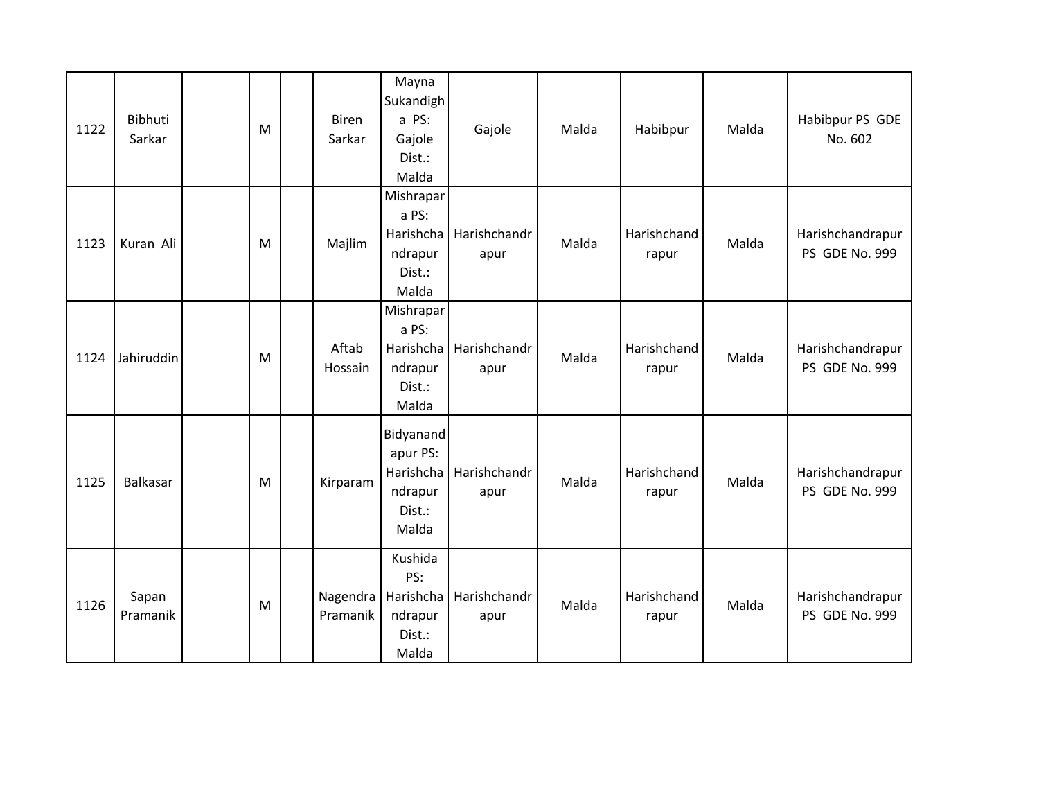| | | | | | | | | | | | |
|---|---|---|---|---|---|---|---|---|---|---|---|
| 1122 | Bibhuti Sarkar | | M | | Biren Sarkar | Mayna Sukandigha PS: Gajole Dist.: Malda | Gajole | Malda | Habibpur | Malda | Habibpur PS GDE No. 602 |
| 1123 | Kuran Ali | | M | | Majlim | Mishrapara PS: Harishchandrapur Dist.: Malda | Harishchandrapur | Malda | Harishchandrapur | Malda | Harishchandrapur PS GDE No. 999 |
| 1124 | Jahiruddin | | M | | Aftab Hossain | Mishrapara PS: Harishchandrapur Dist.: Malda | Harishchandrapur | Malda | Harishchandrapur | Malda | Harishchandrapur PS GDE No. 999 |
| 1125 | Balkasar | | M | | Kirparam | Bidyanandapur PS: Harishchandrapur Dist.: Malda | Harishchandrapur | Malda | Harishchandrapur | Malda | Harishchandrapur PS GDE No. 999 |
| 1126 | Sapan Pramanik | | M | | Nagendra Pramanik | Kushida PS: Harishchandrapur Dist.: Malda | Harishchandrapur | Malda | Harishchandrapur | Malda | Harishchandrapur PS GDE No. 999 |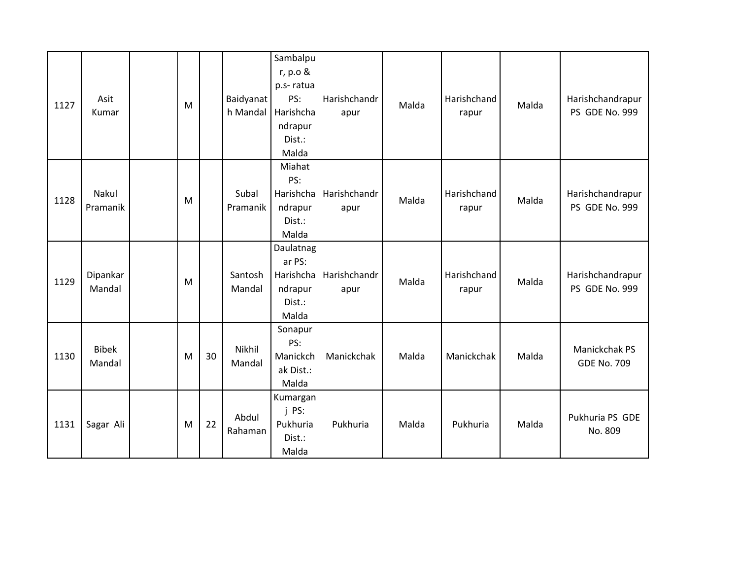| | | | | | | | | | | | |
|---|---|---|---|---|---|---|---|---|---|---|---|
| 1127 | Asit Kumar | | M | | Baidyanath Mandal | Sambalpur, p.o & p.s- ratua PS: Harishchandrapur Dist.: Malda | Harishchandrapur | Malda | Harishchandrapur | Malda | Harishchandrapur PS GDE No. 999 |
| 1128 | Nakul Pramanik | | M | | Subal Pramanik | Miahat PS: Harishchandrapur Dist.: Malda | Harishchandrapur | Malda | Harishchandrapur | Malda | Harishchandrapur PS GDE No. 999 |
| 1129 | Dipankar Mandal | | M | | Santosh Mandal | Daulatnagar PS: Harishchandrapur Dist.: Malda | Harishchandrapur | Malda | Harishchandrapur | Malda | Harishchandrapur PS GDE No. 999 |
| 1130 | Bibek Mandal | | M | 30 | Nikhil Mandal | Sonapur PS: Manickchak Dist.: Malda | Manickchak | Malda | Manickchak | Malda | Manickchak PS GDE No. 709 |
| 1131 | Sagar Ali | | M | 22 | Abdul Rahaman | Kumarganj PS: Pukhuria Dist.: Malda | Pukhuria | Malda | Pukhuria | Malda | Pukhuria PS GDE No. 809 |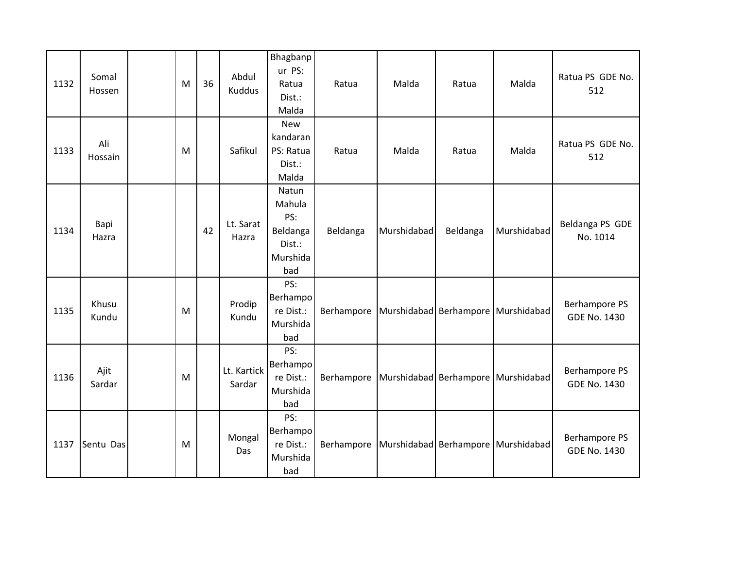| | | | | | | | | | | | |
|---|---|---|---|---|---|---|---|---|---|---|---|
| 1132 | Somal Hossen | | M | 36 | Abdul Kuddus | Bhagbanpur PS: Ratua Dist.: Malda | Ratua | Malda | Ratua | Malda | Ratua PS GDE No. 512 |
| 1133 | Ali Hossain | | M | | Safikul | New kandaran PS: Ratua Dist.: Malda | Ratua | Malda | Ratua | Malda | Ratua PS GDE No. 512 |
| 1134 | Bapi Hazra | | | 42 | Lt. Sarat Hazra | Natun Mahula PS: Beldanga Dist.: Murshidabad | Beldanga | Murshidabad | Beldanga | Murshidabad | Beldanga PS GDE No. 1014 |
| 1135 | Khusu Kundu | | M | | Prodip Kundu | PS: Berhampore Dist.: Murshidabad | Berhampore | Murshidabad | Berhampore | Murshidabad | Berhampore PS GDE No. 1430 |
| 1136 | Ajit Sardar | | M | | Lt. Kartick Sardar | PS: Berhampore Dist.: Murshidabad | Berhampore | Murshidabad | Berhampore | Murshidabad | Berhampore PS GDE No. 1430 |
| 1137 | Sentu Das | | M | | Mongal Das | PS: Berhampore Dist.: Murshidabad | Berhampore | Murshidabad | Berhampore | Murshidabad | Berhampore PS GDE No. 1430 |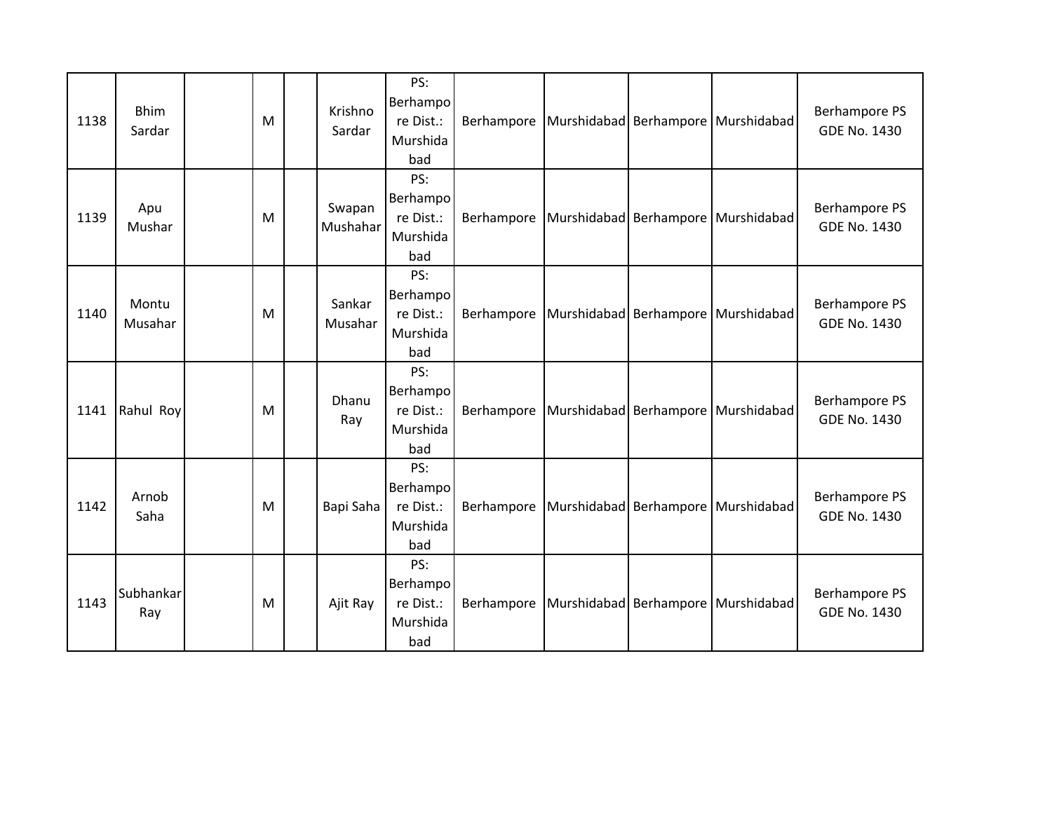| | | | | | | | | | | | |
|---|---|---|---|---|---|---|---|---|---|---|---|
| 1138 | Bhim Sardar | | M | | Krishno Sardar | PS: Berhampore Dist.: Murshidabad | Berhampore | Murshidabad | Berhampore | Murshidabad | Berhampore PS GDE No. 1430 |
| 1139 | Apu Mushar | | M | | Swapan Mushahar | PS: Berhampore Dist.: Murshidabad | Berhampore | Murshidabad | Berhampore | Murshidabad | Berhampore PS GDE No. 1430 |
| 1140 | Montu Musahar | | M | | Sankar Musahar | PS: Berhampore Dist.: Murshidabad | Berhampore | Murshidabad | Berhampore | Murshidabad | Berhampore PS GDE No. 1430 |
| 1141 | Rahul Roy | | M | | Dhanu Ray | PS: Berhampore Dist.: Murshidabad | Berhampore | Murshidabad | Berhampore | Murshidabad | Berhampore PS GDE No. 1430 |
| 1142 | Arnob Saha | | M | | Bapi Saha | PS: Berhampore Dist.: Murshidabad | Berhampore | Murshidabad | Berhampore | Murshidabad | Berhampore PS GDE No. 1430 |
| 1143 | Subhankar Ray | | M | | Ajit Ray | PS: Berhampore Dist.: Murshidabad | Berhampore | Murshidabad | Berhampore | Murshidabad | Berhampore PS GDE No. 1430 |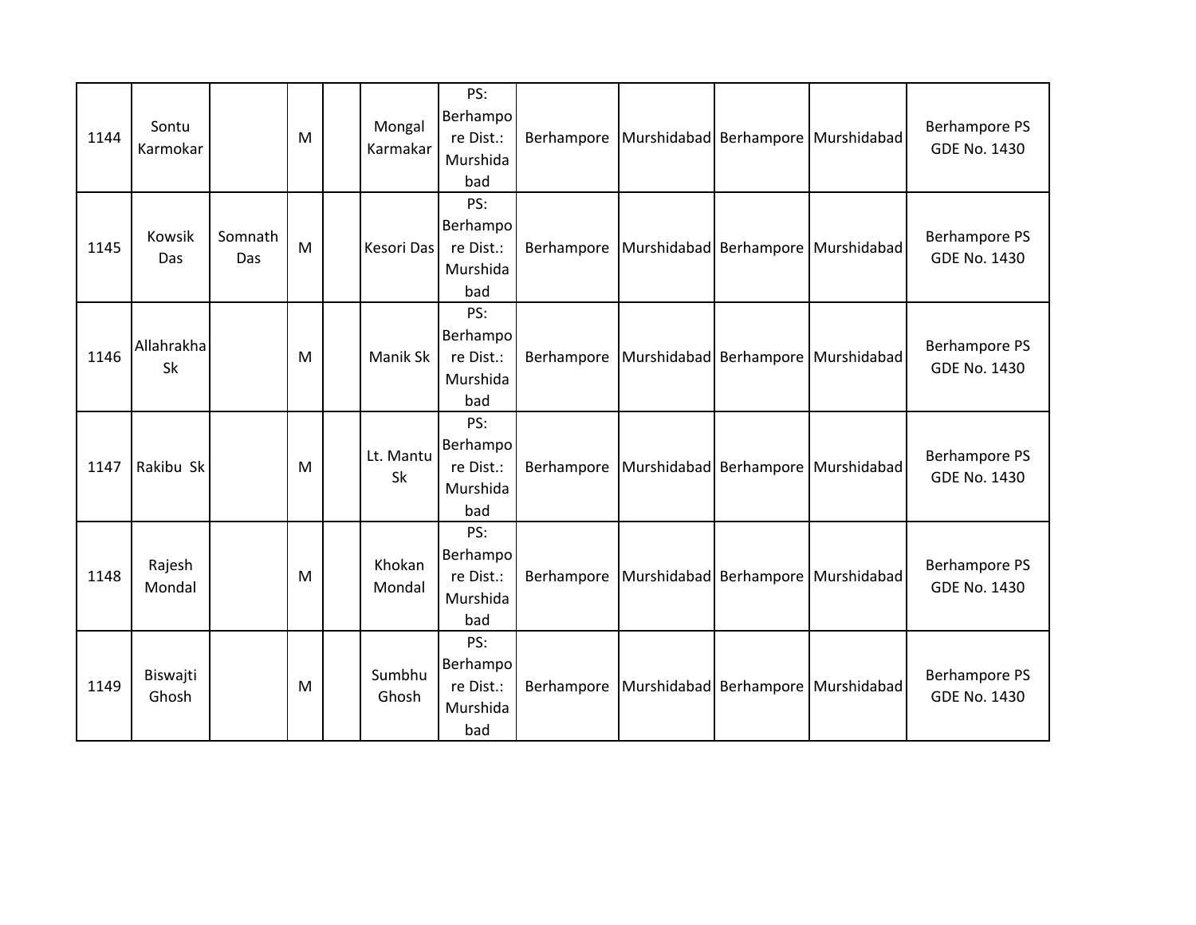| | | | | | | | | | | | |
|---|---|---|---|---|---|---|---|---|---|---|---|
| 1144 | Sontu Karmokar | | M | | Mongal Karmakar | PS: Berhampore Dist.: Murshidabad | Berhampore | Murshidabad | Berhampore | Murshidabad | Berhampore PS GDE No. 1430 |
| 1145 | Kowsik Das | Somnath Das | M | | Kesori Das | PS: Berhampore Dist.: Murshidabad | Berhampore | Murshidabad | Berhampore | Murshidabad | Berhampore PS GDE No. 1430 |
| 1146 | Allahrakha Sk | | M | | Manik Sk | PS: Berhampore Dist.: Murshidabad | Berhampore | Murshidabad | Berhampore | Murshidabad | Berhampore PS GDE No. 1430 |
| 1147 | Rakibu Sk | | M | | Lt. Mantu Sk | PS: Berhampore Dist.: Murshidabad | Berhampore | Murshidabad | Berhampore | Murshidabad | Berhampore PS GDE No. 1430 |
| 1148 | Rajesh Mondal | | M | | Khokan Mondal | PS: Berhampore Dist.: Murshidabad | Berhampore | Murshidabad | Berhampore | Murshidabad | Berhampore PS GDE No. 1430 |
| 1149 | Biswajti Ghosh | | M | | Sumbhu Ghosh | PS: Berhampore Dist.: Murshidabad | Berhampore | Murshidabad | Berhampore | Murshidabad | Berhampore PS GDE No. 1430 |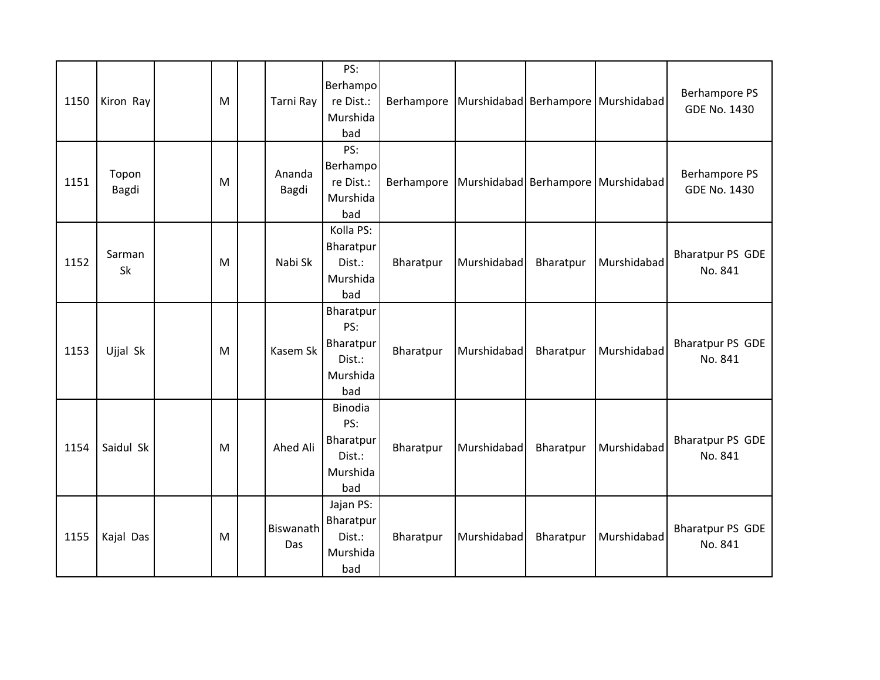| | | | | | | | | | | | |
|---|---|---|---|---|---|---|---|---|---|---|---|
| 1150 | Kiron Ray | | M | | Tarni Ray | PS: Berhampore Dist.: Murshidabad | Berhampore | Murshidabad | Berhampore | Murshidabad | Berhampore PS GDE No. 1430 |
| 1151 | Topon Bagdi | | M | | Ananda Bagdi | PS: Berhampore Dist.: Murshidabad | Berhampore | Murshidabad | Berhampore | Murshidabad | Berhampore PS GDE No. 1430 |
| 1152 | Sarman Sk | | M | | Nabi Sk | Kolla PS: Bharatpur Dist.: Murshidabad | Bharatpur | Murshidabad | Bharatpur | Murshidabad | Bharatpur PS GDE No. 841 |
| 1153 | Ujjal Sk | | M | | Kasem Sk | Bharatpur PS: Bharatpur Dist.: Murshidabad | Bharatpur | Murshidabad | Bharatpur | Murshidabad | Bharatpur PS GDE No. 841 |
| 1154 | Saidul Sk | | M | | Ahed Ali | Binodia PS: Bharatpur Dist.: Murshidabad | Bharatpur | Murshidabad | Bharatpur | Murshidabad | Bharatpur PS GDE No. 841 |
| 1155 | Kajal Das | | M | | Biswanath Das | Jajan PS: Bharatpur Dist.: Murshidabad | Bharatpur | Murshidabad | Bharatpur | Murshidabad | Bharatpur PS GDE No. 841 |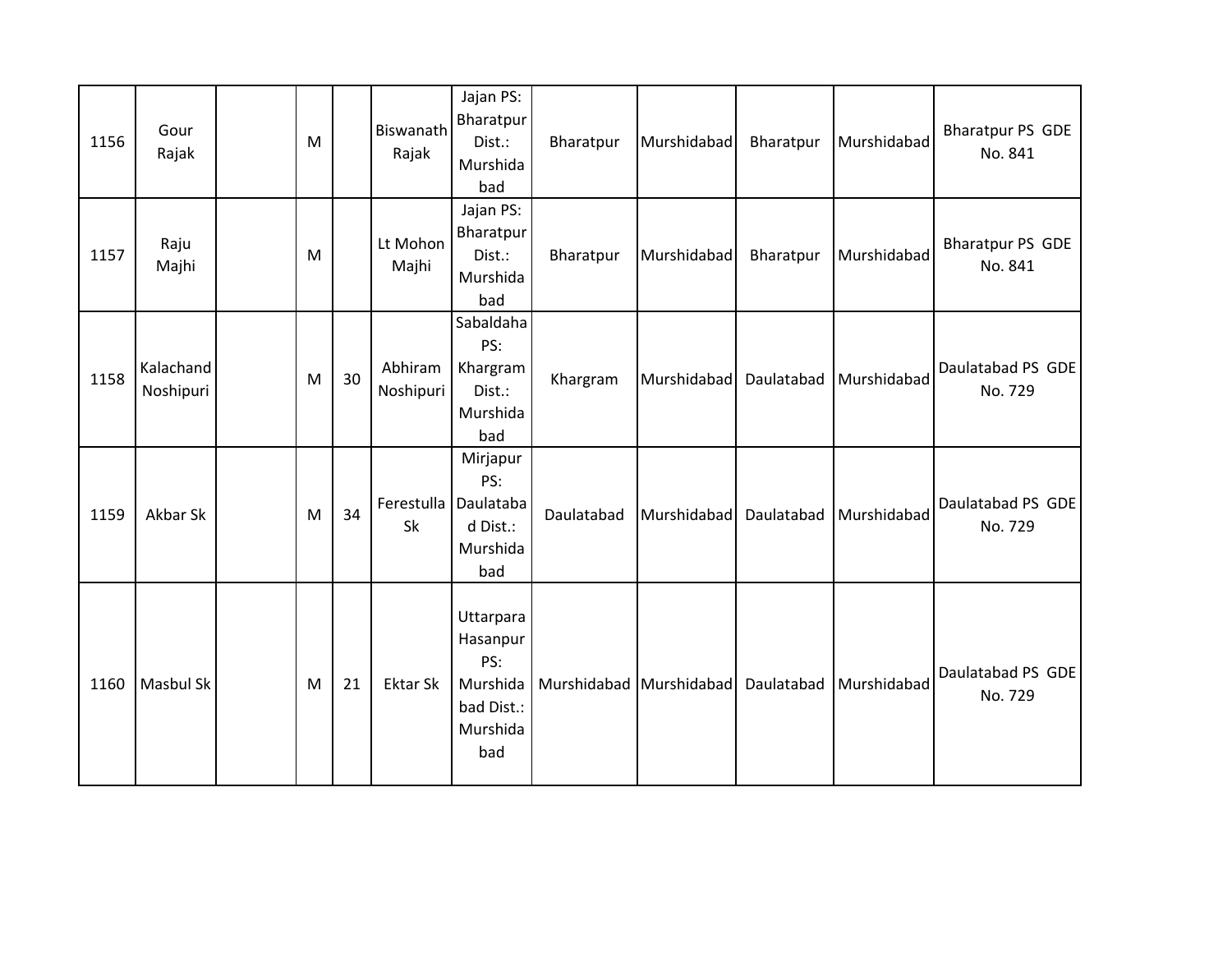| | | | | | | | | | | | |
|---|---|---|---|---|---|---|---|---|---|---|---|
| 1156 | Gour Rajak | | M | | Biswanath Rajak | Jajan PS: Bharatpur Dist.: Murshidabad | Bharatpur | Murshidabad | Bharatpur | Murshidabad | Bharatpur PS GDE No. 841 |
| 1157 | Raju Majhi | | M | | Lt Mohon Majhi | Jajan PS: Bharatpur Dist.: Murshidabad | Bharatpur | Murshidabad | Bharatpur | Murshidabad | Bharatpur PS GDE No. 841 |
| 1158 | Kalachand Noshipuri | | M | 30 | Abhiram Noshipuri | Sabaldaha PS: Khargram Dist.: Murshidabad | Khargram | Murshidabad | Daulatabad | Murshidabad | Daulatabad PS GDE No. 729 |
| 1159 | Akbar Sk | | M | 34 | Ferestulla Sk | Mirjapur PS: Daulatabad Dist.: Murshidabad | Daulatabad | Murshidabad | Daulatabad | Murshidabad | Daulatabad PS GDE No. 729 |
| 1160 | Masbul Sk | | M | 21 | Ektar Sk | Uttarpara Hasanpur PS: Murshidabad Dist.: Murshidabad | Murshidabad | Murshidabad | Daulatabad | Murshidabad | Daulatabad PS GDE No. 729 |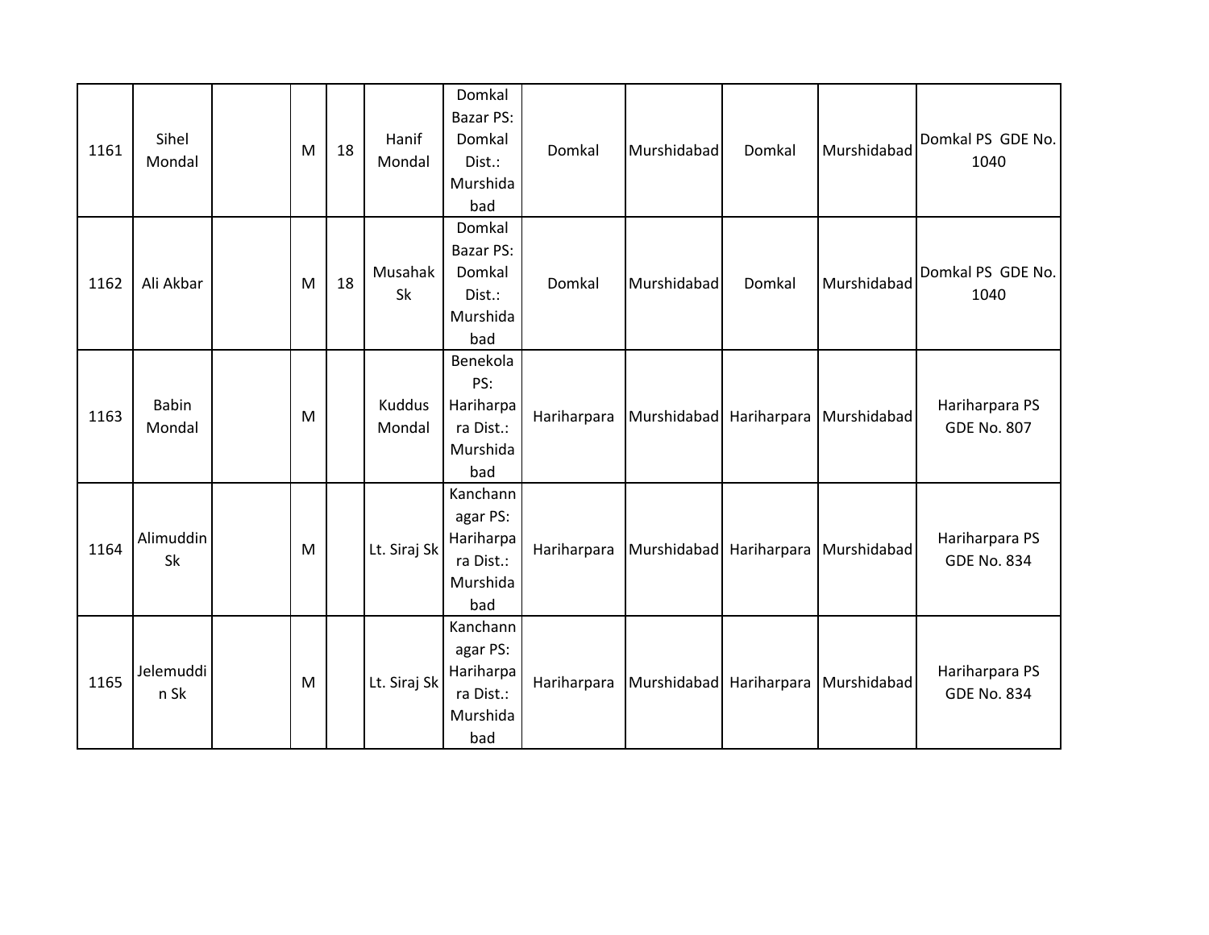| | | | | | | | | | | | |
|---|---|---|---|---|---|---|---|---|---|---|---|
| 1161 | Sihel Mondal | | M | 18 | Hanif Mondal | Domkal Bazar PS: Domkal Dist.: Murshidabad | Domkal | Murshidabad | Domkal | Murshidabad | Domkal PS GDE No. 1040 |
| 1162 | Ali Akbar | | M | 18 | Musahak Sk | Domkal Bazar PS: Domkal Dist.: Murshidabad | Domkal | Murshidabad | Domkal | Murshidabad | Domkal PS GDE No. 1040 |
| 1163 | Babin Mondal | | M | | Kuddus Mondal | Benekola PS: Hariharpara Dist.: Murshidabad | Hariharpara | Murshidabad | Hariharpara | Murshidabad | Hariharpara PS GDE No. 807 |
| 1164 | Alimuddin Sk | | M | | Lt. Siraj Sk | Kanchannagar PS: Hariharpara Dist.: Murshidabad | Hariharpara | Murshidabad | Hariharpara | Murshidabad | Hariharpara PS GDE No. 834 |
| 1165 | Jelemuddin Sk | | M | | Lt. Siraj Sk | Kanchannagar PS: Hariharpara Dist.: Murshidabad | Hariharpara | Murshidabad | Hariharpara | Murshidabad | Hariharpara PS GDE No. 834 |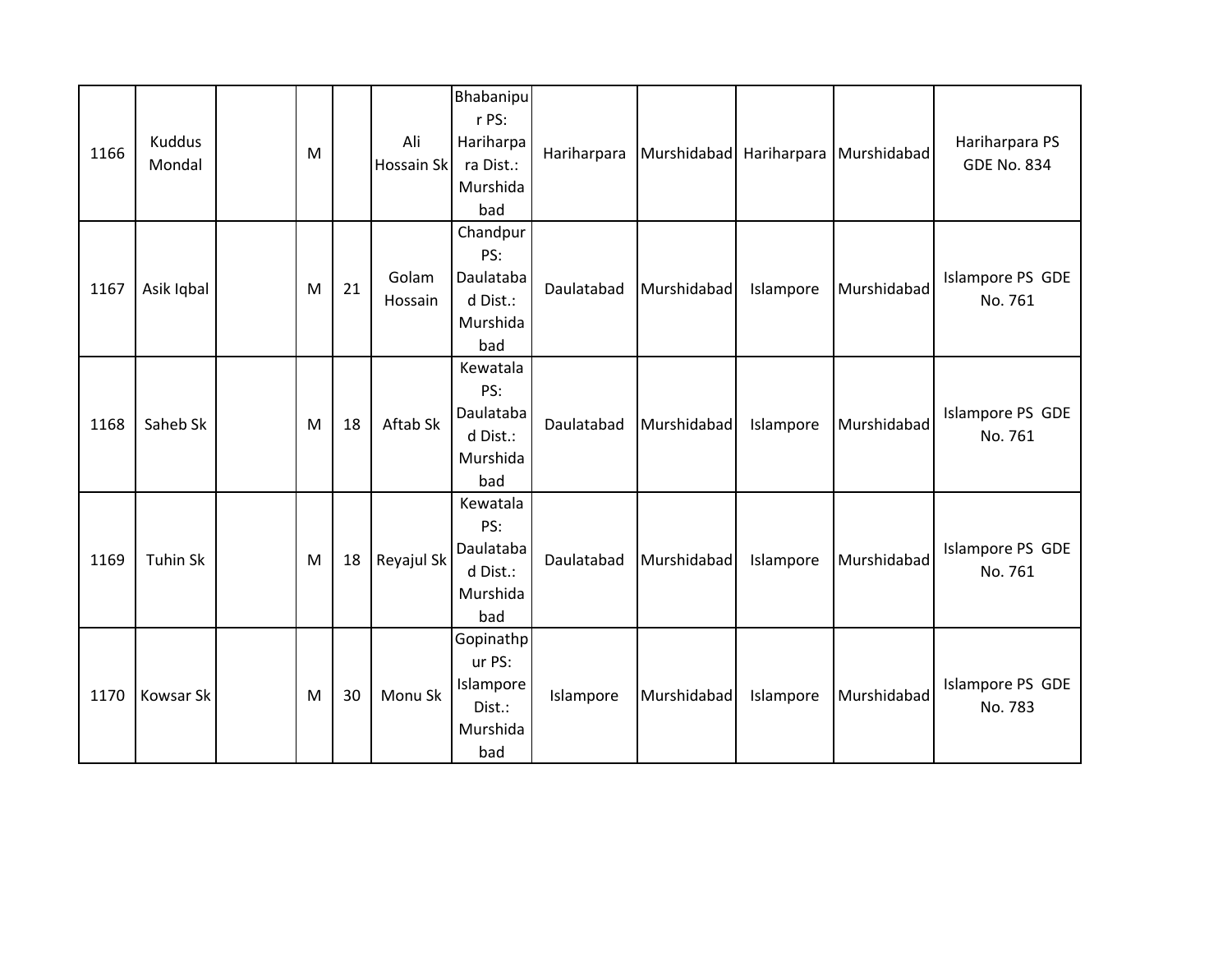| | | | | | | | | | | | |
|---|---|---|---|---|---|---|---|---|---|---|---|
| 1166 | Kuddus Mondal | | M | | Ali Hossain Sk | Bhabanipur PS: Hariharpara Dist.: Murshidabad | Hariharpara | Murshidabad | Hariharpara | Murshidabad | Hariharpara PS GDE No. 834 |
| 1167 | Asik Iqbal | | M | 21 | Golam Hossain | Chandpur PS: Daulatabad Dist.: Murshidabad | Daulatabad | Murshidabad | Islampore | Murshidabad | Islampore PS GDE No. 761 |
| 1168 | Saheb Sk | | M | 18 | Aftab Sk | Kewatala PS: Daulatabad Dist.: Murshidabad | Daulatabad | Murshidabad | Islampore | Murshidabad | Islampore PS GDE No. 761 |
| 1169 | Tuhin Sk | | M | 18 | Reyajul Sk | Kewatala PS: Daulatabad Dist.: Murshidabad | Daulatabad | Murshidabad | Islampore | Murshidabad | Islampore PS GDE No. 761 |
| 1170 | Kowsar Sk | | M | 30 | Monu Sk | Gopinathpur PS: Islampore Dist.: Murshidabad | Islampore | Murshidabad | Islampore | Murshidabad | Islampore PS GDE No. 783 |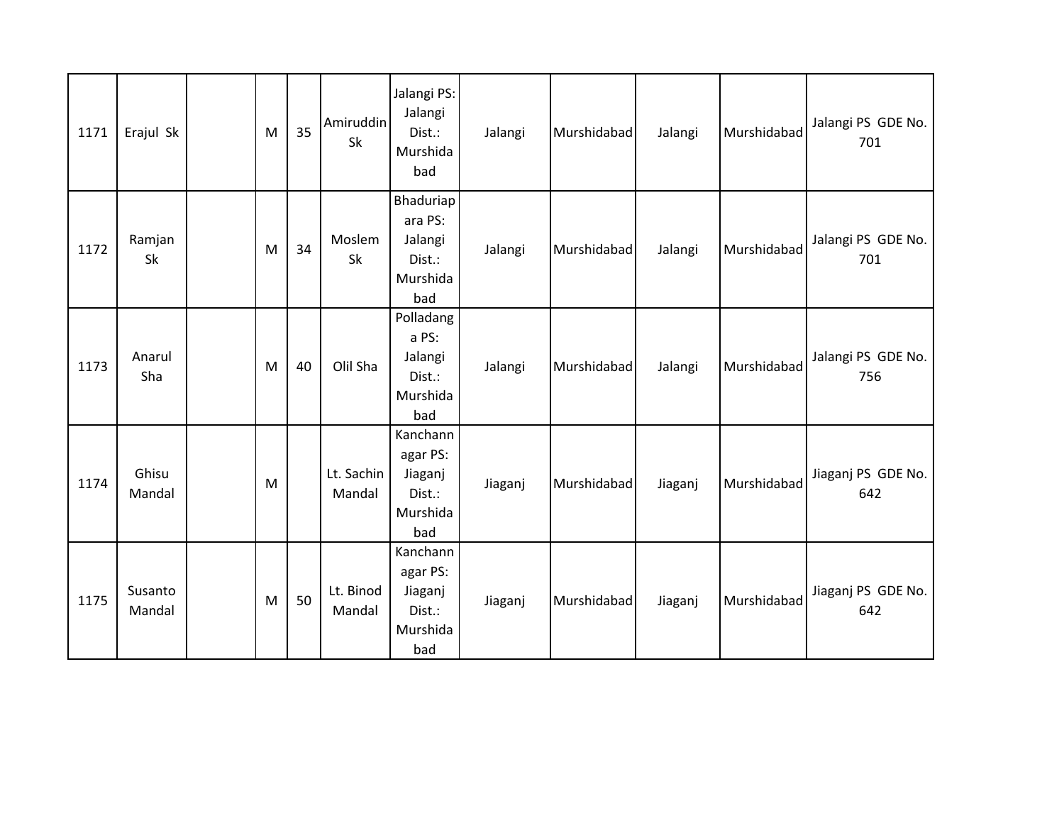| | | | | | | | | | | | |
|---|---|---|---|---|---|---|---|---|---|---|---|
| 1171 | Erajul Sk | | M | 35 | Amiruddin Sk | Jalangi PS: Jalangi Dist.: Murshidabad | Jalangi | Murshidabad | Jalangi | Murshidabad | Jalangi PS GDE No. 701 |
| 1172 | Ramjan Sk | | M | 34 | Moslem Sk | Bhaduriapara PS: Jalangi Dist.: Murshidabad | Jalangi | Murshidabad | Jalangi | Murshidabad | Jalangi PS GDE No. 701 |
| 1173 | Anarul Sha | | M | 40 | Olil Sha | Polladanga PS: Jalangi Dist.: Murshidabad | Jalangi | Murshidabad | Jalangi | Murshidabad | Jalangi PS GDE No. 756 |
| 1174 | Ghisu Mandal | | M | | Lt. Sachin Mandal | Kanchannagar PS: Jiaganj Dist.: Murshidabad | Jiaganj | Murshidabad | Jiaganj | Murshidabad | Jiaganj PS GDE No. 642 |
| 1175 | Susanto Mandal | | M | 50 | Lt. Binod Mandal | Kanchannagar PS: Jiaganj Dist.: Murshidabad | Jiaganj | Murshidabad | Jiaganj | Murshidabad | Jiaganj PS GDE No. 642 |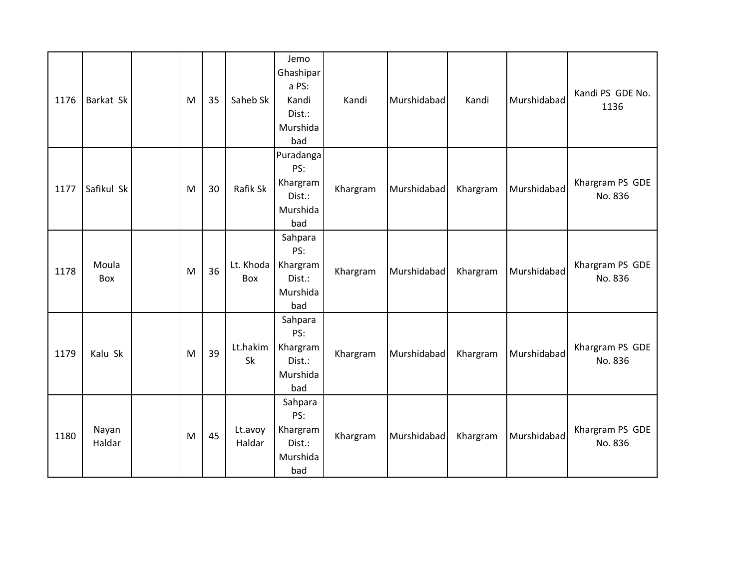| | | | | | | | | | | | |
|---|---|---|---|---|---|---|---|---|---|---|---|
| 1176 | Barkat Sk | | M | 35 | Saheb Sk | Jemo Ghashipara PS: Kandi Dist.: Murshidabad | Kandi | Murshidabad | Kandi | Murshidabad | Kandi PS GDE No. 1136 |
| 1177 | Safikul Sk | | M | 30 | Rafik Sk | Puradanga PS: Khargram Dist.: Murshidabad | Khargram | Murshidabad | Khargram | Murshidabad | Khargram PS GDE No. 836 |
| 1178 | Moula Box | | M | 36 | Lt. Khoda Box | Sahpara PS: Khargram Dist.: Murshidabad | Khargram | Murshidabad | Khargram | Murshidabad | Khargram PS GDE No. 836 |
| 1179 | Kalu Sk | | M | 39 | Lt.hakim Sk | Sahpara PS: Khargram Dist.: Murshidabad | Khargram | Murshidabad | Khargram | Murshidabad | Khargram PS GDE No. 836 |
| 1180 | Nayan Haldar | | M | 45 | Lt.avoy Haldar | Sahpara PS: Khargram Dist.: Murshidabad | Khargram | Murshidabad | Khargram | Murshidabad | Khargram PS GDE No. 836 |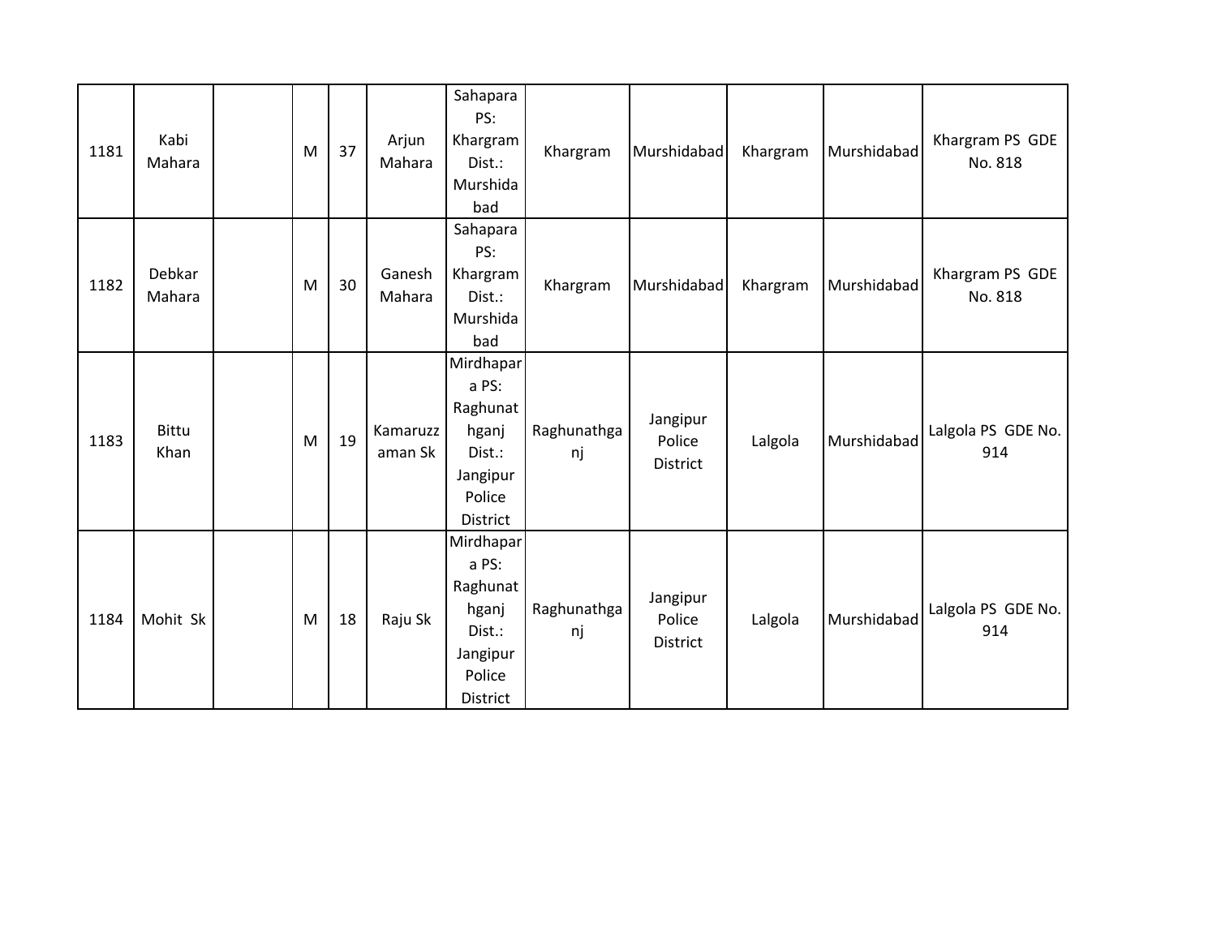| | | | | | | | | | | | |
|---|---|---|---|---|---|---|---|---|---|---|---|
| 1181 | Kabi Mahara | | M | 37 | Arjun Mahara | Sahapara PS: Khargram Dist.: Murshidabad | Khargram | Murshidabad | Khargram | Murshidabad | Khargram PS GDE No. 818 |
| 1182 | Debkar Mahara | | M | 30 | Ganesh Mahara | Sahapara PS: Khargram Dist.: Murshidabad | Khargram | Murshidabad | Khargram | Murshidabad | Khargram PS GDE No. 818 |
| 1183 | Bittu Khan | | M | 19 | Kamaruzzaman Sk | Mirdhapara PS: Raghunathganj Dist.: Jangipur Police District | Raghunathganj | Jangipur Police District | Lalgola | Murshidabad | Lalgola PS GDE No. 914 |
| 1184 | Mohit Sk | | M | 18 | Raju Sk | Mirdhapara PS: Raghunathganj Dist.: Jangipur Police District | Raghunathganj | Jangipur Police District | Lalgola | Murshidabad | Lalgola PS GDE No. 914 |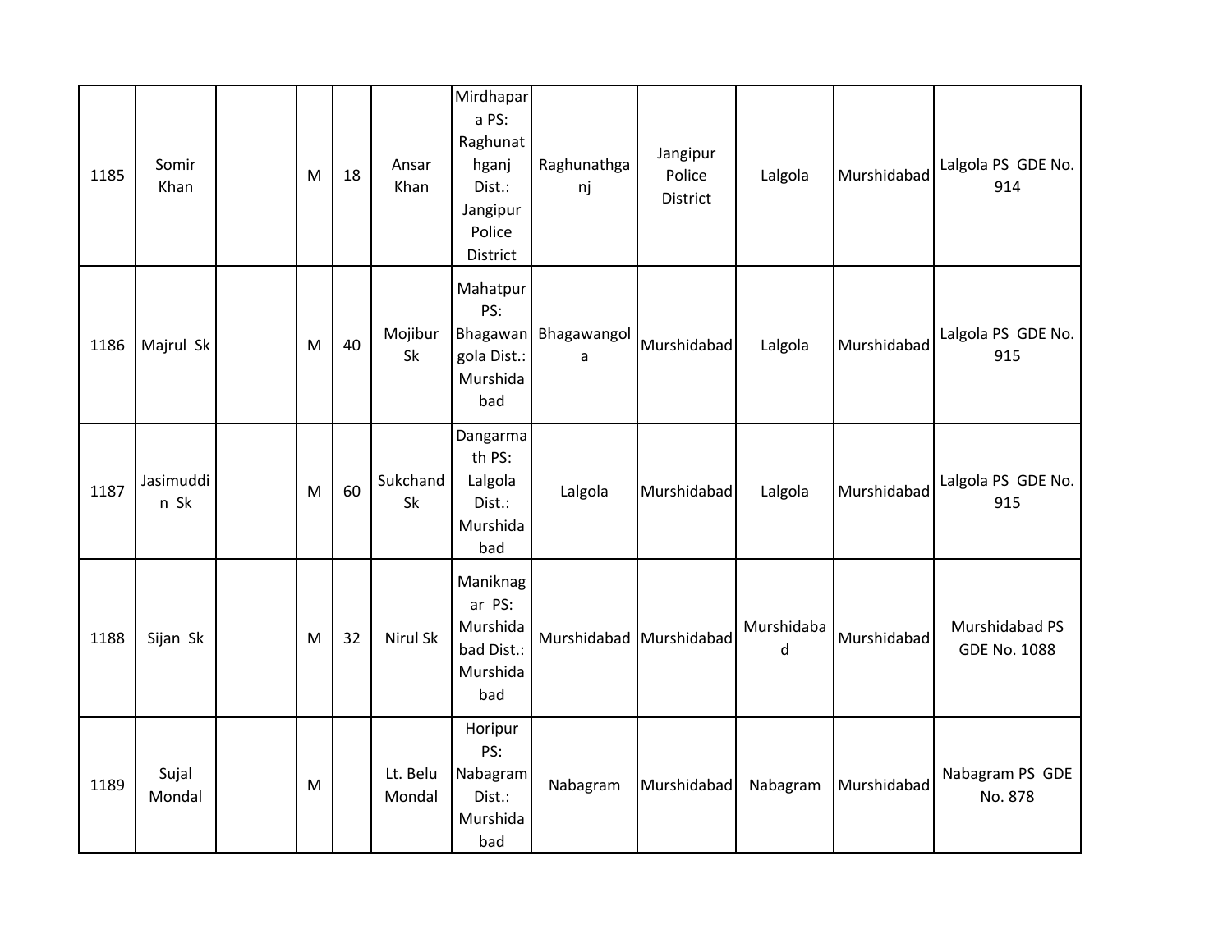| | | | | | | | | | | | |
|---|---|---|---|---|---|---|---|---|---|---|---|
| 1185 | Somir Khan | | M | 18 | Ansar Khan | Mirdhapara PS: Raghunathganj Dist.: Jangipur Police District | Raghunathganj | Jangipur Police District | Lalgola | Murshidabad | Lalgola PS GDE No. 914 |
| 1186 | Majrul Sk | | M | 40 | Mojibur Sk | Mahatpur PS: Bhagawangola Dist.: Murshidabad | Bhagawangola | Murshidabad | Lalgola | Murshidabad | Lalgola PS GDE No. 915 |
| 1187 | Jasimuddin Sk | | M | 60 | Sukchand Sk | Dangarmath PS: Lalgola Dist.: Murshidabad | Lalgola | Murshidabad | Lalgola | Murshidabad | Lalgola PS GDE No. 915 |
| 1188 | Sijan Sk | | M | 32 | Nirul Sk | Maniknagar PS: Murshidabad Dist.: Murshidabad | Murshidabad | Murshidabad | Murshidabad | Murshidabad | Murshidabad PS GDE No. 1088 |
| 1189 | Sujal Mondal | | M | | Lt. Belu Mondal | Horipur PS: Nabagram Dist.: Murshidabad | Nabagram | Murshidabad | Nabagram | Murshidabad | Nabagram PS GDE No. 878 |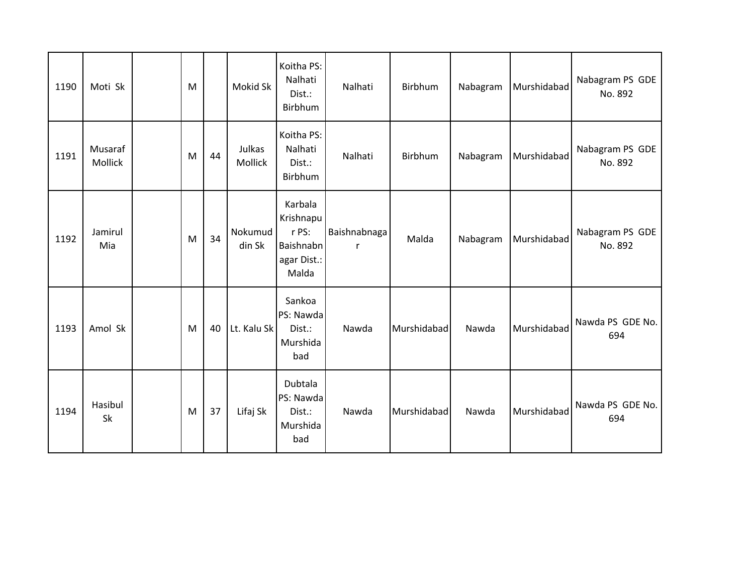| | | | | | | | | | | | |
|---|---|---|---|---|---|---|---|---|---|---|---|
| 1190 | Moti Sk | | M | | Mokid Sk | Koitha PS: Nalhati Dist.: Birbhum | Nalhati | Birbhum | Nabagram | Murshidabad | Nabagram PS GDE No. 892 |
| 1191 | Musaraf Mollick | | M | 44 | Julkas Mollick | Koitha PS: Nalhati Dist.: Birbhum | Nalhati | Birbhum | Nabagram | Murshidabad | Nabagram PS GDE No. 892 |
| 1192 | Jamirul Mia | | M | 34 | Nokumuddin Sk | Karbala Krishnapur PS: Baishnabnagar Dist.: Malda | Baishnabnagar | Malda | Nabagram | Murshidabad | Nabagram PS GDE No. 892 |
| 1193 | Amol Sk | | M | 40 | Lt. Kalu Sk | Sankoa PS: Nawda Dist.: Murshidabad | Nawda | Murshidabad | Nawda | Murshidabad | Nawda PS GDE No. 694 |
| 1194 | Hasibul Sk | | M | 37 | Lifaj Sk | Dubtala PS: Nawda Dist.: Murshidabad | Nawda | Murshidabad | Nawda | Murshidabad | Nawda PS GDE No. 694 |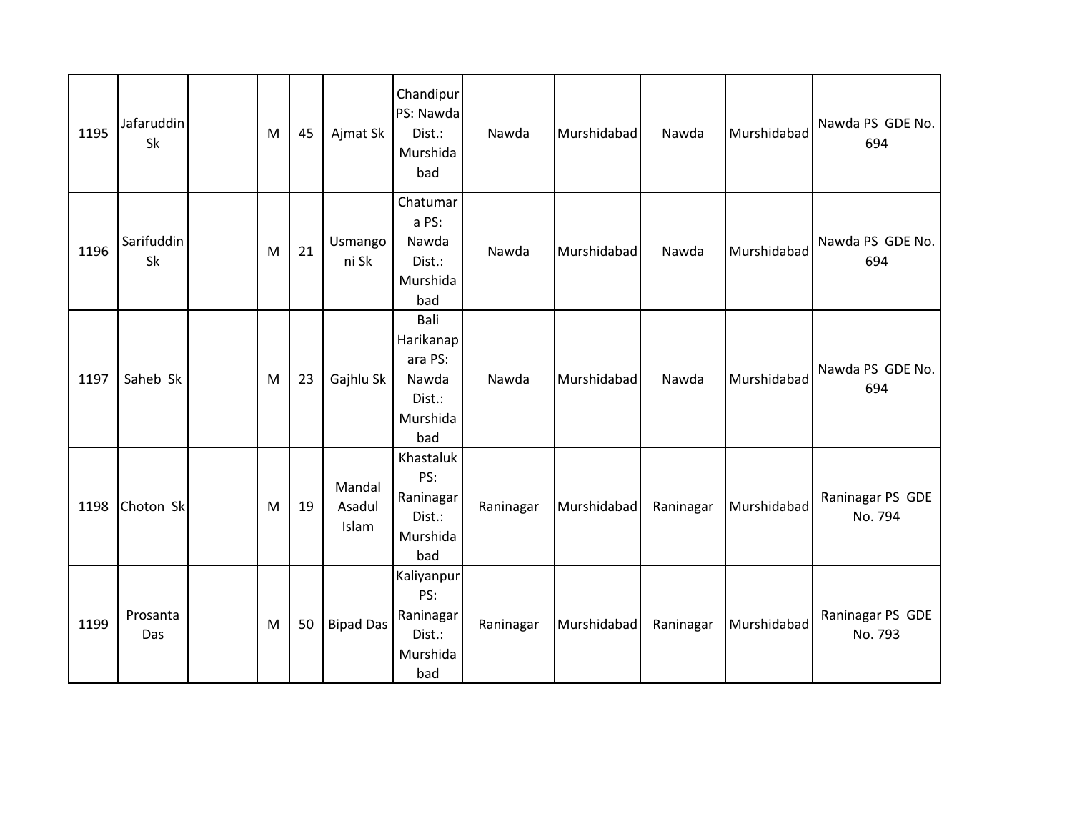| | | | | | | | | | | | |
|---|---|---|---|---|---|---|---|---|---|---|---|
| 1195 | Jafaruddin Sk | | M | 45 | Ajmat Sk | Chandipur PS: Nawda Dist.: Murshidabad | Nawda | Murshidabad | Nawda | Murshidabad | Nawda PS GDE No. 694 |
| 1196 | Sarifuddin Sk | | M | 21 | Usmangoni Sk | Chatumara PS: Nawda Dist.: Murshidabad | Nawda | Murshidabad | Nawda | Murshidabad | Nawda PS GDE No. 694 |
| 1197 | Saheb Sk | | M | 23 | Gajhlu Sk | Bali Harikanapara PS: Nawda Dist.: Murshidabad | Nawda | Murshidabad | Nawda | Murshidabad | Nawda PS GDE No. 694 |
| 1198 | Choton Sk | | M | 19 | Mandal Asadul Islam | Khastaluk PS: Raninagar Dist.: Murshidabad | Raninagar | Murshidabad | Raninagar | Murshidabad | Raninagar PS GDE No. 794 |
| 1199 | Prosanta Das | | M | 50 | Bipad Das | Kaliyanpur PS: Raninagar Dist.: Murshidabad | Raninagar | Murshidabad | Raninagar | Murshidabad | Raninagar PS GDE No. 793 |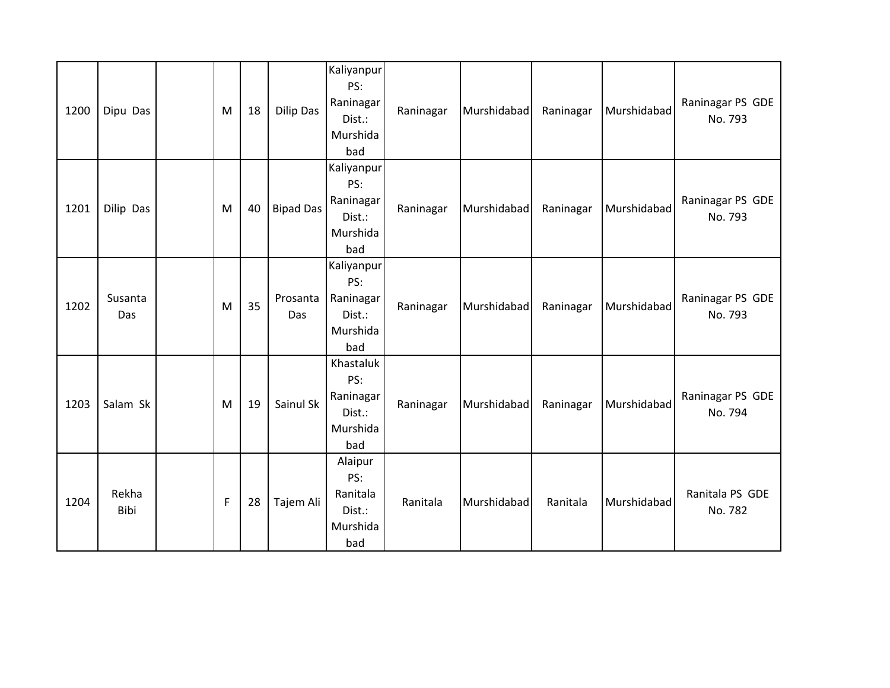| | | | | | | | | | | | |
|---|---|---|---|---|---|---|---|---|---|---|---|
| 1200 | Dipu Das | | M | 18 | Dilip Das | Kaliyanpur PS: Raninagar Dist.: Murshidabad | Raninagar | Murshidabad | Raninagar | Murshidabad | Raninagar PS GDE No. 793 |
| 1201 | Dilip Das | | M | 40 | Bipad Das | Kaliyanpur PS: Raninagar Dist.: Murshidabad | Raninagar | Murshidabad | Raninagar | Murshidabad | Raninagar PS GDE No. 793 |
| 1202 | Susanta Das | | M | 35 | Prosanta Das | Kaliyanpur PS: Raninagar Dist.: Murshidabad | Raninagar | Murshidabad | Raninagar | Murshidabad | Raninagar PS GDE No. 793 |
| 1203 | Salam Sk | | M | 19 | Sainul Sk | Khastaluk PS: Raninagar Dist.: Murshidabad | Raninagar | Murshidabad | Raninagar | Murshidabad | Raninagar PS GDE No. 794 |
| 1204 | Rekha Bibi | | F | 28 | Tajem Ali | Alaipur PS: Ranitala Dist.: Murshidabad | Ranitala | Murshidabad | Ranitala | Murshidabad | Ranitala PS GDE No. 782 |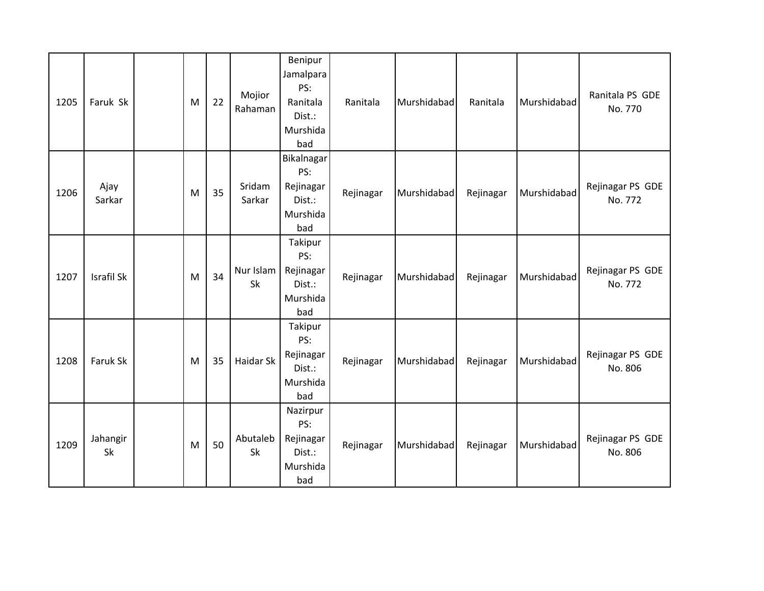| | | | | | | | | | | | |
|---|---|---|---|---|---|---|---|---|---|---|---|
| 1205 | Faruk Sk | | M | 22 | Mojior Rahaman | Benipur Jamalpara PS: Ranitala Dist.: Murshidabad | Ranitala | Murshidabad | Ranitala | Murshidabad | Ranitala PS GDE No. 770 |
| 1206 | Ajay Sarkar | | M | 35 | Sridam Sarkar | Bikalnagar PS: Rejinagar Dist.: Murshidabad | Rejinagar | Murshidabad | Rejinagar | Murshidabad | Rejinagar PS GDE No. 772 |
| 1207 | Israfil Sk | | M | 34 | Nur Islam Sk | Takipur PS: Rejinagar Dist.: Murshidabad | Rejinagar | Murshidabad | Rejinagar | Murshidabad | Rejinagar PS GDE No. 772 |
| 1208 | Faruk Sk | | M | 35 | Haidar Sk | Takipur PS: Rejinagar Dist.: Murshidabad | Rejinagar | Murshidabad | Rejinagar | Murshidabad | Rejinagar PS GDE No. 806 |
| 1209 | Jahangir Sk | | M | 50 | Abutaleb Sk | Nazirpur PS: Rejinagar Dist.: Murshidabad | Rejinagar | Murshidabad | Rejinagar | Murshidabad | Rejinagar PS GDE No. 806 |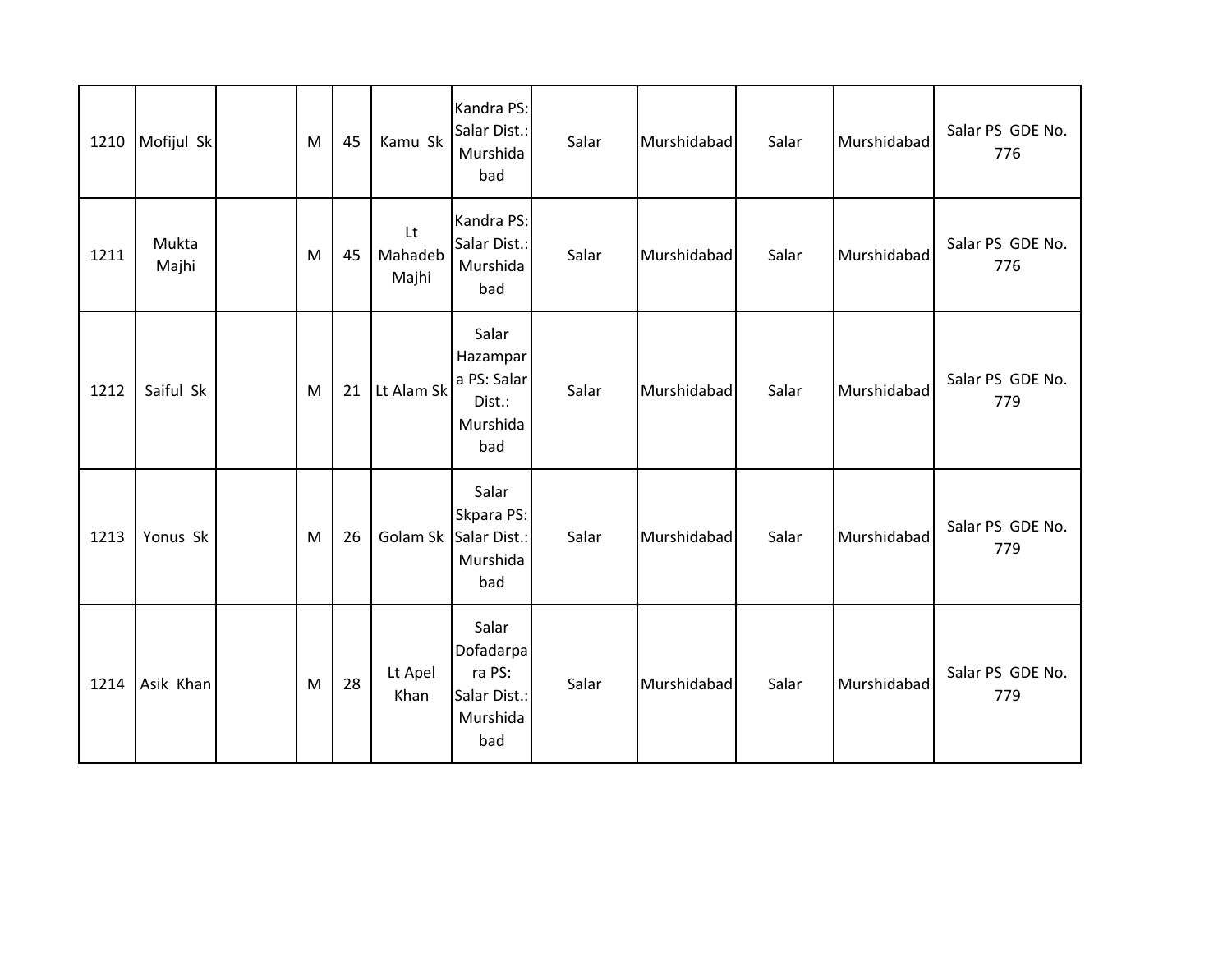| | | | | | | | | | | | |
|---|---|---|---|---|---|---|---|---|---|---|---|
| 1210 | Mofijul Sk | | M | 45 | Kamu Sk | Kandra PS: Salar Dist.: Murshidabad | Salar | Murshidabad | Salar | Murshidabad | Salar PS GDE No. 776 |
| 1211 | Mukta Majhi | | M | 45 | Lt Mahadeb Majhi | Kandra PS: Salar Dist.: Murshidabad | Salar | Murshidabad | Salar | Murshidabad | Salar PS GDE No. 776 |
| 1212 | Saiful Sk | | M | 21 | Lt Alam Sk | Salar Hazampara PS: Salar Dist.: Murshidabad | Salar | Murshidabad | Salar | Murshidabad | Salar PS GDE No. 779 |
| 1213 | Yonus Sk | | M | 26 | Golam Sk | Salar Skpara PS: Salar Dist.: Murshidabad | Salar | Murshidabad | Salar | Murshidabad | Salar PS GDE No. 779 |
| 1214 | Asik Khan | | M | 28 | Lt Apel Khan | Salar Dofadarpara PS: Salar Dist.: Murshidabad | Salar | Murshidabad | Salar | Murshidabad | Salar PS GDE No. 779 |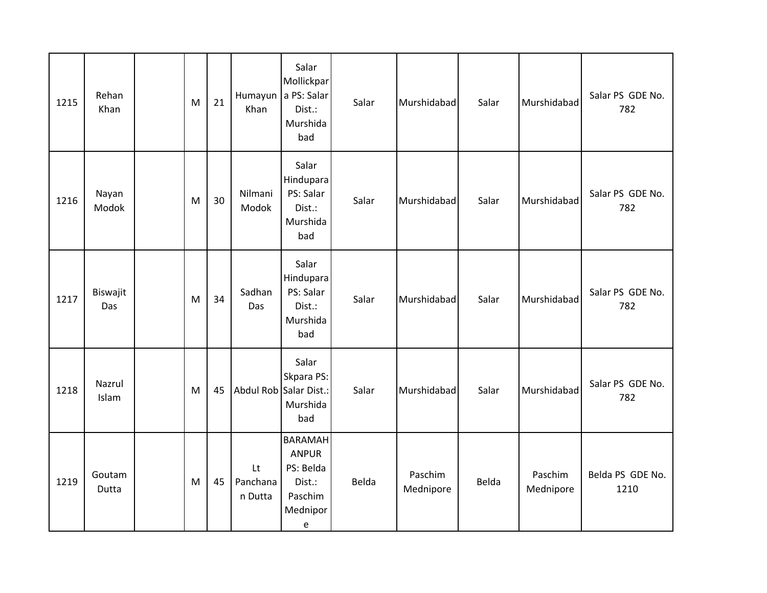| | | | | | | | | | | | |
|---|---|---|---|---|---|---|---|---|---|---|---|
| 1215 | Rehan Khan | | M | 21 | Humayun Khan | Salar Mollickpara PS: Salar Dist.: Murshidabad | Salar | Murshidabad | Salar | Murshidabad | Salar PS GDE No. 782 |
| 1216 | Nayan Modok | | M | 30 | Nilmani Modok | Salar Hindupara PS: Salar Dist.: Murshidabad | Salar | Murshidabad | Salar | Murshidabad | Salar PS GDE No. 782 |
| 1217 | Biswajit Das | | M | 34 | Sadhan Das | Salar Hindupara PS: Salar Dist.: Murshidabad | Salar | Murshidabad | Salar | Murshidabad | Salar PS GDE No. 782 |
| 1218 | Nazrul Islam | | M | 45 | Abdul Rob | Salar Skpara PS: Salar Dist.: Murshidabad | Salar | Murshidabad | Salar | Murshidabad | Salar PS GDE No. 782 |
| 1219 | Goutam Dutta | | M | 45 | Lt Panchanan Dutta | BARAMAHANPUR PS: Belda Dist.: Paschim Mednipore | Belda | Paschim Mednipore | Belda | Paschim Mednipore | Belda PS GDE No. 1210 |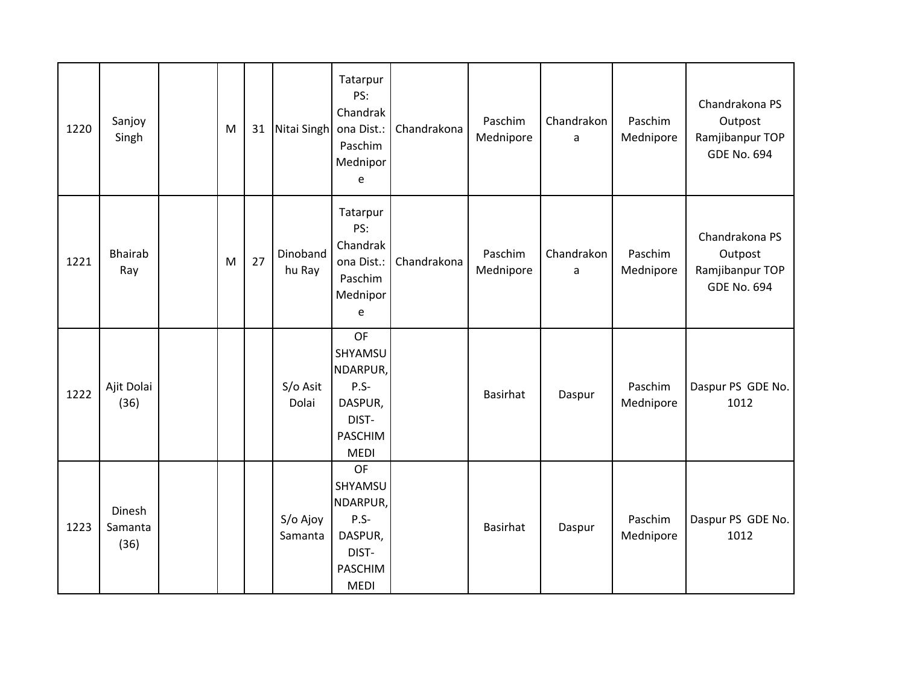| | | | | | | | | | | | |
|---|---|---|---|---|---|---|---|---|---|---|---|
| 1220 | Sanjoy Singh | | M | 31 | Nitai Singh | Tatarpur PS: Chandrakona Dist.: Paschim Mednipore | Chandrakona | Paschim Mednipore | Chandrakona | Paschim Mednipore | Chandrakona PS Outpost Ramjibanpur TOP GDE No. 694 |
| 1221 | Bhairab Ray | | M | 27 | Dinobandhu Ray | Tatarpur PS: Chandrakona Dist.: Paschim Mednipore | Chandrakona | Paschim Mednipore | Chandrakona | Paschim Mednipore | Chandrakona PS Outpost Ramjibanpur TOP GDE No. 694 |
| 1222 | Ajit Dolai (36) | | | | S/o Asit Dolai | OF SHYAMSUNDARPUR, P.S-DASPUR, DIST-PASCHIM MEDI | | Basirhat | Daspur | Paschim Mednipore | Daspur PS GDE No. 1012 |
| 1223 | Dinesh Samanta (36) | | | | S/o Ajoy Samanta | OF SHYAMSUNDARPUR, P.S-DASPUR, DIST-PASCHIM MEDI | | Basirhat | Daspur | Paschim Mednipore | Daspur PS GDE No. 1012 |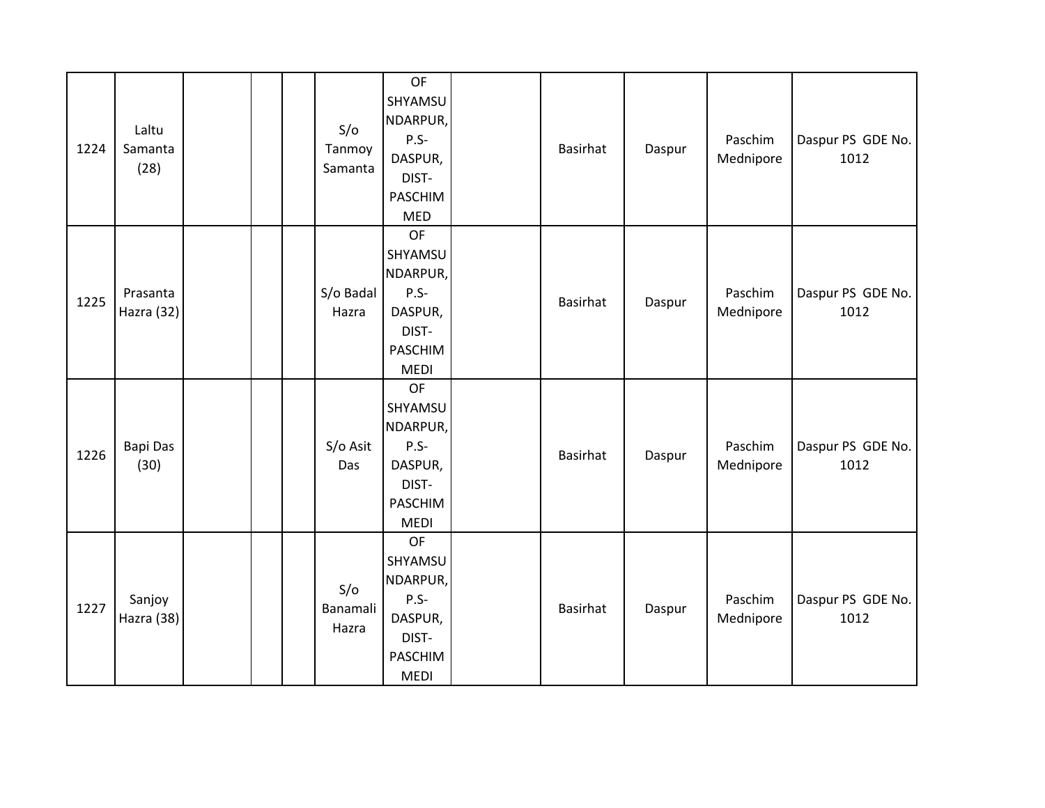| | | | | | | | | | | | |
|---|---|---|---|---|---|---|---|---|---|---|---|
| 1224 | Laltu Samanta (28) | | | | S/o Tanmoy Samanta | OF SHYAMSUNDARPUR, P.S- DASPUR, DIST- PASCHIM MED | | Basirhat | Daspur | Paschim Mednipore | Daspur PS GDE No. 1012 |
| 1225 | Prasanta Hazra (32) | | | | S/o Badal Hazra | OF SHYAMSUNDARPUR, P.S- DASPUR, DIST- PASCHIM MEDI | | Basirhat | Daspur | Paschim Mednipore | Daspur PS GDE No. 1012 |
| 1226 | Bapi Das (30) | | | | S/o Asit Das | OF SHYAMSUNDARPUR, P.S- DASPUR, DIST- PASCHIM MEDI | | Basirhat | Daspur | Paschim Mednipore | Daspur PS GDE No. 1012 |
| 1227 | Sanjoy Hazra (38) | | | | S/o Banamali Hazra | OF SHYAMSUNDARPUR, P.S- DASPUR, DIST- PASCHIM MEDI | | Basirhat | Daspur | Paschim Mednipore | Daspur PS GDE No. 1012 |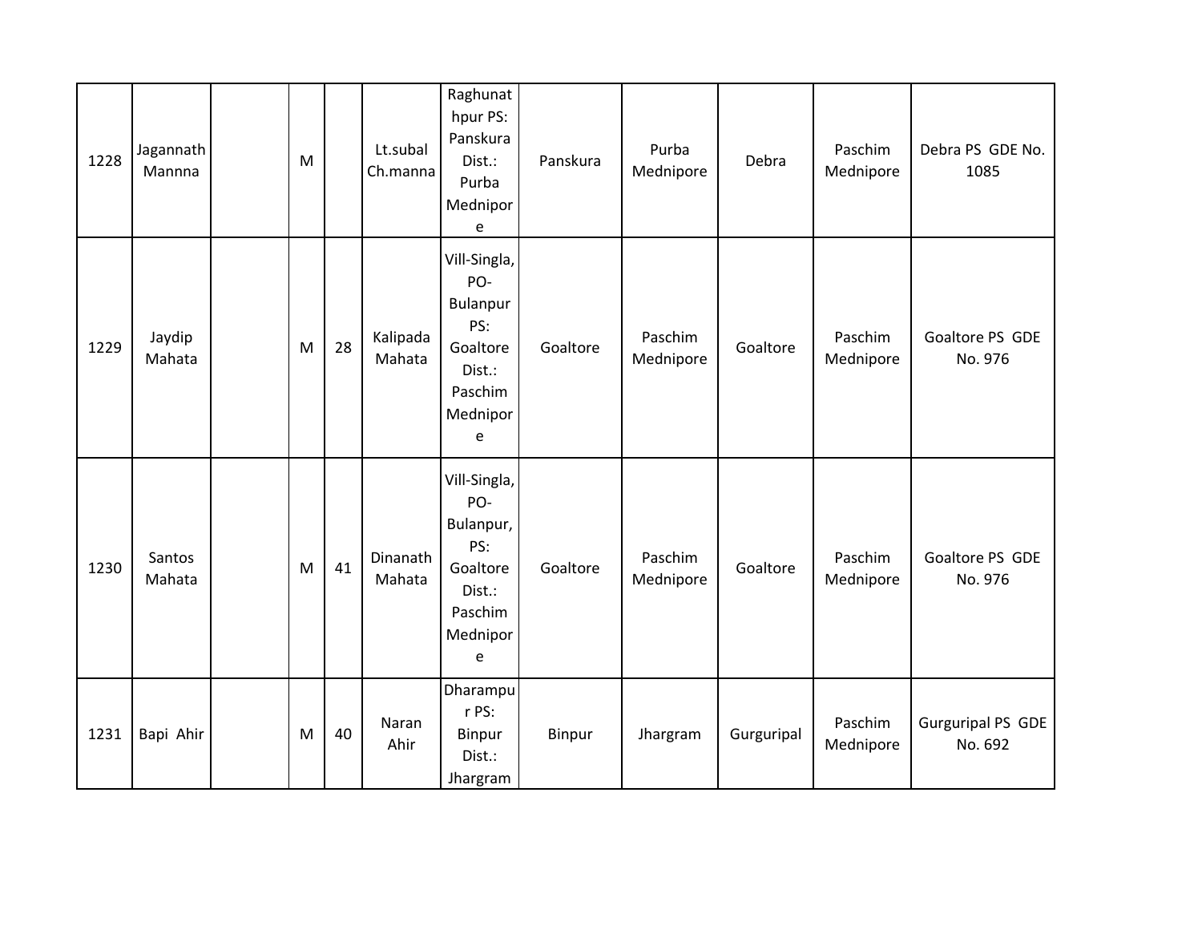| | | | | | | | | | | | |
|---|---|---|---|---|---|---|---|---|---|---|---|
| 1228 | Jagannath Mannna | | M | | Lt.subal Ch.manna | Raghunathpur PS: Panskura Dist.: Purba Mednipore | Panskura | Purba Mednipore | Debra | Paschim Mednipore | Debra PS GDE No. 1085 |
| 1229 | Jaydip Mahata | | M | 28 | Kalipada Mahata | Vill-Singla, PO-Bulanpur PS: Goaltore Dist.: Paschim Mednipore | Goaltore | Paschim Mednipore | Goaltore | Paschim Mednipore | Goaltore PS GDE No. 976 |
| 1230 | Santos Mahata | | M | 41 | Dinanath Mahata | Vill-Singla, PO-Bulanpur, PS: Goaltore Dist.: Paschim Mednipore | Goaltore | Paschim Mednipore | Goaltore | Paschim Mednipore | Goaltore PS GDE No. 976 |
| 1231 | Bapi Ahir | | M | 40 | Naran Ahir | Dharampur PS: Binpur Dist.: Jhargram | Binpur | Jhargram | Gurguripal | Paschim Mednipore | Gurguripal PS GDE No. 692 |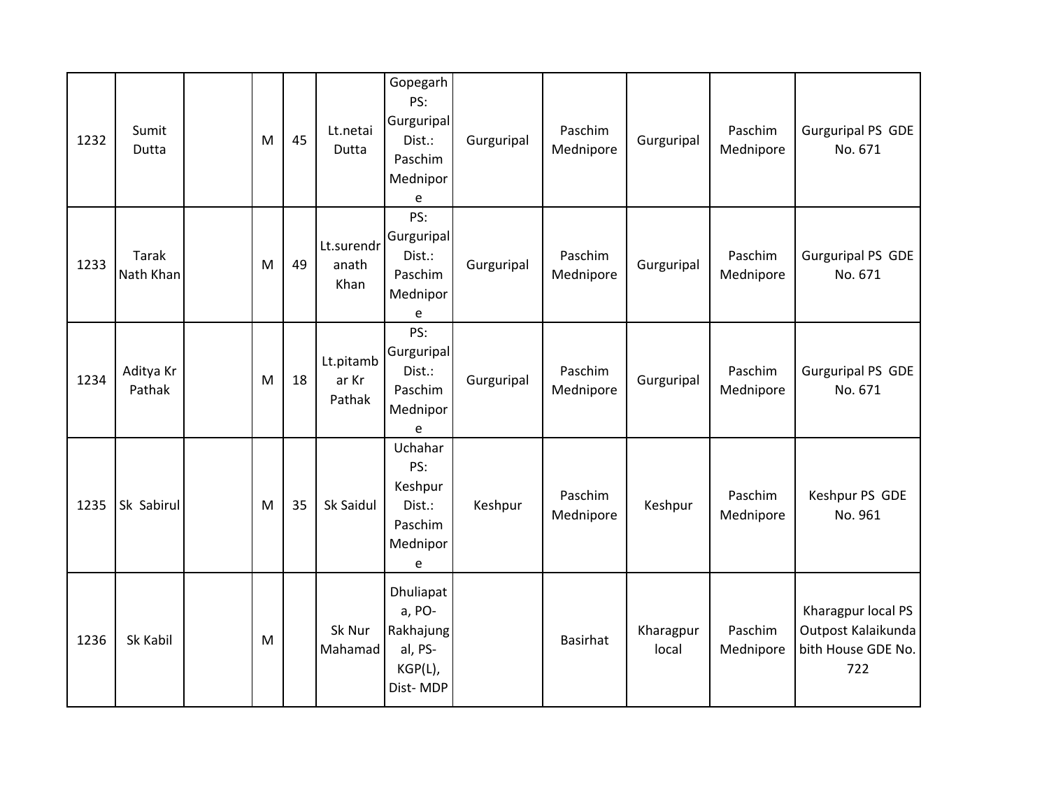| | | | | | | | | | | | |
|---|---|---|---|---|---|---|---|---|---|---|---|
| 1232 | Sumit Dutta | | M | 45 | Lt.netai Dutta | Gopegarh PS: Gurguripal Dist.: Paschim Mednipore | Gurguripal | Paschim Mednipore | Gurguripal | Paschim Mednipore | Gurguripal PS GDE No. 671 |
| 1233 | Tarak Nath Khan | | M | 49 | Lt.surendranath Khan | PS: Gurguripal Dist.: Paschim Mednipore | Gurguripal | Paschim Mednipore | Gurguripal | Paschim Mednipore | Gurguripal PS GDE No. 671 |
| 1234 | Aditya Kr Pathak | | M | 18 | Lt.pitambar Kr Pathak | PS: Gurguripal Dist.: Paschim Mednipore | Gurguripal | Paschim Mednipore | Gurguripal | Paschim Mednipore | Gurguripal PS GDE No. 671 |
| 1235 | Sk Sabirul | | M | 35 | Sk Saidul | Uchahar PS: Keshpur Dist.: Paschim Mednipore | Keshpur | Paschim Mednipore | Keshpur | Paschim Mednipore | Keshpur PS GDE No. 961 |
| 1236 | Sk Kabil | | M | | Sk Nur Mahamad | Dhuliapata, PO- Rakhajungal, PS- KGP(L), Dist- MDP | | Basirhat | Kharagpur local | Paschim Mednipore | Kharagpur local PS Outpost Kalaikunda bith House GDE No. 722 |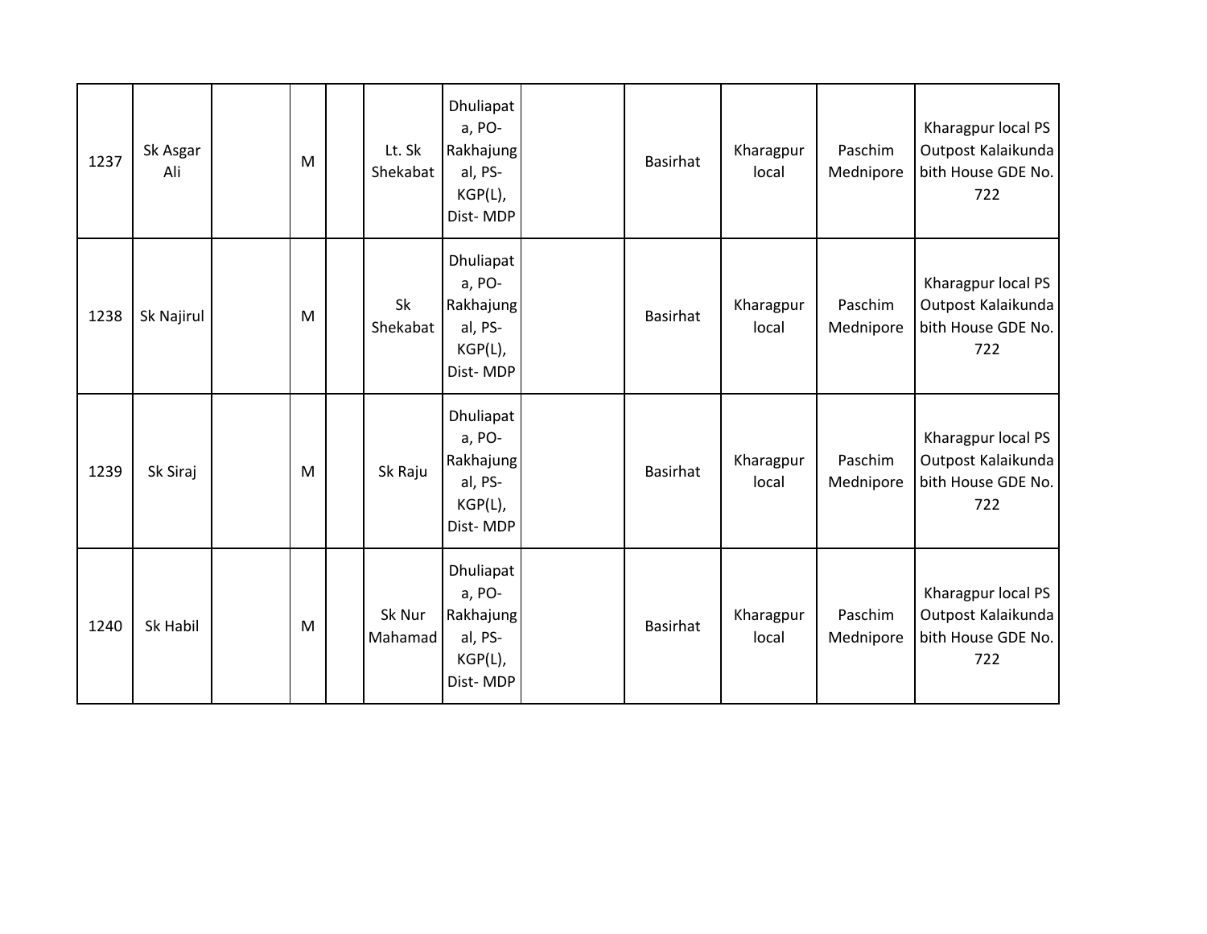| | | | | | | | | | | | |
|---|---|---|---|---|---|---|---|---|---|---|---|
| 1237 | Sk Asgar Ali | | M | | Lt. Sk Shekabat | Dhuliapata, PO-Rakhajungal, PS-KGP(L), Dist- MDP | | Basirhat | Kharagpur local | Paschim Mednipore | Kharagpur local PS Outpost Kalaikunda bith House GDE No. 722 |
| 1238 | Sk Najirul | | M | | Sk Shekabat | Dhuliapata, PO-Rakhajungal, PS-KGP(L), Dist- MDP | | Basirhat | Kharagpur local | Paschim Mednipore | Kharagpur local PS Outpost Kalaikunda bith House GDE No. 722 |
| 1239 | Sk Siraj | | M | | Sk Raju | Dhuliapata, PO-Rakhajungal, PS-KGP(L), Dist- MDP | | Basirhat | Kharagpur local | Paschim Mednipore | Kharagpur local PS Outpost Kalaikunda bith House GDE No. 722 |
| 1240 | Sk Habil | | M | | Sk Nur Mahamad | Dhuliapata, PO-Rakhajungal, PS-KGP(L), Dist- MDP | | Basirhat | Kharagpur local | Paschim Mednipore | Kharagpur local PS Outpost Kalaikunda bith House GDE No. 722 |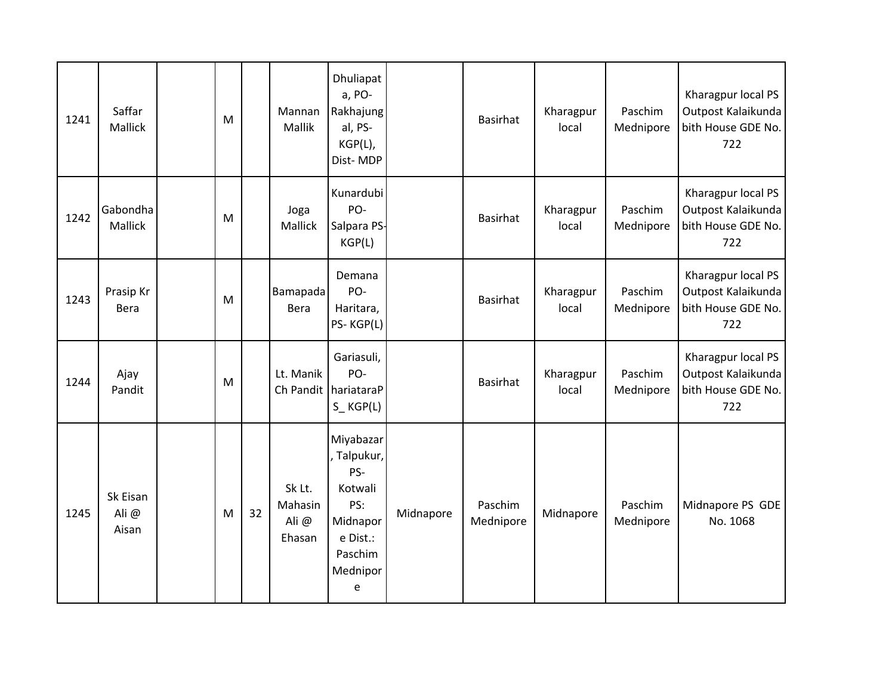| | | | | | | | | | | | |
|---|---|---|---|---|---|---|---|---|---|---|---|
| 1241 | Saffar Mallick | | M | | Mannan Mallik | Dhuliapata, PO- Rakhajungal, PS- KGP(L), Dist- MDP | | Basirhat | Kharagpur local | Paschim Mednipore | Kharagpur local PS Outpost Kalaikunda bith House GDE No. 722 |
| 1242 | Gabondha Mallick | | M | | Joga Mallick | Kunardubi PO- Salpara PS- KGP(L) | | Basirhat | Kharagpur local | Paschim Mednipore | Kharagpur local PS Outpost Kalaikunda bith House GDE No. 722 |
| 1243 | Prasip Kr Bera | | M | | Bamapada Bera | Demana PO- Haritara, PS- KGP(L) | | Basirhat | Kharagpur local | Paschim Mednipore | Kharagpur local PS Outpost Kalaikunda bith House GDE No. 722 |
| 1244 | Ajay Pandit | | M | | Lt. Manik Ch Pandit | Gariasuli, PO- hariataraPS_ KGP(L) | | Basirhat | Kharagpur local | Paschim Mednipore | Kharagpur local PS Outpost Kalaikunda bith House GDE No. 722 |
| 1245 | Sk Eisan Ali @ Aisan | | M | 32 | Sk Lt. Mahasin Ali @ Ehasan | Miyabazar, Talpukur, PS- Kotwali PS: Midnapore Dist.: Paschim Mednipore | Midnapore | Paschim Mednipore | Midnapore | Paschim Mednipore | Midnapore PS GDE No. 1068 |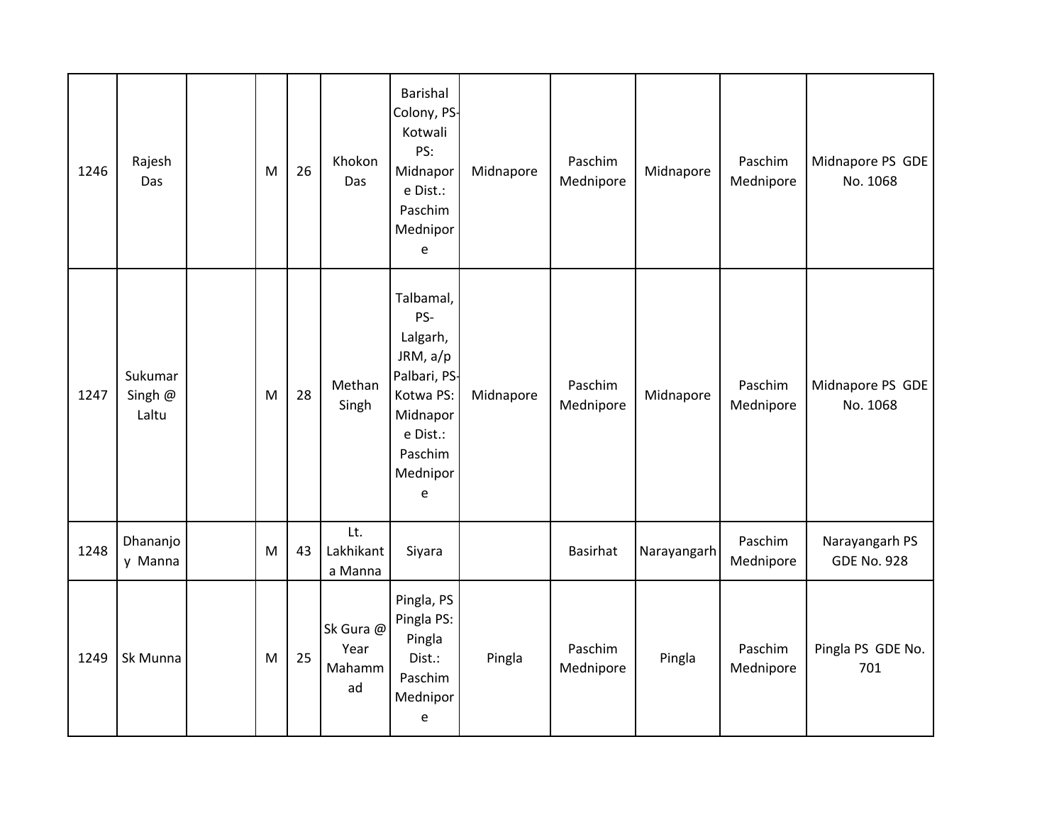| | | | | | | | | | | | |
|---|---|---|---|---|---|---|---|---|---|---|---|
| 1246 | Rajesh Das | | M | 26 | Khokon Das | Barishal Colony, PS-Kotwali PS: Midnapore Dist.: Paschim Mednipore | Midnapore | Paschim Mednipore | Midnapore | Paschim Mednipore | Midnapore PS GDE No. 1068 |
| 1247 | Sukumar Singh @ Laltu | | M | 28 | Methan Singh | Talbamal, PS-Lalgarh, JRM, a/p Palbari, PS-Kotwa PS: Midnapore Dist.: Paschim Mednipore | Midnapore | Paschim Mednipore | Midnapore | Paschim Mednipore | Midnapore PS GDE No. 1068 |
| 1248 | Dhananjoy Manna | | M | 43 | Lt. Lakhikanta Manna | Siyara | | Basirhat | Narayangarh | Paschim Mednipore | Narayangarh PS GDE No. 928 |
| 1249 | Sk Munna | | M | 25 | Sk Gura @ Year Mahammad | Pingla, PS Pingla PS: Pingla Dist.: Paschim Mednipore | Pingla | Paschim Mednipore | Pingla | Paschim Mednipore | Pingla PS GDE No. 701 |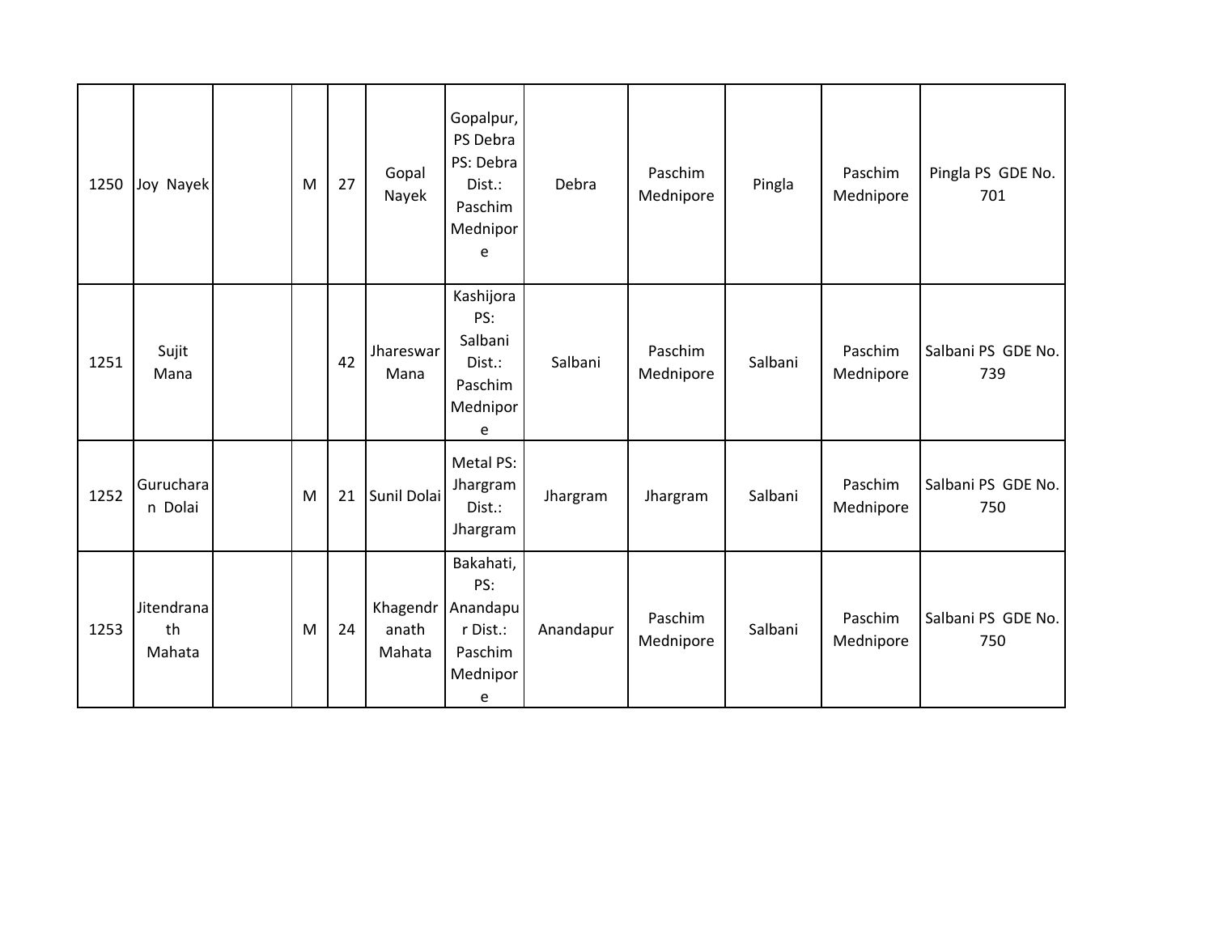| | | | | | | | | | | | |
|---|---|---|---|---|---|---|---|---|---|---|---|
| 1250 | Joy Nayek | | M | 27 | Gopal Nayek | Gopalpur, PS Debra PS: Debra Dist.: Paschim Mednipore | Debra | Paschim Mednipore | Pingla | Paschim Mednipore | Pingla PS GDE No. 701 |
| 1251 | Sujit Mana | | | 42 | Jhareswar Mana | Kashijora PS: Salbani Dist.: Paschim Mednipore | Salbani | Paschim Mednipore | Salbani | Paschim Mednipore | Salbani PS GDE No. 739 |
| 1252 | Gurucharan Dolai | | M | 21 | Sunil Dolai | Metal PS: Jhargram Dist.: Jhargram | Jhargram | Jhargram | Salbani | Paschim Mednipore | Salbani PS GDE No. 750 |
| 1253 | Jitendranath Mahata | | M | 24 | Khagendranath Mahata | Bakahati, PS: Anandapur Dist.: Paschim Mednipore | Anandapur | Paschim Mednipore | Salbani | Paschim Mednipore | Salbani PS GDE No. 750 |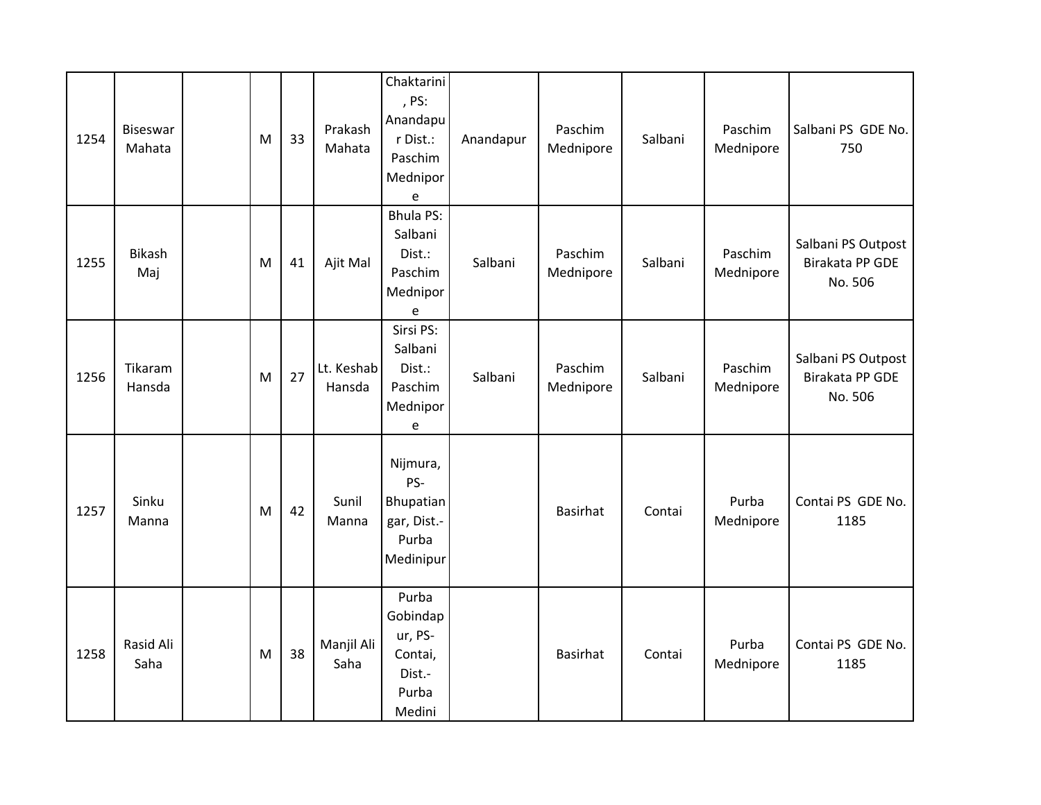| | | | | | | | | | | | |
|---|---|---|---|---|---|---|---|---|---|---|---|
| 1254 | Biseswar Mahata | | M | 33 | Prakash Mahata | Chaktarini, PS: Anandapur Dist.: Paschim Mednipore | Anandapur | Paschim Mednipore | Salbani | Paschim Mednipore | Salbani PS GDE No. 750 |
| 1255 | Bikash Maj | | M | 41 | Ajit Mal | Bhula PS: Salbani Dist.: Paschim Mednipore | Salbani | Paschim Mednipore | Salbani | Paschim Mednipore | Salbani PS Outpost Birakata PP GDE No. 506 |
| 1256 | Tikaram Hansda | | M | 27 | Lt. Keshab Hansda | Sirsi PS: Salbani Dist.: Paschim Mednipore | Salbani | Paschim Mednipore | Salbani | Paschim Mednipore | Salbani PS Outpost Birakata PP GDE No. 506 |
| 1257 | Sinku Manna | | M | 42 | Sunil Manna | Nijmura, PS-Bhupatiangar, Dist.-Purba Medinipur | | Basirhat | Contai | Purba Mednipore | Contai PS GDE No. 1185 |
| 1258 | Rasid Ali Saha | | M | 38 | Manjil Ali Saha | Purba Gobindapur, PS-Contai, Dist.-Purba Medini | | Basirhat | Contai | Purba Mednipore | Contai PS GDE No. 1185 |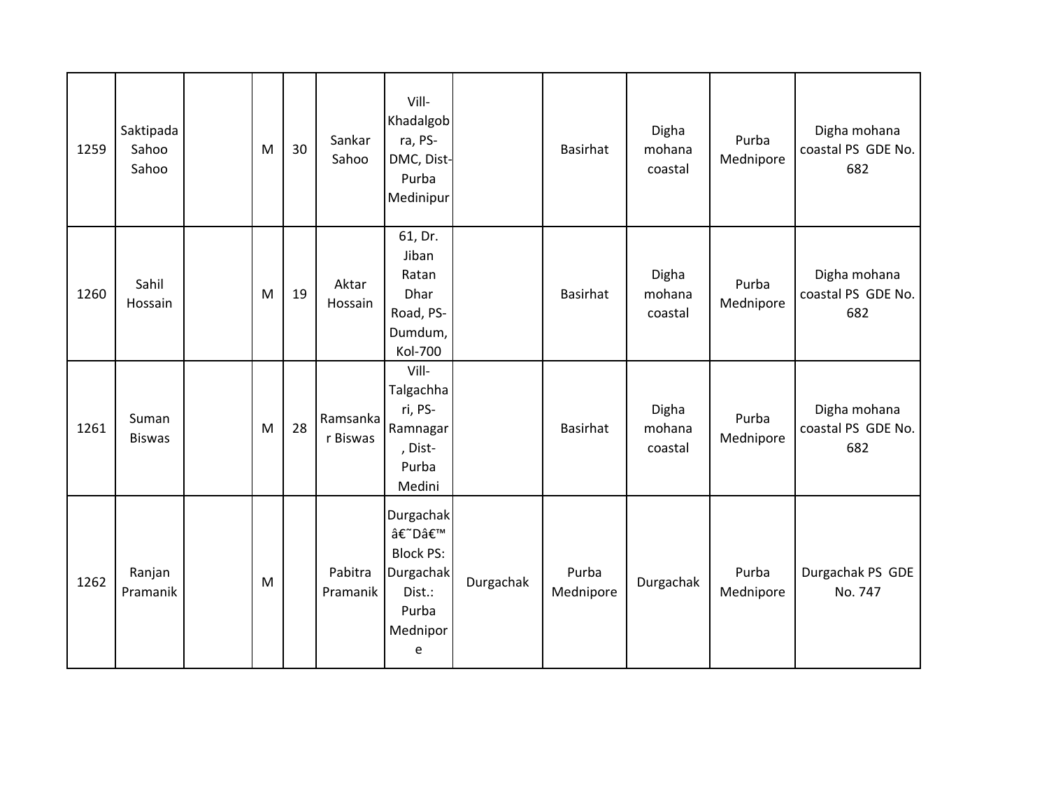| | | | | | | | | | | | |
|---|---|---|---|---|---|---|---|---|---|---|---|
| 1259 | Saktipada Sahoo Sahoo | | M | 30 | Sankar Sahoo | Vill-Khadalgobra, PS-DMC, Dist-Purba Medinipur | | Basirhat | Digha mohana coastal | Purba Mednipore | Digha mohana coastal PS GDE No. 682 |
| 1260 | Sahil Hossain | | M | 19 | Aktar Hossain | 61, Dr. Jiban Ratan Dhar Road, PS-Dumdum, Kol-700 | | Basirhat | Digha mohana coastal | Purba Mednipore | Digha mohana coastal PS GDE No. 682 |
| 1261 | Suman Biswas | | M | 28 | Ramsankar Biswas | Vill-Talgachhari, PS-Ramnagar, Dist-Purba Medini | | Basirhat | Digha mohana coastal | Purba Mednipore | Digha mohana coastal PS GDE No. 682 |
| 1262 | Ranjan Pramanik | | M | | Pabitra Pramanik | Durgachak â€˜Dâ€™ Block PS: Durgachak Dist.: Purba Mednipore | Durgachak | Purba Mednipore | Durgachak | Purba Mednipore | Durgachak PS GDE No. 747 |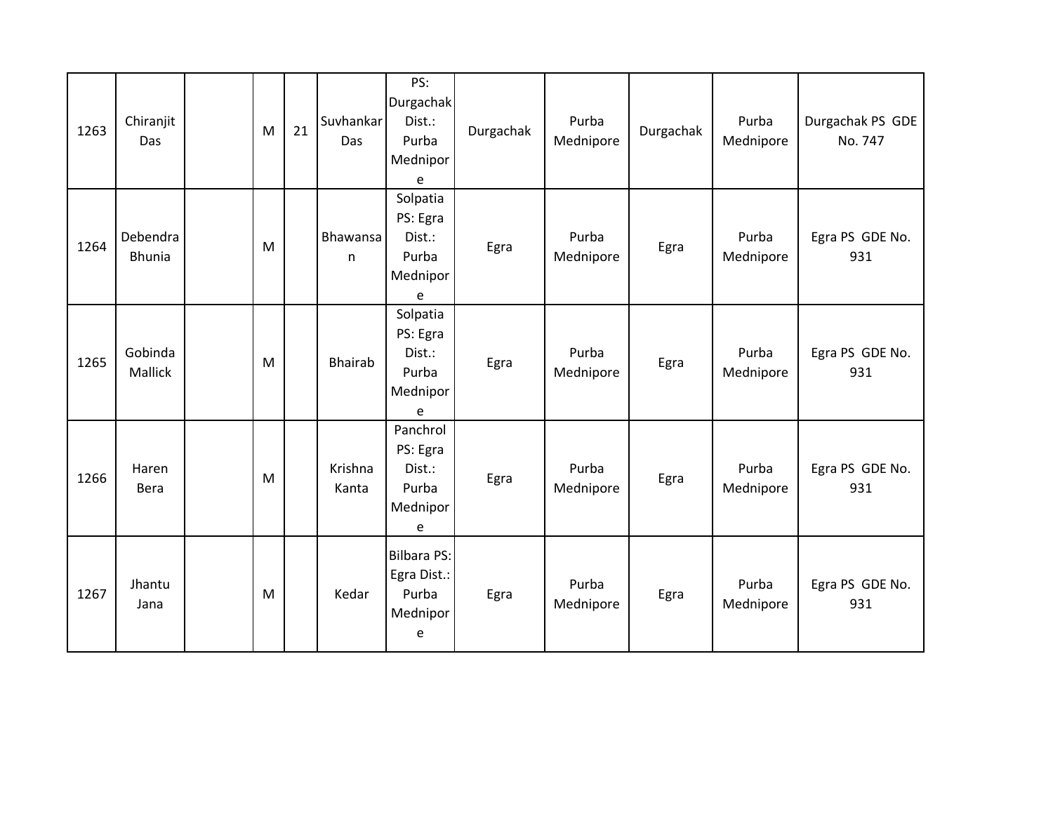| 1263 | Chiranjit Das | | M | 21 | Suvhankar Das | PS: Durgachak Dist.: Purba Mednipore | Durgachak | Purba Mednipore | Durgachak | Purba Mednipore | Durgachak PS GDE No. 747 |
|---|---|---|---|---|---|---|---|---|---|---|---|
| 1264 | Debendra Bhunia | | M | | Bhawansan | Solpatia PS: Egra Dist.: Purba Mednipore | Egra | Purba Mednipore | Egra | Purba Mednipore | Egra PS GDE No. 931 |
| 1265 | Gobinda Mallick | | M | | Bhairab | Solpatia PS: Egra Dist.: Purba Mednipore | Egra | Purba Mednipore | Egra | Purba Mednipore | Egra PS GDE No. 931 |
| 1266 | Haren Bera | | M | | Krishna Kanta | Panchrol PS: Egra Dist.: Purba Mednipore | Egra | Purba Mednipore | Egra | Purba Mednipore | Egra PS GDE No. 931 |
| 1267 | Jhantu Jana | | M | | Kedar | Bilbara PS: Egra Dist.: Purba Mednipore | Egra | Purba Mednipore | Egra | Purba Mednipore | Egra PS GDE No. 931 |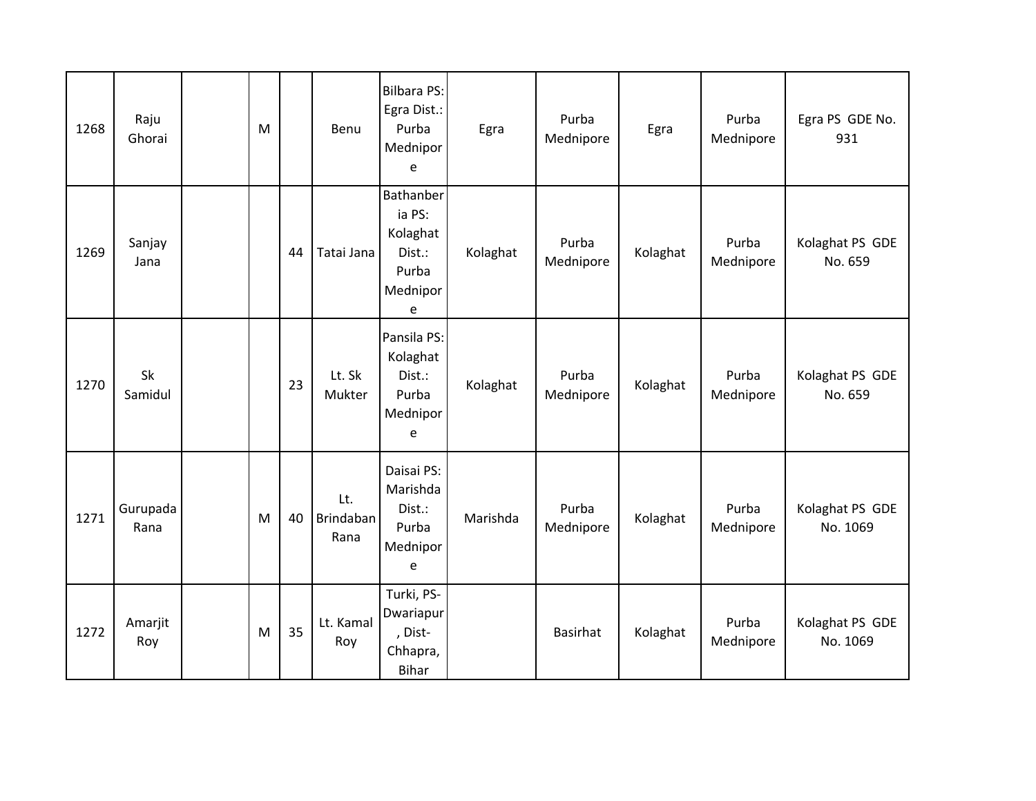| | | | | | | | | | | | |
|---|---|---|---|---|---|---|---|---|---|---|---|
| 1268 | Raju Ghorai | | M | | Benu | Bilbara PS: Egra Dist.: Purba Mednipore | Egra | Purba Mednipore | Egra | Purba Mednipore | Egra PS GDE No. 931 |
| 1269 | Sanjay Jana | | | 44 | Tatai Jana | Bathanberia PS: Kolaghat Dist.: Purba Mednipore | Kolaghat | Purba Mednipore | Kolaghat | Purba Mednipore | Kolaghat PS GDE No. 659 |
| 1270 | Sk Samidul | | | 23 | Lt. Sk Mukter | Pansila PS: Kolaghat Dist.: Purba Mednipore | Kolaghat | Purba Mednipore | Kolaghat | Purba Mednipore | Kolaghat PS GDE No. 659 |
| 1271 | Gurupada Rana | | M | 40 | Lt. Brindaban Rana | Daisai PS: Marishda Dist.: Purba Mednipore | Marishda | Purba Mednipore | Kolaghat | Purba Mednipore | Kolaghat PS GDE No. 1069 |
| 1272 | Amarjit Roy | | M | 35 | Lt. Kamal Roy | Turki, PS-Dwariapur, Dist-Chhapra, Bihar | | Basirhat | Kolaghat | Purba Mednipore | Kolaghat PS GDE No. 1069 |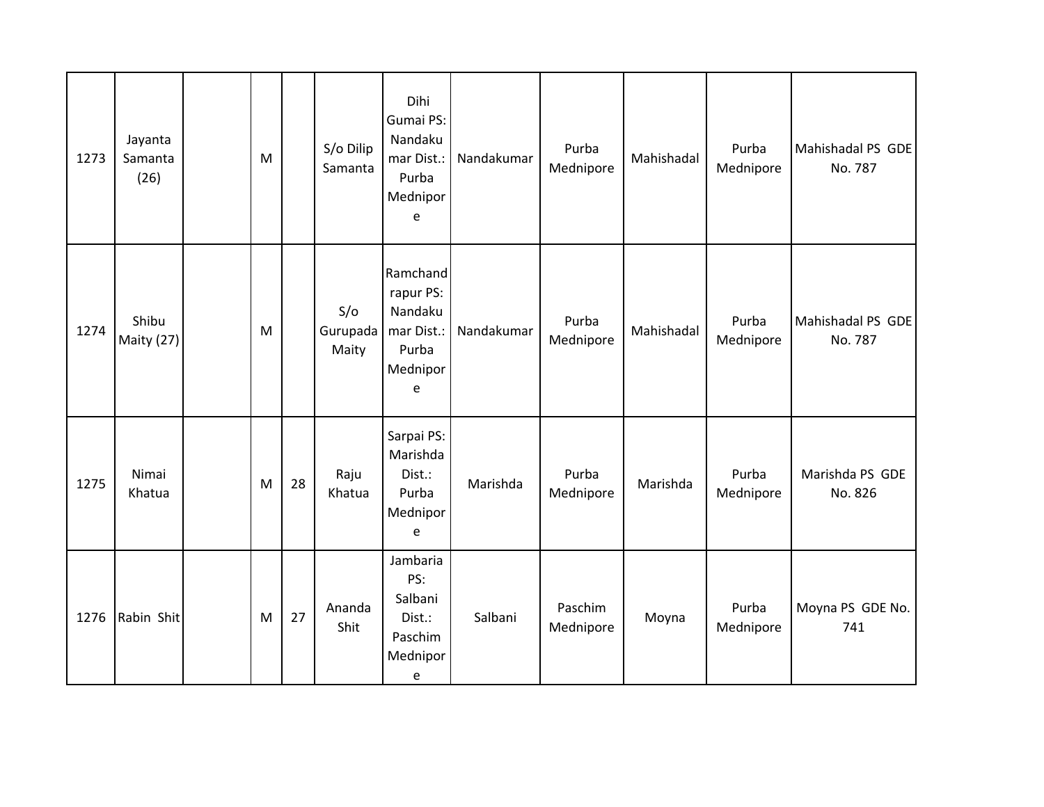| | | | | | | | | | | | |
|---|---|---|---|---|---|---|---|---|---|---|---|
| 1273 | Jayanta Samanta (26) | | M | | S/o Dilip Samanta | Dihi Gumai PS: Nandakumar Dist.: Purba Mednipore | Nandakumar | Purba Mednipore | Mahishadal | Purba Mednipore | Mahishadal PS GDE No. 787 |
| 1274 | Shibu Maity (27) | | M | | S/o Gurupada Maity | Ramchandrapur PS: Nandakumar Dist.: Purba Mednipore | Nandakumar | Purba Mednipore | Mahishadal | Purba Mednipore | Mahishadal PS GDE No. 787 |
| 1275 | Nimai Khatua | | M | 28 | Raju Khatua | Sarpai PS: Marishda Dist.: Purba Mednipore | Marishda | Purba Mednipore | Marishda | Purba Mednipore | Marishda PS GDE No. 826 |
| 1276 | Rabin Shit | | M | 27 | Ananda Shit | Jambaria PS: Salbani Dist.: Paschim Mednipore | Salbani | Paschim Mednipore | Moyna | Purba Mednipore | Moyna PS GDE No. 741 |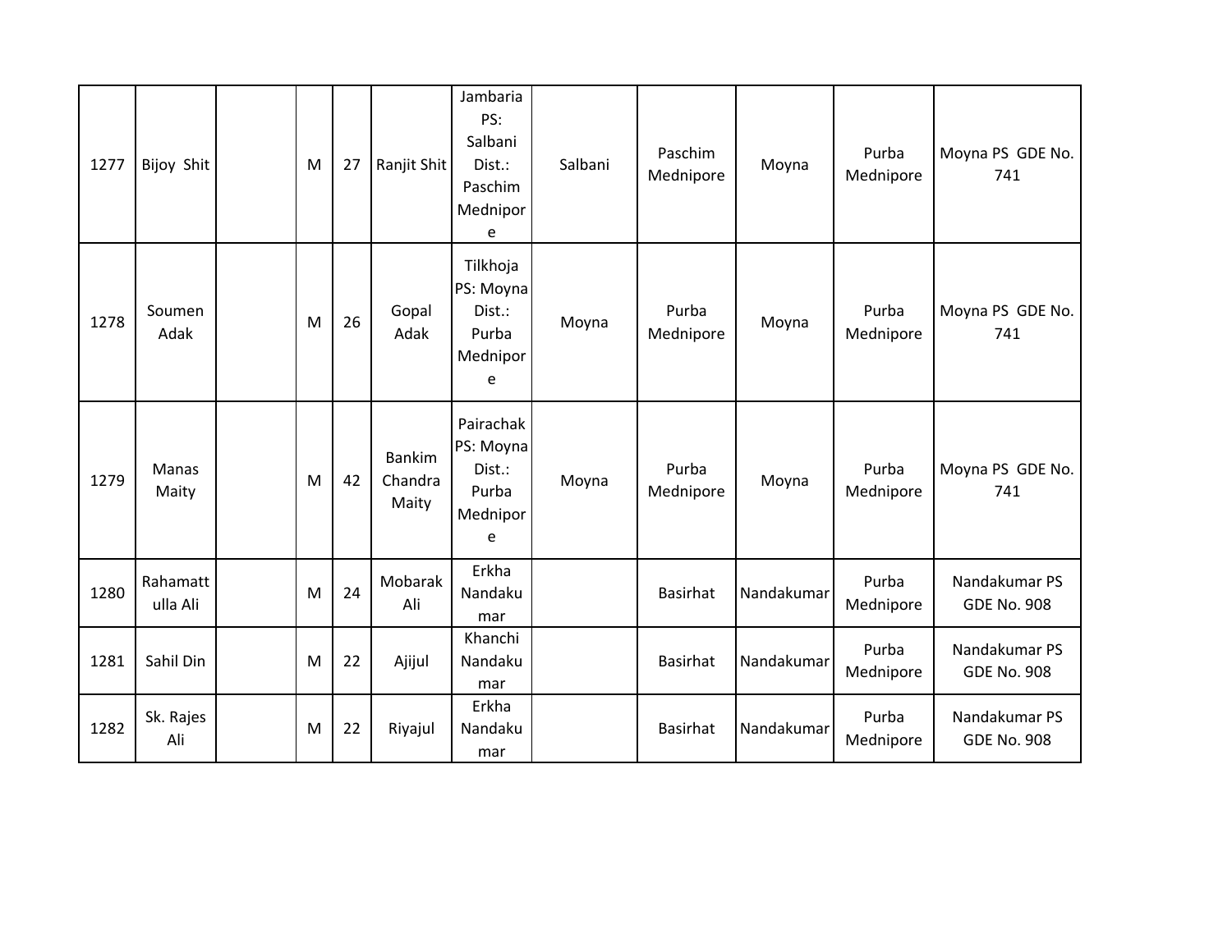| | | | | | | | | | | | |
|---|---|---|---|---|---|---|---|---|---|---|---|
| 1277 | Bijoy Shit | | M | 27 | Ranjit Shit | Jambaria PS: Salbani Dist.: Paschim Mednipore | Salbani | Paschim Mednipore | Moyna | Purba Mednipore | Moyna PS GDE No. 741 |
| 1278 | Soumen Adak | | M | 26 | Gopal Adak | Tilkhoja PS: Moyna Dist.: Purba Mednipore | Moyna | Purba Mednipore | Moyna | Purba Mednipore | Moyna PS GDE No. 741 |
| 1279 | Manas Maity | | M | 42 | Bankim Chandra Maity | Pairachak PS: Moyna Dist.: Purba Mednipore | Moyna | Purba Mednipore | Moyna | Purba Mednipore | Moyna PS GDE No. 741 |
| 1280 | Rahamattulla Ali | | M | 24 | Mobarak Ali | Erkha Nandakumar | | Basirhat | Nandakumar | Purba Mednipore | Nandakumar PS GDE No. 908 |
| 1281 | Sahil Din | | M | 22 | Ajijul | Khanchi Nandakumar | | Basirhat | Nandakumar | Purba Mednipore | Nandakumar PS GDE No. 908 |
| 1282 | Sk. Rajes Ali | | M | 22 | Riyajul | Erkha Nandakumar | | Basirhat | Nandakumar | Purba Mednipore | Nandakumar PS GDE No. 908 |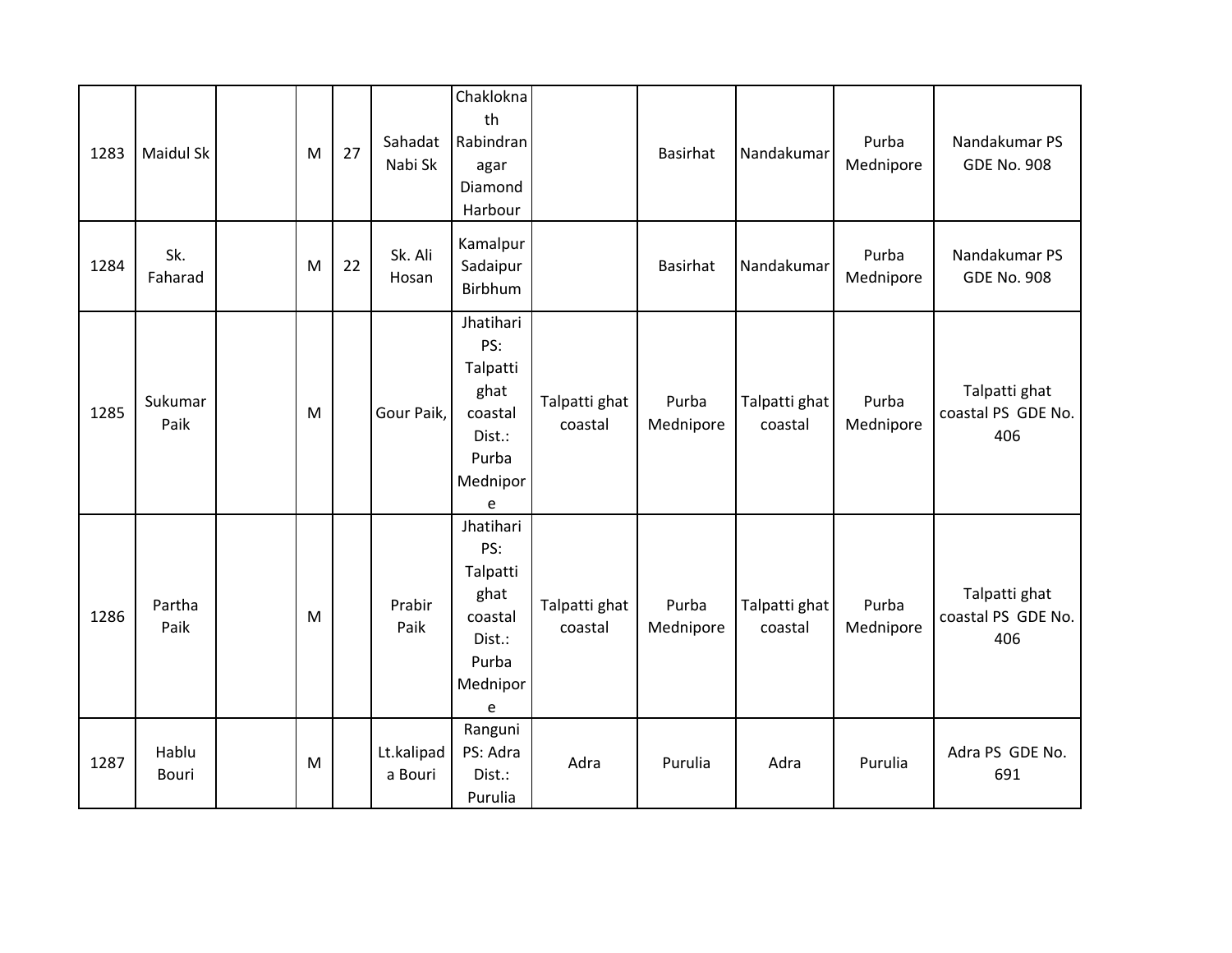| | | | | | | | | | | | |
|---|---|---|---|---|---|---|---|---|---|---|---|
| 1283 | Maidul Sk | | M | 27 | Sahadat Nabi Sk | Chaklokna th Rabindran agar Diamond Harbour | | Basirhat | Nandakumar | Purba Mednipore | Nandakumar PS GDE No. 908 |
| 1284 | Sk. Faharad | | M | 22 | Sk. Ali Hosan | Kamalpur Sadaipur Birbhum | | Basirhat | Nandakumar | Purba Mednipore | Nandakumar PS GDE No. 908 |
| 1285 | Sukumar Paik | | M | | Gour Paik, | Jhatihari PS: Talpatti ghat coastal Dist.: Purba Mednipor e | Talpatti ghat coastal | Purba Mednipore | Talpatti ghat coastal | Purba Mednipore | Talpatti ghat coastal PS GDE No. 406 |
| 1286 | Partha Paik | | M | | Prabir Paik | Jhatihari PS: Talpatti ghat coastal Dist.: Purba Mednipor e | Talpatti ghat coastal | Purba Mednipore | Talpatti ghat coastal | Purba Mednipore | Talpatti ghat coastal PS GDE No. 406 |
| 1287 | Hablu Bouri | | M | | Lt.kalipad a Bouri | Ranguni PS: Adra Dist.: Purulia | Adra | Purulia | Adra | Purulia | Adra PS GDE No. 691 |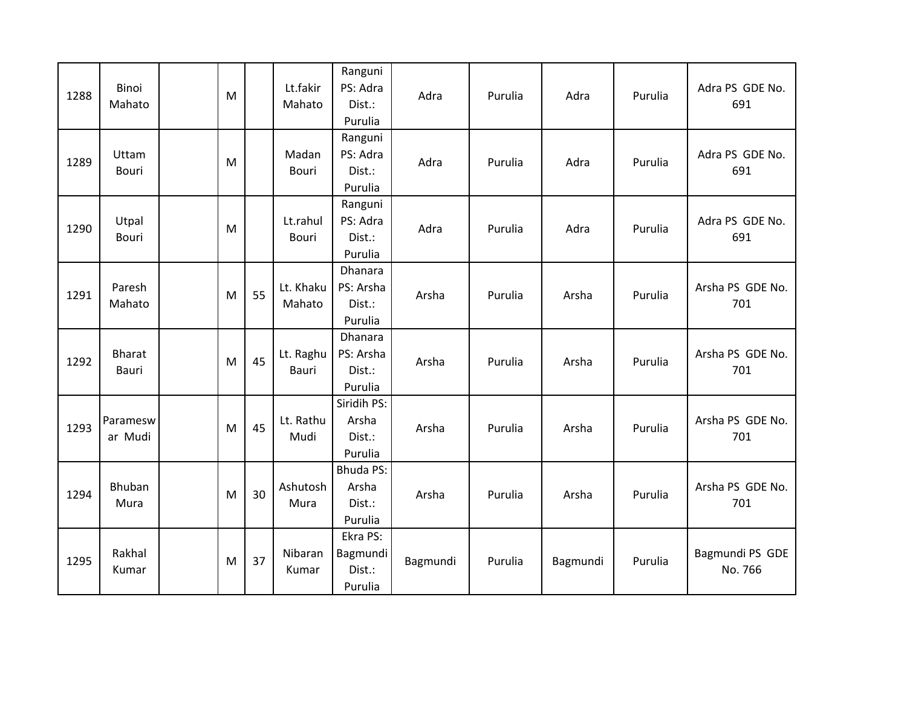| | | | | | | | | | | | |
|---|---|---|---|---|---|---|---|---|---|---|---|
| 1288 | Binoi Mahato | | M | | Lt.fakir Mahato | Ranguni PS: Adra Dist.: Purulia | Adra | Purulia | Adra | Purulia | Adra PS GDE No. 691 |
| 1289 | Uttam Bouri | | M | | Madan Bouri | Ranguni PS: Adra Dist.: Purulia | Adra | Purulia | Adra | Purulia | Adra PS GDE No. 691 |
| 1290 | Utpal Bouri | | M | | Lt.rahul Bouri | Ranguni PS: Adra Dist.: Purulia | Adra | Purulia | Adra | Purulia | Adra PS GDE No. 691 |
| 1291 | Paresh Mahato | | M | 55 | Lt. Khaku Mahato | Dhanara PS: Arsha Dist.: Purulia | Arsha | Purulia | Arsha | Purulia | Arsha PS GDE No. 701 |
| 1292 | Bharat Bauri | | M | 45 | Lt. Raghu Bauri | Dhanara PS: Arsha Dist.: Purulia | Arsha | Purulia | Arsha | Purulia | Arsha PS GDE No. 701 |
| 1293 | Paramesw ar Mudi | | M | 45 | Lt. Rathu Mudi | Siridih PS: Arsha Dist.: Purulia | Arsha | Purulia | Arsha | Purulia | Arsha PS GDE No. 701 |
| 1294 | Bhuban Mura | | M | 30 | Ashutosh Mura | Bhuda PS: Arsha Dist.: Purulia | Arsha | Purulia | Arsha | Purulia | Arsha PS GDE No. 701 |
| 1295 | Rakhal Kumar | | M | 37 | Nibaran Kumar | Ekra PS: Bagmundi Dist.: Purulia | Bagmundi | Purulia | Bagmundi | Purulia | Bagmundi PS GDE No. 766 |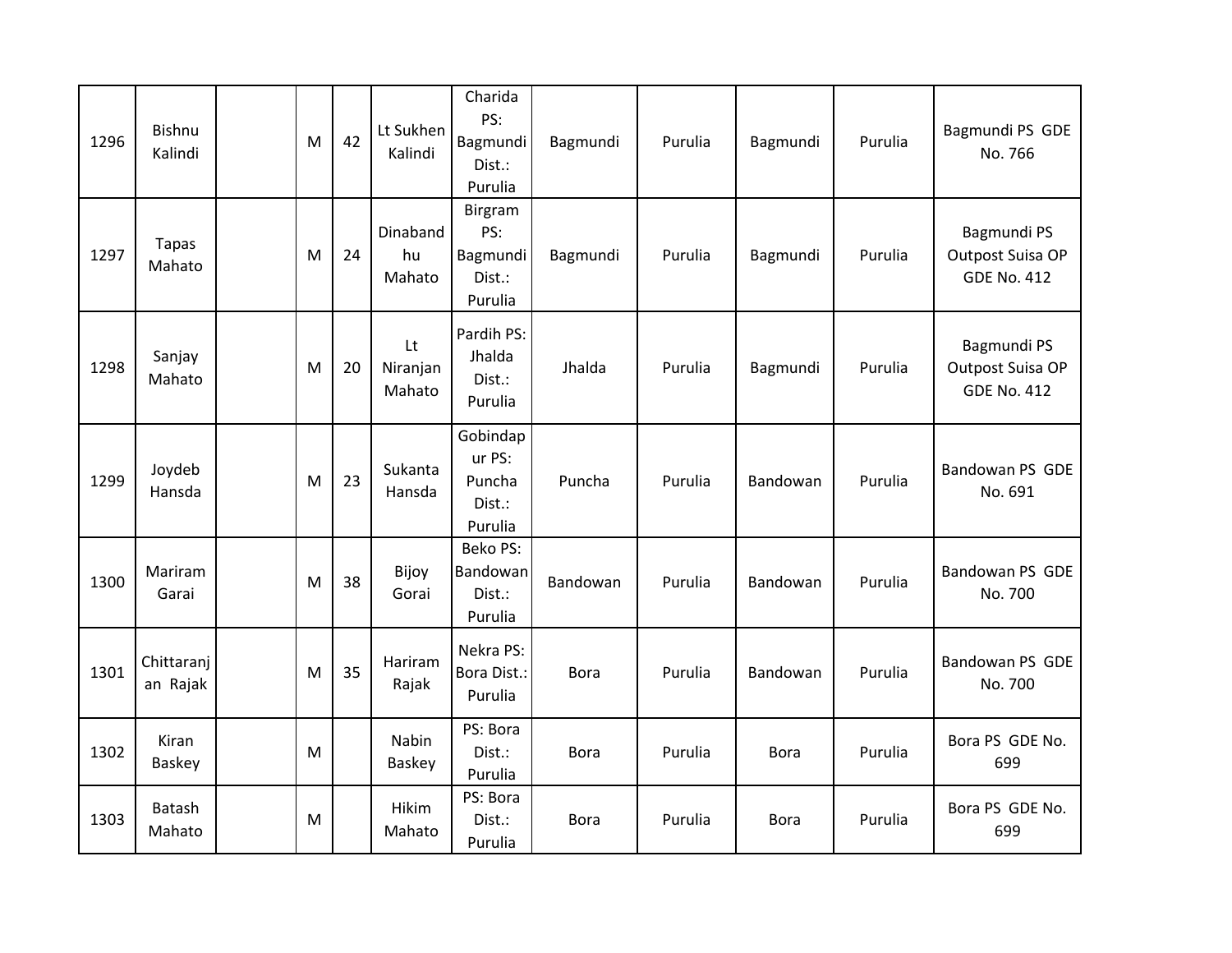| | | | | | | | | | | | |
|---|---|---|---|---|---|---|---|---|---|---|---|
| 1296 | Bishnu Kalindi | | M | 42 | Lt Sukhen Kalindi | Charida PS: Bagmundi Dist.: Purulia | Bagmundi | Purulia | Bagmundi | Purulia | Bagmundi PS GDE No. 766 |
| 1297 | Tapas Mahato | | M | 24 | Dinabandhu Mahato | Birgram PS: Bagmundi Dist.: Purulia | Bagmundi | Purulia | Bagmundi | Purulia | Bagmundi PS Outpost Suisa OP GDE No. 412 |
| 1298 | Sanjay Mahato | | M | 20 | Lt Niranjan Mahato | Pardih PS: Jhalda Dist.: Purulia | Jhalda | Purulia | Bagmundi | Purulia | Bagmundi PS Outpost Suisa OP GDE No. 412 |
| 1299 | Joydeb Hansda | | M | 23 | Sukanta Hansda | Gobindapur PS: Puncha Dist.: Purulia | Puncha | Purulia | Bandowan | Purulia | Bandowan PS GDE No. 691 |
| 1300 | Mariram Garai | | M | 38 | Bijoy Gorai | Beko PS: Bandowan Dist.: Purulia | Bandowan | Purulia | Bandowan | Purulia | Bandowan PS GDE No. 700 |
| 1301 | Chittaranjan Rajak | | M | 35 | Hariram Rajak | Nekra PS: Bora Dist.: Purulia | Bora | Purulia | Bandowan | Purulia | Bandowan PS GDE No. 700 |
| 1302 | Kiran Baskey | | M | | Nabin Baskey | PS: Bora Dist.: Purulia | Bora | Purulia | Bora | Purulia | Bora PS GDE No. 699 |
| 1303 | Batash Mahato | | M | | Hikim Mahato | PS: Bora Dist.: Purulia | Bora | Purulia | Bora | Purulia | Bora PS GDE No. 699 |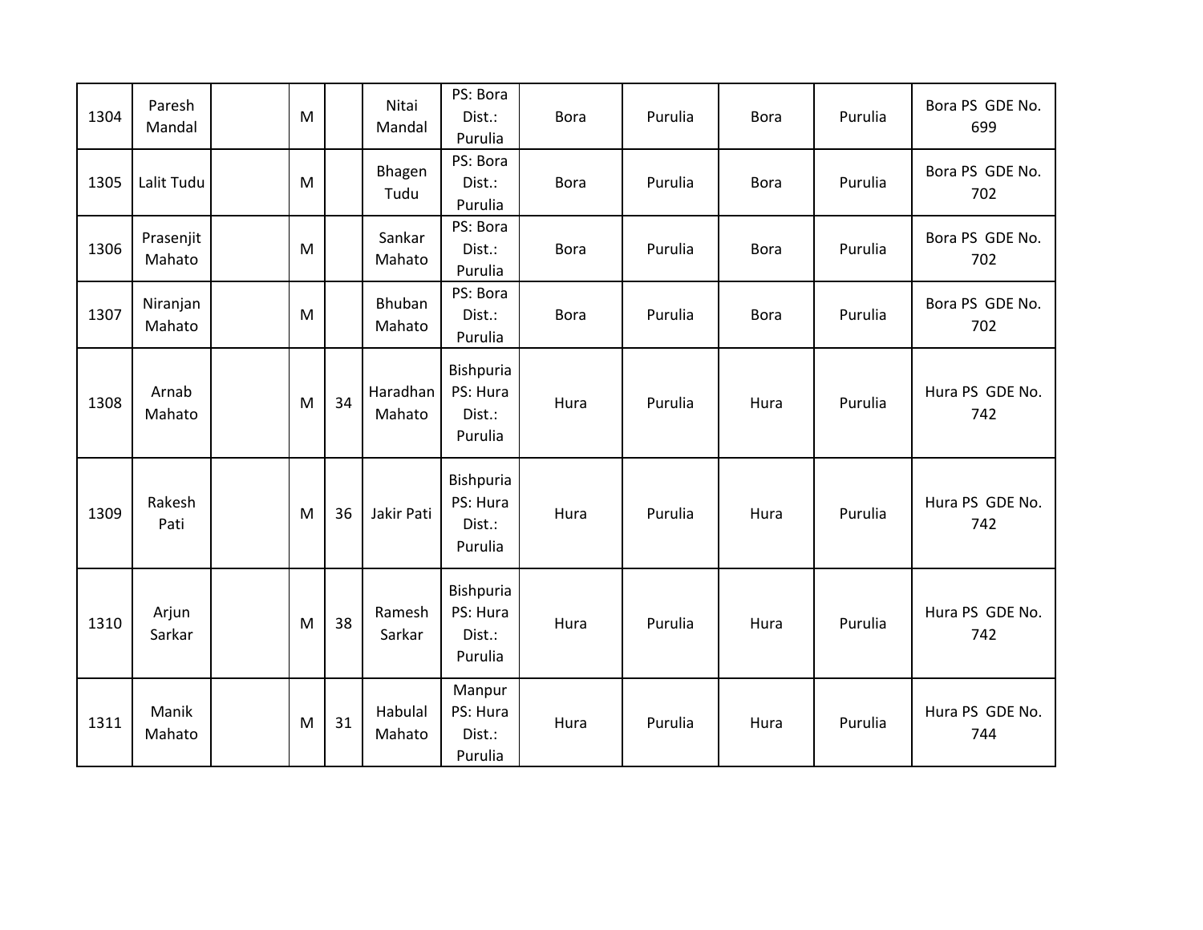| | | | | | | | | | | | |
|---|---|---|---|---|---|---|---|---|---|---|---|
| 1304 | Paresh Mandal | | M | | Nitai Mandal | PS: Bora Dist.: Purulia | Bora | Purulia | Bora | Purulia | Bora PS GDE No. 699 |
| 1305 | Lalit Tudu | | M | | Bhagen Tudu | PS: Bora Dist.: Purulia | Bora | Purulia | Bora | Purulia | Bora PS GDE No. 702 |
| 1306 | Prasenjit Mahato | | M | | Sankar Mahato | PS: Bora Dist.: Purulia | Bora | Purulia | Bora | Purulia | Bora PS GDE No. 702 |
| 1307 | Niranjan Mahato | | M | | Bhuban Mahato | PS: Bora Dist.: Purulia | Bora | Purulia | Bora | Purulia | Bora PS GDE No. 702 |
| 1308 | Arnab Mahato | | M | 34 | Haradhan Mahato | Bishpuria PS: Hura Dist.: Purulia | Hura | Purulia | Hura | Purulia | Hura PS GDE No. 742 |
| 1309 | Rakesh Pati | | M | 36 | Jakir Pati | Bishpuria PS: Hura Dist.: Purulia | Hura | Purulia | Hura | Purulia | Hura PS GDE No. 742 |
| 1310 | Arjun Sarkar | | M | 38 | Ramesh Sarkar | Bishpuria PS: Hura Dist.: Purulia | Hura | Purulia | Hura | Purulia | Hura PS GDE No. 742 |
| 1311 | Manik Mahato | | M | 31 | Habulal Mahato | Manpur PS: Hura Dist.: Purulia | Hura | Purulia | Hura | Purulia | Hura PS GDE No. 744 |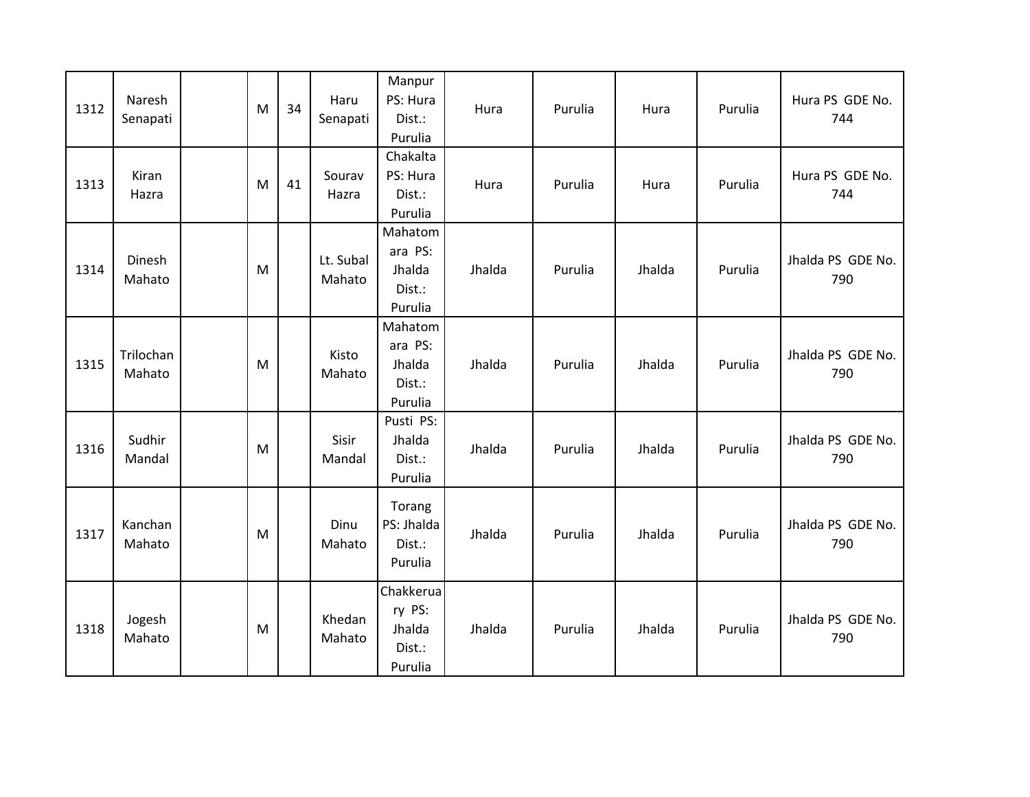| | | | | | | | | | | | |
|---|---|---|---|---|---|---|---|---|---|---|---|
| 1312 | Naresh Senapati | | M | 34 | Haru Senapati | Manpur PS: Hura Dist.: Purulia | Hura | Purulia | Hura | Purulia | Hura PS GDE No. 744 |
| 1313 | Kiran Hazra | | M | 41 | Sourav Hazra | Chakalta PS: Hura Dist.: Purulia | Hura | Purulia | Hura | Purulia | Hura PS GDE No. 744 |
| 1314 | Dinesh Mahato | | M | | Lt. Subal Mahato | Mahatomara PS: Jhalda Dist.: Purulia | Jhalda | Purulia | Jhalda | Purulia | Jhalda PS GDE No. 790 |
| 1315 | Trilochan Mahato | | M | | Kisto Mahato | Mahatomara PS: Jhalda Dist.: Purulia | Jhalda | Purulia | Jhalda | Purulia | Jhalda PS GDE No. 790 |
| 1316 | Sudhir Mandal | | M | | Sisir Mandal | Pusti PS: Jhalda Dist.: Purulia | Jhalda | Purulia | Jhalda | Purulia | Jhalda PS GDE No. 790 |
| 1317 | Kanchan Mahato | | M | | Dinu Mahato | Torang PS: Jhalda Dist.: Purulia | Jhalda | Purulia | Jhalda | Purulia | Jhalda PS GDE No. 790 |
| 1318 | Jogesh Mahato | | M | | Khedan Mahato | Chakkeruary PS: Jhalda Dist.: Purulia | Jhalda | Purulia | Jhalda | Purulia | Jhalda PS GDE No. 790 |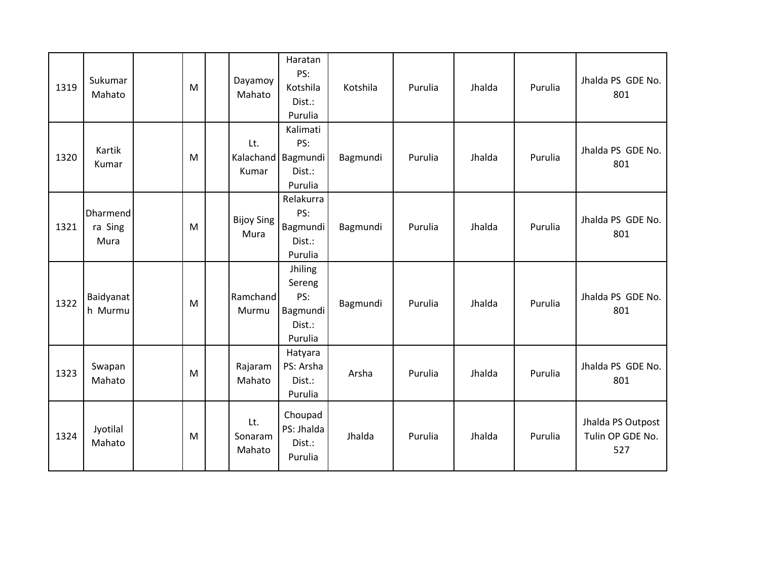| | | | | | | | | | | | |
|---|---|---|---|---|---|---|---|---|---|---|---|
| 1319 | Sukumar Mahato | | M | | Dayamoy Mahato | Haratan PS: Kotshila Dist.: Purulia | Kotshila | Purulia | Jhalda | Purulia | Jhalda PS GDE No. 801 |
| 1320 | Kartik Kumar | | M | | Lt. Kalachand Kumar | Kalimati PS: Bagmundi Dist.: Purulia | Bagmundi | Purulia | Jhalda | Purulia | Jhalda PS GDE No. 801 |
| 1321 | Dharmendra Sing Mura | | M | | Bijoy Sing Mura | Relakurra PS: Bagmundi Dist.: Purulia | Bagmundi | Purulia | Jhalda | Purulia | Jhalda PS GDE No. 801 |
| 1322 | Baidyanath Murmu | | M | | Ramchand Murmu | Jhiling Sereng PS: Bagmundi Dist.: Purulia | Bagmundi | Purulia | Jhalda | Purulia | Jhalda PS GDE No. 801 |
| 1323 | Swapan Mahato | | M | | Rajaram Mahato | Hatyara PS: Arsha Dist.: Purulia | Arsha | Purulia | Jhalda | Purulia | Jhalda PS GDE No. 801 |
| 1324 | Jyotilal Mahato | | M | | Lt. Sonaram Mahato | Choupad PS: Jhalda Dist.: Purulia | Jhalda | Purulia | Jhalda | Purulia | Jhalda PS Outpost Tulin OP GDE No. 527 |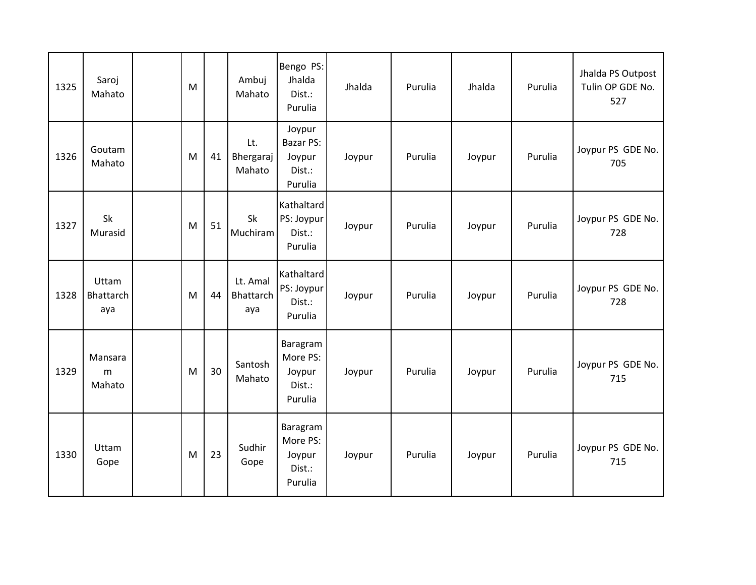| | | | | | | | | | | | |
|---|---|---|---|---|---|---|---|---|---|---|---|
| 1325 | Saroj Mahato | | M | | Ambuj Mahato | Bengo PS: Jhalda Dist.: Purulia | Jhalda | Purulia | Jhalda | Purulia | Jhalda PS Outpost Tulin OP GDE No. 527 |
| 1326 | Goutam Mahato | | M | 41 | Lt. Bhergaraj Mahato | Joypur Bazar PS: Joypur Dist.: Purulia | Joypur | Purulia | Joypur | Purulia | Joypur PS GDE No. 705 |
| 1327 | Sk Murasid | | M | 51 | Sk Muchiram | Kathaltard PS: Joypur Dist.: Purulia | Joypur | Purulia | Joypur | Purulia | Joypur PS GDE No. 728 |
| 1328 | Uttam Bhattarchaya | | M | 44 | Lt. Amal Bhattarchaya | Kathaltard PS: Joypur Dist.: Purulia | Joypur | Purulia | Joypur | Purulia | Joypur PS GDE No. 728 |
| 1329 | Mansaram Mahato | | M | 30 | Santosh Mahato | Baragram More PS: Joypur Dist.: Purulia | Joypur | Purulia | Joypur | Purulia | Joypur PS GDE No. 715 |
| 1330 | Uttam Gope | | M | 23 | Sudhir Gope | Baragram More PS: Joypur Dist.: Purulia | Joypur | Purulia | Joypur | Purulia | Joypur PS GDE No. 715 |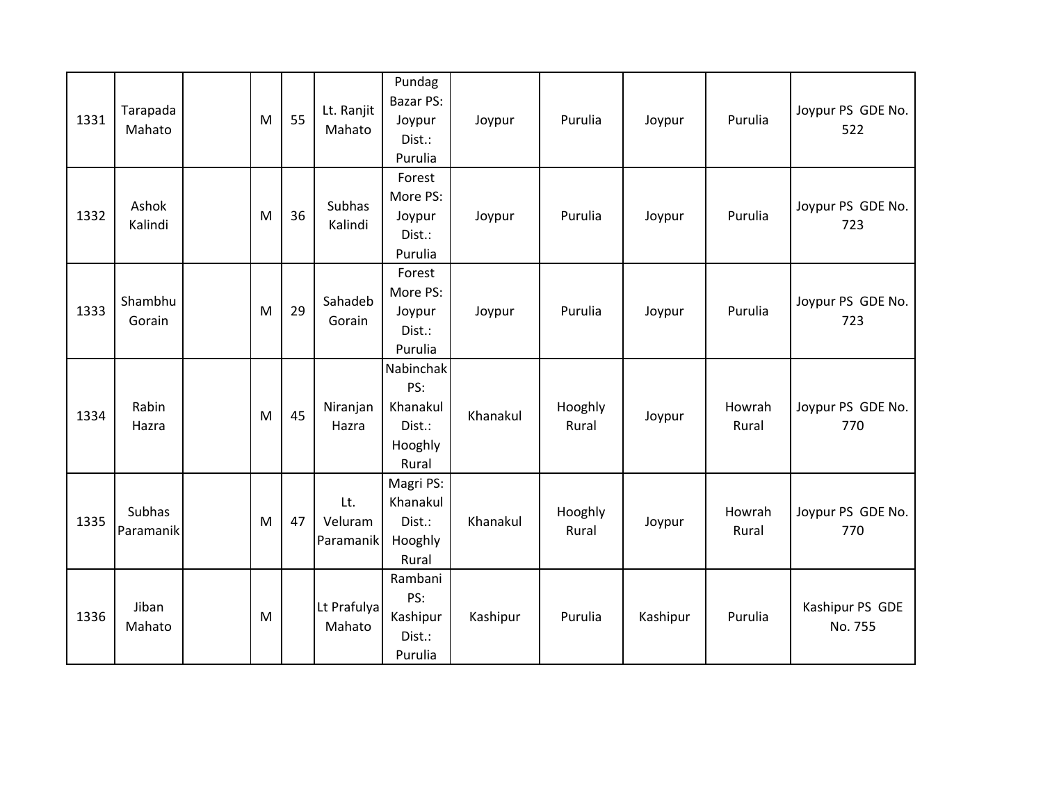| | | | | | | | | | | | |
|---|---|---|---|---|---|---|---|---|---|---|---|
| 1331 | Tarapada Mahato | | M | 55 | Lt. Ranjit Mahato | Pundag Bazar PS: Joypur Dist.: Purulia | Joypur | Purulia | Joypur | Purulia | Joypur PS GDE No. 522 |
| 1332 | Ashok Kalindi | | M | 36 | Subhas Kalindi | Forest More PS: Joypur Dist.: Purulia | Joypur | Purulia | Joypur | Purulia | Joypur PS GDE No. 723 |
| 1333 | Shambhu Gorain | | M | 29 | Sahadeb Gorain | Forest More PS: Joypur Dist.: Purulia | Joypur | Purulia | Joypur | Purulia | Joypur PS GDE No. 723 |
| 1334 | Rabin Hazra | | M | 45 | Niranjan Hazra | Nabinchak PS: Khanakul Dist.: Hooghly Rural | Khanakul | Hooghly Rural | Joypur | Howrah Rural | Joypur PS GDE No. 770 |
| 1335 | Subhas Paramanik | | M | 47 | Lt. Veluram Paramanik | Magri PS: Khanakul Dist.: Hooghly Rural | Khanakul | Hooghly Rural | Joypur | Howrah Rural | Joypur PS GDE No. 770 |
| 1336 | Jiban Mahato | | M | | Lt Prafulya Mahato | Rambani PS: Kashipur Dist.: Purulia | Kashipur | Purulia | Kashipur | Purulia | Kashipur PS GDE No. 755 |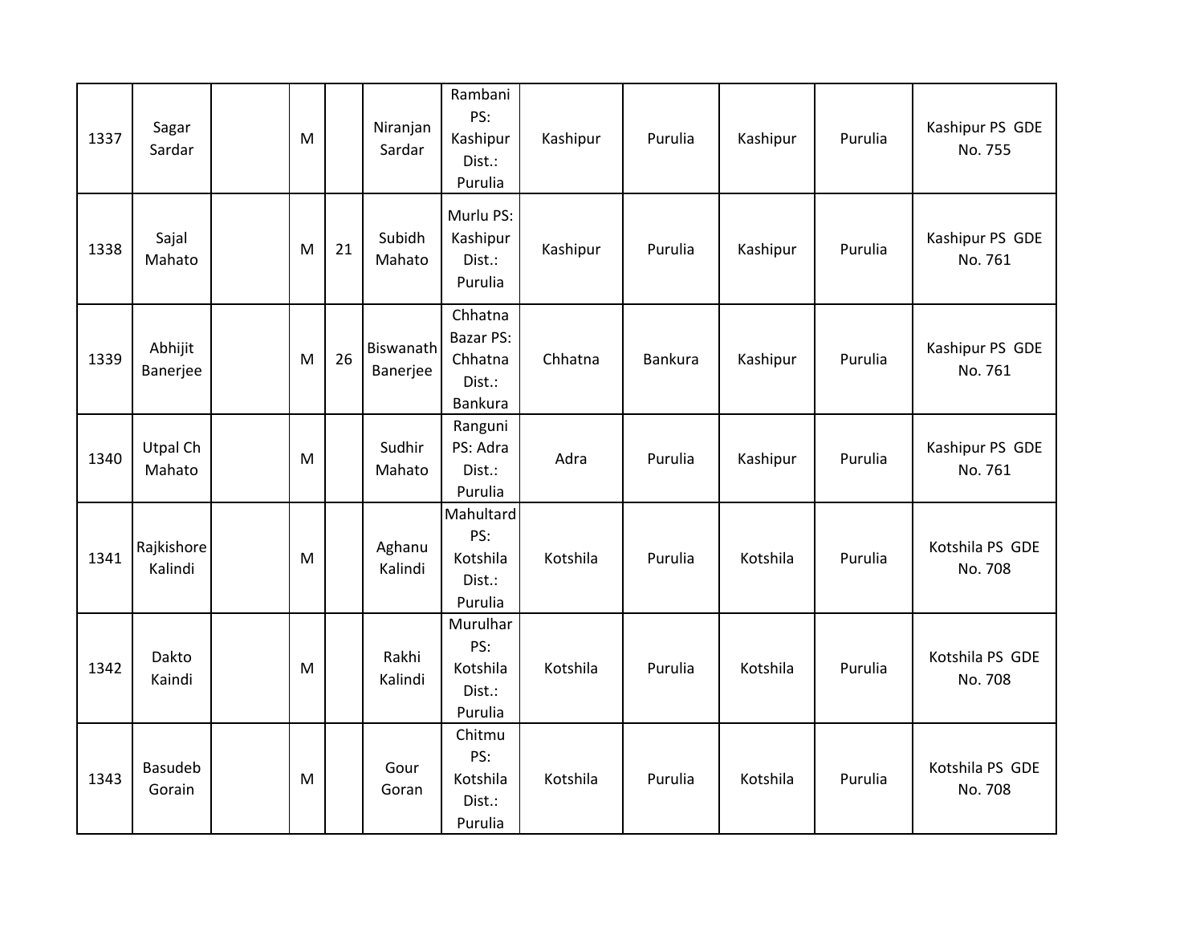| | | | | | | | | | | | |
|---|---|---|---|---|---|---|---|---|---|---|---|
| 1337 | Sagar Sardar | | M | | Niranjan Sardar | Rambani PS: Kashipur Dist.: Purulia | Kashipur | Purulia | Kashipur | Purulia | Kashipur PS GDE No. 755 |
| 1338 | Sajal Mahato | | M | 21 | Subidh Mahato | Murlu PS: Kashipur Dist.: Purulia | Kashipur | Purulia | Kashipur | Purulia | Kashipur PS GDE No. 761 |
| 1339 | Abhijit Banerjee | | M | 26 | Biswanath Banerjee | Chhatna Bazar PS: Chhatna Dist.: Bankura | Chhatna | Bankura | Kashipur | Purulia | Kashipur PS GDE No. 761 |
| 1340 | Utpal Ch Mahato | | M | | Sudhir Mahato | Ranguni PS: Adra Dist.: Purulia | Adra | Purulia | Kashipur | Purulia | Kashipur PS GDE No. 761 |
| 1341 | Rajkishore Kalindi | | M | | Aghanu Kalindi | Mahultard PS: Kotshila Dist.: Purulia | Kotshila | Purulia | Kotshila | Purulia | Kotshila PS GDE No. 708 |
| 1342 | Dakto Kaindi | | M | | Rakhi Kalindi | Murulhar PS: Kotshila Dist.: Purulia | Kotshila | Purulia | Kotshila | Purulia | Kotshila PS GDE No. 708 |
| 1343 | Basudeb Gorain | | M | | Gour Goran | Chitmu PS: Kotshila Dist.: Purulia | Kotshila | Purulia | Kotshila | Purulia | Kotshila PS GDE No. 708 |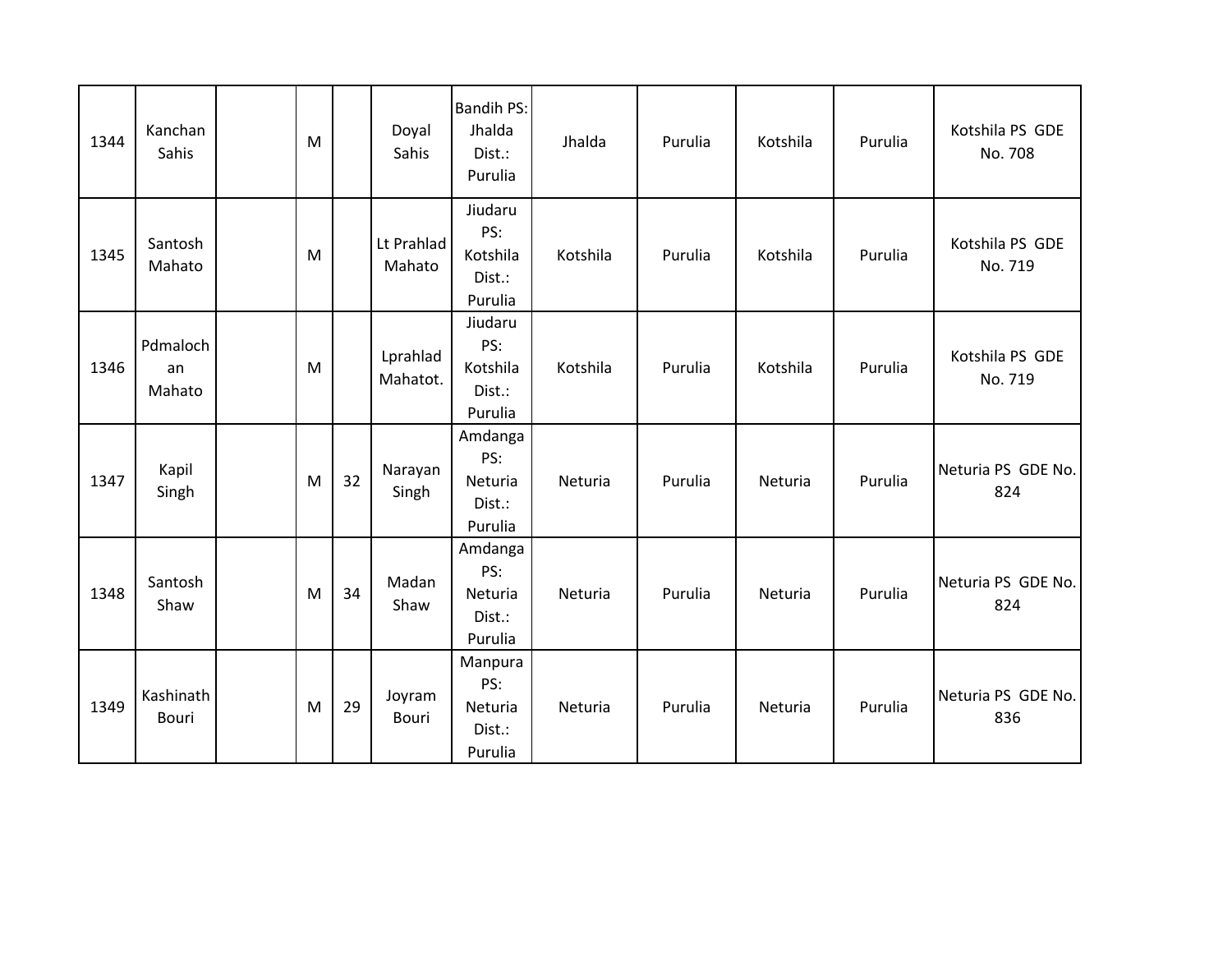| | | | | | | | | | | | |
|---|---|---|---|---|---|---|---|---|---|---|---|
| 1344 | Kanchan Sahis | | M | | Doyal Sahis | Bandih PS: Jhalda Dist.: Purulia | Jhalda | Purulia | Kotshila | Purulia | Kotshila PS GDE No. 708 |
| 1345 | Santosh Mahato | | M | | Lt Prahlad Mahato | Jiudaru PS: Kotshila Dist.: Purulia | Kotshila | Purulia | Kotshila | Purulia | Kotshila PS GDE No. 719 |
| 1346 | Pdmalochan Mahato | | M | | Lprahlad Mahatot. | Jiudaru PS: Kotshila Dist.: Purulia | Kotshila | Purulia | Kotshila | Purulia | Kotshila PS GDE No. 719 |
| 1347 | Kapil Singh | | M | 32 | Narayan Singh | Amdanga PS: Neturia Dist.: Purulia | Neturia | Purulia | Neturia | Purulia | Neturia PS GDE No. 824 |
| 1348 | Santosh Shaw | | M | 34 | Madan Shaw | Amdanga PS: Neturia Dist.: Purulia | Neturia | Purulia | Neturia | Purulia | Neturia PS GDE No. 824 |
| 1349 | Kashinath Bouri | | M | 29 | Joyram Bouri | Manpura PS: Neturia Dist.: Purulia | Neturia | Purulia | Neturia | Purulia | Neturia PS GDE No. 836 |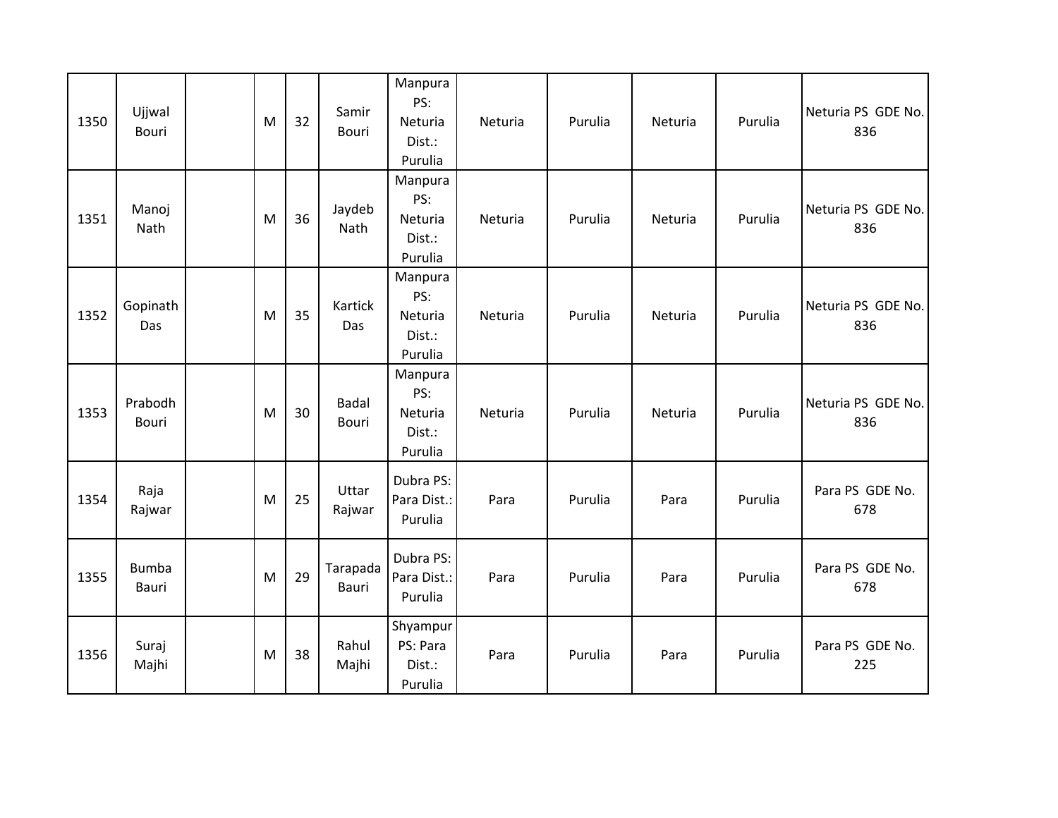| | | | | | | | | | | | |
|---|---|---|---|---|---|---|---|---|---|---|---|
| 1350 | Ujjwal Bouri | | M | 32 | Samir Bouri | Manpura PS: Neturia Dist.: Purulia | Neturia | Purulia | Neturia | Purulia | Neturia PS GDE No. 836 |
| 1351 | Manoj Nath | | M | 36 | Jaydeb Nath | Manpura PS: Neturia Dist.: Purulia | Neturia | Purulia | Neturia | Purulia | Neturia PS GDE No. 836 |
| 1352 | Gopinath Das | | M | 35 | Kartick Das | Manpura PS: Neturia Dist.: Purulia | Neturia | Purulia | Neturia | Purulia | Neturia PS GDE No. 836 |
| 1353 | Prabodh Bouri | | M | 30 | Badal Bouri | Manpura PS: Neturia Dist.: Purulia | Neturia | Purulia | Neturia | Purulia | Neturia PS GDE No. 836 |
| 1354 | Raja Rajwar | | M | 25 | Uttar Rajwar | Dubra PS: Para Dist.: Purulia | Para | Purulia | Para | Purulia | Para PS GDE No. 678 |
| 1355 | Bumba Bauri | | M | 29 | Tarapada Bauri | Dubra PS: Para Dist.: Purulia | Para | Purulia | Para | Purulia | Para PS GDE No. 678 |
| 1356 | Suraj Majhi | | M | 38 | Rahul Majhi | Shyampur PS: Para Dist.: Purulia | Para | Purulia | Para | Purulia | Para PS GDE No. 225 |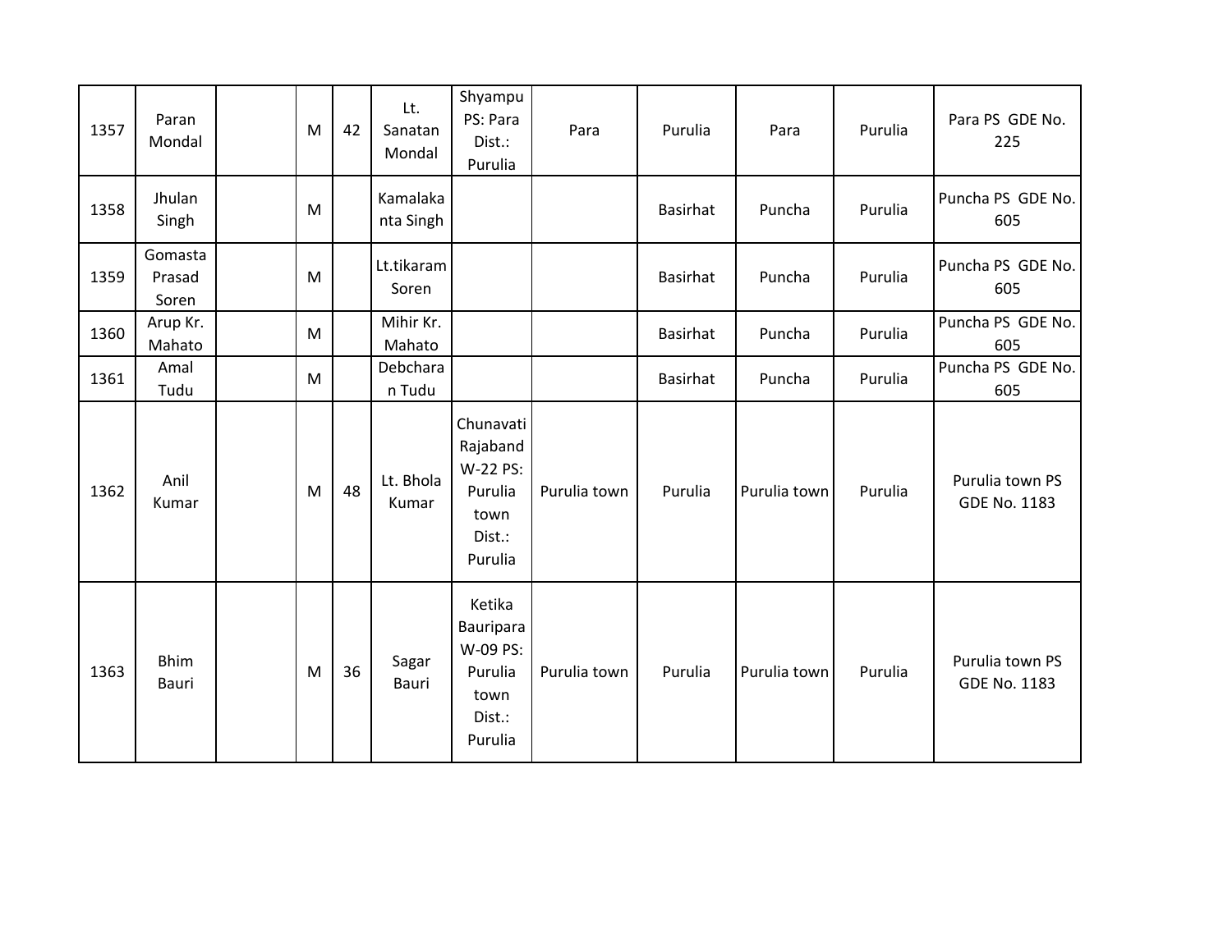| | | | | | | | | | | | |
|---|---|---|---|---|---|---|---|---|---|---|---|
| 1357 | Paran Mondal | | M | 42 | Lt. Sanatan Mondal | Shyampu PS: Para Dist.: Purulia | Para | Purulia | Para | Purulia | Para PS GDE No. 225 |
| 1358 | Jhulan Singh | | M | | Kamalakanta Singh | | | Basirhat | Puncha | Purulia | Puncha PS GDE No. 605 |
| 1359 | Gomasta Prasad Soren | | M | | Lt.tikaram Soren | | | Basirhat | Puncha | Purulia | Puncha PS GDE No. 605 |
| 1360 | Arup Kr. Mahato | | M | | Mihir Kr. Mahato | | | Basirhat | Puncha | Purulia | Puncha PS GDE No. 605 |
| 1361 | Amal Tudu | | M | | Debcharan Tudu | | | Basirhat | Puncha | Purulia | Puncha PS GDE No. 605 |
| 1362 | Anil Kumar | | M | 48 | Lt. Bhola Kumar | Chunavati Rajaband W-22 PS: Purulia town Dist.: Purulia | Purulia town | Purulia | Purulia town | Purulia | Purulia town PS GDE No. 1183 |
| 1363 | Bhim Bauri | | M | 36 | Sagar Bauri | Ketika Bauripara W-09 PS: Purulia town Dist.: Purulia | Purulia town | Purulia | Purulia town | Purulia | Purulia town PS GDE No. 1183 |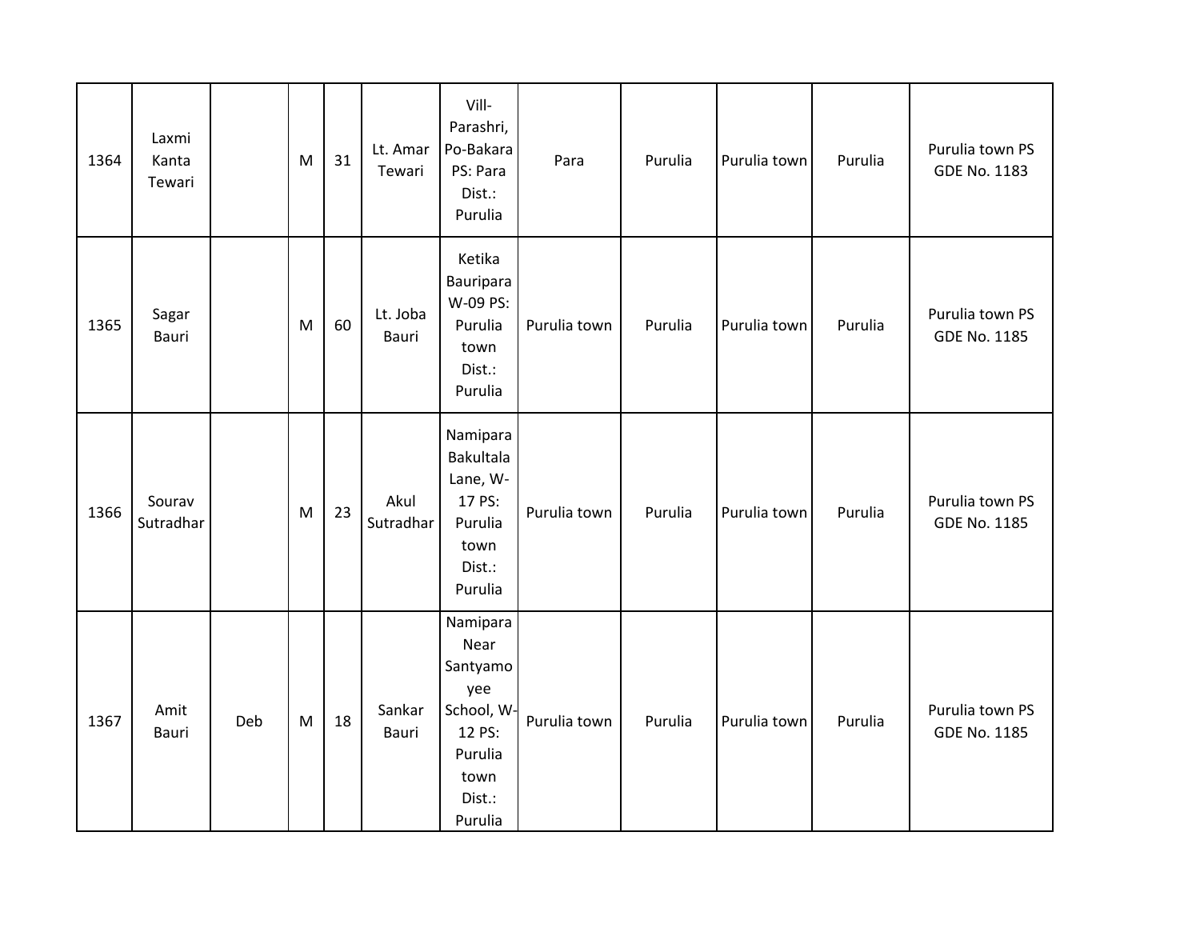| | | | | | | | | | | | |
|---|---|---|---|---|---|---|---|---|---|---|---|
| 1364 | Laxmi Kanta Tewari | | M | 31 | Lt. Amar Tewari | Vill-Parashri, Po-Bakara PS: Para Dist.: Purulia | Para | Purulia | Purulia town | Purulia | Purulia town PS GDE No. 1183 |
| 1365 | Sagar Bauri | | M | 60 | Lt. Joba Bauri | Ketika Bauripara W-09 PS: Purulia town Dist.: Purulia | Purulia town | Purulia | Purulia town | Purulia | Purulia town PS GDE No. 1185 |
| 1366 | Sourav Sutradhar | | M | 23 | Akul Sutradhar | Namipara Bakultala Lane, W-17 PS: Purulia town Dist.: Purulia | Purulia town | Purulia | Purulia town | Purulia | Purulia town PS GDE No. 1185 |
| 1367 | Amit Bauri | Deb | M | 18 | Sankar Bauri | Namipara Near Santyamoyee School, W-12 PS: Purulia town Dist.: Purulia | Purulia town | Purulia | Purulia town | Purulia | Purulia town PS GDE No. 1185 |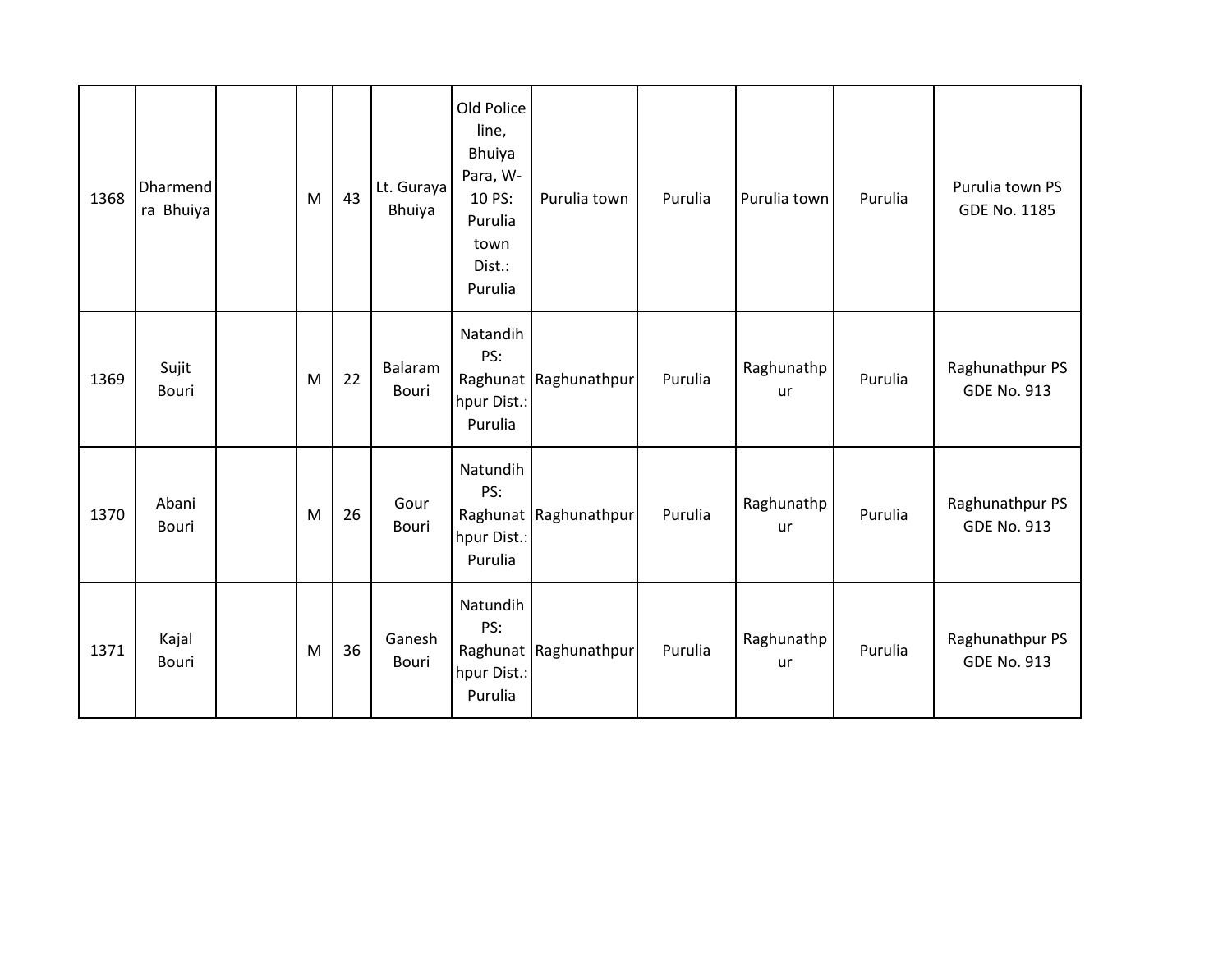| | | | | | | | | | | | |
|---|---|---|---|---|---|---|---|---|---|---|---|
| 1368 | Dharmendra Bhuiya | | M | 43 | Lt. Guraya Bhuiya | Old Police line, Bhuiya Para, W-10 PS: Purulia town Dist.: Purulia | Purulia town | Purulia | Purulia town | Purulia | Purulia town PS GDE No. 1185 |
| 1369 | Sujit Bouri | | M | 22 | Balaram Bouri | Natandih PS: Raghunathpur Dist.: Purulia | Raghunathpur | Purulia | Raghunathpur | Purulia | Raghunathpur PS GDE No. 913 |
| 1370 | Abani Bouri | | M | 26 | Gour Bouri | Natundih PS: Raghunathpur Dist.: Purulia | Raghunathpur | Purulia | Raghunathpur | Purulia | Raghunathpur PS GDE No. 913 |
| 1371 | Kajal Bouri | | M | 36 | Ganesh Bouri | Natundih PS: Raghunathpur Dist.: Purulia | Raghunathpur | Purulia | Raghunathpur | Purulia | Raghunathpur PS GDE No. 913 |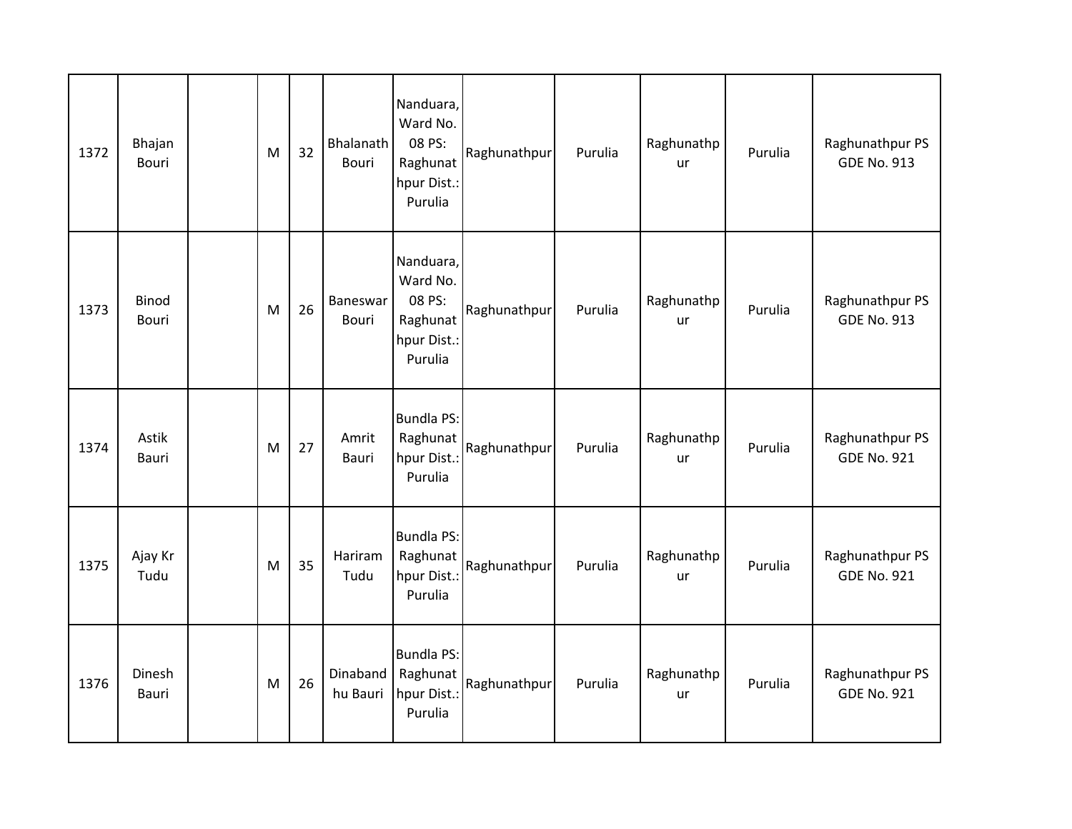| | | | | | | | | | | | |
|---|---|---|---|---|---|---|---|---|---|---|---|
| 1372 | Bhajan Bouri | | M | 32 | Bhalanath Bouri | Nanduara, Ward No. 08 PS: Raghunathpur Dist.: Purulia | Raghunathpur | Purulia | Raghunathpur | Purulia | Raghunathpur PS GDE No. 913 |
| 1373 | Binod Bouri | | M | 26 | Baneswar Bouri | Nanduara, Ward No. 08 PS: Raghunathpur Dist.: Purulia | Raghunathpur | Purulia | Raghunathpur | Purulia | Raghunathpur PS GDE No. 913 |
| 1374 | Astik Bauri | | M | 27 | Amrit Bauri | Bundla PS: Raghunathpur Dist.: Purulia | Raghunathpur | Purulia | Raghunathpur | Purulia | Raghunathpur PS GDE No. 921 |
| 1375 | Ajay Kr Tudu | | M | 35 | Hariram Tudu | Bundla PS: Raghunathpur Dist.: Purulia | Raghunathpur | Purulia | Raghunathpur | Purulia | Raghunathpur PS GDE No. 921 |
| 1376 | Dinesh Bauri | | M | 26 | Dinabandhu Bauri | Bundla PS: Raghunathpur Dist.: Purulia | Raghunathpur | Purulia | Raghunathpur | Purulia | Raghunathpur PS GDE No. 921 |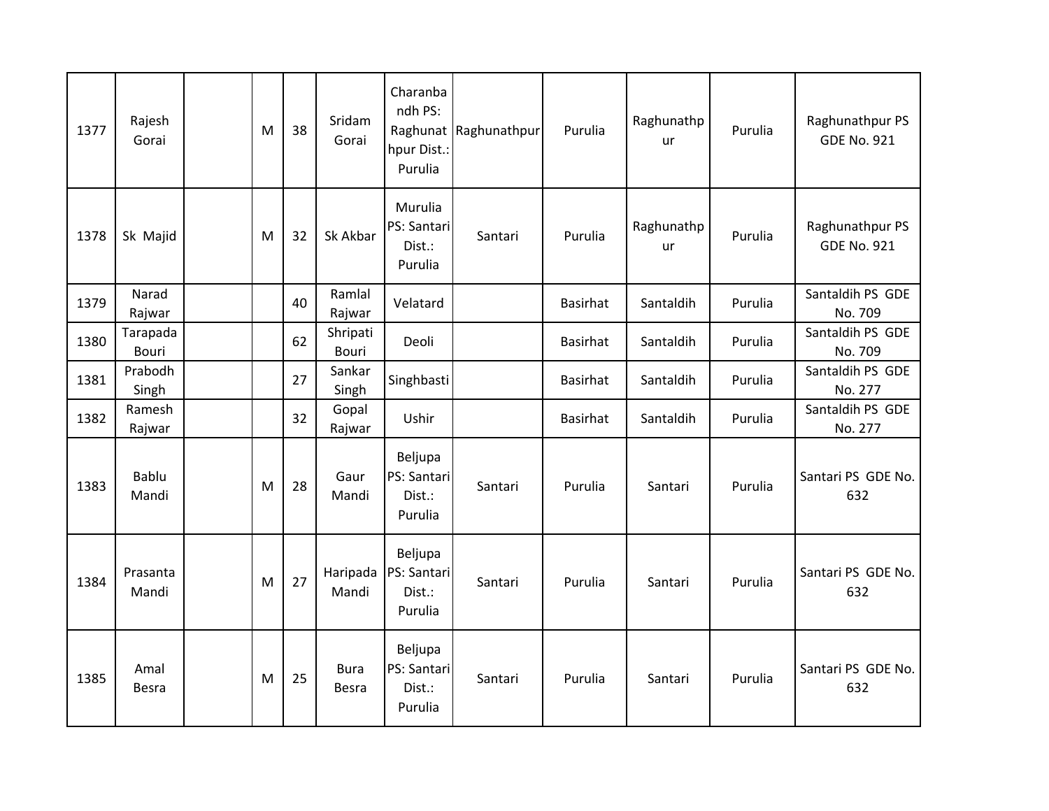| | | | | | | | | | | | |
|---|---|---|---|---|---|---|---|---|---|---|---|
| 1377 | Rajesh Gorai | | M | 38 | Sridam Gorai | Charanbandh PS: Raghunathpur Dist.: Purulia | Raghunathpur | Purulia | Raghunathpur | Purulia | Raghunathpur PS GDE No. 921 |
| 1378 | Sk Majid | | M | 32 | Sk Akbar | Murulia PS: Santari Dist.: Purulia | Santari | Purulia | Raghunathpur | Purulia | Raghunathpur PS GDE No. 921 |
| 1379 | Narad Rajwar | | | 40 | Ramlal Rajwar | Velatard | | Basirhat | Santaldih | Purulia | Santaldih PS GDE No. 709 |
| 1380 | Tarapada Bouri | | | 62 | Shripati Bouri | Deoli | | Basirhat | Santaldih | Purulia | Santaldih PS GDE No. 709 |
| 1381 | Prabodh Singh | | | 27 | Sankar Singh | Singhbasti | | Basirhat | Santaldih | Purulia | Santaldih PS GDE No. 277 |
| 1382 | Ramesh Rajwar | | | 32 | Gopal Rajwar | Ushir | | Basirhat | Santaldih | Purulia | Santaldih PS GDE No. 277 |
| 1383 | Bablu Mandi | | M | 28 | Gaur Mandi | Beljupa PS: Santari Dist.: Purulia | Santari | Purulia | Santari | Purulia | Santari PS GDE No. 632 |
| 1384 | Prasanta Mandi | | M | 27 | Haripada Mandi | Beljupa PS: Santari Dist.: Purulia | Santari | Purulia | Santari | Purulia | Santari PS GDE No. 632 |
| 1385 | Amal Besra | | M | 25 | Bura Besra | Beljupa PS: Santari Dist.: Purulia | Santari | Purulia | Santari | Purulia | Santari PS GDE No. 632 |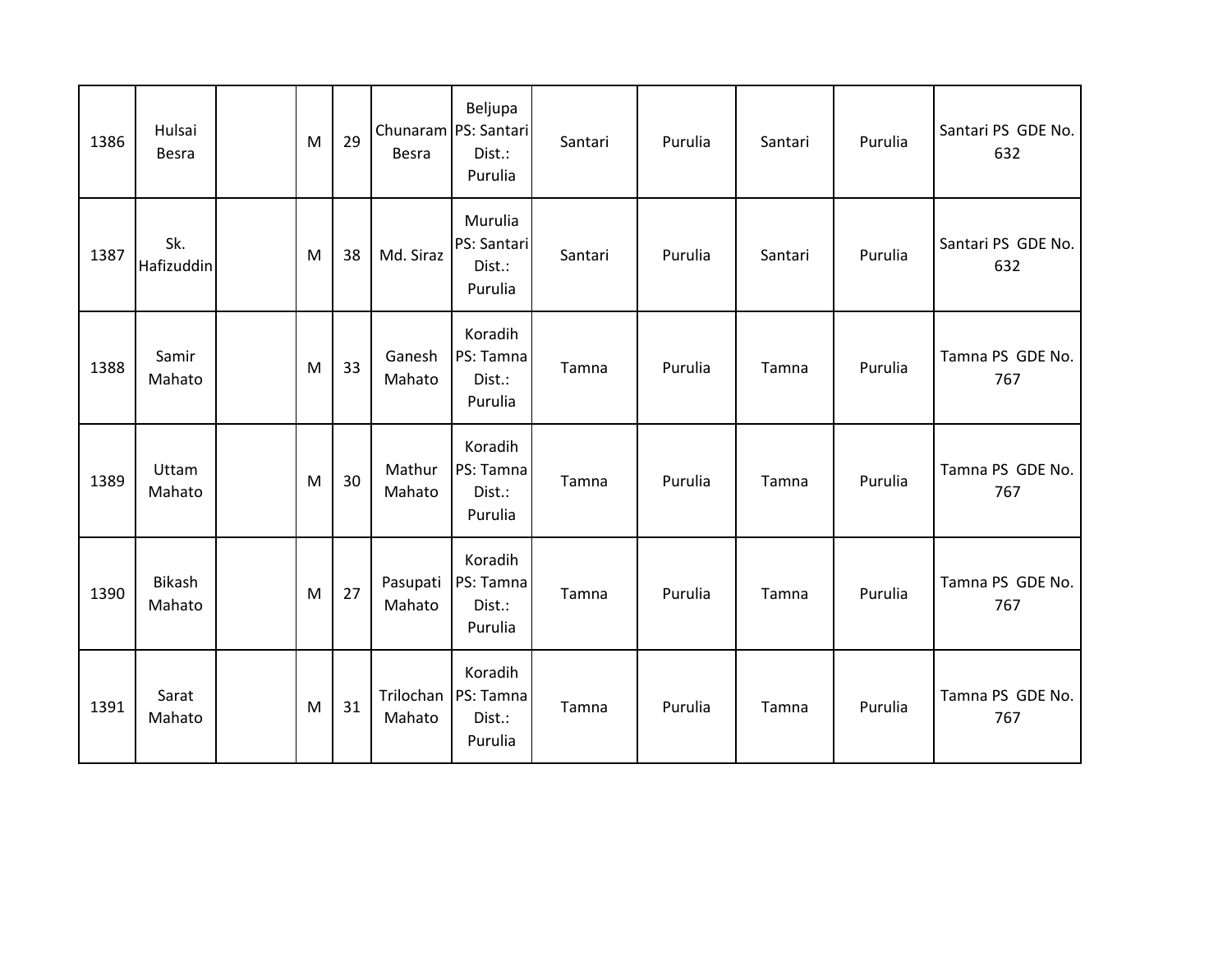| | | | | | | | | | | | |
|---|---|---|---|---|---|---|---|---|---|---|---|
| 1386 | Hulsai Besra | | M | 29 | Chunaram Besra | Beljupa PS: Santari Dist.: Purulia | Santari | Purulia | Santari | Purulia | Santari PS GDE No. 632 |
| 1387 | Sk. Hafizuddin | | M | 38 | Md. Siraz | Murulia PS: Santari Dist.: Purulia | Santari | Purulia | Santari | Purulia | Santari PS GDE No. 632 |
| 1388 | Samir Mahato | | M | 33 | Ganesh Mahato | Koradih PS: Tamna Dist.: Purulia | Tamna | Purulia | Tamna | Purulia | Tamna PS GDE No. 767 |
| 1389 | Uttam Mahato | | M | 30 | Mathur Mahato | Koradih PS: Tamna Dist.: Purulia | Tamna | Purulia | Tamna | Purulia | Tamna PS GDE No. 767 |
| 1390 | Bikash Mahato | | M | 27 | Pasupati Mahato | Koradih PS: Tamna Dist.: Purulia | Tamna | Purulia | Tamna | Purulia | Tamna PS GDE No. 767 |
| 1391 | Sarat Mahato | | M | 31 | Trilochan Mahato | Koradih PS: Tamna Dist.: Purulia | Tamna | Purulia | Tamna | Purulia | Tamna PS GDE No. 767 |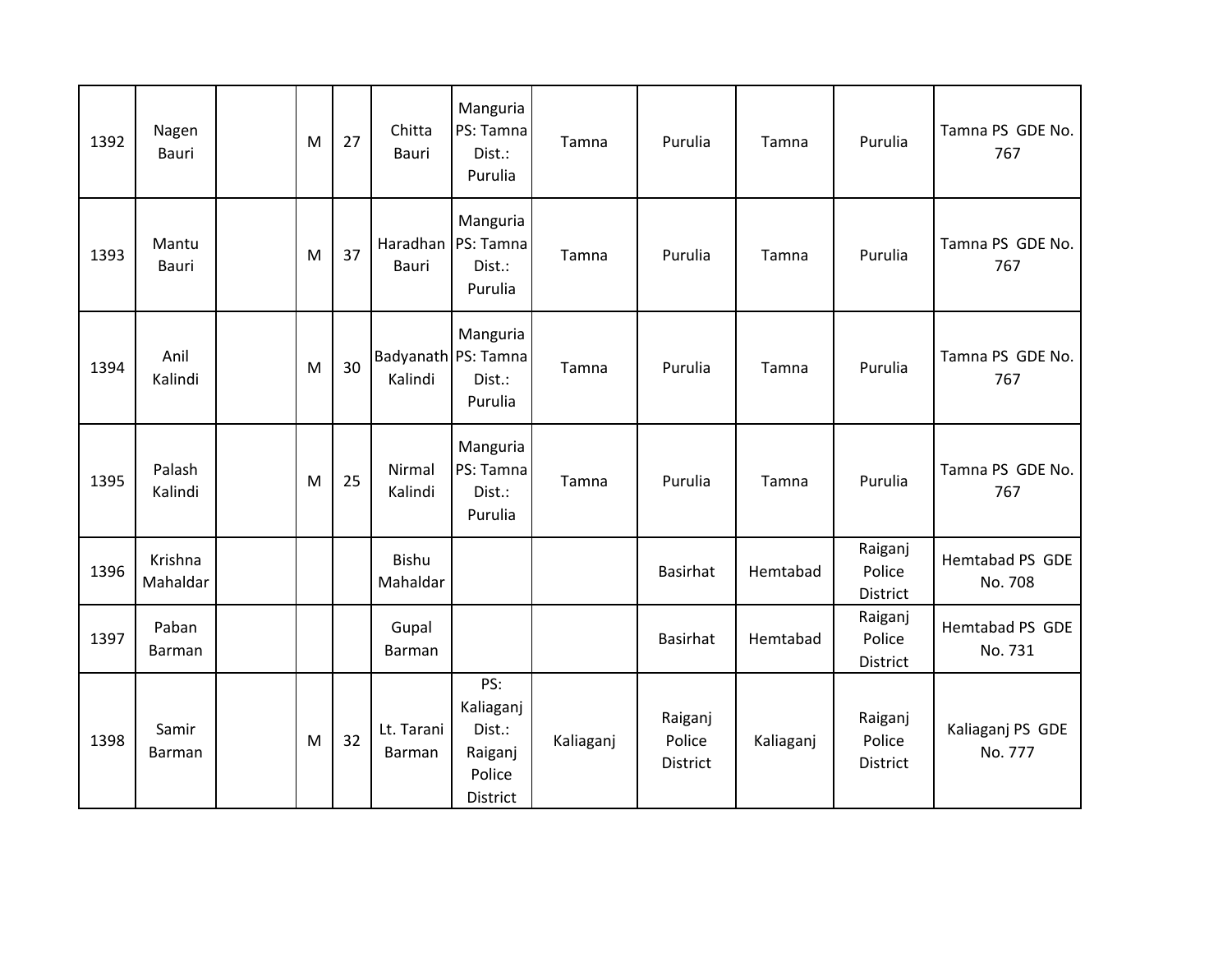| | | | | | | | | | | | | |
|---|---|---|---|---|---|---|---|---|---|---|---|---|
| 1392 | Nagen Bauri | | M | 27 | Chitta Bauri | Manguria PS: Tamna Dist.: Purulia | Tamna | Purulia | Tamna | Purulia | Tamna PS GDE No. 767 |
| 1393 | Mantu Bauri | | M | 37 | Haradhan Bauri | Manguria PS: Tamna Dist.: Purulia | Tamna | Purulia | Tamna | Purulia | Tamna PS GDE No. 767 |
| 1394 | Anil Kalindi | | M | 30 | Badyanath Kalindi | Manguria PS: Tamna Dist.: Purulia | Tamna | Purulia | Tamna | Purulia | Tamna PS GDE No. 767 |
| 1395 | Palash Kalindi | | M | 25 | Nirmal Kalindi | Manguria PS: Tamna Dist.: Purulia | Tamna | Purulia | Tamna | Purulia | Tamna PS GDE No. 767 |
| 1396 | Krishna Mahaldar | | | | Bishu Mahaldar | | | Basirhat | Hemtabad | Raiganj Police District | Hemtabad PS GDE No. 708 |
| 1397 | Paban Barman | | | | Gupal Barman | | | Basirhat | Hemtabad | Raiganj Police District | Hemtabad PS GDE No. 731 |
| 1398 | Samir Barman | | M | 32 | Lt. Tarani Barman | PS: Kaliaganj Dist.: Raiganj Police District | Kaliaganj | Raiganj Police District | Kaliaganj | Raiganj Police District | Kaliaganj PS GDE No. 777 |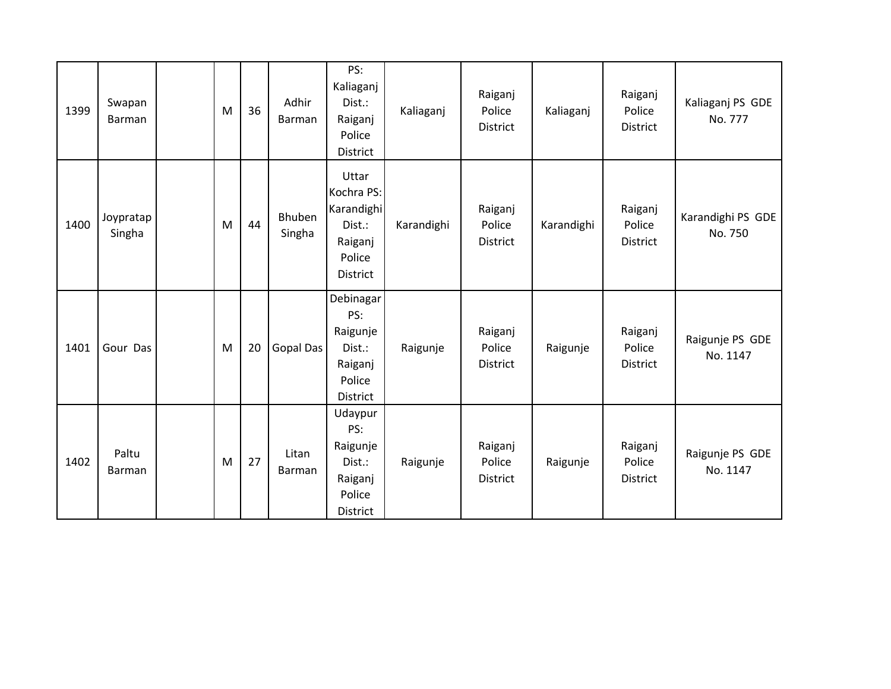| | | | | | | | | | | | |
|---|---|---|---|---|---|---|---|---|---|---|---|
| 1399 | Swapan Barman | | M | 36 | Adhir Barman | PS: Kaliaganj Dist.: Raiganj Police District | Kaliaganj | Raiganj Police District | Kaliaganj | Raiganj Police District | Kaliaganj PS GDE No. 777 |
| 1400 | Joypratap Singha | | M | 44 | Bhuben Singha | Uttar Kochra PS: Karandighi Dist.: Raiganj Police District | Karandighi | Raiganj Police District | Karandighi | Raiganj Police District | Karandighi PS GDE No. 750 |
| 1401 | Gour Das | | M | 20 | Gopal Das | Debinagar PS: Raigunje Dist.: Raiganj Police District | Raigunje | Raiganj Police District | Raigunje | Raiganj Police District | Raigunje PS GDE No. 1147 |
| 1402 | Paltu Barman | | M | 27 | Litan Barman | Udaypur PS: Raigunje Dist.: Raiganj Police District | Raigunje | Raiganj Police District | Raigunje | Raiganj Police District | Raigunje PS GDE No. 1147 |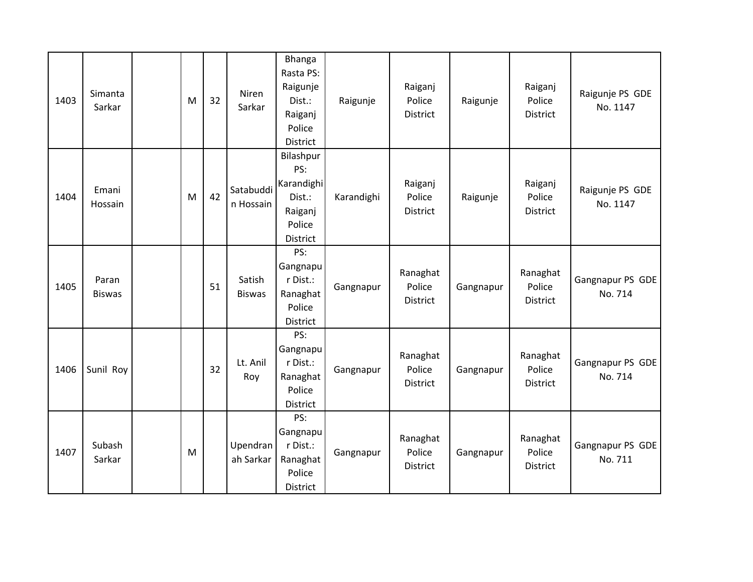| | | | | | | | | | | | |
|---|---|---|---|---|---|---|---|---|---|---|---|
| 1403 | Simanta Sarkar | | M | 32 | Niren Sarkar | Bhanga Rasta PS: Raigunje Dist.: Raiganj Police District | Raigunje | Raiganj Police District | Raigunje | Raiganj Police District | Raigunje PS GDE No. 1147 |
| 1404 | Emani Hossain | | M | 42 | Satabuddin Hossain | Bilashpur PS: Karandighi Dist.: Raiganj Police District | Karandighi | Raiganj Police District | Raigunje | Raiganj Police District | Raigunje PS GDE No. 1147 |
| 1405 | Paran Biswas | | | 51 | Satish Biswas | PS: Gangnapur Dist.: Ranaghat Police District | Gangnapur | Ranaghat Police District | Gangnapur | Ranaghat Police District | Gangnapur PS GDE No. 714 |
| 1406 | Sunil Roy | | | 32 | Lt. Anil Roy | PS: Gangnapur Dist.: Ranaghat Police District | Gangnapur | Ranaghat Police District | Gangnapur | Ranaghat Police District | Gangnapur PS GDE No. 714 |
| 1407 | Subash Sarkar | | M | | Upendranah Sarkar | PS: Gangnapur Dist.: Ranaghat Police District | Gangnapur | Ranaghat Police District | Gangnapur | Ranaghat Police District | Gangnapur PS GDE No. 711 |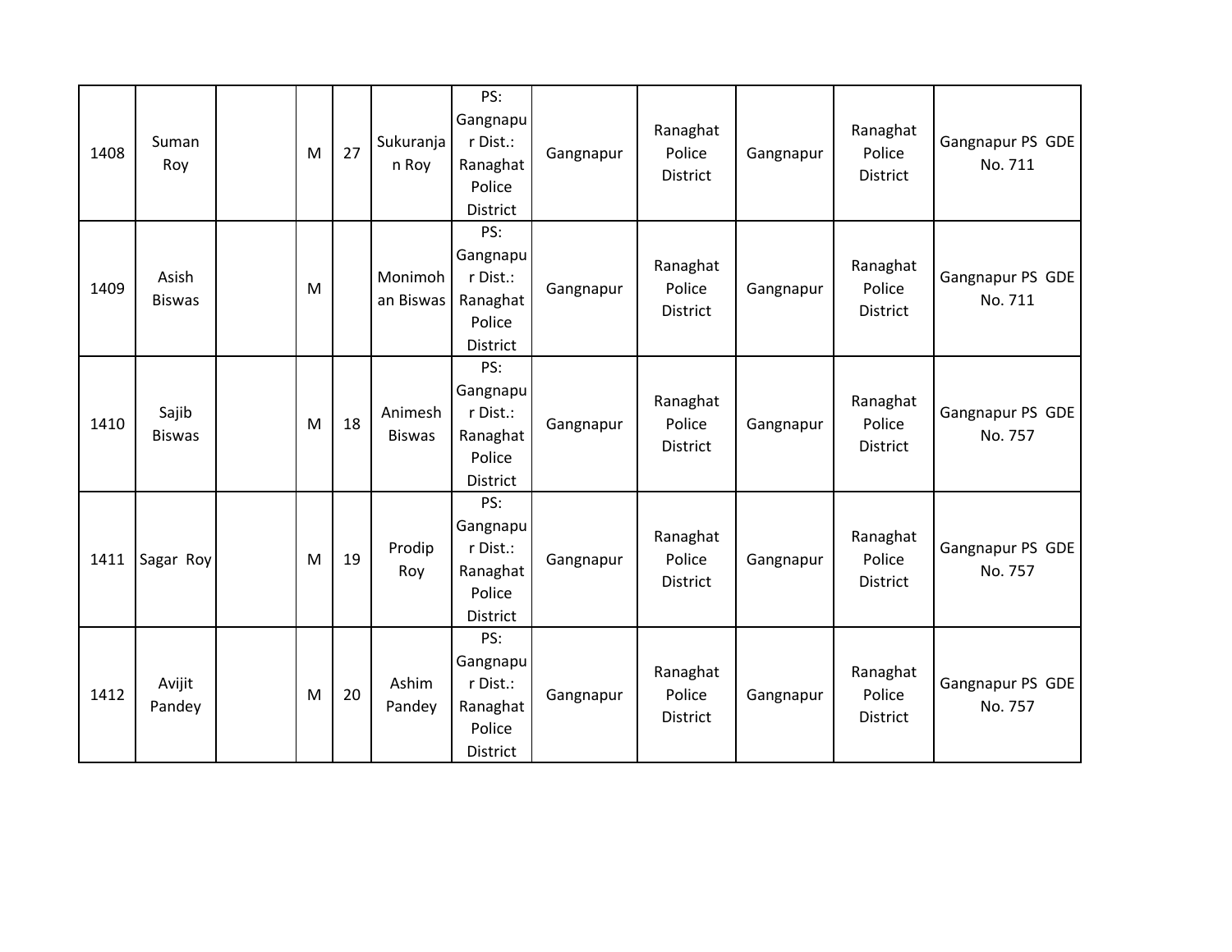| | | | | | | | | | | | |
|---|---|---|---|---|---|---|---|---|---|---|---|
| 1408 | Suman Roy | | M | 27 | Sukuranjan Roy | PS: Gangnapur Dist.: Ranaghat Police District | Gangnapur | Ranaghat Police District | Gangnapur | Ranaghat Police District | Gangnapur PS GDE No. 711 |
| 1409 | Asish Biswas | | M | | Monimohan Biswas | PS: Gangnapur Dist.: Ranaghat Police District | Gangnapur | Ranaghat Police District | Gangnapur | Ranaghat Police District | Gangnapur PS GDE No. 711 |
| 1410 | Sajib Biswas | | M | 18 | Animesh Biswas | PS: Gangnapur Dist.: Ranaghat Police District | Gangnapur | Ranaghat Police District | Gangnapur | Ranaghat Police District | Gangnapur PS GDE No. 757 |
| 1411 | Sagar Roy | | M | 19 | Prodip Roy | PS: Gangnapur Dist.: Ranaghat Police District | Gangnapur | Ranaghat Police District | Gangnapur | Ranaghat Police District | Gangnapur PS GDE No. 757 |
| 1412 | Avijit Pandey | | M | 20 | Ashim Pandey | PS: Gangnapur Dist.: Ranaghat Police District | Gangnapur | Ranaghat Police District | Gangnapur | Ranaghat Police District | Gangnapur PS GDE No. 757 |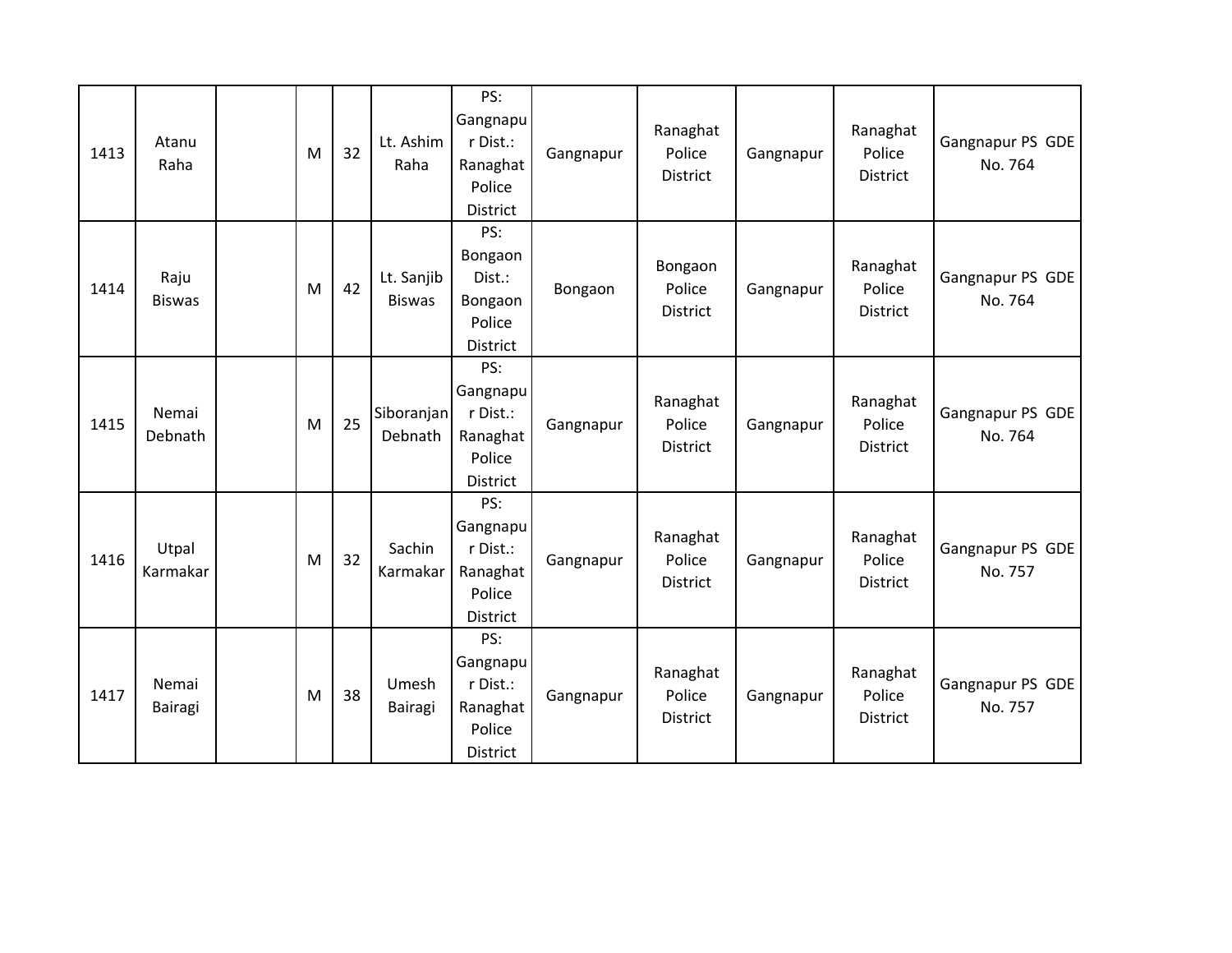| | | | | | | | | | | | |
|---|---|---|---|---|---|---|---|---|---|---|---|
| 1413 | Atanu Raha | | M | 32 | Lt. Ashim Raha | PS: Gangnapur Dist.: Ranaghat Police District | Gangnapur | Ranaghat Police District | Gangnapur | Ranaghat Police District | Gangnapur PS GDE No. 764 |
| 1414 | Raju Biswas | | M | 42 | Lt. Sanjib Biswas | PS: Bongaon Dist.: Bongaon Police District | Bongaon | Bongaon Police District | Gangnapur | Ranaghat Police District | Gangnapur PS GDE No. 764 |
| 1415 | Nemai Debnath | | M | 25 | Siboranjan Debnath | PS: Gangnapur Dist.: Ranaghat Police District | Gangnapur | Ranaghat Police District | Gangnapur | Ranaghat Police District | Gangnapur PS GDE No. 764 |
| 1416 | Utpal Karmakar | | M | 32 | Sachin Karmakar | PS: Gangnapur Dist.: Ranaghat Police District | Gangnapur | Ranaghat Police District | Gangnapur | Ranaghat Police District | Gangnapur PS GDE No. 757 |
| 1417 | Nemai Bairagi | | M | 38 | Umesh Bairagi | PS: Gangnapur Dist.: Ranaghat Police District | Gangnapur | Ranaghat Police District | Gangnapur | Ranaghat Police District | Gangnapur PS GDE No. 757 |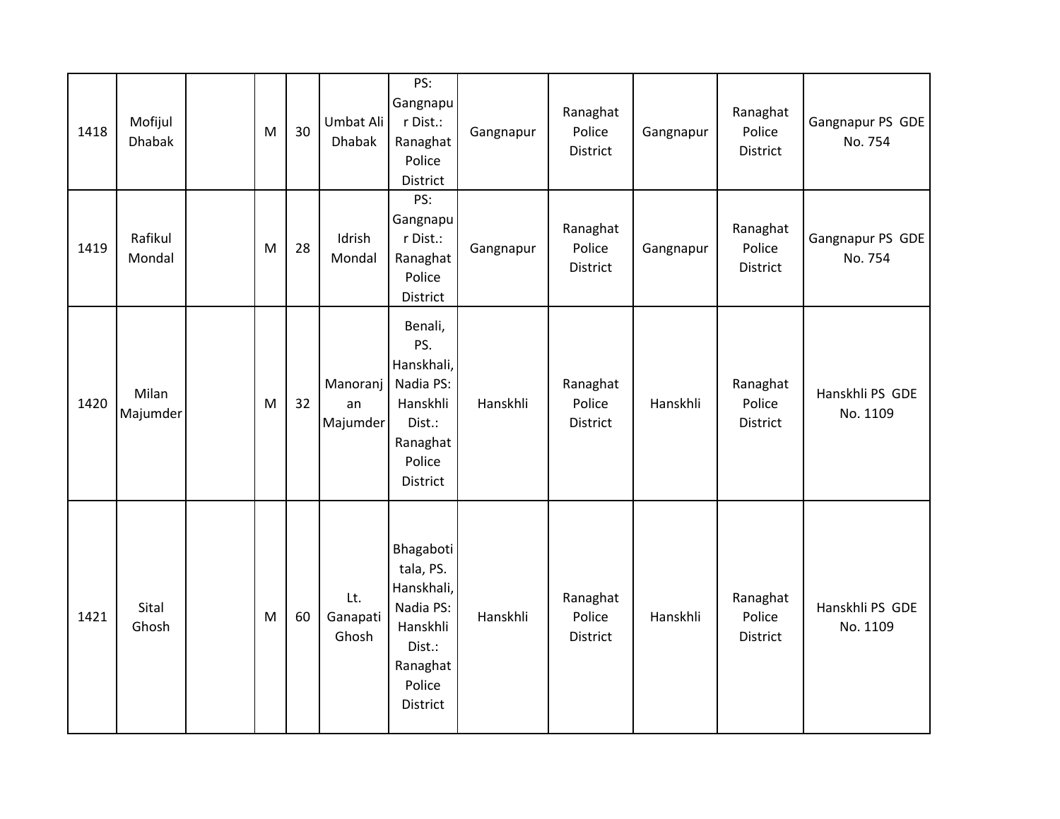| | | | | | | | | | | | |
|---|---|---|---|---|---|---|---|---|---|---|---|
| 1418 | Mofijul Dhabak | | M | 30 | Umbat Ali Dhabak | PS: Gangnapur Dist.: Ranaghat Police District | Gangnapur | Ranaghat Police District | Gangnapur | Ranaghat Police District | Gangnapur PS GDE No. 754 |
| 1419 | Rafikul Mondal | | M | 28 | Idrish Mondal | PS: Gangnapur Dist.: Ranaghat Police District | Gangnapur | Ranaghat Police District | Gangnapur | Ranaghat Police District | Gangnapur PS GDE No. 754 |
| 1420 | Milan Majumder | | M | 32 | Manoranjan Majumder | Benali, PS. Hanskhali, Nadia PS: Hanskhli Dist.: Ranaghat Police District | Hanskhli | Ranaghat Police District | Hanskhli | Ranaghat Police District | Hanskhli PS GDE No. 1109 |
| 1421 | Sital Ghosh | | M | 60 | Lt. Ganapati Ghosh | Bhagabotitala, PS. Hanskhali, Nadia PS: Hanskhli Dist.: Ranaghat Police District | Hanskhli | Ranaghat Police District | Hanskhli | Ranaghat Police District | Hanskhli PS GDE No. 1109 |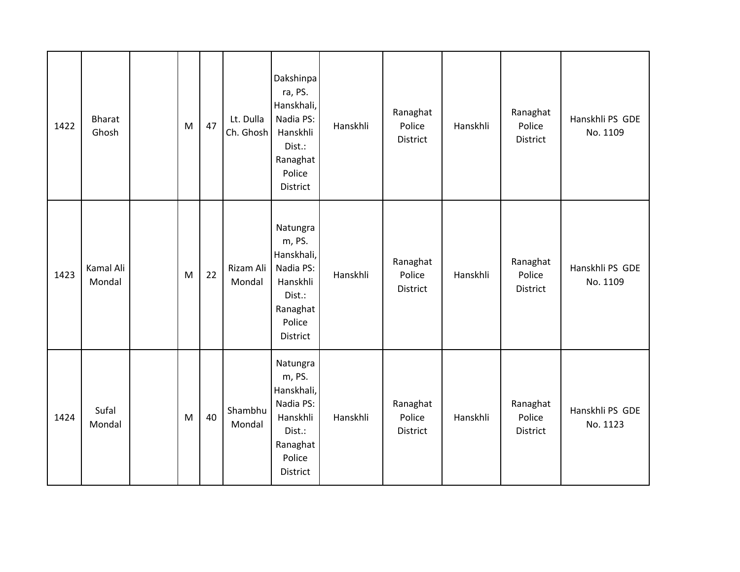| | | | | | | | | | | | |
|---|---|---|---|---|---|---|---|---|---|---|---|
| 1422 | Bharat Ghosh | | M | 47 | Lt. Dulla Ch. Ghosh | Dakshinpara, PS. Hanskhali, Nadia PS: Hanskhli Dist.: Ranaghat Police District | Hanskhli | Ranaghat Police District | Hanskhli | Ranaghat Police District | Hanskhli PS GDE No. 1109 |
| 1423 | Kamal Ali Mondal | | M | 22 | Rizam Ali Mondal | Natungram, PS. Hanskhali, Nadia PS: Hanskhli Dist.: Ranaghat Police District | Hanskhli | Ranaghat Police District | Hanskhli | Ranaghat Police District | Hanskhli PS GDE No. 1109 |
| 1424 | Sufal Mondal | | M | 40 | Shambhu Mondal | Natungram, PS. Hanskhali, Nadia PS: Hanskhli Dist.: Ranaghat Police District | Hanskhli | Ranaghat Police District | Hanskhli | Ranaghat Police District | Hanskhli PS GDE No. 1123 |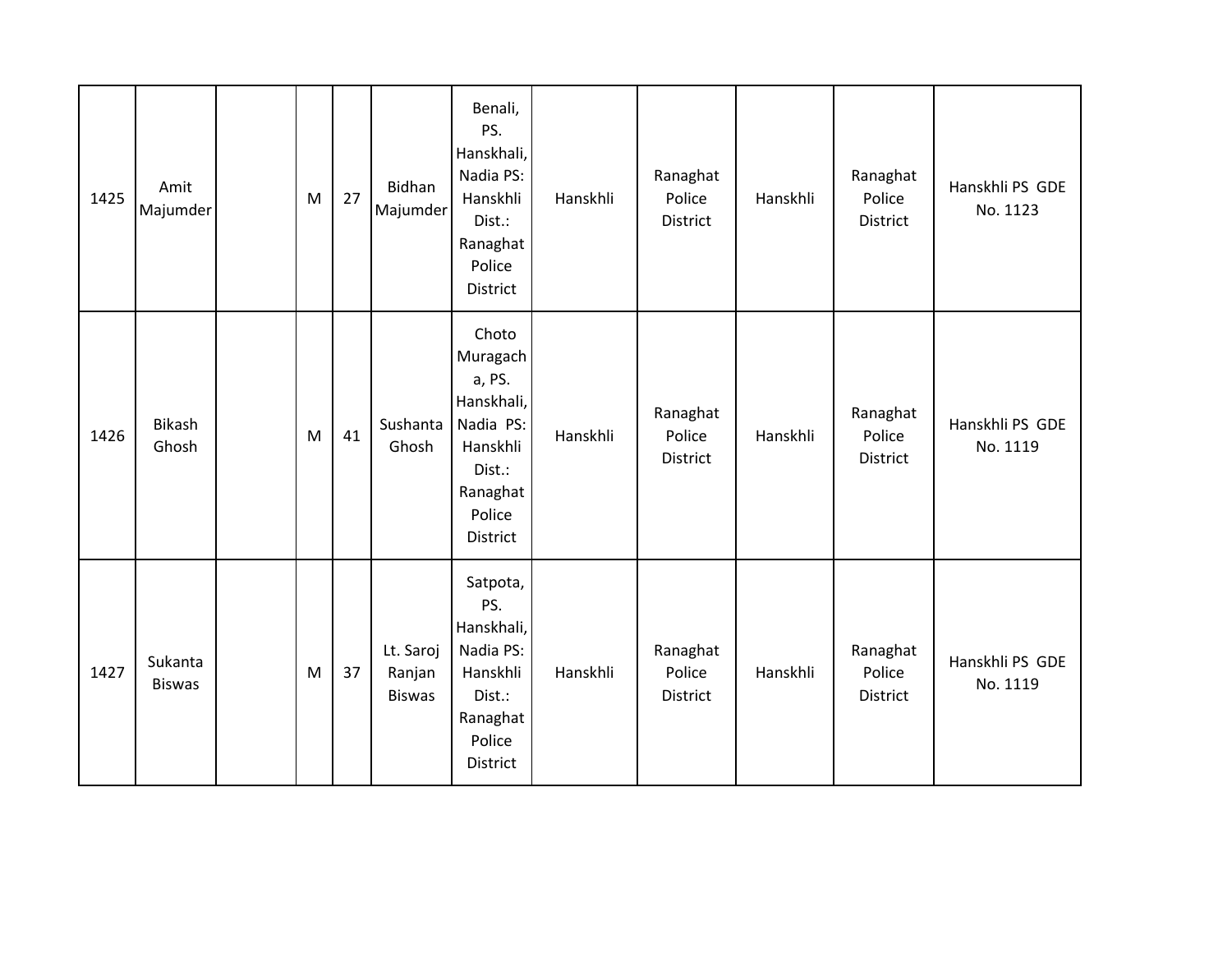| | | | | | | | | | | | |
|---|---|---|---|---|---|---|---|---|---|---|---|
| 1425 | Amit Majumder | | M | 27 | Bidhan Majumder | Benali, PS. Hanskhali, Nadia PS: Hanskhli Dist.: Ranaghat Police District | Hanskhli | Ranaghat Police District | Hanskhli | Ranaghat Police District | Hanskhli PS GDE No. 1123 |
| 1426 | Bikash Ghosh | | M | 41 | Sushanta Ghosh | Choto Muragacha, PS. Hanskhali, Nadia PS: Hanskhli Dist.: Ranaghat Police District | Hanskhli | Ranaghat Police District | Hanskhli | Ranaghat Police District | Hanskhli PS GDE No. 1119 |
| 1427 | Sukanta Biswas | | M | 37 | Lt. Saroj Ranjan Biswas | Satpota, PS. Hanskhali, Nadia PS: Hanskhli Dist.: Ranaghat Police District | Hanskhli | Ranaghat Police District | Hanskhli | Ranaghat Police District | Hanskhli PS GDE No. 1119 |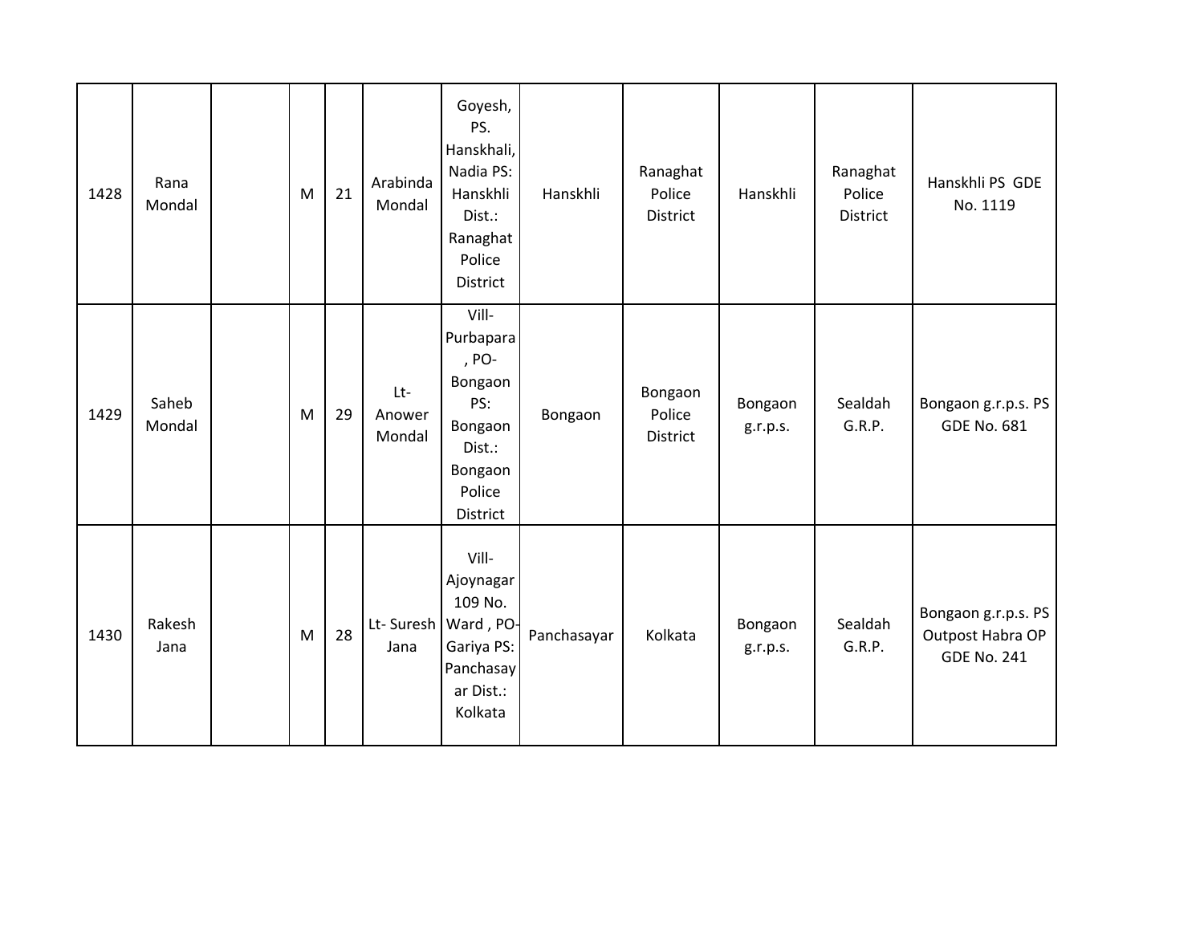| 1428 | Rana Mondal | | M | 21 | Arabinda Mondal | Goyesh, PS. Hanskhali, Nadia PS: Hanskhli Dist.: Ranaghat Police District | Hanskhli | Ranaghat Police District | Hanskhli | Ranaghat Police District | Hanskhli PS GDE No. 1119 |
|---|---|---|---|---|---|---|---|---|---|---|---|
| 1429 | Saheb Mondal | | M | 29 | Lt- Anower Mondal | Vill- Purbapara , PO- Bongaon PS: Bongaon Dist.: Bongaon Police District | Bongaon | Bongaon Police District | Bongaon g.r.p.s. | Sealdah G.R.P. | Bongaon g.r.p.s. PS GDE No. 681 |
| 1430 | Rakesh Jana | | M | 28 | Lt- Suresh Jana | Vill- Ajoynagar 109 No. Ward , PO- Gariya PS: Panchasayar Dist.: Kolkata | Panchasayar | Kolkata | Bongaon g.r.p.s. | Sealdah G.R.P. | Bongaon g.r.p.s. PS Outpost Habra OP GDE No. 241 |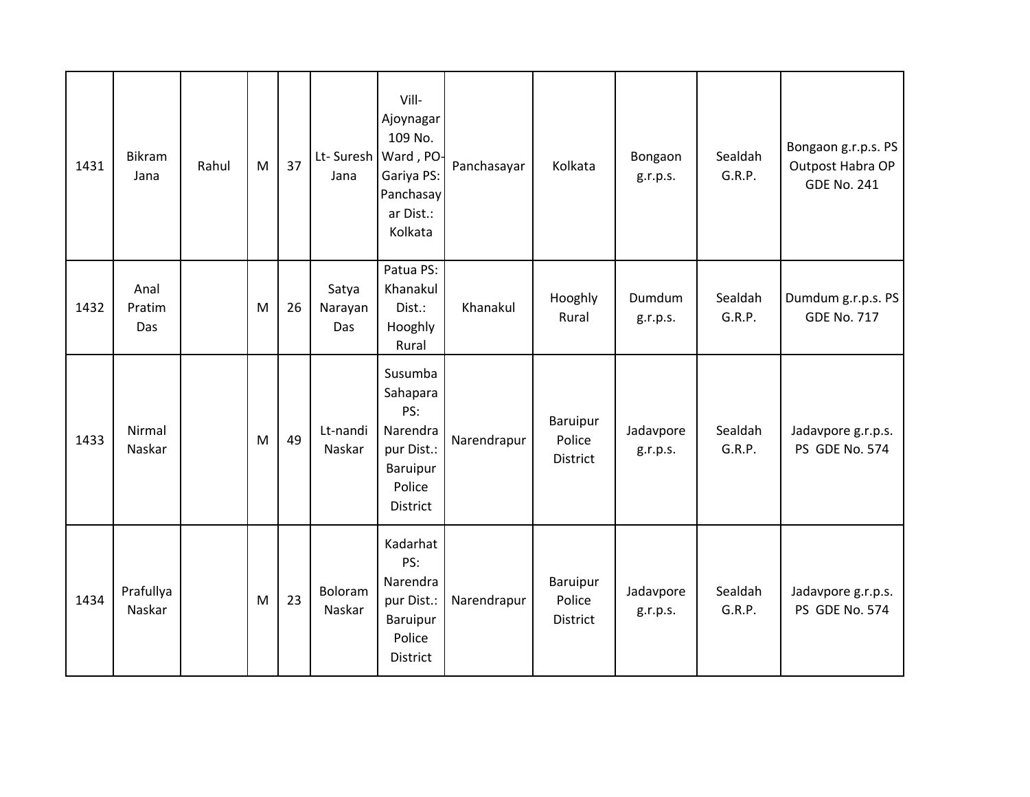| | | | | | | | | | | | |
|---|---|---|---|---|---|---|---|---|---|---|---|
| 1431 | Bikram Jana | Rahul | M | 37 | Lt- Suresh Jana | Vill- Ajoynagar 109 No. Ward , PO- Gariya PS: Panchasayar Dist.: Kolkata | Panchasayar | Kolkata | Bongaon g.r.p.s. | Sealdah G.R.P. | Bongaon g.r.p.s. PS Outpost Habra OP GDE No. 241 |
| 1432 | Anal Pratim Das | | M | 26 | Satya Narayan Das | Patua PS: Khanakul Dist.: Hooghly Rural | Khanakul | Hooghly Rural | Dumdum g.r.p.s. | Sealdah G.R.P. | Dumdum g.r.p.s. PS GDE No. 717 |
| 1433 | Nirmal Naskar | | M | 49 | Lt-nandi Naskar | Susumba Sahapara PS: Narendrapur Dist.: Baruipur Police District | Narendrapur | Baruipur Police District | Jadavpore g.r.p.s. | Sealdah G.R.P. | Jadavpore g.r.p.s. PS GDE No. 574 |
| 1434 | Prafullya Naskar | | M | 23 | Boloram Naskar | Kadarhat PS: Narendrapur Dist.: Baruipur Police District | Narendrapur | Baruipur Police District | Jadavpore g.r.p.s. | Sealdah G.R.P. | Jadavpore g.r.p.s. PS GDE No. 574 |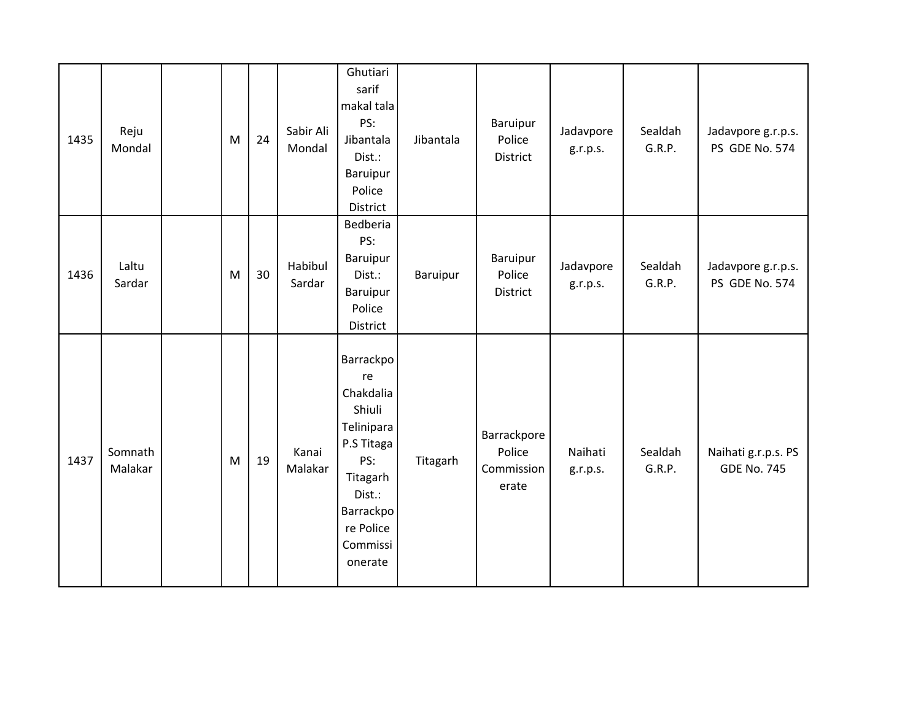| | | | | | | | | | | | |
|---|---|---|---|---|---|---|---|---|---|---|---|
| 1435 | Reju Mondal | | M | 24 | Sabir Ali Mondal | Ghutiari sarif makal tala PS: Jibantala Dist.: Baruipur Police District | Jibantala | Baruipur Police District | Jadavpore g.r.p.s. | Sealdah G.R.P. | Jadavpore g.r.p.s. PS GDE No. 574 |
| 1436 | Laltu Sardar | | M | 30 | Habibul Sardar | Bedberia PS: Baruipur Dist.: Baruipur Police District | Baruipur | Baruipur Police District | Jadavpore g.r.p.s. | Sealdah G.R.P. | Jadavpore g.r.p.s. PS GDE No. 574 |
| 1437 | Somnath Malakar | | M | 19 | Kanai Malakar | Barrackpore Chakdalia Shiuli Telinipara P.S Titaga PS: Titagarh Dist.: Barrackpore Police Commissionerate | Titagarh | Barrackpore Police Commissionerate | Naihati g.r.p.s. | Sealdah G.R.P. | Naihati g.r.p.s. PS GDE No. 745 |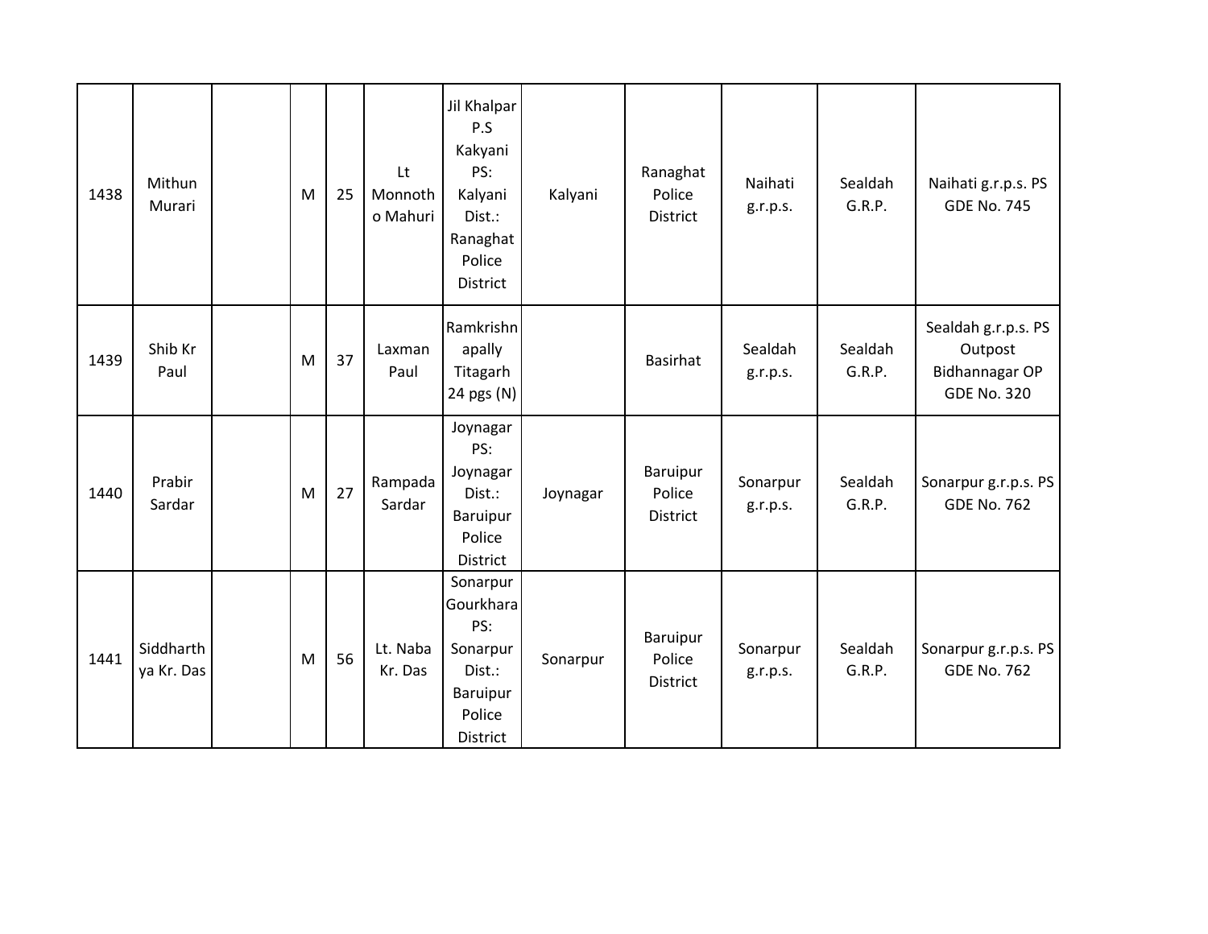| | | | | | | | | | | | |
|---|---|---|---|---|---|---|---|---|---|---|---|
| 1438 | Mithun Murari | | M | 25 | Lt Monnotho Mahuri | Jil Khalpar P.S Kakyani PS: Kalyani Dist.: Ranaghat Police District | Kalyani | Ranaghat Police District | Naihati g.r.p.s. | Sealdah G.R.P. | Naihati g.r.p.s. PS GDE No. 745 |
| 1439 | Shib Kr Paul | | M | 37 | Laxman Paul | Ramkrishnapally Titagarh 24 pgs (N) | | Basirhat | Sealdah g.r.p.s. | Sealdah G.R.P. | Sealdah g.r.p.s. PS Outpost Bidhannagar OP GDE No. 320 |
| 1440 | Prabir Sardar | | M | 27 | Rampada Sardar | Joynagar PS: Joynagar Dist.: Baruipur Police District | Joynagar | Baruipur Police District | Sonarpur g.r.p.s. | Sealdah G.R.P. | Sonarpur g.r.p.s. PS GDE No. 762 |
| 1441 | Siddharthya Kr. Das | | M | 56 | Lt. Naba Kr. Das | Sonarpur Gourkhara PS: Sonarpur Dist.: Baruipur Police District | Sonarpur | Baruipur Police District | Sonarpur g.r.p.s. | Sealdah G.R.P. | Sonarpur g.r.p.s. PS GDE No. 762 |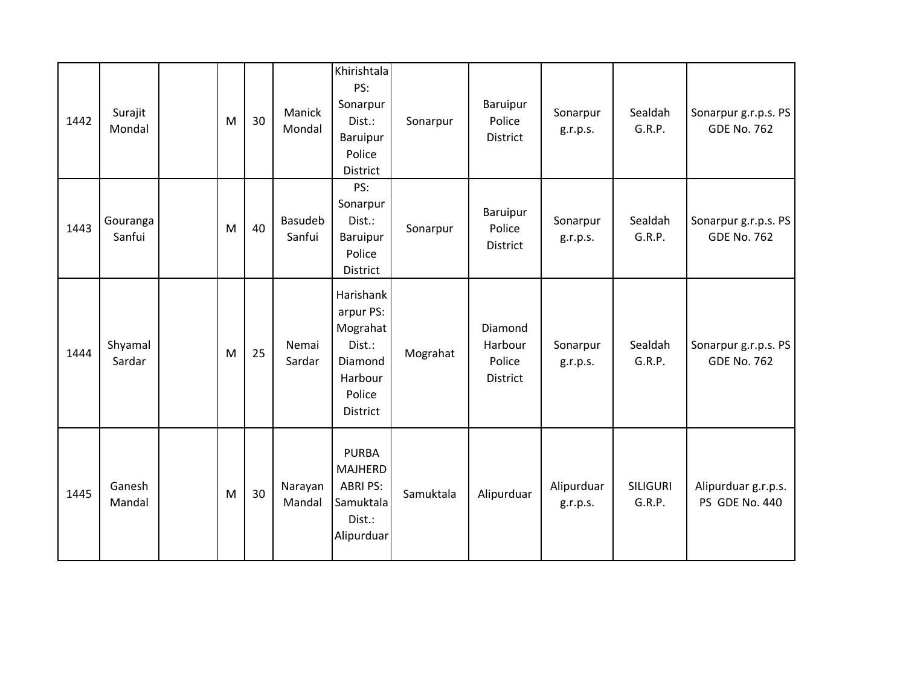| | | | | | | | | | | | |
|---|---|---|---|---|---|---|---|---|---|---|---|
| 1442 | Surajit Mondal | | M | 30 | Manick Mondal | Khirishtala PS: Sonarpur Dist.: Baruipur Police District | Sonarpur | Baruipur Police District | Sonarpur g.r.p.s. | Sealdah G.R.P. | Sonarpur g.r.p.s. PS GDE No. 762 |
| 1443 | Gouranga Sanfui | | M | 40 | Basudeb Sanfui | PS: Sonarpur Dist.: Baruipur Police District | Sonarpur | Baruipur Police District | Sonarpur g.r.p.s. | Sealdah G.R.P. | Sonarpur g.r.p.s. PS GDE No. 762 |
| 1444 | Shyamal Sardar | | M | 25 | Nemai Sardar | Harishankarpur PS: Mograhat Dist.: Diamond Harbour Police District | Mograhat | Diamond Harbour Police District | Sonarpur g.r.p.s. | Sealdah G.R.P. | Sonarpur g.r.p.s. PS GDE No. 762 |
| 1445 | Ganesh Mandal | | M | 30 | Narayan Mandal | PURBA MAJHERDABRI PS: Samuktala Dist.: Alipurduar | Samuktala | Alipurduar | Alipurduar g.r.p.s. | SILIGURI G.R.P. | Alipurduar g.r.p.s. PS GDE No. 440 |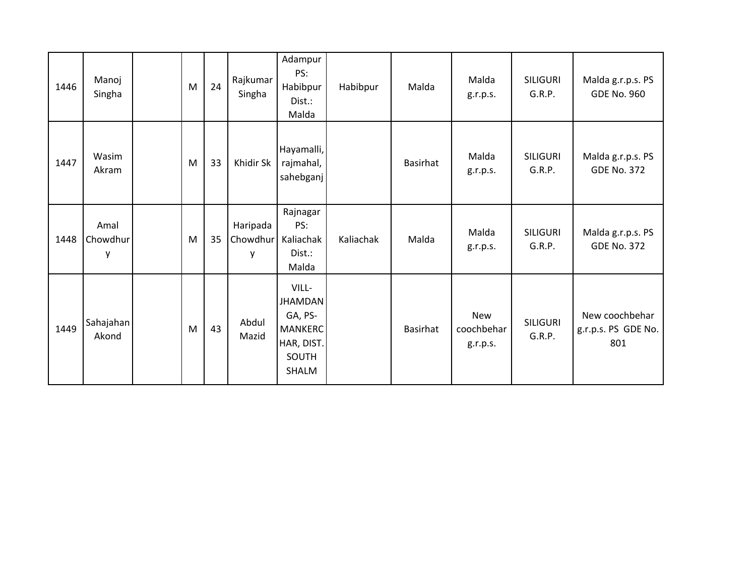| | | | | | | | | | | | |
|---|---|---|---|---|---|---|---|---|---|---|---|
| 1446 | Manoj Singha | | M | 24 | Rajkumar Singha | Adampur PS: Habibpur Dist.: Malda | Habibpur | Malda | Malda g.r.p.s. | SILIGURI G.R.P. | Malda g.r.p.s. PS GDE No. 960 |
| 1447 | Wasim Akram | | M | 33 | Khidir Sk | Hayamalli, rajmahal, sahebganj | | Basirhat | Malda g.r.p.s. | SILIGURI G.R.P. | Malda g.r.p.s. PS GDE No. 372 |
| 1448 | Amal Chowdhury | | M | 35 | Haripada Chowdhury | Rajnagar PS: Kaliachak Dist.: Malda | Kaliachak | Malda | Malda g.r.p.s. | SILIGURI G.R.P. | Malda g.r.p.s. PS GDE No. 372 |
| 1449 | Sahajahan Akond | | M | 43 | Abdul Mazid | VILL-JHAMDANGA, PS-MANKERCHAR, DIST. SOUTH SHALM | | Basirhat | New coochbehar g.r.p.s. | SILIGURI G.R.P. | New coochbehar g.r.p.s. PS GDE No. 801 |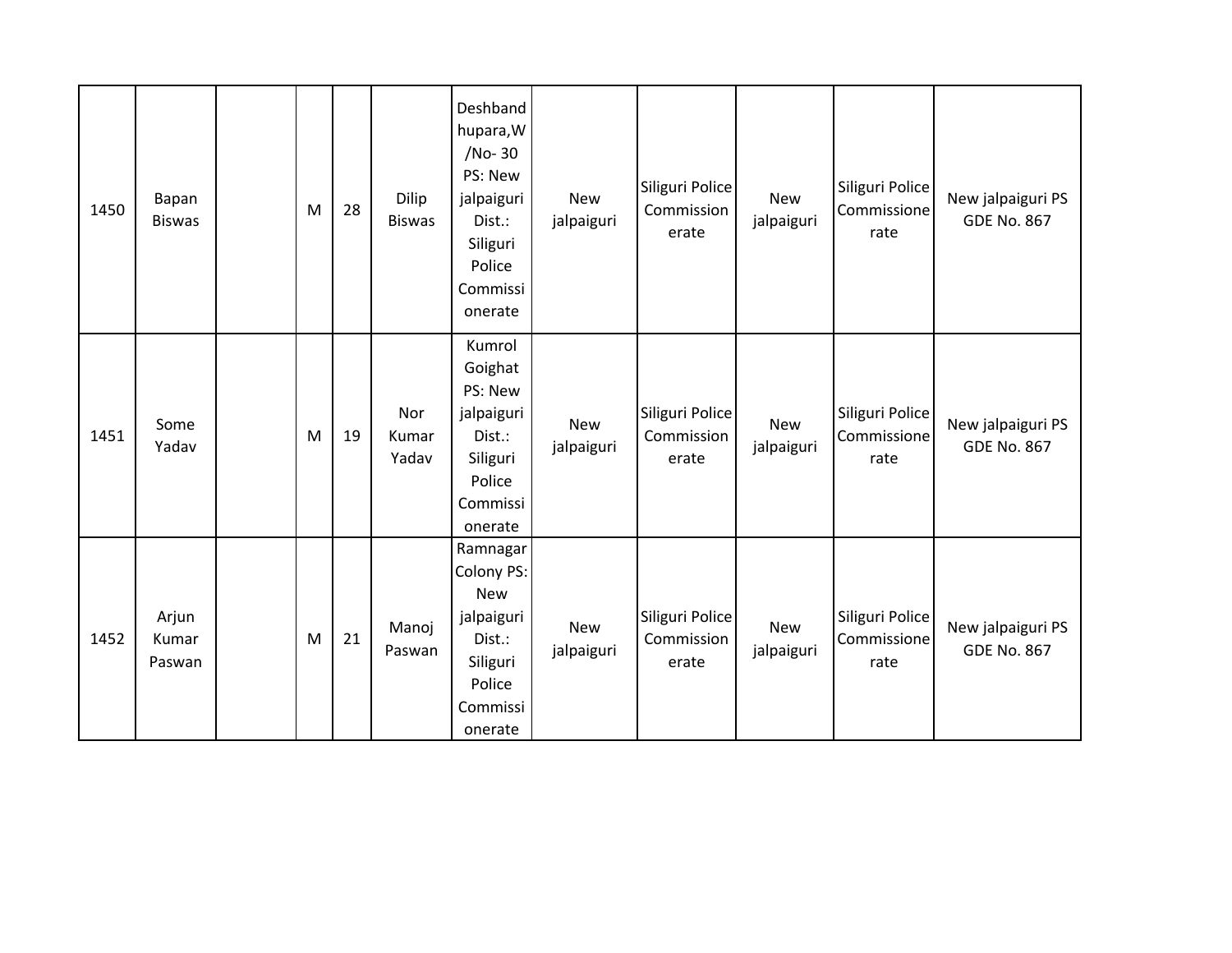| | | | | | | | | | | | |
|---|---|---|---|---|---|---|---|---|---|---|---|
| 1450 | Bapan Biswas | | M | 28 | Dilip Biswas | Deshbandhupara,W/No- 30 PS: New jalpaiguri Dist.: Siliguri Police Commissionerate | New jalpaiguri | Siliguri Police Commissionerate | New jalpaiguri | Siliguri Police Commissionerate | New jalpaiguri PS GDE No. 867 |
| 1451 | Some Yadav | | M | 19 | Nor Kumar Yadav | Kumrol Goighat PS: New jalpaiguri Dist.: Siliguri Police Commissionerate | New jalpaiguri | Siliguri Police Commissionerate | New jalpaiguri | Siliguri Police Commissionerate | New jalpaiguri PS GDE No. 867 |
| 1452 | Arjun Kumar Paswan | | M | 21 | Manoj Paswan | Ramnagar Colony PS: New jalpaiguri Dist.: Siliguri Police Commissionerate | New jalpaiguri | Siliguri Police Commissionerate | New jalpaiguri | Siliguri Police Commissionerate | New jalpaiguri PS GDE No. 867 |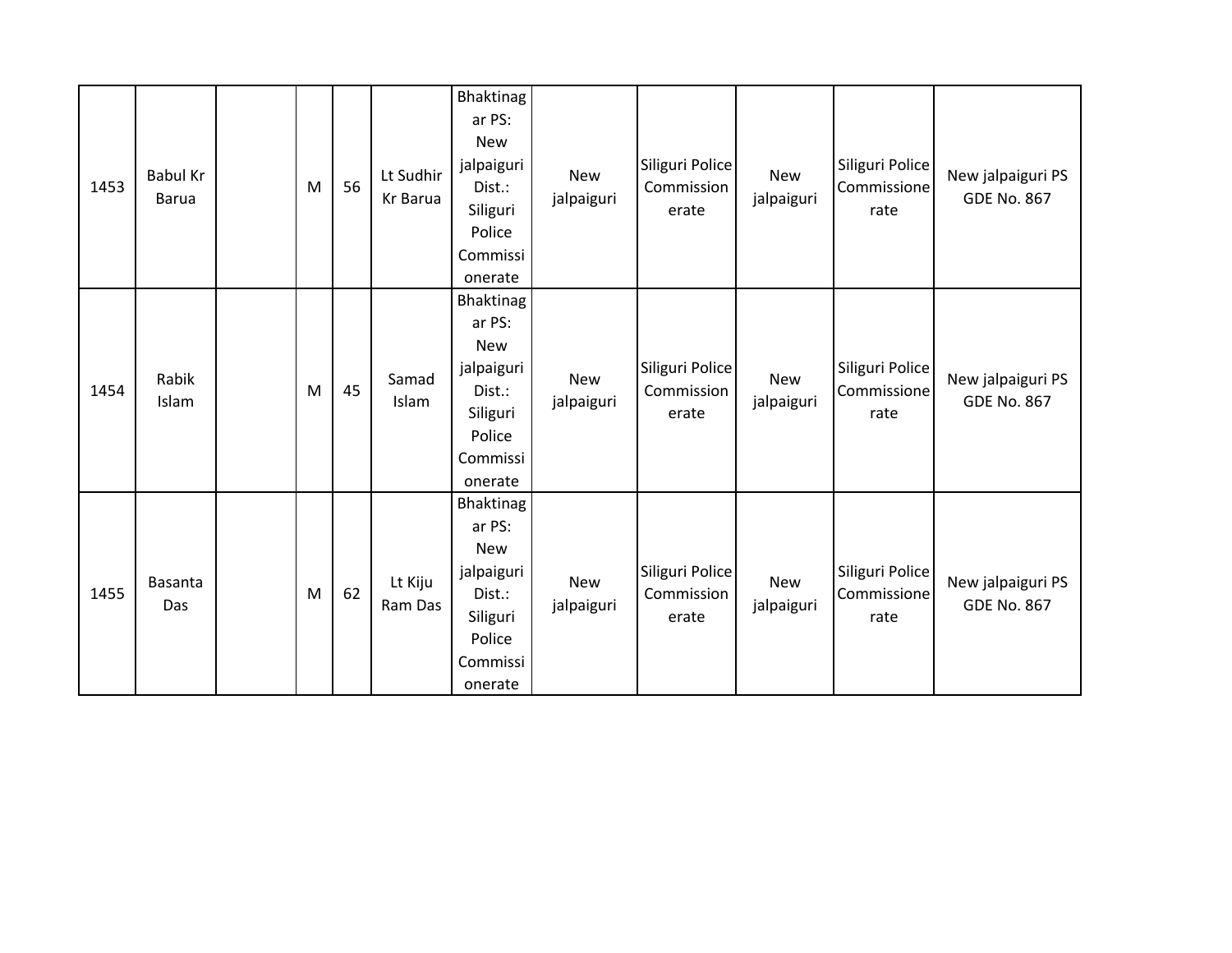| | | | | | | | | | | | |
|---|---|---|---|---|---|---|---|---|---|---|---|
| 1453 | Babul Kr Barua | | M | 56 | Lt Sudhir Kr Barua | Bhaktinagar PS: New jalpaiguri Dist.: Siliguri Police Commissionerate | New jalpaiguri | Siliguri Police Commissionerate | New jalpaiguri | Siliguri Police Commissionerate | New jalpaiguri PS GDE No. 867 |
| 1454 | Rabik Islam | | M | 45 | Samad Islam | Bhaktinagar PS: New jalpaiguri Dist.: Siliguri Police Commissionerate | New jalpaiguri | Siliguri Police Commissionerate | New jalpaiguri | Siliguri Police Commissionerate | New jalpaiguri PS GDE No. 867 |
| 1455 | Basanta Das | | M | 62 | Lt Kiju Ram Das | Bhaktinagar PS: New jalpaiguri Dist.: Siliguri Police Commissionerate | New jalpaiguri | Siliguri Police Commissionerate | New jalpaiguri | Siliguri Police Commissionerate | New jalpaiguri PS GDE No. 867 |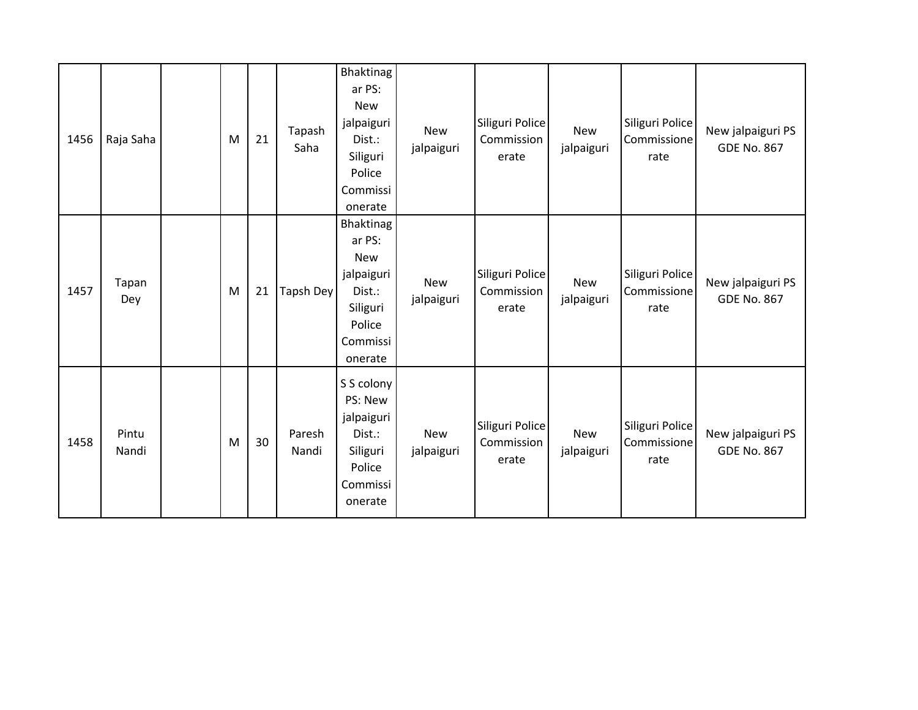| 1456 | Raja Saha | | M | 21 | Tapash Saha | Bhaktinagar PS: New jalpaiguri Dist.: Siliguri Police Commissionerate | New jalpaiguri | Siliguri Police Commissionerate | New jalpaiguri | Siliguri Police Commissionerate | New jalpaiguri PS GDE No. 867 |
|---|---|---|---|---|---|---|---|---|---|---|---|
| 1457 | Tapan Dey | | M | 21 | Tapsh Dey | Bhaktinagar PS: New jalpaiguri Dist.: Siliguri Police Commissionerate | New jalpaiguri | Siliguri Police Commissionerate | New jalpaiguri | Siliguri Police Commissionerate | New jalpaiguri PS GDE No. 867 |
| 1458 | Pintu Nandi | | M | 30 | Paresh Nandi | S S colony PS: New jalpaiguri Dist.: Siliguri Police Commissionerate | New jalpaiguri | Siliguri Police Commissionerate | New jalpaiguri | Siliguri Police Commissionerate | New jalpaiguri PS GDE No. 867 |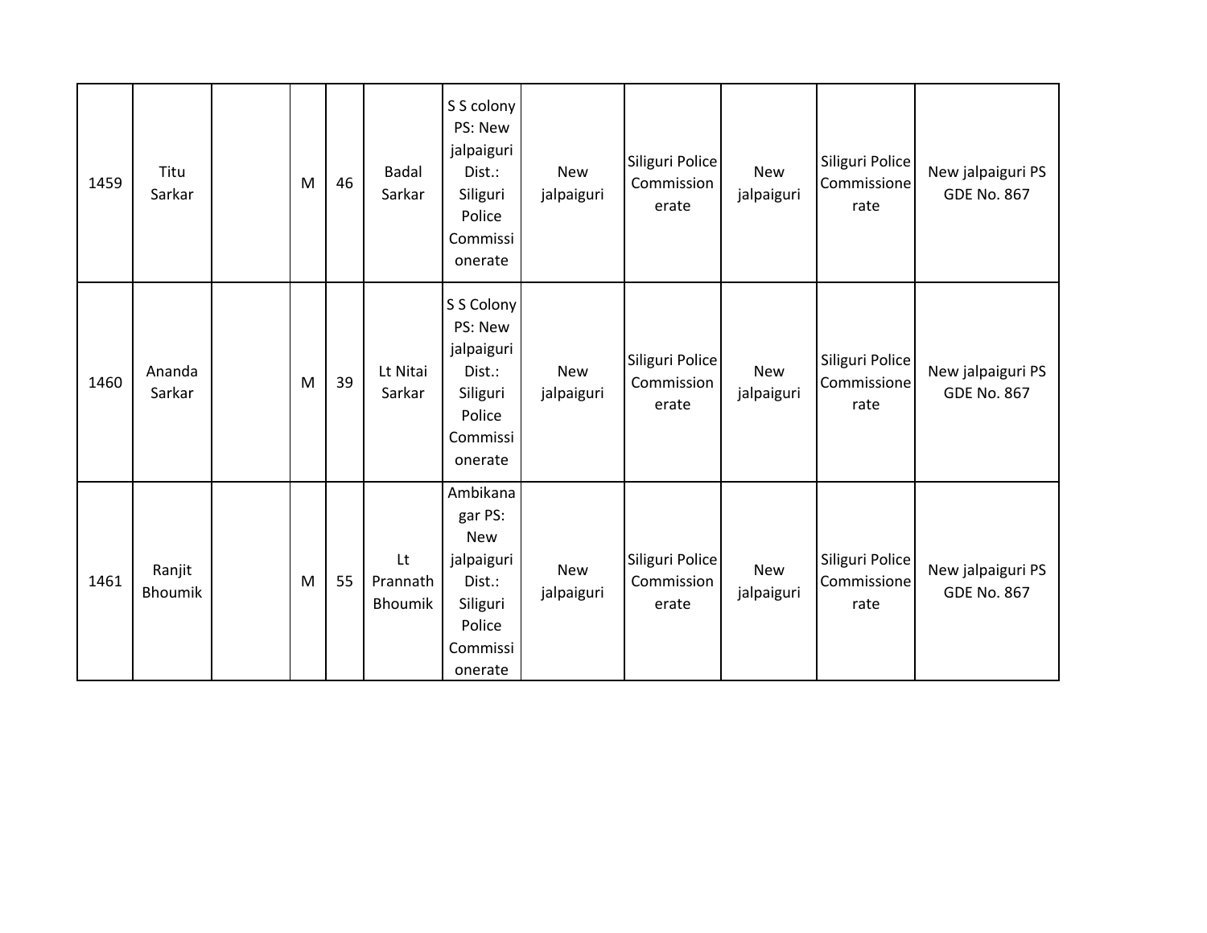| | | | | | | | | | | | |
|---|---|---|---|---|---|---|---|---|---|---|---|
| 1459 | Titu Sarkar | | M | 46 | Badal Sarkar | S S colony PS: New jalpaiguri Dist.: Siliguri Police Commissionerate | New jalpaiguri | Siliguri Police Commissionerate | New jalpaiguri | Siliguri Police Commissionerate | New jalpaiguri PS GDE No. 867 |
| 1460 | Ananda Sarkar | | M | 39 | Lt Nitai Sarkar | S S Colony PS: New jalpaiguri Dist.: Siliguri Police Commissionerate | New jalpaiguri | Siliguri Police Commissionerate | New jalpaiguri | Siliguri Police Commissionerate | New jalpaiguri PS GDE No. 867 |
| 1461 | Ranjit Bhoumik | | M | 55 | Lt Prannath Bhoumik | Ambikanagar PS: New jalpaiguri Dist.: Siliguri Police Commissionerate | New jalpaiguri | Siliguri Police Commissionerate | New jalpaiguri | Siliguri Police Commissionerate | New jalpaiguri PS GDE No. 867 |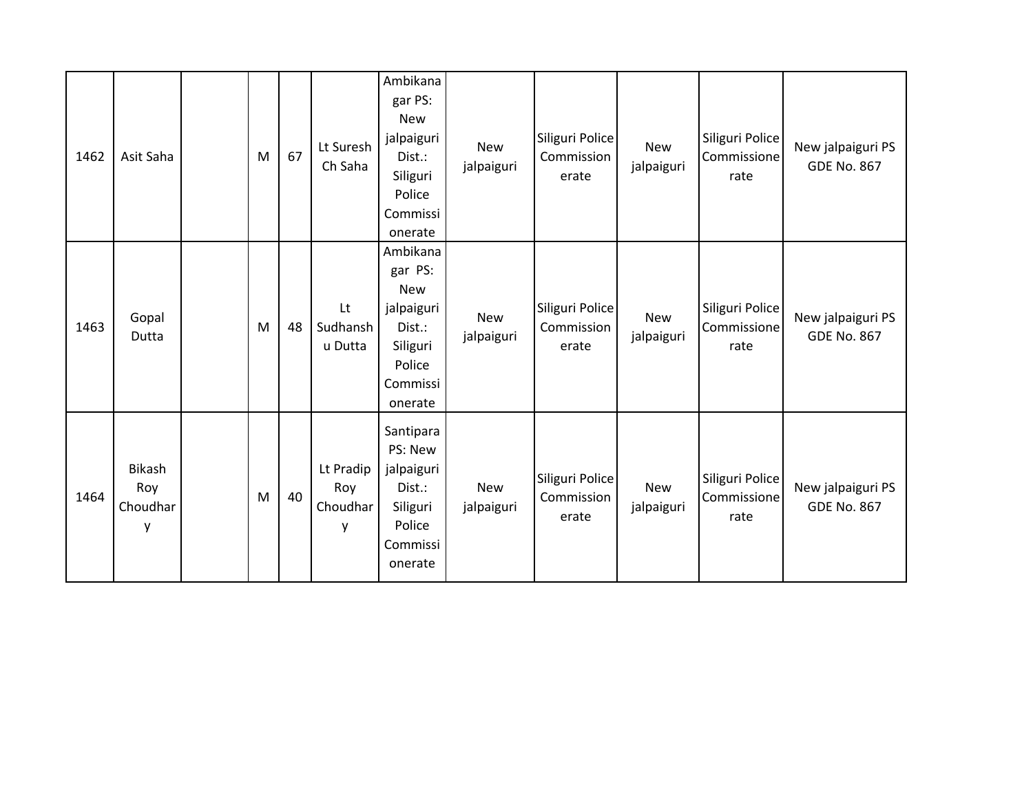| | | | | | | | | | | | |
|---|---|---|---|---|---|---|---|---|---|---|---|
| 1462 | Asit Saha | | M | 67 | Lt Suresh Ch Saha | Ambikanagar PS: New jalpaiguri Dist.: Siliguri Police Commissionerate | New jalpaiguri | Siliguri Police Commissionerate | New jalpaiguri | Siliguri Police Commissionerate | New jalpaiguri PS GDE No. 867 |
| 1463 | Gopal Dutta | | M | 48 | Lt Sudhanshu Dutta | Ambikanagar PS: New jalpaiguri Dist.: Siliguri Police Commissionerate | New jalpaiguri | Siliguri Police Commissionerate | New jalpaiguri | Siliguri Police Commissionerate | New jalpaiguri PS GDE No. 867 |
| 1464 | Bikash Roy Choudhary | | M | 40 | Lt Pradip Roy Choudhary | Santipara PS: New jalpaiguri Dist.: Siliguri Police Commissionerate | New jalpaiguri | Siliguri Police Commissionerate | New jalpaiguri | Siliguri Police Commissionerate | New jalpaiguri PS GDE No. 867 |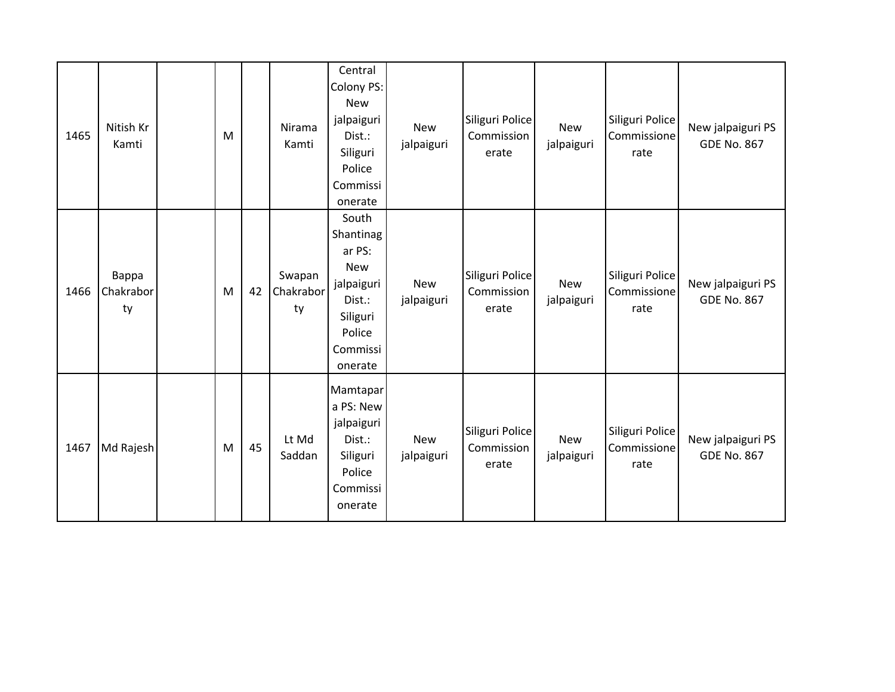| 1465 | Nitish Kr Kamti | | M | | Nirama Kamti | Central Colony PS: New jalpaiguri Dist.: Siliguri Police Commissionerate | New jalpaiguri | Siliguri Police Commissionerate | New jalpaiguri | Siliguri Police Commissionerate | New jalpaiguri PS GDE No. 867 |
|---|---|---|---|---|---|---|---|---|---|---|---|
| 1466 | Bappa Chakraborty | | M | 42 | Swapan Chakraborty | South Shantinagar PS: New jalpaiguri Dist.: Siliguri Police Commissionerate | New jalpaiguri | Siliguri Police Commissionerate | New jalpaiguri | Siliguri Police Commissionerate | New jalpaiguri PS GDE No. 867 |
| 1467 | Md Rajesh | | M | 45 | Lt Md Saddan | Mamtapara PS: New jalpaiguri Dist.: Siliguri Police Commissionerate | New jalpaiguri | Siliguri Police Commissionerate | New jalpaiguri | Siliguri Police Commissionerate | New jalpaiguri PS GDE No. 867 |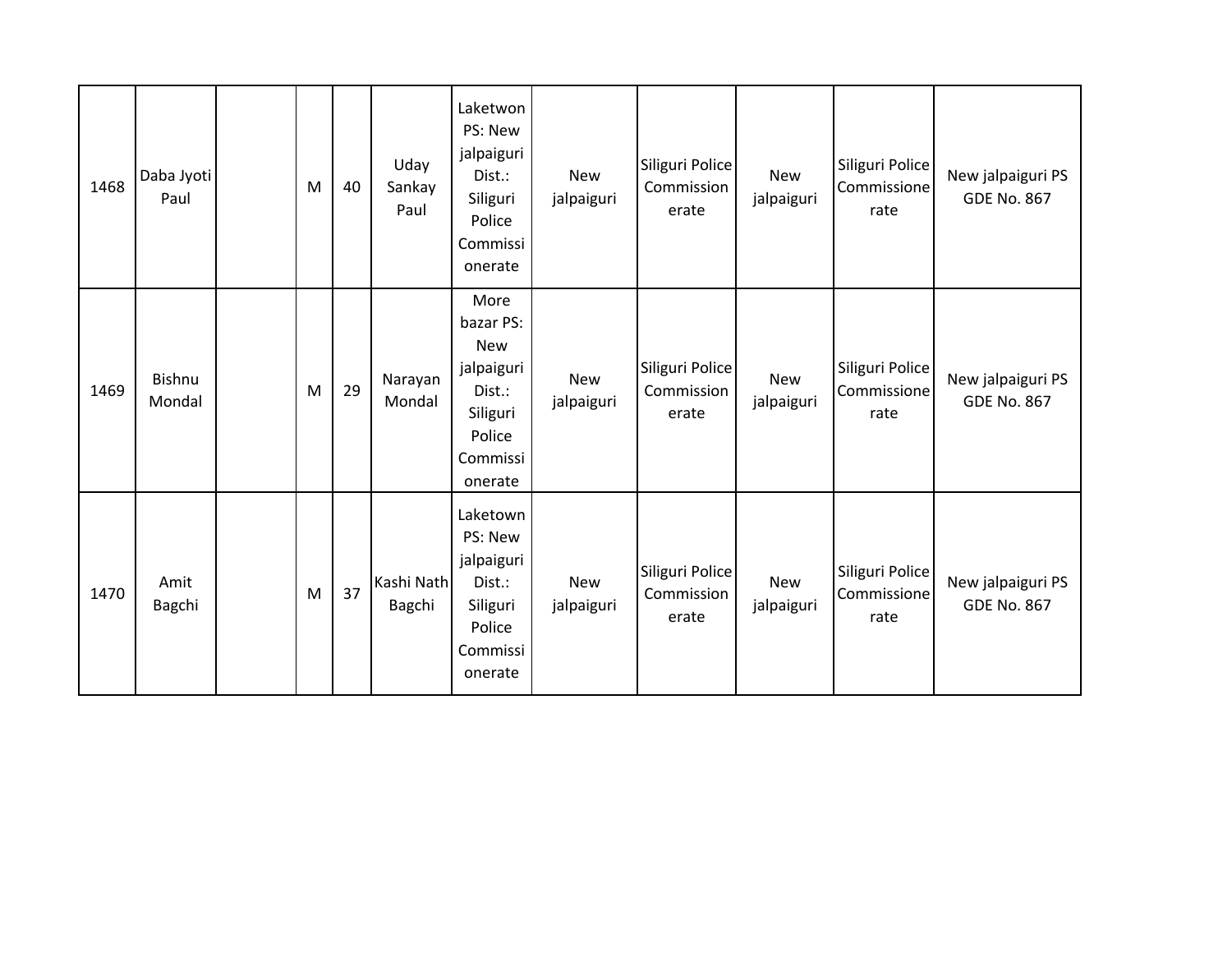| | | | | | | | | | | | |
|---|---|---|---|---|---|---|---|---|---|---|---|
| 1468 | Daba Jyoti Paul | | M | 40 | Uday Sankay Paul | Laketwon PS: New jalpaiguri Dist.: Siliguri Police Commissionerate | New jalpaiguri | Siliguri Police Commissionerate | New jalpaiguri | Siliguri Police Commissionerate | New jalpaiguri PS GDE No. 867 |
| 1469 | Bishnu Mondal | | M | 29 | Narayan Mondal | More bazar PS: New jalpaiguri Dist.: Siliguri Police Commissionerate | New jalpaiguri | Siliguri Police Commissionerate | New jalpaiguri | Siliguri Police Commissionerate | New jalpaiguri PS GDE No. 867 |
| 1470 | Amit Bagchi | | M | 37 | Kashi Nath Bagchi | Laketown PS: New jalpaiguri Dist.: Siliguri Police Commissionerate | New jalpaiguri | Siliguri Police Commissionerate | New jalpaiguri | Siliguri Police Commissionerate | New jalpaiguri PS GDE No. 867 |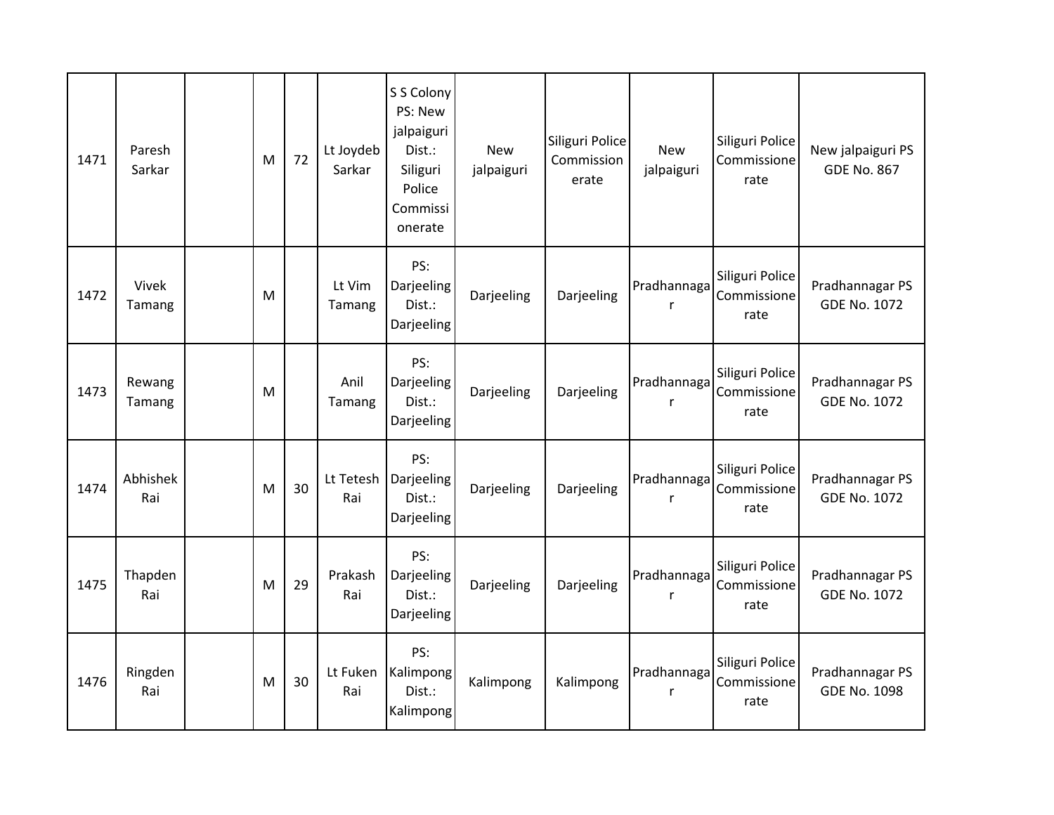| | | | | | | | | | | | |
|---|---|---|---|---|---|---|---|---|---|---|---|
| 1471 | Paresh Sarkar | | M | 72 | Lt Joydeb Sarkar | S S Colony PS: New jalpaiguri Dist.: Siliguri Police Commissionerate | New jalpaiguri | Siliguri Police Commissionerate | New jalpaiguri | Siliguri Police Commissionerate | New jalpaiguri PS GDE No. 867 |
| 1472 | Vivek Tamang | | M | | Lt Vim Tamang | PS: Darjeeling Dist.: Darjeeling | Darjeeling | Darjeeling | Pradhannagar | Siliguri Police Commissionerate | Pradhannagar PS GDE No. 1072 |
| 1473 | Rewang Tamang | | M | | Anil Tamang | PS: Darjeeling Dist.: Darjeeling | Darjeeling | Darjeeling | Pradhannagar | Siliguri Police Commissionerate | Pradhannagar PS GDE No. 1072 |
| 1474 | Abhishek Rai | | M | 30 | Lt Tetesh Rai | PS: Darjeeling Dist.: Darjeeling | Darjeeling | Darjeeling | Pradhannagar | Siliguri Police Commissionerate | Pradhannagar PS GDE No. 1072 |
| 1475 | Thapden Rai | | M | 29 | Prakash Rai | PS: Darjeeling Dist.: Darjeeling | Darjeeling | Darjeeling | Pradhannagar | Siliguri Police Commissionerate | Pradhannagar PS GDE No. 1072 |
| 1476 | Ringden Rai | | M | 30 | Lt Fuken Rai | PS: Kalimpong Dist.: Kalimpong | Kalimpong | Kalimpong | Pradhannagar | Siliguri Police Commissionerate | Pradhannagar PS GDE No. 1098 |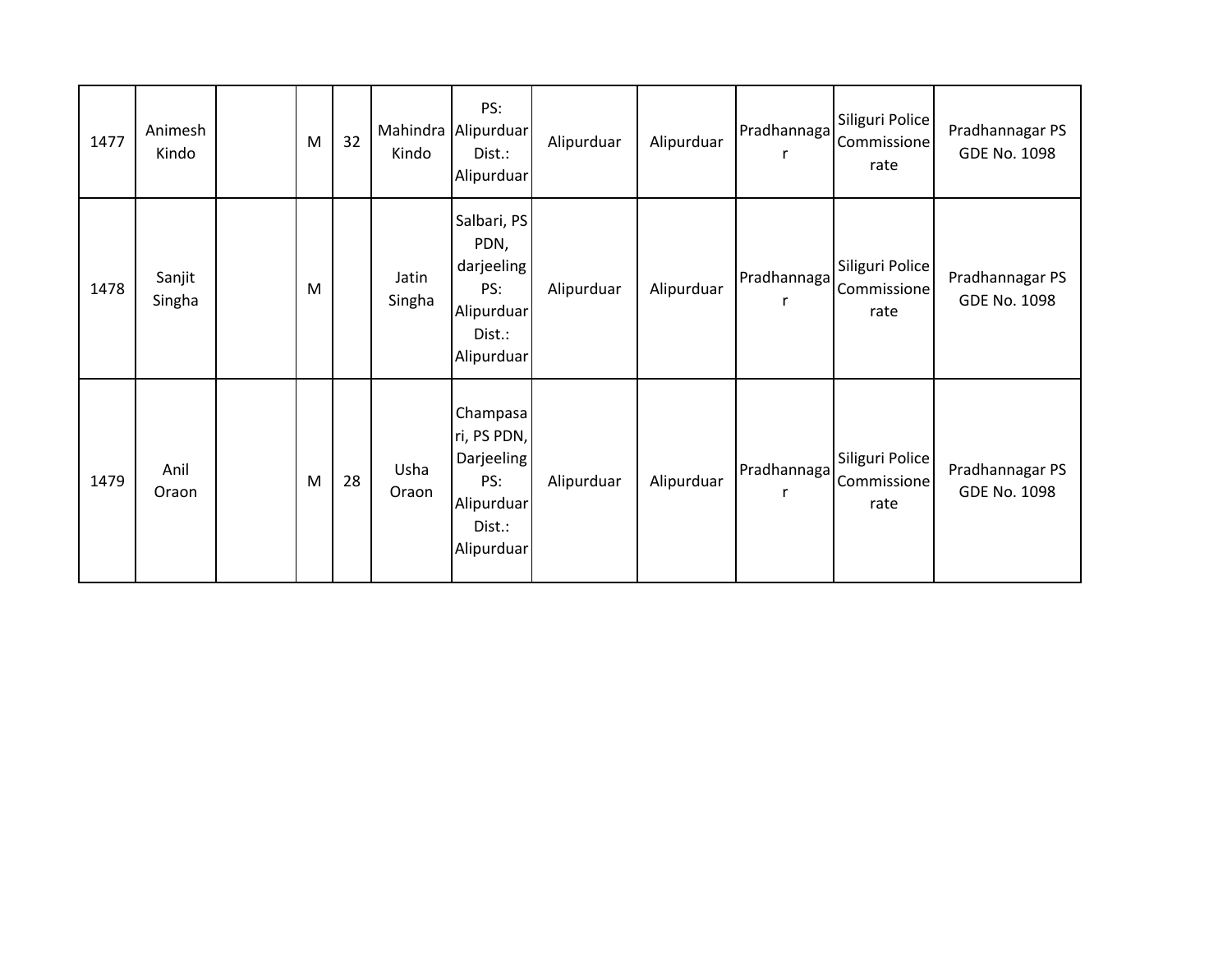| | | | | | | | | | | | |
|---|---|---|---|---|---|---|---|---|---|---|---|
| 1477 | Animesh Kindo | | M | 32 | Mahindra Kindo | PS: Alipurduar Dist.: Alipurduar | Alipurduar | Alipurduar | Pradhannagar | Siliguri Police Commissionerate | Pradhannagar PS GDE No. 1098 |
| 1478 | Sanjit Singha | | M | | Jatin Singha | Salbari, PS PDN, darjeeling PS: Alipurduar Dist.: Alipurduar | Alipurduar | Alipurduar | Pradhannagar | Siliguri Police Commissionerate | Pradhannagar PS GDE No. 1098 |
| 1479 | Anil Oraon | | M | 28 | Usha Oraon | Champasari, PS PDN, Darjeeling PS: Alipurduar Dist.: Alipurduar | Alipurduar | Alipurduar | Pradhannagar | Siliguri Police Commissionerate | Pradhannagar PS GDE No. 1098 |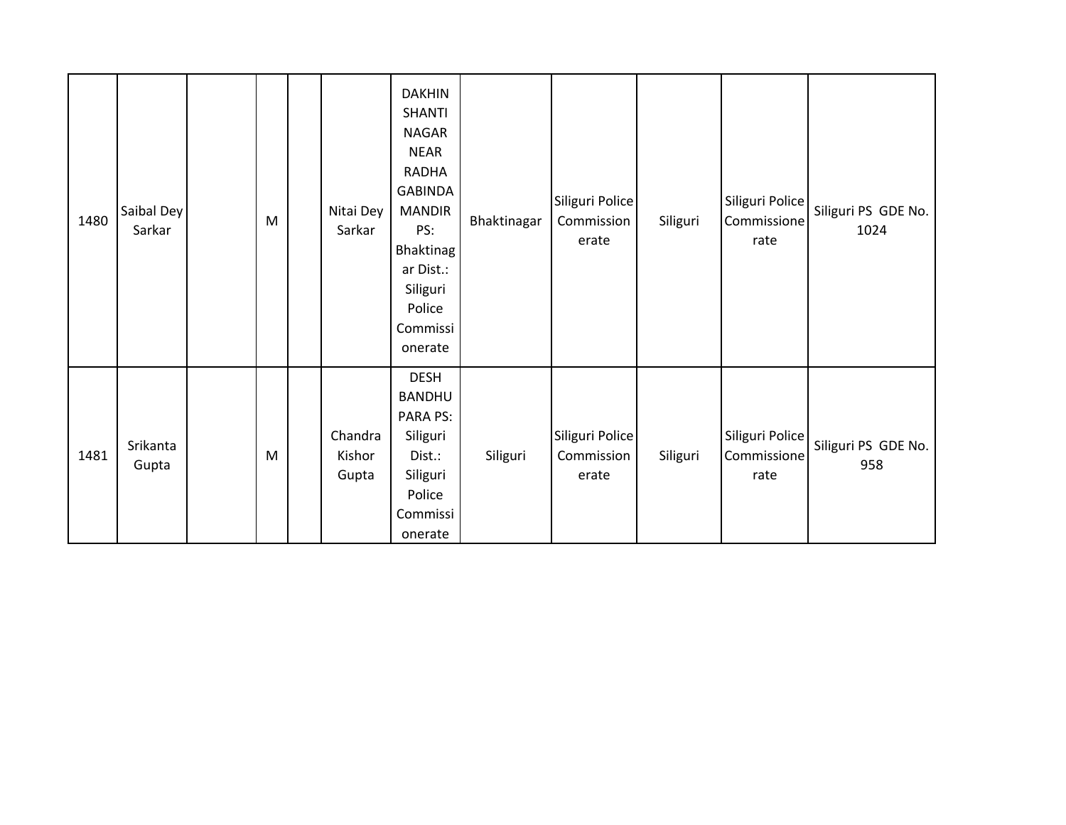| | | | | | | | | | | | |
|---|---|---|---|---|---|---|---|---|---|---|---|
| 1480 | Saibal Dey Sarkar | | M | | Nitai Dey Sarkar | DAKHIN SHANTI NAGAR NEAR RADHA GABINDA MANDIR PS: Bhaktinagar Dist.: Siliguri Police Commissionerate | Bhaktinagar | Siliguri Police Commissionerate | Siliguri | Siliguri Police Commissionerate | Siliguri PS GDE No. 1024 |
| 1481 | Srikanta Gupta | | M | | Chandra Kishor Gupta | DESH BANDHU PARA PS: Siliguri Dist.: Siliguri Police Commissionerate | Siliguri | Siliguri Police Commissionerate | Siliguri | Siliguri Police Commissionerate | Siliguri PS GDE No. 958 |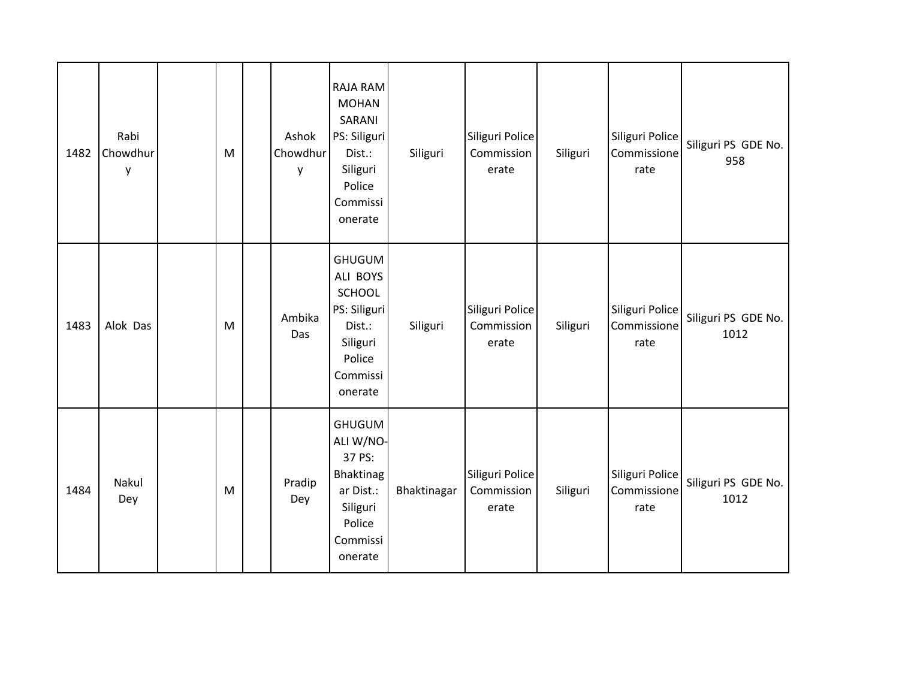| | | | | | | | | | | | | |
|---|---|---|---|---|---|---|---|---|---|---|---|---|
| 1482 | Rabi Chowdhury | | M | | Ashok Chowdhury | RAJA RAM MOHAN SARANI PS: Siliguri Dist.: Siliguri Police Commissionerate | Siliguri | Siliguri Police Commissionerate | Siliguri | Siliguri Police Commissionerate | Siliguri PS GDE No. 958 |
| 1483 | Alok Das | | M | | Ambika Das | GHUGUMALI BOYS SCHOOL PS: Siliguri Dist.: Siliguri Police Commissionerate | Siliguri | Siliguri Police Commissionerate | Siliguri | Siliguri Police Commissionerate | Siliguri PS GDE No. 1012 |
| 1484 | Nakul Dey | | M | | Pradip Dey | GHUGUMALI W/NO-37 PS: Bhaktinagar Dist.: Siliguri Police Commissionerate | Bhaktinagar | Siliguri Police Commissionerate | Siliguri | Siliguri Police Commissionerate | Siliguri PS GDE No. 1012 |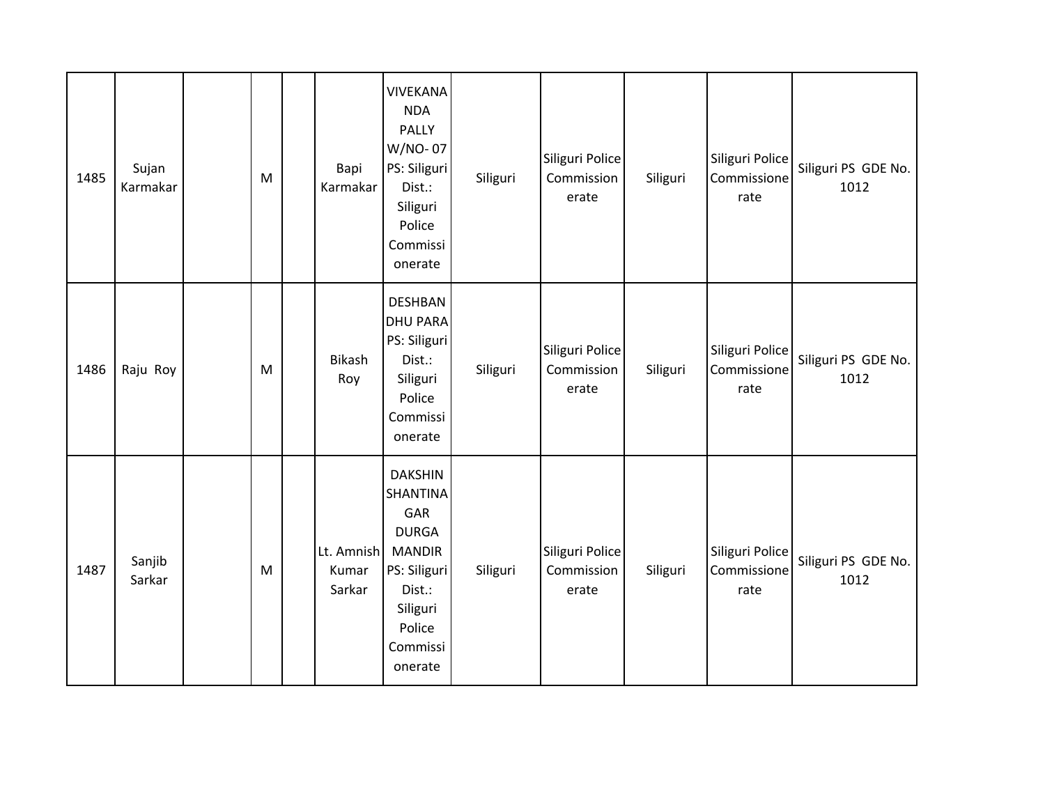| | | | | | | | | | | | |
|---|---|---|---|---|---|---|---|---|---|---|---|
| 1485 | Sujan Karmakar | | M | | Bapi Karmakar | VIVEKANANDA PALLY W/NO- 07 PS: Siliguri Dist.: Siliguri Police Commissionerate | Siliguri | Siliguri Police Commissionerate | Siliguri | Siliguri Police Commissionerate | Siliguri PS GDE No. 1012 |
| 1486 | Raju Roy | | M | | Bikash Roy | DESHBANDHU PARA PS: Siliguri Dist.: Siliguri Police Commissionerate | Siliguri | Siliguri Police Commissionerate | Siliguri | Siliguri Police Commissionerate | Siliguri PS GDE No. 1012 |
| 1487 | Sanjib Sarkar | | M | | Lt. Amnish Kumar Sarkar | DAKSHIN SHANTINAGAR DURGA MANDIR PS: Siliguri Dist.: Siliguri Police Commissionerate | Siliguri | Siliguri Police Commissionerate | Siliguri | Siliguri Police Commissionerate | Siliguri PS GDE No. 1012 |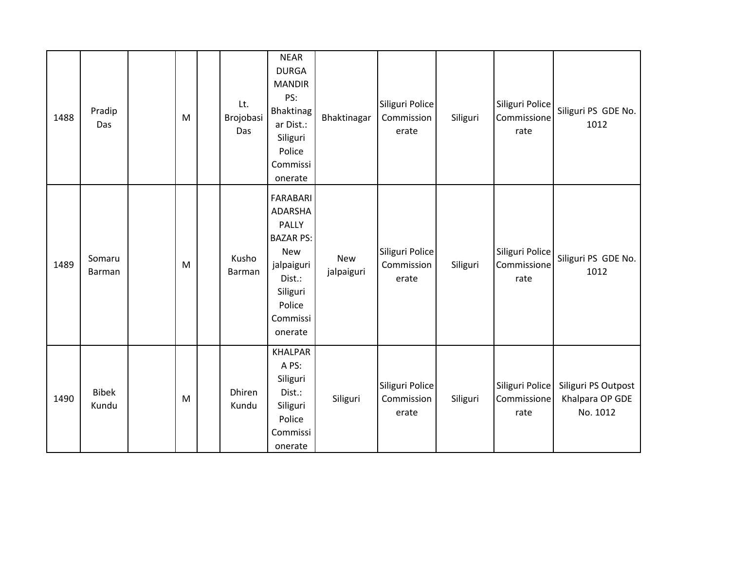| 1488 | Pradip Das | | M | | Lt. Brojobasi Das | NEAR DURGA MANDIR PS: Bhaktinagar Dist.: Siliguri Police Commissionerate | Bhaktinagar | Siliguri Police Commissionerate | Siliguri | Siliguri Police Commissionerate | Siliguri PS GDE No. 1012 |
|---|---|---|---|---|---|---|---|---|---|---|---|
| 1489 | Somaru Barman | | M | | Kusho Barman | FARABARI ADARSHA PALLY BAZAR PS: New jalpaiguri Dist.: Siliguri Police Commissionerate | New jalpaiguri | Siliguri Police Commissionerate | Siliguri | Siliguri Police Commissionerate | Siliguri PS GDE No. 1012 |
| 1490 | Bibek Kundu | | M | | Dhiren Kundu | KHALPARA PS: Siliguri Dist.: Siliguri Police Commissionerate | Siliguri | Siliguri Police Commissionerate | Siliguri | Siliguri Police Commissionerate | Siliguri PS Outpost Khalpara OP GDE No. 1012 |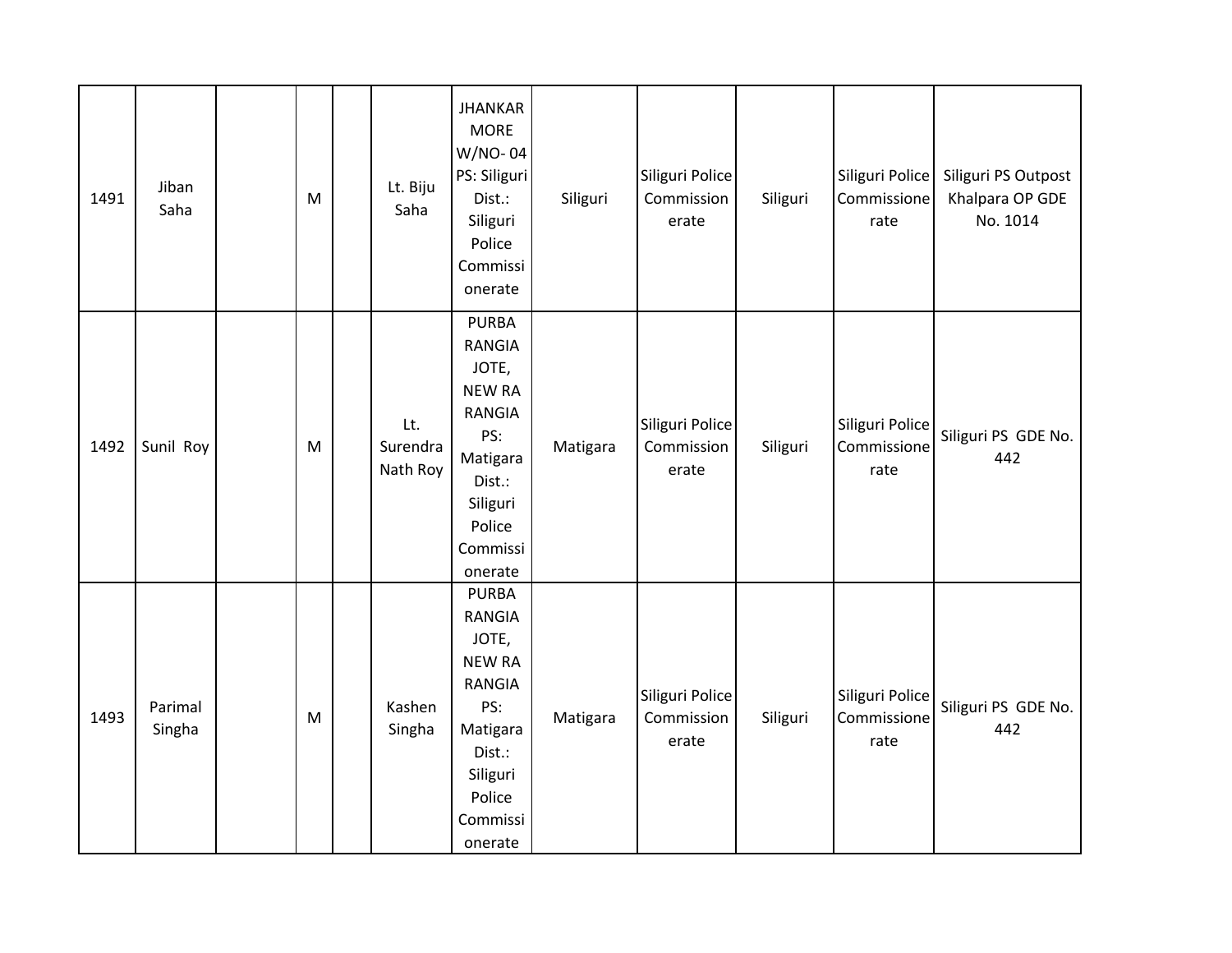| | | | | | | | | | | | |
|---|---|---|---|---|---|---|---|---|---|---|---|
| 1491 | Jiban Saha | | M | | Lt. Biju Saha | JHANKAR MORE W/NO- 04 PS: Siliguri Dist.: Siliguri Police Commissionerate | Siliguri | Siliguri Police Commissionerate | Siliguri | Siliguri Police Commissionerate | Siliguri PS Outpost Khalpara OP GDE No. 1014 |
| 1492 | Sunil Roy | | M | | Lt. Surendra Nath Roy | PURBA RANGIA JOTE, NEW RA RANGIA PS: Matigara Dist.: Siliguri Police Commissionerate | Matigara | Siliguri Police Commissionerate | Siliguri | Siliguri Police Commissionerate | Siliguri PS GDE No. 442 |
| 1493 | Parimal Singha | | M | | Kashen Singha | PURBA RANGIA JOTE, NEW RA RANGIA PS: Matigara Dist.: Siliguri Police Commissionerate | Matigara | Siliguri Police Commissionerate | Siliguri | Siliguri Police Commissionerate | Siliguri PS GDE No. 442 |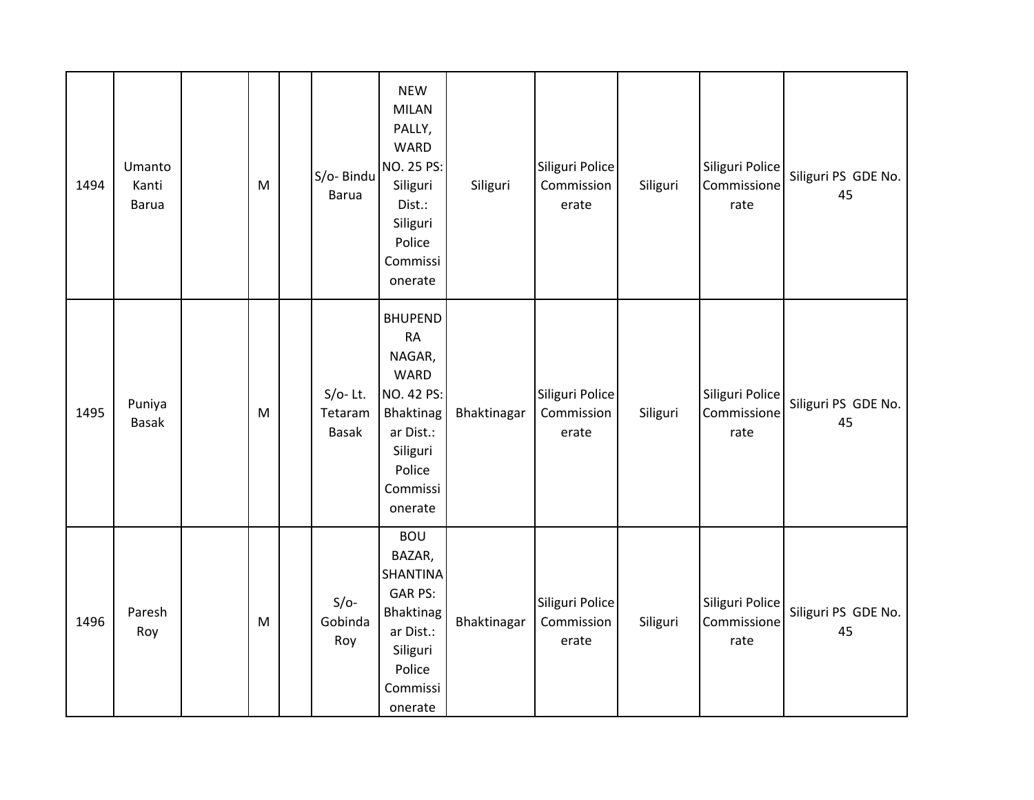| | | | | | | | | | | | |
|---|---|---|---|---|---|---|---|---|---|---|---|
| 1494 | Umanto Kanti Barua | | M | | S/o- Bindu Barua | NEW MILAN PALLY, WARD NO. 25 PS: Siliguri Dist.: Siliguri Police Commissionerate | Siliguri | Siliguri Police Commissionerate | Siliguri | Siliguri Police Commissionerate | Siliguri PS GDE No. 45 |
| 1495 | Puniya Basak | | M | | S/o- Lt. Tetaram Basak | BHUPENDRA NAGAR, WARD NO. 42 PS: Bhaktinagar Dist.: Siliguri Police Commissionerate | Bhaktinagar | Siliguri Police Commissionerate | Siliguri | Siliguri Police Commissionerate | Siliguri PS GDE No. 45 |
| 1496 | Paresh Roy | | M | | S/o- Gobinda Roy | BOU BAZAR, SHANTINAGAR PS: Bhaktinagar Dist.: Siliguri Police Commissionerate | Bhaktinagar | Siliguri Police Commissionerate | Siliguri | Siliguri Police Commissionerate | Siliguri PS GDE No. 45 |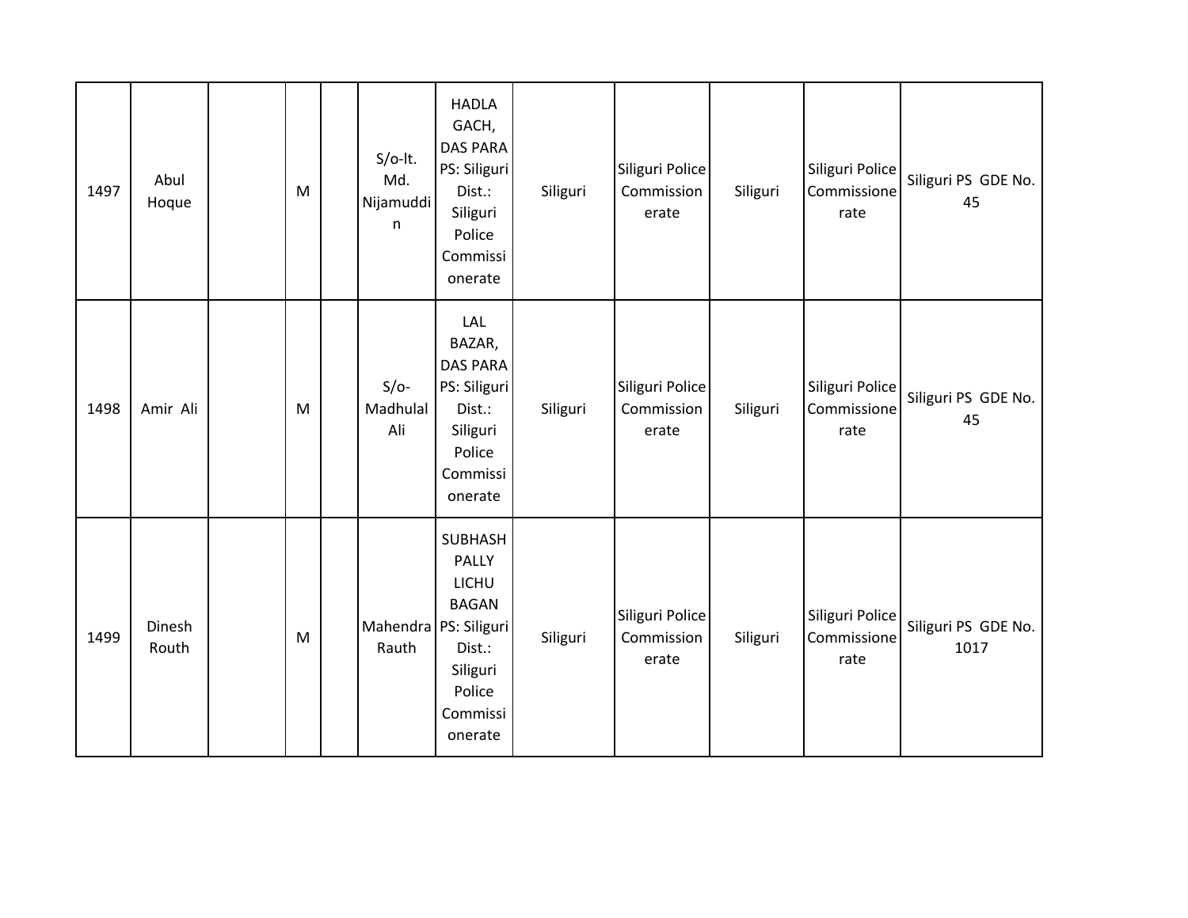| | | | | | | | | | | | |
|---|---|---|---|---|---|---|---|---|---|---|---|
| 1497 | Abul Hoque | | M | | S/o-lt. Md. Nijamuddin | HADLA GACH, DAS PARA PS: Siliguri Dist.: Siliguri Police Commissionerate | Siliguri | Siliguri Police Commissionerate | Siliguri | Siliguri Police Commissionerate | Siliguri PS GDE No. 45 |
| 1498 | Amir Ali | | M | | S/o-Madhulal Ali | LAL BAZAR, DAS PARA PS: Siliguri Dist.: Siliguri Police Commissionerate | Siliguri | Siliguri Police Commissionerate | Siliguri | Siliguri Police Commissionerate | Siliguri PS GDE No. 45 |
| 1499 | Dinesh Routh | | M | | Mahendra Rauth | SUBHASH PALLY LICHU BAGAN PS: Siliguri Dist.: Siliguri Police Commissionerate | Siliguri | Siliguri Police Commissionerate | Siliguri | Siliguri Police Commissionerate | Siliguri PS GDE No. 1017 |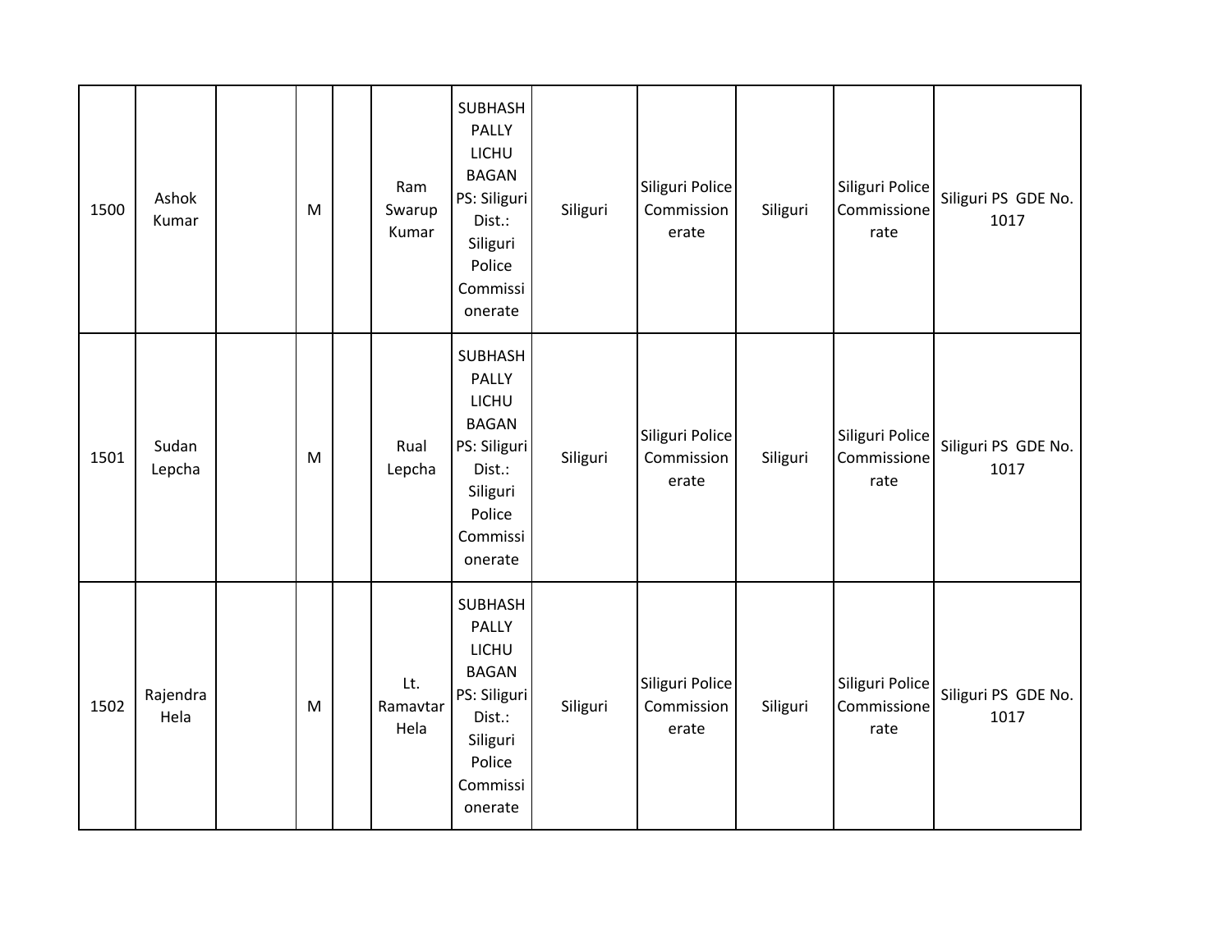| | | | | | | | | | | | |
|---|---|---|---|---|---|---|---|---|---|---|---|
| 1500 | Ashok Kumar | | M | | Ram Swarup Kumar | SUBHASH PALLY LICHU BAGAN PS: Siliguri Dist.: Siliguri Police Commissionerate | Siliguri | Siliguri Police Commissionerate | Siliguri | Siliguri Police Commissionerate | Siliguri PS GDE No. 1017 |
| 1501 | Sudan Lepcha | | M | | Rual Lepcha | SUBHASH PALLY LICHU BAGAN PS: Siliguri Dist.: Siliguri Police Commissionerate | Siliguri | Siliguri Police Commissionerate | Siliguri | Siliguri Police Commissionerate | Siliguri PS GDE No. 1017 |
| 1502 | Rajendra Hela | | M | | Lt. Ramavtar Hela | SUBHASH PALLY LICHU BAGAN PS: Siliguri Dist.: Siliguri Police Commissionerate | Siliguri | Siliguri Police Commissionerate | Siliguri | Siliguri Police Commissionerate | Siliguri PS GDE No. 1017 |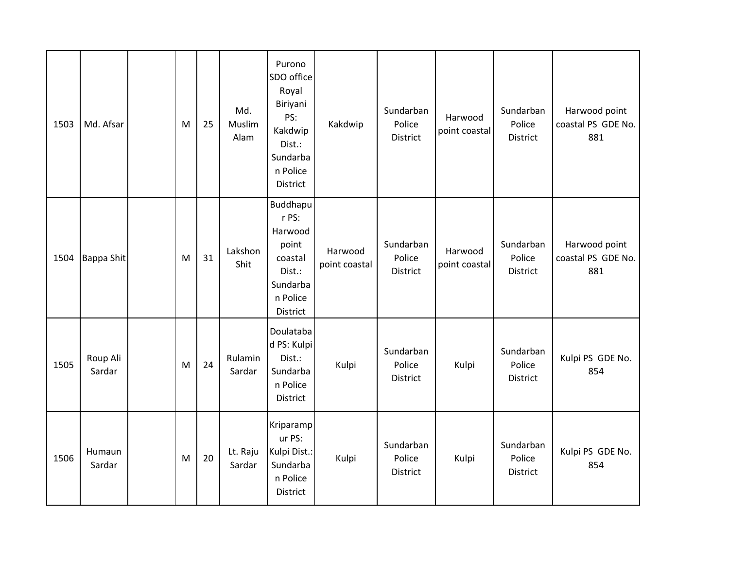| | | | | | | | | | | | |
|---|---|---|---|---|---|---|---|---|---|---|---|
| 1503 | Md. Afsar | | M | 25 | Md. Muslim Alam | Purono SDO office Royal Biriyani PS: Kakdwip Dist.: Sundarban Police District | Kakdwip | Sundarban Police District | Harwood point coastal | Sundarban Police District | Harwood point coastal PS GDE No. 881 |
| 1504 | Bappa Shit | | M | 31 | Lakshon Shit | Buddhapur PS: Harwood point coastal Dist.: Sundarban Police District | Harwood point coastal | Sundarban Police District | Harwood point coastal | Sundarban Police District | Harwood point coastal PS GDE No. 881 |
| 1505 | Roup Ali Sardar | | M | 24 | Rulamin Sardar | Doulatabad PS: Kulpi Dist.: Sundarban Police District | Kulpi | Sundarban Police District | Kulpi | Sundarban Police District | Kulpi PS GDE No. 854 |
| 1506 | Humaun Sardar | | M | 20 | Lt. Raju Sardar | Kriparampur PS: Kulpi Dist.: Sundarban Police District | Kulpi | Sundarban Police District | Kulpi | Sundarban Police District | Kulpi PS GDE No. 854 |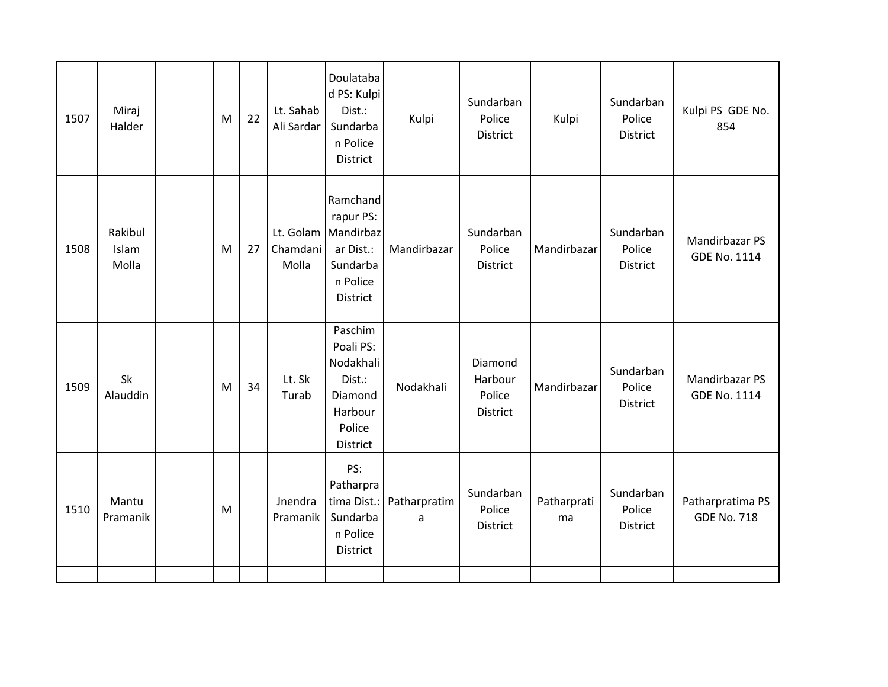| | | | | | | | | | | | |
|---|---|---|---|---|---|---|---|---|---|---|---|
| 1507 | Miraj Halder | | M | 22 | Lt. Sahab Ali Sardar | Doulatabad PS: Kulpi Dist.: Sundarban Police District | Kulpi | Sundarban Police District | Kulpi | Sundarban Police District | Kulpi PS GDE No. 854 |
| 1508 | Rakibul Islam Molla | | M | 27 | Lt. Golam Chamdani Molla | Ramchandrapur PS: Mandirbazar Dist.: Sundarban Police District | Mandirbazar | Sundarban Police District | Mandirbazar | Sundarban Police District | Mandirbazar PS GDE No. 1114 |
| 1509 | Sk Alauddin | | M | 34 | Lt. Sk Turab | Paschim Poali PS: Nodakhali Dist.: Diamond Harbour Police District | Nodakhali | Diamond Harbour Police District | Mandirbazar | Sundarban Police District | Mandirbazar PS GDE No. 1114 |
| 1510 | Mantu Pramanik | | M | | Jnendra Pramanik | PS: Patharpratima Dist.: Sundarban Police District | Patharpratima | Sundarban Police District | Patharpratima | Sundarban Police District | Patharpratima PS GDE No. 718 |
| | | | | | | | | | | | |